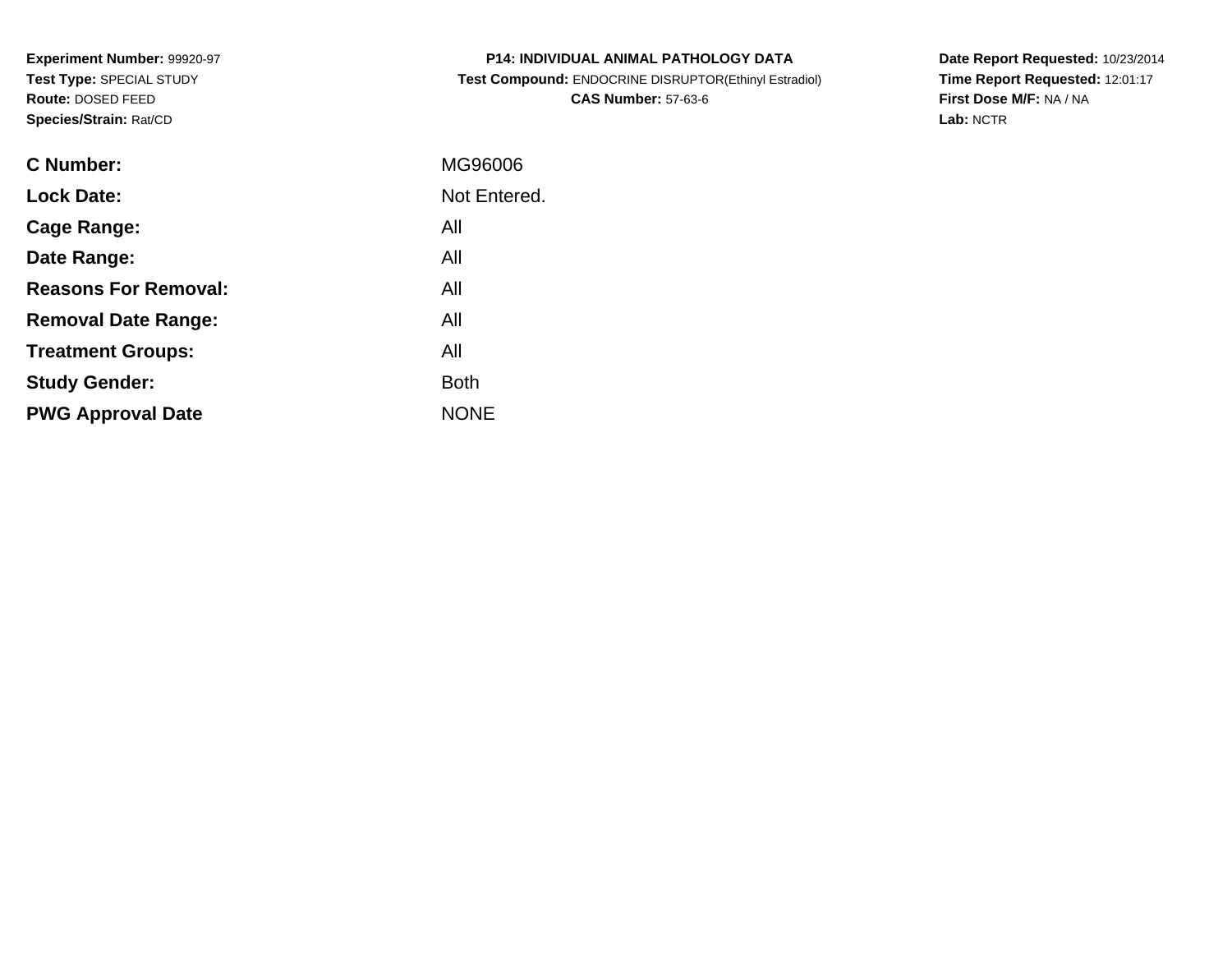**Experiment Number:** 99920-97
**Test Type:** SPECIAL STUDY
**Route:** DOSED FEED
**Species/Strain:** Rat/CD

**P14: INDIVIDUAL ANIMAL PATHOLOGY DATA**
**Test Compound:** ENDOCRINE DISRUPTOR(Ethinyl Estradiol)
**CAS Number:** 57-63-6

**Date Report Requested:** 10/23/2014
**Time Report Requested:** 12:01:17
**First Dose M/F:** NA / NA
**Lab:** NCTR

| | |
|---|---|
| **C Number:** | MG96006 |
| **Lock Date:** | Not Entered. |
| **Cage Range:** | All |
| **Date Range:** | All |
| **Reasons For Removal:** | All |
| **Removal Date Range:** | All |
| **Treatment Groups:** | All |
| **Study Gender:** | Both |
| **PWG Approval Date** | NONE |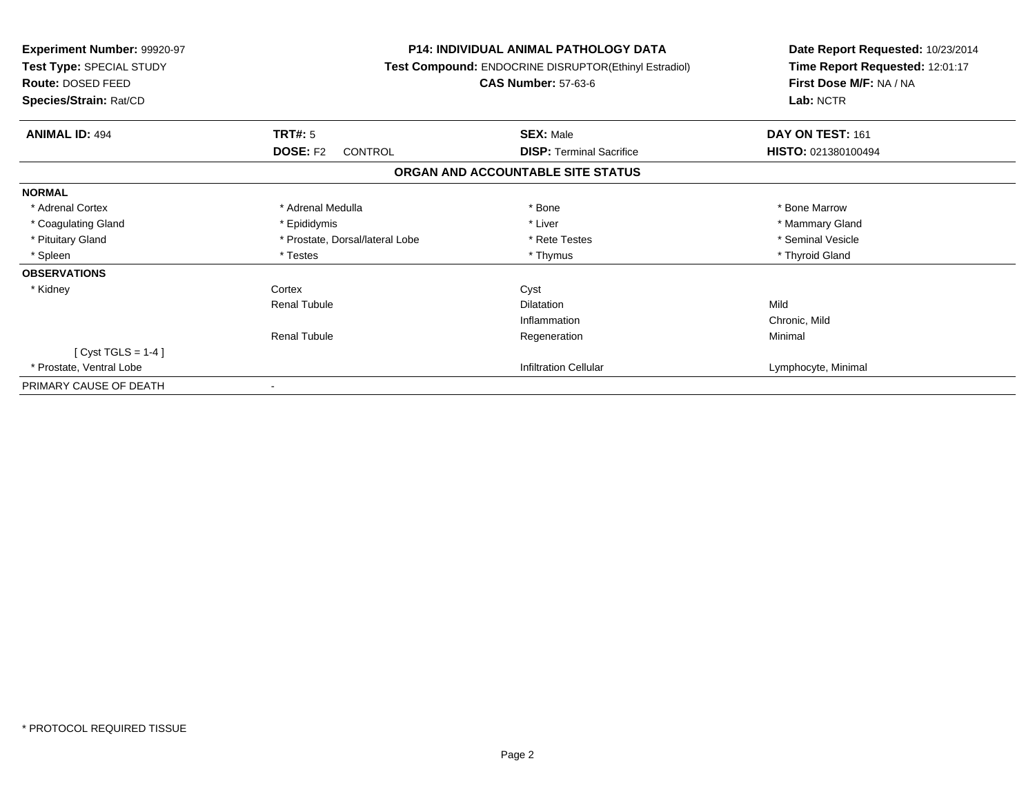**Experiment Number:** 99920-97
**Test Type:** SPECIAL STUDY
**Route:** DOSED FEED
**Species/Strain:** Rat/CD

**P14: INDIVIDUAL ANIMAL PATHOLOGY DATA**
**Test Compound:** ENDOCRINE DISRUPTOR(Ethinyl Estradiol)
**CAS Number:** 57-63-6

**Date Report Requested:** 10/23/2014
**Time Report Requested:** 12:01:17
**First Dose M/F:** NA / NA
**Lab:** NCTR

| **ANIMAL ID:** 494 | **TRT#:** 5 | **SEX:** Male | **DAY ON TEST:** 161 |
|---|---|---|---|
| | **DOSE:** F2 CONTROL | **DISP:** Terminal Sacrifice | **HISTO:** 021380100494 |

## ORGAN AND ACCOUNTABLE SITE STATUS

| | | | |
|---|---|---|---|
| **NORMAL** | | | |
| * Adrenal Cortex | * Adrenal Medulla | * Bone | * Bone Marrow |
| * Coagulating Gland | * Epididymis | * Liver | * Mammary Gland |
| * Pituitary Gland | * Prostate, Dorsal/lateral Lobe | * Rete Testes | * Seminal Vesicle |
| * Spleen | * Testes | * Thymus | * Thyroid Gland |
| **OBSERVATIONS** | | | |
| * Kidney | Cortex | Cyst | |
| | Renal Tubule | Dilatation | Mild |
| | | Inflammation | Chronic, Mild |
| | Renal Tubule | Regeneration | Minimal |
| [ Cyst TGLS = 1-4 ] | | | |
| * Prostate, Ventral Lobe | | Infiltration Cellular | Lymphocyte, Minimal |
| PRIMARY CAUSE OF DEATH | - | | |

* PROTOCOL REQUIRED TISSUE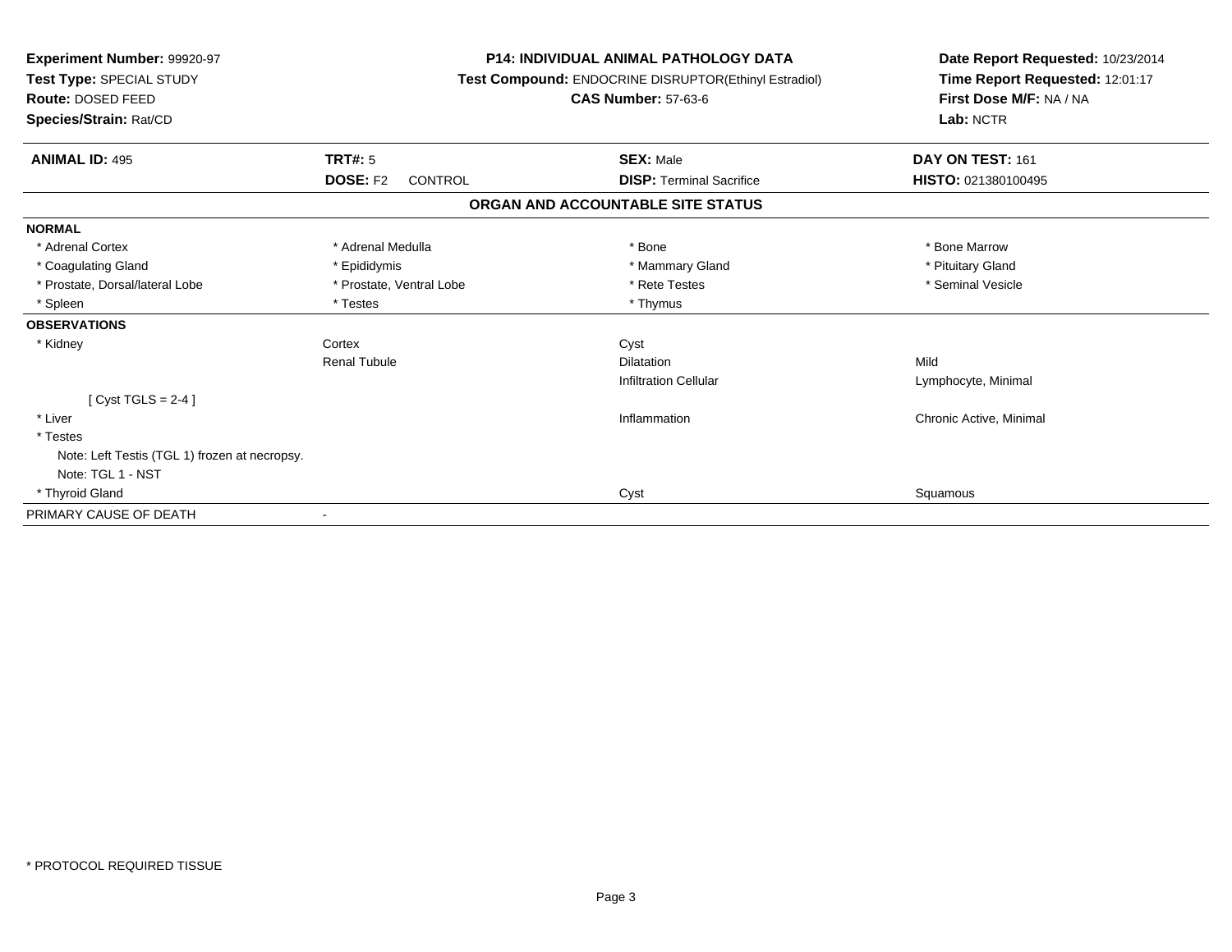**Experiment Number:** 99920-97
**Test Type:** SPECIAL STUDY
**Route:** DOSED FEED
**Species/Strain:** Rat/CD

**P14: INDIVIDUAL ANIMAL PATHOLOGY DATA**
**Test Compound:** ENDOCRINE DISRUPTOR(Ethinyl Estradiol)
**CAS Number:** 57-63-6

**Date Report Requested:** 10/23/2014
**Time Report Requested:** 12:01:17
**First Dose M/F:** NA / NA
**Lab:** NCTR

| **ANIMAL ID:** 495 | **TRT#:** 5 | **SEX:** Male | **DAY ON TEST:** 161 |
|---|---|---|---|
| | **DOSE:** F2 CONTROL | **DISP:** Terminal Sacrifice | **HISTO:** 021380100495 |

## ORGAN AND ACCOUNTABLE SITE STATUS

| | | | |
|---|---|---|---|
| **NORMAL** | | | |
| * Adrenal Cortex | * Adrenal Medulla | * Bone | * Bone Marrow |
| * Coagulating Gland | * Epididymis | * Mammary Gland | * Pituitary Gland |
| * Prostate, Dorsal/lateral Lobe | * Prostate, Ventral Lobe | * Rete Testes | * Seminal Vesicle |
| * Spleen | * Testes | * Thymus | |
| **OBSERVATIONS** | | | |
| * Kidney | Cortex | Cyst | |
| | Renal Tubule | Dilatation | Mild |
| | | Infiltration Cellular | Lymphocyte, Minimal |
| [ Cyst TGLS = 2-4 ] | | | |
| * Liver | | Inflammation | Chronic Active, Minimal |
| * Testes | | | |
| Note: Left Testis (TGL 1) frozen at necropsy. | | | |
| Note: TGL 1 - NST | | | |
| * Thyroid Gland | | Cyst | Squamous |
| PRIMARY CAUSE OF DEATH | - | | |

* PROTOCOL REQUIRED TISSUE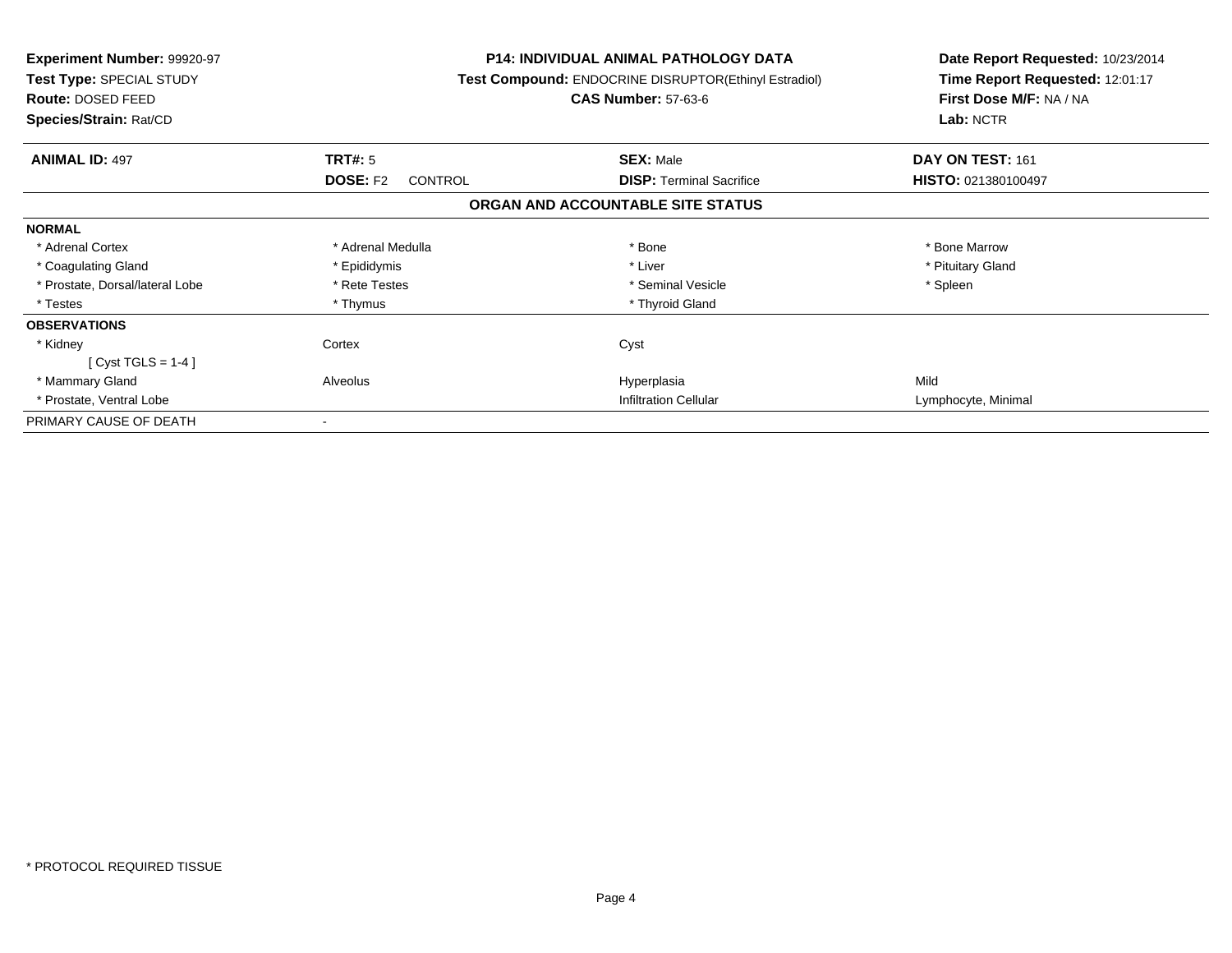**Experiment Number:** 99920-97
**Test Type:** SPECIAL STUDY
**Route:** DOSED FEED
**Species/Strain:** Rat/CD

**P14: INDIVIDUAL ANIMAL PATHOLOGY DATA**
**Test Compound:** ENDOCRINE DISRUPTOR(Ethinyl Estradiol)
**CAS Number:** 57-63-6

**Date Report Requested:** 10/23/2014
**Time Report Requested:** 12:01:17
**First Dose M/F:** NA / NA
**Lab:** NCTR

| **ANIMAL ID:** 497 | **TRT#:** 5 | **SEX:** Male | **DAY ON TEST:** 161 |
|---|---|---|---|
| | **DOSE:** F2 CONTROL | **DISP:** Terminal Sacrifice | **HISTO:** 021380100497 |

## ORGAN AND ACCOUNTABLE SITE STATUS

| | | | |
|---|---|---|---|
| **NORMAL** | | | |
| * Adrenal Cortex | * Adrenal Medulla | * Bone | * Bone Marrow |
| * Coagulating Gland | * Epididymis | * Liver | * Pituitary Gland |
| * Prostate, Dorsal/lateral Lobe | * Rete Testes | * Seminal Vesicle | * Spleen |
| * Testes | * Thymus | * Thyroid Gland | |
| **OBSERVATIONS** | | | |
| * Kidney | Cortex | Cyst | |
| [ Cyst TGLS = 1-4 ] | | | |
| * Mammary Gland | Alveolus | Hyperplasia | Mild |
| * Prostate, Ventral Lobe | | Infiltration Cellular | Lymphocyte, Minimal |
| PRIMARY CAUSE OF DEATH | - | | |

* PROTOCOL REQUIRED TISSUE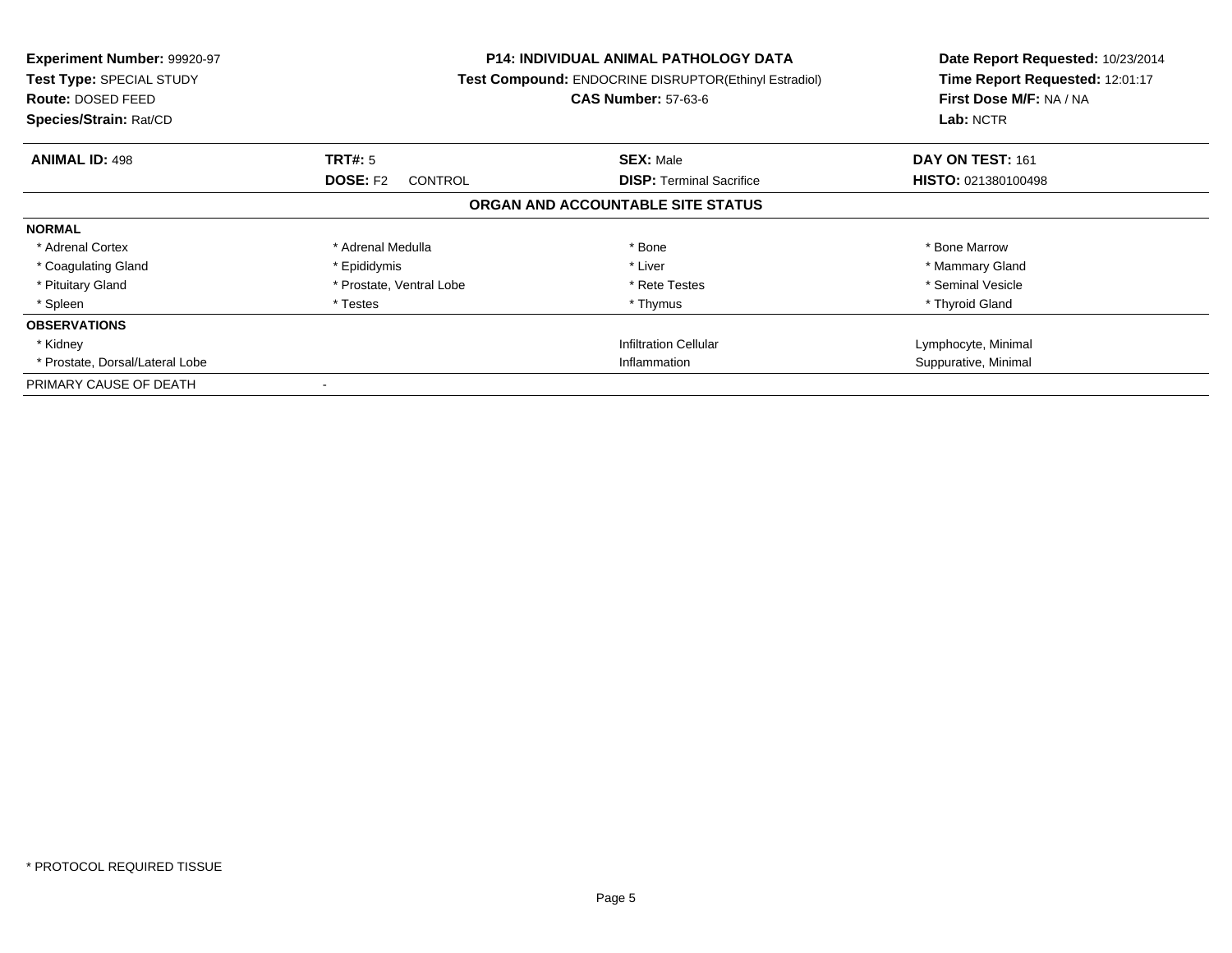**Experiment Number:** 99920-97
**Test Type:** SPECIAL STUDY
**Route:** DOSED FEED
**Species/Strain:** Rat/CD

**P14: INDIVIDUAL ANIMAL PATHOLOGY DATA**
**Test Compound:** ENDOCRINE DISRUPTOR(Ethinyl Estradiol)
**CAS Number:** 57-63-6

**Date Report Requested:** 10/23/2014
**Time Report Requested:** 12:01:17
**First Dose M/F:** NA / NA
**Lab:** NCTR

| **ANIMAL ID:** 498 | **TRT#:** 5 | **SEX:** Male | **DAY ON TEST:** 161 |
|---|---|---|---|
| | **DOSE:** F2 CONTROL | **DISP:** Terminal Sacrifice | **HISTO:** 021380100498 |

## ORGAN AND ACCOUNTABLE SITE STATUS

| | | | |
|---|---|---|---|
| **NORMAL** | | | |
| * Adrenal Cortex | * Adrenal Medulla | * Bone | * Bone Marrow |
| * Coagulating Gland | * Epididymis | * Liver | * Mammary Gland |
| * Pituitary Gland | * Prostate, Ventral Lobe | * Rete Testes | * Seminal Vesicle |
| * Spleen | * Testes | * Thymus | * Thyroid Gland |
| **OBSERVATIONS** | | | |
| * Kidney | | Infiltration Cellular | Lymphocyte, Minimal |
| * Prostate, Dorsal/Lateral Lobe | | Inflammation | Suppurative, Minimal |
| PRIMARY CAUSE OF DEATH | - | | |

* PROTOCOL REQUIRED TISSUE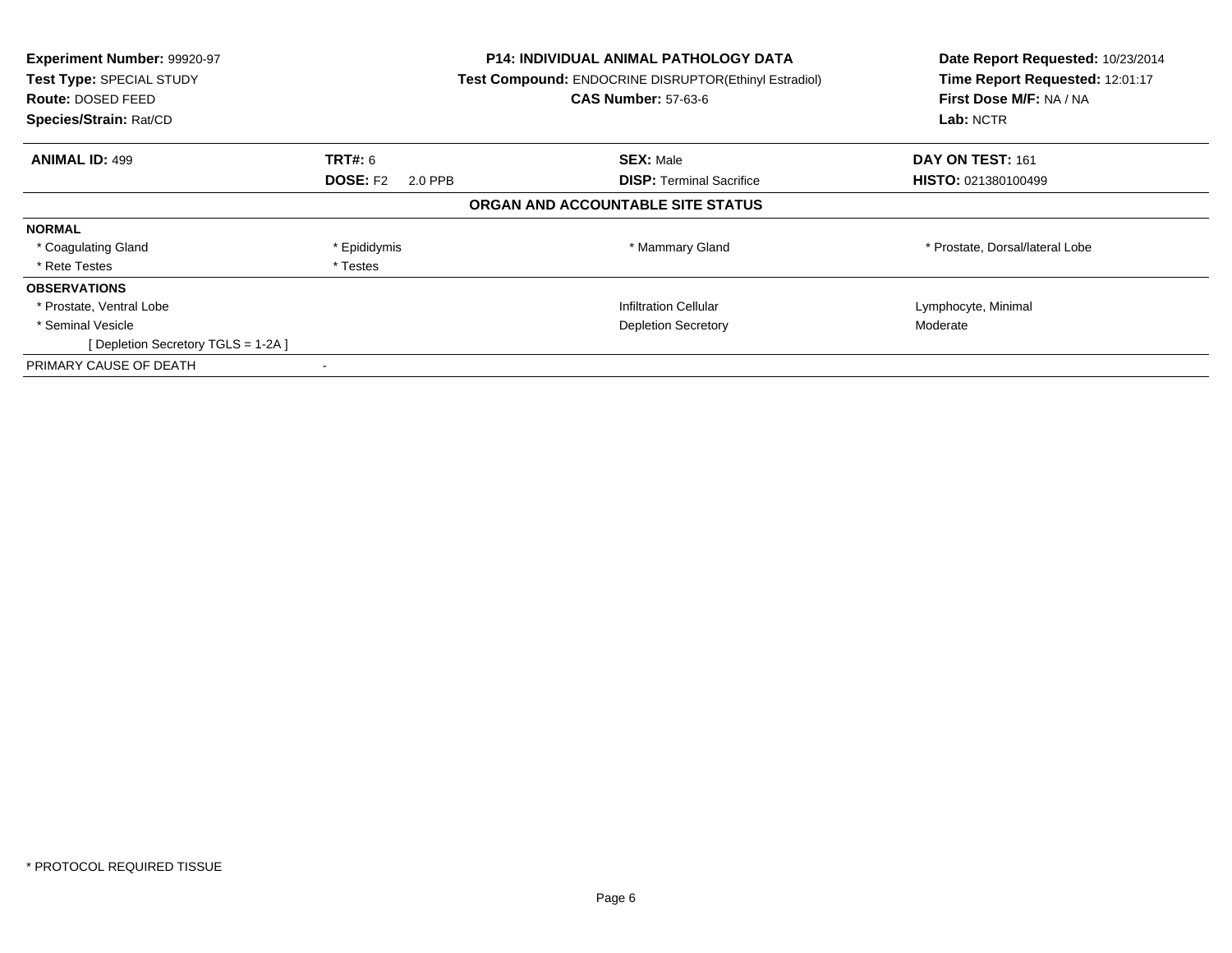**Experiment Number:** 99920-97
**Test Type:** SPECIAL STUDY
**Route:** DOSED FEED
**Species/Strain:** Rat/CD

**P14: INDIVIDUAL ANIMAL PATHOLOGY DATA**
**Test Compound:** ENDOCRINE DISRUPTOR(Ethinyl Estradiol)
**CAS Number:** 57-63-6

**Date Report Requested:** 10/23/2014
**Time Report Requested:** 12:01:17
**First Dose M/F:** NA / NA
**Lab:** NCTR

| **ANIMAL ID:** 499 | **TRT#:** 6 | **SEX:** Male | **DAY ON TEST:** 161 |
|---|---|---|---|
| | **DOSE:** F2 2.0 PPB | **DISP:** Terminal Sacrifice | **HISTO:** 021380100499 |

## ORGAN AND ACCOUNTABLE SITE STATUS

**NORMAL**

| | | | |
|---|---|---|---|
| * Coagulating Gland | * Epididymis | * Mammary Gland | * Prostate, Dorsal/lateral Lobe |
| * Rete Testes | * Testes | | |

**OBSERVATIONS**

| | | |
|---|---|---|
| * Prostate, Ventral Lobe | Infiltration Cellular | Lymphocyte, Minimal |
| * Seminal Vesicle | Depletion Secretory | Moderate |
| [ Depletion Secretory TGLS = 1-2A ] | | |

PRIMARY CAUSE OF DEATH -

* PROTOCOL REQUIRED TISSUE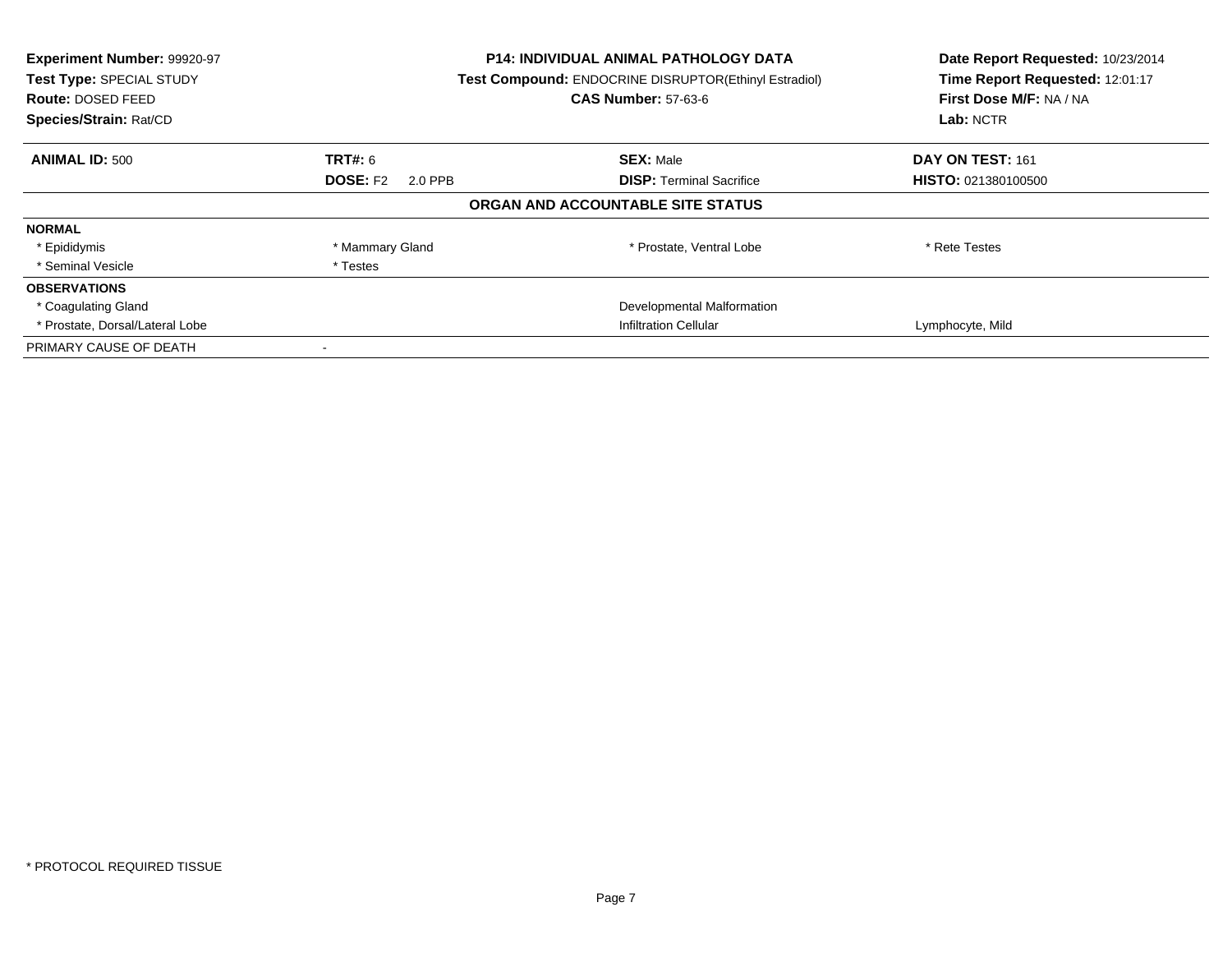**Experiment Number:** 99920-97
**Test Type:** SPECIAL STUDY
**Route:** DOSED FEED
**Species/Strain:** Rat/CD

**P14: INDIVIDUAL ANIMAL PATHOLOGY DATA**
**Test Compound:** ENDOCRINE DISRUPTOR(Ethinyl Estradiol)
**CAS Number:** 57-63-6

**Date Report Requested:** 10/23/2014
**Time Report Requested:** 12:01:17
**First Dose M/F:** NA / NA
**Lab:** NCTR

| **ANIMAL ID:** 500 | **TRT#:** 6 | **SEX:** Male | **DAY ON TEST:** 161 |
|---|---|---|---|
| | **DOSE:** F2 2.0 PPB | **DISP:** Terminal Sacrifice | **HISTO:** 021380100500 |

## ORGAN AND ACCOUNTABLE SITE STATUS

| | | | |
|---|---|---|---|
| **NORMAL** | | | |
| * Epididymis | * Mammary Gland | * Prostate, Ventral Lobe | * Rete Testes |
| * Seminal Vesicle | * Testes | | |
| **OBSERVATIONS** | | | |
| * Coagulating Gland | | Developmental Malformation | |
| * Prostate, Dorsal/Lateral Lobe | | Infiltration Cellular | Lymphocyte, Mild |
| PRIMARY CAUSE OF DEATH | - | | |

* PROTOCOL REQUIRED TISSUE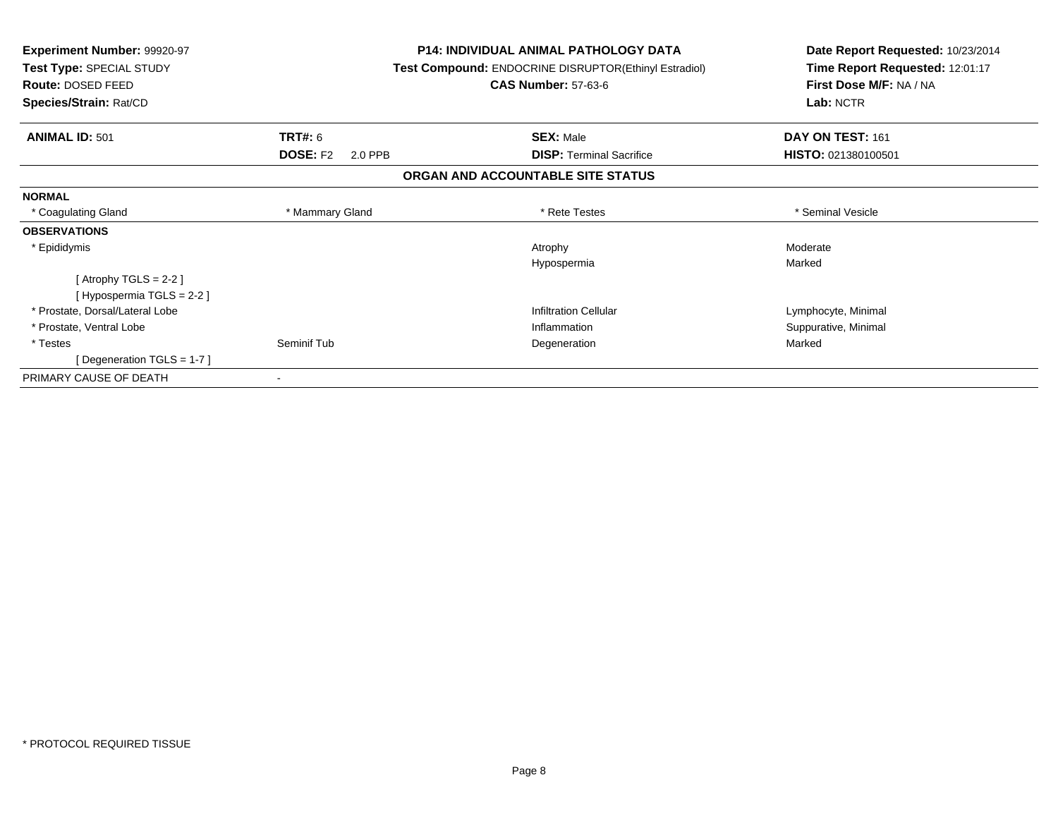**Experiment Number:** 99920-97
**Test Type:** SPECIAL STUDY
**Route:** DOSED FEED
**Species/Strain:** Rat/CD

**P14: INDIVIDUAL ANIMAL PATHOLOGY DATA**
**Test Compound:** ENDOCRINE DISRUPTOR(Ethinyl Estradiol)
**CAS Number:** 57-63-6

**Date Report Requested:** 10/23/2014
**Time Report Requested:** 12:01:17
**First Dose M/F:** NA / NA
**Lab:** NCTR

| **ANIMAL ID:** 501 | **TRT#:** 6 | **SEX:** Male | **DAY ON TEST:** 161 |
|---|---|---|---|
| | **DOSE:** F2 2.0 PPB | **DISP:** Terminal Sacrifice | **HISTO:** 021380100501 |

**ORGAN AND ACCOUNTABLE SITE STATUS**

| | | | |
|---|---|---|---|
| **NORMAL** | | | |
| * Coagulating Gland | * Mammary Gland | * Rete Testes | * Seminal Vesicle |
| **OBSERVATIONS** | | | |
| * Epididymis | | Atrophy | Moderate |
| | | Hypospermia | Marked |
| [ Atrophy TGLS = 2-2 ] | | | |
| [ Hypospermia TGLS = 2-2 ] | | | |
| * Prostate, Dorsal/Lateral Lobe | | Infiltration Cellular | Lymphocyte, Minimal |
| * Prostate, Ventral Lobe | | Inflammation | Suppurative, Minimal |
| * Testes | Seminif Tub | Degeneration | Marked |
| [ Degeneration TGLS = 1-7 ] | | | |
| PRIMARY CAUSE OF DEATH | - | | |

* PROTOCOL REQUIRED TISSUE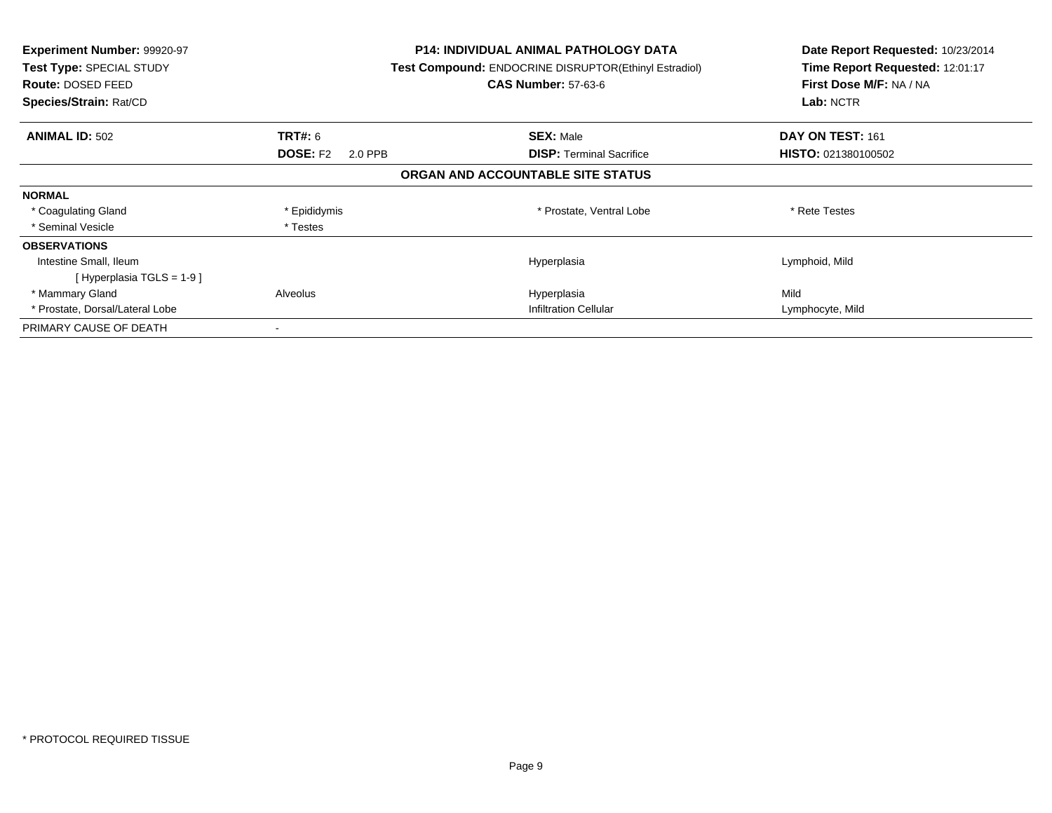**Experiment Number:** 99920-97
**Test Type:** SPECIAL STUDY
**Route:** DOSED FEED
**Species/Strain:** Rat/CD

**P14: INDIVIDUAL ANIMAL PATHOLOGY DATA**
**Test Compound:** ENDOCRINE DISRUPTOR(Ethinyl Estradiol)
**CAS Number:** 57-63-6

**Date Report Requested:** 10/23/2014
**Time Report Requested:** 12:01:17
**First Dose M/F:** NA / NA
**Lab:** NCTR

| **ANIMAL ID:** 502 | **TRT#:** 6 | **SEX:** Male | **DAY ON TEST:** 161 |
|---|---|---|---|
| | **DOSE:** F2 2.0 PPB | **DISP:** Terminal Sacrifice | **HISTO:** 021380100502 |

## ORGAN AND ACCOUNTABLE SITE STATUS

| | | | |
|---|---|---|---|
| **NORMAL** | | | |
| * Coagulating Gland | * Epididymis | * Prostate, Ventral Lobe | * Rete Testes |
| * Seminal Vesicle | * Testes | | |
| **OBSERVATIONS** | | | |
| Intestine Small, Ileum | | Hyperplasia | Lymphoid, Mild |
| [ Hyperplasia TGLS = 1-9 ] | | | |
| * Mammary Gland | Alveolus | Hyperplasia | Mild |
| * Prostate, Dorsal/Lateral Lobe | | Infiltration Cellular | Lymphocyte, Mild |
| PRIMARY CAUSE OF DEATH | - | | |

* PROTOCOL REQUIRED TISSUE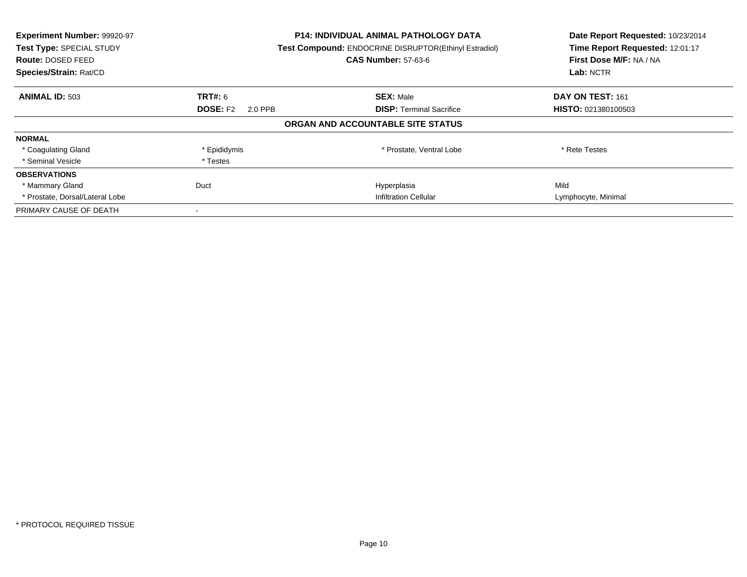**Experiment Number:** 99920-97
**Test Type:** SPECIAL STUDY
**Route:** DOSED FEED
**Species/Strain:** Rat/CD

**P14: INDIVIDUAL ANIMAL PATHOLOGY DATA**
**Test Compound:** ENDOCRINE DISRUPTOR(Ethinyl Estradiol)
**CAS Number:** 57-63-6

**Date Report Requested:** 10/23/2014
**Time Report Requested:** 12:01:17
**First Dose M/F:** NA / NA
**Lab:** NCTR

| **ANIMAL ID:** 503 | **TRT#:** 6 | **SEX:** Male | **DAY ON TEST:** 161 |
|---|---|---|---|
| | **DOSE:** F2 2.0 PPB | **DISP:** Terminal Sacrifice | **HISTO:** 021380100503 |

**ORGAN AND ACCOUNTABLE SITE STATUS**

| | | | |
|---|---|---|---|
| **NORMAL** | | | |
| * Coagulating Gland | * Epididymis | * Prostate, Ventral Lobe | * Rete Testes |
| * Seminal Vesicle | * Testes | | |
| **OBSERVATIONS** | | | |
| * Mammary Gland | Duct | Hyperplasia | Mild |
| * Prostate, Dorsal/Lateral Lobe | | Infiltration Cellular | Lymphocyte, Minimal |
| PRIMARY CAUSE OF DEATH | - | | |

* PROTOCOL REQUIRED TISSUE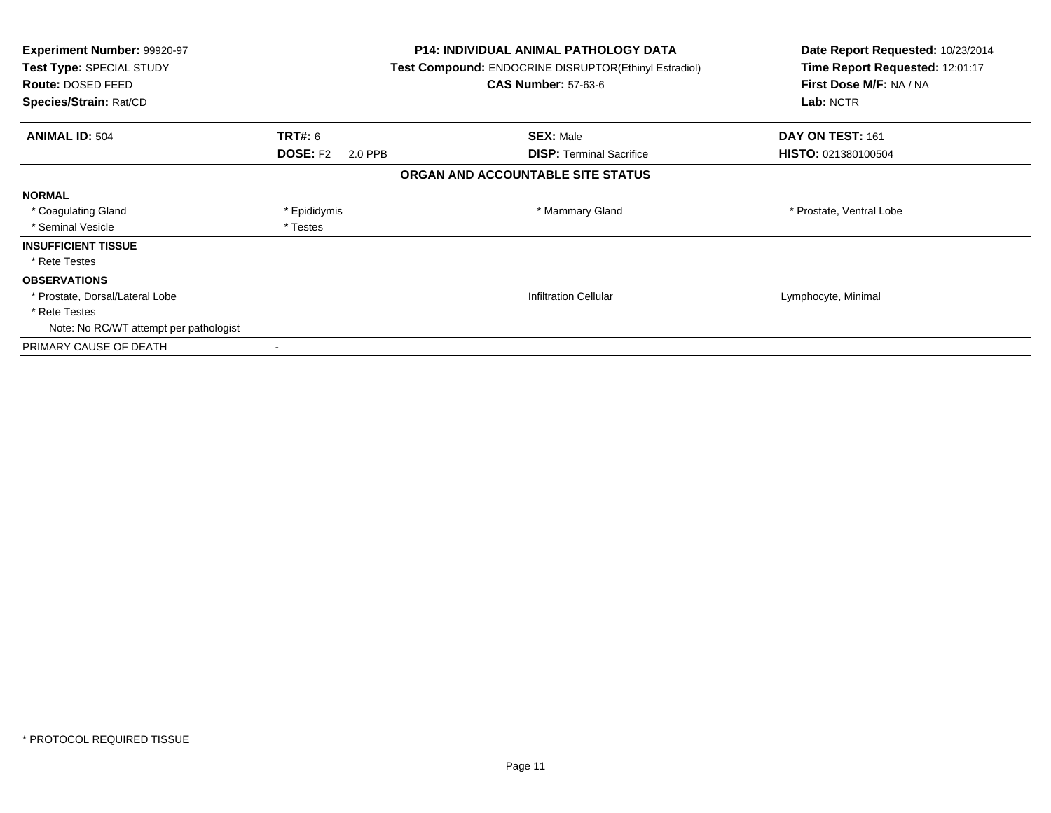**Experiment Number:** 99920-97
**Test Type:** SPECIAL STUDY
**Route:** DOSED FEED
**Species/Strain:** Rat/CD

**P14: INDIVIDUAL ANIMAL PATHOLOGY DATA**
**Test Compound:** ENDOCRINE DISRUPTOR(Ethinyl Estradiol)
**CAS Number:** 57-63-6

**Date Report Requested:** 10/23/2014
**Time Report Requested:** 12:01:17
**First Dose M/F:** NA / NA
**Lab:** NCTR

| **ANIMAL ID:** 504 | **TRT#:** 6 | **SEX:** Male | **DAY ON TEST:** 161 |
|---|---|---|---|
| | **DOSE:** F2 2.0 PPB | **DISP:** Terminal Sacrifice | **HISTO:** 021380100504 |

## ORGAN AND ACCOUNTABLE SITE STATUS

| | | | |
|---|---|---|---|
| **NORMAL** | | | |
| * Coagulating Gland | * Epididymis | * Mammary Gland | * Prostate, Ventral Lobe |
| * Seminal Vesicle | * Testes | | |
| **INSUFFICIENT TISSUE** | | | |
| * Rete Testes | | | |
| **OBSERVATIONS** | | | |
| * Prostate, Dorsal/Lateral Lobe | | Infiltration Cellular | Lymphocyte, Minimal |
| * Rete Testes | | | |
| Note: No RC/WT attempt per pathologist | | | |
| PRIMARY CAUSE OF DEATH | - | | |

\* PROTOCOL REQUIRED TISSUE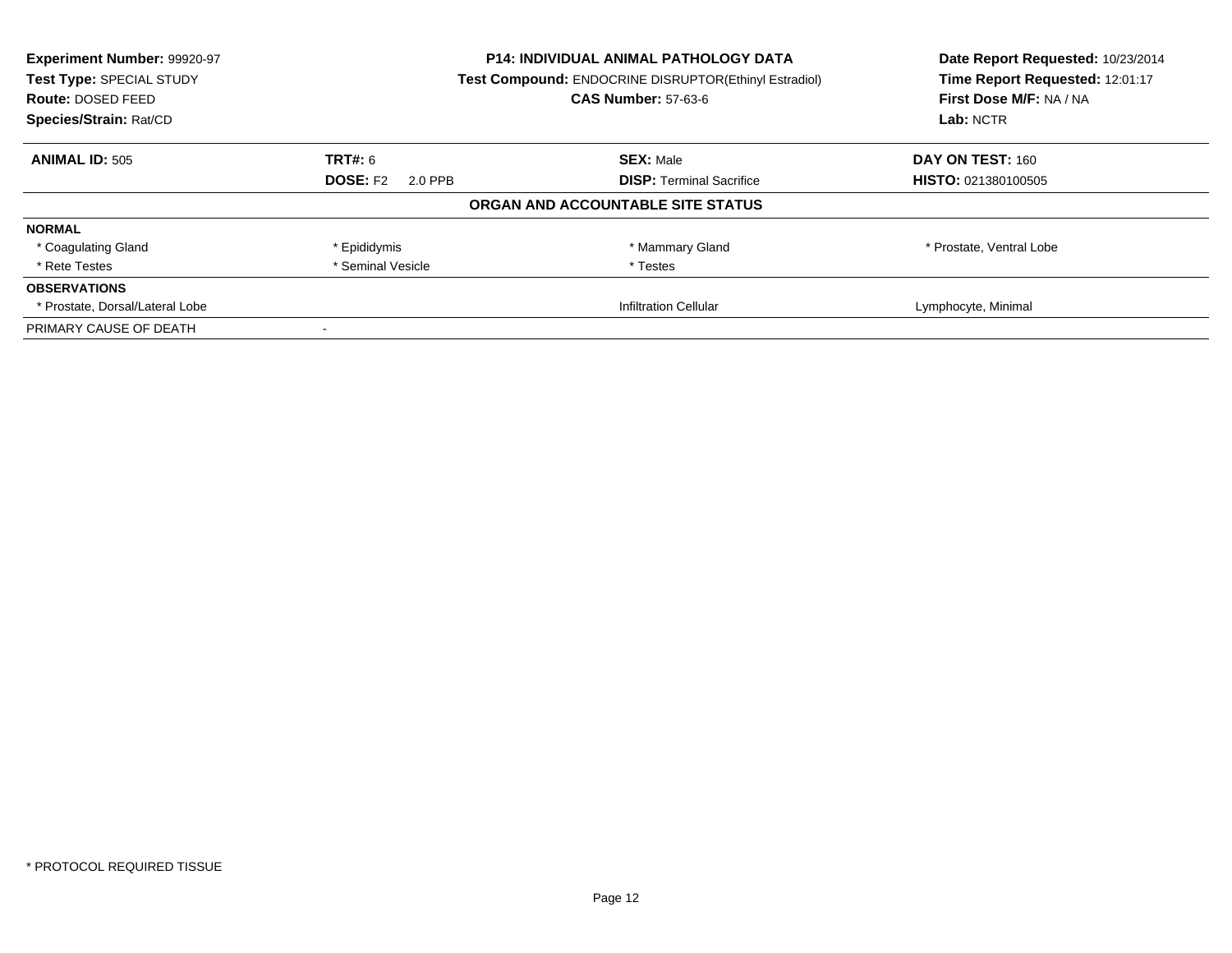**Experiment Number:** 99920-97
**Test Type:** SPECIAL STUDY
**Route:** DOSED FEED
**Species/Strain:** Rat/CD

**P14: INDIVIDUAL ANIMAL PATHOLOGY DATA**
**Test Compound:** ENDOCRINE DISRUPTOR(Ethinyl Estradiol)
**CAS Number:** 57-63-6

**Date Report Requested:** 10/23/2014
**Time Report Requested:** 12:01:17
**First Dose M/F:** NA / NA
**Lab:** NCTR

| **ANIMAL ID:** 505 | **TRT#:** 6 | **SEX:** Male | **DAY ON TEST:** 160 |
|---|---|---|---|
| | **DOSE:** F2 2.0 PPB | **DISP:** Terminal Sacrifice | **HISTO:** 021380100505 |

**ORGAN AND ACCOUNTABLE SITE STATUS**

| | | | |
|---|---|---|---|
| **NORMAL** | | | |
| * Coagulating Gland | * Epididymis | * Mammary Gland | * Prostate, Ventral Lobe |
| * Rete Testes | * Seminal Vesicle | * Testes | |
| **OBSERVATIONS** | | | |
| * Prostate, Dorsal/Lateral Lobe | | Infiltration Cellular | Lymphocyte, Minimal |
| PRIMARY CAUSE OF DEATH | - | | |

* PROTOCOL REQUIRED TISSUE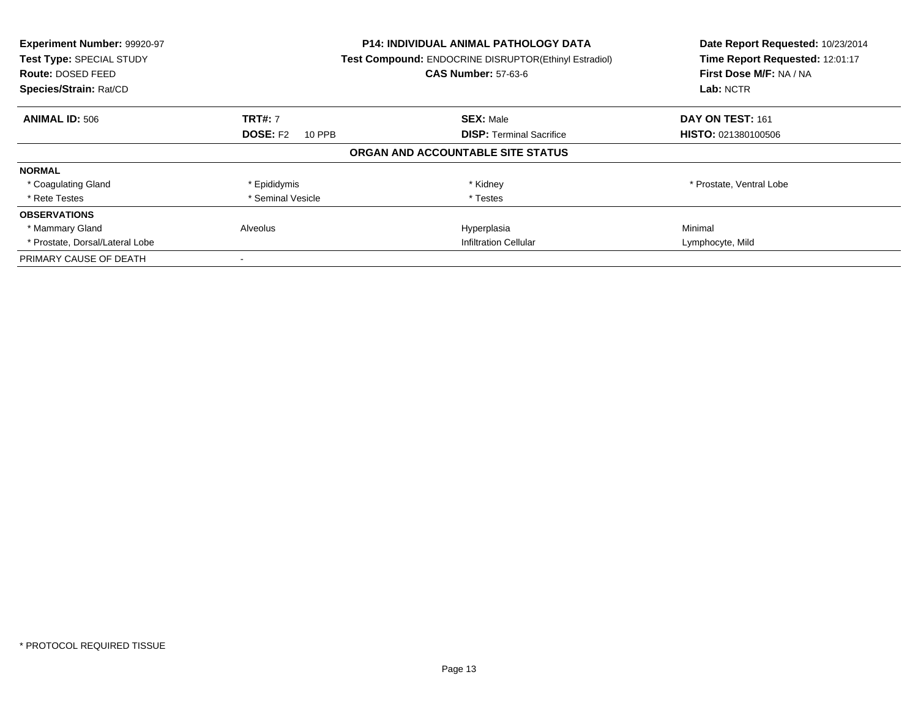**Experiment Number:** 99920-97
**Test Type:** SPECIAL STUDY
**Route:** DOSED FEED
**Species/Strain:** Rat/CD

**P14: INDIVIDUAL ANIMAL PATHOLOGY DATA**
**Test Compound:** ENDOCRINE DISRUPTOR(Ethinyl Estradiol)
**CAS Number:** 57-63-6

**Date Report Requested:** 10/23/2014
**Time Report Requested:** 12:01:17
**First Dose M/F:** NA / NA
**Lab:** NCTR

| **ANIMAL ID:** 506 | **TRT#:** 7 | **SEX:** Male | **DAY ON TEST:** 161 |
|---|---|---|---|
| | **DOSE:** F2 10 PPB | **DISP:** Terminal Sacrifice | **HISTO:** 021380100506 |

## ORGAN AND ACCOUNTABLE SITE STATUS

| | | | |
|---|---|---|---|
| **NORMAL** | | | |
| * Coagulating Gland | * Epididymis | * Kidney | * Prostate, Ventral Lobe |
| * Rete Testes | * Seminal Vesicle | * Testes | |
| **OBSERVATIONS** | | | |
| * Mammary Gland | Alveolus | Hyperplasia | Minimal |
| * Prostate, Dorsal/Lateral Lobe | | Infiltration Cellular | Lymphocyte, Mild |
| PRIMARY CAUSE OF DEATH | - | | |

* PROTOCOL REQUIRED TISSUE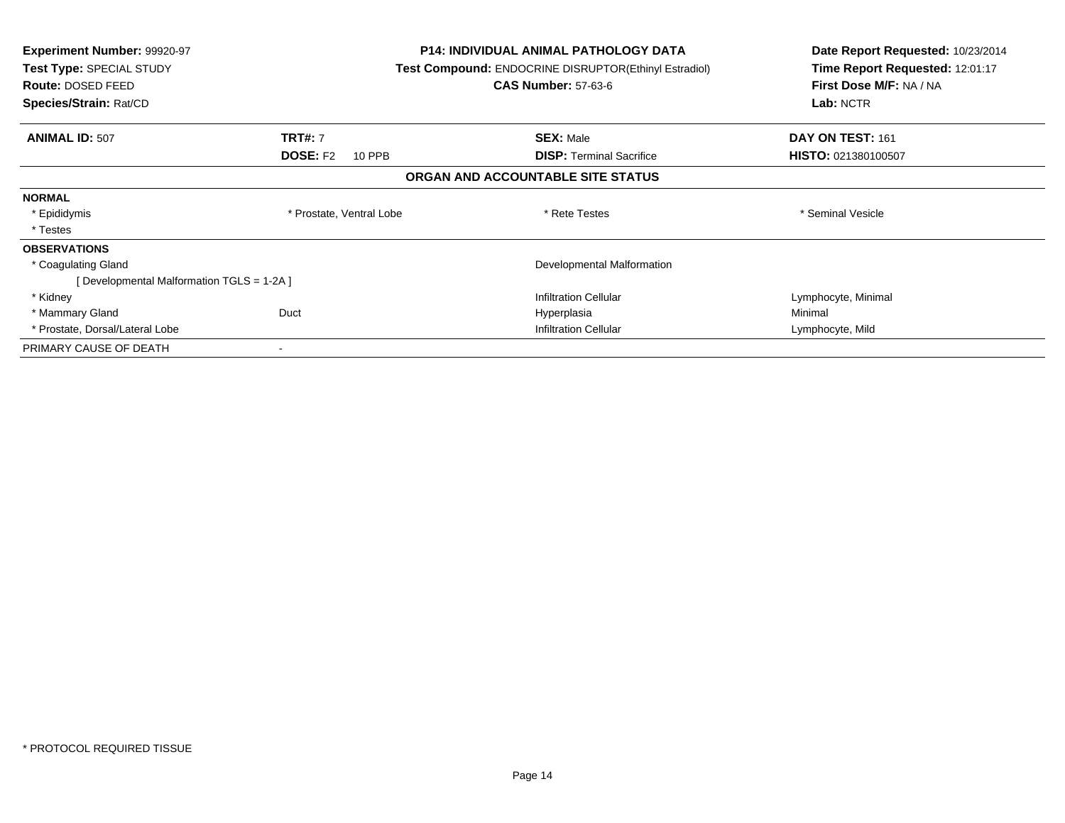**Experiment Number:** 99920-97
**Test Type:** SPECIAL STUDY
**Route:** DOSED FEED
**Species/Strain:** Rat/CD

**P14: INDIVIDUAL ANIMAL PATHOLOGY DATA**
**Test Compound:** ENDOCRINE DISRUPTOR(Ethinyl Estradiol)
**CAS Number:** 57-63-6

**Date Report Requested:** 10/23/2014
**Time Report Requested:** 12:01:17
**First Dose M/F:** NA / NA
**Lab:** NCTR

| **ANIMAL ID:** 507 | **TRT#:** 7 | **SEX:** Male | **DAY ON TEST:** 161 |
|---|---|---|---|
| | **DOSE:** F2 10 PPB | **DISP:** Terminal Sacrifice | **HISTO:** 021380100507 |

## ORGAN AND ACCOUNTABLE SITE STATUS

| | | | |
|---|---|---|---|
| **NORMAL** | | | |
| * Epididymis | * Prostate, Ventral Lobe | * Rete Testes | * Seminal Vesicle |
| * Testes | | | |
| **OBSERVATIONS** | | | |
| * Coagulating Gland | | Developmental Malformation | |
| [ Developmental Malformation TGLS = 1-2A ] | | | |
| * Kidney | | Infiltration Cellular | Lymphocyte, Minimal |
| * Mammary Gland | Duct | Hyperplasia | Minimal |
| * Prostate, Dorsal/Lateral Lobe | | Infiltration Cellular | Lymphocyte, Mild |
| PRIMARY CAUSE OF DEATH | - | | |

\* PROTOCOL REQUIRED TISSUE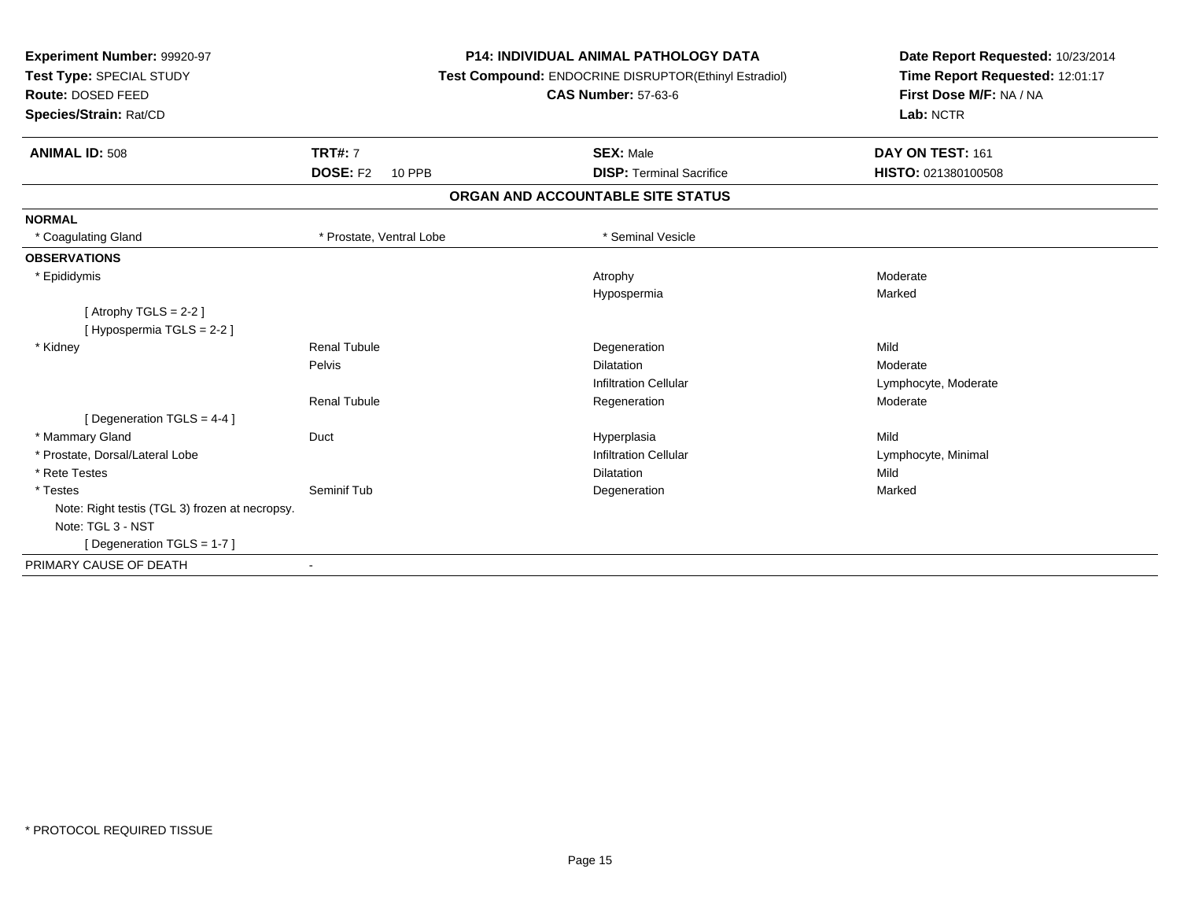**Experiment Number:** 99920-97
**Test Type:** SPECIAL STUDY
**Route:** DOSED FEED
**Species/Strain:** Rat/CD

**P14: INDIVIDUAL ANIMAL PATHOLOGY DATA**
**Test Compound:** ENDOCRINE DISRUPTOR(Ethinyl Estradiol)
**CAS Number:** 57-63-6

**Date Report Requested:** 10/23/2014
**Time Report Requested:** 12:01:17
**First Dose M/F:** NA / NA
**Lab:** NCTR

| **ANIMAL ID:** 508 | **TRT#:** 7 | **SEX:** Male | **DAY ON TEST:** 161 |
|---|---|---|---|
| | **DOSE:** F2 10 PPB | **DISP:** Terminal Sacrifice | **HISTO:** 021380100508 |

## ORGAN AND ACCOUNTABLE SITE STATUS

| | | | |
|---|---|---|---|
| **NORMAL** | | | |
| * Coagulating Gland | * Prostate, Ventral Lobe | * Seminal Vesicle | |
| **OBSERVATIONS** | | | |
| * Epididymis | | Atrophy | Moderate |
| | | Hypospermia | Marked |
| [ Atrophy TGLS = 2-2 ] | | | |
| [ Hypospermia TGLS = 2-2 ] | | | |
| * Kidney | Renal Tubule | Degeneration | Mild |
| | Pelvis | Dilatation | Moderate |
| | | Infiltration Cellular | Lymphocyte, Moderate |
| | Renal Tubule | Regeneration | Moderate |
| [ Degeneration TGLS = 4-4 ] | | | |
| * Mammary Gland | Duct | Hyperplasia | Mild |
| * Prostate, Dorsal/Lateral Lobe | | Infiltration Cellular | Lymphocyte, Minimal |
| * Rete Testes | | Dilatation | Mild |
| * Testes | Seminif Tub | Degeneration | Marked |
| Note: Right testis (TGL 3) frozen at necropsy. | | | |
| Note: TGL 3 - NST | | | |
| [ Degeneration TGLS = 1-7 ] | | | |
| PRIMARY CAUSE OF DEATH | - | | |

* PROTOCOL REQUIRED TISSUE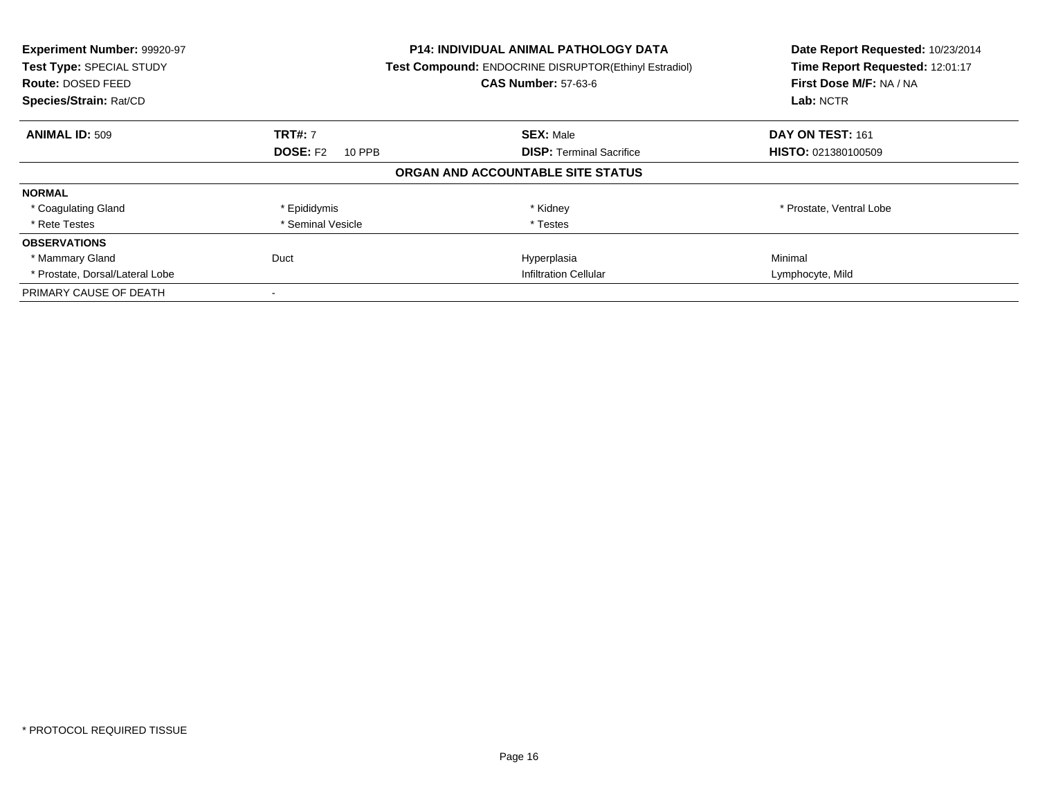**Experiment Number:** 99920-97
**Test Type:** SPECIAL STUDY
**Route:** DOSED FEED
**Species/Strain:** Rat/CD

**P14: INDIVIDUAL ANIMAL PATHOLOGY DATA**
**Test Compound:** ENDOCRINE DISRUPTOR(Ethinyl Estradiol)
**CAS Number:** 57-63-6

**Date Report Requested:** 10/23/2014
**Time Report Requested:** 12:01:17
**First Dose M/F:** NA / NA
**Lab:** NCTR

| **ANIMAL ID:** 509 | **TRT#:** 7 | **SEX:** Male | **DAY ON TEST:** 161 |
|---|---|---|---|
| | **DOSE:** F2 10 PPB | **DISP:** Terminal Sacrifice | **HISTO:** 021380100509 |

**ORGAN AND ACCOUNTABLE SITE STATUS**

| | | | |
|---|---|---|---|
| **NORMAL** | | | |
| * Coagulating Gland | * Epididymis | * Kidney | * Prostate, Ventral Lobe |
| * Rete Testes | * Seminal Vesicle | * Testes | |
| **OBSERVATIONS** | | | |
| * Mammary Gland | Duct | Hyperplasia | Minimal |
| * Prostate, Dorsal/Lateral Lobe | | Infiltration Cellular | Lymphocyte, Mild |
| PRIMARY CAUSE OF DEATH | - | | |

* PROTOCOL REQUIRED TISSUE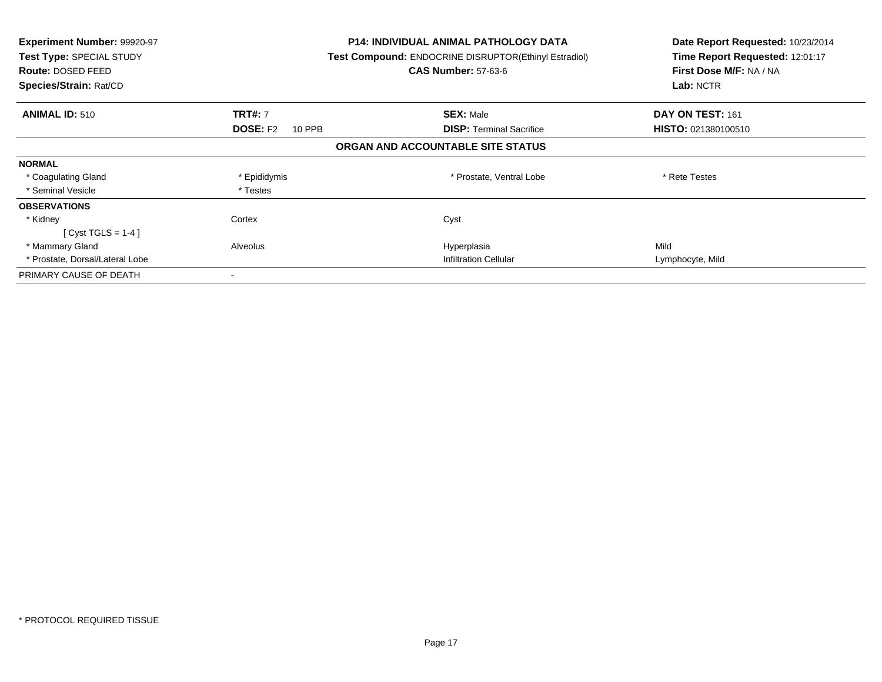| Experiment Number: 99920-97 | P14: INDIVIDUAL ANIMAL PATHOLOGY DATA | Date Report Requested: 10/23/2014 |
|---|---|---|
| Test Type: SPECIAL STUDY | Test Compound: ENDOCRINE DISRUPTOR(Ethinyl Estradiol) | Time Report Requested: 12:01:17 |
| Route: DOSED FEED | CAS Number: 57-63-6 | First Dose M/F: NA / NA |
| Species/Strain: Rat/CD | | Lab: NCTR |

| ANIMAL ID: 510 | TRT#: 7 | SEX: Male | DAY ON TEST: 161 |
|---|---|---|---|
| | DOSE: F2 10 PPB | DISP: Terminal Sacrifice | HISTO: 021380100510 |

## ORGAN AND ACCOUNTABLE SITE STATUS

| | | | |
|---|---|---|---|
| **NORMAL** | | | |
| * Coagulating Gland | * Epididymis | * Prostate, Ventral Lobe | * Rete Testes |
| * Seminal Vesicle | * Testes | | |
| **OBSERVATIONS** | | | |
| * Kidney | Cortex | Cyst | |
| [ Cyst TGLS = 1-4 ] | | | |
| * Mammary Gland | Alveolus | Hyperplasia | Mild |
| * Prostate, Dorsal/Lateral Lobe | | Infiltration Cellular | Lymphocyte, Mild |
| PRIMARY CAUSE OF DEATH | - | | |

* PROTOCOL REQUIRED TISSUE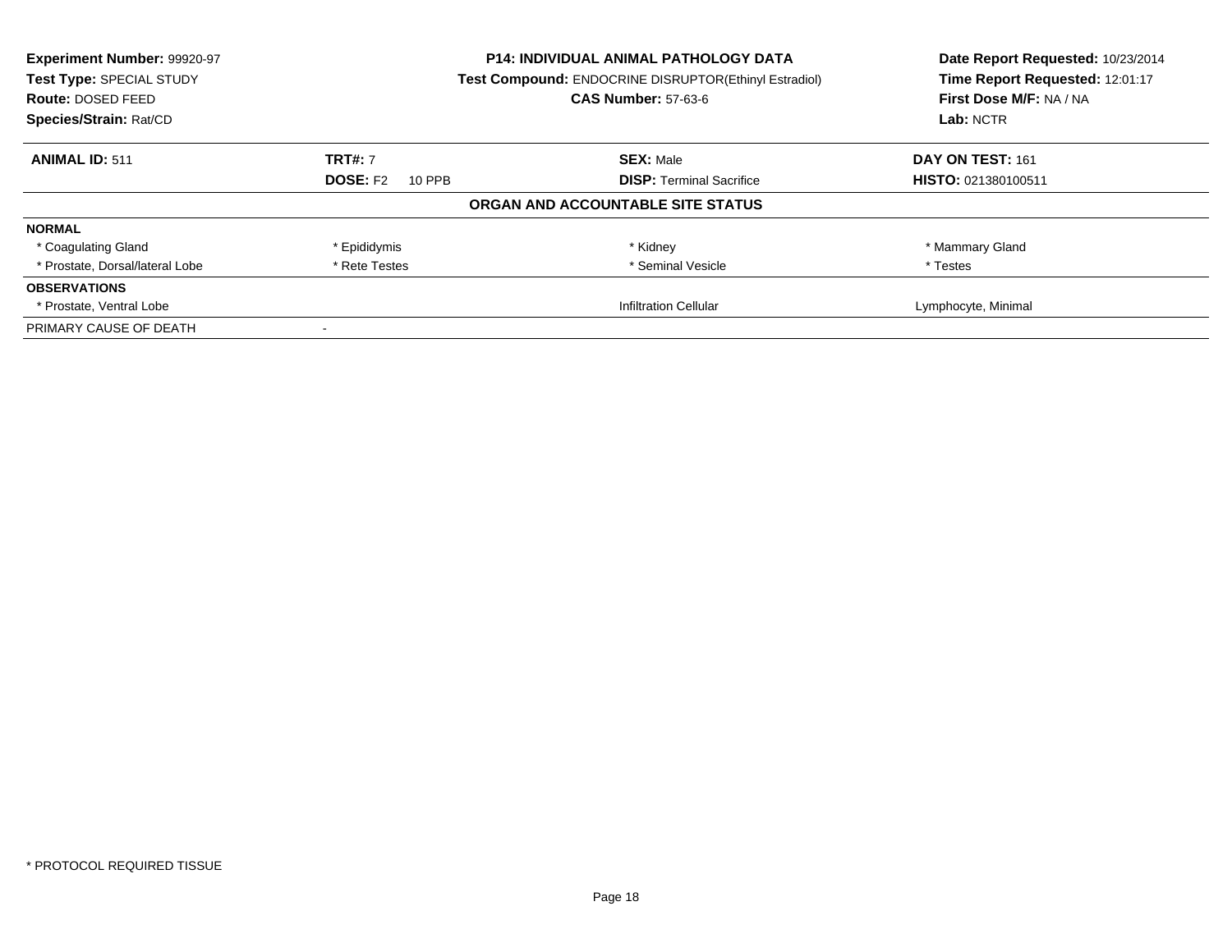| **Experiment Number:** 99920-97 | **P14: INDIVIDUAL ANIMAL PATHOLOGY DATA** | **Date Report Requested:** 10/23/2014 |
|---|---|---|
| **Test Type:** SPECIAL STUDY | **Test Compound:** ENDOCRINE DISRUPTOR(Ethinyl Estradiol) | **Time Report Requested:** 12:01:17 |
| **Route:** DOSED FEED | **CAS Number:** 57-63-6 | **First Dose M/F:** NA / NA |
| **Species/Strain:** Rat/CD | | **Lab:** NCTR |

| **ANIMAL ID:** 511 | **TRT#:** 7 | **SEX:** Male | **DAY ON TEST:** 161 |
|---|---|---|---|
| | **DOSE:** F2 10 PPB | **DISP:** Terminal Sacrifice | **HISTO:** 021380100511 |

**ORGAN AND ACCOUNTABLE SITE STATUS**

| **NORMAL** | | | |
|---|---|---|---|
| * Coagulating Gland | * Epididymis | * Kidney | * Mammary Gland |
| * Prostate, Dorsal/lateral Lobe | * Rete Testes | * Seminal Vesicle | * Testes |
| **OBSERVATIONS** | | | |
| * Prostate, Ventral Lobe | | Infiltration Cellular | Lymphocyte, Minimal |
| PRIMARY CAUSE OF DEATH | - | | |

\* PROTOCOL REQUIRED TISSUE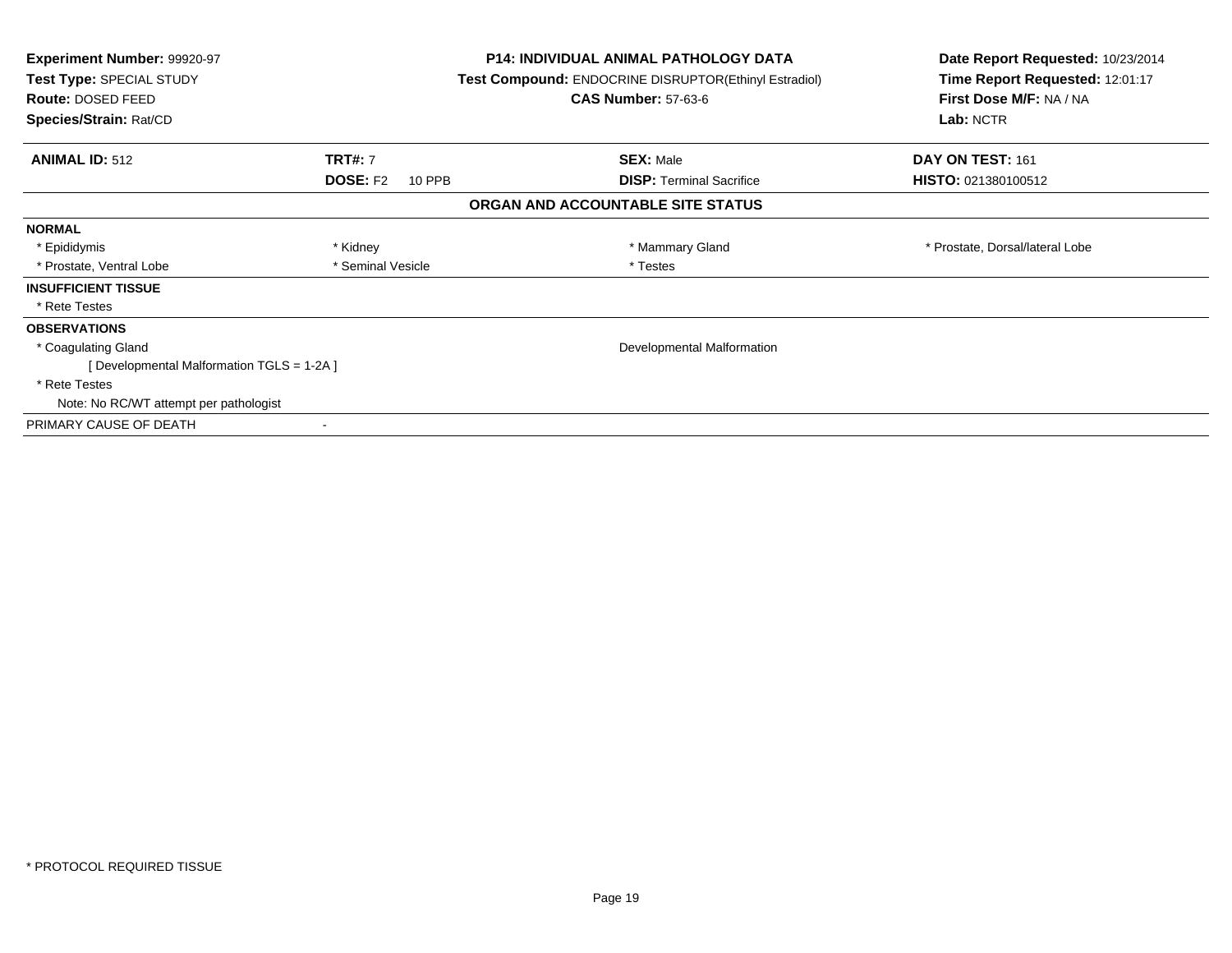**Experiment Number:** 99920-97
**Test Type:** SPECIAL STUDY
**Route:** DOSED FEED
**Species/Strain:** Rat/CD

**P14: INDIVIDUAL ANIMAL PATHOLOGY DATA**
**Test Compound:** ENDOCRINE DISRUPTOR(Ethinyl Estradiol)
**CAS Number:** 57-63-6

**Date Report Requested:** 10/23/2014
**Time Report Requested:** 12:01:17
**First Dose M/F:** NA / NA
**Lab:** NCTR

| **ANIMAL ID:** 512 | **TRT#:** 7 | **SEX:** Male | **DAY ON TEST:** 161 |
|---|---|---|---|
| | **DOSE:** F2 10 PPB | **DISP:** Terminal Sacrifice | **HISTO:** 021380100512 |

## ORGAN AND ACCOUNTABLE SITE STATUS

**NORMAL**

| | | | |
|---|---|---|---|
| * Epididymis | * Kidney | * Mammary Gland | * Prostate, Dorsal/lateral Lobe |
| * Prostate, Ventral Lobe | * Seminal Vesicle | * Testes | |

**INSUFFICIENT TISSUE**

* Rete Testes

**OBSERVATIONS**

* Coagulating Gland — Developmental Malformation
  [ Developmental Malformation TGLS = 1-2A ]
* Rete Testes
  Note: No RC/WT attempt per pathologist

PRIMARY CAUSE OF DEATH -

* PROTOCOL REQUIRED TISSUE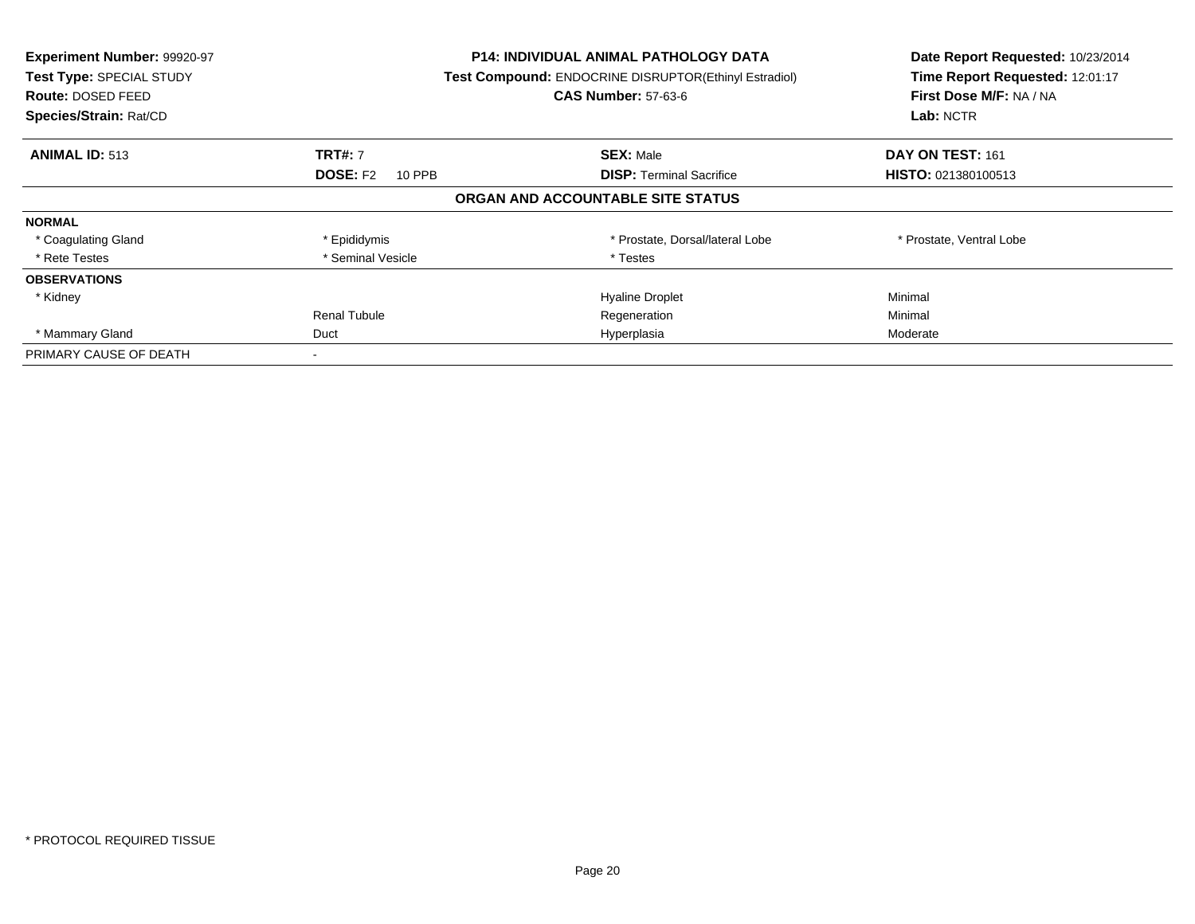| **Experiment Number:** 99920-97 | **P14: INDIVIDUAL ANIMAL PATHOLOGY DATA** | **Date Report Requested:** 10/23/2014 |
|---|---|---|
| **Test Type:** SPECIAL STUDY | **Test Compound:** ENDOCRINE DISRUPTOR(Ethinyl Estradiol) | **Time Report Requested:** 12:01:17 |
| **Route:** DOSED FEED | **CAS Number:** 57-63-6 | **First Dose M/F:** NA / NA |
| **Species/Strain:** Rat/CD | | **Lab:** NCTR |

| **ANIMAL ID:** 513 | **TRT#:** 7 | **SEX:** Male | **DAY ON TEST:** 161 |
|---|---|---|---|
| | **DOSE:** F2 10 PPB | **DISP:** Terminal Sacrifice | **HISTO:** 021380100513 |
| **ORGAN AND ACCOUNTABLE SITE STATUS** | | | |
| **NORMAL** | | | |
| * Coagulating Gland | * Epididymis | * Prostate, Dorsal/lateral Lobe | * Prostate, Ventral Lobe |
| * Rete Testes | * Seminal Vesicle | * Testes | |
| **OBSERVATIONS** | | | |
| * Kidney | | Hyaline Droplet | Minimal |
| | Renal Tubule | Regeneration | Minimal |
| * Mammary Gland | Duct | Hyperplasia | Moderate |
| PRIMARY CAUSE OF DEATH | - | | |

* PROTOCOL REQUIRED TISSUE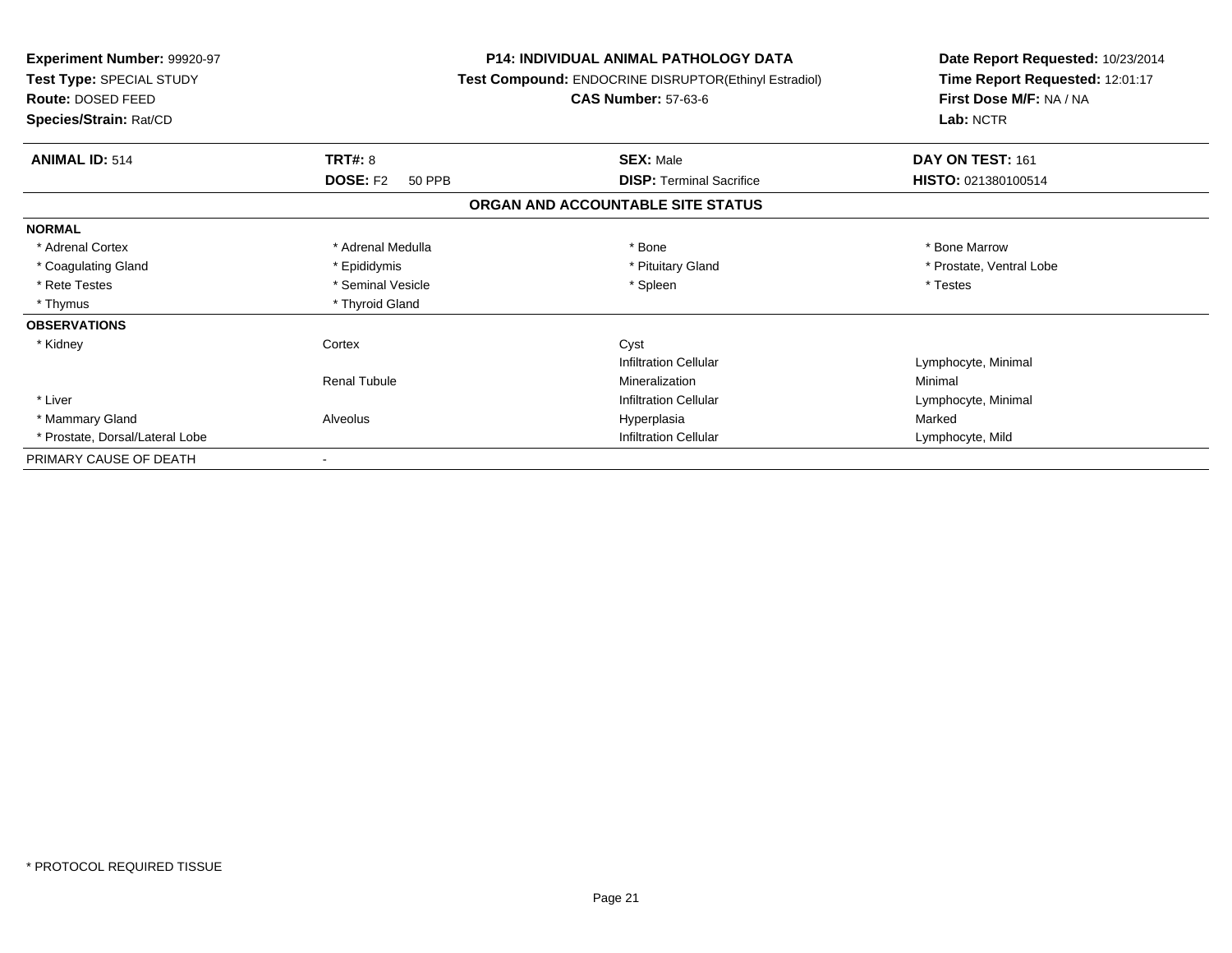**Experiment Number:** 99920-97
**Test Type:** SPECIAL STUDY
**Route:** DOSED FEED
**Species/Strain:** Rat/CD

**P14: INDIVIDUAL ANIMAL PATHOLOGY DATA**
**Test Compound:** ENDOCRINE DISRUPTOR(Ethinyl Estradiol)
**CAS Number:** 57-63-6

**Date Report Requested:** 10/23/2014
**Time Report Requested:** 12:01:17
**First Dose M/F:** NA / NA
**Lab:** NCTR

| **ANIMAL ID:** 514 | **TRT#:** 8 | **SEX:** Male | **DAY ON TEST:** 161 |
|---|---|---|---|
| | **DOSE:** F2 50 PPB | **DISP:** Terminal Sacrifice | **HISTO:** 021380100514 |

## ORGAN AND ACCOUNTABLE SITE STATUS

| | | | |
|---|---|---|---|
| **NORMAL** | | | |
| * Adrenal Cortex | * Adrenal Medulla | * Bone | * Bone Marrow |
| * Coagulating Gland | * Epididymis | * Pituitary Gland | * Prostate, Ventral Lobe |
| * Rete Testes | * Seminal Vesicle | * Spleen | * Testes |
| * Thymus | * Thyroid Gland | | |
| **OBSERVATIONS** | | | |
| * Kidney | Cortex | Cyst | |
| | | Infiltration Cellular | Lymphocyte, Minimal |
| | Renal Tubule | Mineralization | Minimal |
| * Liver | | Infiltration Cellular | Lymphocyte, Minimal |
| * Mammary Gland | Alveolus | Hyperplasia | Marked |
| * Prostate, Dorsal/Lateral Lobe | | Infiltration Cellular | Lymphocyte, Mild |
| PRIMARY CAUSE OF DEATH | - | | |

* PROTOCOL REQUIRED TISSUE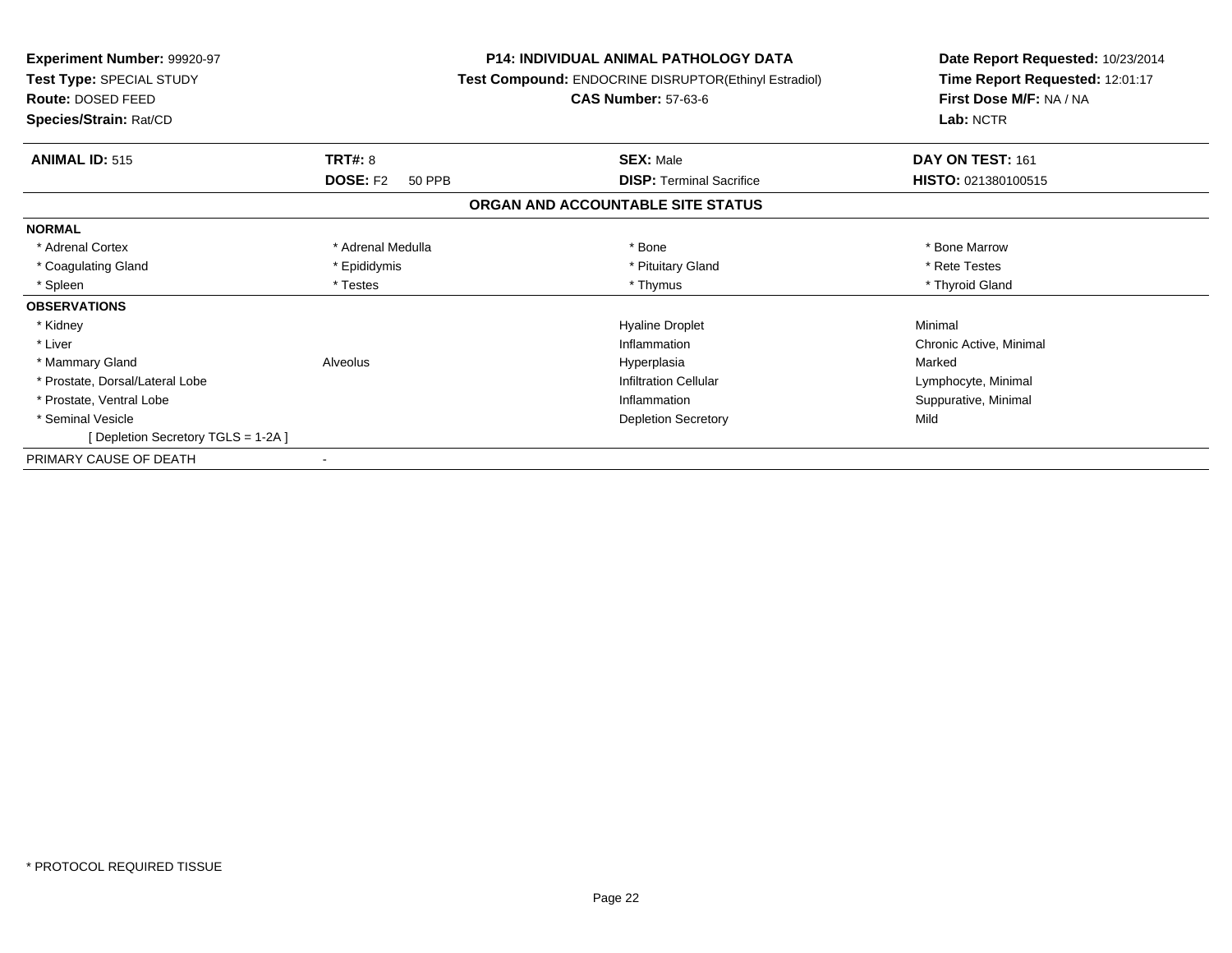**Experiment Number:** 99920-97
**Test Type:** SPECIAL STUDY
**Route:** DOSED FEED
**Species/Strain:** Rat/CD

**P14: INDIVIDUAL ANIMAL PATHOLOGY DATA**
**Test Compound:** ENDOCRINE DISRUPTOR(Ethinyl Estradiol)
**CAS Number:** 57-63-6

**Date Report Requested:** 10/23/2014
**Time Report Requested:** 12:01:17
**First Dose M/F:** NA / NA
**Lab:** NCTR

| **ANIMAL ID:** 515 | **TRT#:** 8 | **SEX:** Male | **DAY ON TEST:** 161 |
|---|---|---|---|
| | **DOSE:** F2 50 PPB | **DISP:** Terminal Sacrifice | **HISTO:** 021380100515 |

## ORGAN AND ACCOUNTABLE SITE STATUS

| | | | |
|---|---|---|---|
| **NORMAL** | | | |
| * Adrenal Cortex | * Adrenal Medulla | * Bone | * Bone Marrow |
| * Coagulating Gland | * Epididymis | * Pituitary Gland | * Rete Testes |
| * Spleen | * Testes | * Thymus | * Thyroid Gland |
| **OBSERVATIONS** | | | |
| * Kidney | | Hyaline Droplet | Minimal |
| * Liver | | Inflammation | Chronic Active, Minimal |
| * Mammary Gland | Alveolus | Hyperplasia | Marked |
| * Prostate, Dorsal/Lateral Lobe | | Infiltration Cellular | Lymphocyte, Minimal |
| * Prostate, Ventral Lobe | | Inflammation | Suppurative, Minimal |
| * Seminal Vesicle | | Depletion Secretory | Mild |
| [ Depletion Secretory TGLS = 1-2A ] | | | |
| PRIMARY CAUSE OF DEATH | - | | |

* PROTOCOL REQUIRED TISSUE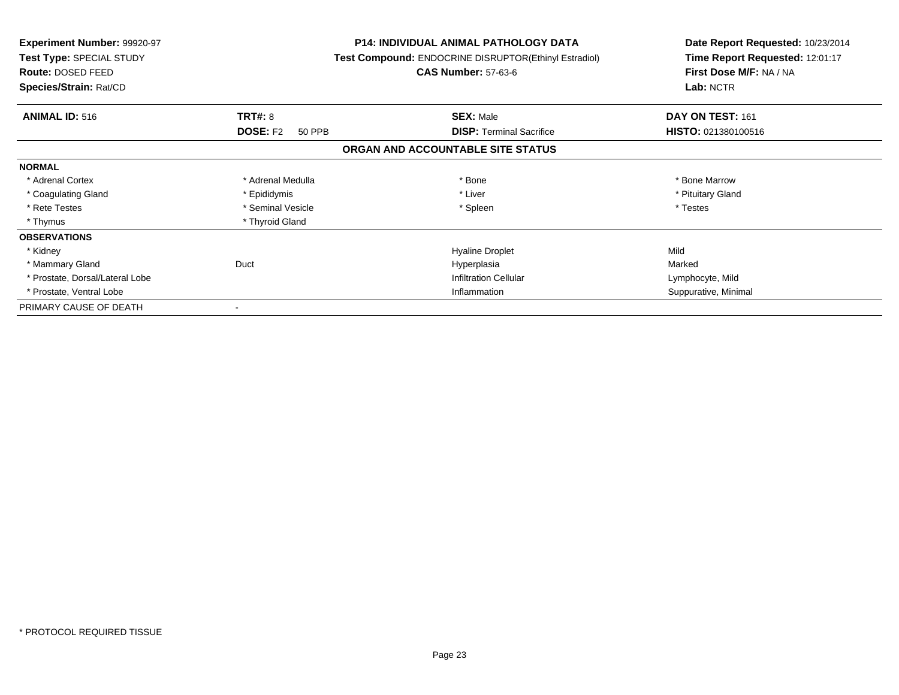**Experiment Number:** 99920-97
**Test Type:** SPECIAL STUDY
**Route:** DOSED FEED
**Species/Strain:** Rat/CD

**P14: INDIVIDUAL ANIMAL PATHOLOGY DATA**
**Test Compound:** ENDOCRINE DISRUPTOR(Ethinyl Estradiol)
**CAS Number:** 57-63-6

**Date Report Requested:** 10/23/2014
**Time Report Requested:** 12:01:17
**First Dose M/F:** NA / NA
**Lab:** NCTR

| **ANIMAL ID:** 516 | **TRT#:** 8 | **SEX:** Male | **DAY ON TEST:** 161 |
|---|---|---|---|
| | **DOSE:** F2 50 PPB | **DISP:** Terminal Sacrifice | **HISTO:** 021380100516 |

## ORGAN AND ACCOUNTABLE SITE STATUS

| | | | |
|---|---|---|---|
| **NORMAL** | | | |
| * Adrenal Cortex | * Adrenal Medulla | * Bone | * Bone Marrow |
| * Coagulating Gland | * Epididymis | * Liver | * Pituitary Gland |
| * Rete Testes | * Seminal Vesicle | * Spleen | * Testes |
| * Thymus | * Thyroid Gland | | |
| **OBSERVATIONS** | | | |
| * Kidney | | Hyaline Droplet | Mild |
| * Mammary Gland | Duct | Hyperplasia | Marked |
| * Prostate, Dorsal/Lateral Lobe | | Infiltration Cellular | Lymphocyte, Mild |
| * Prostate, Ventral Lobe | | Inflammation | Suppurative, Minimal |
| PRIMARY CAUSE OF DEATH | - | | |

* PROTOCOL REQUIRED TISSUE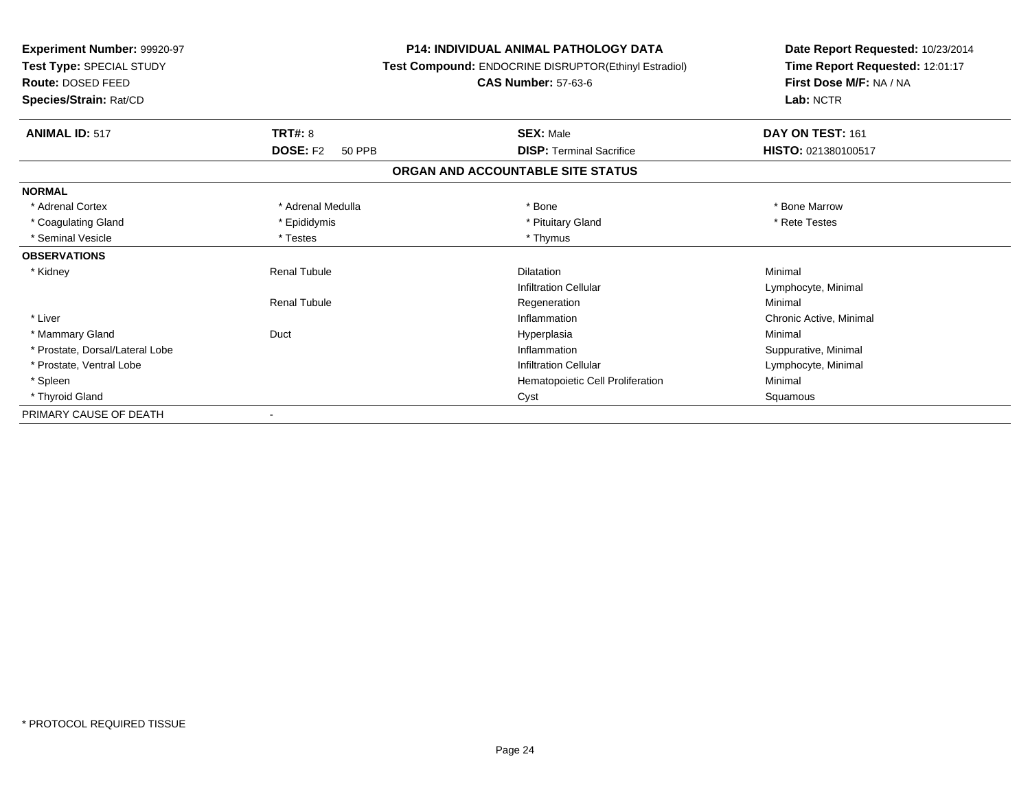**Experiment Number:** 99920-97
**Test Type:** SPECIAL STUDY
**Route:** DOSED FEED
**Species/Strain:** Rat/CD

**P14: INDIVIDUAL ANIMAL PATHOLOGY DATA**
**Test Compound:** ENDOCRINE DISRUPTOR(Ethinyl Estradiol)
**CAS Number:** 57-63-6

**Date Report Requested:** 10/23/2014
**Time Report Requested:** 12:01:17
**First Dose M/F:** NA / NA
**Lab:** NCTR

| **ANIMAL ID:** 517 | **TRT#:** 8 | **SEX:** Male | **DAY ON TEST:** 161 |
|---|---|---|---|
| | **DOSE:** F2 50 PPB | **DISP:** Terminal Sacrifice | **HISTO:** 021380100517 |

## ORGAN AND ACCOUNTABLE SITE STATUS

| | | | |
|---|---|---|---|
| **NORMAL** | | | |
| * Adrenal Cortex | * Adrenal Medulla | * Bone | * Bone Marrow |
| * Coagulating Gland | * Epididymis | * Pituitary Gland | * Rete Testes |
| * Seminal Vesicle | * Testes | * Thymus | |
| **OBSERVATIONS** | | | |
| * Kidney | Renal Tubule | Dilatation | Minimal |
| | | Infiltration Cellular | Lymphocyte, Minimal |
| | Renal Tubule | Regeneration | Minimal |
| * Liver | | Inflammation | Chronic Active, Minimal |
| * Mammary Gland | Duct | Hyperplasia | Minimal |
| * Prostate, Dorsal/Lateral Lobe | | Inflammation | Suppurative, Minimal |
| * Prostate, Ventral Lobe | | Infiltration Cellular | Lymphocyte, Minimal |
| * Spleen | | Hematopoietic Cell Proliferation | Minimal |
| * Thyroid Gland | | Cyst | Squamous |
| PRIMARY CAUSE OF DEATH | - | | |

* PROTOCOL REQUIRED TISSUE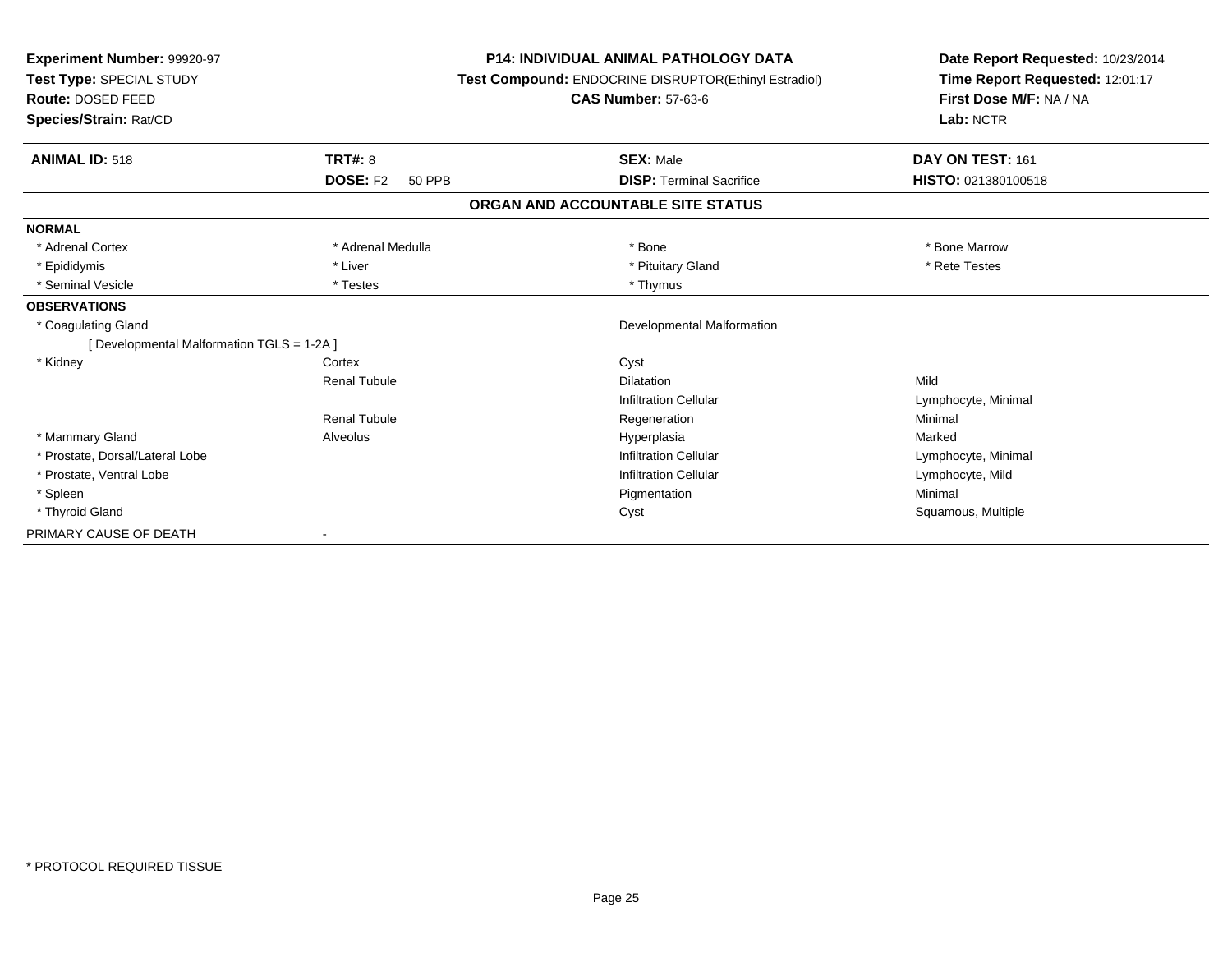**Experiment Number:** 99920-97
**Test Type:** SPECIAL STUDY
**Route:** DOSED FEED
**Species/Strain:** Rat/CD

**P14: INDIVIDUAL ANIMAL PATHOLOGY DATA**
**Test Compound:** ENDOCRINE DISRUPTOR(Ethinyl Estradiol)
**CAS Number:** 57-63-6

**Date Report Requested:** 10/23/2014
**Time Report Requested:** 12:01:17
**First Dose M/F:** NA / NA
**Lab:** NCTR

| **ANIMAL ID:** 518 | **TRT#:** 8 | **SEX:** Male | **DAY ON TEST:** 161 |
|---|---|---|---|
| | **DOSE:** F2 50 PPB | **DISP:** Terminal Sacrifice | **HISTO:** 021380100518 |

## ORGAN AND ACCOUNTABLE SITE STATUS

| | | | |
|---|---|---|---|
| **NORMAL** | | | |
| * Adrenal Cortex | * Adrenal Medulla | * Bone | * Bone Marrow |
| * Epididymis | * Liver | * Pituitary Gland | * Rete Testes |
| * Seminal Vesicle | * Testes | * Thymus | |
| **OBSERVATIONS** | | | |
| * Coagulating Gland | | Developmental Malformation | |
| [ Developmental Malformation TGLS = 1-2A ] | | | |
| * Kidney | Cortex | Cyst | |
| | Renal Tubule | Dilatation | Mild |
| | | Infiltration Cellular | Lymphocyte, Minimal |
| | Renal Tubule | Regeneration | Minimal |
| * Mammary Gland | Alveolus | Hyperplasia | Marked |
| * Prostate, Dorsal/Lateral Lobe | | Infiltration Cellular | Lymphocyte, Minimal |
| * Prostate, Ventral Lobe | | Infiltration Cellular | Lymphocyte, Mild |
| * Spleen | | Pigmentation | Minimal |
| * Thyroid Gland | | Cyst | Squamous, Multiple |
| PRIMARY CAUSE OF DEATH | - | | |

* PROTOCOL REQUIRED TISSUE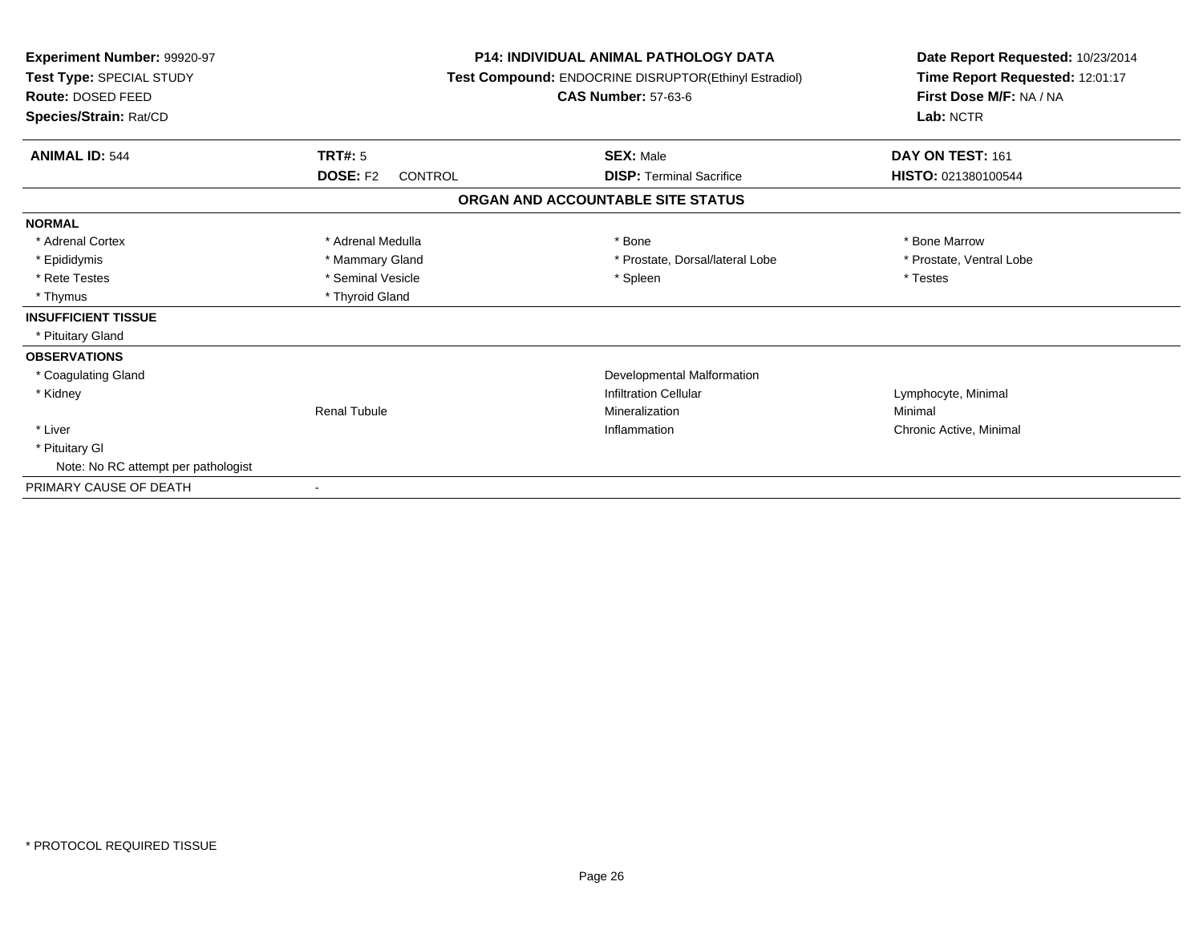**Experiment Number:** 99920-97
**Test Type:** SPECIAL STUDY
**Route:** DOSED FEED
**Species/Strain:** Rat/CD

**P14: INDIVIDUAL ANIMAL PATHOLOGY DATA**
**Test Compound:** ENDOCRINE DISRUPTOR(Ethinyl Estradiol)
**CAS Number:** 57-63-6

**Date Report Requested:** 10/23/2014
**Time Report Requested:** 12:01:17
**First Dose M/F:** NA / NA
**Lab:** NCTR

| **ANIMAL ID:** 544 | **TRT#:** 5 | **SEX:** Male | **DAY ON TEST:** 161 |
|---|---|---|---|
| | **DOSE:** F2 CONTROL | **DISP:** Terminal Sacrifice | **HISTO:** 021380100544 |

**ORGAN AND ACCOUNTABLE SITE STATUS**

| | | | |
|---|---|---|---|
| **NORMAL** | | | |
| * Adrenal Cortex | * Adrenal Medulla | * Bone | * Bone Marrow |
| * Epididymis | * Mammary Gland | * Prostate, Dorsal/lateral Lobe | * Prostate, Ventral Lobe |
| * Rete Testes | * Seminal Vesicle | * Spleen | * Testes |
| * Thymus | * Thyroid Gland | | |
| **INSUFFICIENT TISSUE** | | | |
| * Pituitary Gland | | | |
| **OBSERVATIONS** | | | |
| * Coagulating Gland | | Developmental Malformation | |
| * Kidney | | Infiltration Cellular | Lymphocyte, Minimal |
| | Renal Tubule | Mineralization | Minimal |
| * Liver | | Inflammation | Chronic Active, Minimal |
| * Pituitary Gl | | | |
| Note: No RC attempt per pathologist | | | |
| PRIMARY CAUSE OF DEATH | - | | |

* PROTOCOL REQUIRED TISSUE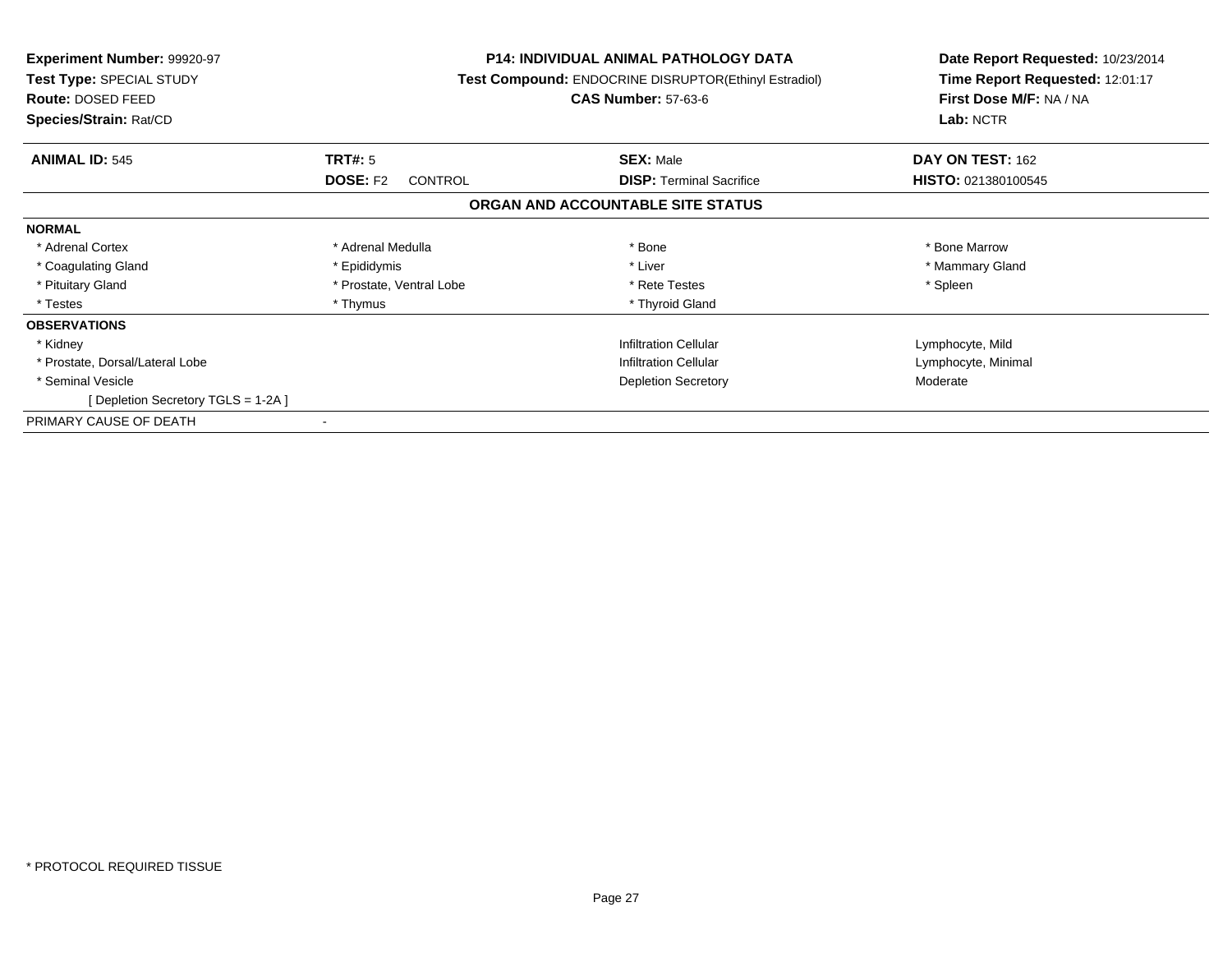**Experiment Number:** 99920-97
**Test Type:** SPECIAL STUDY
**Route:** DOSED FEED
**Species/Strain:** Rat/CD

**P14: INDIVIDUAL ANIMAL PATHOLOGY DATA**
**Test Compound:** ENDOCRINE DISRUPTOR(Ethinyl Estradiol)
**CAS Number:** 57-63-6

**Date Report Requested:** 10/23/2014
**Time Report Requested:** 12:01:17
**First Dose M/F:** NA / NA
**Lab:** NCTR

| **ANIMAL ID:** 545 | **TRT#:** 5 | **SEX:** Male | **DAY ON TEST:** 162 |
|---|---|---|---|
| | **DOSE:** F2 CONTROL | **DISP:** Terminal Sacrifice | **HISTO:** 021380100545 |

## ORGAN AND ACCOUNTABLE SITE STATUS

| | | | |
|---|---|---|---|
| **NORMAL** | | | |
| * Adrenal Cortex | * Adrenal Medulla | * Bone | * Bone Marrow |
| * Coagulating Gland | * Epididymis | * Liver | * Mammary Gland |
| * Pituitary Gland | * Prostate, Ventral Lobe | * Rete Testes | * Spleen |
| * Testes | * Thymus | * Thyroid Gland | |
| **OBSERVATIONS** | | | |
| * Kidney | | Infiltration Cellular | Lymphocyte, Mild |
| * Prostate, Dorsal/Lateral Lobe | | Infiltration Cellular | Lymphocyte, Minimal |
| * Seminal Vesicle | | Depletion Secretory | Moderate |
| [ Depletion Secretory TGLS = 1-2A ] | | | |
| PRIMARY CAUSE OF DEATH | - | | |

* PROTOCOL REQUIRED TISSUE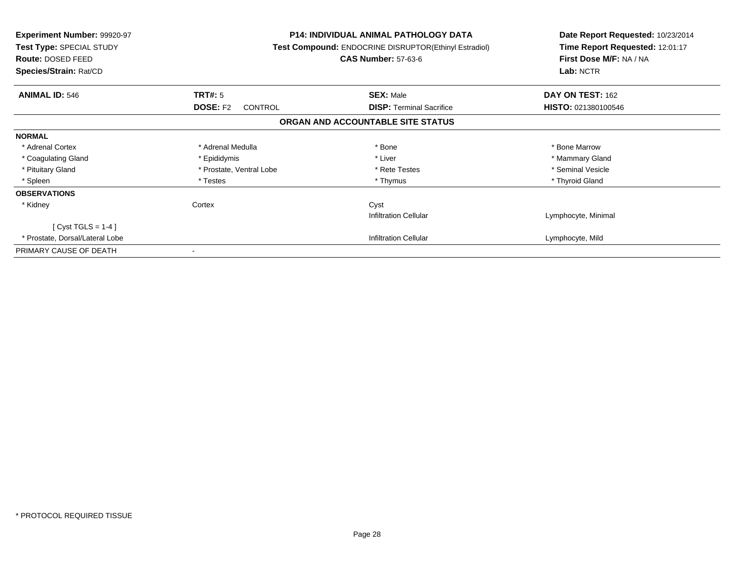**Experiment Number:** 99920-97
**Test Type:** SPECIAL STUDY
**Route:** DOSED FEED
**Species/Strain:** Rat/CD

**P14: INDIVIDUAL ANIMAL PATHOLOGY DATA**
**Test Compound:** ENDOCRINE DISRUPTOR(Ethinyl Estradiol)
**CAS Number:** 57-63-6

**Date Report Requested:** 10/23/2014
**Time Report Requested:** 12:01:17
**First Dose M/F:** NA / NA
**Lab:** NCTR

| **ANIMAL ID:** 546 | **TRT#:** 5 | **SEX:** Male | **DAY ON TEST:** 162 |
|---|---|---|---|
| | **DOSE:** F2 CONTROL | **DISP:** Terminal Sacrifice | **HISTO:** 021380100546 |

## ORGAN AND ACCOUNTABLE SITE STATUS

| | | | |
|---|---|---|---|
| **NORMAL** | | | |
| * Adrenal Cortex | * Adrenal Medulla | * Bone | * Bone Marrow |
| * Coagulating Gland | * Epididymis | * Liver | * Mammary Gland |
| * Pituitary Gland | * Prostate, Ventral Lobe | * Rete Testes | * Seminal Vesicle |
| * Spleen | * Testes | * Thymus | * Thyroid Gland |
| **OBSERVATIONS** | | | |
| * Kidney | Cortex | Cyst | |
| | | Infiltration Cellular | Lymphocyte, Minimal |
| [ Cyst TGLS = 1-4 ] | | | |
| * Prostate, Dorsal/Lateral Lobe | | Infiltration Cellular | Lymphocyte, Mild |
| PRIMARY CAUSE OF DEATH | - | | |

* PROTOCOL REQUIRED TISSUE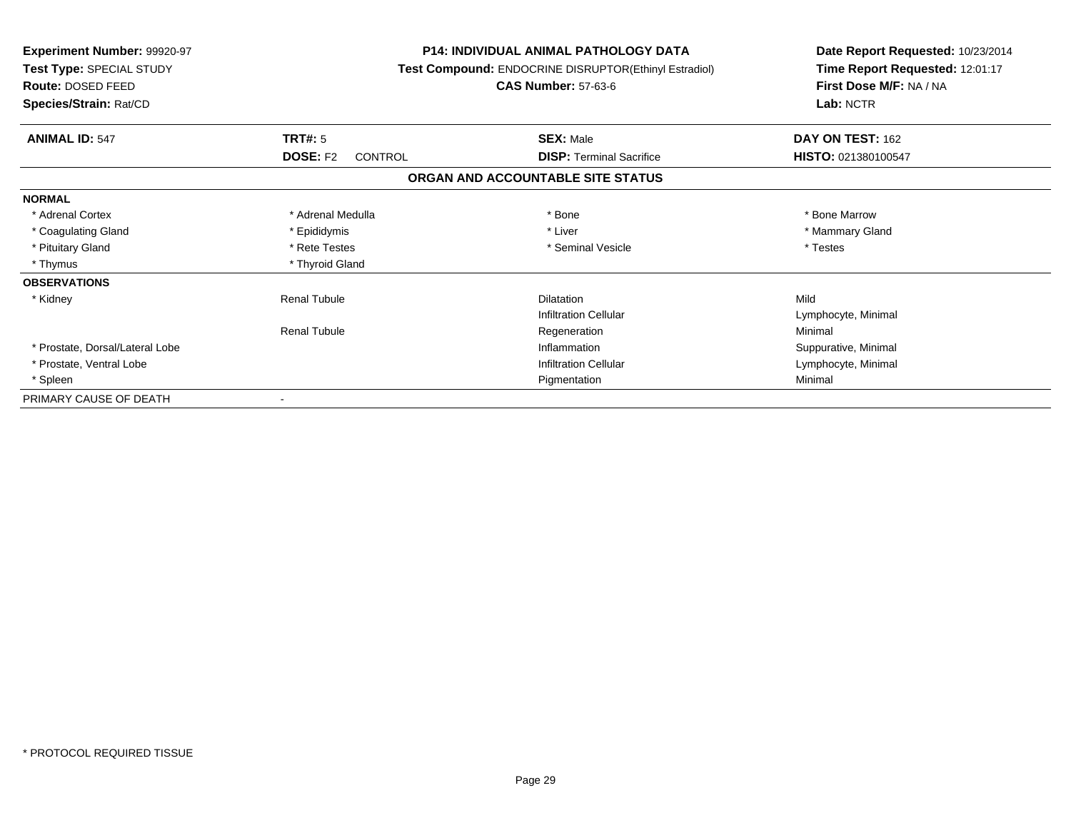**Experiment Number:** 99920-97
**Test Type:** SPECIAL STUDY
**Route:** DOSED FEED
**Species/Strain:** Rat/CD

**P14: INDIVIDUAL ANIMAL PATHOLOGY DATA**
**Test Compound:** ENDOCRINE DISRUPTOR(Ethinyl Estradiol)
**CAS Number:** 57-63-6

**Date Report Requested:** 10/23/2014
**Time Report Requested:** 12:01:17
**First Dose M/F:** NA / NA
**Lab:** NCTR

| **ANIMAL ID:** 547 | **TRT#:** 5 | **SEX:** Male | **DAY ON TEST:** 162 |
|---|---|---|---|
| | **DOSE:** F2 CONTROL | **DISP:** Terminal Sacrifice | **HISTO:** 021380100547 |

## ORGAN AND ACCOUNTABLE SITE STATUS

| | | | |
|---|---|---|---|
| **NORMAL** | | | |
| * Adrenal Cortex | * Adrenal Medulla | * Bone | * Bone Marrow |
| * Coagulating Gland | * Epididymis | * Liver | * Mammary Gland |
| * Pituitary Gland | * Rete Testes | * Seminal Vesicle | * Testes |
| * Thymus | * Thyroid Gland | | |
| **OBSERVATIONS** | | | |
| * Kidney | Renal Tubule | Dilatation | Mild |
| | | Infiltration Cellular | Lymphocyte, Minimal |
| | Renal Tubule | Regeneration | Minimal |
| * Prostate, Dorsal/Lateral Lobe | | Inflammation | Suppurative, Minimal |
| * Prostate, Ventral Lobe | | Infiltration Cellular | Lymphocyte, Minimal |
| * Spleen | | Pigmentation | Minimal |
| PRIMARY CAUSE OF DEATH | - | | |

* PROTOCOL REQUIRED TISSUE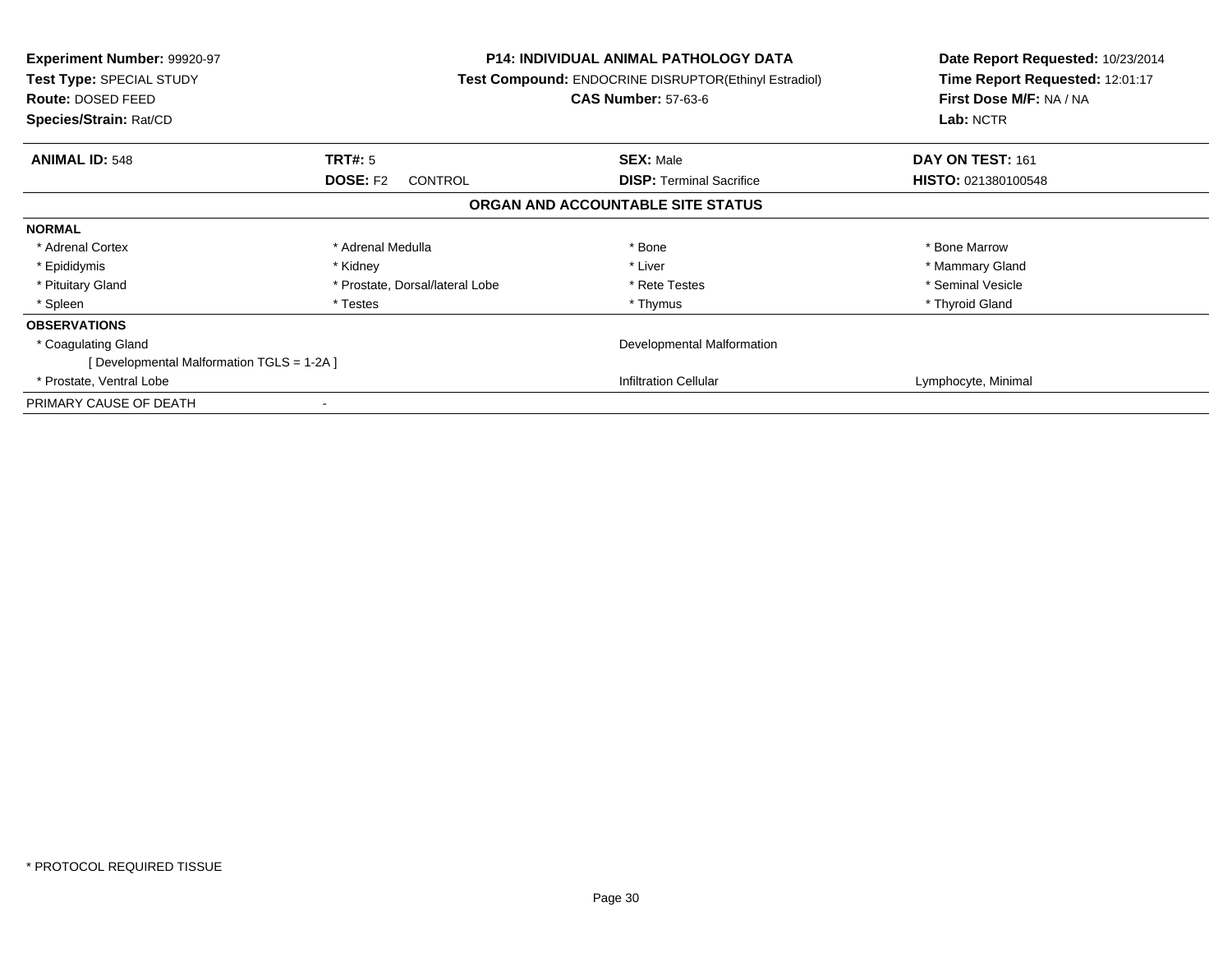**Experiment Number:** 99920-97
**Test Type:** SPECIAL STUDY
**Route:** DOSED FEED
**Species/Strain:** Rat/CD

**P14: INDIVIDUAL ANIMAL PATHOLOGY DATA**
**Test Compound:** ENDOCRINE DISRUPTOR(Ethinyl Estradiol)
**CAS Number:** 57-63-6

**Date Report Requested:** 10/23/2014
**Time Report Requested:** 12:01:17
**First Dose M/F:** NA / NA
**Lab:** NCTR

| **ANIMAL ID:** 548 | **TRT#:** 5 | **SEX:** Male | **DAY ON TEST:** 161 |
|---|---|---|---|
| | **DOSE:** F2 CONTROL | **DISP:** Terminal Sacrifice | **HISTO:** 021380100548 |

## ORGAN AND ACCOUNTABLE SITE STATUS

| | | | |
|---|---|---|---|
| **NORMAL** | | | |
| * Adrenal Cortex | * Adrenal Medulla | * Bone | * Bone Marrow |
| * Epididymis | * Kidney | * Liver | * Mammary Gland |
| * Pituitary Gland | * Prostate, Dorsal/lateral Lobe | * Rete Testes | * Seminal Vesicle |
| * Spleen | * Testes | * Thymus | * Thyroid Gland |
| **OBSERVATIONS** | | | |
| * Coagulating Gland | | Developmental Malformation | |
| [ Developmental Malformation TGLS = 1-2A ] | | | |
| * Prostate, Ventral Lobe | | Infiltration Cellular | Lymphocyte, Minimal |
| PRIMARY CAUSE OF DEATH | - | | |

* PROTOCOL REQUIRED TISSUE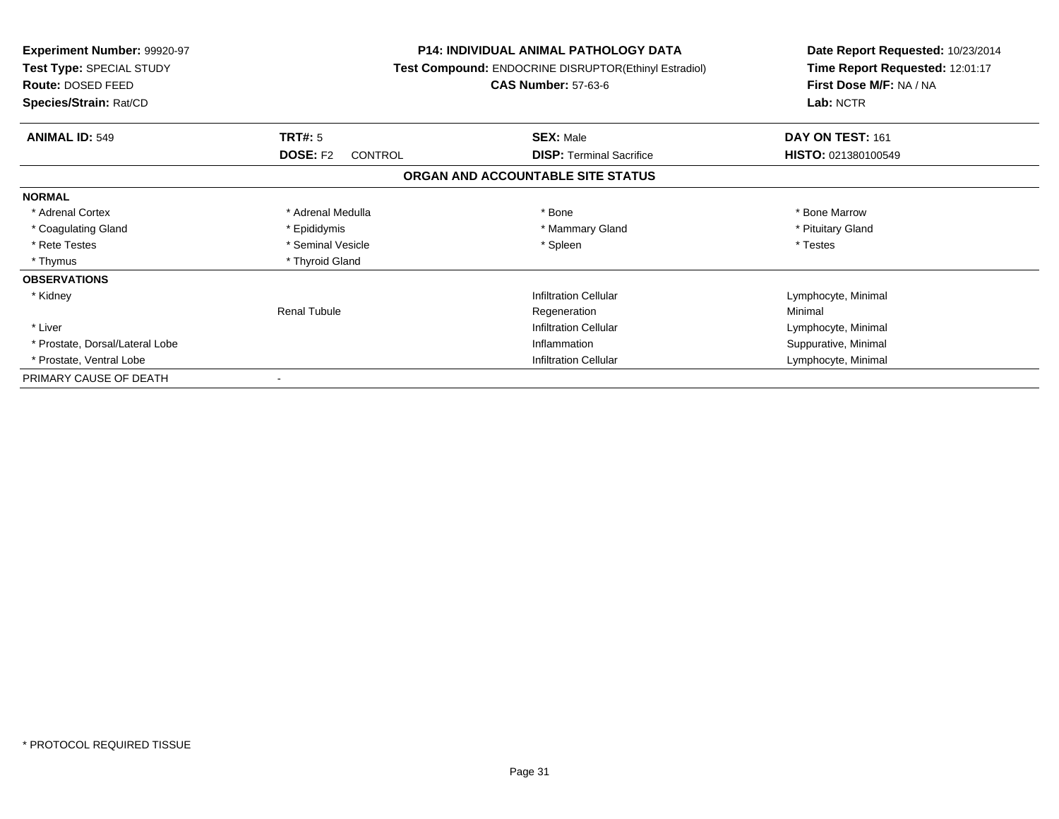**Experiment Number:** 99920-97
**Test Type:** SPECIAL STUDY
**Route:** DOSED FEED
**Species/Strain:** Rat/CD

**P14: INDIVIDUAL ANIMAL PATHOLOGY DATA**
**Test Compound:** ENDOCRINE DISRUPTOR(Ethinyl Estradiol)
**CAS Number:** 57-63-6

**Date Report Requested:** 10/23/2014
**Time Report Requested:** 12:01:17
**First Dose M/F:** NA / NA
**Lab:** NCTR

| **ANIMAL ID:** 549 | **TRT#:** 5 | **SEX:** Male | **DAY ON TEST:** 161 |
|---|---|---|---|
| | **DOSE:** F2 CONTROL | **DISP:** Terminal Sacrifice | **HISTO:** 021380100549 |

**ORGAN AND ACCOUNTABLE SITE STATUS**

| | | | |
|---|---|---|---|
| **NORMAL** | | | |
| * Adrenal Cortex | * Adrenal Medulla | * Bone | * Bone Marrow |
| * Coagulating Gland | * Epididymis | * Mammary Gland | * Pituitary Gland |
| * Rete Testes | * Seminal Vesicle | * Spleen | * Testes |
| * Thymus | * Thyroid Gland | | |
| **OBSERVATIONS** | | | |
| * Kidney | | Infiltration Cellular | Lymphocyte, Minimal |
| | Renal Tubule | Regeneration | Minimal |
| * Liver | | Infiltration Cellular | Lymphocyte, Minimal |
| * Prostate, Dorsal/Lateral Lobe | | Inflammation | Suppurative, Minimal |
| * Prostate, Ventral Lobe | | Infiltration Cellular | Lymphocyte, Minimal |
| PRIMARY CAUSE OF DEATH | - | | |

* PROTOCOL REQUIRED TISSUE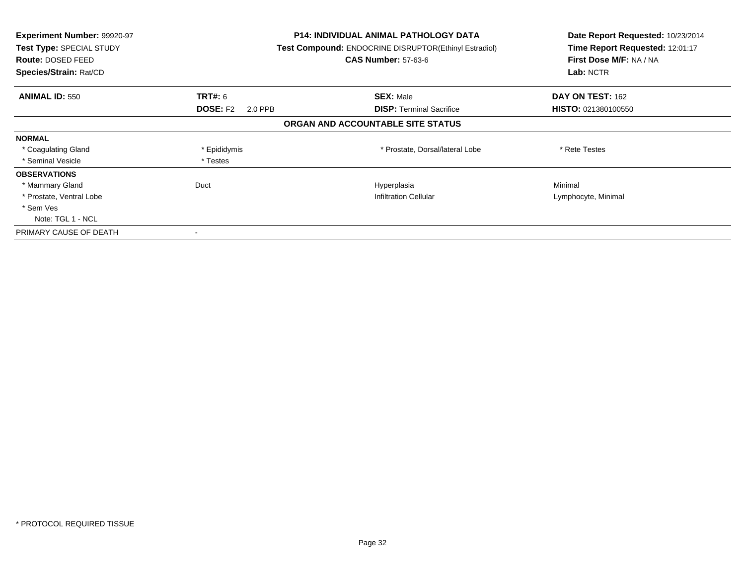**Experiment Number:** 99920-97
**Test Type:** SPECIAL STUDY
**Route:** DOSED FEED
**Species/Strain:** Rat/CD

**P14: INDIVIDUAL ANIMAL PATHOLOGY DATA**
**Test Compound:** ENDOCRINE DISRUPTOR(Ethinyl Estradiol)
**CAS Number:** 57-63-6

**Date Report Requested:** 10/23/2014
**Time Report Requested:** 12:01:17
**First Dose M/F:** NA / NA
**Lab:** NCTR

| **ANIMAL ID:** 550 | **TRT#:** 6 | **SEX:** Male | **DAY ON TEST:** 162 |
|---|---|---|---|
| | **DOSE:** F2 2.0 PPB | **DISP:** Terminal Sacrifice | **HISTO:** 021380100550 |

**ORGAN AND ACCOUNTABLE SITE STATUS**

| | | | |
|---|---|---|---|
| **NORMAL** | | | |
| * Coagulating Gland | * Epididymis | * Prostate, Dorsal/lateral Lobe | * Rete Testes |
| * Seminal Vesicle | * Testes | | |
| **OBSERVATIONS** | | | |
| * Mammary Gland | Duct | Hyperplasia | Minimal |
| * Prostate, Ventral Lobe | | Infiltration Cellular | Lymphocyte, Minimal |
| * Sem Ves | | | |
| Note: TGL 1 - NCL | | | |
| PRIMARY CAUSE OF DEATH | - | | |

* PROTOCOL REQUIRED TISSUE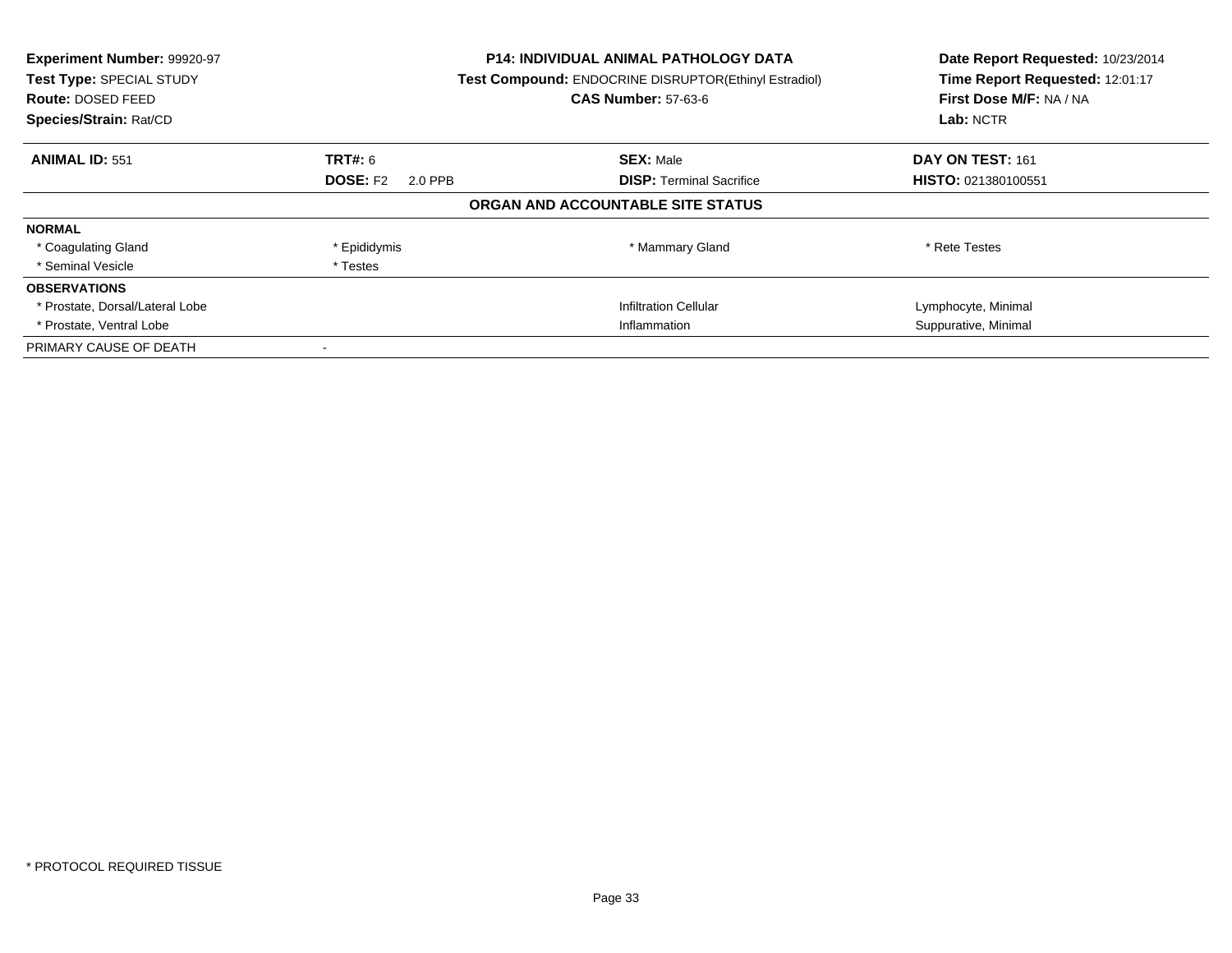**Experiment Number:** 99920-97
**Test Type:** SPECIAL STUDY
**Route:** DOSED FEED
**Species/Strain:** Rat/CD

**P14: INDIVIDUAL ANIMAL PATHOLOGY DATA**
**Test Compound:** ENDOCRINE DISRUPTOR(Ethinyl Estradiol)
**CAS Number:** 57-63-6

**Date Report Requested:** 10/23/2014
**Time Report Requested:** 12:01:17
**First Dose M/F:** NA / NA
**Lab:** NCTR

| **ANIMAL ID:** 551 | **TRT#:** 6 | **SEX:** Male | **DAY ON TEST:** 161 |
|---|---|---|---|
| | **DOSE:** F2 2.0 PPB | **DISP:** Terminal Sacrifice | **HISTO:** 021380100551 |

## ORGAN AND ACCOUNTABLE SITE STATUS

| | | | |
|---|---|---|---|
| **NORMAL** | | | |
| * Coagulating Gland | * Epididymis | * Mammary Gland | * Rete Testes |
| * Seminal Vesicle | * Testes | | |
| **OBSERVATIONS** | | | |
| * Prostate, Dorsal/Lateral Lobe | | Infiltration Cellular | Lymphocyte, Minimal |
| * Prostate, Ventral Lobe | | Inflammation | Suppurative, Minimal |
| PRIMARY CAUSE OF DEATH | - | | |

* PROTOCOL REQUIRED TISSUE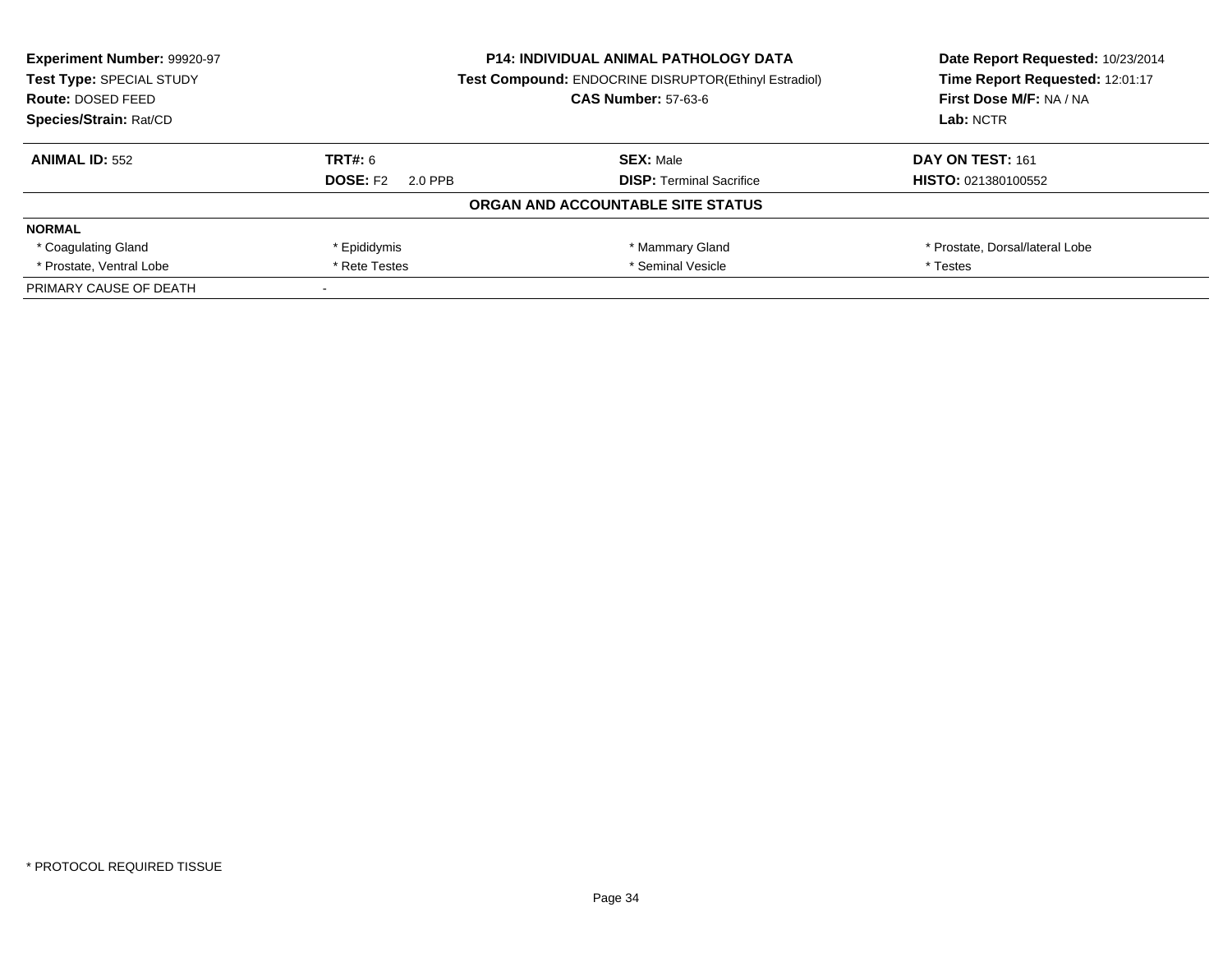| Experiment Number: 99920-97 | P14: INDIVIDUAL ANIMAL PATHOLOGY DATA | Date Report Requested: 10/23/2014 |
|---|---|---|
| Test Type: SPECIAL STUDY | Test Compound: ENDOCRINE DISRUPTOR(Ethinyl Estradiol) | Time Report Requested: 12:01:17 |
| Route: DOSED FEED | CAS Number: 57-63-6 | First Dose M/F: NA / NA |
| Species/Strain: Rat/CD | | Lab: NCTR |

| ANIMAL ID: 552 | TRT#: 6 | SEX: Male | DAY ON TEST: 161 |
|---|---|---|---|
| | DOSE: F2 2.0 PPB | DISP: Terminal Sacrifice | HISTO: 021380100552 |

**ORGAN AND ACCOUNTABLE SITE STATUS**

| NORMAL | | | |
|---|---|---|---|
| * Coagulating Gland | * Epididymis | * Mammary Gland | * Prostate, Dorsal/lateral Lobe |
| * Prostate, Ventral Lobe | * Rete Testes | * Seminal Vesicle | * Testes |
| PRIMARY CAUSE OF DEATH | - | | |

* PROTOCOL REQUIRED TISSUE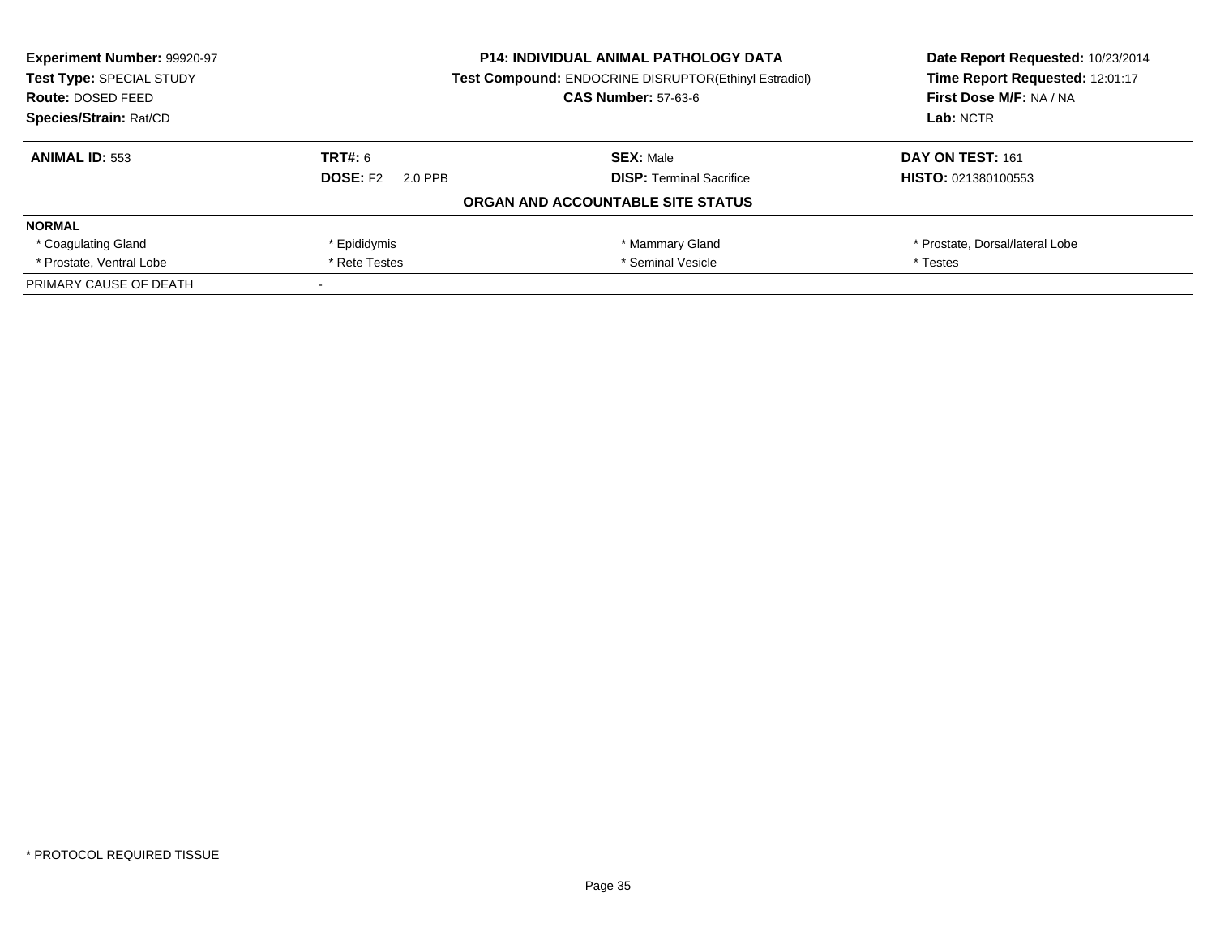**Experiment Number:** 99920-97
**Test Type:** SPECIAL STUDY
**Route:** DOSED FEED
**Species/Strain:** Rat/CD

**P14: INDIVIDUAL ANIMAL PATHOLOGY DATA**
**Test Compound:** ENDOCRINE DISRUPTOR(Ethinyl Estradiol)
**CAS Number:** 57-63-6

**Date Report Requested:** 10/23/2014
**Time Report Requested:** 12:01:17
**First Dose M/F:** NA / NA
**Lab:** NCTR

| **ANIMAL ID:** 553 | **TRT#:** 6 | **SEX:** Male | **DAY ON TEST:** 161 |
|---|---|---|---|
| | **DOSE:** F2 2.0 PPB | **DISP:** Terminal Sacrifice | **HISTO:** 021380100553 |

**ORGAN AND ACCOUNTABLE SITE STATUS**

| **NORMAL** | | | |
|---|---|---|---|
| * Coagulating Gland | * Epididymis | * Mammary Gland | * Prostate, Dorsal/lateral Lobe |
| * Prostate, Ventral Lobe | * Rete Testes | * Seminal Vesicle | * Testes |
| PRIMARY CAUSE OF DEATH | - | | |

* PROTOCOL REQUIRED TISSUE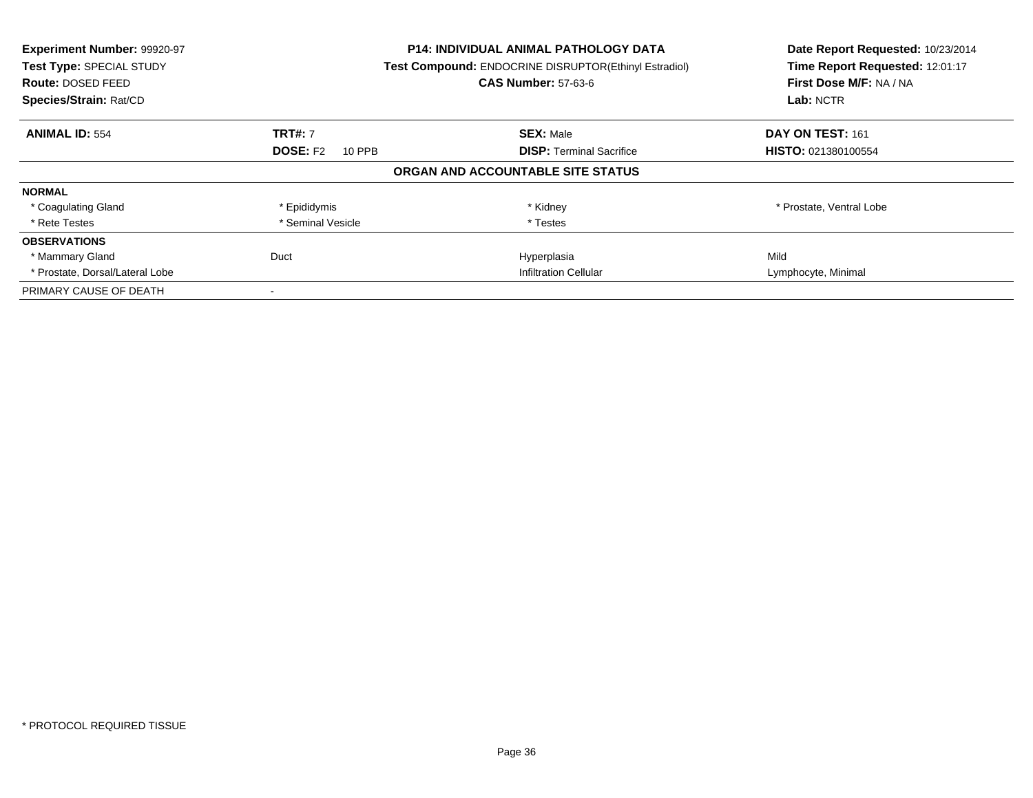**Experiment Number:** 99920-97
**Test Type:** SPECIAL STUDY
**Route:** DOSED FEED
**Species/Strain:** Rat/CD

**P14: INDIVIDUAL ANIMAL PATHOLOGY DATA**
**Test Compound:** ENDOCRINE DISRUPTOR(Ethinyl Estradiol)
**CAS Number:** 57-63-6

**Date Report Requested:** 10/23/2014
**Time Report Requested:** 12:01:17
**First Dose M/F:** NA / NA
**Lab:** NCTR

| **ANIMAL ID:** 554 | **TRT#:** 7 | **SEX:** Male | **DAY ON TEST:** 161 |
|---|---|---|---|
| | **DOSE:** F2 10 PPB | **DISP:** Terminal Sacrifice | **HISTO:** 021380100554 |

## ORGAN AND ACCOUNTABLE SITE STATUS

| | | | |
|---|---|---|---|
| **NORMAL** | | | |
| * Coagulating Gland | * Epididymis | * Kidney | * Prostate, Ventral Lobe |
| * Rete Testes | * Seminal Vesicle | * Testes | |
| **OBSERVATIONS** | | | |
| * Mammary Gland | Duct | Hyperplasia | Mild |
| * Prostate, Dorsal/Lateral Lobe | | Infiltration Cellular | Lymphocyte, Minimal |
| PRIMARY CAUSE OF DEATH | - | | |

* PROTOCOL REQUIRED TISSUE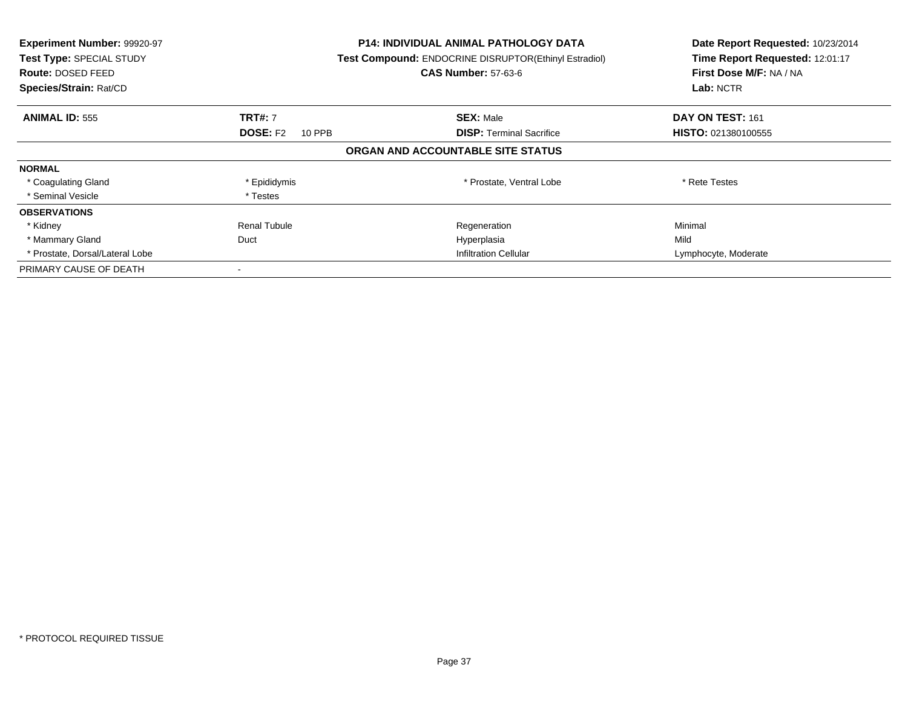**Experiment Number:** 99920-97
**Test Type:** SPECIAL STUDY
**Route:** DOSED FEED
**Species/Strain:** Rat/CD

**P14: INDIVIDUAL ANIMAL PATHOLOGY DATA**
**Test Compound:** ENDOCRINE DISRUPTOR(Ethinyl Estradiol)
**CAS Number:** 57-63-6

**Date Report Requested:** 10/23/2014
**Time Report Requested:** 12:01:17
**First Dose M/F:** NA / NA
**Lab:** NCTR

| **ANIMAL ID:** 555 | **TRT#:** 7 | **SEX:** Male | **DAY ON TEST:** 161 |
|---|---|---|---|
| | **DOSE:** F2 10 PPB | **DISP:** Terminal Sacrifice | **HISTO:** 021380100555 |

## ORGAN AND ACCOUNTABLE SITE STATUS

| | | | |
|---|---|---|---|
| **NORMAL** | | | |
| * Coagulating Gland | * Epididymis | * Prostate, Ventral Lobe | * Rete Testes |
| * Seminal Vesicle | * Testes | | |
| **OBSERVATIONS** | | | |
| * Kidney | Renal Tubule | Regeneration | Minimal |
| * Mammary Gland | Duct | Hyperplasia | Mild |
| * Prostate, Dorsal/Lateral Lobe | | Infiltration Cellular | Lymphocyte, Moderate |
| PRIMARY CAUSE OF DEATH | - | | |

* PROTOCOL REQUIRED TISSUE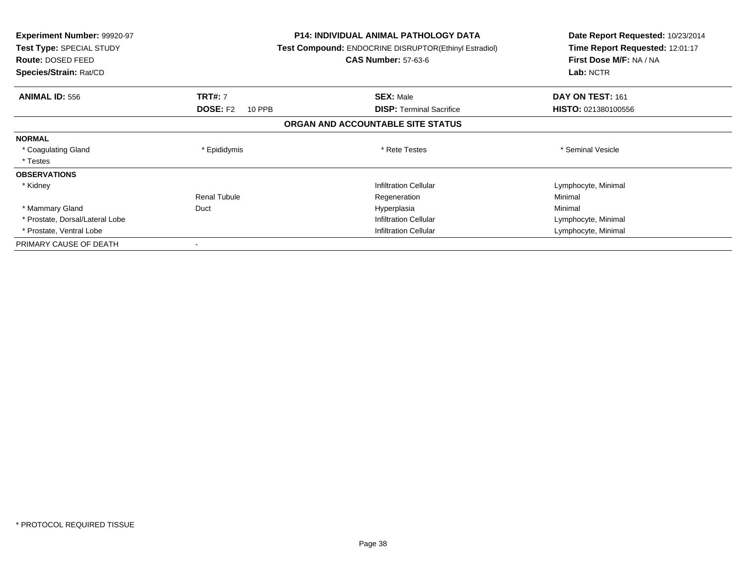**Experiment Number:** 99920-97
**Test Type:** SPECIAL STUDY
**Route:** DOSED FEED
**Species/Strain:** Rat/CD

**P14: INDIVIDUAL ANIMAL PATHOLOGY DATA**
**Test Compound:** ENDOCRINE DISRUPTOR(Ethinyl Estradiol)
**CAS Number:** 57-63-6

**Date Report Requested:** 10/23/2014
**Time Report Requested:** 12:01:17
**First Dose M/F:** NA / NA
**Lab:** NCTR

| **ANIMAL ID:** 556 | **TRT#:** 7 | **SEX:** Male | **DAY ON TEST:** 161 |
|---|---|---|---|
| | **DOSE:** F2 10 PPB | **DISP:** Terminal Sacrifice | **HISTO:** 021380100556 |

## ORGAN AND ACCOUNTABLE SITE STATUS

| | | | |
|---|---|---|---|
| **NORMAL** | | | |
| * Coagulating Gland | * Epididymis | * Rete Testes | * Seminal Vesicle |
| * Testes | | | |
| **OBSERVATIONS** | | | |
| * Kidney | | Infiltration Cellular | Lymphocyte, Minimal |
| | Renal Tubule | Regeneration | Minimal |
| * Mammary Gland | Duct | Hyperplasia | Minimal |
| * Prostate, Dorsal/Lateral Lobe | | Infiltration Cellular | Lymphocyte, Minimal |
| * Prostate, Ventral Lobe | | Infiltration Cellular | Lymphocyte, Minimal |
| PRIMARY CAUSE OF DEATH | - | | |

* PROTOCOL REQUIRED TISSUE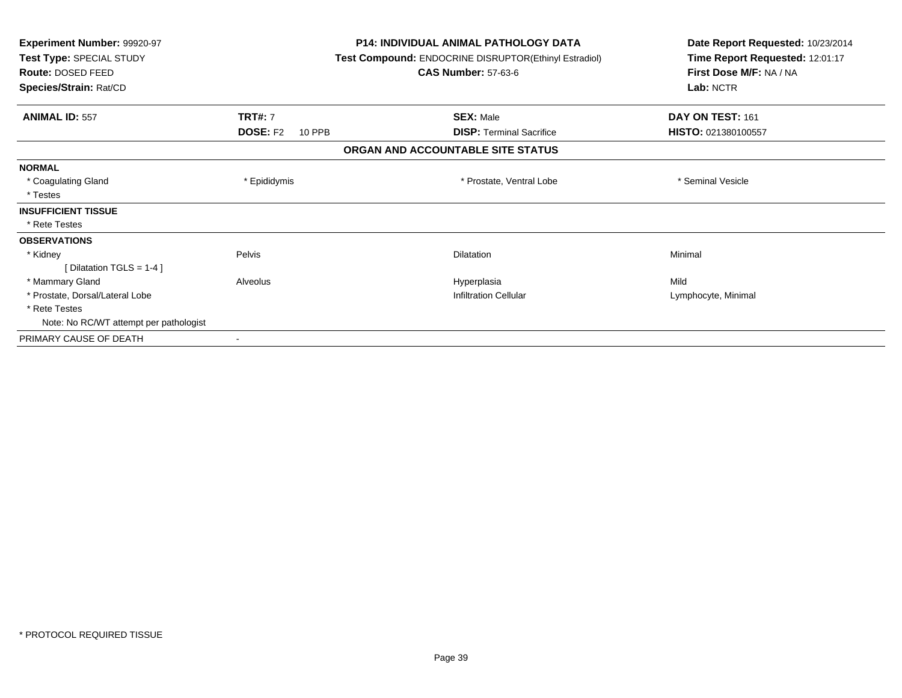**Experiment Number:** 99920-97
**Test Type:** SPECIAL STUDY
**Route:** DOSED FEED
**Species/Strain:** Rat/CD

**P14: INDIVIDUAL ANIMAL PATHOLOGY DATA**
**Test Compound:** ENDOCRINE DISRUPTOR(Ethinyl Estradiol)
**CAS Number:** 57-63-6

**Date Report Requested:** 10/23/2014
**Time Report Requested:** 12:01:17
**First Dose M/F:** NA / NA
**Lab:** NCTR

| **ANIMAL ID:** 557 | **TRT#:** 7 | **SEX:** Male | **DAY ON TEST:** 161 |
|---|---|---|---|
| | **DOSE:** F2 10 PPB | **DISP:** Terminal Sacrifice | **HISTO:** 021380100557 |

**ORGAN AND ACCOUNTABLE SITE STATUS**

| | | | |
|---|---|---|---|
| **NORMAL** | | | |
| * Coagulating Gland | * Epididymis | * Prostate, Ventral Lobe | * Seminal Vesicle |
| * Testes | | | |
| **INSUFFICIENT TISSUE** | | | |
| * Rete Testes | | | |
| **OBSERVATIONS** | | | |
| * Kidney | Pelvis | Dilatation | Minimal |
| [ Dilatation TGLS = 1-4 ] | | | |
| * Mammary Gland | Alveolus | Hyperplasia | Mild |
| * Prostate, Dorsal/Lateral Lobe | | Infiltration Cellular | Lymphocyte, Minimal |
| * Rete Testes | | | |
| Note: No RC/WT attempt per pathologist | | | |
| PRIMARY CAUSE OF DEATH | - | | |

* PROTOCOL REQUIRED TISSUE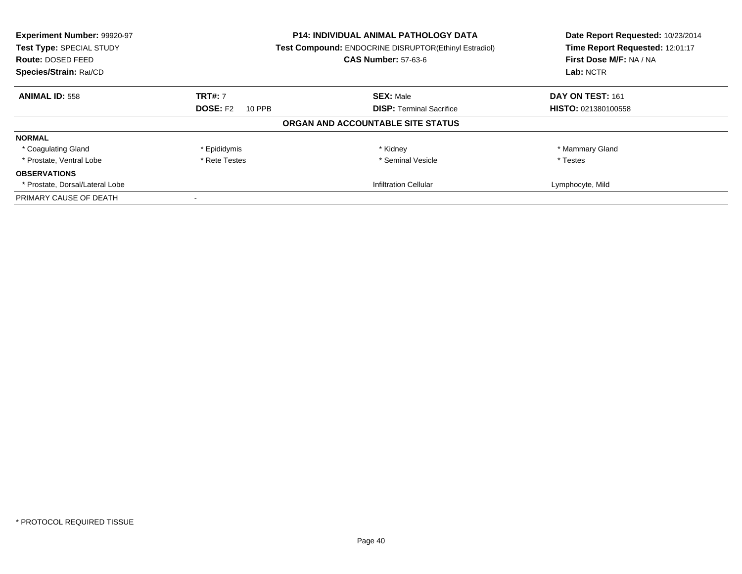**Experiment Number:** 99920-97
**Test Type:** SPECIAL STUDY
**Route:** DOSED FEED
**Species/Strain:** Rat/CD

**P14: INDIVIDUAL ANIMAL PATHOLOGY DATA**
**Test Compound:** ENDOCRINE DISRUPTOR(Ethinyl Estradiol)
**CAS Number:** 57-63-6

**Date Report Requested:** 10/23/2014
**Time Report Requested:** 12:01:17
**First Dose M/F:** NA / NA
**Lab:** NCTR

| **ANIMAL ID:** 558 | **TRT#:** 7 | **SEX:** Male | **DAY ON TEST:** 161 |
|---|---|---|---|
| | **DOSE:** F2 10 PPB | **DISP:** Terminal Sacrifice | **HISTO:** 021380100558 |

**ORGAN AND ACCOUNTABLE SITE STATUS**

| | | | |
|---|---|---|---|
| **NORMAL** | | | |
| * Coagulating Gland | * Epididymis | * Kidney | * Mammary Gland |
| * Prostate, Ventral Lobe | * Rete Testes | * Seminal Vesicle | * Testes |
| **OBSERVATIONS** | | | |
| * Prostate, Dorsal/Lateral Lobe | | Infiltration Cellular | Lymphocyte, Mild |
| PRIMARY CAUSE OF DEATH | - | | |

* PROTOCOL REQUIRED TISSUE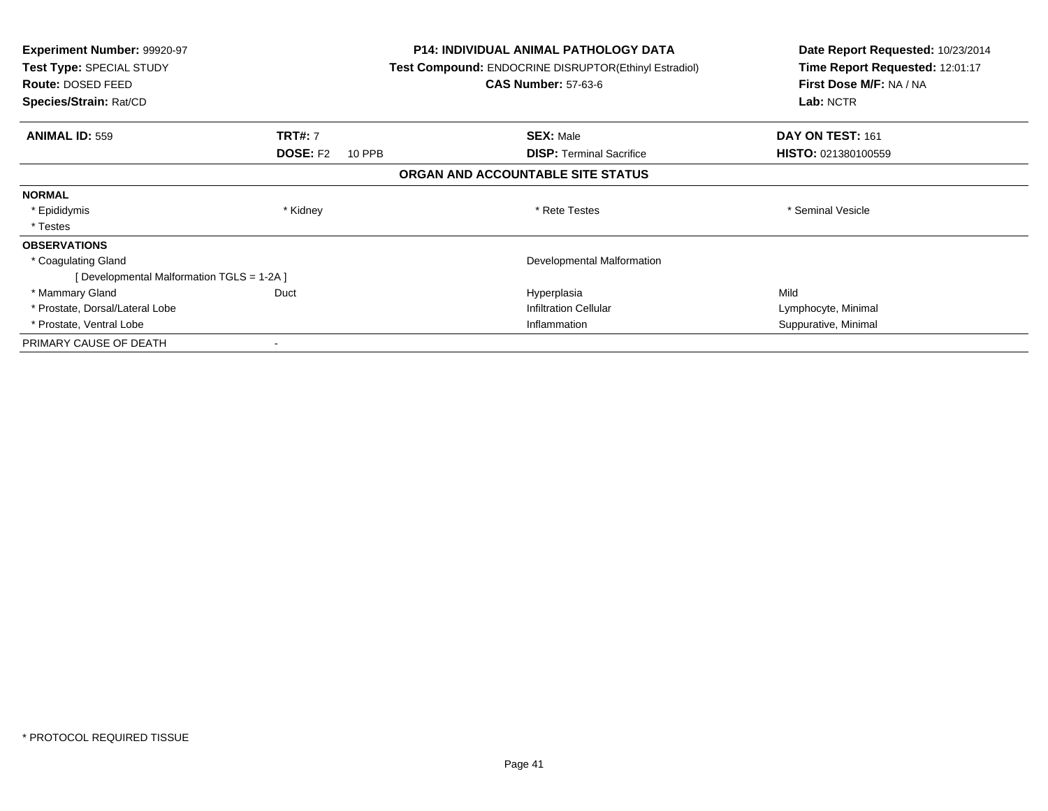**Experiment Number:** 99920-97
**Test Type:** SPECIAL STUDY
**Route:** DOSED FEED
**Species/Strain:** Rat/CD

**P14: INDIVIDUAL ANIMAL PATHOLOGY DATA**
**Test Compound:** ENDOCRINE DISRUPTOR(Ethinyl Estradiol)
**CAS Number:** 57-63-6

**Date Report Requested:** 10/23/2014
**Time Report Requested:** 12:01:17
**First Dose M/F:** NA / NA
**Lab:** NCTR

| **ANIMAL ID:** 559 | **TRT#:** 7 | **SEX:** Male | **DAY ON TEST:** 161 |
|---|---|---|---|
| | **DOSE:** F2 10 PPB | **DISP:** Terminal Sacrifice | **HISTO:** 021380100559 |

## ORGAN AND ACCOUNTABLE SITE STATUS

| | | | |
|---|---|---|---|
| **NORMAL** | | | |
| * Epididymis | * Kidney | * Rete Testes | * Seminal Vesicle |
| * Testes | | | |
| **OBSERVATIONS** | | | |
| * Coagulating Gland | | Developmental Malformation | |
| [ Developmental Malformation TGLS = 1-2A ] | | | |
| * Mammary Gland | Duct | Hyperplasia | Mild |
| * Prostate, Dorsal/Lateral Lobe | | Infiltration Cellular | Lymphocyte, Minimal |
| * Prostate, Ventral Lobe | | Inflammation | Suppurative, Minimal |
| PRIMARY CAUSE OF DEATH | - | | |

* PROTOCOL REQUIRED TISSUE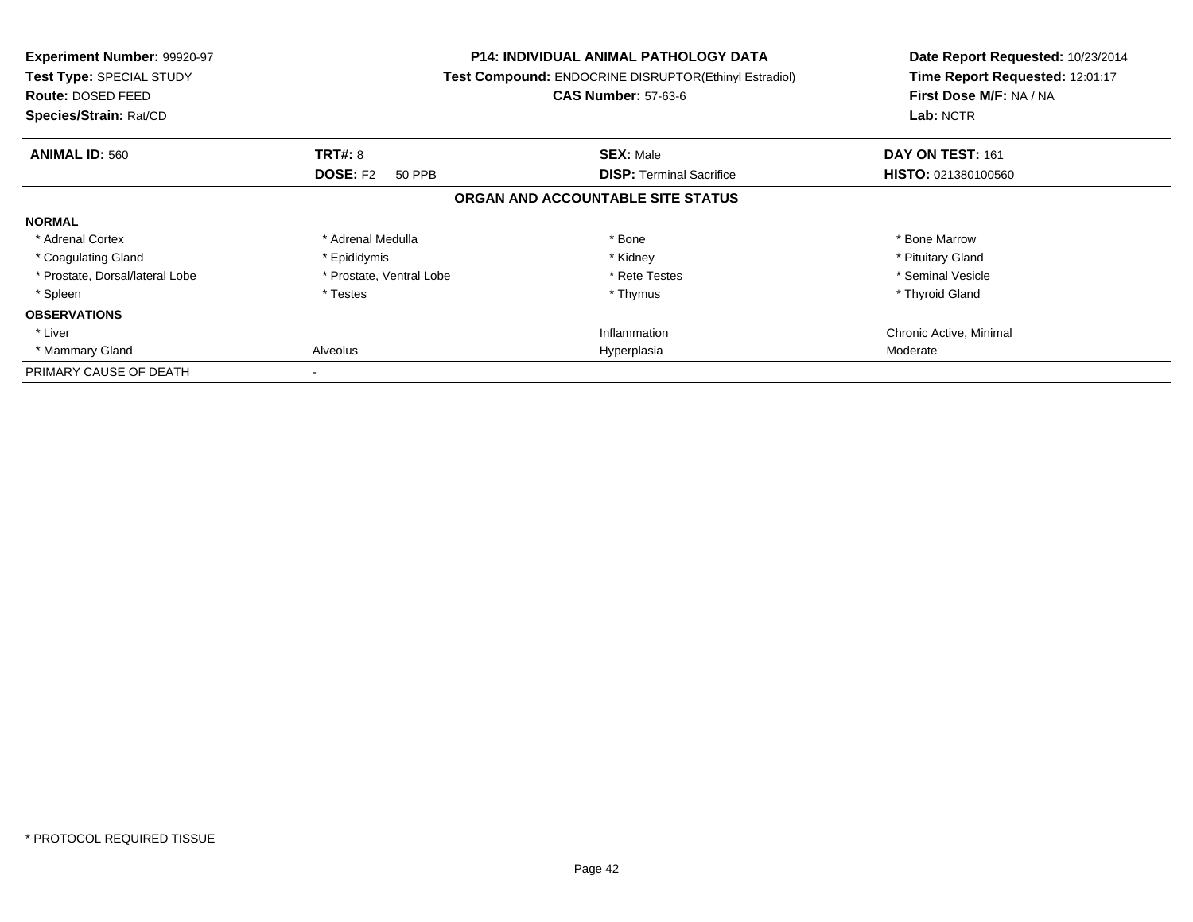**Experiment Number:** 99920-97
**Test Type:** SPECIAL STUDY
**Route:** DOSED FEED
**Species/Strain:** Rat/CD

**P14: INDIVIDUAL ANIMAL PATHOLOGY DATA**
**Test Compound:** ENDOCRINE DISRUPTOR(Ethinyl Estradiol)
**CAS Number:** 57-63-6

**Date Report Requested:** 10/23/2014
**Time Report Requested:** 12:01:17
**First Dose M/F:** NA / NA
**Lab:** NCTR

| **ANIMAL ID:** 560 | **TRT#:** 8 | **SEX:** Male | **DAY ON TEST:** 161 |
|---|---|---|---|
| | **DOSE:** F2 50 PPB | **DISP:** Terminal Sacrifice | **HISTO:** 021380100560 |

## ORGAN AND ACCOUNTABLE SITE STATUS

| | | | |
|---|---|---|---|
| **NORMAL** | | | |
| * Adrenal Cortex | * Adrenal Medulla | * Bone | * Bone Marrow |
| * Coagulating Gland | * Epididymis | * Kidney | * Pituitary Gland |
| * Prostate, Dorsal/lateral Lobe | * Prostate, Ventral Lobe | * Rete Testes | * Seminal Vesicle |
| * Spleen | * Testes | * Thymus | * Thyroid Gland |
| **OBSERVATIONS** | | | |
| * Liver | | Inflammation | Chronic Active, Minimal |
| * Mammary Gland | Alveolus | Hyperplasia | Moderate |
| PRIMARY CAUSE OF DEATH | - | | |

* PROTOCOL REQUIRED TISSUE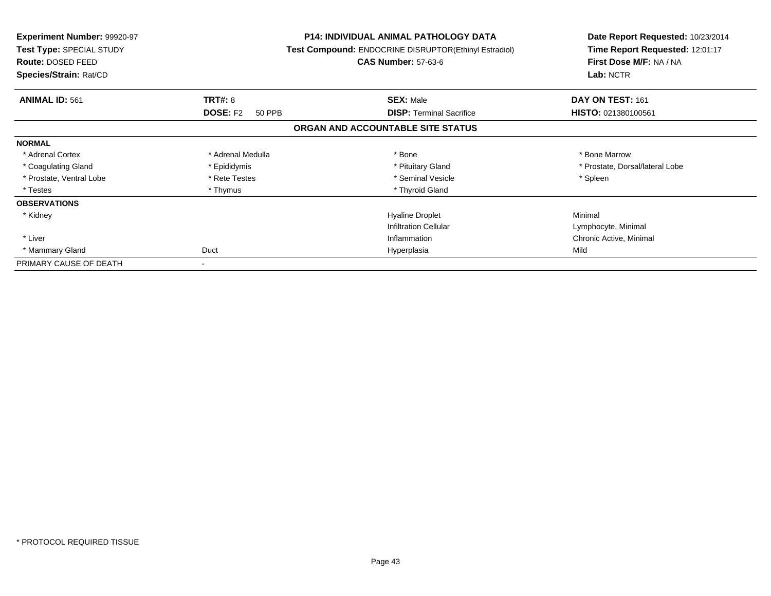**Experiment Number:** 99920-97
**Test Type:** SPECIAL STUDY
**Route:** DOSED FEED
**Species/Strain:** Rat/CD

**P14: INDIVIDUAL ANIMAL PATHOLOGY DATA**
**Test Compound:** ENDOCRINE DISRUPTOR(Ethinyl Estradiol)
**CAS Number:** 57-63-6

**Date Report Requested:** 10/23/2014
**Time Report Requested:** 12:01:17
**First Dose M/F:** NA / NA
**Lab:** NCTR

| **ANIMAL ID:** 561 | **TRT#:** 8 | **SEX:** Male | **DAY ON TEST:** 161 |
|---|---|---|---|
| | **DOSE:** F2 50 PPB | **DISP:** Terminal Sacrifice | **HISTO:** 021380100561 |

## ORGAN AND ACCOUNTABLE SITE STATUS

| | | | |
|---|---|---|---|
| **NORMAL** | | | |
| * Adrenal Cortex | * Adrenal Medulla | * Bone | * Bone Marrow |
| * Coagulating Gland | * Epididymis | * Pituitary Gland | * Prostate, Dorsal/lateral Lobe |
| * Prostate, Ventral Lobe | * Rete Testes | * Seminal Vesicle | * Spleen |
| * Testes | * Thymus | * Thyroid Gland | |
| **OBSERVATIONS** | | | |
| * Kidney | | Hyaline Droplet | Minimal |
| | | Infiltration Cellular | Lymphocyte, Minimal |
| * Liver | | Inflammation | Chronic Active, Minimal |
| * Mammary Gland | Duct | Hyperplasia | Mild |
| PRIMARY CAUSE OF DEATH | - | | |

* PROTOCOL REQUIRED TISSUE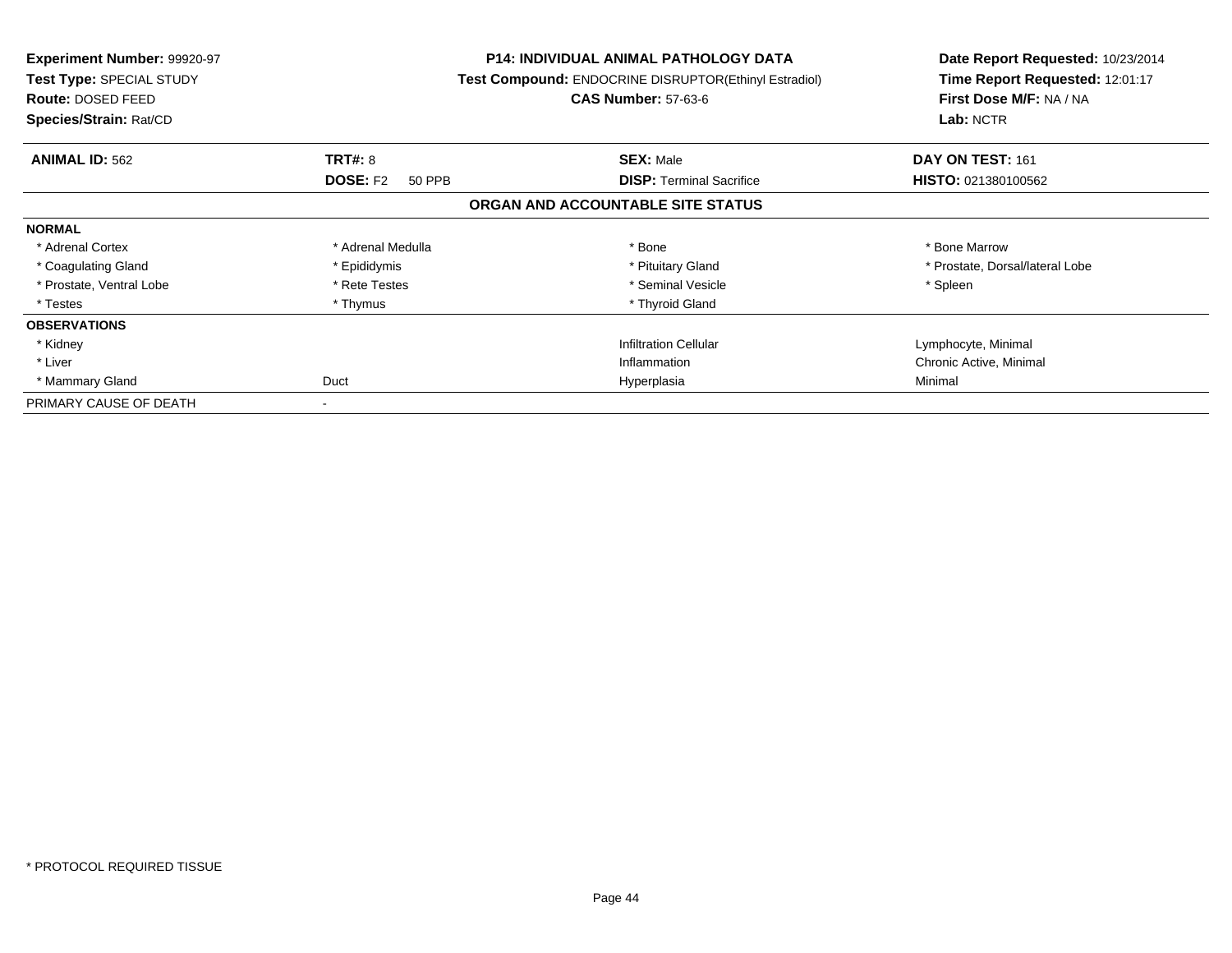**Experiment Number:** 99920-97
**Test Type:** SPECIAL STUDY
**Route:** DOSED FEED
**Species/Strain:** Rat/CD

**P14: INDIVIDUAL ANIMAL PATHOLOGY DATA**
**Test Compound:** ENDOCRINE DISRUPTOR(Ethinyl Estradiol)
**CAS Number:** 57-63-6

**Date Report Requested:** 10/23/2014
**Time Report Requested:** 12:01:17
**First Dose M/F:** NA / NA
**Lab:** NCTR

| **ANIMAL ID:** 562 | **TRT#:** 8 | **SEX:** Male | **DAY ON TEST:** 161 |
|---|---|---|---|
| | **DOSE:** F2 50 PPB | **DISP:** Terminal Sacrifice | **HISTO:** 021380100562 |

## ORGAN AND ACCOUNTABLE SITE STATUS

| | | | |
|---|---|---|---|
| **NORMAL** | | | |
| * Adrenal Cortex | * Adrenal Medulla | * Bone | * Bone Marrow |
| * Coagulating Gland | * Epididymis | * Pituitary Gland | * Prostate, Dorsal/lateral Lobe |
| * Prostate, Ventral Lobe | * Rete Testes | * Seminal Vesicle | * Spleen |
| * Testes | * Thymus | * Thyroid Gland | |
| **OBSERVATIONS** | | | |
| * Kidney | | Infiltration Cellular | Lymphocyte, Minimal |
| * Liver | | Inflammation | Chronic Active, Minimal |
| * Mammary Gland | Duct | Hyperplasia | Minimal |
| PRIMARY CAUSE OF DEATH | - | | |

* PROTOCOL REQUIRED TISSUE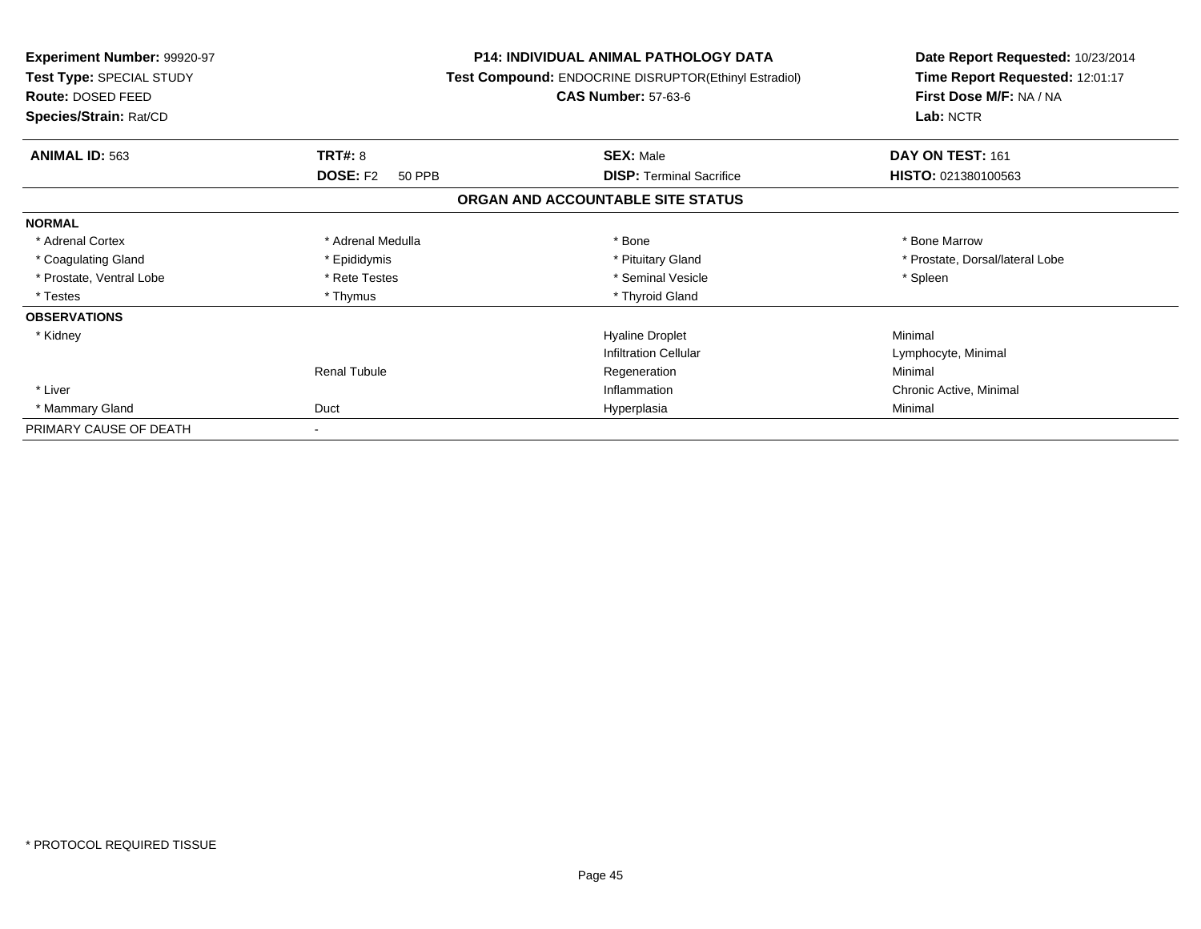**Experiment Number:** 99920-97
**Test Type:** SPECIAL STUDY
**Route:** DOSED FEED
**Species/Strain:** Rat/CD

**P14: INDIVIDUAL ANIMAL PATHOLOGY DATA**
**Test Compound:** ENDOCRINE DISRUPTOR(Ethinyl Estradiol)
**CAS Number:** 57-63-6

**Date Report Requested:** 10/23/2014
**Time Report Requested:** 12:01:17
**First Dose M/F:** NA / NA
**Lab:** NCTR

| **ANIMAL ID:** 563 | **TRT#:** 8 | **SEX:** Male | **DAY ON TEST:** 161 |
|---|---|---|---|
| | **DOSE:** F2 50 PPB | **DISP:** Terminal Sacrifice | **HISTO:** 021380100563 |

## ORGAN AND ACCOUNTABLE SITE STATUS

| | | | |
|---|---|---|---|
| **NORMAL** | | | |
| * Adrenal Cortex | * Adrenal Medulla | * Bone | * Bone Marrow |
| * Coagulating Gland | * Epididymis | * Pituitary Gland | * Prostate, Dorsal/lateral Lobe |
| * Prostate, Ventral Lobe | * Rete Testes | * Seminal Vesicle | * Spleen |
| * Testes | * Thymus | * Thyroid Gland | |
| **OBSERVATIONS** | | | |
| * Kidney | | Hyaline Droplet | Minimal |
| | | Infiltration Cellular | Lymphocyte, Minimal |
| | Renal Tubule | Regeneration | Minimal |
| * Liver | | Inflammation | Chronic Active, Minimal |
| * Mammary Gland | Duct | Hyperplasia | Minimal |
| PRIMARY CAUSE OF DEATH | - | | |

* PROTOCOL REQUIRED TISSUE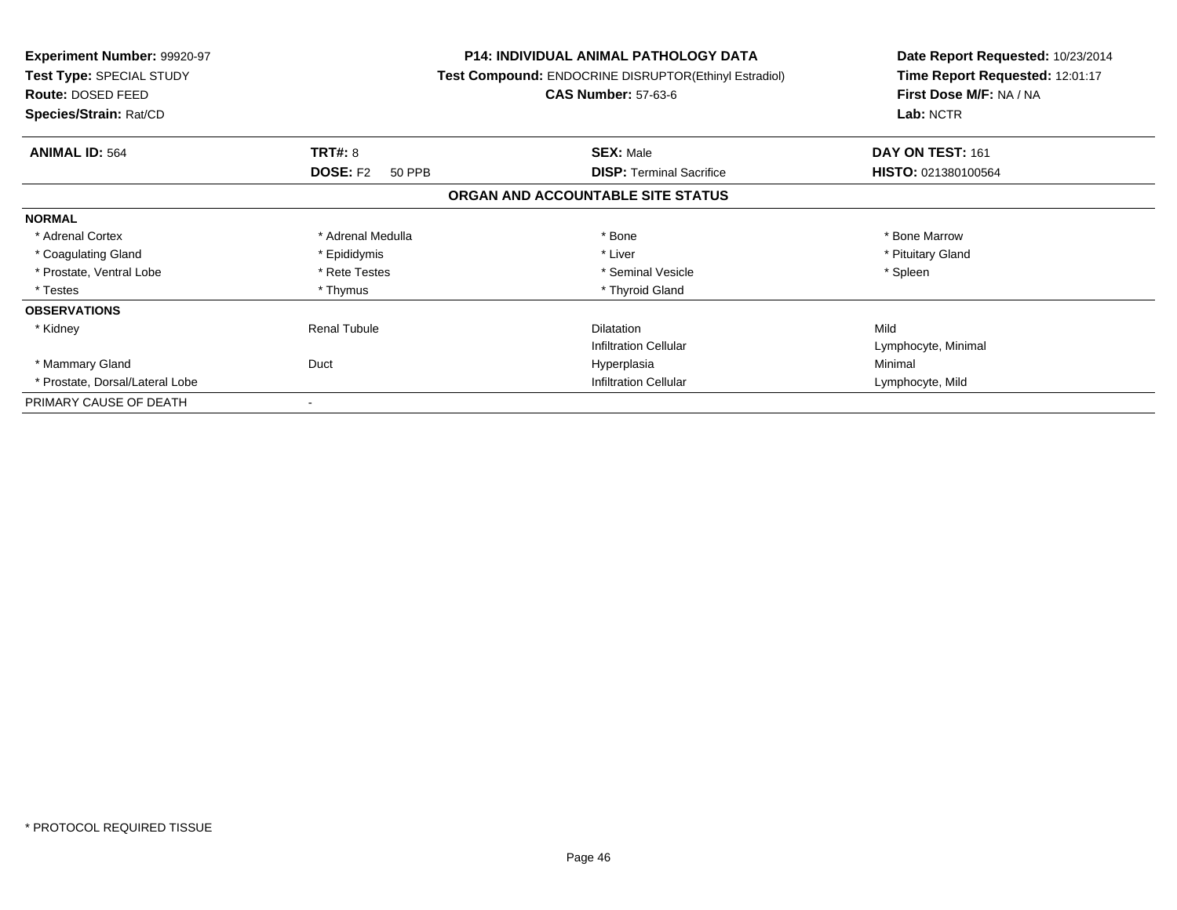**Experiment Number:** 99920-97
**Test Type:** SPECIAL STUDY
**Route:** DOSED FEED
**Species/Strain:** Rat/CD

**P14: INDIVIDUAL ANIMAL PATHOLOGY DATA**
**Test Compound:** ENDOCRINE DISRUPTOR(Ethinyl Estradiol)
**CAS Number:** 57-63-6

**Date Report Requested:** 10/23/2014
**Time Report Requested:** 12:01:17
**First Dose M/F:** NA / NA
**Lab:** NCTR

| **ANIMAL ID:** 564 | **TRT#:** 8 | **SEX:** Male | **DAY ON TEST:** 161 |
|---|---|---|---|
| | **DOSE:** F2 50 PPB | **DISP:** Terminal Sacrifice | **HISTO:** 021380100564 |

## ORGAN AND ACCOUNTABLE SITE STATUS

| | | | |
|---|---|---|---|
| **NORMAL** | | | |
| * Adrenal Cortex | * Adrenal Medulla | * Bone | * Bone Marrow |
| * Coagulating Gland | * Epididymis | * Liver | * Pituitary Gland |
| * Prostate, Ventral Lobe | * Rete Testes | * Seminal Vesicle | * Spleen |
| * Testes | * Thymus | * Thyroid Gland | |
| **OBSERVATIONS** | | | |
| * Kidney | Renal Tubule | Dilatation | Mild |
| | | Infiltration Cellular | Lymphocyte, Minimal |
| * Mammary Gland | Duct | Hyperplasia | Minimal |
| * Prostate, Dorsal/Lateral Lobe | | Infiltration Cellular | Lymphocyte, Mild |
| PRIMARY CAUSE OF DEATH | - | | |

* PROTOCOL REQUIRED TISSUE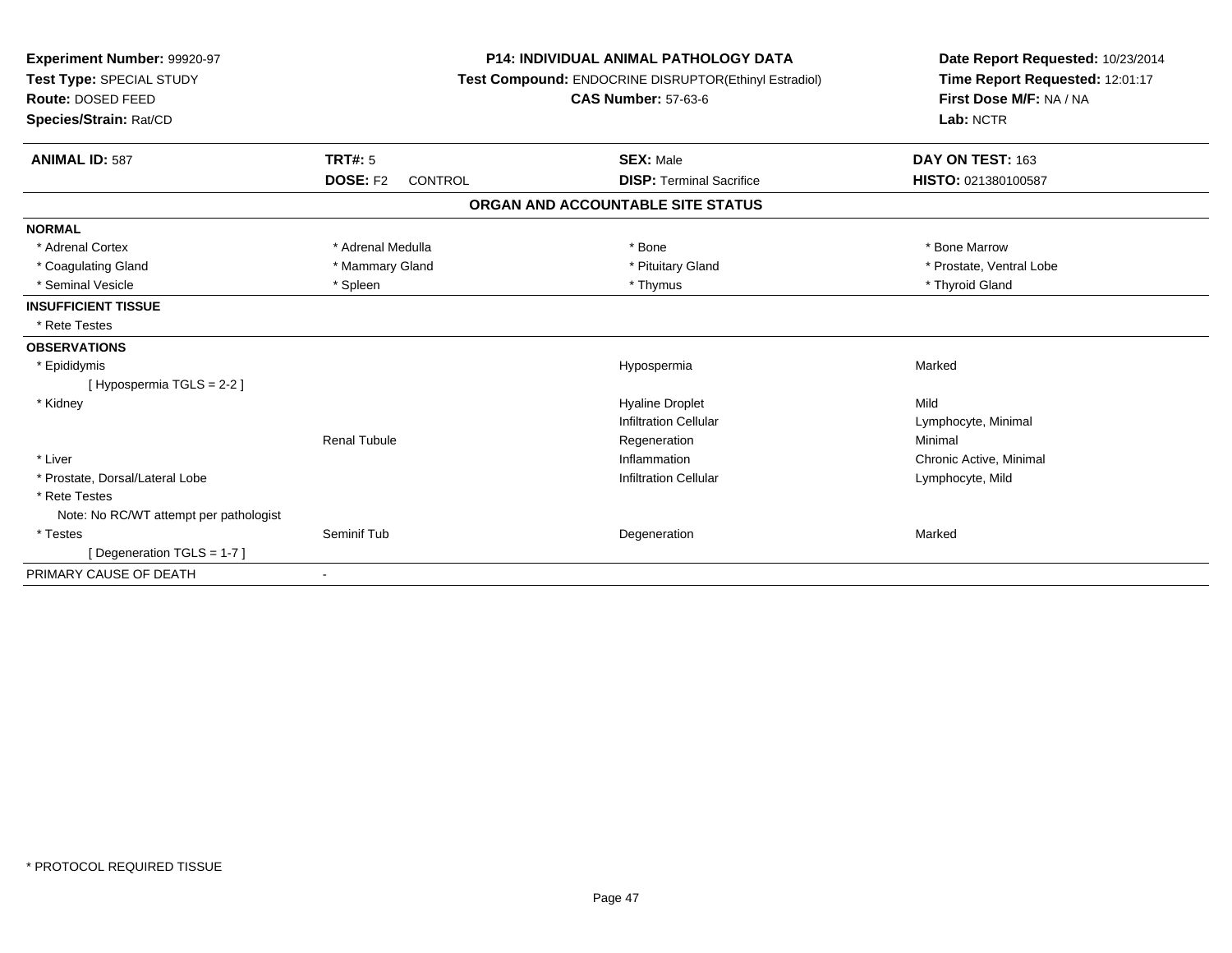**Experiment Number:** 99920-97
**Test Type:** SPECIAL STUDY
**Route:** DOSED FEED
**Species/Strain:** Rat/CD

**P14: INDIVIDUAL ANIMAL PATHOLOGY DATA**
**Test Compound:** ENDOCRINE DISRUPTOR(Ethinyl Estradiol)
**CAS Number:** 57-63-6

**Date Report Requested:** 10/23/2014
**Time Report Requested:** 12:01:17
**First Dose M/F:** NA / NA
**Lab:** NCTR

| **ANIMAL ID:** 587 | **TRT#:** 5 | **SEX:** Male | **DAY ON TEST:** 163 |
|---|---|---|---|
| | **DOSE:** F2 CONTROL | **DISP:** Terminal Sacrifice | **HISTO:** 021380100587 |

## ORGAN AND ACCOUNTABLE SITE STATUS

**NORMAL**

| | | | |
|---|---|---|---|
| * Adrenal Cortex | * Adrenal Medulla | * Bone | * Bone Marrow |
| * Coagulating Gland | * Mammary Gland | * Pituitary Gland | * Prostate, Ventral Lobe |
| * Seminal Vesicle | * Spleen | * Thymus | * Thyroid Gland |

**INSUFFICIENT TISSUE**

* Rete Testes

**OBSERVATIONS**

| | | | |
|---|---|---|---|
| * Epididymis | | Hypospermia | Marked |
| [ Hypospermia TGLS = 2-2 ] | | | |
| * Kidney | | Hyaline Droplet | Mild |
| | | Infiltration Cellular | Lymphocyte, Minimal |
| | Renal Tubule | Regeneration | Minimal |
| * Liver | | Inflammation | Chronic Active, Minimal |
| * Prostate, Dorsal/Lateral Lobe | | Infiltration Cellular | Lymphocyte, Mild |
| * Rete Testes | | | |
| Note: No RC/WT attempt per pathologist | | | |
| * Testes | Seminif Tub | Degeneration | Marked |
| [ Degeneration TGLS = 1-7 ] | | | |

PRIMARY CAUSE OF DEATH -

* PROTOCOL REQUIRED TISSUE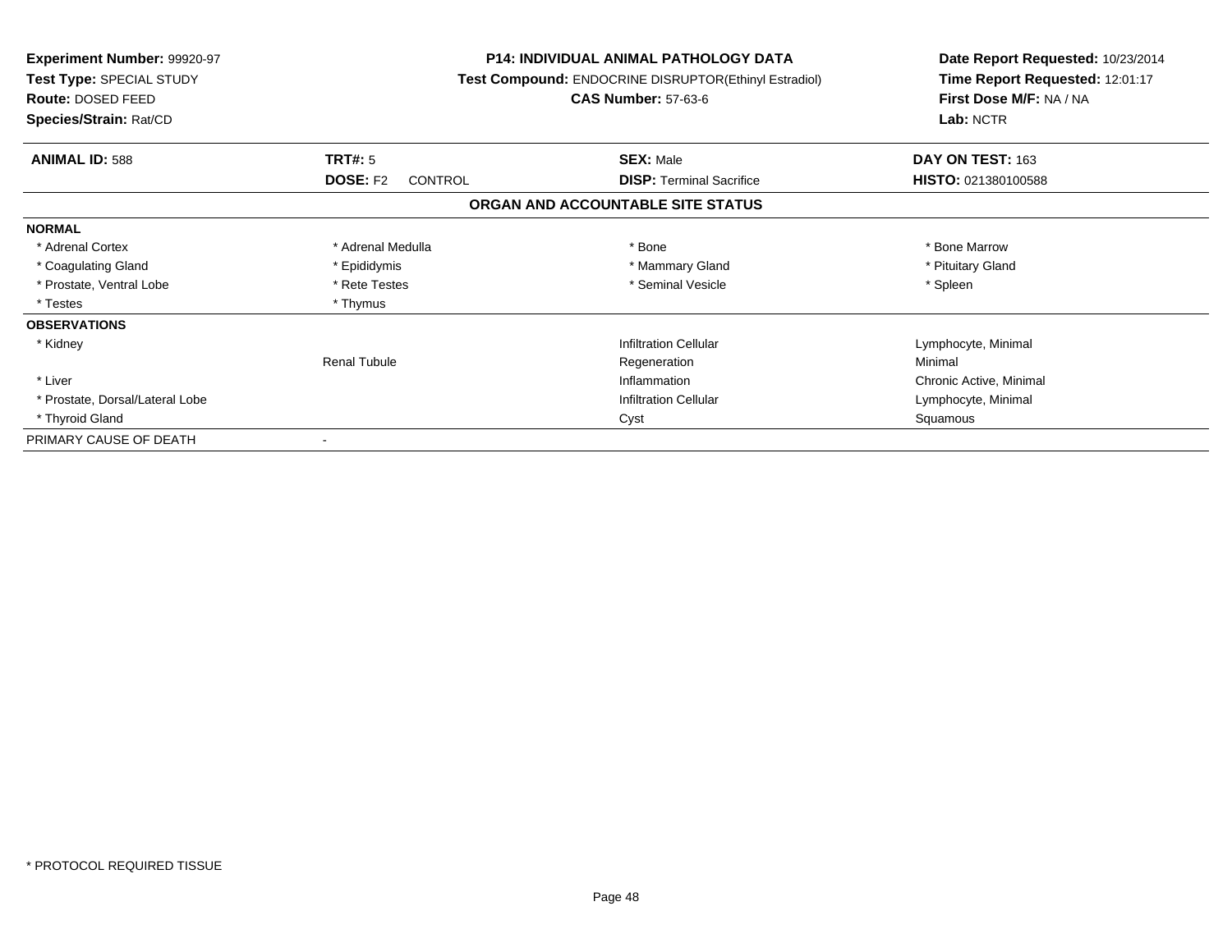**Experiment Number:** 99920-97
**Test Type:** SPECIAL STUDY
**Route:** DOSED FEED
**Species/Strain:** Rat/CD

**P14: INDIVIDUAL ANIMAL PATHOLOGY DATA**
**Test Compound:** ENDOCRINE DISRUPTOR(Ethinyl Estradiol)
**CAS Number:** 57-63-6

**Date Report Requested:** 10/23/2014
**Time Report Requested:** 12:01:17
**First Dose M/F:** NA / NA
**Lab:** NCTR

| **ANIMAL ID:** 588 | **TRT#:** 5 | **SEX:** Male | **DAY ON TEST:** 163 |
|---|---|---|---|
| | **DOSE:** F2 CONTROL | **DISP:** Terminal Sacrifice | **HISTO:** 021380100588 |

## ORGAN AND ACCOUNTABLE SITE STATUS

| | | | |
|---|---|---|---|
| **NORMAL** | | | |
| * Adrenal Cortex | * Adrenal Medulla | * Bone | * Bone Marrow |
| * Coagulating Gland | * Epididymis | * Mammary Gland | * Pituitary Gland |
| * Prostate, Ventral Lobe | * Rete Testes | * Seminal Vesicle | * Spleen |
| * Testes | * Thymus | | |
| **OBSERVATIONS** | | | |
| * Kidney | | Infiltration Cellular | Lymphocyte, Minimal |
| | Renal Tubule | Regeneration | Minimal |
| * Liver | | Inflammation | Chronic Active, Minimal |
| * Prostate, Dorsal/Lateral Lobe | | Infiltration Cellular | Lymphocyte, Minimal |
| * Thyroid Gland | | Cyst | Squamous |
| PRIMARY CAUSE OF DEATH | - | | |

* PROTOCOL REQUIRED TISSUE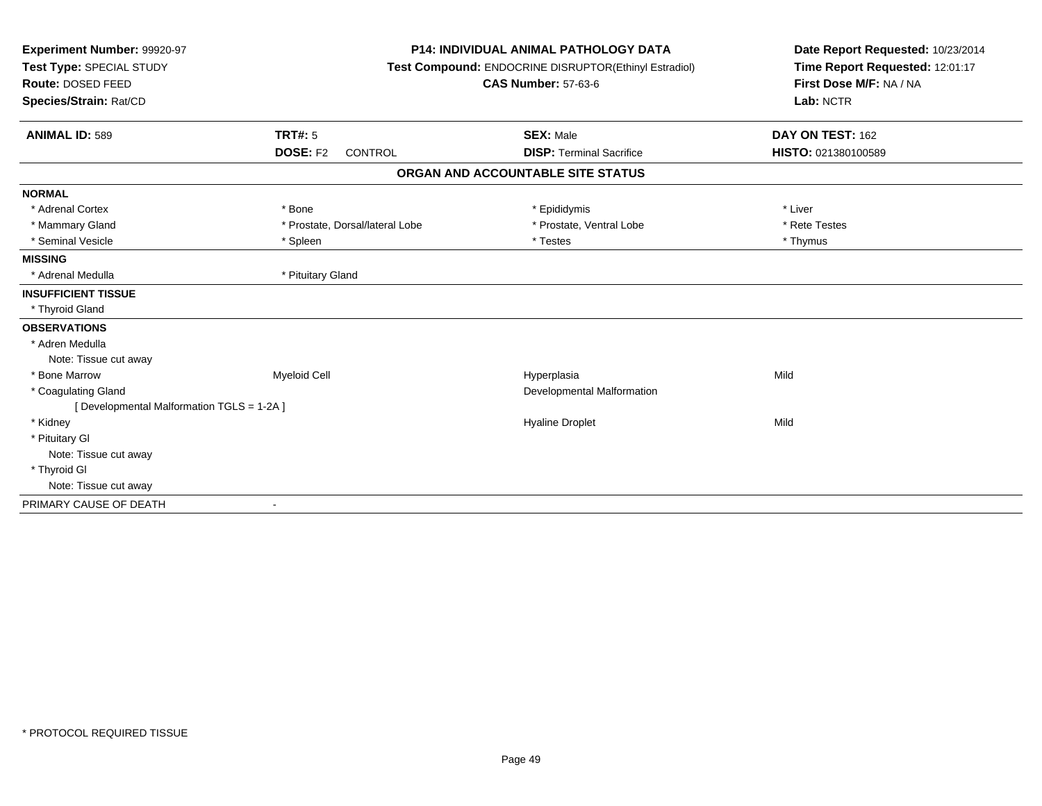**Experiment Number:** 99920-97
**Test Type:** SPECIAL STUDY
**Route:** DOSED FEED
**Species/Strain:** Rat/CD

**P14: INDIVIDUAL ANIMAL PATHOLOGY DATA**
**Test Compound:** ENDOCRINE DISRUPTOR(Ethinyl Estradiol)
**CAS Number:** 57-63-6

**Date Report Requested:** 10/23/2014
**Time Report Requested:** 12:01:17
**First Dose M/F:** NA / NA
**Lab:** NCTR

| **ANIMAL ID:** 589 | **TRT#:** 5 | **SEX:** Male | **DAY ON TEST:** 162 |
|---|---|---|---|
| | **DOSE:** F2 CONTROL | **DISP:** Terminal Sacrifice | **HISTO:** 021380100589 |

## ORGAN AND ACCOUNTABLE SITE STATUS

| | | | |
|---|---|---|---|
| **NORMAL** | | | |
| * Adrenal Cortex | * Bone | * Epididymis | * Liver |
| * Mammary Gland | * Prostate, Dorsal/lateral Lobe | * Prostate, Ventral Lobe | * Rete Testes |
| * Seminal Vesicle | * Spleen | * Testes | * Thymus |
| **MISSING** | | | |
| * Adrenal Medulla | * Pituitary Gland | | |
| **INSUFFICIENT TISSUE** | | | |
| * Thyroid Gland | | | |
| **OBSERVATIONS** | | | |
| * Adren Medulla | | | |
| Note: Tissue cut away | | | |
| * Bone Marrow | Myeloid Cell | Hyperplasia | Mild |
| * Coagulating Gland | | Developmental Malformation | |
| [ Developmental Malformation TGLS = 1-2A ] | | | |
| * Kidney | | Hyaline Droplet | Mild |
| * Pituitary Gl | | | |
| Note: Tissue cut away | | | |
| * Thyroid Gl | | | |
| Note: Tissue cut away | | | |
| PRIMARY CAUSE OF DEATH | - | | |

* PROTOCOL REQUIRED TISSUE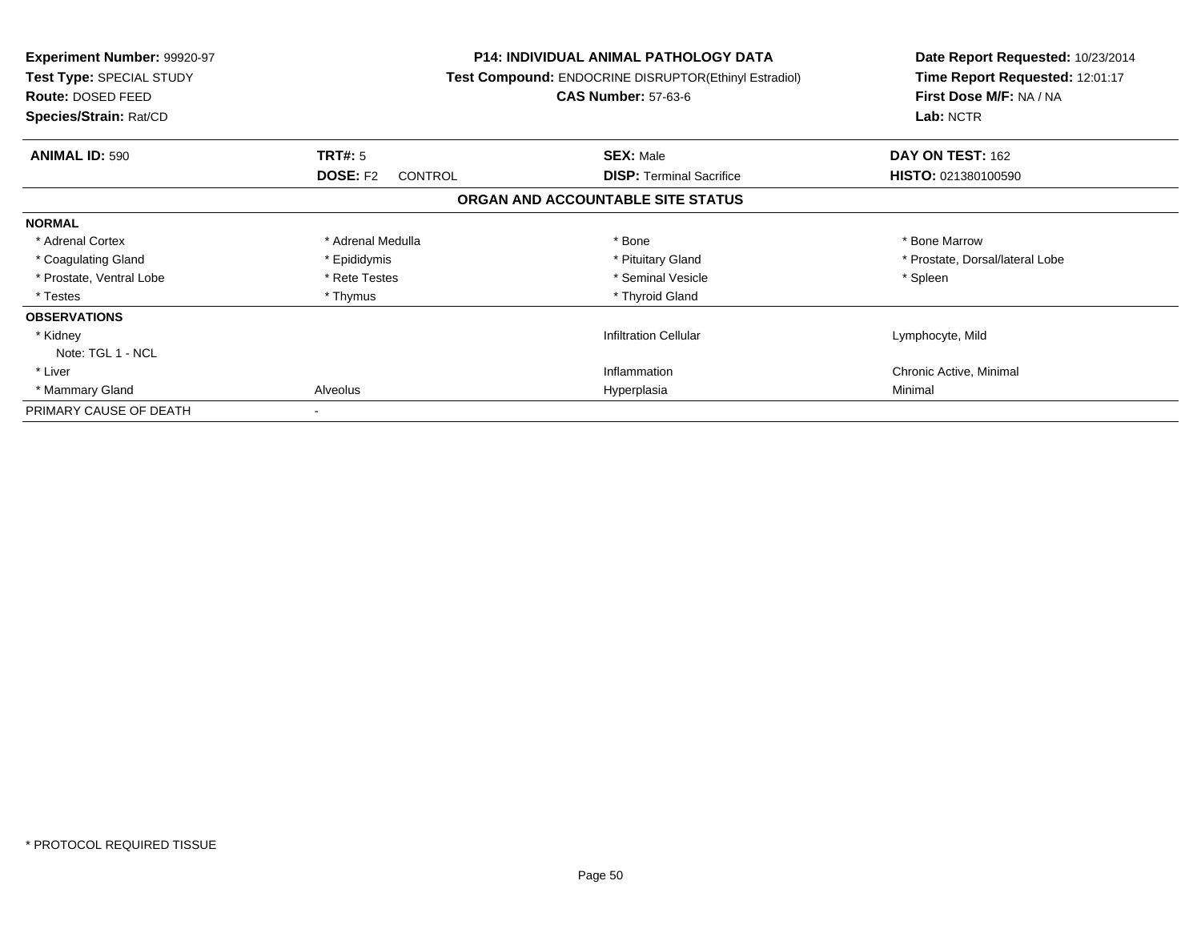| | | | |
|---|---|---|---|
| **Experiment Number:** 99920-97 | **P14: INDIVIDUAL ANIMAL PATHOLOGY DATA** | | **Date Report Requested:** 10/23/2014 |
| **Test Type:** SPECIAL STUDY | **Test Compound:** ENDOCRINE DISRUPTOR(Ethinyl Estradiol) | | **Time Report Requested:** 12:01:17 |
| **Route:** DOSED FEED | **CAS Number:** 57-63-6 | | **First Dose M/F:** NA / NA |
| **Species/Strain:** Rat/CD | | | **Lab:** NCTR |

| **ANIMAL ID:** 590 | **TRT#:** 5 | **SEX:** Male | **DAY ON TEST:** 162 |
|---|---|---|---|
| | **DOSE:** F2 CONTROL | **DISP:** Terminal Sacrifice | **HISTO:** 021380100590 |

**ORGAN AND ACCOUNTABLE SITE STATUS**

| | | | |
|---|---|---|---|
| **NORMAL** | | | |
| * Adrenal Cortex | * Adrenal Medulla | * Bone | * Bone Marrow |
| * Coagulating Gland | * Epididymis | * Pituitary Gland | * Prostate, Dorsal/lateral Lobe |
| * Prostate, Ventral Lobe | * Rete Testes | * Seminal Vesicle | * Spleen |
| * Testes | * Thymus | * Thyroid Gland | |
| **OBSERVATIONS** | | | |
| * Kidney | | Infiltration Cellular | Lymphocyte, Mild |
| Note: TGL 1 - NCL | | | |
| * Liver | | Inflammation | Chronic Active, Minimal |
| * Mammary Gland | Alveolus | Hyperplasia | Minimal |
| PRIMARY CAUSE OF DEATH | - | | |

* PROTOCOL REQUIRED TISSUE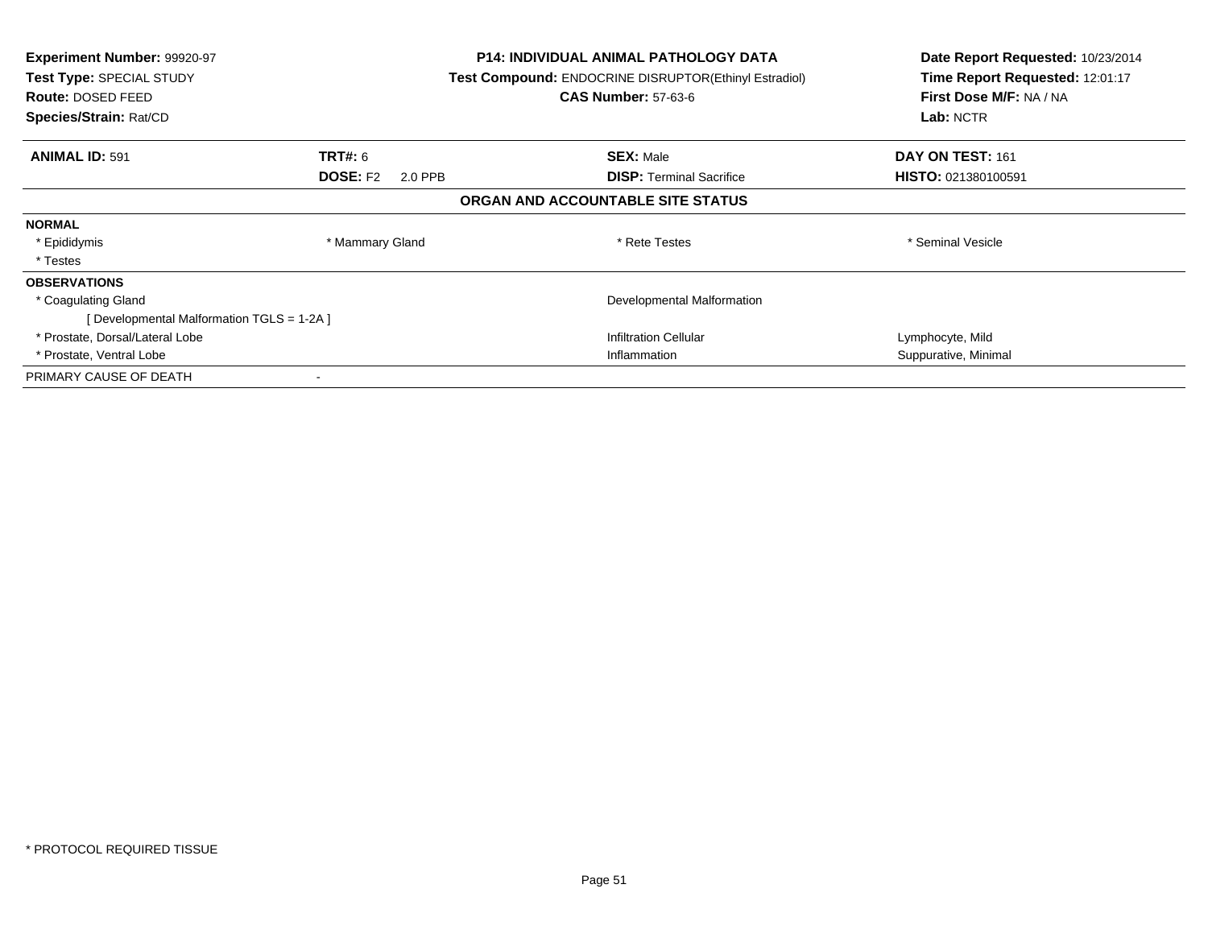**Experiment Number:** 99920-97
**Test Type:** SPECIAL STUDY
**Route:** DOSED FEED
**Species/Strain:** Rat/CD

**P14: INDIVIDUAL ANIMAL PATHOLOGY DATA**
**Test Compound:** ENDOCRINE DISRUPTOR(Ethinyl Estradiol)
**CAS Number:** 57-63-6

**Date Report Requested:** 10/23/2014
**Time Report Requested:** 12:01:17
**First Dose M/F:** NA / NA
**Lab:** NCTR

| **ANIMAL ID:** 591 | **TRT#:** 6 | **SEX:** Male | **DAY ON TEST:** 161 |
|---|---|---|---|
| | **DOSE:** F2 2.0 PPB | **DISP:** Terminal Sacrifice | **HISTO:** 021380100591 |

**ORGAN AND ACCOUNTABLE SITE STATUS**

**NORMAL**

| * Epididymis | * Mammary Gland | * Rete Testes | * Seminal Vesicle |
|---|---|---|---|
| * Testes | | | |

**OBSERVATIONS**

| | | |
|---|---|---|
| * Coagulating Gland | Developmental Malformation | |
| [ Developmental Malformation TGLS = 1-2A ] | | |
| * Prostate, Dorsal/Lateral Lobe | Infiltration Cellular | Lymphocyte, Mild |
| * Prostate, Ventral Lobe | Inflammation | Suppurative, Minimal |

PRIMARY CAUSE OF DEATH -

* PROTOCOL REQUIRED TISSUE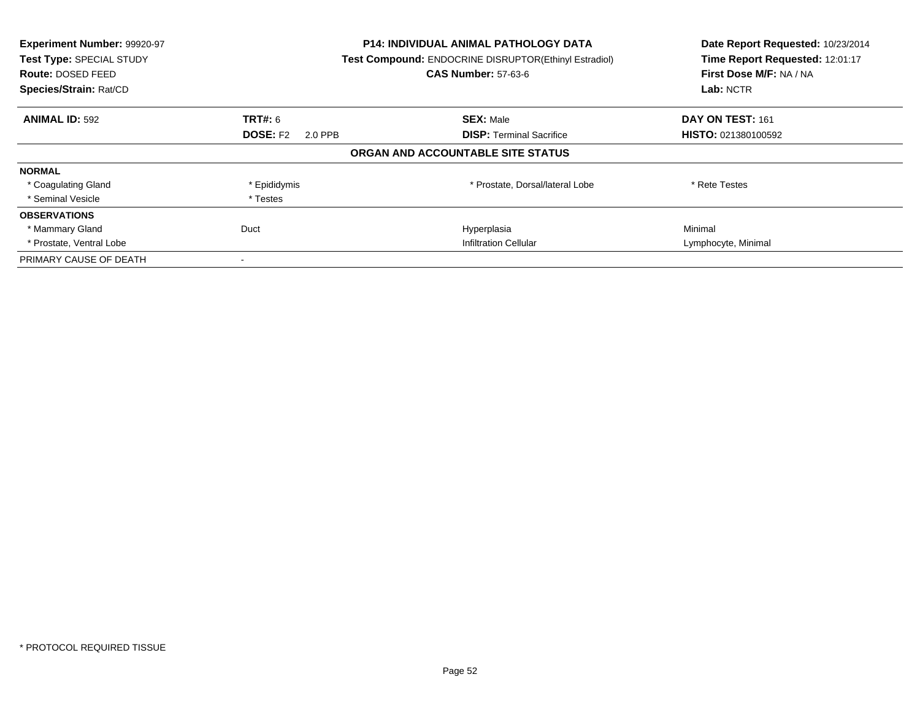| **Experiment Number:** 99920-97 | **P14: INDIVIDUAL ANIMAL PATHOLOGY DATA** | **Date Report Requested:** 10/23/2014 |
|---|---|---|
| **Test Type:** SPECIAL STUDY | **Test Compound:** ENDOCRINE DISRUPTOR(Ethinyl Estradiol) | **Time Report Requested:** 12:01:17 |
| **Route:** DOSED FEED | **CAS Number:** 57-63-6 | **First Dose M/F:** NA / NA |
| **Species/Strain:** Rat/CD | | **Lab:** NCTR |

| **ANIMAL ID:** 592 | **TRT#:** 6 | **SEX:** Male | **DAY ON TEST:** 161 |
|---|---|---|---|
| | **DOSE:** F2 2.0 PPB | **DISP:** Terminal Sacrifice | **HISTO:** 021380100592 |

**ORGAN AND ACCOUNTABLE SITE STATUS**

| | | | |
|---|---|---|---|
| **NORMAL** | | | |
| * Coagulating Gland | * Epididymis | * Prostate, Dorsal/lateral Lobe | * Rete Testes |
| * Seminal Vesicle | * Testes | | |
| **OBSERVATIONS** | | | |
| * Mammary Gland | Duct | Hyperplasia | Minimal |
| * Prostate, Ventral Lobe | | Infiltration Cellular | Lymphocyte, Minimal |
| PRIMARY CAUSE OF DEATH | - | | |

* PROTOCOL REQUIRED TISSUE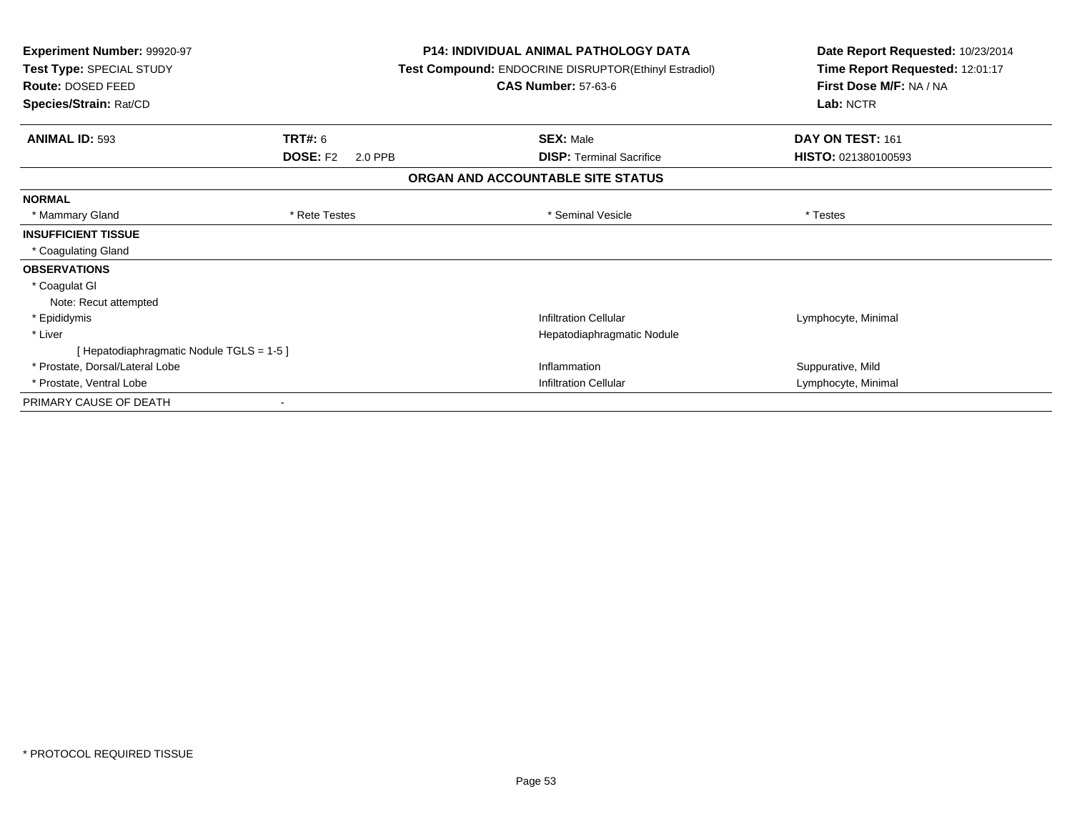**Experiment Number:** 99920-97
**Test Type:** SPECIAL STUDY
**Route:** DOSED FEED
**Species/Strain:** Rat/CD

**P14: INDIVIDUAL ANIMAL PATHOLOGY DATA**
**Test Compound:** ENDOCRINE DISRUPTOR(Ethinyl Estradiol)
**CAS Number:** 57-63-6

**Date Report Requested:** 10/23/2014
**Time Report Requested:** 12:01:17
**First Dose M/F:** NA / NA
**Lab:** NCTR

| **ANIMAL ID:** 593 | **TRT#:** 6 | **SEX:** Male | **DAY ON TEST:** 161 |
|---|---|---|---|
| | **DOSE:** F2 2.0 PPB | **DISP:** Terminal Sacrifice | **HISTO:** 021380100593 |

**ORGAN AND ACCOUNTABLE SITE STATUS**

| | | | |
|---|---|---|---|
| **NORMAL** | | | |
| * Mammary Gland | * Rete Testes | * Seminal Vesicle | * Testes |
| **INSUFFICIENT TISSUE** | | | |
| * Coagulating Gland | | | |
| **OBSERVATIONS** | | | |
| * Coagulat Gl | | | |
| Note: Recut attempted | | | |
| * Epididymis | | Infiltration Cellular | Lymphocyte, Minimal |
| * Liver | | Hepatodiaphragmatic Nodule | |
| [ Hepatodiaphragmatic Nodule TGLS = 1-5 ] | | | |
| * Prostate, Dorsal/Lateral Lobe | | Inflammation | Suppurative, Mild |
| * Prostate, Ventral Lobe | | Infiltration Cellular | Lymphocyte, Minimal |
| PRIMARY CAUSE OF DEATH | - | | |

* PROTOCOL REQUIRED TISSUE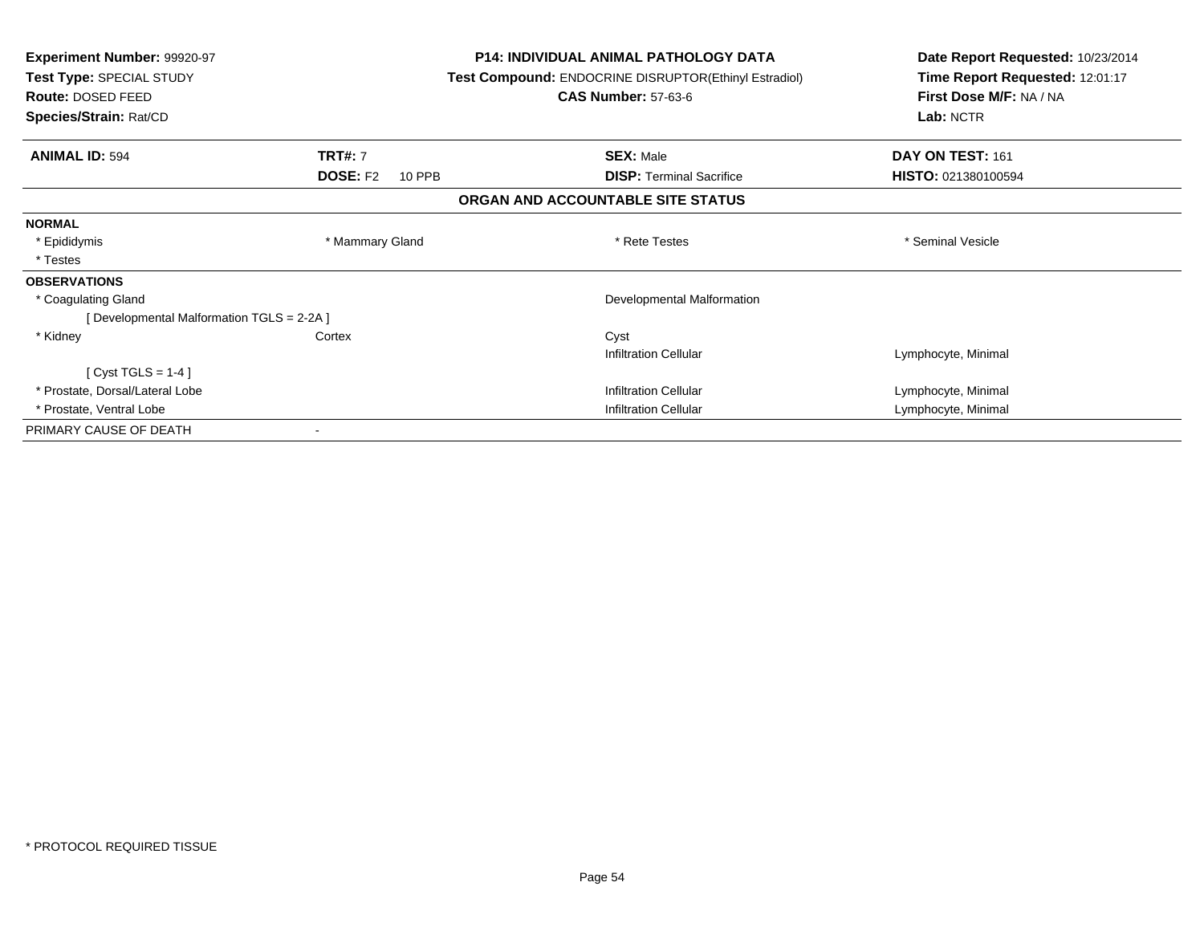**Experiment Number:** 99920-97
**Test Type:** SPECIAL STUDY
**Route:** DOSED FEED
**Species/Strain:** Rat/CD

**P14: INDIVIDUAL ANIMAL PATHOLOGY DATA**
**Test Compound:** ENDOCRINE DISRUPTOR(Ethinyl Estradiol)
**CAS Number:** 57-63-6

**Date Report Requested:** 10/23/2014
**Time Report Requested:** 12:01:17
**First Dose M/F:** NA / NA
**Lab:** NCTR

| **ANIMAL ID:** 594 | **TRT#:** 7 | **SEX:** Male | **DAY ON TEST:** 161 |
|---|---|---|---|
| | **DOSE:** F2 10 PPB | **DISP:** Terminal Sacrifice | **HISTO:** 021380100594 |

**ORGAN AND ACCOUNTABLE SITE STATUS**

| | | | |
|---|---|---|---|
| **NORMAL** | | | |
| * Epididymis | * Mammary Gland | * Rete Testes | * Seminal Vesicle |
| * Testes | | | |
| **OBSERVATIONS** | | | |
| * Coagulating Gland | | Developmental Malformation | |
| [ Developmental Malformation TGLS = 2-2A ] | | | |
| * Kidney | Cortex | Cyst | |
| | | Infiltration Cellular | Lymphocyte, Minimal |
| [ Cyst TGLS = 1-4 ] | | | |
| * Prostate, Dorsal/Lateral Lobe | | Infiltration Cellular | Lymphocyte, Minimal |
| * Prostate, Ventral Lobe | | Infiltration Cellular | Lymphocyte, Minimal |
| PRIMARY CAUSE OF DEATH | - | | |

* PROTOCOL REQUIRED TISSUE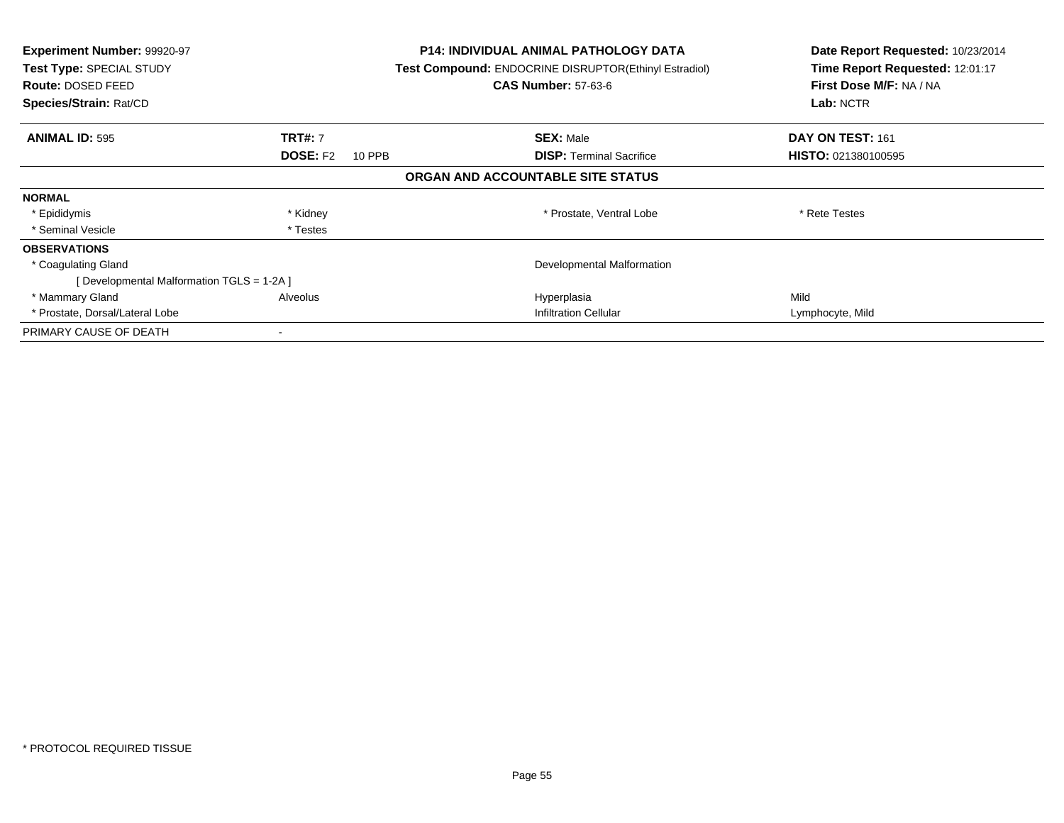**Experiment Number:** 99920-97
**Test Type:** SPECIAL STUDY
**Route:** DOSED FEED
**Species/Strain:** Rat/CD

**P14: INDIVIDUAL ANIMAL PATHOLOGY DATA**
**Test Compound:** ENDOCRINE DISRUPTOR(Ethinyl Estradiol)
**CAS Number:** 57-63-6

**Date Report Requested:** 10/23/2014
**Time Report Requested:** 12:01:17
**First Dose M/F:** NA / NA
**Lab:** NCTR

| **ANIMAL ID:** 595 | **TRT#:** 7 | **SEX:** Male | **DAY ON TEST:** 161 |
|---|---|---|---|
| | **DOSE:** F2 10 PPB | **DISP:** Terminal Sacrifice | **HISTO:** 021380100595 |

**ORGAN AND ACCOUNTABLE SITE STATUS**

| | | | |
|---|---|---|---|
| **NORMAL** | | | |
| * Epididymis | * Kidney | * Prostate, Ventral Lobe | * Rete Testes |
| * Seminal Vesicle | * Testes | | |
| **OBSERVATIONS** | | | |
| * Coagulating Gland | | Developmental Malformation | |
| [ Developmental Malformation TGLS = 1-2A ] | | | |
| * Mammary Gland | Alveolus | Hyperplasia | Mild |
| * Prostate, Dorsal/Lateral Lobe | | Infiltration Cellular | Lymphocyte, Mild |
| PRIMARY CAUSE OF DEATH | - | | |

\* PROTOCOL REQUIRED TISSUE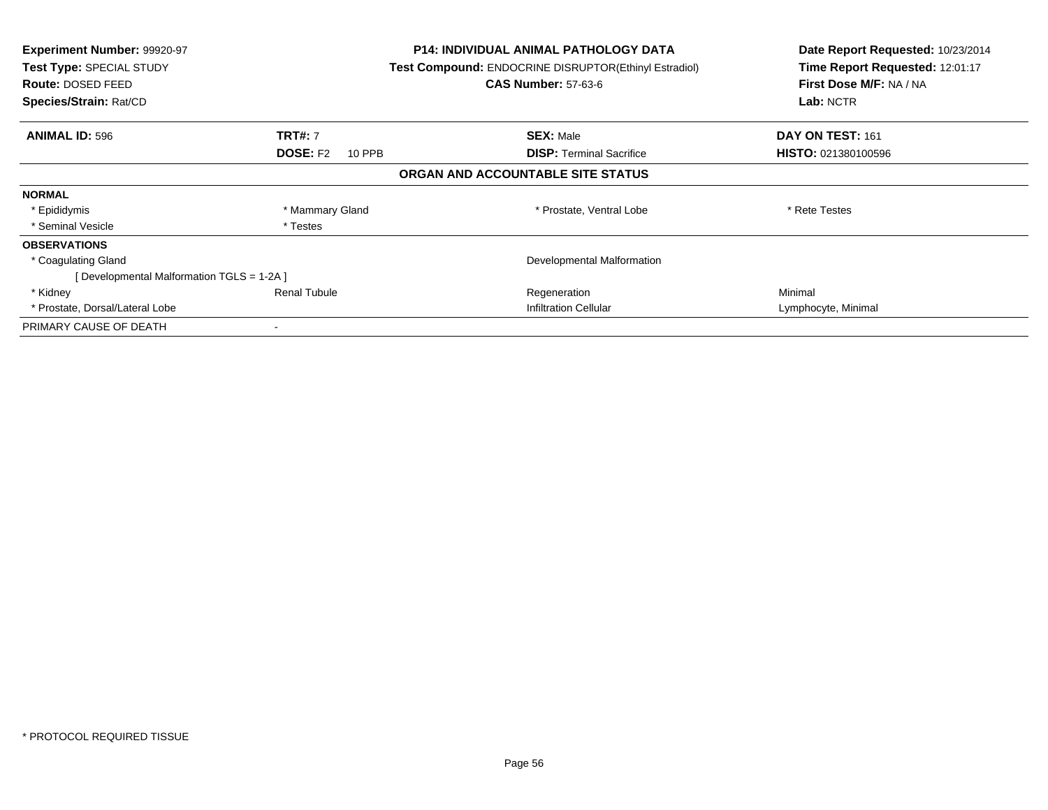**Experiment Number:** 99920-97
**Test Type:** SPECIAL STUDY
**Route:** DOSED FEED
**Species/Strain:** Rat/CD

**P14: INDIVIDUAL ANIMAL PATHOLOGY DATA**
**Test Compound:** ENDOCRINE DISRUPTOR(Ethinyl Estradiol)
**CAS Number:** 57-63-6

**Date Report Requested:** 10/23/2014
**Time Report Requested:** 12:01:17
**First Dose M/F:** NA / NA
**Lab:** NCTR

| **ANIMAL ID:** 596 | **TRT#:** 7 | **SEX:** Male | **DAY ON TEST:** 161 |
|---|---|---|---|
| | **DOSE:** F2 10 PPB | **DISP:** Terminal Sacrifice | **HISTO:** 021380100596 |

## ORGAN AND ACCOUNTABLE SITE STATUS

| | | | |
|---|---|---|---|
| **NORMAL** | | | |
| * Epididymis | * Mammary Gland | * Prostate, Ventral Lobe | * Rete Testes |
| * Seminal Vesicle | * Testes | | |
| **OBSERVATIONS** | | | |
| * Coagulating Gland | | Developmental Malformation | |
| [ Developmental Malformation TGLS = 1-2A ] | | | |
| * Kidney | Renal Tubule | Regeneration | Minimal |
| * Prostate, Dorsal/Lateral Lobe | | Infiltration Cellular | Lymphocyte, Minimal |
| PRIMARY CAUSE OF DEATH | - | | |

* PROTOCOL REQUIRED TISSUE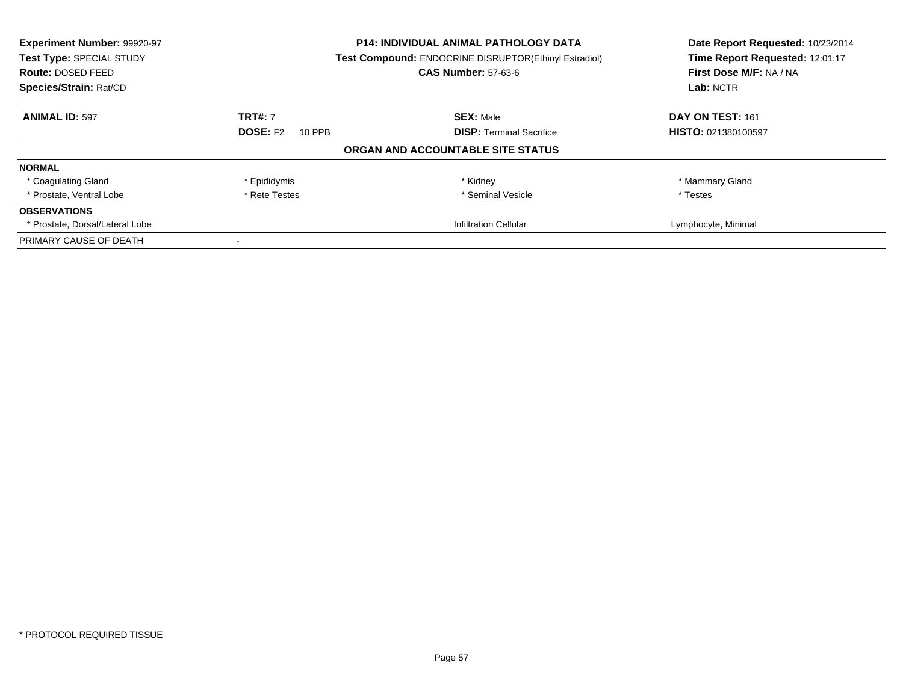**Experiment Number:** 99920-97
**Test Type:** SPECIAL STUDY
**Route:** DOSED FEED
**Species/Strain:** Rat/CD

**P14: INDIVIDUAL ANIMAL PATHOLOGY DATA**
**Test Compound:** ENDOCRINE DISRUPTOR(Ethinyl Estradiol)
**CAS Number:** 57-63-6

**Date Report Requested:** 10/23/2014
**Time Report Requested:** 12:01:17
**First Dose M/F:** NA / NA
**Lab:** NCTR

| **ANIMAL ID:** 597 | **TRT#:** 7 | **SEX:** Male | **DAY ON TEST:** 161 |
|---|---|---|---|
| | **DOSE:** F2 10 PPB | **DISP:** Terminal Sacrifice | **HISTO:** 021380100597 |

**ORGAN AND ACCOUNTABLE SITE STATUS**

| | | | |
|---|---|---|---|
| **NORMAL** | | | |
| * Coagulating Gland | * Epididymis | * Kidney | * Mammary Gland |
| * Prostate, Ventral Lobe | * Rete Testes | * Seminal Vesicle | * Testes |
| **OBSERVATIONS** | | | |
| * Prostate, Dorsal/Lateral Lobe | | Infiltration Cellular | Lymphocyte, Minimal |
| PRIMARY CAUSE OF DEATH | - | | |

* PROTOCOL REQUIRED TISSUE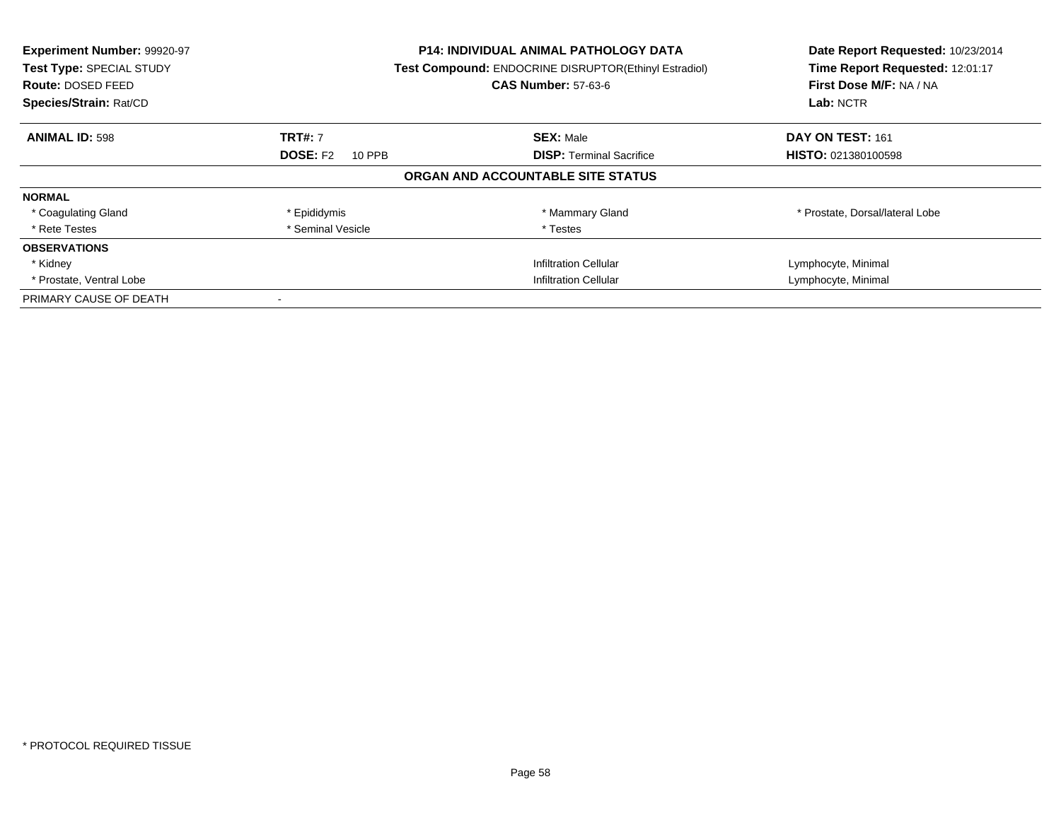**Experiment Number:** 99920-97
**Test Type:** SPECIAL STUDY
**Route:** DOSED FEED
**Species/Strain:** Rat/CD

**P14: INDIVIDUAL ANIMAL PATHOLOGY DATA**
**Test Compound:** ENDOCRINE DISRUPTOR(Ethinyl Estradiol)
**CAS Number:** 57-63-6

**Date Report Requested:** 10/23/2014
**Time Report Requested:** 12:01:17
**First Dose M/F:** NA / NA
**Lab:** NCTR

| **ANIMAL ID:** 598 | **TRT#:** 7 | **SEX:** Male | **DAY ON TEST:** 161 |
|---|---|---|---|
| | **DOSE:** F2 10 PPB | **DISP:** Terminal Sacrifice | **HISTO:** 021380100598 |

**ORGAN AND ACCOUNTABLE SITE STATUS**

| | | | |
|---|---|---|---|
| **NORMAL** | | | |
| * Coagulating Gland | * Epididymis | * Mammary Gland | * Prostate, Dorsal/lateral Lobe |
| * Rete Testes | * Seminal Vesicle | * Testes | |
| **OBSERVATIONS** | | | |
| * Kidney | | Infiltration Cellular | Lymphocyte, Minimal |
| * Prostate, Ventral Lobe | | Infiltration Cellular | Lymphocyte, Minimal |
| PRIMARY CAUSE OF DEATH | - | | |

* PROTOCOL REQUIRED TISSUE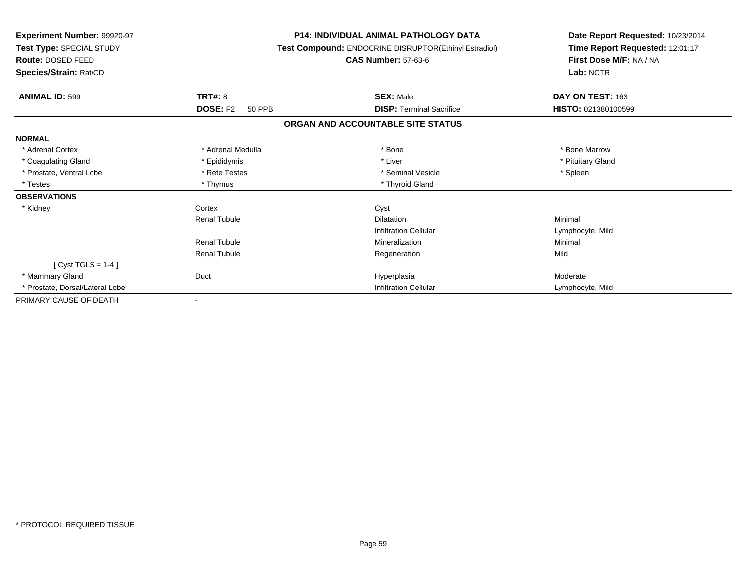**Experiment Number:** 99920-97
**Test Type:** SPECIAL STUDY
**Route:** DOSED FEED
**Species/Strain:** Rat/CD

**P14: INDIVIDUAL ANIMAL PATHOLOGY DATA**
**Test Compound:** ENDOCRINE DISRUPTOR(Ethinyl Estradiol)
**CAS Number:** 57-63-6

**Date Report Requested:** 10/23/2014
**Time Report Requested:** 12:01:17
**First Dose M/F:** NA / NA
**Lab:** NCTR

| **ANIMAL ID:** 599 | **TRT#:** 8 | **SEX:** Male | **DAY ON TEST:** 163 |
|---|---|---|---|
| | **DOSE:** F2 50 PPB | **DISP:** Terminal Sacrifice | **HISTO:** 021380100599 |

## ORGAN AND ACCOUNTABLE SITE STATUS

| | | | |
|---|---|---|---|
| **NORMAL** | | | |
| * Adrenal Cortex | * Adrenal Medulla | * Bone | * Bone Marrow |
| * Coagulating Gland | * Epididymis | * Liver | * Pituitary Gland |
| * Prostate, Ventral Lobe | * Rete Testes | * Seminal Vesicle | * Spleen |
| * Testes | * Thymus | * Thyroid Gland | |
| **OBSERVATIONS** | | | |
| * Kidney | Cortex | Cyst | |
| | Renal Tubule | Dilatation | Minimal |
| | | Infiltration Cellular | Lymphocyte, Mild |
| | Renal Tubule | Mineralization | Minimal |
| | Renal Tubule | Regeneration | Mild |
| [ Cyst TGLS = 1-4 ] | | | |
| * Mammary Gland | Duct | Hyperplasia | Moderate |
| * Prostate, Dorsal/Lateral Lobe | | Infiltration Cellular | Lymphocyte, Mild |
| PRIMARY CAUSE OF DEATH | - | | |

* PROTOCOL REQUIRED TISSUE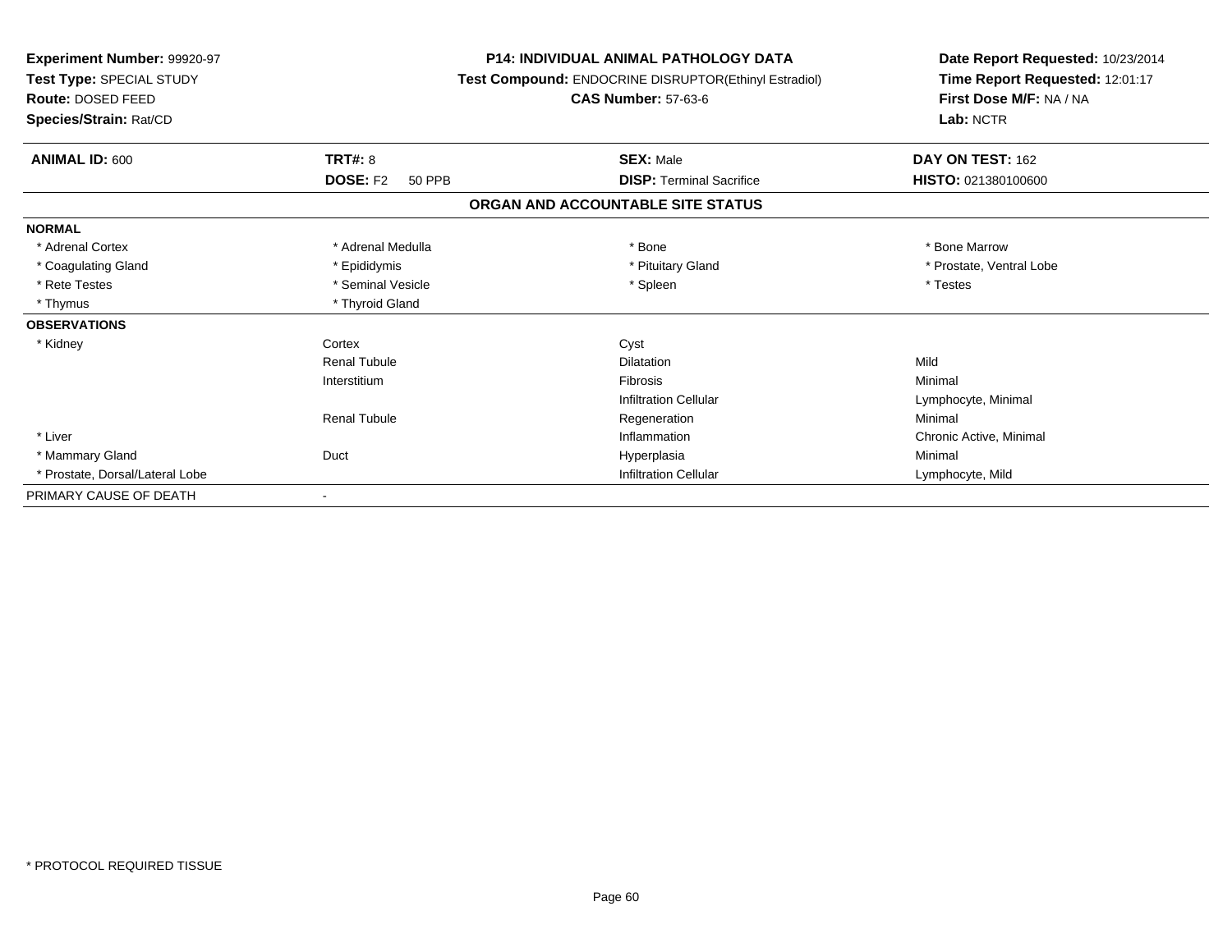**Experiment Number:** 99920-97
**Test Type:** SPECIAL STUDY
**Route:** DOSED FEED
**Species/Strain:** Rat/CD

**P14: INDIVIDUAL ANIMAL PATHOLOGY DATA**
**Test Compound:** ENDOCRINE DISRUPTOR(Ethinyl Estradiol)
**CAS Number:** 57-63-6

**Date Report Requested:** 10/23/2014
**Time Report Requested:** 12:01:17
**First Dose M/F:** NA / NA
**Lab:** NCTR

| **ANIMAL ID:** 600 | **TRT#:** 8 | **SEX:** Male | **DAY ON TEST:** 162 |
|---|---|---|---|
| | **DOSE:** F2 50 PPB | **DISP:** Terminal Sacrifice | **HISTO:** 021380100600 |

## ORGAN AND ACCOUNTABLE SITE STATUS

| | | | |
|---|---|---|---|
| **NORMAL** | | | |
| * Adrenal Cortex | * Adrenal Medulla | * Bone | * Bone Marrow |
| * Coagulating Gland | * Epididymis | * Pituitary Gland | * Prostate, Ventral Lobe |
| * Rete Testes | * Seminal Vesicle | * Spleen | * Testes |
| * Thymus | * Thyroid Gland | | |
| **OBSERVATIONS** | | | |
| * Kidney | Cortex | Cyst | |
| | Renal Tubule | Dilatation | Mild |
| | Interstitium | Fibrosis | Minimal |
| | | Infiltration Cellular | Lymphocyte, Minimal |
| | Renal Tubule | Regeneration | Minimal |
| * Liver | | Inflammation | Chronic Active, Minimal |
| * Mammary Gland | Duct | Hyperplasia | Minimal |
| * Prostate, Dorsal/Lateral Lobe | | Infiltration Cellular | Lymphocyte, Mild |
| PRIMARY CAUSE OF DEATH | - | | |

\* PROTOCOL REQUIRED TISSUE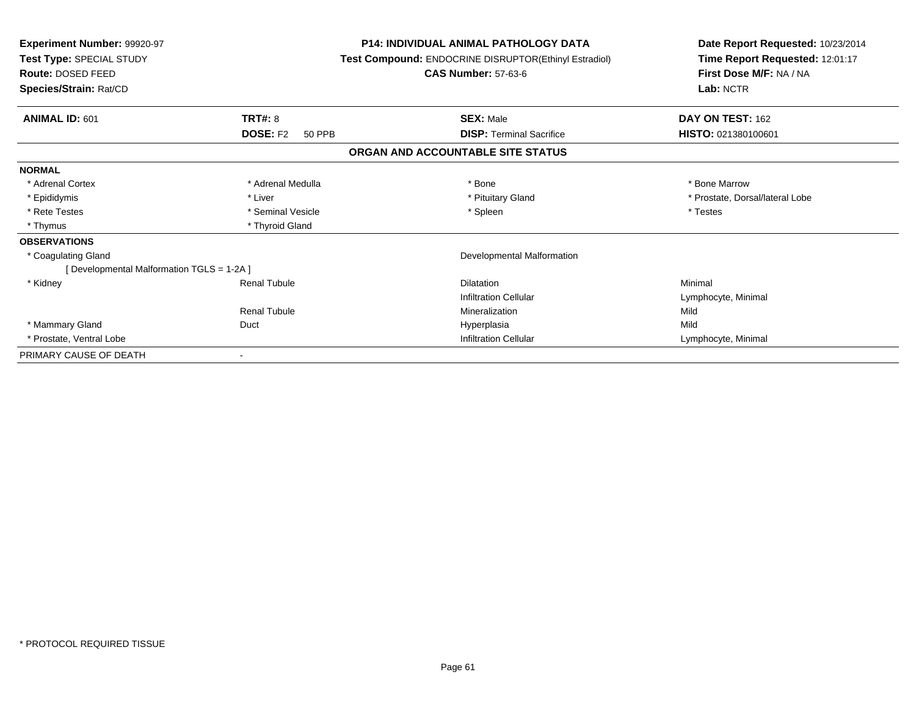**Experiment Number:** 99920-97
**Test Type:** SPECIAL STUDY
**Route:** DOSED FEED
**Species/Strain:** Rat/CD

**P14: INDIVIDUAL ANIMAL PATHOLOGY DATA**
**Test Compound:** ENDOCRINE DISRUPTOR(Ethinyl Estradiol)
**CAS Number:** 57-63-6

**Date Report Requested:** 10/23/2014
**Time Report Requested:** 12:01:17
**First Dose M/F:** NA / NA
**Lab:** NCTR

| **ANIMAL ID:** 601 | **TRT#:** 8 | **SEX:** Male | **DAY ON TEST:** 162 |
|---|---|---|---|
| | **DOSE:** F2 50 PPB | **DISP:** Terminal Sacrifice | **HISTO:** 021380100601 |

## ORGAN AND ACCOUNTABLE SITE STATUS

| | | | |
|---|---|---|---|
| **NORMAL** | | | |
| * Adrenal Cortex | * Adrenal Medulla | * Bone | * Bone Marrow |
| * Epididymis | * Liver | * Pituitary Gland | * Prostate, Dorsal/lateral Lobe |
| * Rete Testes | * Seminal Vesicle | * Spleen | * Testes |
| * Thymus | * Thyroid Gland | | |
| **OBSERVATIONS** | | | |
| * Coagulating Gland | | Developmental Malformation | |
| [ Developmental Malformation TGLS = 1-2A ] | | | |
| * Kidney | Renal Tubule | Dilatation | Minimal |
| | | Infiltration Cellular | Lymphocyte, Minimal |
| | Renal Tubule | Mineralization | Mild |
| * Mammary Gland | Duct | Hyperplasia | Mild |
| * Prostate, Ventral Lobe | | Infiltration Cellular | Lymphocyte, Minimal |
| PRIMARY CAUSE OF DEATH | - | | |

* PROTOCOL REQUIRED TISSUE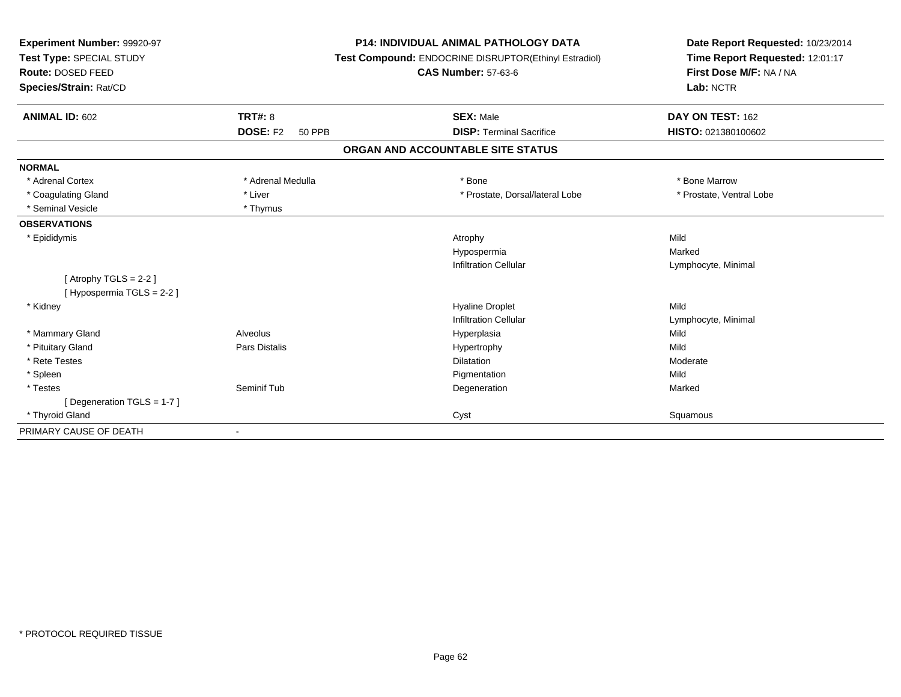**Experiment Number:** 99920-97
**Test Type:** SPECIAL STUDY
**Route:** DOSED FEED
**Species/Strain:** Rat/CD

**P14: INDIVIDUAL ANIMAL PATHOLOGY DATA**
**Test Compound:** ENDOCRINE DISRUPTOR(Ethinyl Estradiol)
**CAS Number:** 57-63-6

**Date Report Requested:** 10/23/2014
**Time Report Requested:** 12:01:17
**First Dose M/F:** NA / NA
**Lab:** NCTR

| **ANIMAL ID:** 602 | **TRT#:** 8 | **SEX:** Male | **DAY ON TEST:** 162 |
|---|---|---|---|
| | **DOSE:** F2 50 PPB | **DISP:** Terminal Sacrifice | **HISTO:** 021380100602 |

## ORGAN AND ACCOUNTABLE SITE STATUS

| | | | |
|---|---|---|---|
| **NORMAL** | | | |
| * Adrenal Cortex | * Adrenal Medulla | * Bone | * Bone Marrow |
| * Coagulating Gland | * Liver | * Prostate, Dorsal/lateral Lobe | * Prostate, Ventral Lobe |
| * Seminal Vesicle | * Thymus | | |
| **OBSERVATIONS** | | | |
| * Epididymis | | Atrophy | Mild |
| | | Hypospermia | Marked |
| | | Infiltration Cellular | Lymphocyte, Minimal |
| [ Atrophy TGLS = 2-2 ] | | | |
| [ Hypospermia TGLS = 2-2 ] | | | |
| * Kidney | | Hyaline Droplet | Mild |
| | | Infiltration Cellular | Lymphocyte, Minimal |
| * Mammary Gland | Alveolus | Hyperplasia | Mild |
| * Pituitary Gland | Pars Distalis | Hypertrophy | Mild |
| * Rete Testes | | Dilatation | Moderate |
| * Spleen | | Pigmentation | Mild |
| * Testes | Seminif Tub | Degeneration | Marked |
| [ Degeneration TGLS = 1-7 ] | | | |
| * Thyroid Gland | | Cyst | Squamous |
| PRIMARY CAUSE OF DEATH | - | | |

* PROTOCOL REQUIRED TISSUE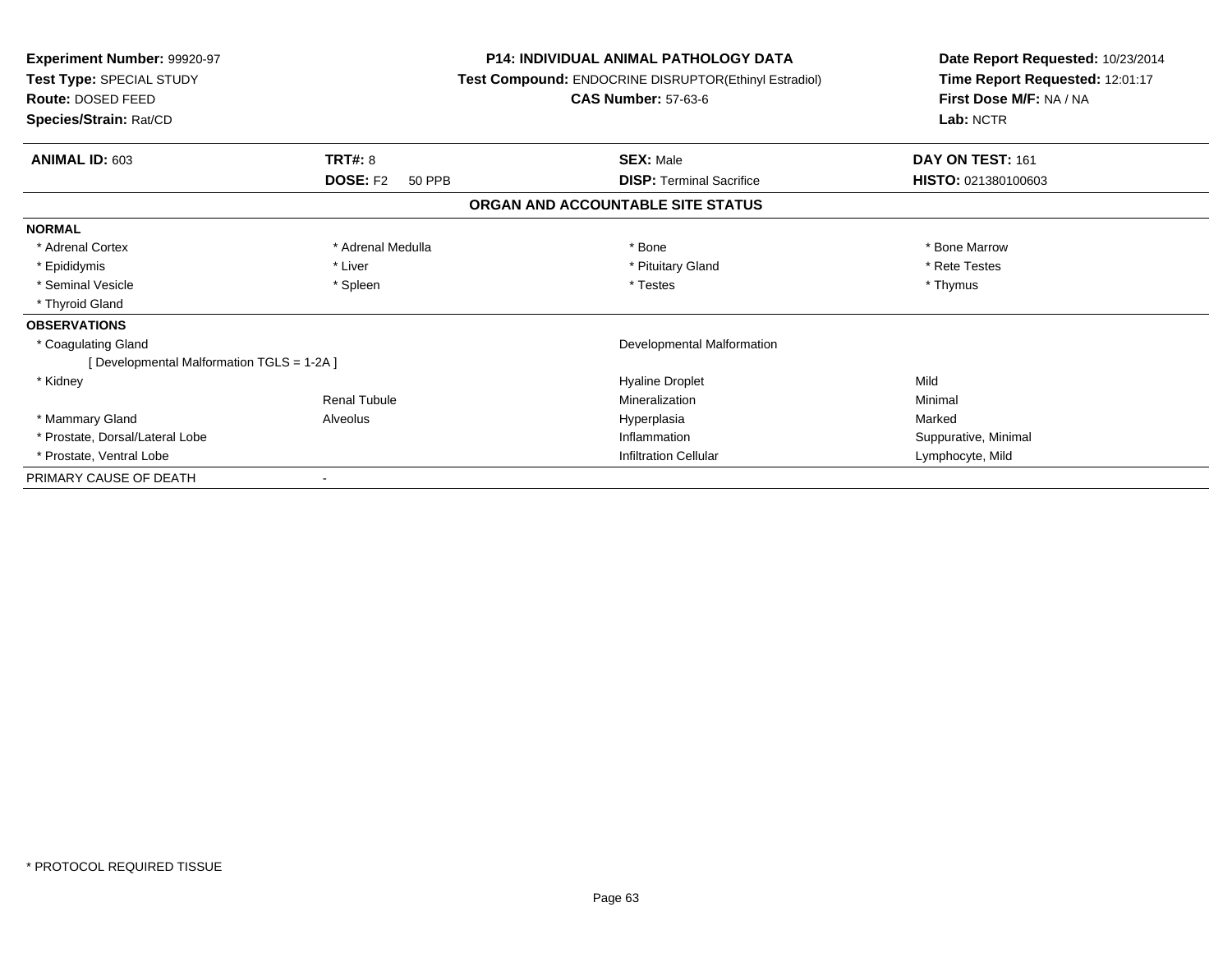**Experiment Number:** 99920-97
**Test Type:** SPECIAL STUDY
**Route:** DOSED FEED
**Species/Strain:** Rat/CD

**P14: INDIVIDUAL ANIMAL PATHOLOGY DATA**
**Test Compound:** ENDOCRINE DISRUPTOR(Ethinyl Estradiol)
**CAS Number:** 57-63-6

**Date Report Requested:** 10/23/2014
**Time Report Requested:** 12:01:17
**First Dose M/F:** NA / NA
**Lab:** NCTR

| **ANIMAL ID:** 603 | **TRT#:** 8 | **SEX:** Male | **DAY ON TEST:** 161 |
|---|---|---|---|
| | **DOSE:** F2 50 PPB | **DISP:** Terminal Sacrifice | **HISTO:** 021380100603 |

## ORGAN AND ACCOUNTABLE SITE STATUS

| | | | |
|---|---|---|---|
| **NORMAL** | | | |
| * Adrenal Cortex | * Adrenal Medulla | * Bone | * Bone Marrow |
| * Epididymis | * Liver | * Pituitary Gland | * Rete Testes |
| * Seminal Vesicle | * Spleen | * Testes | * Thymus |
| * Thyroid Gland | | | |
| **OBSERVATIONS** | | | |
| * Coagulating Gland | | Developmental Malformation | |
| [ Developmental Malformation TGLS = 1-2A ] | | | |
| * Kidney | | Hyaline Droplet | Mild |
| | Renal Tubule | Mineralization | Minimal |
| * Mammary Gland | Alveolus | Hyperplasia | Marked |
| * Prostate, Dorsal/Lateral Lobe | | Inflammation | Suppurative, Minimal |
| * Prostate, Ventral Lobe | | Infiltration Cellular | Lymphocyte, Mild |
| PRIMARY CAUSE OF DEATH | - | | |

* PROTOCOL REQUIRED TISSUE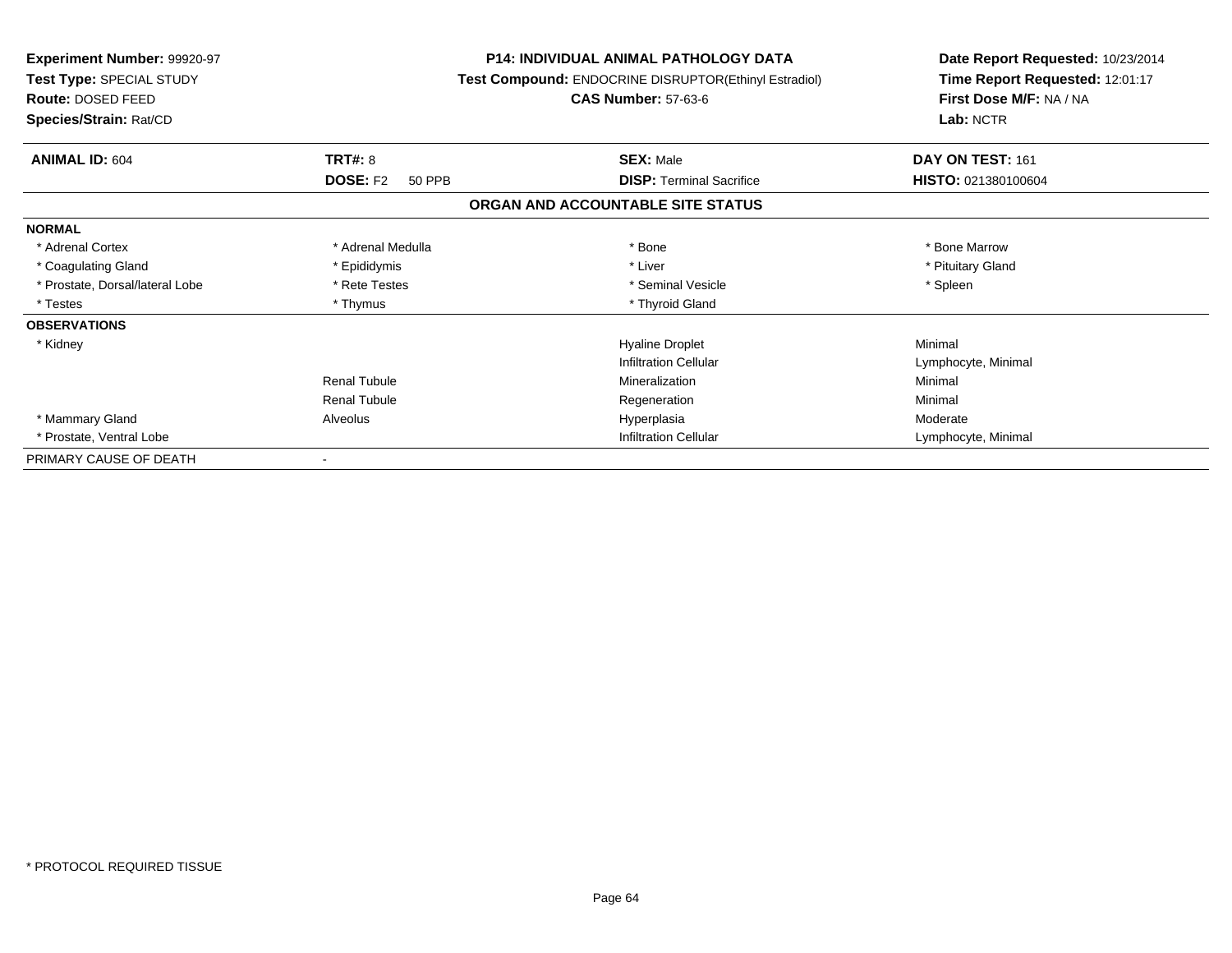**Experiment Number:** 99920-97
**Test Type:** SPECIAL STUDY
**Route:** DOSED FEED
**Species/Strain:** Rat/CD

**P14: INDIVIDUAL ANIMAL PATHOLOGY DATA**
**Test Compound:** ENDOCRINE DISRUPTOR(Ethinyl Estradiol)
**CAS Number:** 57-63-6

**Date Report Requested:** 10/23/2014
**Time Report Requested:** 12:01:17
**First Dose M/F:** NA / NA
**Lab:** NCTR

| **ANIMAL ID:** 604 | **TRT#:** 8 | **SEX:** Male | **DAY ON TEST:** 161 |
|---|---|---|---|
| | **DOSE:** F2 50 PPB | **DISP:** Terminal Sacrifice | **HISTO:** 021380100604 |

## ORGAN AND ACCOUNTABLE SITE STATUS

| | | | |
|---|---|---|---|
| **NORMAL** | | | |
| * Adrenal Cortex | * Adrenal Medulla | * Bone | * Bone Marrow |
| * Coagulating Gland | * Epididymis | * Liver | * Pituitary Gland |
| * Prostate, Dorsal/lateral Lobe | * Rete Testes | * Seminal Vesicle | * Spleen |
| * Testes | * Thymus | * Thyroid Gland | |
| **OBSERVATIONS** | | | |
| * Kidney | | Hyaline Droplet | Minimal |
| | | Infiltration Cellular | Lymphocyte, Minimal |
| | Renal Tubule | Mineralization | Minimal |
| | Renal Tubule | Regeneration | Minimal |
| * Mammary Gland | Alveolus | Hyperplasia | Moderate |
| * Prostate, Ventral Lobe | | Infiltration Cellular | Lymphocyte, Minimal |
| PRIMARY CAUSE OF DEATH | - | | |

* PROTOCOL REQUIRED TISSUE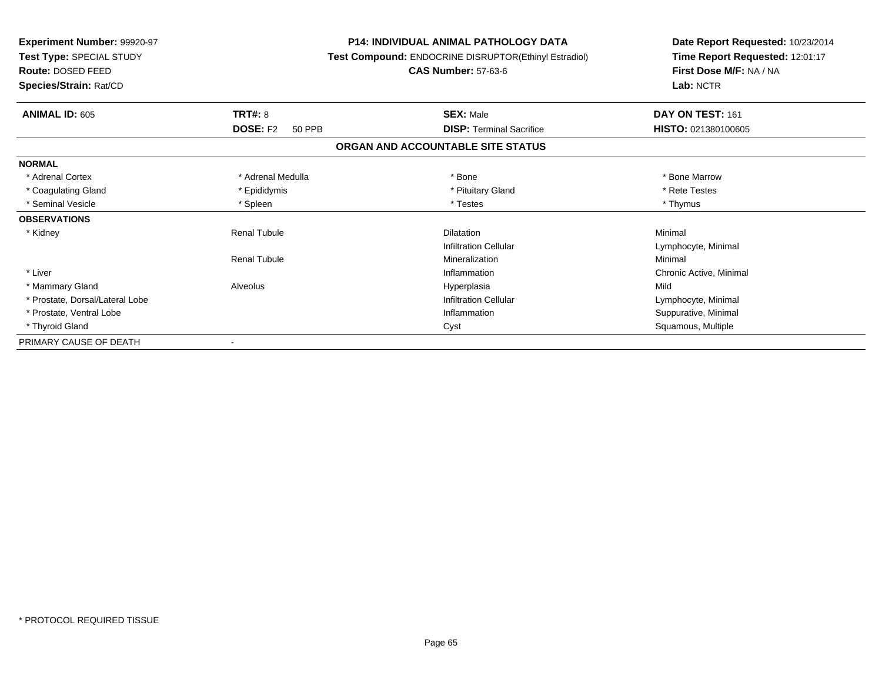**Experiment Number:** 99920-97
**Test Type:** SPECIAL STUDY
**Route:** DOSED FEED
**Species/Strain:** Rat/CD

**P14: INDIVIDUAL ANIMAL PATHOLOGY DATA**
**Test Compound:** ENDOCRINE DISRUPTOR(Ethinyl Estradiol)
**CAS Number:** 57-63-6

**Date Report Requested:** 10/23/2014
**Time Report Requested:** 12:01:17
**First Dose M/F:** NA / NA
**Lab:** NCTR

| **ANIMAL ID:** 605 | **TRT#:** 8 | **SEX:** Male | **DAY ON TEST:** 161 |
|---|---|---|---|
| | **DOSE:** F2 50 PPB | **DISP:** Terminal Sacrifice | **HISTO:** 021380100605 |

## ORGAN AND ACCOUNTABLE SITE STATUS

| | | | |
|---|---|---|---|
| **NORMAL** | | | |
| * Adrenal Cortex | * Adrenal Medulla | * Bone | * Bone Marrow |
| * Coagulating Gland | * Epididymis | * Pituitary Gland | * Rete Testes |
| * Seminal Vesicle | * Spleen | * Testes | * Thymus |
| **OBSERVATIONS** | | | |
| * Kidney | Renal Tubule | Dilatation | Minimal |
| | | Infiltration Cellular | Lymphocyte, Minimal |
| | Renal Tubule | Mineralization | Minimal |
| * Liver | | Inflammation | Chronic Active, Minimal |
| * Mammary Gland | Alveolus | Hyperplasia | Mild |
| * Prostate, Dorsal/Lateral Lobe | | Infiltration Cellular | Lymphocyte, Minimal |
| * Prostate, Ventral Lobe | | Inflammation | Suppurative, Minimal |
| * Thyroid Gland | | Cyst | Squamous, Multiple |
| PRIMARY CAUSE OF DEATH | - | | |

* PROTOCOL REQUIRED TISSUE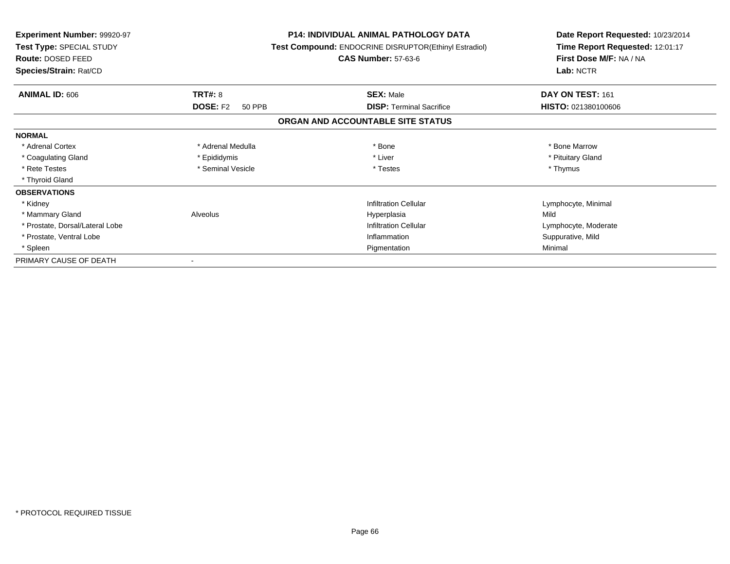**Experiment Number:** 99920-97
**Test Type:** SPECIAL STUDY
**Route:** DOSED FEED
**Species/Strain:** Rat/CD

**P14: INDIVIDUAL ANIMAL PATHOLOGY DATA**
**Test Compound:** ENDOCRINE DISRUPTOR(Ethinyl Estradiol)
**CAS Number:** 57-63-6

**Date Report Requested:** 10/23/2014
**Time Report Requested:** 12:01:17
**First Dose M/F:** NA / NA
**Lab:** NCTR

| **ANIMAL ID:** 606 | **TRT#:** 8 | **SEX:** Male | **DAY ON TEST:** 161 |
|---|---|---|---|
| | **DOSE:** F2 50 PPB | **DISP:** Terminal Sacrifice | **HISTO:** 021380100606 |

## ORGAN AND ACCOUNTABLE SITE STATUS

| | | | |
|---|---|---|---|
| **NORMAL** | | | |
| * Adrenal Cortex | * Adrenal Medulla | * Bone | * Bone Marrow |
| * Coagulating Gland | * Epididymis | * Liver | * Pituitary Gland |
| * Rete Testes | * Seminal Vesicle | * Testes | * Thymus |
| * Thyroid Gland | | | |
| **OBSERVATIONS** | | | |
| * Kidney | | Infiltration Cellular | Lymphocyte, Minimal |
| * Mammary Gland | Alveolus | Hyperplasia | Mild |
| * Prostate, Dorsal/Lateral Lobe | | Infiltration Cellular | Lymphocyte, Moderate |
| * Prostate, Ventral Lobe | | Inflammation | Suppurative, Mild |
| * Spleen | | Pigmentation | Minimal |
| PRIMARY CAUSE OF DEATH | - | | |

* PROTOCOL REQUIRED TISSUE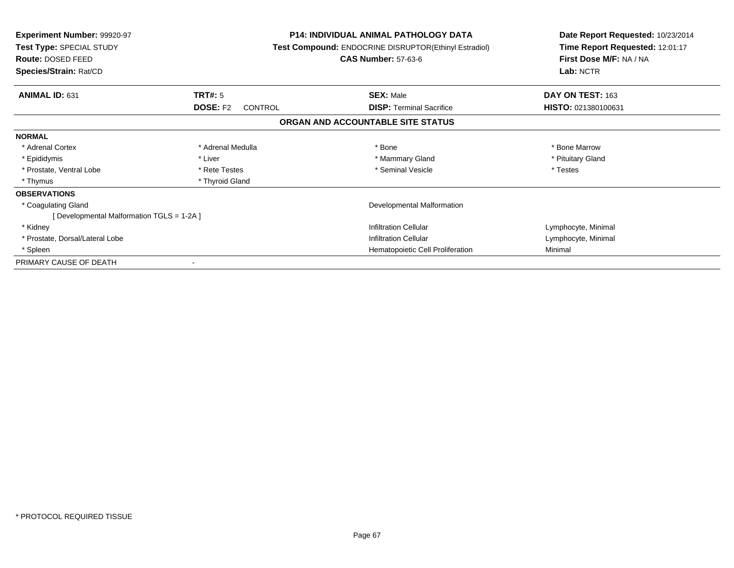**Experiment Number:** 99920-97
**Test Type:** SPECIAL STUDY
**Route:** DOSED FEED
**Species/Strain:** Rat/CD

**P14: INDIVIDUAL ANIMAL PATHOLOGY DATA**
**Test Compound:** ENDOCRINE DISRUPTOR(Ethinyl Estradiol)
**CAS Number:** 57-63-6

**Date Report Requested:** 10/23/2014
**Time Report Requested:** 12:01:17
**First Dose M/F:** NA / NA
**Lab:** NCTR

| **ANIMAL ID:** 631 | **TRT#:** 5 | **SEX:** Male | **DAY ON TEST:** 163 |
|---|---|---|---|
| | **DOSE:** F2 CONTROL | **DISP:** Terminal Sacrifice | **HISTO:** 021380100631 |

## ORGAN AND ACCOUNTABLE SITE STATUS

| | | | |
|---|---|---|---|
| **NORMAL** | | | |
| * Adrenal Cortex | * Adrenal Medulla | * Bone | * Bone Marrow |
| * Epididymis | * Liver | * Mammary Gland | * Pituitary Gland |
| * Prostate, Ventral Lobe | * Rete Testes | * Seminal Vesicle | * Testes |
| * Thymus | * Thyroid Gland | | |
| **OBSERVATIONS** | | | |
| * Coagulating Gland | | Developmental Malformation | |
| [ Developmental Malformation TGLS = 1-2A ] | | | |
| * Kidney | | Infiltration Cellular | Lymphocyte, Minimal |
| * Prostate, Dorsal/Lateral Lobe | | Infiltration Cellular | Lymphocyte, Minimal |
| * Spleen | | Hematopoietic Cell Proliferation | Minimal |
| PRIMARY CAUSE OF DEATH | - | | |

* PROTOCOL REQUIRED TISSUE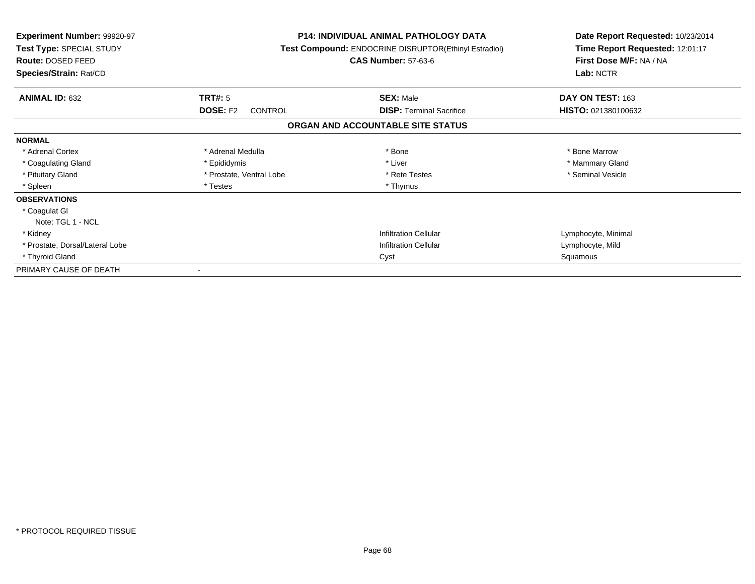**Experiment Number:** 99920-97
**Test Type:** SPECIAL STUDY
**Route:** DOSED FEED
**Species/Strain:** Rat/CD

**P14: INDIVIDUAL ANIMAL PATHOLOGY DATA**
**Test Compound:** ENDOCRINE DISRUPTOR(Ethinyl Estradiol)
**CAS Number:** 57-63-6

**Date Report Requested:** 10/23/2014
**Time Report Requested:** 12:01:17
**First Dose M/F:** NA / NA
**Lab:** NCTR

| **ANIMAL ID:** 632 | **TRT#:** 5 | **SEX:** Male | **DAY ON TEST:** 163 |
|---|---|---|---|
| | **DOSE:** F2 CONTROL | **DISP:** Terminal Sacrifice | **HISTO:** 021380100632 |

**ORGAN AND ACCOUNTABLE SITE STATUS**

| | | | |
|---|---|---|---|
| **NORMAL** | | | |
| * Adrenal Cortex | * Adrenal Medulla | * Bone | * Bone Marrow |
| * Coagulating Gland | * Epididymis | * Liver | * Mammary Gland |
| * Pituitary Gland | * Prostate, Ventral Lobe | * Rete Testes | * Seminal Vesicle |
| * Spleen | * Testes | * Thymus | |
| **OBSERVATIONS** | | | |
| * Coagulat Gl | | | |
| Note: TGL 1 - NCL | | | |
| * Kidney | | Infiltration Cellular | Lymphocyte, Minimal |
| * Prostate, Dorsal/Lateral Lobe | | Infiltration Cellular | Lymphocyte, Mild |
| * Thyroid Gland | | Cyst | Squamous |
| PRIMARY CAUSE OF DEATH | - | | |

* PROTOCOL REQUIRED TISSUE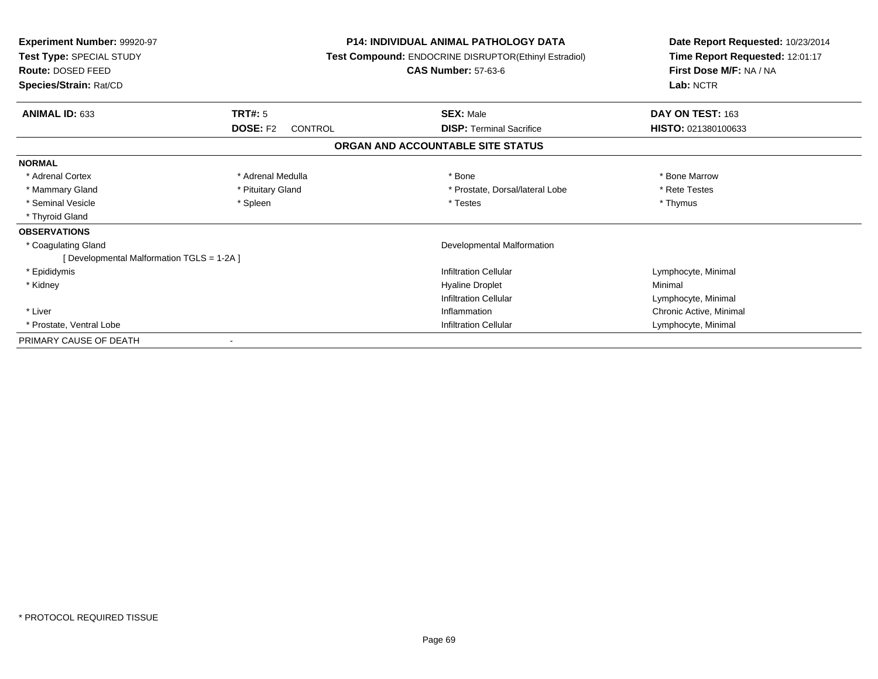**Experiment Number:** 99920-97
**Test Type:** SPECIAL STUDY
**Route:** DOSED FEED
**Species/Strain:** Rat/CD

**P14: INDIVIDUAL ANIMAL PATHOLOGY DATA**
**Test Compound:** ENDOCRINE DISRUPTOR(Ethinyl Estradiol)
**CAS Number:** 57-63-6

**Date Report Requested:** 10/23/2014
**Time Report Requested:** 12:01:17
**First Dose M/F:** NA / NA
**Lab:** NCTR

| **ANIMAL ID:** 633 | **TRT#:** 5 | **SEX:** Male | **DAY ON TEST:** 163 |
|---|---|---|---|
| | **DOSE:** F2 CONTROL | **DISP:** Terminal Sacrifice | **HISTO:** 021380100633 |

## ORGAN AND ACCOUNTABLE SITE STATUS

**NORMAL**

| | | | |
|---|---|---|---|
| * Adrenal Cortex | * Adrenal Medulla | * Bone | * Bone Marrow |
| * Mammary Gland | * Pituitary Gland | * Prostate, Dorsal/lateral Lobe | * Rete Testes |
| * Seminal Vesicle | * Spleen | * Testes | * Thymus |
| * Thyroid Gland | | | |

**OBSERVATIONS**

| | | |
|---|---|---|
| * Coagulating Gland | Developmental Malformation | |
| [ Developmental Malformation TGLS = 1-2A ] | | |
| * Epididymis | Infiltration Cellular | Lymphocyte, Minimal |
| * Kidney | Hyaline Droplet | Minimal |
| | Infiltration Cellular | Lymphocyte, Minimal |
| * Liver | Inflammation | Chronic Active, Minimal |
| * Prostate, Ventral Lobe | Infiltration Cellular | Lymphocyte, Minimal |

PRIMARY CAUSE OF DEATH -

* PROTOCOL REQUIRED TISSUE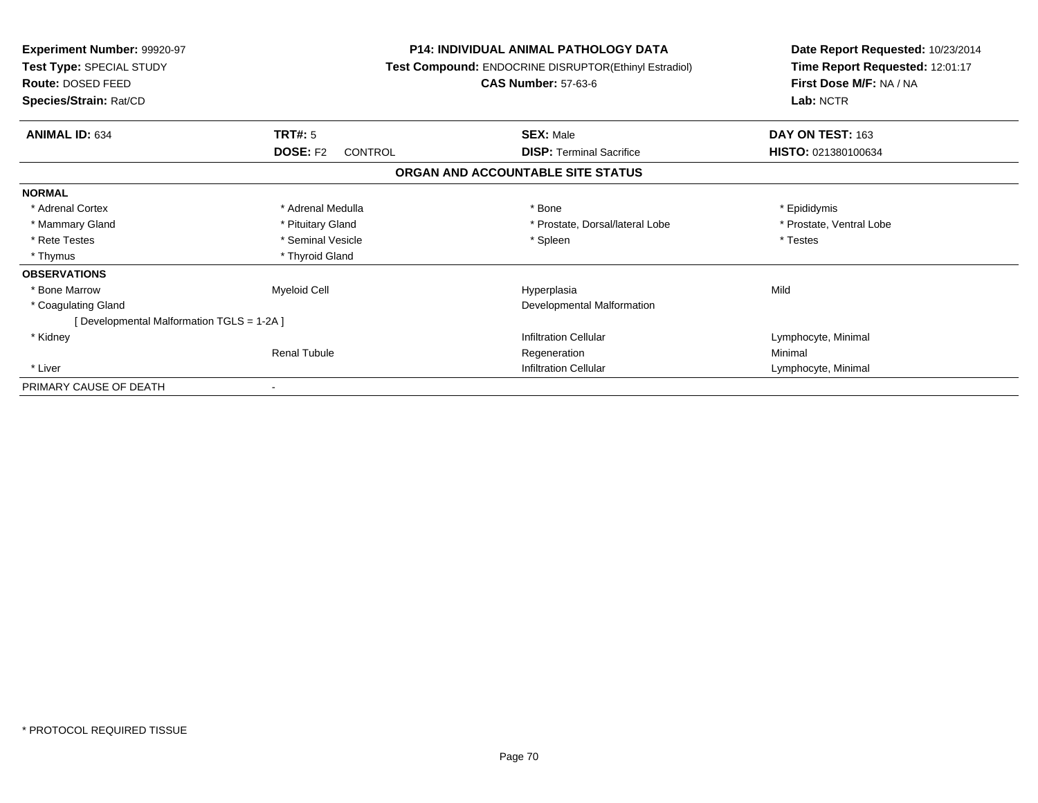**Experiment Number:** 99920-97
**Test Type:** SPECIAL STUDY
**Route:** DOSED FEED
**Species/Strain:** Rat/CD

**P14: INDIVIDUAL ANIMAL PATHOLOGY DATA**
**Test Compound:** ENDOCRINE DISRUPTOR(Ethinyl Estradiol)
**CAS Number:** 57-63-6

**Date Report Requested:** 10/23/2014
**Time Report Requested:** 12:01:17
**First Dose M/F:** NA / NA
**Lab:** NCTR

| **ANIMAL ID:** 634 | **TRT#:** 5 | **SEX:** Male | **DAY ON TEST:** 163 |
|---|---|---|---|
| | **DOSE:** F2 CONTROL | **DISP:** Terminal Sacrifice | **HISTO:** 021380100634 |

## ORGAN AND ACCOUNTABLE SITE STATUS

| | | | |
|---|---|---|---|
| **NORMAL** | | | |
| * Adrenal Cortex | * Adrenal Medulla | * Bone | * Epididymis |
| * Mammary Gland | * Pituitary Gland | * Prostate, Dorsal/lateral Lobe | * Prostate, Ventral Lobe |
| * Rete Testes | * Seminal Vesicle | * Spleen | * Testes |
| * Thymus | * Thyroid Gland | | |
| **OBSERVATIONS** | | | |
| * Bone Marrow | Myeloid Cell | Hyperplasia | Mild |
| * Coagulating Gland | | Developmental Malformation | |
| [ Developmental Malformation TGLS = 1-2A ] | | | |
| * Kidney | | Infiltration Cellular | Lymphocyte, Minimal |
| | Renal Tubule | Regeneration | Minimal |
| * Liver | | Infiltration Cellular | Lymphocyte, Minimal |
| PRIMARY CAUSE OF DEATH | - | | |

* PROTOCOL REQUIRED TISSUE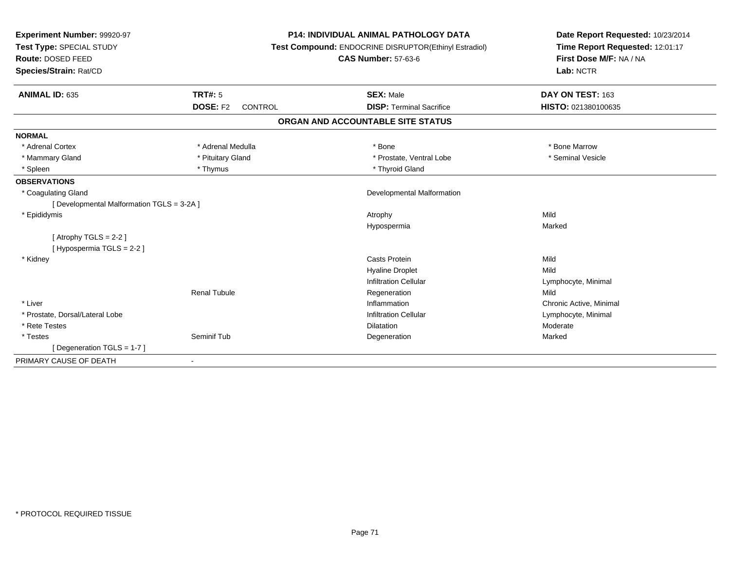**Experiment Number:** 99920-97
**Test Type:** SPECIAL STUDY
**Route:** DOSED FEED
**Species/Strain:** Rat/CD

**P14: INDIVIDUAL ANIMAL PATHOLOGY DATA**
**Test Compound:** ENDOCRINE DISRUPTOR(Ethinyl Estradiol)
**CAS Number:** 57-63-6

**Date Report Requested:** 10/23/2014
**Time Report Requested:** 12:01:17
**First Dose M/F:** NA / NA
**Lab:** NCTR

| **ANIMAL ID:** 635 | **TRT#:** 5 | **SEX:** Male | **DAY ON TEST:** 163 |
|---|---|---|---|
| | **DOSE:** F2 CONTROL | **DISP:** Terminal Sacrifice | **HISTO:** 021380100635 |

## ORGAN AND ACCOUNTABLE SITE STATUS

| | | | |
|---|---|---|---|
| **NORMAL** | | | |
| * Adrenal Cortex | * Adrenal Medulla | * Bone | * Bone Marrow |
| * Mammary Gland | * Pituitary Gland | * Prostate, Ventral Lobe | * Seminal Vesicle |
| * Spleen | * Thymus | * Thyroid Gland | |
| **OBSERVATIONS** | | | |
| * Coagulating Gland | | Developmental Malformation | |
| [ Developmental Malformation TGLS = 3-2A ] | | | |
| * Epididymis | | Atrophy | Mild |
| | | Hypospermia | Marked |
| [ Atrophy TGLS = 2-2 ] | | | |
| [ Hypospermia TGLS = 2-2 ] | | | |
| * Kidney | | Casts Protein | Mild |
| | | Hyaline Droplet | Mild |
| | | Infiltration Cellular | Lymphocyte, Minimal |
| | Renal Tubule | Regeneration | Mild |
| * Liver | | Inflammation | Chronic Active, Minimal |
| * Prostate, Dorsal/Lateral Lobe | | Infiltration Cellular | Lymphocyte, Minimal |
| * Rete Testes | | Dilatation | Moderate |
| * Testes | Seminif Tub | Degeneration | Marked |
| [ Degeneration TGLS = 1-7 ] | | | |
| PRIMARY CAUSE OF DEATH | - | | |

* PROTOCOL REQUIRED TISSUE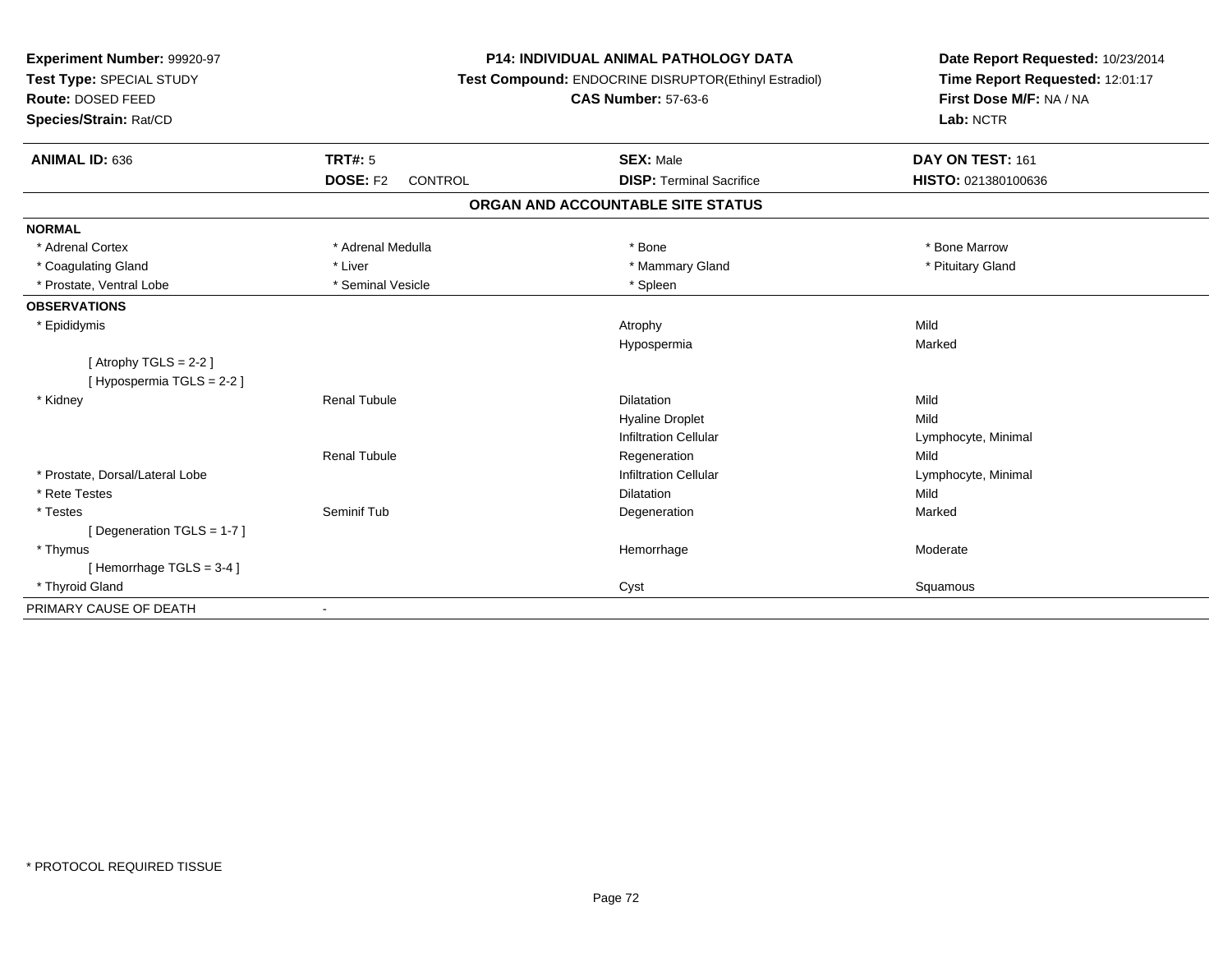**Experiment Number:** 99920-97
**Test Type:** SPECIAL STUDY
**Route:** DOSED FEED
**Species/Strain:** Rat/CD

**P14: INDIVIDUAL ANIMAL PATHOLOGY DATA**
**Test Compound:** ENDOCRINE DISRUPTOR(Ethinyl Estradiol)
**CAS Number:** 57-63-6

**Date Report Requested:** 10/23/2014
**Time Report Requested:** 12:01:17
**First Dose M/F:** NA / NA
**Lab:** NCTR

| **ANIMAL ID:** 636 | **TRT#:** 5 | **SEX:** Male | **DAY ON TEST:** 161 |
|---|---|---|---|
| | **DOSE:** F2 CONTROL | **DISP:** Terminal Sacrifice | **HISTO:** 021380100636 |

## ORGAN AND ACCOUNTABLE SITE STATUS

| | | | |
|---|---|---|---|
| **NORMAL** | | | |
| * Adrenal Cortex | * Adrenal Medulla | * Bone | * Bone Marrow |
| * Coagulating Gland | * Liver | * Mammary Gland | * Pituitary Gland |
| * Prostate, Ventral Lobe | * Seminal Vesicle | * Spleen | |
| **OBSERVATIONS** | | | |
| * Epididymis | | Atrophy | Mild |
| | | Hypospermia | Marked |
| [ Atrophy TGLS = 2-2 ] | | | |
| [ Hypospermia TGLS = 2-2 ] | | | |
| * Kidney | Renal Tubule | Dilatation | Mild |
| | | Hyaline Droplet | Mild |
| | | Infiltration Cellular | Lymphocyte, Minimal |
| | Renal Tubule | Regeneration | Mild |
| * Prostate, Dorsal/Lateral Lobe | | Infiltration Cellular | Lymphocyte, Minimal |
| * Rete Testes | | Dilatation | Mild |
| * Testes | Seminif Tub | Degeneration | Marked |
| [ Degeneration TGLS = 1-7 ] | | | |
| * Thymus | | Hemorrhage | Moderate |
| [ Hemorrhage TGLS = 3-4 ] | | | |
| * Thyroid Gland | | Cyst | Squamous |
| PRIMARY CAUSE OF DEATH | - | | |

* PROTOCOL REQUIRED TISSUE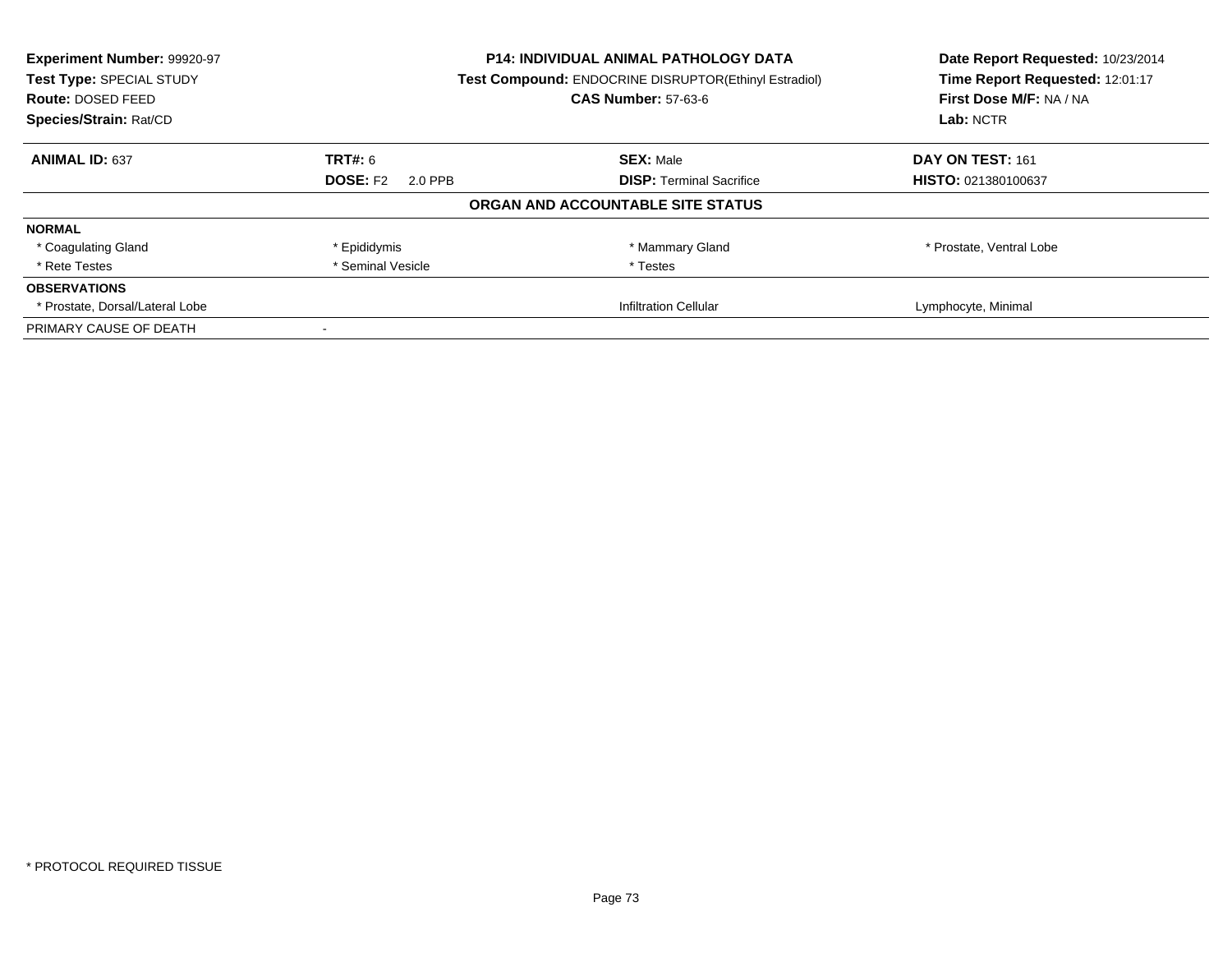| **Experiment Number:** 99920-97 | **P14: INDIVIDUAL ANIMAL PATHOLOGY DATA** | **Date Report Requested:** 10/23/2014 |
|---|---|---|
| **Test Type:** SPECIAL STUDY | **Test Compound:** ENDOCRINE DISRUPTOR(Ethinyl Estradiol) | **Time Report Requested:** 12:01:17 |
| **Route:** DOSED FEED | **CAS Number:** 57-63-6 | **First Dose M/F:** NA / NA |
| **Species/Strain:** Rat/CD | | **Lab:** NCTR |

| **ANIMAL ID:** 637 | **TRT#:** 6 | **SEX:** Male | **DAY ON TEST:** 161 |
|---|---|---|---|
| | **DOSE:** F2 2.0 PPB | **DISP:** Terminal Sacrifice | **HISTO:** 021380100637 |

**ORGAN AND ACCOUNTABLE SITE STATUS**

| | | | |
|---|---|---|---|
| **NORMAL** | | | |
| * Coagulating Gland | * Epididymis | * Mammary Gland | * Prostate, Ventral Lobe |
| * Rete Testes | * Seminal Vesicle | * Testes | |
| **OBSERVATIONS** | | | |
| * Prostate, Dorsal/Lateral Lobe | | Infiltration Cellular | Lymphocyte, Minimal |
| PRIMARY CAUSE OF DEATH | - | | |

* PROTOCOL REQUIRED TISSUE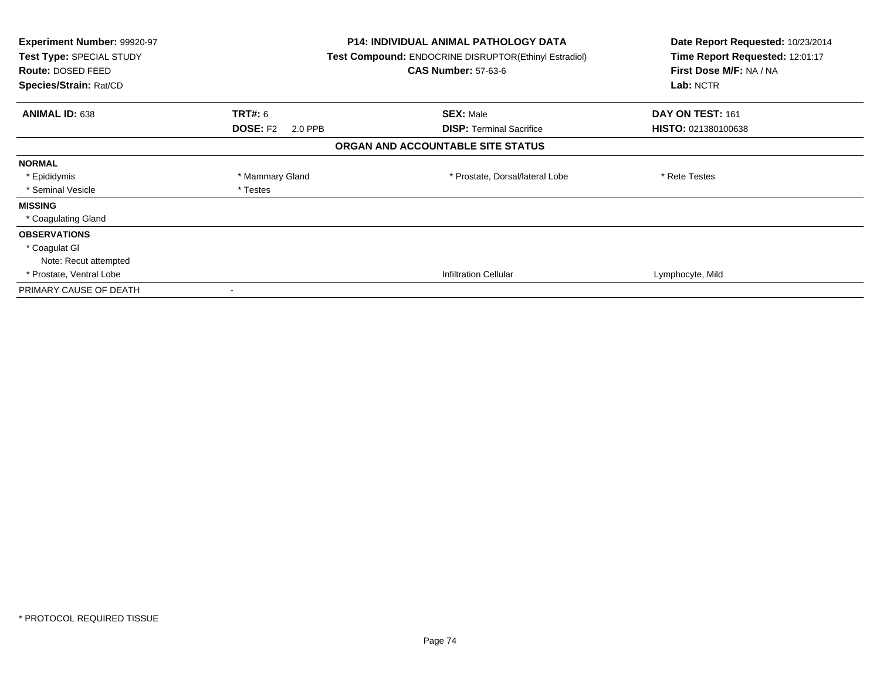**Experiment Number:** 99920-97
**Test Type:** SPECIAL STUDY
**Route:** DOSED FEED
**Species/Strain:** Rat/CD

**P14: INDIVIDUAL ANIMAL PATHOLOGY DATA**
**Test Compound:** ENDOCRINE DISRUPTOR(Ethinyl Estradiol)
**CAS Number:** 57-63-6

**Date Report Requested:** 10/23/2014
**Time Report Requested:** 12:01:17
**First Dose M/F:** NA / NA
**Lab:** NCTR

| **ANIMAL ID:** 638 | **TRT#:** 6 | **SEX:** Male | **DAY ON TEST:** 161 |
|---|---|---|---|
| | **DOSE:** F2 2.0 PPB | **DISP:** Terminal Sacrifice | **HISTO:** 021380100638 |

**ORGAN AND ACCOUNTABLE SITE STATUS**

| | | | |
|---|---|---|---|
| **NORMAL** | | | |
| * Epididymis | * Mammary Gland | * Prostate, Dorsal/lateral Lobe | * Rete Testes |
| * Seminal Vesicle | * Testes | | |
| **MISSING** | | | |
| * Coagulating Gland | | | |
| **OBSERVATIONS** | | | |
| * Coagulat Gl | | | |
| Note: Recut attempted | | | |
| * Prostate, Ventral Lobe | | Infiltration Cellular | Lymphocyte, Mild |
| PRIMARY CAUSE OF DEATH | - | | |

* PROTOCOL REQUIRED TISSUE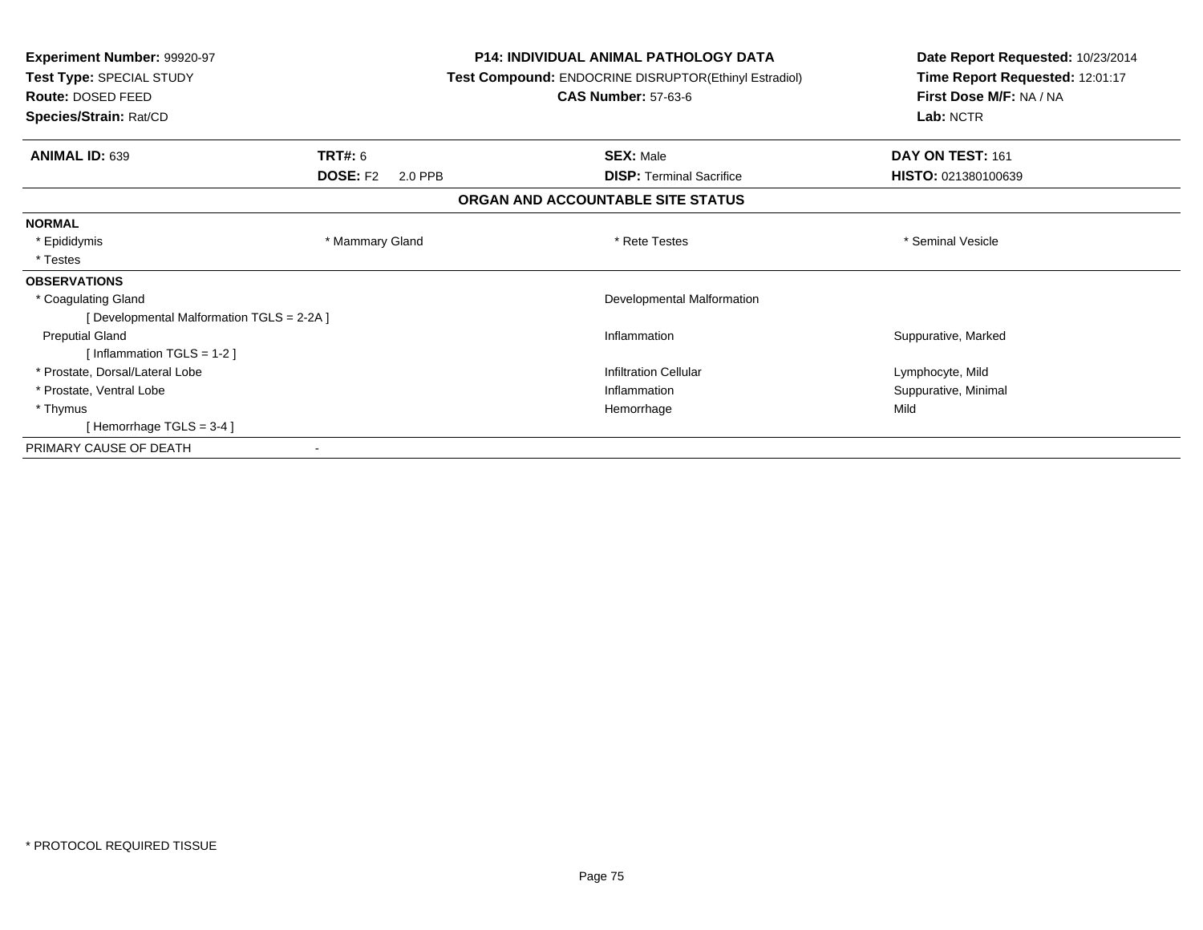**Experiment Number:** 99920-97
**Test Type:** SPECIAL STUDY
**Route:** DOSED FEED
**Species/Strain:** Rat/CD

**P14: INDIVIDUAL ANIMAL PATHOLOGY DATA**
**Test Compound:** ENDOCRINE DISRUPTOR(Ethinyl Estradiol)
**CAS Number:** 57-63-6

**Date Report Requested:** 10/23/2014
**Time Report Requested:** 12:01:17
**First Dose M/F:** NA / NA
**Lab:** NCTR

| **ANIMAL ID:** 639 | **TRT#:** 6 | **SEX:** Male | **DAY ON TEST:** 161 |
|---|---|---|---|
| | **DOSE:** F2 2.0 PPB | **DISP:** Terminal Sacrifice | **HISTO:** 021380100639 |

## ORGAN AND ACCOUNTABLE SITE STATUS

**NORMAL**

| | | | |
|---|---|---|---|
| * Epididymis | * Mammary Gland | * Rete Testes | * Seminal Vesicle |
| * Testes | | | |

**OBSERVATIONS**

| | | |
|---|---|---|
| * Coagulating Gland | Developmental Malformation | |
| [ Developmental Malformation TGLS = 2-2A ] | | |
| Preputial Gland | Inflammation | Suppurative, Marked |
| [ Inflammation TGLS = 1-2 ] | | |
| * Prostate, Dorsal/Lateral Lobe | Infiltration Cellular | Lymphocyte, Mild |
| * Prostate, Ventral Lobe | Inflammation | Suppurative, Minimal |
| * Thymus | Hemorrhage | Mild |
| [ Hemorrhage TGLS = 3-4 ] | | |

PRIMARY CAUSE OF DEATH -

* PROTOCOL REQUIRED TISSUE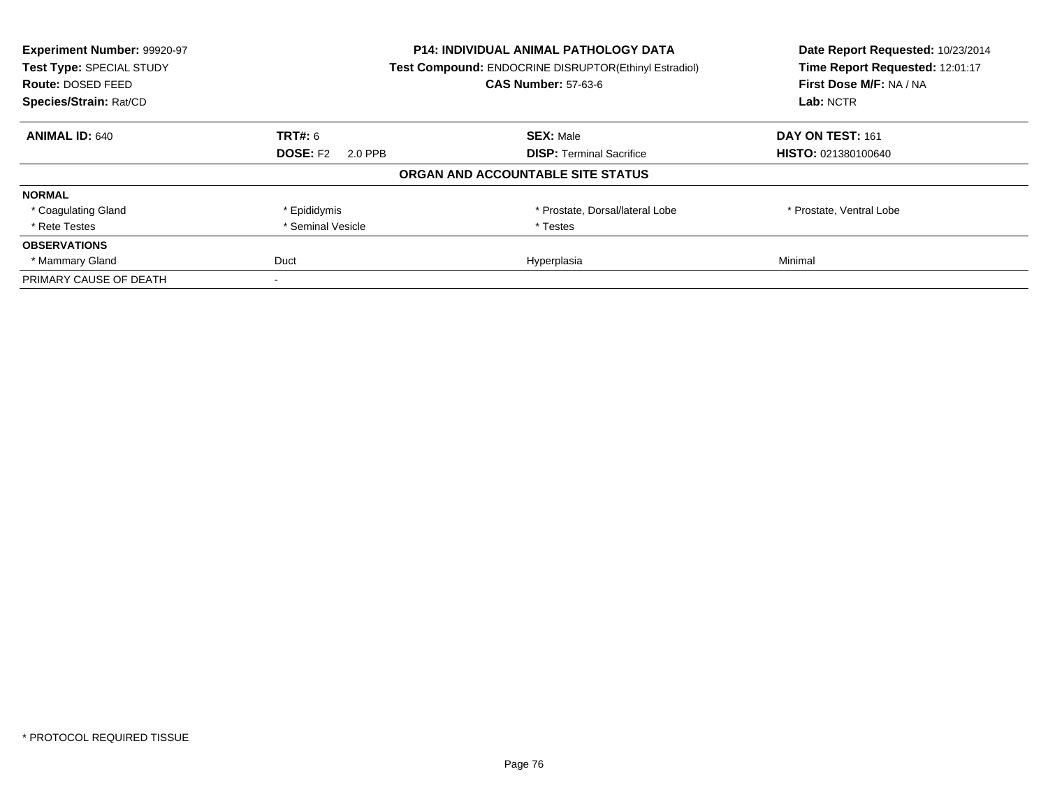**Experiment Number:** 99920-97
**Test Type:** SPECIAL STUDY
**Route:** DOSED FEED
**Species/Strain:** Rat/CD

**P14: INDIVIDUAL ANIMAL PATHOLOGY DATA**
**Test Compound:** ENDOCRINE DISRUPTOR(Ethinyl Estradiol)
**CAS Number:** 57-63-6

**Date Report Requested:** 10/23/2014
**Time Report Requested:** 12:01:17
**First Dose M/F:** NA / NA
**Lab:** NCTR

| **ANIMAL ID:** 640 | **TRT#:** 6 | **SEX:** Male | **DAY ON TEST:** 161 |
|---|---|---|---|
| | **DOSE:** F2 2.0 PPB | **DISP:** Terminal Sacrifice | **HISTO:** 021380100640 |

**ORGAN AND ACCOUNTABLE SITE STATUS**

| | | | |
|---|---|---|---|
| **NORMAL** | | | |
| * Coagulating Gland | * Epididymis | * Prostate, Dorsal/lateral Lobe | * Prostate, Ventral Lobe |
| * Rete Testes | * Seminal Vesicle | * Testes | |
| **OBSERVATIONS** | | | |
| * Mammary Gland | Duct | Hyperplasia | Minimal |
| PRIMARY CAUSE OF DEATH | - | | |

* PROTOCOL REQUIRED TISSUE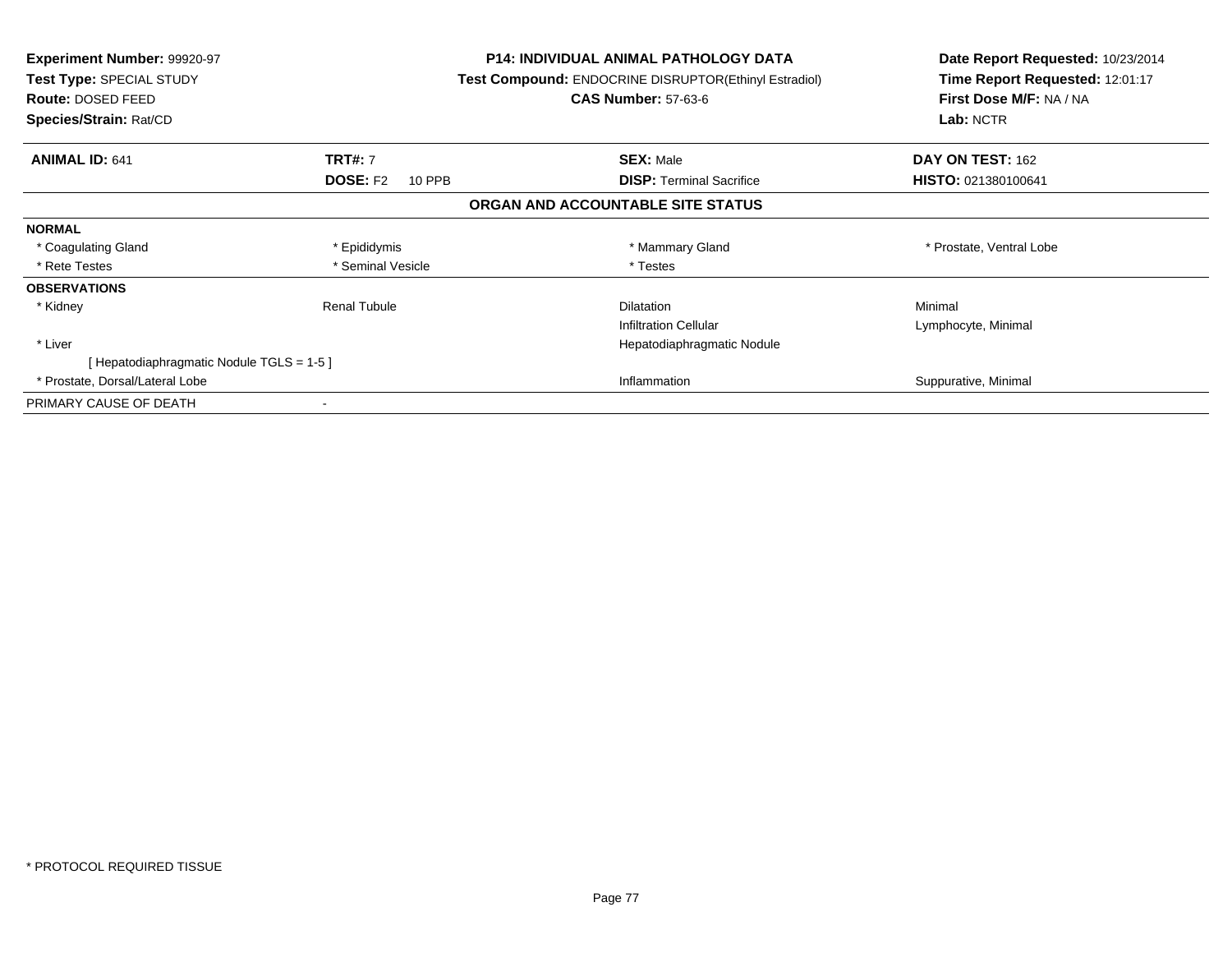**Experiment Number:** 99920-97
**Test Type:** SPECIAL STUDY
**Route:** DOSED FEED
**Species/Strain:** Rat/CD

**P14: INDIVIDUAL ANIMAL PATHOLOGY DATA**
**Test Compound:** ENDOCRINE DISRUPTOR(Ethinyl Estradiol)
**CAS Number:** 57-63-6

**Date Report Requested:** 10/23/2014
**Time Report Requested:** 12:01:17
**First Dose M/F:** NA / NA
**Lab:** NCTR

| **ANIMAL ID:** 641 | **TRT#:** 7 | **SEX:** Male | **DAY ON TEST:** 162 |
|---|---|---|---|
| | **DOSE:** F2 10 PPB | **DISP:** Terminal Sacrifice | **HISTO:** 021380100641 |

**ORGAN AND ACCOUNTABLE SITE STATUS**

| | | | |
|---|---|---|---|
| **NORMAL** | | | |
| * Coagulating Gland | * Epididymis | * Mammary Gland | * Prostate, Ventral Lobe |
| * Rete Testes | * Seminal Vesicle | * Testes | |
| **OBSERVATIONS** | | | |
| * Kidney | Renal Tubule | Dilatation | Minimal |
| | | Infiltration Cellular | Lymphocyte, Minimal |
| * Liver | | Hepatodiaphragmatic Nodule | |
| [ Hepatodiaphragmatic Nodule TGLS = 1-5 ] | | | |
| * Prostate, Dorsal/Lateral Lobe | | Inflammation | Suppurative, Minimal |
| PRIMARY CAUSE OF DEATH | - | | |

* PROTOCOL REQUIRED TISSUE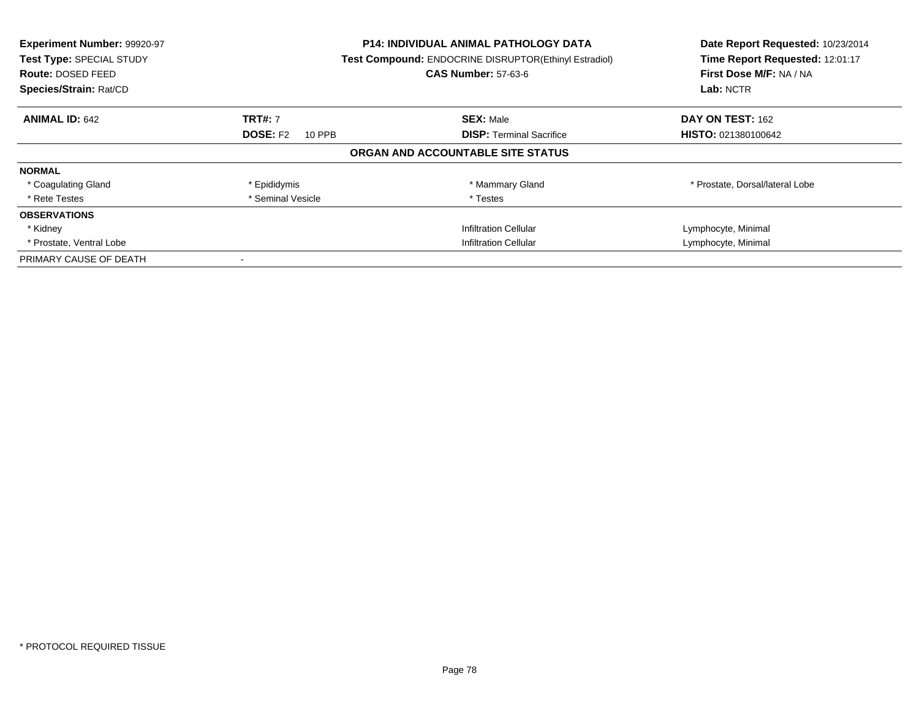**Experiment Number:** 99920-97
**Test Type:** SPECIAL STUDY
**Route:** DOSED FEED
**Species/Strain:** Rat/CD

**P14: INDIVIDUAL ANIMAL PATHOLOGY DATA**
**Test Compound:** ENDOCRINE DISRUPTOR(Ethinyl Estradiol)
**CAS Number:** 57-63-6

**Date Report Requested:** 10/23/2014
**Time Report Requested:** 12:01:17
**First Dose M/F:** NA / NA
**Lab:** NCTR

| **ANIMAL ID:** 642 | **TRT#:** 7 | **SEX:** Male | **DAY ON TEST:** 162 |
|---|---|---|---|
| | **DOSE:** F2 10 PPB | **DISP:** Terminal Sacrifice | **HISTO:** 021380100642 |

**ORGAN AND ACCOUNTABLE SITE STATUS**

| | | | |
|---|---|---|---|
| **NORMAL** | | | |
| * Coagulating Gland | * Epididymis | * Mammary Gland | * Prostate, Dorsal/lateral Lobe |
| * Rete Testes | * Seminal Vesicle | * Testes | |
| **OBSERVATIONS** | | | |
| * Kidney | | Infiltration Cellular | Lymphocyte, Minimal |
| * Prostate, Ventral Lobe | | Infiltration Cellular | Lymphocyte, Minimal |
| PRIMARY CAUSE OF DEATH | - | | |

* PROTOCOL REQUIRED TISSUE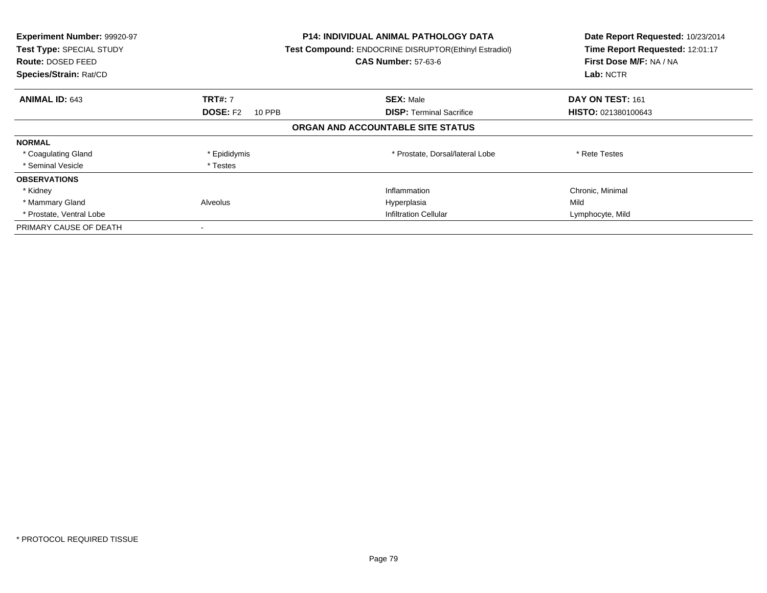**Experiment Number:** 99920-97
**Test Type:** SPECIAL STUDY
**Route:** DOSED FEED
**Species/Strain:** Rat/CD

**P14: INDIVIDUAL ANIMAL PATHOLOGY DATA**
**Test Compound:** ENDOCRINE DISRUPTOR(Ethinyl Estradiol)
**CAS Number:** 57-63-6

**Date Report Requested:** 10/23/2014
**Time Report Requested:** 12:01:17
**First Dose M/F:** NA / NA
**Lab:** NCTR

| **ANIMAL ID:** 643 | **TRT#:** 7 | **SEX:** Male | **DAY ON TEST:** 161 |
|---|---|---|---|
| | **DOSE:** F2 10 PPB | **DISP:** Terminal Sacrifice | **HISTO:** 021380100643 |

**ORGAN AND ACCOUNTABLE SITE STATUS**

| | | | |
|---|---|---|---|
| **NORMAL** | | | |
| * Coagulating Gland | * Epididymis | * Prostate, Dorsal/lateral Lobe | * Rete Testes |
| * Seminal Vesicle | * Testes | | |
| **OBSERVATIONS** | | | |
| * Kidney | | Inflammation | Chronic, Minimal |
| * Mammary Gland | Alveolus | Hyperplasia | Mild |
| * Prostate, Ventral Lobe | | Infiltration Cellular | Lymphocyte, Mild |
| PRIMARY CAUSE OF DEATH | - | | |

\* PROTOCOL REQUIRED TISSUE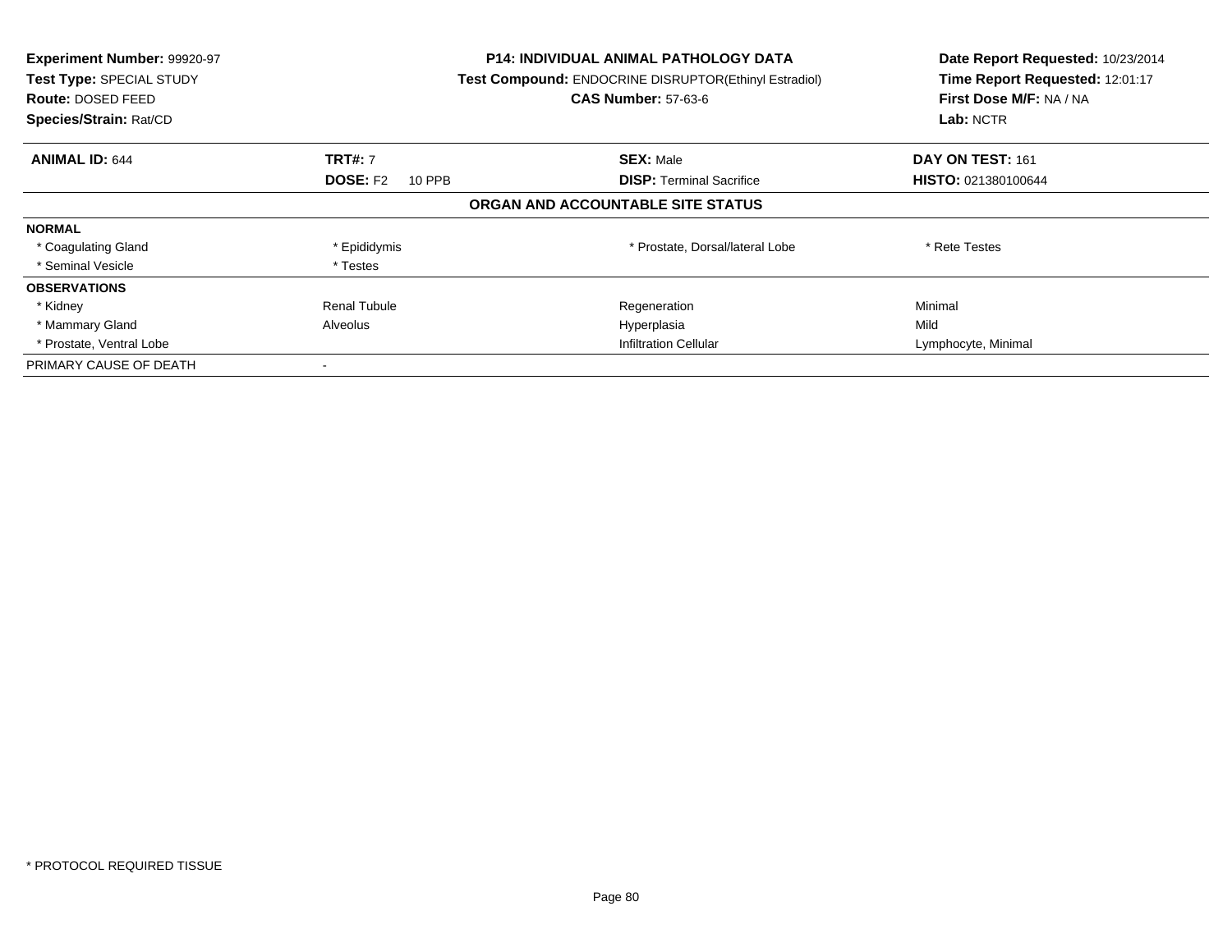**Experiment Number:** 99920-97
**Test Type:** SPECIAL STUDY
**Route:** DOSED FEED
**Species/Strain:** Rat/CD

**P14: INDIVIDUAL ANIMAL PATHOLOGY DATA**
**Test Compound:** ENDOCRINE DISRUPTOR(Ethinyl Estradiol)
**CAS Number:** 57-63-6

**Date Report Requested:** 10/23/2014
**Time Report Requested:** 12:01:17
**First Dose M/F:** NA / NA
**Lab:** NCTR

| **ANIMAL ID:** 644 | **TRT#:** 7 | **SEX:** Male | **DAY ON TEST:** 161 |
|---|---|---|---|
| | **DOSE:** F2 10 PPB | **DISP:** Terminal Sacrifice | **HISTO:** 021380100644 |

**ORGAN AND ACCOUNTABLE SITE STATUS**

| | | | |
|---|---|---|---|
| **NORMAL** | | | |
| * Coagulating Gland | * Epididymis | * Prostate, Dorsal/lateral Lobe | * Rete Testes |
| * Seminal Vesicle | * Testes | | |
| **OBSERVATIONS** | | | |
| * Kidney | Renal Tubule | Regeneration | Minimal |
| * Mammary Gland | Alveolus | Hyperplasia | Mild |
| * Prostate, Ventral Lobe | | Infiltration Cellular | Lymphocyte, Minimal |
| PRIMARY CAUSE OF DEATH | - | | |

* PROTOCOL REQUIRED TISSUE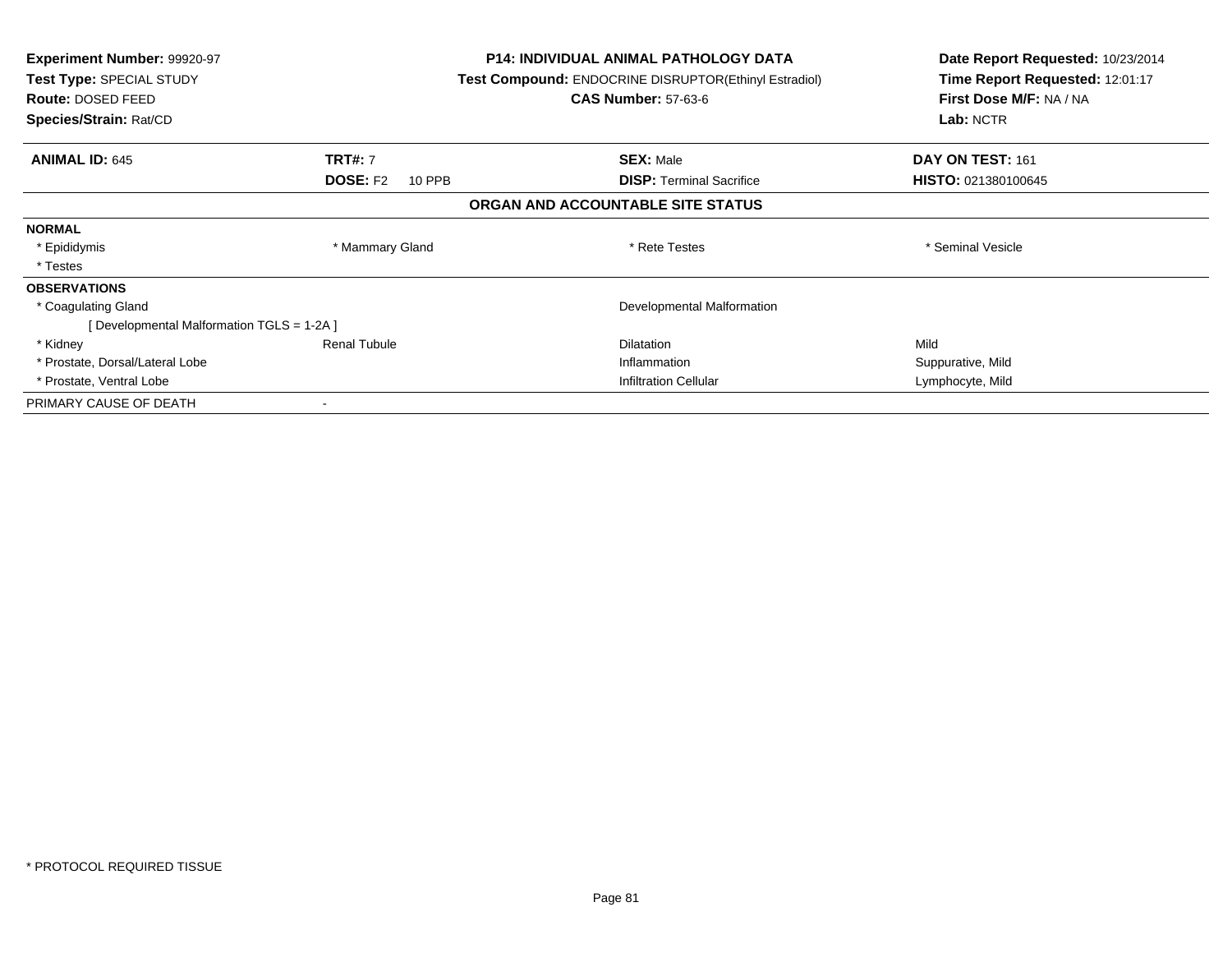**Experiment Number:** 99920-97
**Test Type:** SPECIAL STUDY
**Route:** DOSED FEED
**Species/Strain:** Rat/CD

**P14: INDIVIDUAL ANIMAL PATHOLOGY DATA**
**Test Compound:** ENDOCRINE DISRUPTOR(Ethinyl Estradiol)
**CAS Number:** 57-63-6

**Date Report Requested:** 10/23/2014
**Time Report Requested:** 12:01:17
**First Dose M/F:** NA / NA
**Lab:** NCTR

| **ANIMAL ID:** 645 | **TRT#:** 7 | **SEX:** Male | **DAY ON TEST:** 161 |
|---|---|---|---|
| | **DOSE:** F2 10 PPB | **DISP:** Terminal Sacrifice | **HISTO:** 021380100645 |

## ORGAN AND ACCOUNTABLE SITE STATUS

| | | | |
|---|---|---|---|
| **NORMAL** | | | |
| * Epididymis | * Mammary Gland | * Rete Testes | * Seminal Vesicle |
| * Testes | | | |
| **OBSERVATIONS** | | | |
| * Coagulating Gland | | Developmental Malformation | |
| [ Developmental Malformation TGLS = 1-2A ] | | | |
| * Kidney | Renal Tubule | Dilatation | Mild |
| * Prostate, Dorsal/Lateral Lobe | | Inflammation | Suppurative, Mild |
| * Prostate, Ventral Lobe | | Infiltration Cellular | Lymphocyte, Mild |
| PRIMARY CAUSE OF DEATH | - | | |

\* PROTOCOL REQUIRED TISSUE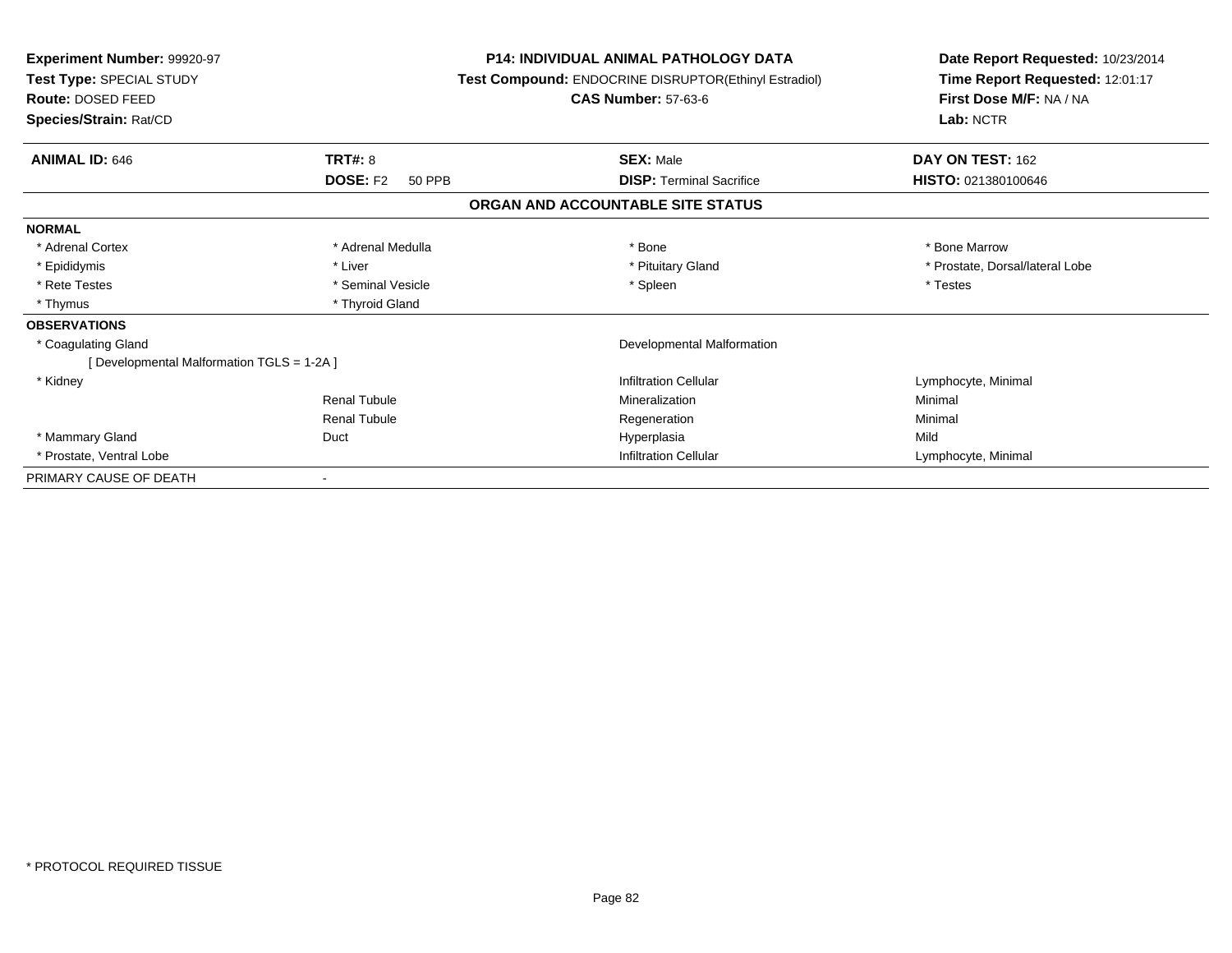**Experiment Number:** 99920-97
**Test Type:** SPECIAL STUDY
**Route:** DOSED FEED
**Species/Strain:** Rat/CD

**P14: INDIVIDUAL ANIMAL PATHOLOGY DATA**
**Test Compound:** ENDOCRINE DISRUPTOR(Ethinyl Estradiol)
**CAS Number:** 57-63-6

**Date Report Requested:** 10/23/2014
**Time Report Requested:** 12:01:17
**First Dose M/F:** NA / NA
**Lab:** NCTR

| **ANIMAL ID:** 646 | **TRT#:** 8 | **SEX:** Male | **DAY ON TEST:** 162 |
|---|---|---|---|
| | **DOSE:** F2 50 PPB | **DISP:** Terminal Sacrifice | **HISTO:** 021380100646 |

## ORGAN AND ACCOUNTABLE SITE STATUS

| | | | |
|---|---|---|---|
| **NORMAL** | | | |
| * Adrenal Cortex | * Adrenal Medulla | * Bone | * Bone Marrow |
| * Epididymis | * Liver | * Pituitary Gland | * Prostate, Dorsal/lateral Lobe |
| * Rete Testes | * Seminal Vesicle | * Spleen | * Testes |
| * Thymus | * Thyroid Gland | | |
| **OBSERVATIONS** | | | |
| * Coagulating Gland | | Developmental Malformation | |
| [ Developmental Malformation TGLS = 1-2A ] | | | |
| * Kidney | | Infiltration Cellular | Lymphocyte, Minimal |
| | Renal Tubule | Mineralization | Minimal |
| | Renal Tubule | Regeneration | Minimal |
| * Mammary Gland | Duct | Hyperplasia | Mild |
| * Prostate, Ventral Lobe | | Infiltration Cellular | Lymphocyte, Minimal |
| PRIMARY CAUSE OF DEATH | - | | |

* PROTOCOL REQUIRED TISSUE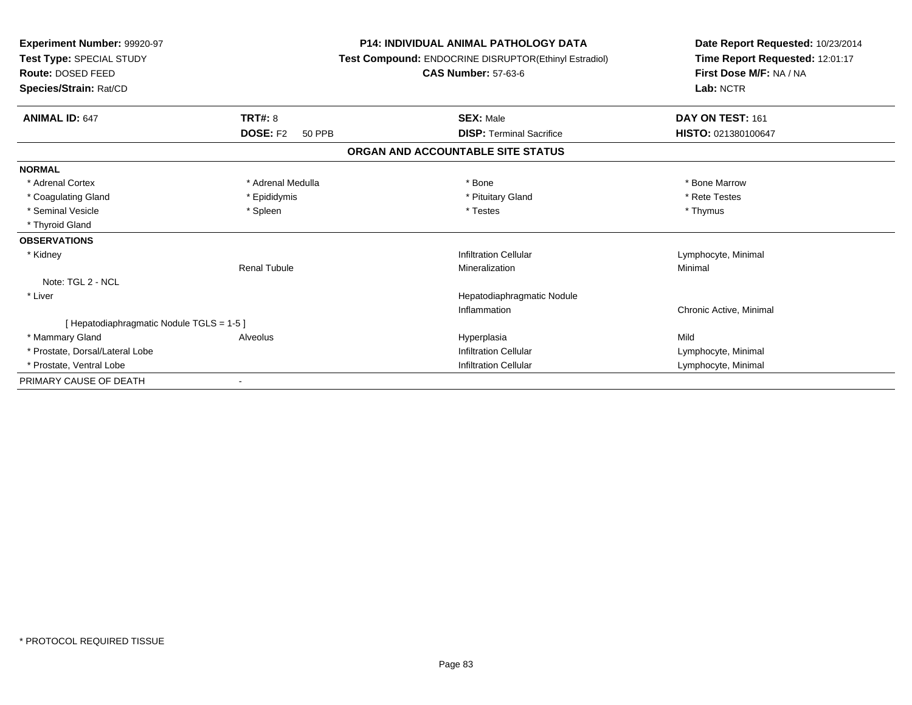**Experiment Number:** 99920-97
**Test Type:** SPECIAL STUDY
**Route:** DOSED FEED
**Species/Strain:** Rat/CD

**P14: INDIVIDUAL ANIMAL PATHOLOGY DATA**
**Test Compound:** ENDOCRINE DISRUPTOR(Ethinyl Estradiol)
**CAS Number:** 57-63-6

**Date Report Requested:** 10/23/2014
**Time Report Requested:** 12:01:17
**First Dose M/F:** NA / NA
**Lab:** NCTR

| **ANIMAL ID:** 647 | **TRT#:** 8 | **SEX:** Male | **DAY ON TEST:** 161 |
|---|---|---|---|
| | **DOSE:** F2 50 PPB | **DISP:** Terminal Sacrifice | **HISTO:** 021380100647 |

## ORGAN AND ACCOUNTABLE SITE STATUS

| | | | |
|---|---|---|---|
| **NORMAL** | | | |
| * Adrenal Cortex | * Adrenal Medulla | * Bone | * Bone Marrow |
| * Coagulating Gland | * Epididymis | * Pituitary Gland | * Rete Testes |
| * Seminal Vesicle | * Spleen | * Testes | * Thymus |
| * Thyroid Gland | | | |
| **OBSERVATIONS** | | | |
| * Kidney | | Infiltration Cellular | Lymphocyte, Minimal |
| | Renal Tubule | Mineralization | Minimal |
| Note: TGL 2 - NCL | | | |
| * Liver | | Hepatodiaphragmatic Nodule | |
| | | Inflammation | Chronic Active, Minimal |
| [ Hepatodiaphragmatic Nodule TGLS = 1-5 ] | | | |
| * Mammary Gland | Alveolus | Hyperplasia | Mild |
| * Prostate, Dorsal/Lateral Lobe | | Infiltration Cellular | Lymphocyte, Minimal |
| * Prostate, Ventral Lobe | | Infiltration Cellular | Lymphocyte, Minimal |
| PRIMARY CAUSE OF DEATH | - | | |

* PROTOCOL REQUIRED TISSUE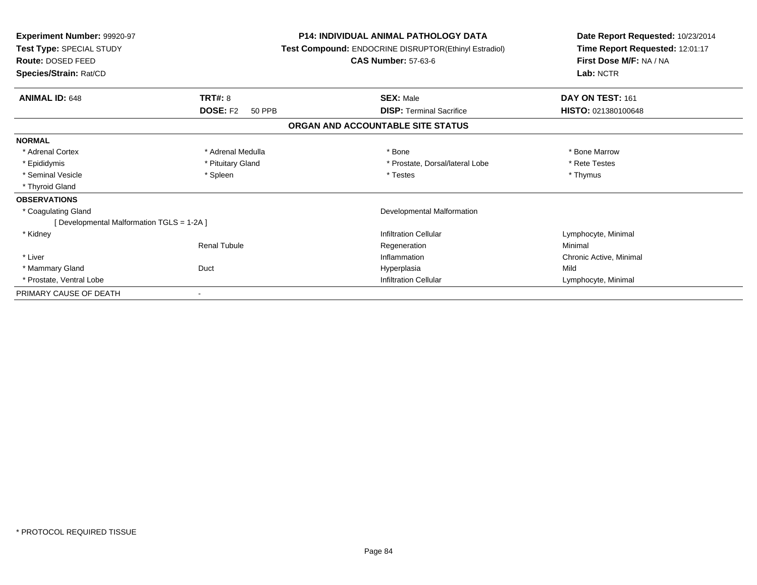**Experiment Number:** 99920-97
**Test Type:** SPECIAL STUDY
**Route:** DOSED FEED
**Species/Strain:** Rat/CD

**P14: INDIVIDUAL ANIMAL PATHOLOGY DATA**
**Test Compound:** ENDOCRINE DISRUPTOR(Ethinyl Estradiol)
**CAS Number:** 57-63-6

**Date Report Requested:** 10/23/2014
**Time Report Requested:** 12:01:17
**First Dose M/F:** NA / NA
**Lab:** NCTR

| **ANIMAL ID:** 648 | **TRT#:** 8 | **SEX:** Male | **DAY ON TEST:** 161 |
|---|---|---|---|
| | **DOSE:** F2 50 PPB | **DISP:** Terminal Sacrifice | **HISTO:** 021380100648 |

## ORGAN AND ACCOUNTABLE SITE STATUS

| | | | |
|---|---|---|---|
| **NORMAL** | | | |
| * Adrenal Cortex | * Adrenal Medulla | * Bone | * Bone Marrow |
| * Epididymis | * Pituitary Gland | * Prostate, Dorsal/lateral Lobe | * Rete Testes |
| * Seminal Vesicle | * Spleen | * Testes | * Thymus |
| * Thyroid Gland | | | |
| **OBSERVATIONS** | | | |
| * Coagulating Gland | | Developmental Malformation | |
| [ Developmental Malformation TGLS = 1-2A ] | | | |
| * Kidney | | Infiltration Cellular | Lymphocyte, Minimal |
| | Renal Tubule | Regeneration | Minimal |
| * Liver | | Inflammation | Chronic Active, Minimal |
| * Mammary Gland | Duct | Hyperplasia | Mild |
| * Prostate, Ventral Lobe | | Infiltration Cellular | Lymphocyte, Minimal |
| PRIMARY CAUSE OF DEATH | - | | |

* PROTOCOL REQUIRED TISSUE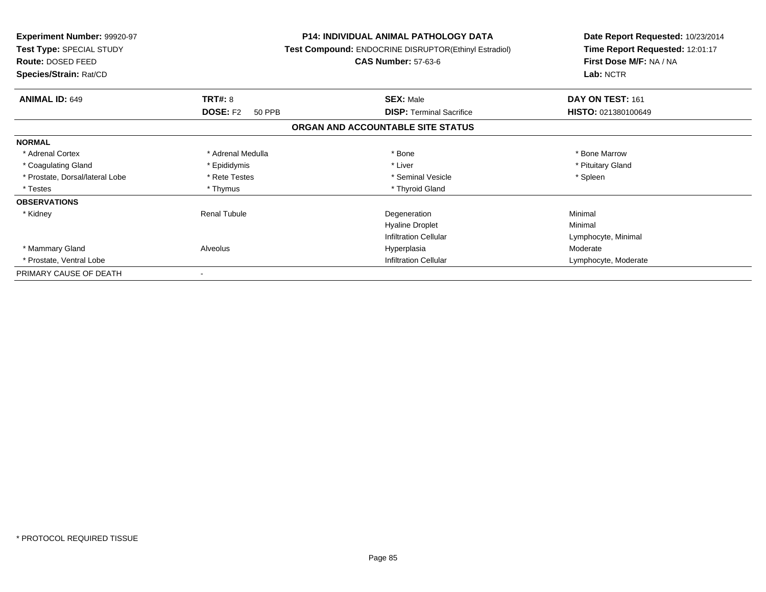**Experiment Number:** 99920-97
**Test Type:** SPECIAL STUDY
**Route:** DOSED FEED
**Species/Strain:** Rat/CD

**P14: INDIVIDUAL ANIMAL PATHOLOGY DATA**
**Test Compound:** ENDOCRINE DISRUPTOR(Ethinyl Estradiol)
**CAS Number:** 57-63-6

**Date Report Requested:** 10/23/2014
**Time Report Requested:** 12:01:17
**First Dose M/F:** NA / NA
**Lab:** NCTR

| **ANIMAL ID:** 649 | **TRT#:** 8 | **SEX:** Male | **DAY ON TEST:** 161 |
|---|---|---|---|
| | **DOSE:** F2 50 PPB | **DISP:** Terminal Sacrifice | **HISTO:** 021380100649 |

**ORGAN AND ACCOUNTABLE SITE STATUS**

| | | | |
|---|---|---|---|
| **NORMAL** | | | |
| * Adrenal Cortex | * Adrenal Medulla | * Bone | * Bone Marrow |
| * Coagulating Gland | * Epididymis | * Liver | * Pituitary Gland |
| * Prostate, Dorsal/lateral Lobe | * Rete Testes | * Seminal Vesicle | * Spleen |
| * Testes | * Thymus | * Thyroid Gland | |
| **OBSERVATIONS** | | | |
| * Kidney | Renal Tubule | Degeneration | Minimal |
| | | Hyaline Droplet | Minimal |
| | | Infiltration Cellular | Lymphocyte, Minimal |
| * Mammary Gland | Alveolus | Hyperplasia | Moderate |
| * Prostate, Ventral Lobe | | Infiltration Cellular | Lymphocyte, Moderate |
| PRIMARY CAUSE OF DEATH | - | | |

\* PROTOCOL REQUIRED TISSUE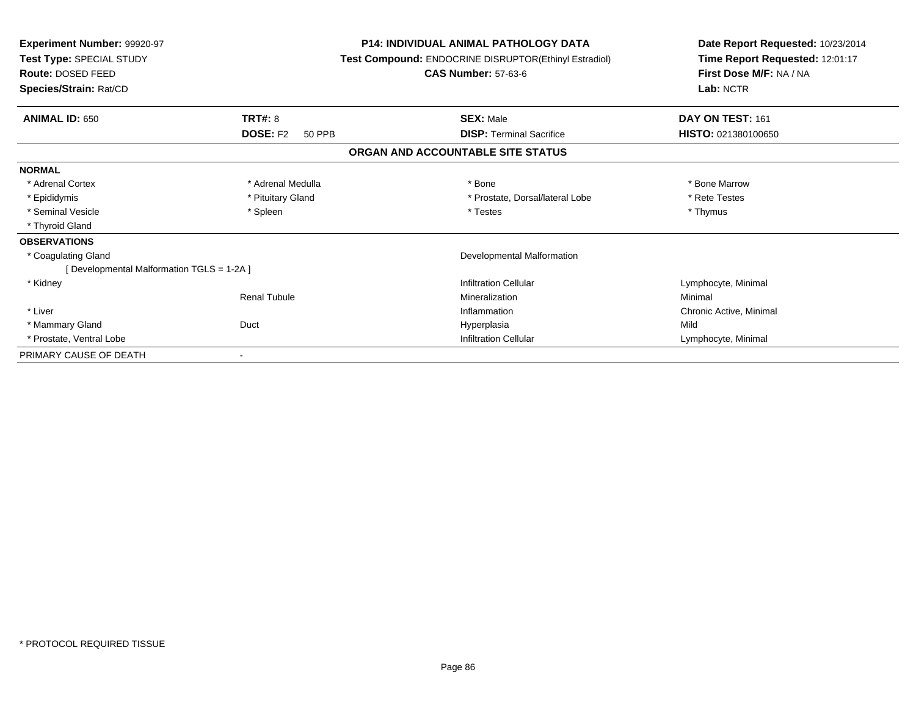**Experiment Number:** 99920-97
**Test Type:** SPECIAL STUDY
**Route:** DOSED FEED
**Species/Strain:** Rat/CD

**P14: INDIVIDUAL ANIMAL PATHOLOGY DATA**
**Test Compound:** ENDOCRINE DISRUPTOR(Ethinyl Estradiol)
**CAS Number:** 57-63-6

**Date Report Requested:** 10/23/2014
**Time Report Requested:** 12:01:17
**First Dose M/F:** NA / NA
**Lab:** NCTR

| **ANIMAL ID:** 650 | **TRT#:** 8 | **SEX:** Male | **DAY ON TEST:** 161 |
|---|---|---|---|
| | **DOSE:** F2 50 PPB | **DISP:** Terminal Sacrifice | **HISTO:** 021380100650 |

## ORGAN AND ACCOUNTABLE SITE STATUS

| | | | |
|---|---|---|---|
| **NORMAL** | | | |
| * Adrenal Cortex | * Adrenal Medulla | * Bone | * Bone Marrow |
| * Epididymis | * Pituitary Gland | * Prostate, Dorsal/lateral Lobe | * Rete Testes |
| * Seminal Vesicle | * Spleen | * Testes | * Thymus |
| * Thyroid Gland | | | |
| **OBSERVATIONS** | | | |
| * Coagulating Gland | | Developmental Malformation | |
| [ Developmental Malformation TGLS = 1-2A ] | | | |
| * Kidney | | Infiltration Cellular | Lymphocyte, Minimal |
| | Renal Tubule | Mineralization | Minimal |
| * Liver | | Inflammation | Chronic Active, Minimal |
| * Mammary Gland | Duct | Hyperplasia | Mild |
| * Prostate, Ventral Lobe | | Infiltration Cellular | Lymphocyte, Minimal |
| PRIMARY CAUSE OF DEATH | - | | |

* PROTOCOL REQUIRED TISSUE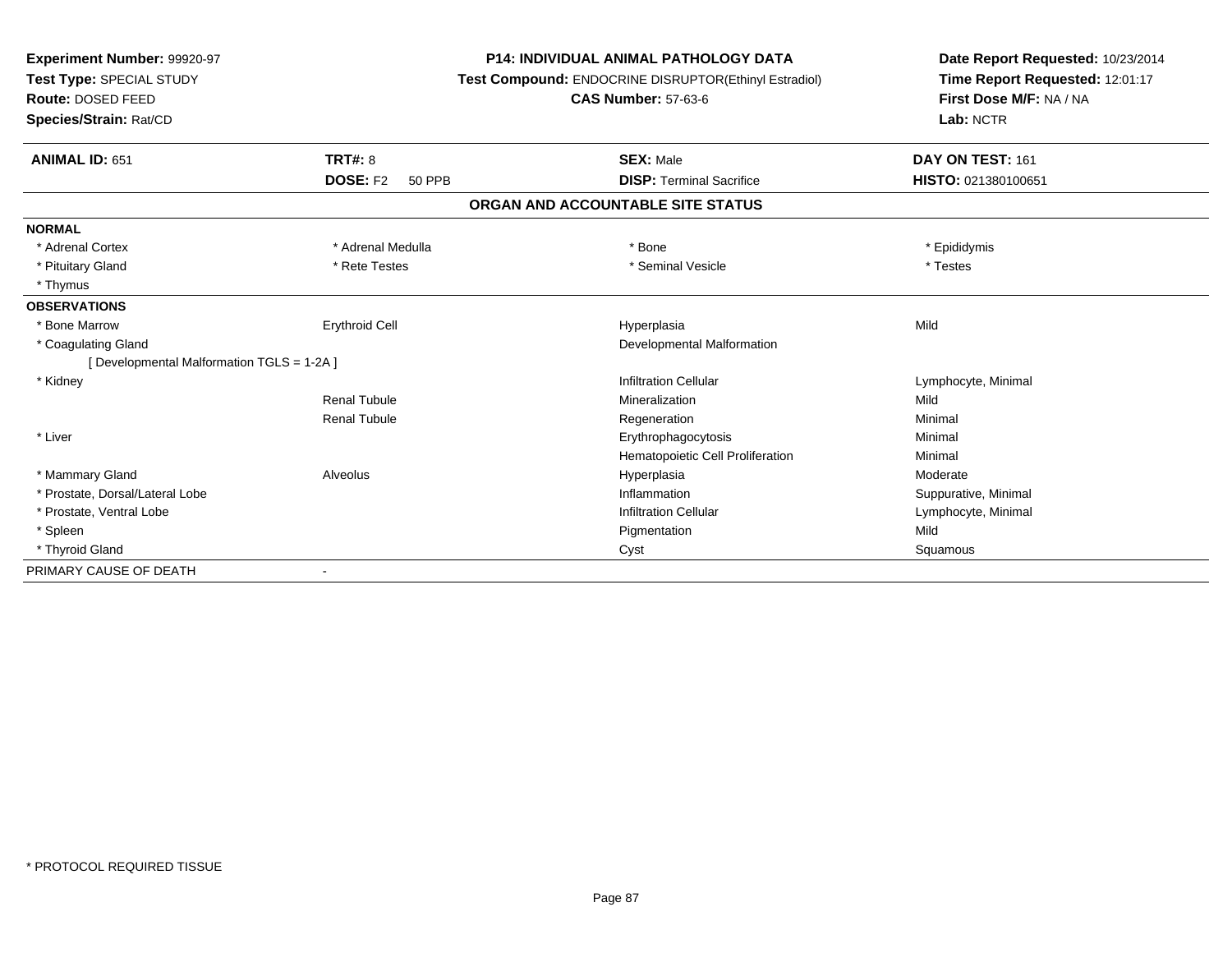**Experiment Number:** 99920-97
**Test Type:** SPECIAL STUDY
**Route:** DOSED FEED
**Species/Strain:** Rat/CD

**P14: INDIVIDUAL ANIMAL PATHOLOGY DATA**
**Test Compound:** ENDOCRINE DISRUPTOR(Ethinyl Estradiol)
**CAS Number:** 57-63-6

**Date Report Requested:** 10/23/2014
**Time Report Requested:** 12:01:17
**First Dose M/F:** NA / NA
**Lab:** NCTR

| **ANIMAL ID:** 651 | **TRT#:** 8 | **SEX:** Male | **DAY ON TEST:** 161 |
|---|---|---|---|
| | **DOSE:** F2 50 PPB | **DISP:** Terminal Sacrifice | **HISTO:** 021380100651 |

## ORGAN AND ACCOUNTABLE SITE STATUS

| | | | |
|---|---|---|---|
| **NORMAL** | | | |
| * Adrenal Cortex | * Adrenal Medulla | * Bone | * Epididymis |
| * Pituitary Gland | * Rete Testes | * Seminal Vesicle | * Testes |
| * Thymus | | | |
| **OBSERVATIONS** | | | |
| * Bone Marrow | Erythroid Cell | Hyperplasia | Mild |
| * Coagulating Gland | | Developmental Malformation | |
| [ Developmental Malformation TGLS = 1-2A ] | | | |
| * Kidney | | Infiltration Cellular | Lymphocyte, Minimal |
| | Renal Tubule | Mineralization | Mild |
| | Renal Tubule | Regeneration | Minimal |
| * Liver | | Erythrophagocytosis | Minimal |
| | | Hematopoietic Cell Proliferation | Minimal |
| * Mammary Gland | Alveolus | Hyperplasia | Moderate |
| * Prostate, Dorsal/Lateral Lobe | | Inflammation | Suppurative, Minimal |
| * Prostate, Ventral Lobe | | Infiltration Cellular | Lymphocyte, Minimal |
| * Spleen | | Pigmentation | Mild |
| * Thyroid Gland | | Cyst | Squamous |
| PRIMARY CAUSE OF DEATH | - | | |

* PROTOCOL REQUIRED TISSUE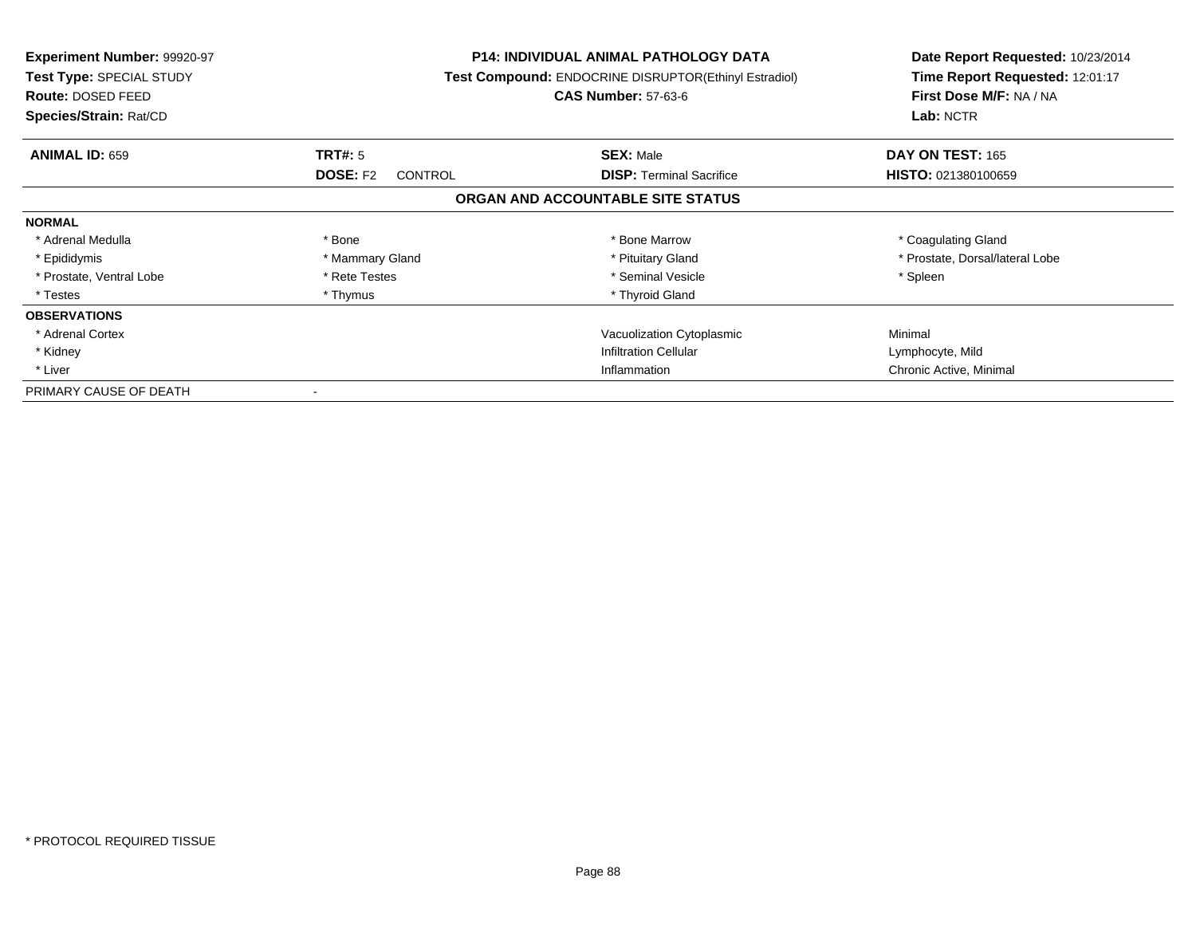**Experiment Number:** 99920-97
**Test Type:** SPECIAL STUDY
**Route:** DOSED FEED
**Species/Strain:** Rat/CD

**P14: INDIVIDUAL ANIMAL PATHOLOGY DATA**
**Test Compound:** ENDOCRINE DISRUPTOR(Ethinyl Estradiol)
**CAS Number:** 57-63-6

**Date Report Requested:** 10/23/2014
**Time Report Requested:** 12:01:17
**First Dose M/F:** NA / NA
**Lab:** NCTR

| **ANIMAL ID:** 659 | **TRT#:** 5 | **SEX:** Male | **DAY ON TEST:** 165 |
|---|---|---|---|
| | **DOSE:** F2 CONTROL | **DISP:** Terminal Sacrifice | **HISTO:** 021380100659 |

**ORGAN AND ACCOUNTABLE SITE STATUS**

| | | | |
|---|---|---|---|
| **NORMAL** | | | |
| * Adrenal Medulla | * Bone | * Bone Marrow | * Coagulating Gland |
| * Epididymis | * Mammary Gland | * Pituitary Gland | * Prostate, Dorsal/lateral Lobe |
| * Prostate, Ventral Lobe | * Rete Testes | * Seminal Vesicle | * Spleen |
| * Testes | * Thymus | * Thyroid Gland | |
| **OBSERVATIONS** | | | |
| * Adrenal Cortex | | Vacuolization Cytoplasmic | Minimal |
| * Kidney | | Infiltration Cellular | Lymphocyte, Mild |
| * Liver | | Inflammation | Chronic Active, Minimal |
| PRIMARY CAUSE OF DEATH | - | | |

* PROTOCOL REQUIRED TISSUE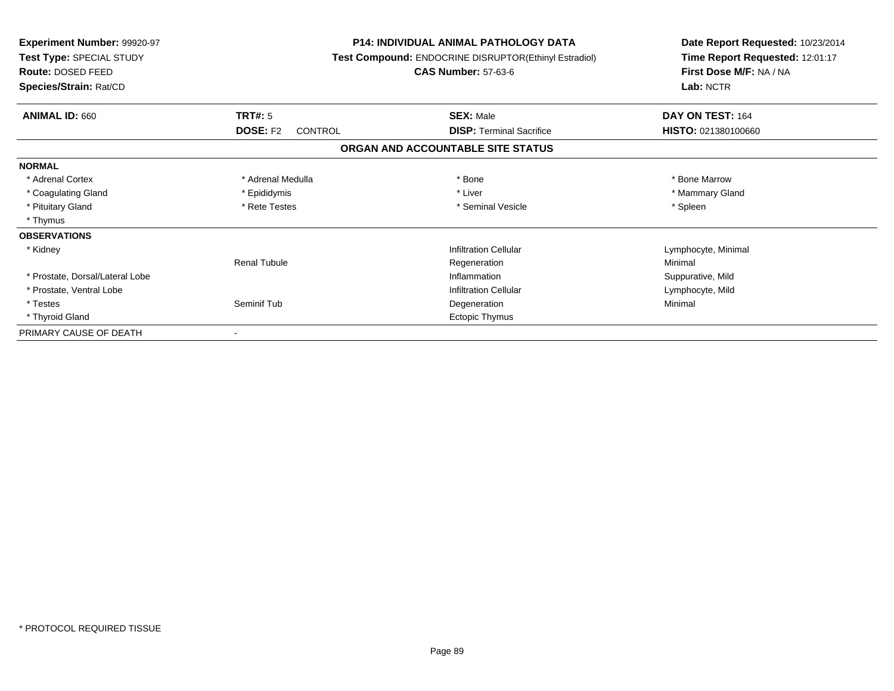**Experiment Number:** 99920-97
**Test Type:** SPECIAL STUDY
**Route:** DOSED FEED
**Species/Strain:** Rat/CD

**P14: INDIVIDUAL ANIMAL PATHOLOGY DATA**
**Test Compound:** ENDOCRINE DISRUPTOR(Ethinyl Estradiol)
**CAS Number:** 57-63-6

**Date Report Requested:** 10/23/2014
**Time Report Requested:** 12:01:17
**First Dose M/F:** NA / NA
**Lab:** NCTR

| **ANIMAL ID:** 660 | **TRT#:** 5 | **SEX:** Male | **DAY ON TEST:** 164 |
|---|---|---|---|
| | **DOSE:** F2 CONTROL | **DISP:** Terminal Sacrifice | **HISTO:** 021380100660 |

## ORGAN AND ACCOUNTABLE SITE STATUS

| | | | |
|---|---|---|---|
| **NORMAL** | | | |
| * Adrenal Cortex | * Adrenal Medulla | * Bone | * Bone Marrow |
| * Coagulating Gland | * Epididymis | * Liver | * Mammary Gland |
| * Pituitary Gland | * Rete Testes | * Seminal Vesicle | * Spleen |
| * Thymus | | | |
| **OBSERVATIONS** | | | |
| * Kidney | | Infiltration Cellular | Lymphocyte, Minimal |
| | Renal Tubule | Regeneration | Minimal |
| * Prostate, Dorsal/Lateral Lobe | | Inflammation | Suppurative, Mild |
| * Prostate, Ventral Lobe | | Infiltration Cellular | Lymphocyte, Mild |
| * Testes | Seminif Tub | Degeneration | Minimal |
| * Thyroid Gland | | Ectopic Thymus | |
| PRIMARY CAUSE OF DEATH | - | | |

* PROTOCOL REQUIRED TISSUE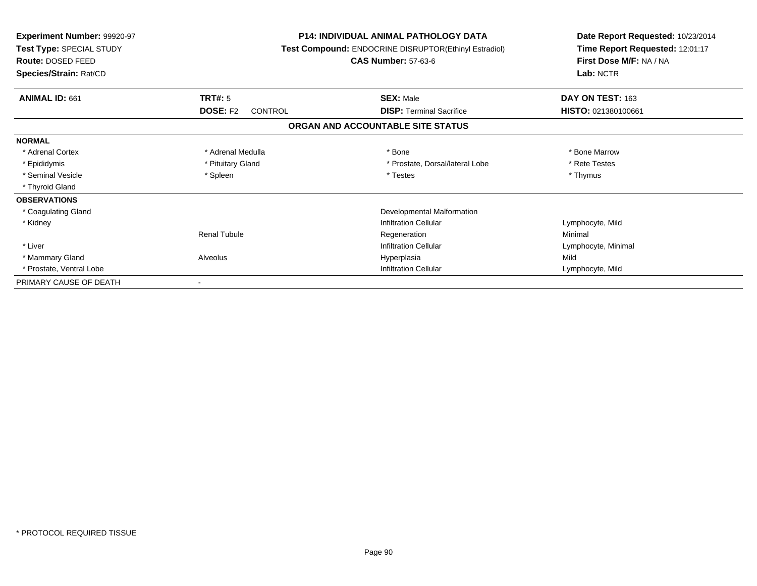**Experiment Number:** 99920-97
**Test Type:** SPECIAL STUDY
**Route:** DOSED FEED
**Species/Strain:** Rat/CD

**P14: INDIVIDUAL ANIMAL PATHOLOGY DATA**
**Test Compound:** ENDOCRINE DISRUPTOR(Ethinyl Estradiol)
**CAS Number:** 57-63-6

**Date Report Requested:** 10/23/2014
**Time Report Requested:** 12:01:17
**First Dose M/F:** NA / NA
**Lab:** NCTR

| **ANIMAL ID:** 661 | **TRT#:** 5 | **SEX:** Male | **DAY ON TEST:** 163 |
|---|---|---|---|
| | **DOSE:** F2 CONTROL | **DISP:** Terminal Sacrifice | **HISTO:** 021380100661 |

## ORGAN AND ACCOUNTABLE SITE STATUS

| | | | |
|---|---|---|---|
| **NORMAL** | | | |
| * Adrenal Cortex | * Adrenal Medulla | * Bone | * Bone Marrow |
| * Epididymis | * Pituitary Gland | * Prostate, Dorsal/lateral Lobe | * Rete Testes |
| * Seminal Vesicle | * Spleen | * Testes | * Thymus |
| * Thyroid Gland | | | |
| **OBSERVATIONS** | | | |
| * Coagulating Gland | | Developmental Malformation | |
| * Kidney | | Infiltration Cellular | Lymphocyte, Mild |
| | Renal Tubule | Regeneration | Minimal |
| * Liver | | Infiltration Cellular | Lymphocyte, Minimal |
| * Mammary Gland | Alveolus | Hyperplasia | Mild |
| * Prostate, Ventral Lobe | | Infiltration Cellular | Lymphocyte, Mild |
| PRIMARY CAUSE OF DEATH | - | | |

* PROTOCOL REQUIRED TISSUE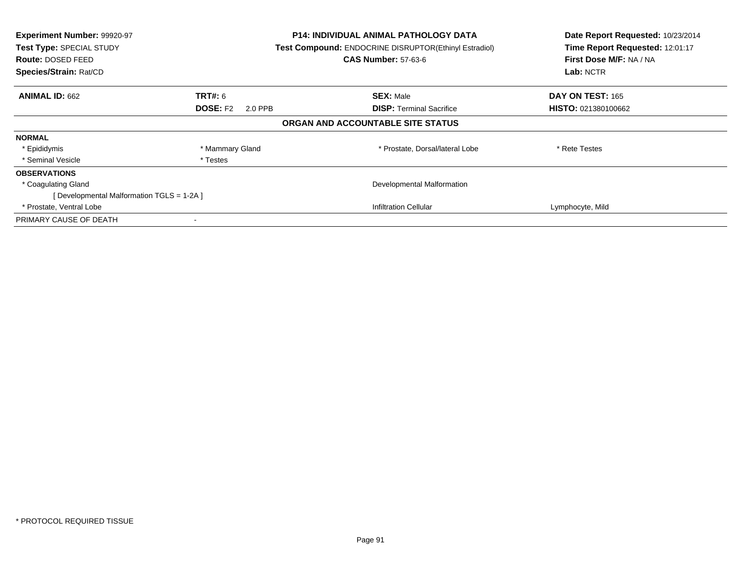| | | | |
|---|---|---|---|
| **Experiment Number:** 99920-97 | **P14: INDIVIDUAL ANIMAL PATHOLOGY DATA** | | **Date Report Requested:** 10/23/2014 |
| **Test Type:** SPECIAL STUDY | **Test Compound:** ENDOCRINE DISRUPTOR(Ethinyl Estradiol) | | **Time Report Requested:** 12:01:17 |
| **Route:** DOSED FEED | **CAS Number:** 57-63-6 | | **First Dose M/F:** NA / NA |
| **Species/Strain:** Rat/CD | | | **Lab:** NCTR |

| | | | |
|---|---|---|---|
| **ANIMAL ID:** 662 | **TRT#:** 6 | **SEX:** Male | **DAY ON TEST:** 165 |
| | **DOSE:** F2 2.0 PPB | **DISP:** Terminal Sacrifice | **HISTO:** 021380100662 |

## ORGAN AND ACCOUNTABLE SITE STATUS

| | | | |
|---|---|---|---|
| **NORMAL** | | | |
| * Epididymis | * Mammary Gland | * Prostate, Dorsal/lateral Lobe | * Rete Testes |
| * Seminal Vesicle | * Testes | | |
| **OBSERVATIONS** | | | |
| * Coagulating Gland | | Developmental Malformation | |
| [ Developmental Malformation TGLS = 1-2A ] | | | |
| * Prostate, Ventral Lobe | | Infiltration Cellular | Lymphocyte, Mild |
| PRIMARY CAUSE OF DEATH | - | | |

* PROTOCOL REQUIRED TISSUE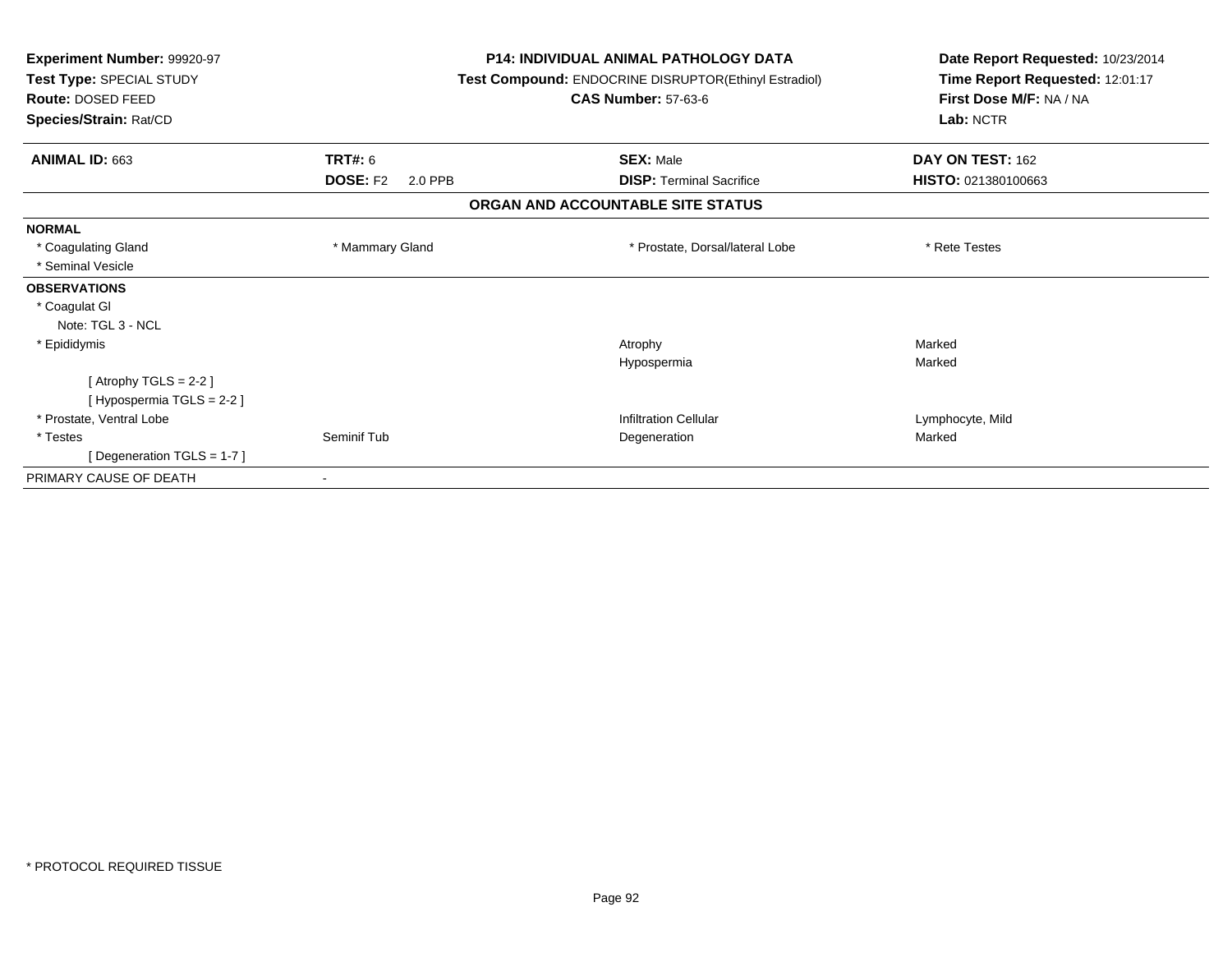**Experiment Number:** 99920-97
**Test Type:** SPECIAL STUDY
**Route:** DOSED FEED
**Species/Strain:** Rat/CD

**P14: INDIVIDUAL ANIMAL PATHOLOGY DATA**
**Test Compound:** ENDOCRINE DISRUPTOR(Ethinyl Estradiol)
**CAS Number:** 57-63-6

**Date Report Requested:** 10/23/2014
**Time Report Requested:** 12:01:17
**First Dose M/F:** NA / NA
**Lab:** NCTR

| **ANIMAL ID:** 663 | **TRT#:** 6 | **SEX:** Male | **DAY ON TEST:** 162 |
|---|---|---|---|
| | **DOSE:** F2 2.0 PPB | **DISP:** Terminal Sacrifice | **HISTO:** 021380100663 |

## ORGAN AND ACCOUNTABLE SITE STATUS

| | | | |
|---|---|---|---|
| **NORMAL** | | | |
| * Coagulating Gland | * Mammary Gland | * Prostate, Dorsal/lateral Lobe | * Rete Testes |
| * Seminal Vesicle | | | |
| **OBSERVATIONS** | | | |
| * Coagulat Gl | | | |
| Note: TGL 3 - NCL | | | |
| * Epididymis | | Atrophy | Marked |
| | | Hypospermia | Marked |
| [ Atrophy TGLS = 2-2 ] | | | |
| [ Hypospermia TGLS = 2-2 ] | | | |
| * Prostate, Ventral Lobe | | Infiltration Cellular | Lymphocyte, Mild |
| * Testes | Seminif Tub | Degeneration | Marked |
| [ Degeneration TGLS = 1-7 ] | | | |
| PRIMARY CAUSE OF DEATH | - | | |

* PROTOCOL REQUIRED TISSUE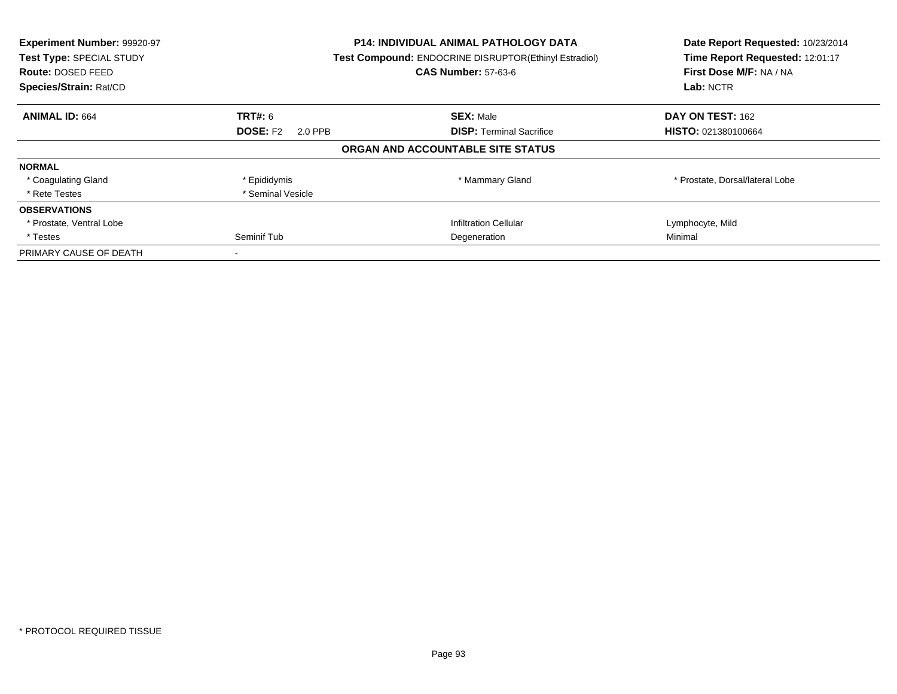**Experiment Number:** 99920-97
**Test Type:** SPECIAL STUDY
**Route:** DOSED FEED
**Species/Strain:** Rat/CD

**P14: INDIVIDUAL ANIMAL PATHOLOGY DATA**
**Test Compound:** ENDOCRINE DISRUPTOR(Ethinyl Estradiol)
**CAS Number:** 57-63-6

**Date Report Requested:** 10/23/2014
**Time Report Requested:** 12:01:17
**First Dose M/F:** NA / NA
**Lab:** NCTR

| **ANIMAL ID:** 664 | **TRT#:** 6 | **SEX:** Male | **DAY ON TEST:** 162 |
|---|---|---|---|
| | **DOSE:** F2 2.0 PPB | **DISP:** Terminal Sacrifice | **HISTO:** 021380100664 |

**ORGAN AND ACCOUNTABLE SITE STATUS**

| | | | |
|---|---|---|---|
| **NORMAL** | | | |
| * Coagulating Gland | * Epididymis | * Mammary Gland | * Prostate, Dorsal/lateral Lobe |
| * Rete Testes | * Seminal Vesicle | | |
| **OBSERVATIONS** | | | |
| * Prostate, Ventral Lobe | | Infiltration Cellular | Lymphocyte, Mild |
| * Testes | Seminif Tub | Degeneration | Minimal |
| PRIMARY CAUSE OF DEATH | - | | |

\* PROTOCOL REQUIRED TISSUE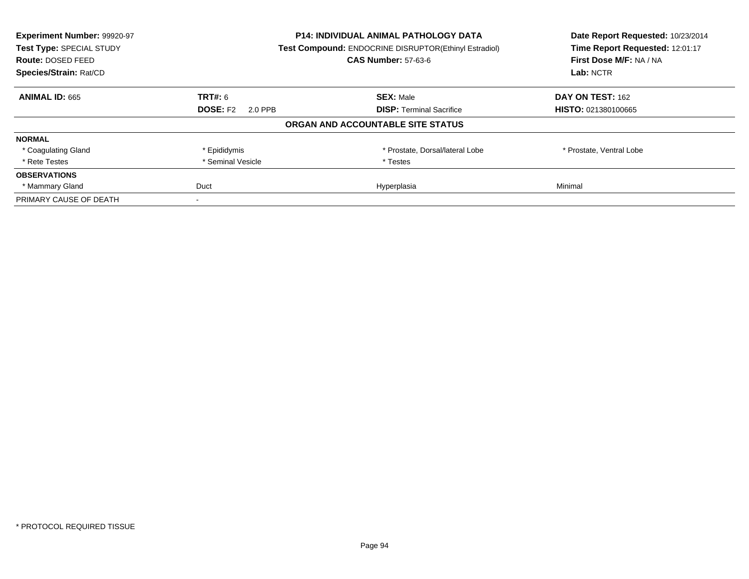**Experiment Number:** 99920-97
**Test Type:** SPECIAL STUDY
**Route:** DOSED FEED
**Species/Strain:** Rat/CD

**P14: INDIVIDUAL ANIMAL PATHOLOGY DATA**
**Test Compound:** ENDOCRINE DISRUPTOR(Ethinyl Estradiol)
**CAS Number:** 57-63-6

**Date Report Requested:** 10/23/2014
**Time Report Requested:** 12:01:17
**First Dose M/F:** NA / NA
**Lab:** NCTR

| **ANIMAL ID:** 665 | **TRT#:** 6 | **SEX:** Male | **DAY ON TEST:** 162 |
|---|---|---|---|
| | **DOSE:** F2 2.0 PPB | **DISP:** Terminal Sacrifice | **HISTO:** 021380100665 |

**ORGAN AND ACCOUNTABLE SITE STATUS**

| | | | |
|---|---|---|---|
| **NORMAL** | | | |
| * Coagulating Gland | * Epididymis | * Prostate, Dorsal/lateral Lobe | * Prostate, Ventral Lobe |
| * Rete Testes | * Seminal Vesicle | * Testes | |
| **OBSERVATIONS** | | | |
| * Mammary Gland | Duct | Hyperplasia | Minimal |
| PRIMARY CAUSE OF DEATH | - | | |

\* PROTOCOL REQUIRED TISSUE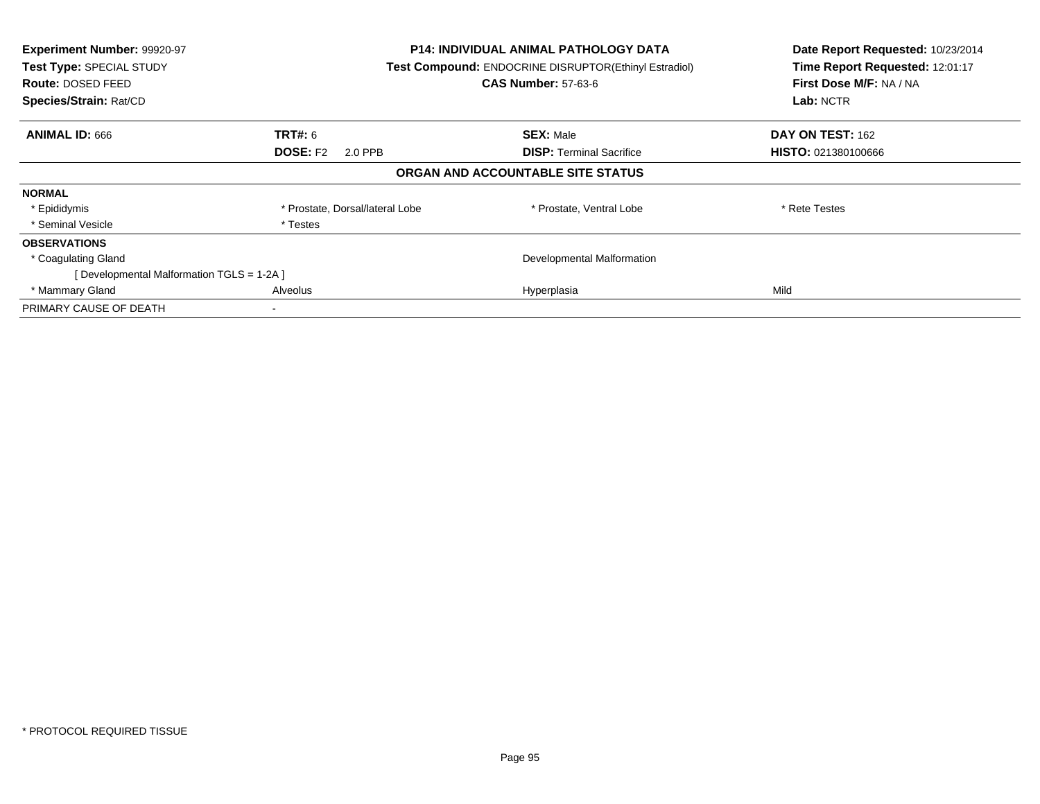**Experiment Number:** 99920-97
**Test Type:** SPECIAL STUDY
**Route:** DOSED FEED
**Species/Strain:** Rat/CD

**P14: INDIVIDUAL ANIMAL PATHOLOGY DATA**
**Test Compound:** ENDOCRINE DISRUPTOR(Ethinyl Estradiol)
**CAS Number:** 57-63-6

**Date Report Requested:** 10/23/2014
**Time Report Requested:** 12:01:17
**First Dose M/F:** NA / NA
**Lab:** NCTR

| **ANIMAL ID:** 666 | **TRT#:** 6 | **SEX:** Male | **DAY ON TEST:** 162 |
|---|---|---|---|
| | **DOSE:** F2 2.0 PPB | **DISP:** Terminal Sacrifice | **HISTO:** 021380100666 |

**ORGAN AND ACCOUNTABLE SITE STATUS**

| | | | |
|---|---|---|---|
| **NORMAL** | | | |
| * Epididymis | * Prostate, Dorsal/lateral Lobe | * Prostate, Ventral Lobe | * Rete Testes |
| * Seminal Vesicle | * Testes | | |
| **OBSERVATIONS** | | | |
| * Coagulating Gland | | Developmental Malformation | |
| [ Developmental Malformation TGLS = 1-2A ] | | | |
| * Mammary Gland | Alveolus | Hyperplasia | Mild |
| PRIMARY CAUSE OF DEATH | - | | |

* PROTOCOL REQUIRED TISSUE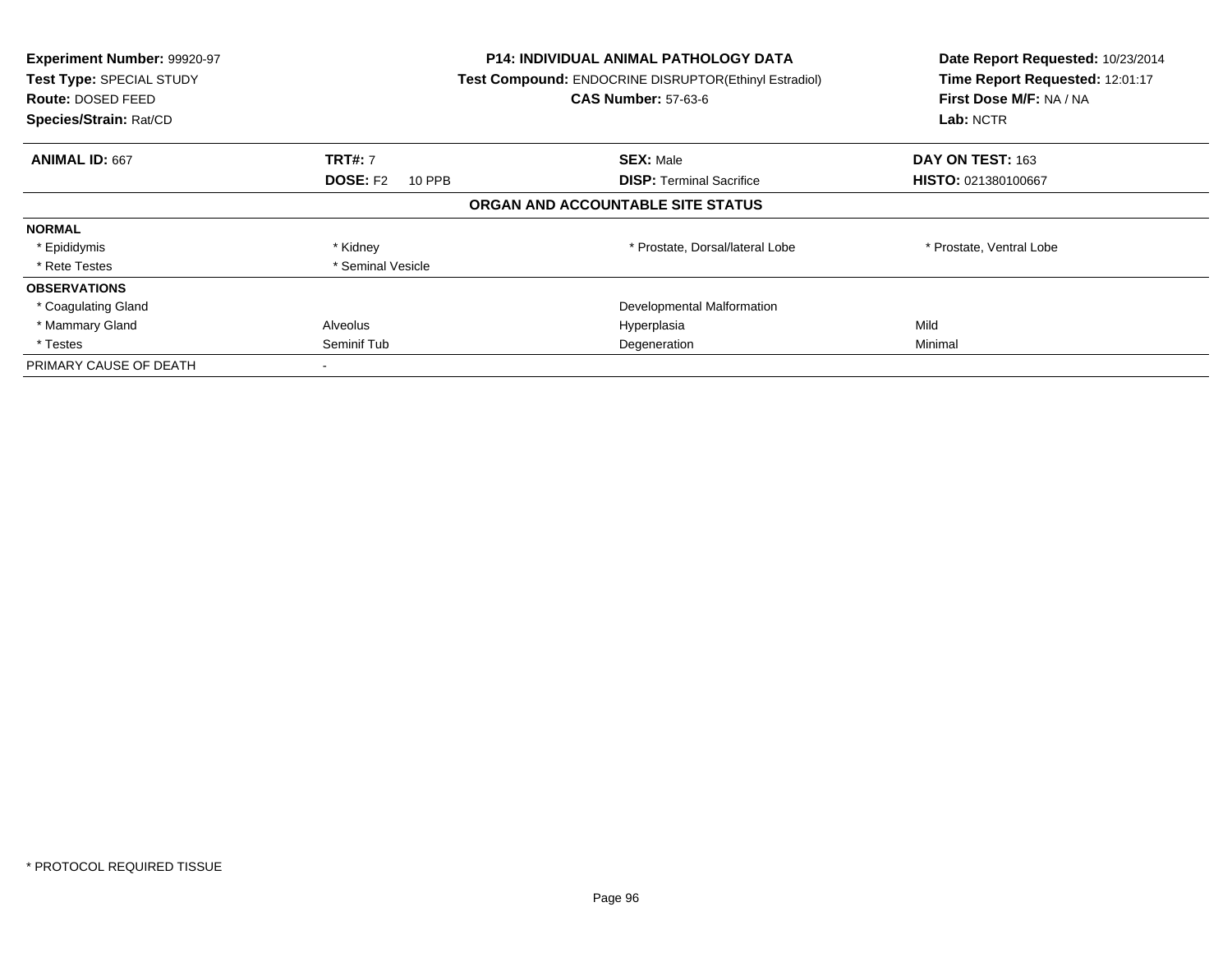**Experiment Number:** 99920-97
**Test Type:** SPECIAL STUDY
**Route:** DOSED FEED
**Species/Strain:** Rat/CD

**P14: INDIVIDUAL ANIMAL PATHOLOGY DATA**
**Test Compound:** ENDOCRINE DISRUPTOR(Ethinyl Estradiol)
**CAS Number:** 57-63-6

**Date Report Requested:** 10/23/2014
**Time Report Requested:** 12:01:17
**First Dose M/F:** NA / NA
**Lab:** NCTR

| **ANIMAL ID:** 667 | **TRT#:** 7 | **SEX:** Male | **DAY ON TEST:** 163 |
|---|---|---|---|
| | **DOSE:** F2 10 PPB | **DISP:** Terminal Sacrifice | **HISTO:** 021380100667 |

**ORGAN AND ACCOUNTABLE SITE STATUS**

| | | | |
|---|---|---|---|
| **NORMAL** | | | |
| * Epididymis | * Kidney | * Prostate, Dorsal/lateral Lobe | * Prostate, Ventral Lobe |
| * Rete Testes | * Seminal Vesicle | | |
| **OBSERVATIONS** | | | |
| * Coagulating Gland | | Developmental Malformation | |
| * Mammary Gland | Alveolus | Hyperplasia | Mild |
| * Testes | Seminif Tub | Degeneration | Minimal |
| PRIMARY CAUSE OF DEATH | - | | |

\* PROTOCOL REQUIRED TISSUE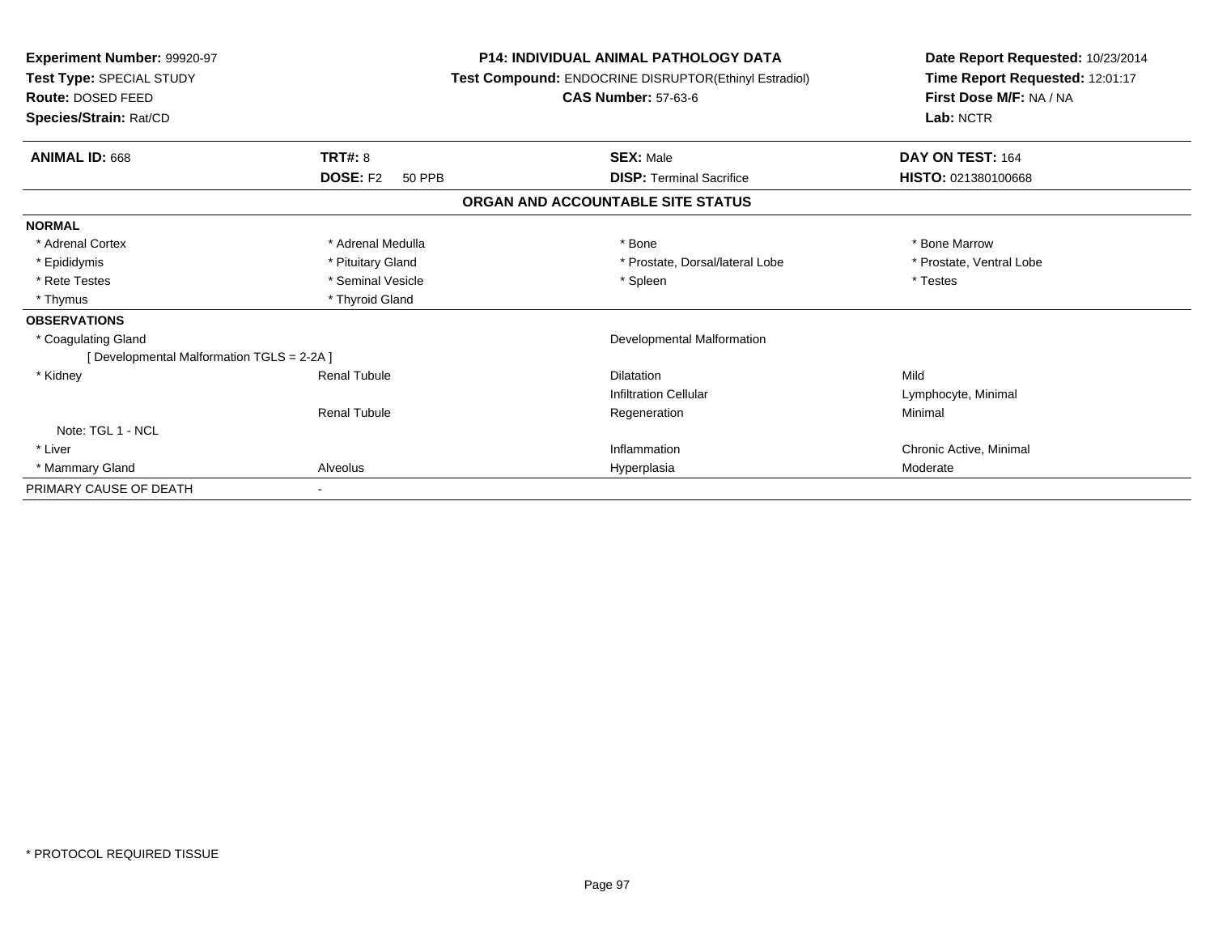**Experiment Number:** 99920-97
**Test Type:** SPECIAL STUDY
**Route:** DOSED FEED
**Species/Strain:** Rat/CD

**P14: INDIVIDUAL ANIMAL PATHOLOGY DATA**
**Test Compound:** ENDOCRINE DISRUPTOR(Ethinyl Estradiol)
**CAS Number:** 57-63-6

**Date Report Requested:** 10/23/2014
**Time Report Requested:** 12:01:17
**First Dose M/F:** NA / NA
**Lab:** NCTR

| **ANIMAL ID:** 668 | **TRT#:** 8 | **SEX:** Male | **DAY ON TEST:** 164 |
|---|---|---|---|
| | **DOSE:** F2 50 PPB | **DISP:** Terminal Sacrifice | **HISTO:** 021380100668 |

## ORGAN AND ACCOUNTABLE SITE STATUS

| | | | |
|---|---|---|---|
| **NORMAL** | | | |
| * Adrenal Cortex | * Adrenal Medulla | * Bone | * Bone Marrow |
| * Epididymis | * Pituitary Gland | * Prostate, Dorsal/lateral Lobe | * Prostate, Ventral Lobe |
| * Rete Testes | * Seminal Vesicle | * Spleen | * Testes |
| * Thymus | * Thyroid Gland | | |
| **OBSERVATIONS** | | | |
| * Coagulating Gland | | Developmental Malformation | |
| [ Developmental Malformation TGLS = 2-2A ] | | | |
| * Kidney | Renal Tubule | Dilatation | Mild |
| | | Infiltration Cellular | Lymphocyte, Minimal |
| | Renal Tubule | Regeneration | Minimal |
| Note: TGL 1 - NCL | | | |
| * Liver | | Inflammation | Chronic Active, Minimal |
| * Mammary Gland | Alveolus | Hyperplasia | Moderate |
| PRIMARY CAUSE OF DEATH | - | | |

\* PROTOCOL REQUIRED TISSUE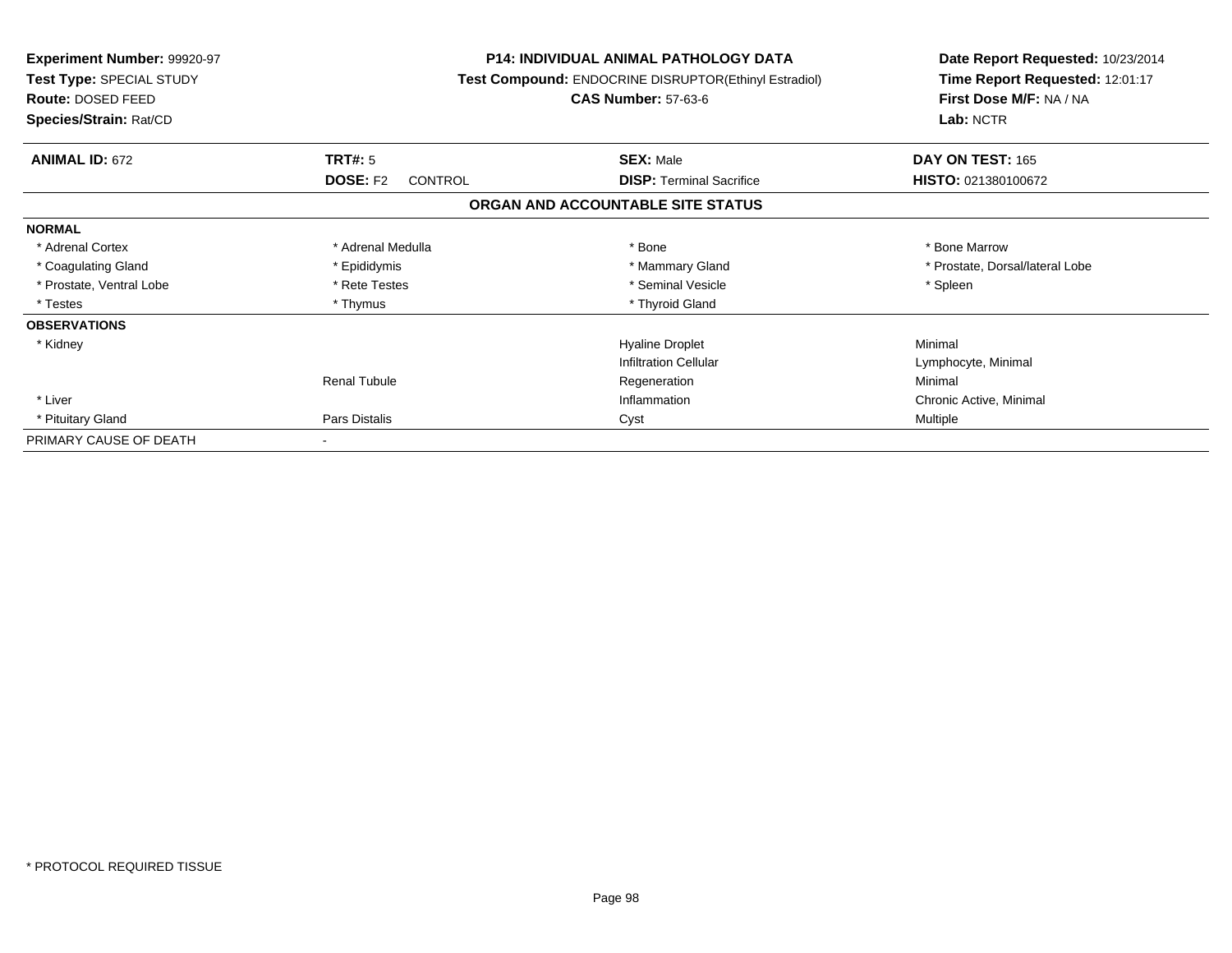**Experiment Number:** 99920-97
**Test Type:** SPECIAL STUDY
**Route:** DOSED FEED
**Species/Strain:** Rat/CD

**P14: INDIVIDUAL ANIMAL PATHOLOGY DATA**
**Test Compound:** ENDOCRINE DISRUPTOR(Ethinyl Estradiol)
**CAS Number:** 57-63-6

**Date Report Requested:** 10/23/2014
**Time Report Requested:** 12:01:17
**First Dose M/F:** NA / NA
**Lab:** NCTR

| **ANIMAL ID:** 672 | **TRT#:** 5 | **SEX:** Male | **DAY ON TEST:** 165 |
|---|---|---|---|
| | **DOSE:** F2 CONTROL | **DISP:** Terminal Sacrifice | **HISTO:** 021380100672 |

## ORGAN AND ACCOUNTABLE SITE STATUS

| | | | |
|---|---|---|---|
| **NORMAL** | | | |
| * Adrenal Cortex | * Adrenal Medulla | * Bone | * Bone Marrow |
| * Coagulating Gland | * Epididymis | * Mammary Gland | * Prostate, Dorsal/lateral Lobe |
| * Prostate, Ventral Lobe | * Rete Testes | * Seminal Vesicle | * Spleen |
| * Testes | * Thymus | * Thyroid Gland | |
| **OBSERVATIONS** | | | |
| * Kidney | | Hyaline Droplet | Minimal |
| | | Infiltration Cellular | Lymphocyte, Minimal |
| | Renal Tubule | Regeneration | Minimal |
| * Liver | | Inflammation | Chronic Active, Minimal |
| * Pituitary Gland | Pars Distalis | Cyst | Multiple |
| PRIMARY CAUSE OF DEATH | - | | |

* PROTOCOL REQUIRED TISSUE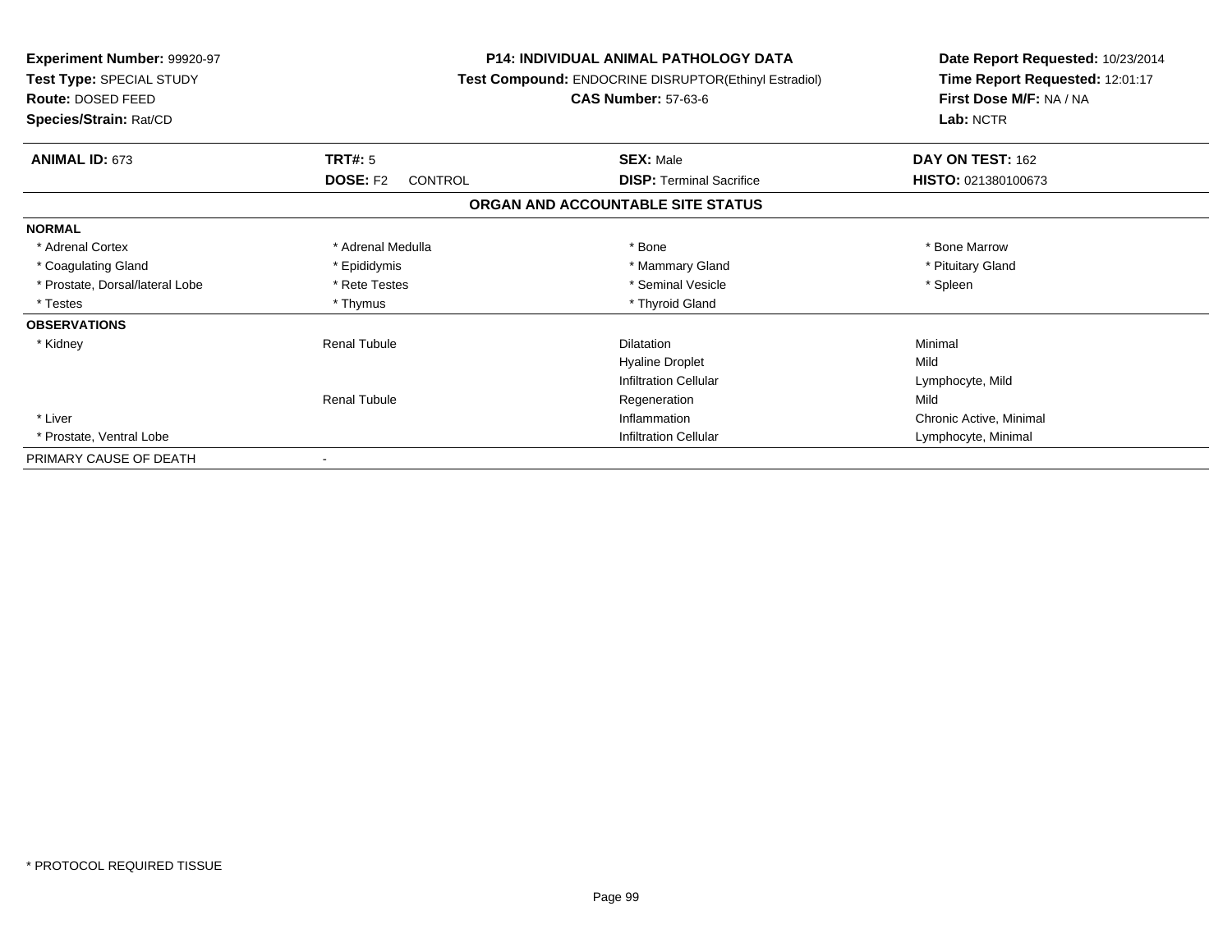**Experiment Number:** 99920-97
**Test Type:** SPECIAL STUDY
**Route:** DOSED FEED
**Species/Strain:** Rat/CD

**P14: INDIVIDUAL ANIMAL PATHOLOGY DATA**
**Test Compound:** ENDOCRINE DISRUPTOR(Ethinyl Estradiol)
**CAS Number:** 57-63-6

**Date Report Requested:** 10/23/2014
**Time Report Requested:** 12:01:17
**First Dose M/F:** NA / NA
**Lab:** NCTR

| **ANIMAL ID:** 673 | **TRT#:** 5 | **SEX:** Male | **DAY ON TEST:** 162 |
|---|---|---|---|
| | **DOSE:** F2 CONTROL | **DISP:** Terminal Sacrifice | **HISTO:** 021380100673 |

## ORGAN AND ACCOUNTABLE SITE STATUS

| | | | |
|---|---|---|---|
| **NORMAL** | | | |
| * Adrenal Cortex | * Adrenal Medulla | * Bone | * Bone Marrow |
| * Coagulating Gland | * Epididymis | * Mammary Gland | * Pituitary Gland |
| * Prostate, Dorsal/lateral Lobe | * Rete Testes | * Seminal Vesicle | * Spleen |
| * Testes | * Thymus | * Thyroid Gland | |
| **OBSERVATIONS** | | | |
| * Kidney | Renal Tubule | Dilatation | Minimal |
| | | Hyaline Droplet | Mild |
| | | Infiltration Cellular | Lymphocyte, Mild |
| | Renal Tubule | Regeneration | Mild |
| * Liver | | Inflammation | Chronic Active, Minimal |
| * Prostate, Ventral Lobe | | Infiltration Cellular | Lymphocyte, Minimal |
| PRIMARY CAUSE OF DEATH | - | | |

* PROTOCOL REQUIRED TISSUE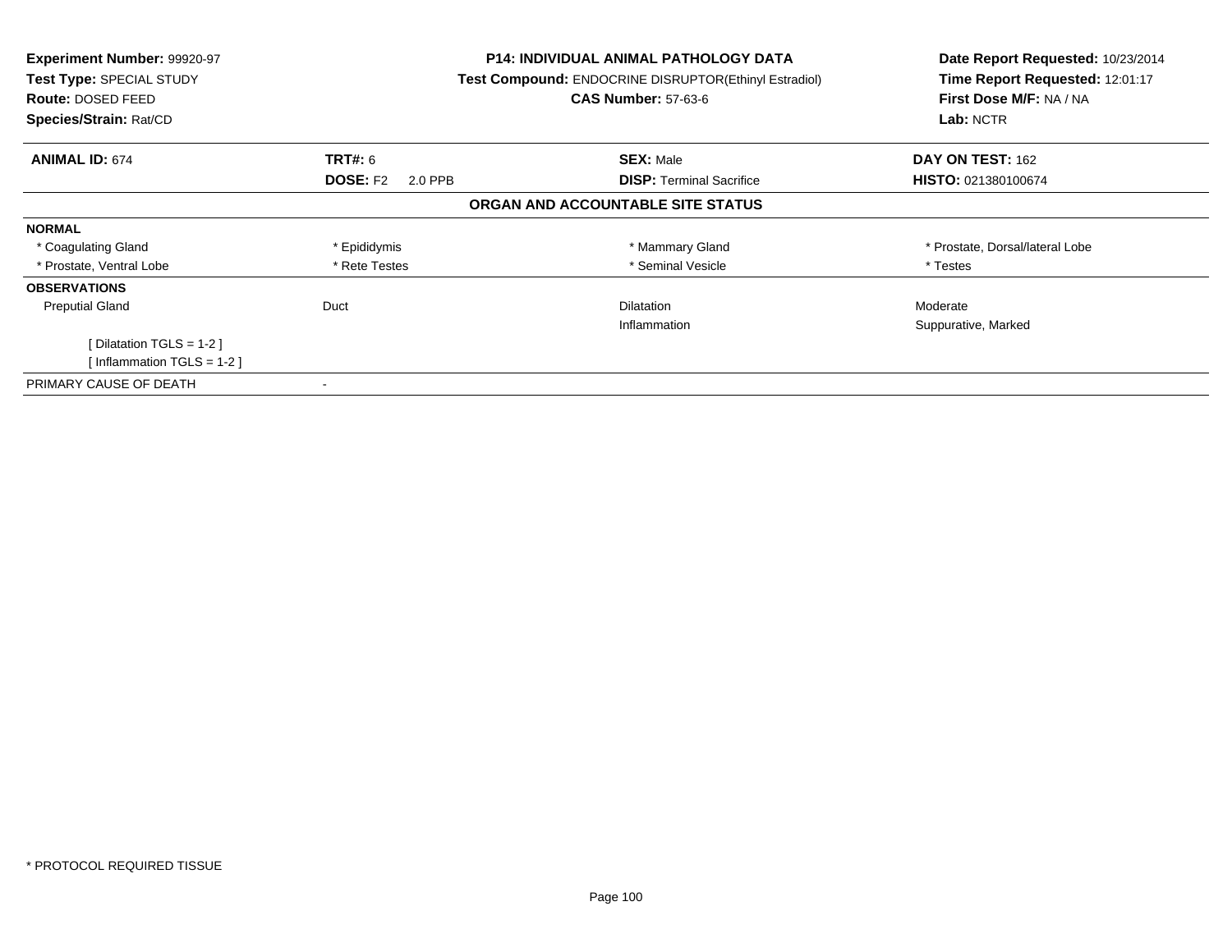**Experiment Number:** 99920-97
**Test Type:** SPECIAL STUDY
**Route:** DOSED FEED
**Species/Strain:** Rat/CD

**P14: INDIVIDUAL ANIMAL PATHOLOGY DATA**
**Test Compound:** ENDOCRINE DISRUPTOR(Ethinyl Estradiol)
**CAS Number:** 57-63-6

**Date Report Requested:** 10/23/2014
**Time Report Requested:** 12:01:17
**First Dose M/F:** NA / NA
**Lab:** NCTR

| **ANIMAL ID:** 674 | **TRT#:** 6 | **SEX:** Male | **DAY ON TEST:** 162 |
|---|---|---|---|
| | **DOSE:** F2 2.0 PPB | **DISP:** Terminal Sacrifice | **HISTO:** 021380100674 |

**ORGAN AND ACCOUNTABLE SITE STATUS**

| | | | |
|---|---|---|---|
| **NORMAL** | | | |
| * Coagulating Gland | * Epididymis | * Mammary Gland | * Prostate, Dorsal/lateral Lobe |
| * Prostate, Ventral Lobe | * Rete Testes | * Seminal Vesicle | * Testes |
| **OBSERVATIONS** | | | |
| Preputial Gland | Duct | Dilatation | Moderate |
| | | Inflammation | Suppurative, Marked |
| [ Dilatation TGLS = 1-2 ] | | | |
| [ Inflammation TGLS = 1-2 ] | | | |
| PRIMARY CAUSE OF DEATH | - | | |

* PROTOCOL REQUIRED TISSUE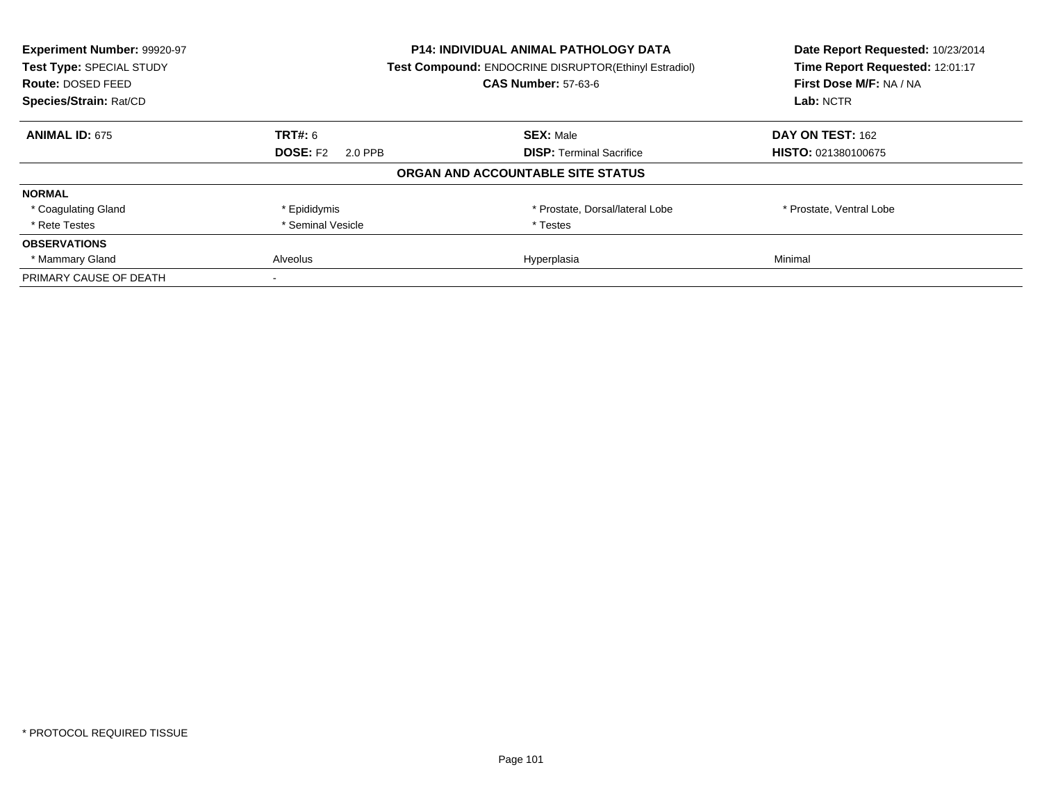**Experiment Number:** 99920-97
**Test Type:** SPECIAL STUDY
**Route:** DOSED FEED
**Species/Strain:** Rat/CD

**P14: INDIVIDUAL ANIMAL PATHOLOGY DATA**
**Test Compound:** ENDOCRINE DISRUPTOR(Ethinyl Estradiol)
**CAS Number:** 57-63-6

**Date Report Requested:** 10/23/2014
**Time Report Requested:** 12:01:17
**First Dose M/F:** NA / NA
**Lab:** NCTR

| **ANIMAL ID:** 675 | **TRT#:** 6 | **SEX:** Male | **DAY ON TEST:** 162 |
|---|---|---|---|
| | **DOSE:** F2 2.0 PPB | **DISP:** Terminal Sacrifice | **HISTO:** 021380100675 |

**ORGAN AND ACCOUNTABLE SITE STATUS**

| **NORMAL** | | | |
|---|---|---|---|
| * Coagulating Gland | * Epididymis | * Prostate, Dorsal/lateral Lobe | * Prostate, Ventral Lobe |
| * Rete Testes | * Seminal Vesicle | * Testes | |
| **OBSERVATIONS** | | | |
| * Mammary Gland | Alveolus | Hyperplasia | Minimal |
| PRIMARY CAUSE OF DEATH | - | | |

\* PROTOCOL REQUIRED TISSUE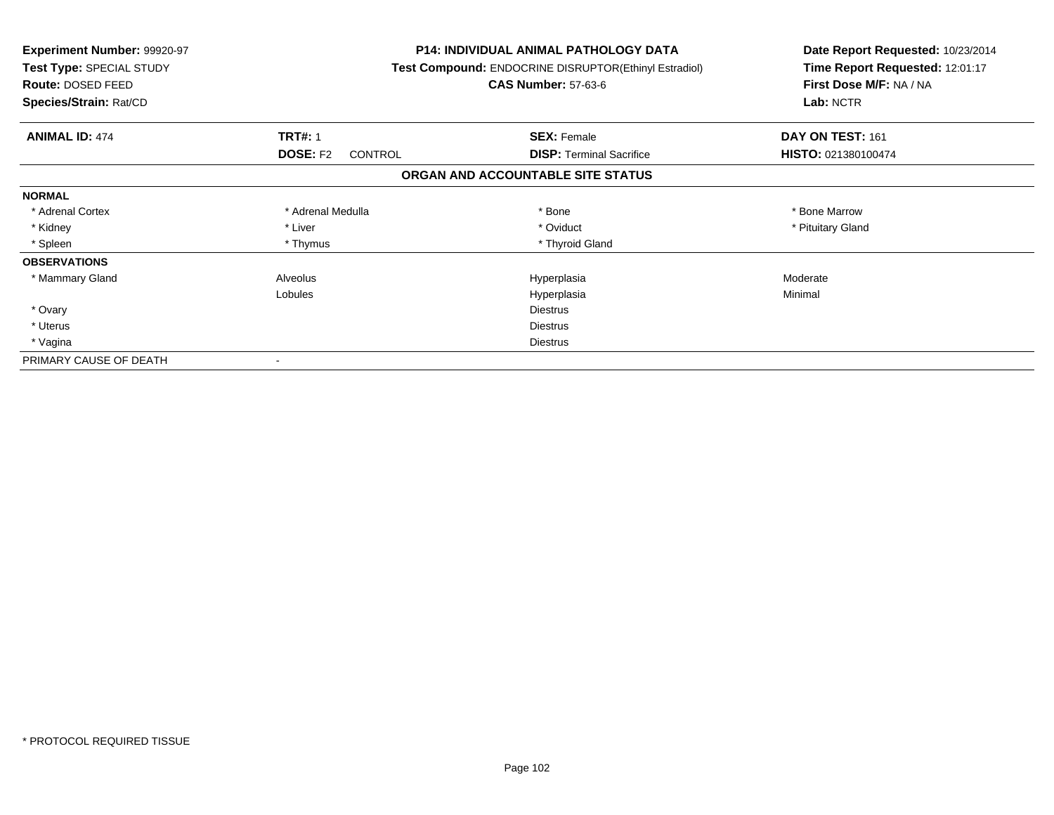**Experiment Number:** 99920-97
**Test Type:** SPECIAL STUDY
**Route:** DOSED FEED
**Species/Strain:** Rat/CD

**P14: INDIVIDUAL ANIMAL PATHOLOGY DATA**
**Test Compound:** ENDOCRINE DISRUPTOR(Ethinyl Estradiol)
**CAS Number:** 57-63-6

**Date Report Requested:** 10/23/2014
**Time Report Requested:** 12:01:17
**First Dose M/F:** NA / NA
**Lab:** NCTR

| **ANIMAL ID:** 474 | **TRT#:** 1 | **SEX:** Female | **DAY ON TEST:** 161 |
|---|---|---|---|
| | **DOSE:** F2 CONTROL | **DISP:** Terminal Sacrifice | **HISTO:** 021380100474 |

## ORGAN AND ACCOUNTABLE SITE STATUS

| | | | |
|---|---|---|---|
| **NORMAL** | | | |
| * Adrenal Cortex | * Adrenal Medulla | * Bone | * Bone Marrow |
| * Kidney | * Liver | * Oviduct | * Pituitary Gland |
| * Spleen | * Thymus | * Thyroid Gland | |
| **OBSERVATIONS** | | | |
| * Mammary Gland | Alveolus | Hyperplasia | Moderate |
| | Lobules | Hyperplasia | Minimal |
| * Ovary | | Diestrus | |
| * Uterus | | Diestrus | |
| * Vagina | | Diestrus | |
| PRIMARY CAUSE OF DEATH | - | | |

* PROTOCOL REQUIRED TISSUE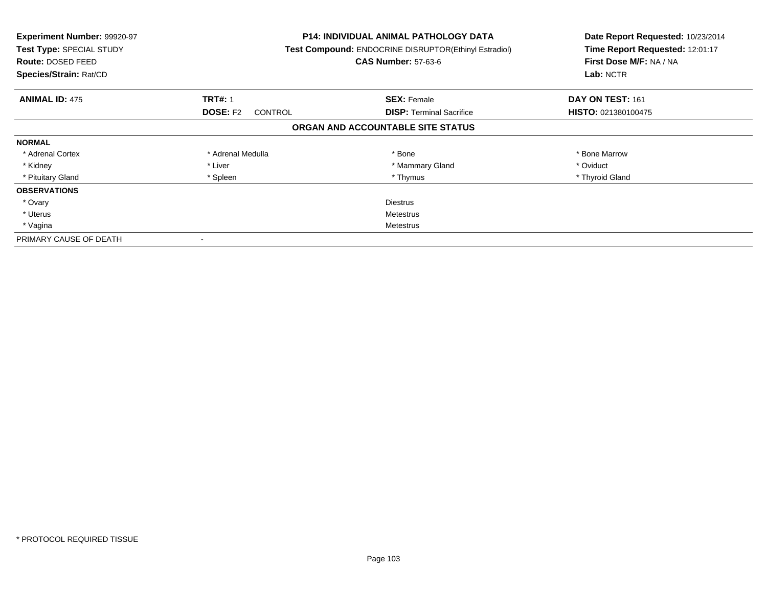**Experiment Number:** 99920-97
**Test Type:** SPECIAL STUDY
**Route:** DOSED FEED
**Species/Strain:** Rat/CD

**P14: INDIVIDUAL ANIMAL PATHOLOGY DATA**
**Test Compound:** ENDOCRINE DISRUPTOR(Ethinyl Estradiol)
**CAS Number:** 57-63-6

**Date Report Requested:** 10/23/2014
**Time Report Requested:** 12:01:17
**First Dose M/F:** NA / NA
**Lab:** NCTR

| **ANIMAL ID:** 475 | **TRT#:** 1 | **SEX:** Female | **DAY ON TEST:** 161 |
|---|---|---|---|
| | **DOSE:** F2 CONTROL | **DISP:** Terminal Sacrifice | **HISTO:** 021380100475 |

## ORGAN AND ACCOUNTABLE SITE STATUS

| | | | |
|---|---|---|---|
| **NORMAL** | | | |
| * Adrenal Cortex | * Adrenal Medulla | * Bone | * Bone Marrow |
| * Kidney | * Liver | * Mammary Gland | * Oviduct |
| * Pituitary Gland | * Spleen | * Thymus | * Thyroid Gland |
| **OBSERVATIONS** | | | |
| * Ovary | | Diestrus | |
| * Uterus | | Metestrus | |
| * Vagina | | Metestrus | |
| PRIMARY CAUSE OF DEATH | - | | |

* PROTOCOL REQUIRED TISSUE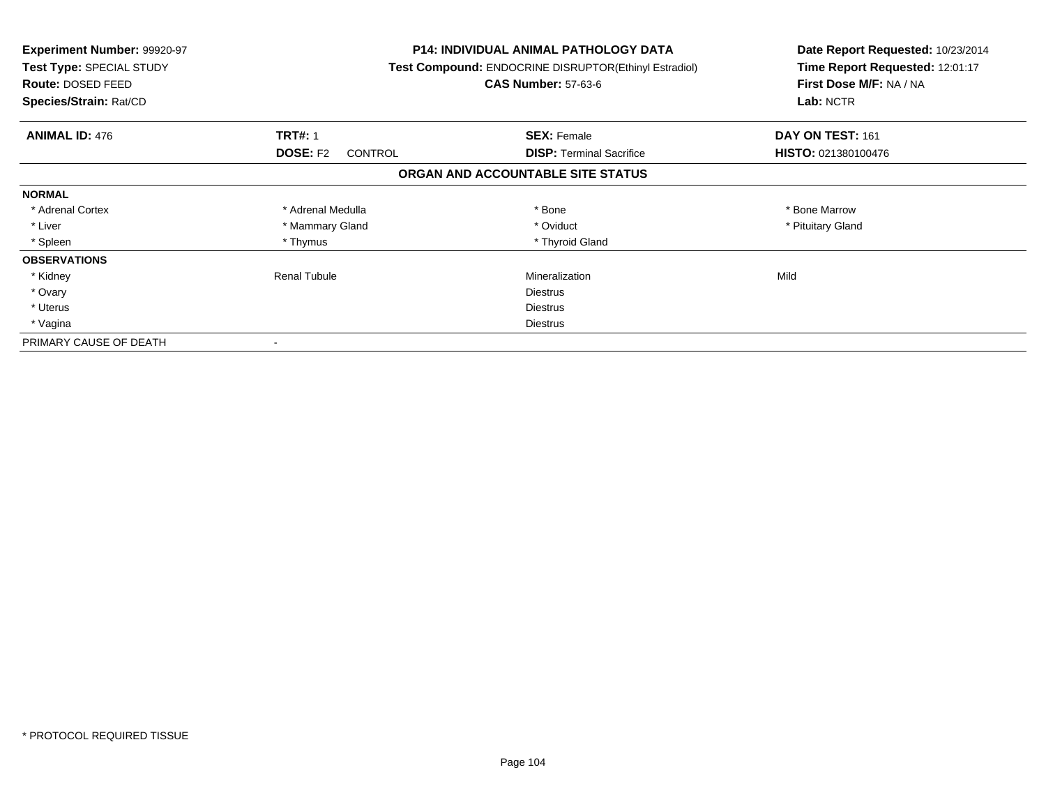**Experiment Number:** 99920-97
**Test Type:** SPECIAL STUDY
**Route:** DOSED FEED
**Species/Strain:** Rat/CD

**P14: INDIVIDUAL ANIMAL PATHOLOGY DATA**
**Test Compound:** ENDOCRINE DISRUPTOR(Ethinyl Estradiol)
**CAS Number:** 57-63-6

**Date Report Requested:** 10/23/2014
**Time Report Requested:** 12:01:17
**First Dose M/F:** NA / NA
**Lab:** NCTR

| **ANIMAL ID:** 476 | **TRT#:** 1 | **SEX:** Female | **DAY ON TEST:** 161 |
|---|---|---|---|
| | **DOSE:** F2 CONTROL | **DISP:** Terminal Sacrifice | **HISTO:** 021380100476 |

## ORGAN AND ACCOUNTABLE SITE STATUS

| | | | |
|---|---|---|---|
| **NORMAL** | | | |
| * Adrenal Cortex | * Adrenal Medulla | * Bone | * Bone Marrow |
| * Liver | * Mammary Gland | * Oviduct | * Pituitary Gland |
| * Spleen | * Thymus | * Thyroid Gland | |
| **OBSERVATIONS** | | | |
| * Kidney | Renal Tubule | Mineralization | Mild |
| * Ovary | | Diestrus | |
| * Uterus | | Diestrus | |
| * Vagina | | Diestrus | |
| PRIMARY CAUSE OF DEATH | - | | |

* PROTOCOL REQUIRED TISSUE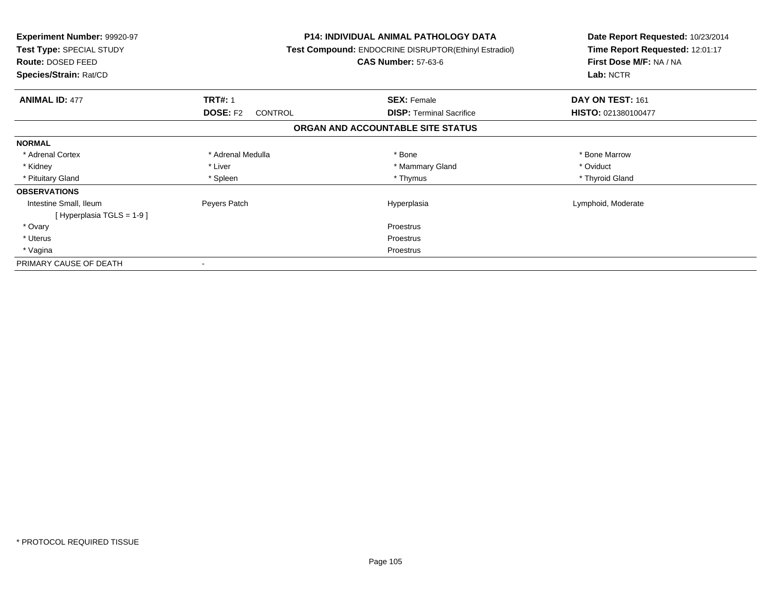**Experiment Number:** 99920-97
**Test Type:** SPECIAL STUDY
**Route:** DOSED FEED
**Species/Strain:** Rat/CD

**P14: INDIVIDUAL ANIMAL PATHOLOGY DATA**
**Test Compound:** ENDOCRINE DISRUPTOR(Ethinyl Estradiol)
**CAS Number:** 57-63-6

**Date Report Requested:** 10/23/2014
**Time Report Requested:** 12:01:17
**First Dose M/F:** NA / NA
**Lab:** NCTR

| **ANIMAL ID:** 477 | **TRT#:** 1 | **SEX:** Female | **DAY ON TEST:** 161 |
|---|---|---|---|
| | **DOSE:** F2 CONTROL | **DISP:** Terminal Sacrifice | **HISTO:** 021380100477 |

## ORGAN AND ACCOUNTABLE SITE STATUS

| | | | |
|---|---|---|---|
| **NORMAL** | | | |
| * Adrenal Cortex | * Adrenal Medulla | * Bone | * Bone Marrow |
| * Kidney | * Liver | * Mammary Gland | * Oviduct |
| * Pituitary Gland | * Spleen | * Thymus | * Thyroid Gland |
| **OBSERVATIONS** | | | |
| Intestine Small, Ileum | Peyers Patch | Hyperplasia | Lymphoid, Moderate |
| [ Hyperplasia TGLS = 1-9 ] | | | |
| * Ovary | | Proestrus | |
| * Uterus | | Proestrus | |
| * Vagina | | Proestrus | |
| PRIMARY CAUSE OF DEATH | - | | |

\* PROTOCOL REQUIRED TISSUE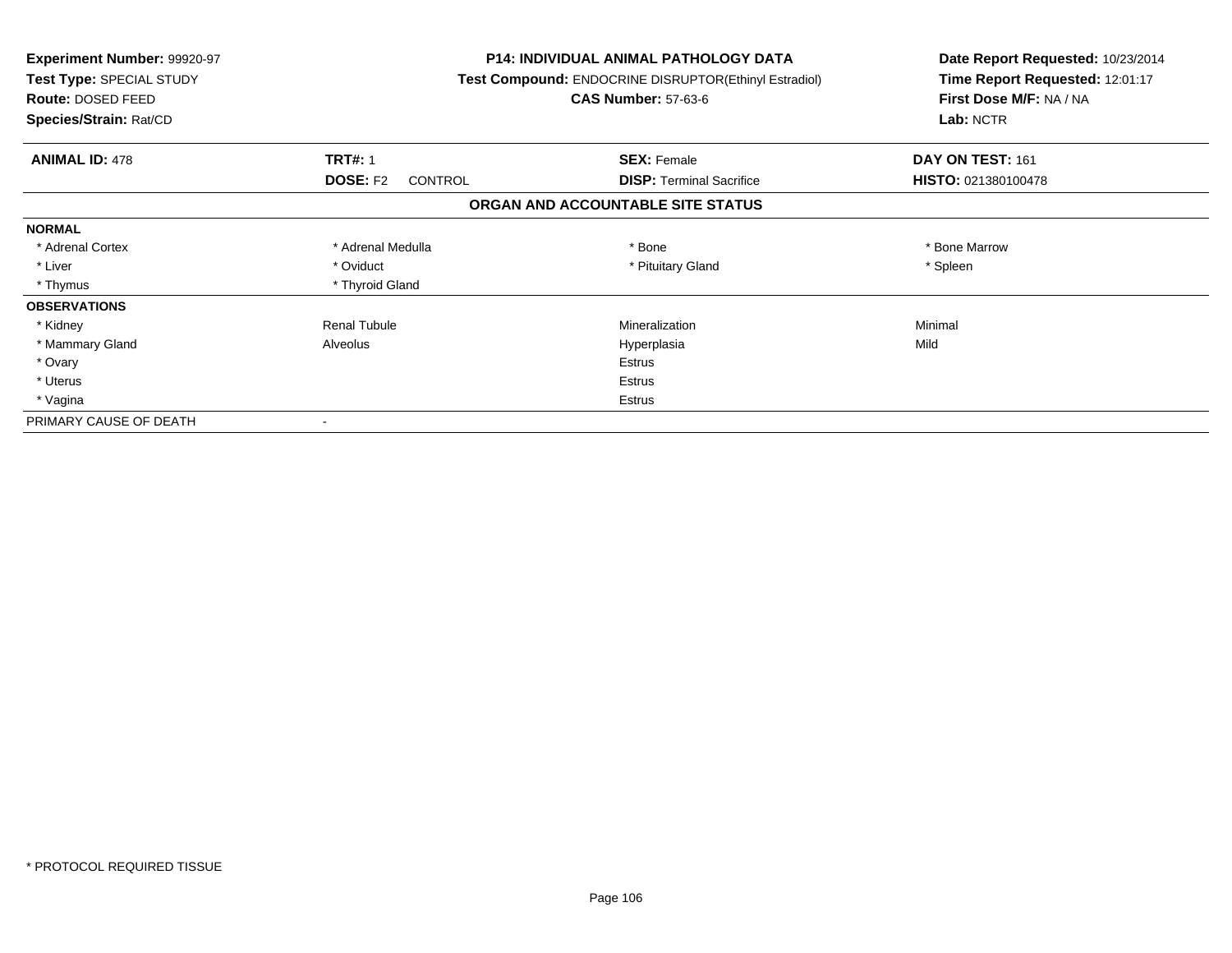**Experiment Number:** 99920-97
**Test Type:** SPECIAL STUDY
**Route:** DOSED FEED
**Species/Strain:** Rat/CD

**P14: INDIVIDUAL ANIMAL PATHOLOGY DATA**
**Test Compound:** ENDOCRINE DISRUPTOR(Ethinyl Estradiol)
**CAS Number:** 57-63-6

**Date Report Requested:** 10/23/2014
**Time Report Requested:** 12:01:17
**First Dose M/F:** NA / NA
**Lab:** NCTR

| **ANIMAL ID:** 478 | **TRT#:** 1 | **SEX:** Female | **DAY ON TEST:** 161 |
|---|---|---|---|
| | **DOSE:** F2 CONTROL | **DISP:** Terminal Sacrifice | **HISTO:** 021380100478 |

## ORGAN AND ACCOUNTABLE SITE STATUS

| | | | |
|---|---|---|---|
| **NORMAL** | | | |
| * Adrenal Cortex | * Adrenal Medulla | * Bone | * Bone Marrow |
| * Liver | * Oviduct | * Pituitary Gland | * Spleen |
| * Thymus | * Thyroid Gland | | |
| **OBSERVATIONS** | | | |
| * Kidney | Renal Tubule | Mineralization | Minimal |
| * Mammary Gland | Alveolus | Hyperplasia | Mild |
| * Ovary | | Estrus | |
| * Uterus | | Estrus | |
| * Vagina | | Estrus | |
| PRIMARY CAUSE OF DEATH | - | | |

* PROTOCOL REQUIRED TISSUE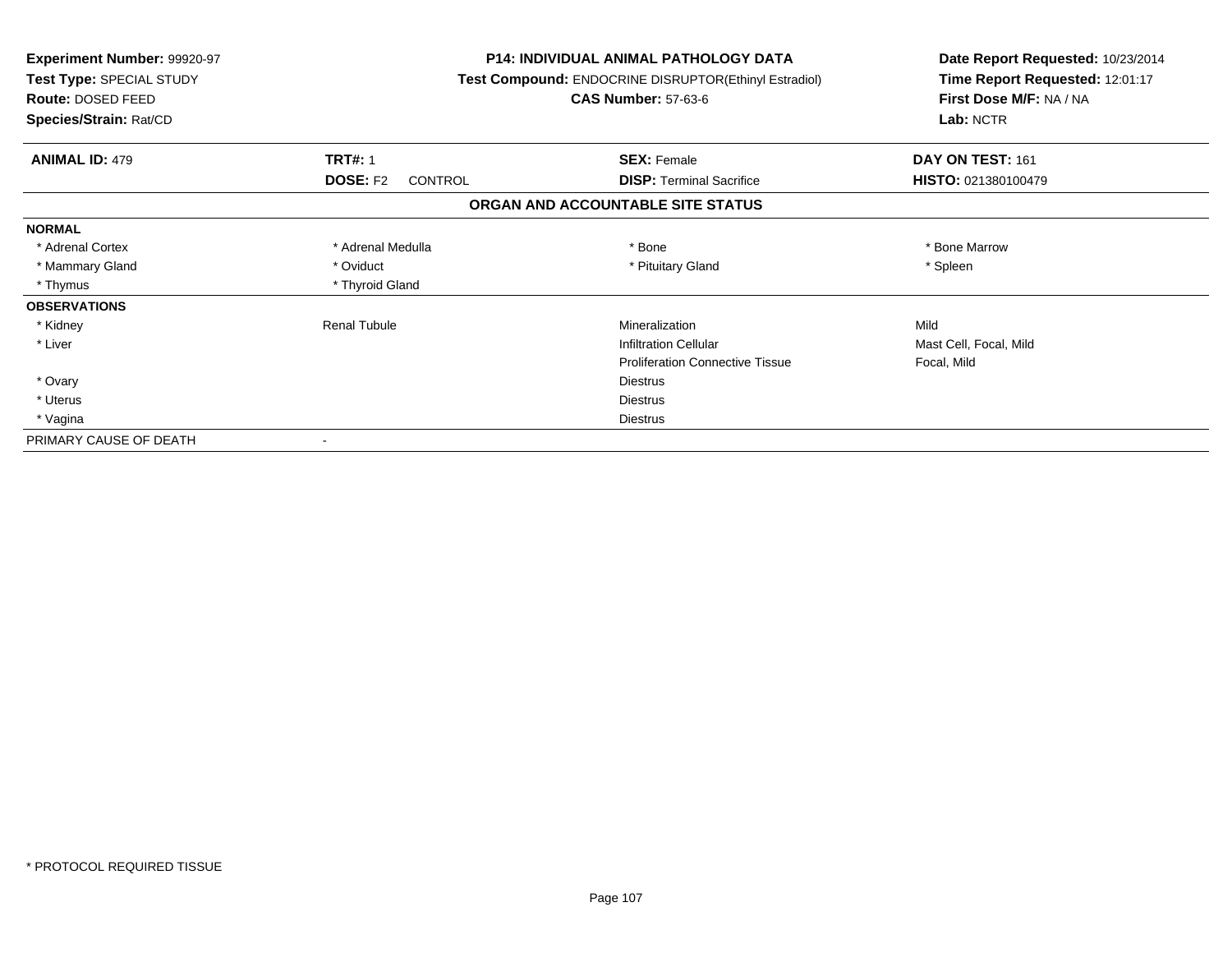**Experiment Number:** 99920-97
**Test Type:** SPECIAL STUDY
**Route:** DOSED FEED
**Species/Strain:** Rat/CD

**P14: INDIVIDUAL ANIMAL PATHOLOGY DATA**
**Test Compound:** ENDOCRINE DISRUPTOR(Ethinyl Estradiol)
**CAS Number:** 57-63-6

**Date Report Requested:** 10/23/2014
**Time Report Requested:** 12:01:17
**First Dose M/F:** NA / NA
**Lab:** NCTR

| **ANIMAL ID:** 479 | **TRT#:** 1 | **SEX:** Female | **DAY ON TEST:** 161 |
|---|---|---|---|
| | **DOSE:** F2 CONTROL | **DISP:** Terminal Sacrifice | **HISTO:** 021380100479 |

**ORGAN AND ACCOUNTABLE SITE STATUS**

| | | | |
|---|---|---|---|
| **NORMAL** | | | |
| * Adrenal Cortex | * Adrenal Medulla | * Bone | * Bone Marrow |
| * Mammary Gland | * Oviduct | * Pituitary Gland | * Spleen |
| * Thymus | * Thyroid Gland | | |
| **OBSERVATIONS** | | | |
| * Kidney | Renal Tubule | Mineralization | Mild |
| * Liver | | Infiltration Cellular | Mast Cell, Focal, Mild |
| | | Proliferation Connective Tissue | Focal, Mild |
| * Ovary | | Diestrus | |
| * Uterus | | Diestrus | |
| * Vagina | | Diestrus | |
| PRIMARY CAUSE OF DEATH | - | | |

* PROTOCOL REQUIRED TISSUE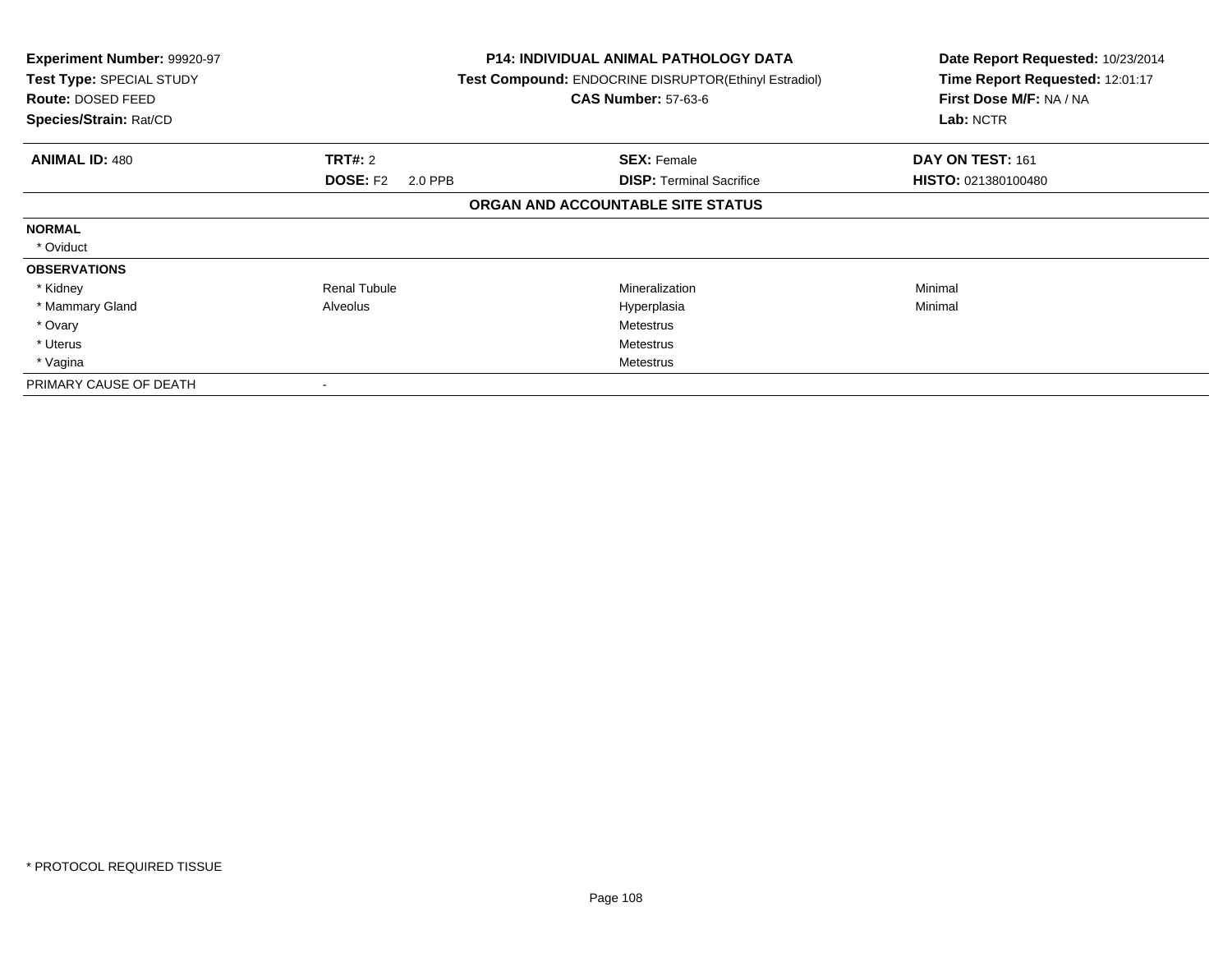**Experiment Number:** 99920-97
**Test Type:** SPECIAL STUDY
**Route:** DOSED FEED
**Species/Strain:** Rat/CD

**P14: INDIVIDUAL ANIMAL PATHOLOGY DATA**
**Test Compound:** ENDOCRINE DISRUPTOR(Ethinyl Estradiol)
**CAS Number:** 57-63-6

**Date Report Requested:** 10/23/2014
**Time Report Requested:** 12:01:17
**First Dose M/F:** NA / NA
**Lab:** NCTR

| **ANIMAL ID:** 480 | **TRT#:** 2 | **SEX:** Female | **DAY ON TEST:** 161 |
|---|---|---|---|
| | **DOSE:** F2 2.0 PPB | **DISP:** Terminal Sacrifice | **HISTO:** 021380100480 |

**ORGAN AND ACCOUNTABLE SITE STATUS**

| | | | |
|---|---|---|---|
| **NORMAL** | | | |
| * Oviduct | | | |
| **OBSERVATIONS** | | | |
| * Kidney | Renal Tubule | Mineralization | Minimal |
| * Mammary Gland | Alveolus | Hyperplasia | Minimal |
| * Ovary | | Metestrus | |
| * Uterus | | Metestrus | |
| * Vagina | | Metestrus | |
| PRIMARY CAUSE OF DEATH | - | | |

* PROTOCOL REQUIRED TISSUE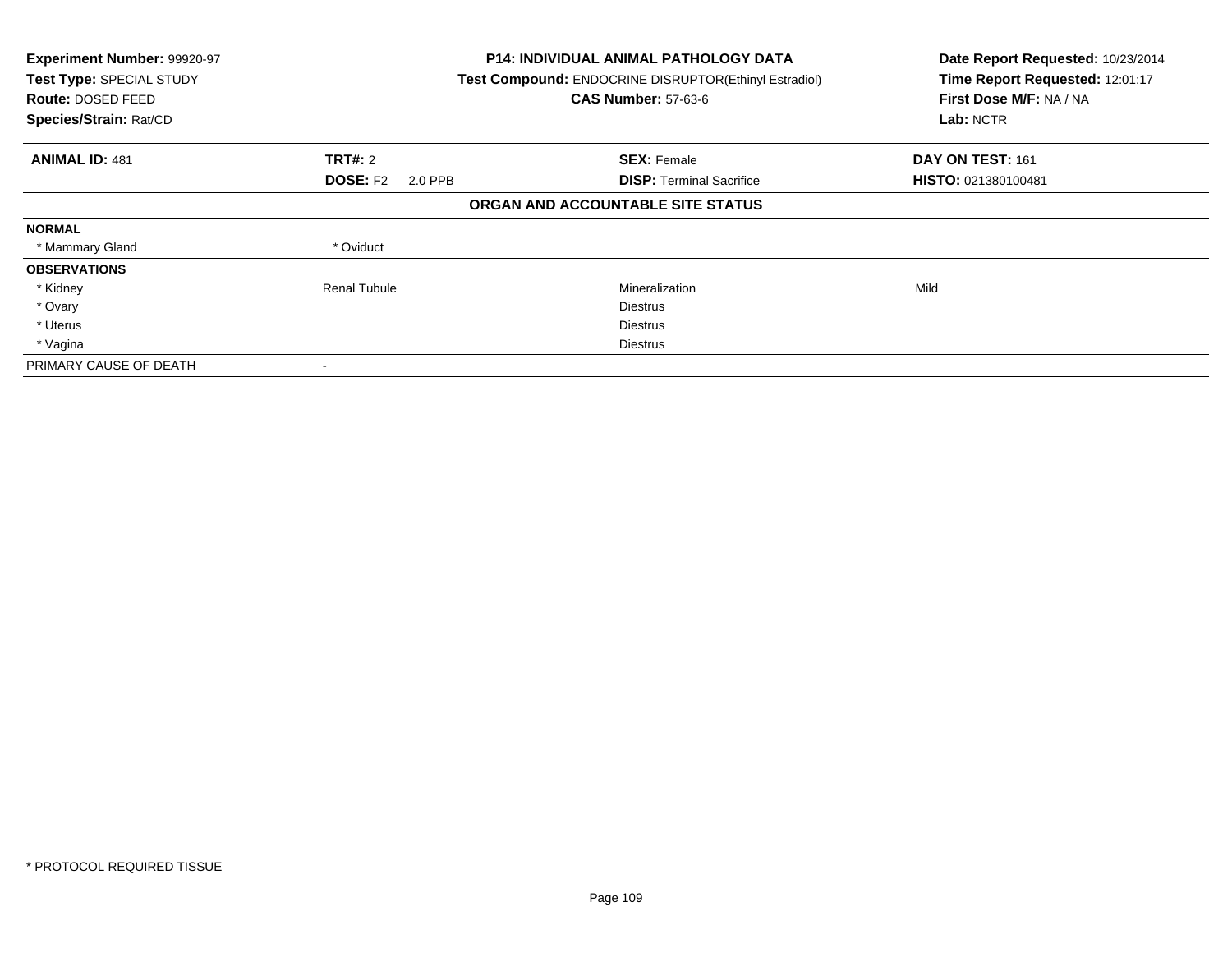| **Experiment Number:** 99920-97 | **P14: INDIVIDUAL ANIMAL PATHOLOGY DATA** | **Date Report Requested:** 10/23/2014 |
|---|---|---|
| **Test Type:** SPECIAL STUDY | **Test Compound:** ENDOCRINE DISRUPTOR(Ethinyl Estradiol) | **Time Report Requested:** 12:01:17 |
| **Route:** DOSED FEED | **CAS Number:** 57-63-6 | **First Dose M/F:** NA / NA |
| **Species/Strain:** Rat/CD | | **Lab:** NCTR |

| **ANIMAL ID:** 481 | **TRT#:** 2 | **SEX:** Female | **DAY ON TEST:** 161 |
|---|---|---|---|
| | **DOSE:** F2 2.0 PPB | **DISP:** Terminal Sacrifice | **HISTO:** 021380100481 |

**ORGAN AND ACCOUNTABLE SITE STATUS**

| | | | |
|---|---|---|---|
| **NORMAL** | | | |
| * Mammary Gland | * Oviduct | | |
| **OBSERVATIONS** | | | |
| * Kidney | Renal Tubule | Mineralization | Mild |
| * Ovary | | Diestrus | |
| * Uterus | | Diestrus | |
| * Vagina | | Diestrus | |
| PRIMARY CAUSE OF DEATH | - | | |

* PROTOCOL REQUIRED TISSUE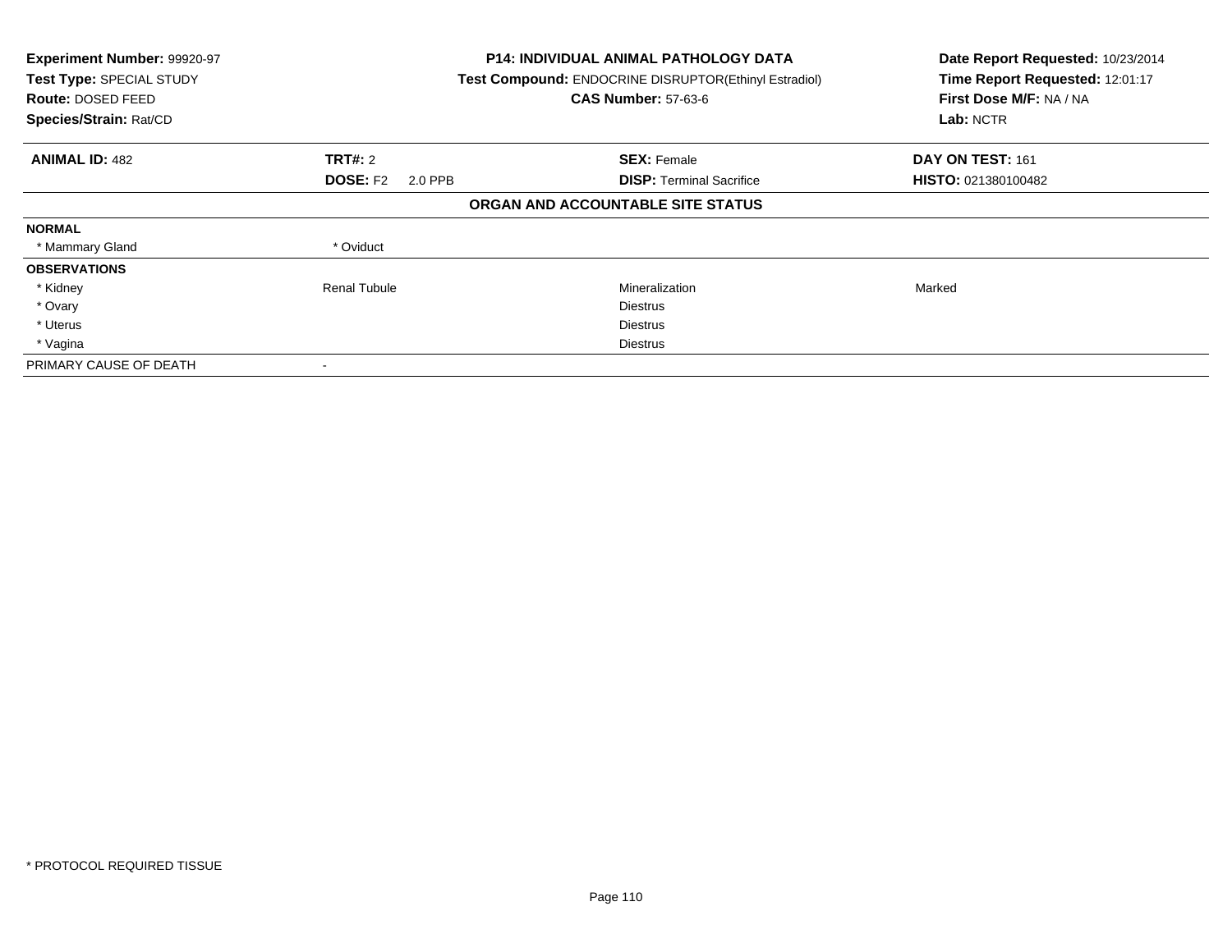**Experiment Number:** 99920-97
**Test Type:** SPECIAL STUDY
**Route:** DOSED FEED
**Species/Strain:** Rat/CD

**P14: INDIVIDUAL ANIMAL PATHOLOGY DATA**
**Test Compound:** ENDOCRINE DISRUPTOR(Ethinyl Estradiol)
**CAS Number:** 57-63-6

**Date Report Requested:** 10/23/2014
**Time Report Requested:** 12:01:17
**First Dose M/F:** NA / NA
**Lab:** NCTR

| **ANIMAL ID:** 482 | **TRT#:** 2 | **SEX:** Female | **DAY ON TEST:** 161 |
|---|---|---|---|
| | **DOSE:** F2 2.0 PPB | **DISP:** Terminal Sacrifice | **HISTO:** 021380100482 |

**ORGAN AND ACCOUNTABLE SITE STATUS**

| | | | |
|---|---|---|---|
| **NORMAL** | | | |
| * Mammary Gland | * Oviduct | | |
| **OBSERVATIONS** | | | |
| * Kidney | Renal Tubule | Mineralization | Marked |
| * Ovary | | Diestrus | |
| * Uterus | | Diestrus | |
| * Vagina | | Diestrus | |
| PRIMARY CAUSE OF DEATH | - | | |

* PROTOCOL REQUIRED TISSUE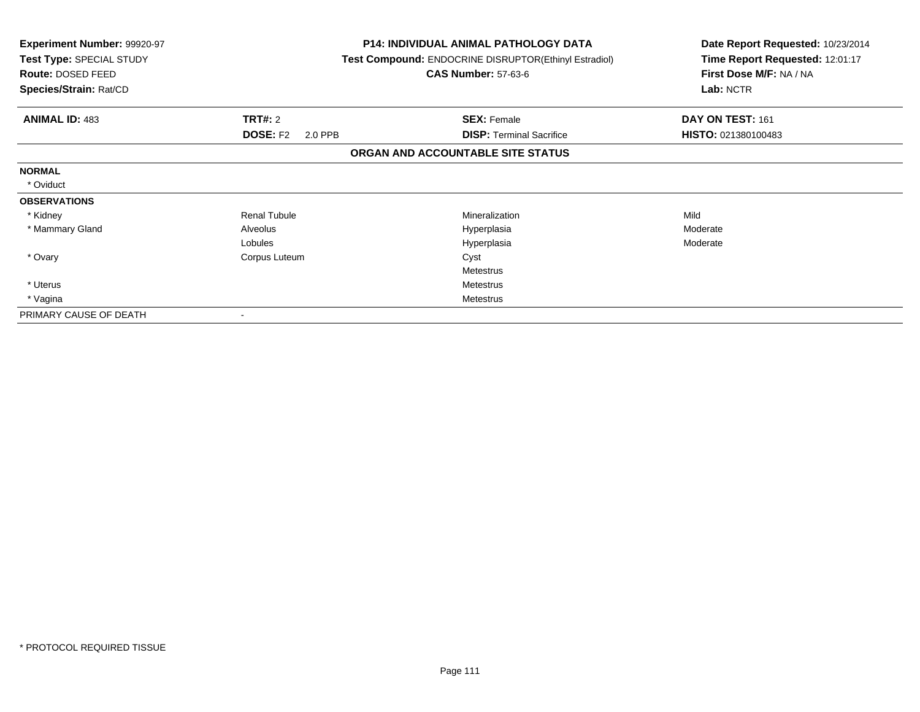**Experiment Number:** 99920-97
**Test Type:** SPECIAL STUDY
**Route:** DOSED FEED
**Species/Strain:** Rat/CD

**P14: INDIVIDUAL ANIMAL PATHOLOGY DATA**
**Test Compound:** ENDOCRINE DISRUPTOR(Ethinyl Estradiol)
**CAS Number:** 57-63-6

**Date Report Requested:** 10/23/2014
**Time Report Requested:** 12:01:17
**First Dose M/F:** NA / NA
**Lab:** NCTR

| **ANIMAL ID:** 483 | **TRT#:** 2 | **SEX:** Female | **DAY ON TEST:** 161 |
|---|---|---|---|
| | **DOSE:** F2 2.0 PPB | **DISP:** Terminal Sacrifice | **HISTO:** 021380100483 |

**ORGAN AND ACCOUNTABLE SITE STATUS**

| | | | |
|---|---|---|---|
| **NORMAL** | | | |
| * Oviduct | | | |
| **OBSERVATIONS** | | | |
| * Kidney | Renal Tubule | Mineralization | Mild |
| * Mammary Gland | Alveolus | Hyperplasia | Moderate |
| | Lobules | Hyperplasia | Moderate |
| * Ovary | Corpus Luteum | Cyst | |
| | | Metestrus | |
| * Uterus | | Metestrus | |
| * Vagina | | Metestrus | |
| PRIMARY CAUSE OF DEATH | - | | |

* PROTOCOL REQUIRED TISSUE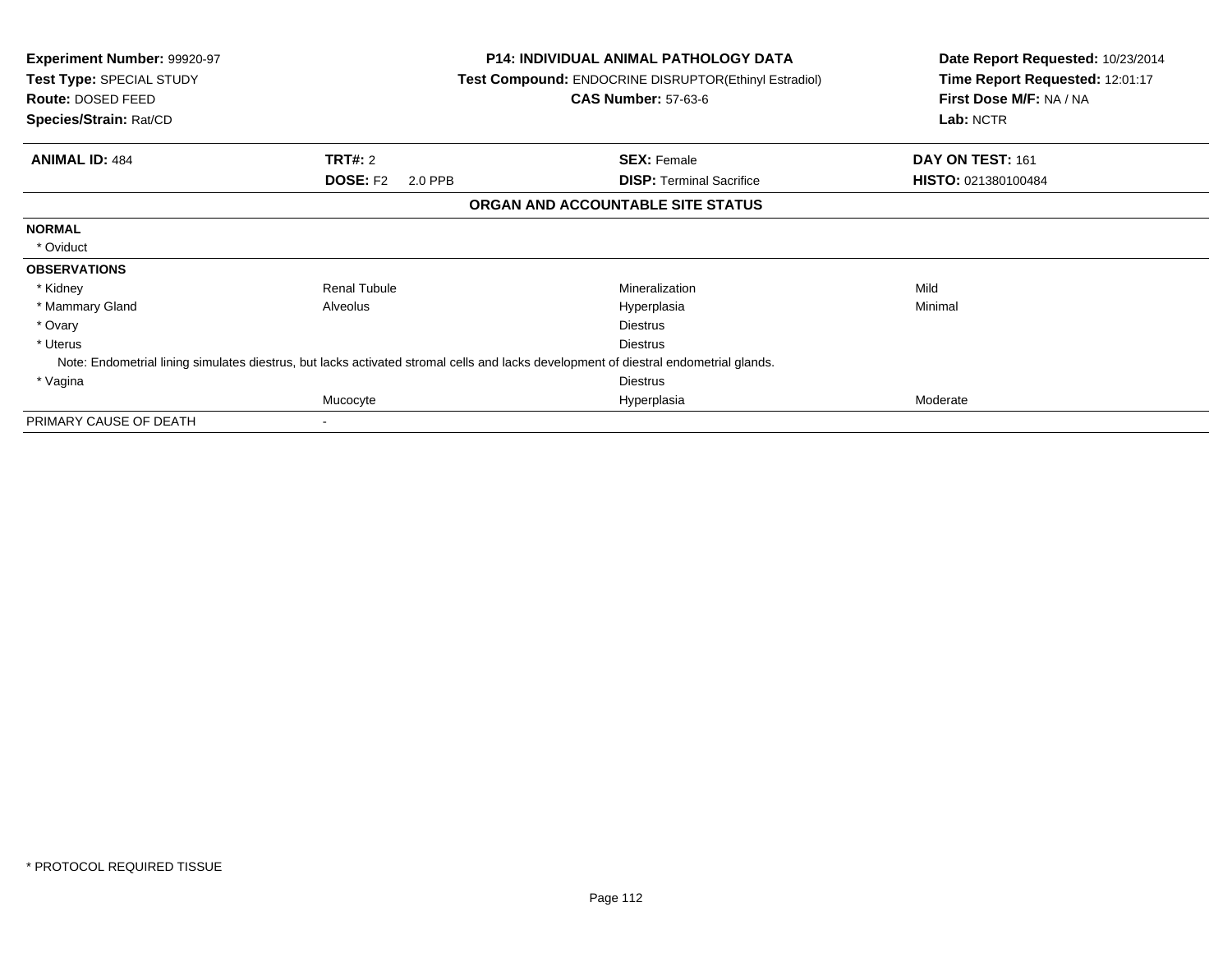**Experiment Number:** 99920-97
**Test Type:** SPECIAL STUDY
**Route:** DOSED FEED
**Species/Strain:** Rat/CD

**P14: INDIVIDUAL ANIMAL PATHOLOGY DATA**
**Test Compound:** ENDOCRINE DISRUPTOR(Ethinyl Estradiol)
**CAS Number:** 57-63-6

**Date Report Requested:** 10/23/2014
**Time Report Requested:** 12:01:17
**First Dose M/F:** NA / NA
**Lab:** NCTR

| **ANIMAL ID:** 484 | **TRT#:** 2 | **SEX:** Female | **DAY ON TEST:** 161 |
|---|---|---|---|
| | **DOSE:** F2 2.0 PPB | **DISP:** Terminal Sacrifice | **HISTO:** 021380100484 |

## ORGAN AND ACCOUNTABLE SITE STATUS

**NORMAL**

* Oviduct

**OBSERVATIONS**

| Organ | Site | Finding | Severity |
|---|---|---|---|
| * Kidney | Renal Tubule | Mineralization | Mild |
| * Mammary Gland | Alveolus | Hyperplasia | Minimal |
| * Ovary | | Diestrus | |
| * Uterus | | Diestrus | |

Note: Endometrial lining simulates diestrus, but lacks activated stromal cells and lacks development of diestral endometrial glands.

| Organ | Site | Finding | Severity |
|---|---|---|---|
| * Vagina | | Diestrus | |
| | Mucocyte | Hyperplasia | Moderate |

PRIMARY CAUSE OF DEATH -

* PROTOCOL REQUIRED TISSUE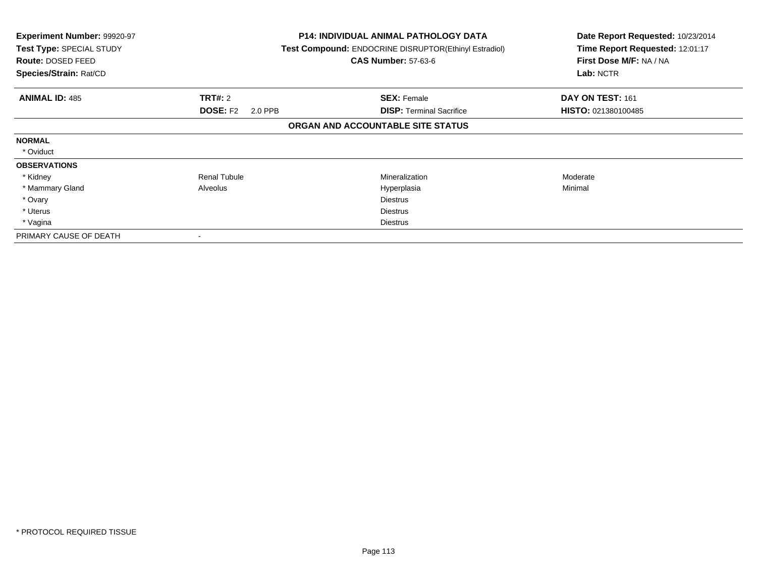**Experiment Number:** 99920-97
**Test Type:** SPECIAL STUDY
**Route:** DOSED FEED
**Species/Strain:** Rat/CD

**P14: INDIVIDUAL ANIMAL PATHOLOGY DATA**
**Test Compound:** ENDOCRINE DISRUPTOR(Ethinyl Estradiol)
**CAS Number:** 57-63-6

**Date Report Requested:** 10/23/2014
**Time Report Requested:** 12:01:17
**First Dose M/F:** NA / NA
**Lab:** NCTR

| **ANIMAL ID:** 485 | **TRT#:** 2 | **SEX:** Female | **DAY ON TEST:** 161 |
|---|---|---|---|
| | **DOSE:** F2 2.0 PPB | **DISP:** Terminal Sacrifice | **HISTO:** 021380100485 |

**ORGAN AND ACCOUNTABLE SITE STATUS**

| | | | |
|---|---|---|---|
| **NORMAL** | | | |
| * Oviduct | | | |
| **OBSERVATIONS** | | | |
| * Kidney | Renal Tubule | Mineralization | Moderate |
| * Mammary Gland | Alveolus | Hyperplasia | Minimal |
| * Ovary | | Diestrus | |
| * Uterus | | Diestrus | |
| * Vagina | | Diestrus | |
| PRIMARY CAUSE OF DEATH | - | | |

* PROTOCOL REQUIRED TISSUE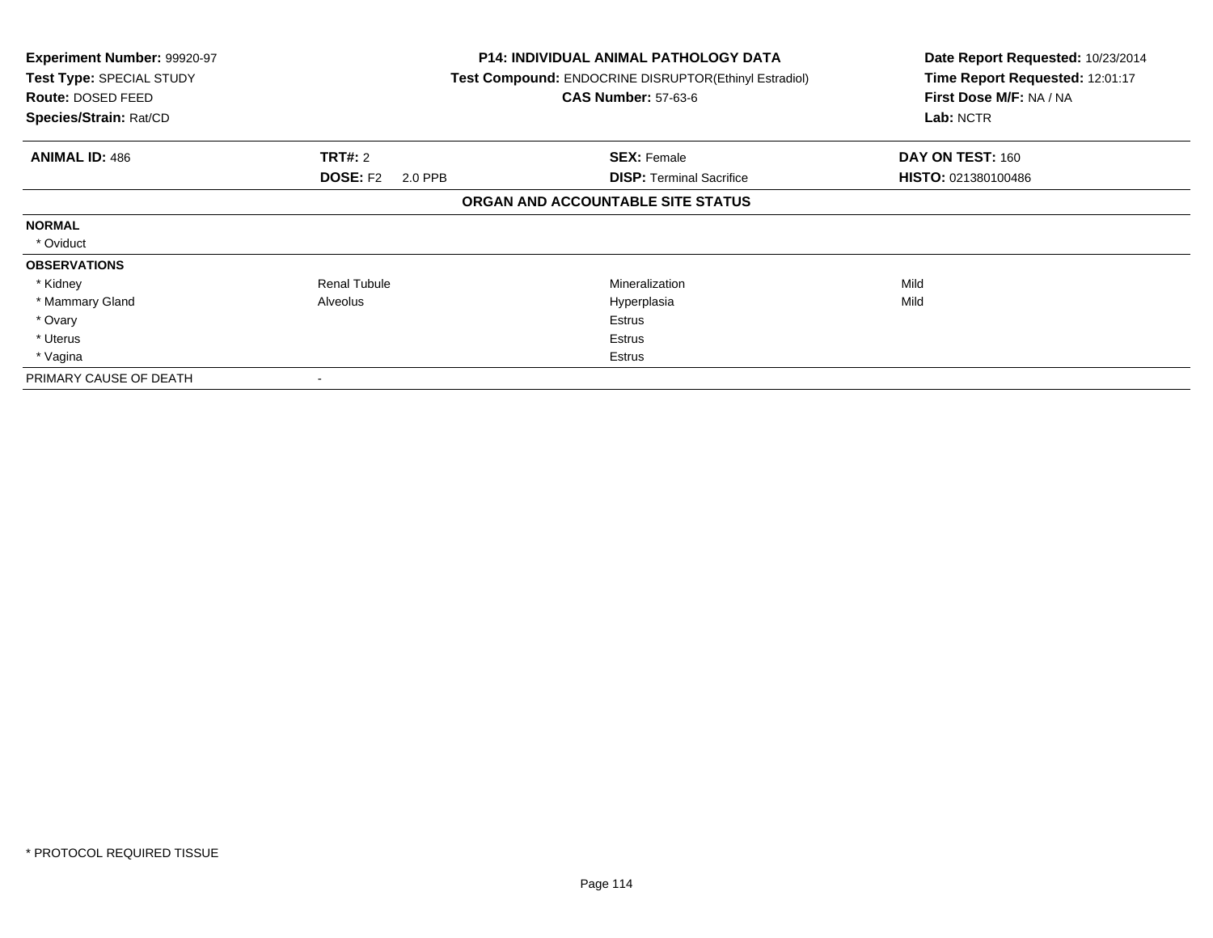**Experiment Number:** 99920-97
**Test Type:** SPECIAL STUDY
**Route:** DOSED FEED
**Species/Strain:** Rat/CD

**P14: INDIVIDUAL ANIMAL PATHOLOGY DATA**
**Test Compound:** ENDOCRINE DISRUPTOR(Ethinyl Estradiol)
**CAS Number:** 57-63-6

**Date Report Requested:** 10/23/2014
**Time Report Requested:** 12:01:17
**First Dose M/F:** NA / NA
**Lab:** NCTR

| **ANIMAL ID:** 486 | **TRT#:** 2 | **SEX:** Female | **DAY ON TEST:** 160 |
|---|---|---|---|
| | **DOSE:** F2 2.0 PPB | **DISP:** Terminal Sacrifice | **HISTO:** 021380100486 |

**ORGAN AND ACCOUNTABLE SITE STATUS**

| | | | |
|---|---|---|---|
| **NORMAL** | | | |
| * Oviduct | | | |
| **OBSERVATIONS** | | | |
| * Kidney | Renal Tubule | Mineralization | Mild |
| * Mammary Gland | Alveolus | Hyperplasia | Mild |
| * Ovary | | Estrus | |
| * Uterus | | Estrus | |
| * Vagina | | Estrus | |
| PRIMARY CAUSE OF DEATH | - | | |

\* PROTOCOL REQUIRED TISSUE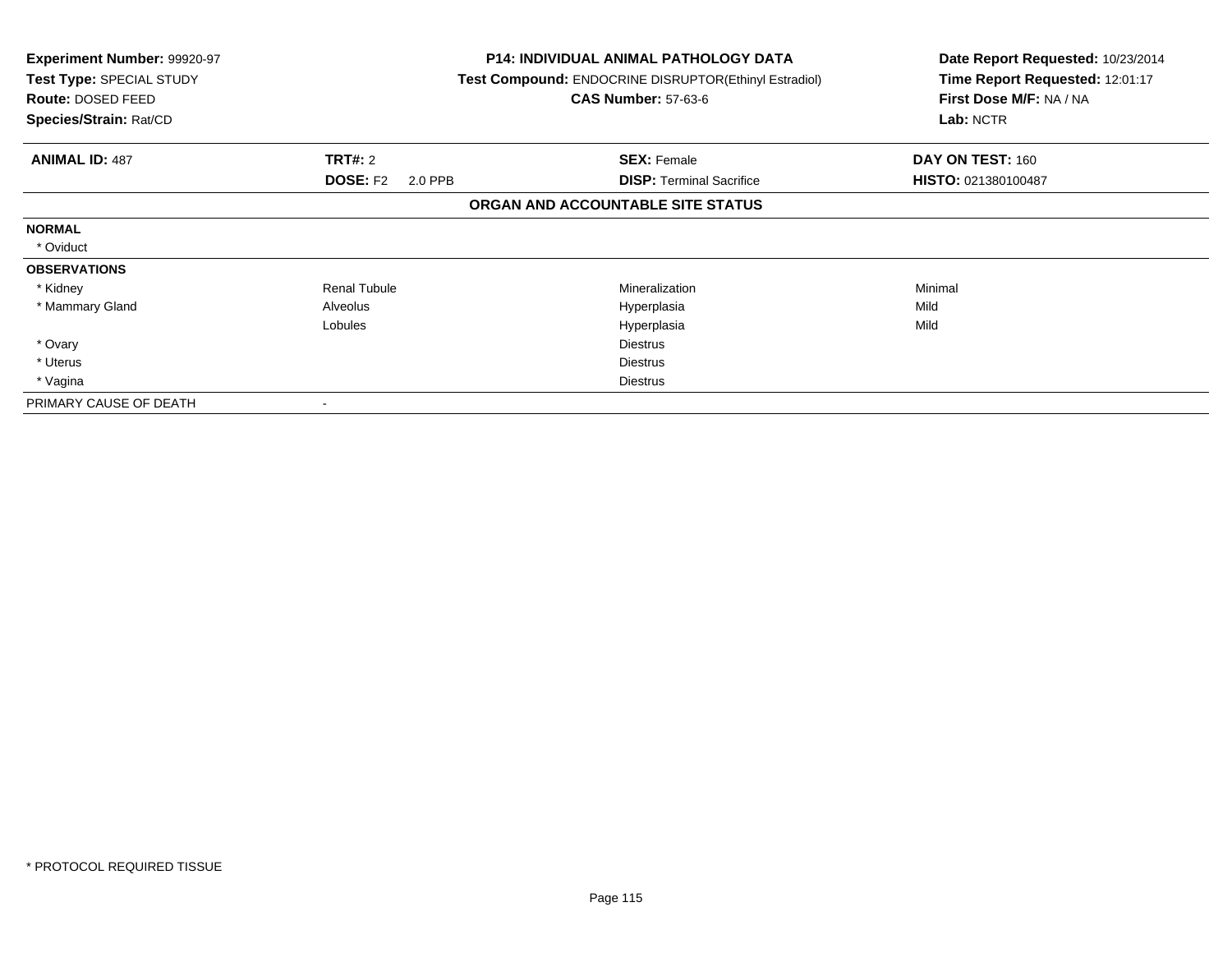**Experiment Number:** 99920-97
**Test Type:** SPECIAL STUDY
**Route:** DOSED FEED
**Species/Strain:** Rat/CD

**P14: INDIVIDUAL ANIMAL PATHOLOGY DATA**
**Test Compound:** ENDOCRINE DISRUPTOR(Ethinyl Estradiol)
**CAS Number:** 57-63-6

**Date Report Requested:** 10/23/2014
**Time Report Requested:** 12:01:17
**First Dose M/F:** NA / NA
**Lab:** NCTR

| **ANIMAL ID:** 487 | **TRT#:** 2 | **SEX:** Female | **DAY ON TEST:** 160 |
|---|---|---|---|
| | **DOSE:** F2 2.0 PPB | **DISP:** Terminal Sacrifice | **HISTO:** 021380100487 |

**ORGAN AND ACCOUNTABLE SITE STATUS**

| | | | |
|---|---|---|---|
| **NORMAL** | | | |
| * Oviduct | | | |
| **OBSERVATIONS** | | | |
| * Kidney | Renal Tubule | Mineralization | Minimal |
| * Mammary Gland | Alveolus | Hyperplasia | Mild |
| | Lobules | Hyperplasia | Mild |
| * Ovary | | Diestrus | |
| * Uterus | | Diestrus | |
| * Vagina | | Diestrus | |
| PRIMARY CAUSE OF DEATH | - | | |

* PROTOCOL REQUIRED TISSUE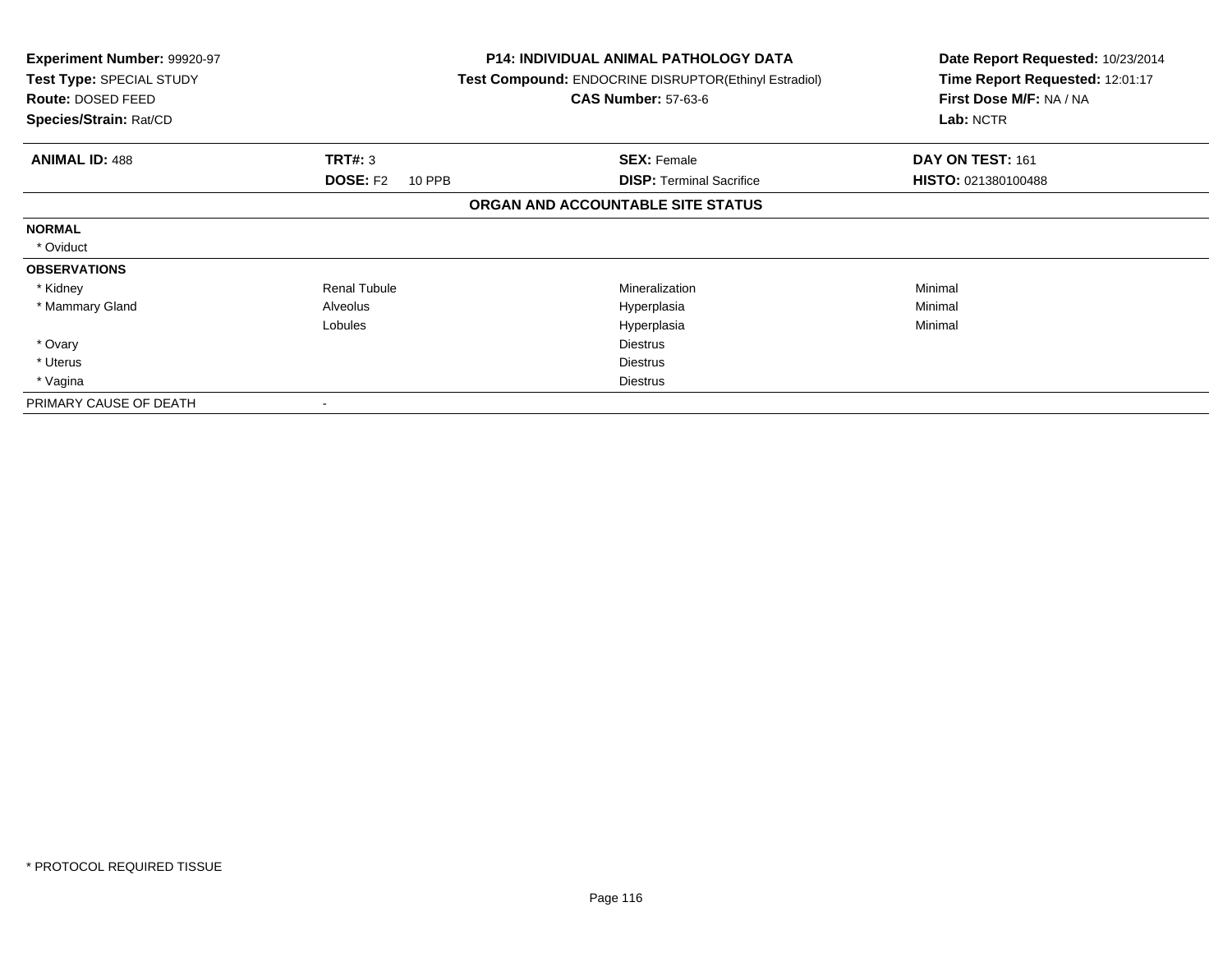**Experiment Number:** 99920-97
**Test Type:** SPECIAL STUDY
**Route:** DOSED FEED
**Species/Strain:** Rat/CD

**P14: INDIVIDUAL ANIMAL PATHOLOGY DATA**
**Test Compound:** ENDOCRINE DISRUPTOR(Ethinyl Estradiol)
**CAS Number:** 57-63-6

**Date Report Requested:** 10/23/2014
**Time Report Requested:** 12:01:17
**First Dose M/F:** NA / NA
**Lab:** NCTR

| **ANIMAL ID:** 488 | **TRT#:** 3 | **SEX:** Female | **DAY ON TEST:** 161 |
|---|---|---|---|
| | **DOSE:** F2 10 PPB | **DISP:** Terminal Sacrifice | **HISTO:** 021380100488 |

**ORGAN AND ACCOUNTABLE SITE STATUS**

| | | | |
|---|---|---|---|
| **NORMAL** | | | |
| * Oviduct | | | |
| **OBSERVATIONS** | | | |
| * Kidney | Renal Tubule | Mineralization | Minimal |
| * Mammary Gland | Alveolus | Hyperplasia | Minimal |
| | Lobules | Hyperplasia | Minimal |
| * Ovary | | Diestrus | |
| * Uterus | | Diestrus | |
| * Vagina | | Diestrus | |
| PRIMARY CAUSE OF DEATH | - | | |

\* PROTOCOL REQUIRED TISSUE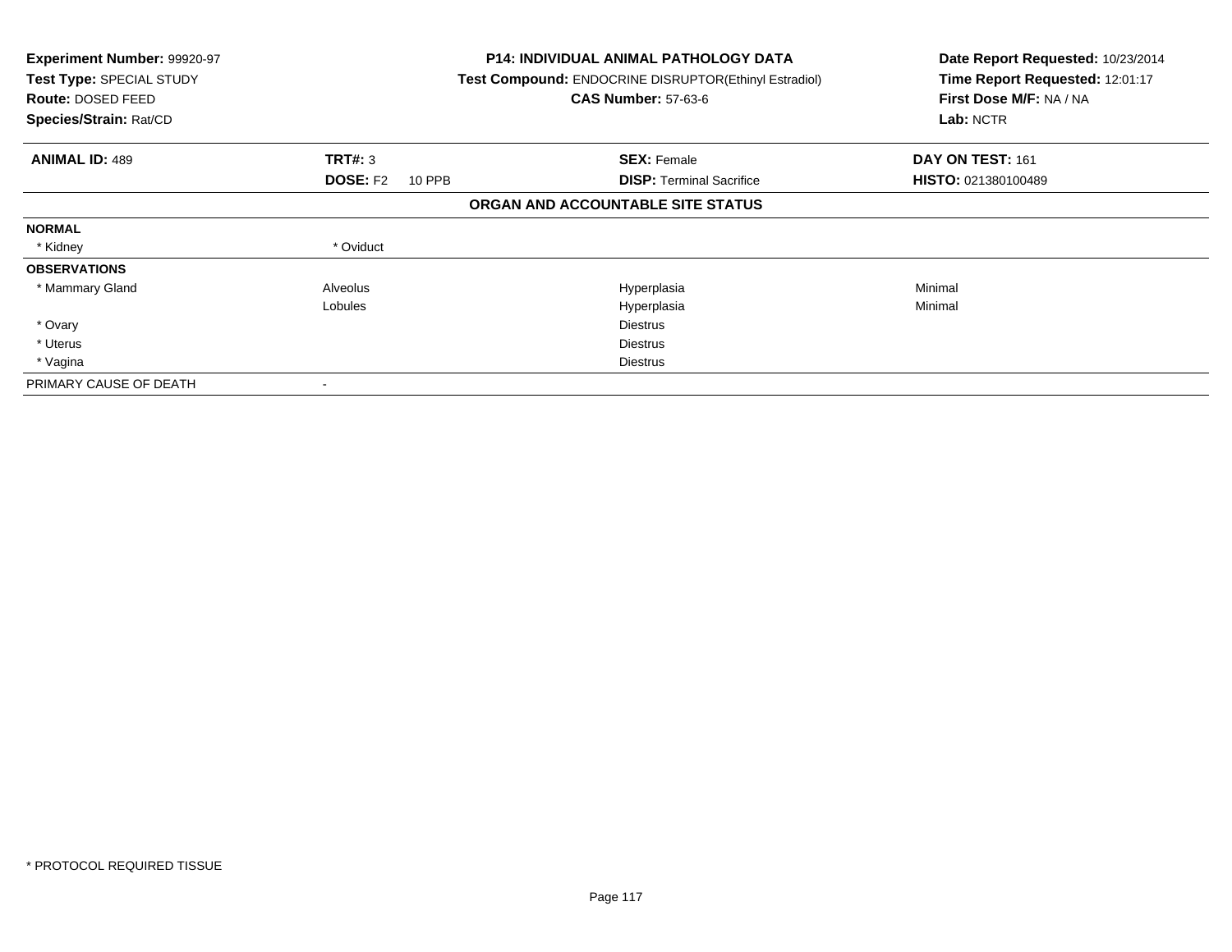**Experiment Number:** 99920-97
**Test Type:** SPECIAL STUDY
**Route:** DOSED FEED
**Species/Strain:** Rat/CD

**P14: INDIVIDUAL ANIMAL PATHOLOGY DATA**
**Test Compound:** ENDOCRINE DISRUPTOR(Ethinyl Estradiol)
**CAS Number:** 57-63-6

**Date Report Requested:** 10/23/2014
**Time Report Requested:** 12:01:17
**First Dose M/F:** NA / NA
**Lab:** NCTR

| **ANIMAL ID:** 489 | **TRT#:** 3 | **SEX:** Female | **DAY ON TEST:** 161 |
|---|---|---|---|
| | **DOSE:** F2 10 PPB | **DISP:** Terminal Sacrifice | **HISTO:** 021380100489 |

## ORGAN AND ACCOUNTABLE SITE STATUS

| | | | |
|---|---|---|---|
| **NORMAL** | | | |
| * Kidney | * Oviduct | | |
| **OBSERVATIONS** | | | |
| * Mammary Gland | Alveolus | Hyperplasia | Minimal |
| | Lobules | Hyperplasia | Minimal |
| * Ovary | | Diestrus | |
| * Uterus | | Diestrus | |
| * Vagina | | Diestrus | |
| PRIMARY CAUSE OF DEATH | - | | |

* PROTOCOL REQUIRED TISSUE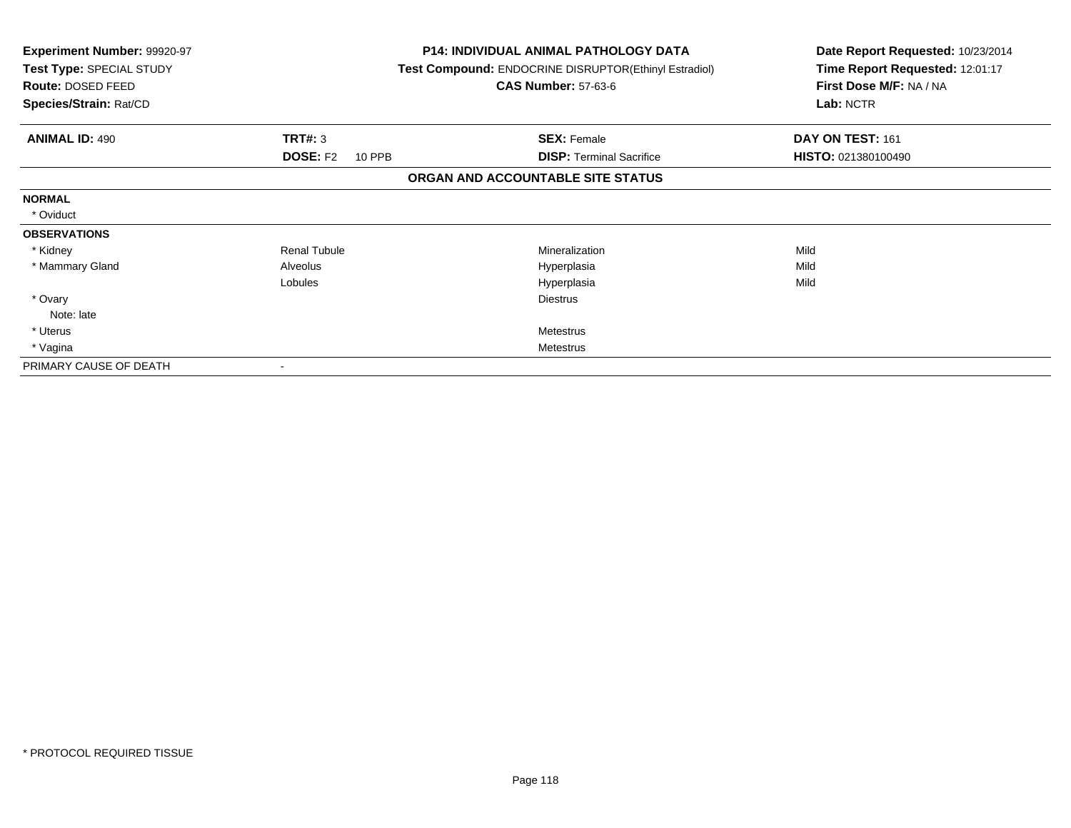**Experiment Number:** 99920-97
**Test Type:** SPECIAL STUDY
**Route:** DOSED FEED
**Species/Strain:** Rat/CD

**P14: INDIVIDUAL ANIMAL PATHOLOGY DATA**
**Test Compound:** ENDOCRINE DISRUPTOR(Ethinyl Estradiol)
**CAS Number:** 57-63-6

**Date Report Requested:** 10/23/2014
**Time Report Requested:** 12:01:17
**First Dose M/F:** NA / NA
**Lab:** NCTR

| **ANIMAL ID:** 490 | **TRT#:** 3 | **SEX:** Female | **DAY ON TEST:** 161 |
|---|---|---|---|
| | **DOSE:** F2 10 PPB | **DISP:** Terminal Sacrifice | **HISTO:** 021380100490 |

**ORGAN AND ACCOUNTABLE SITE STATUS**

| | | | |
|---|---|---|---|
| **NORMAL** | | | |
| * Oviduct | | | |
| **OBSERVATIONS** | | | |
| * Kidney | Renal Tubule | Mineralization | Mild |
| * Mammary Gland | Alveolus | Hyperplasia | Mild |
| | Lobules | Hyperplasia | Mild |
| * Ovary | | Diestrus | |
| Note: late | | | |
| * Uterus | | Metestrus | |
| * Vagina | | Metestrus | |
| PRIMARY CAUSE OF DEATH | - | | |

\* PROTOCOL REQUIRED TISSUE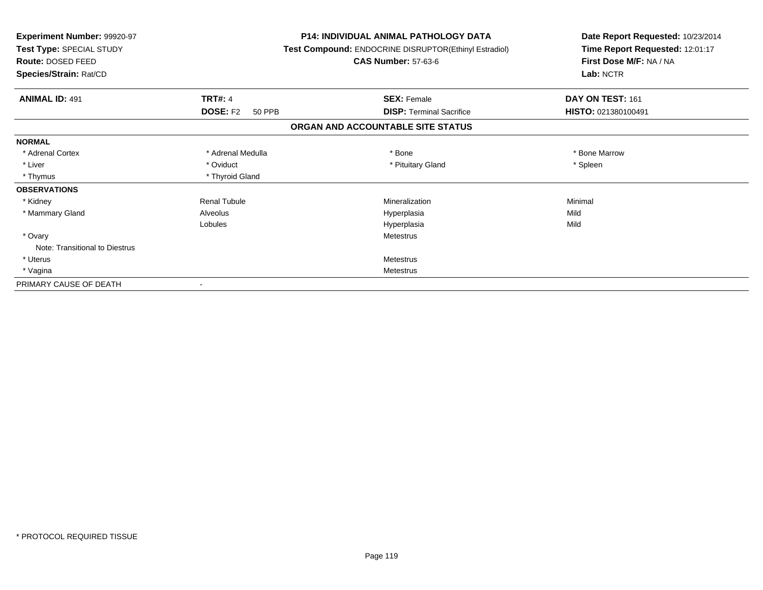**Experiment Number:** 99920-97
**Test Type:** SPECIAL STUDY
**Route:** DOSED FEED
**Species/Strain:** Rat/CD

**P14: INDIVIDUAL ANIMAL PATHOLOGY DATA**
**Test Compound:** ENDOCRINE DISRUPTOR(Ethinyl Estradiol)
**CAS Number:** 57-63-6

**Date Report Requested:** 10/23/2014
**Time Report Requested:** 12:01:17
**First Dose M/F:** NA / NA
**Lab:** NCTR

| **ANIMAL ID:** 491 | **TRT#:** 4 | **SEX:** Female | **DAY ON TEST:** 161 |
|---|---|---|---|
| | **DOSE:** F2 50 PPB | **DISP:** Terminal Sacrifice | **HISTO:** 021380100491 |

## ORGAN AND ACCOUNTABLE SITE STATUS

| | | | |
|---|---|---|---|
| **NORMAL** | | | |
| * Adrenal Cortex | * Adrenal Medulla | * Bone | * Bone Marrow |
| * Liver | * Oviduct | * Pituitary Gland | * Spleen |
| * Thymus | * Thyroid Gland | | |
| **OBSERVATIONS** | | | |
| * Kidney | Renal Tubule | Mineralization | Minimal |
| * Mammary Gland | Alveolus | Hyperplasia | Mild |
| | Lobules | Hyperplasia | Mild |
| * Ovary | | Metestrus | |
| Note: Transitional to Diestrus | | | |
| * Uterus | | Metestrus | |
| * Vagina | | Metestrus | |
| PRIMARY CAUSE OF DEATH | - | | |

* PROTOCOL REQUIRED TISSUE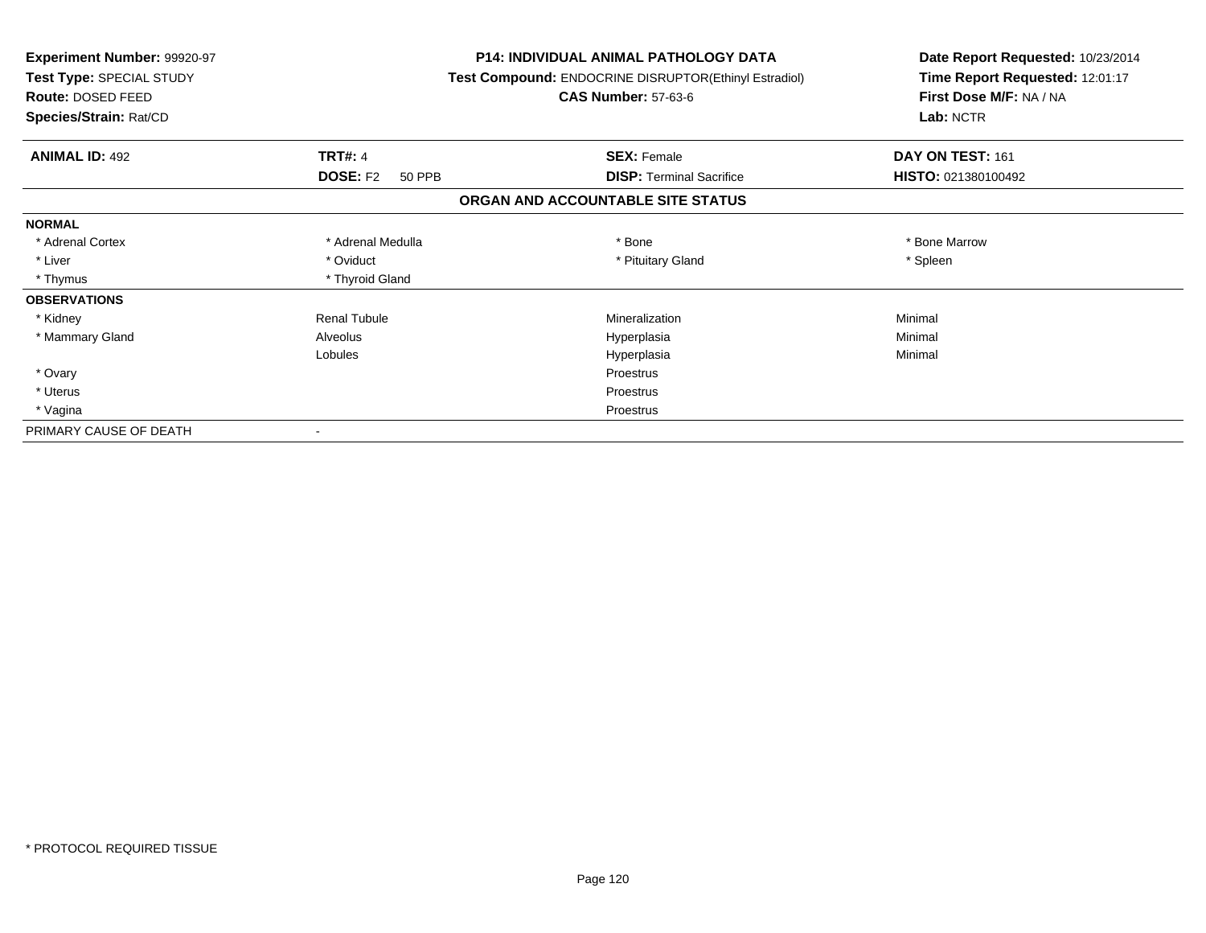**Experiment Number:** 99920-97
**Test Type:** SPECIAL STUDY
**Route:** DOSED FEED
**Species/Strain:** Rat/CD

**P14: INDIVIDUAL ANIMAL PATHOLOGY DATA**
**Test Compound:** ENDOCRINE DISRUPTOR(Ethinyl Estradiol)
**CAS Number:** 57-63-6

**Date Report Requested:** 10/23/2014
**Time Report Requested:** 12:01:17
**First Dose M/F:** NA / NA
**Lab:** NCTR

| **ANIMAL ID:** 492 | **TRT#:** 4 | **SEX:** Female | **DAY ON TEST:** 161 |
|---|---|---|---|
| | **DOSE:** F2 50 PPB | **DISP:** Terminal Sacrifice | **HISTO:** 021380100492 |

## ORGAN AND ACCOUNTABLE SITE STATUS

| | | | |
|---|---|---|---|
| **NORMAL** | | | |
| * Adrenal Cortex | * Adrenal Medulla | * Bone | * Bone Marrow |
| * Liver | * Oviduct | * Pituitary Gland | * Spleen |
| * Thymus | * Thyroid Gland | | |
| **OBSERVATIONS** | | | |
| * Kidney | Renal Tubule | Mineralization | Minimal |
| * Mammary Gland | Alveolus | Hyperplasia | Minimal |
| | Lobules | Hyperplasia | Minimal |
| * Ovary | | Proestrus | |
| * Uterus | | Proestrus | |
| * Vagina | | Proestrus | |
| PRIMARY CAUSE OF DEATH | - | | |

\* PROTOCOL REQUIRED TISSUE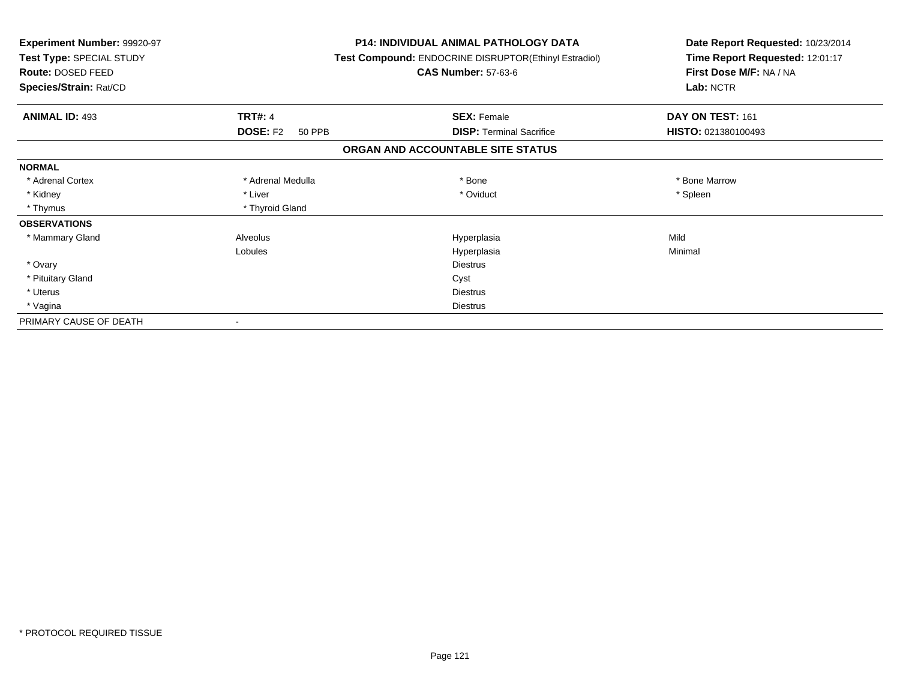**Experiment Number:** 99920-97
**Test Type:** SPECIAL STUDY
**Route:** DOSED FEED
**Species/Strain:** Rat/CD

**P14: INDIVIDUAL ANIMAL PATHOLOGY DATA**
**Test Compound:** ENDOCRINE DISRUPTOR(Ethinyl Estradiol)
**CAS Number:** 57-63-6

**Date Report Requested:** 10/23/2014
**Time Report Requested:** 12:01:17
**First Dose M/F:** NA / NA
**Lab:** NCTR

| **ANIMAL ID:** 493 | **TRT#:** 4 | **SEX:** Female | **DAY ON TEST:** 161 |
|---|---|---|---|
| | **DOSE:** F2 50 PPB | **DISP:** Terminal Sacrifice | **HISTO:** 021380100493 |

**ORGAN AND ACCOUNTABLE SITE STATUS**

| | | | |
|---|---|---|---|
| **NORMAL** | | | |
| * Adrenal Cortex | * Adrenal Medulla | * Bone | * Bone Marrow |
| * Kidney | * Liver | * Oviduct | * Spleen |
| * Thymus | * Thyroid Gland | | |
| **OBSERVATIONS** | | | |
| * Mammary Gland | Alveolus | Hyperplasia | Mild |
| | Lobules | Hyperplasia | Minimal |
| * Ovary | | Diestrus | |
| * Pituitary Gland | | Cyst | |
| * Uterus | | Diestrus | |
| * Vagina | | Diestrus | |
| PRIMARY CAUSE OF DEATH | - | | |

\* PROTOCOL REQUIRED TISSUE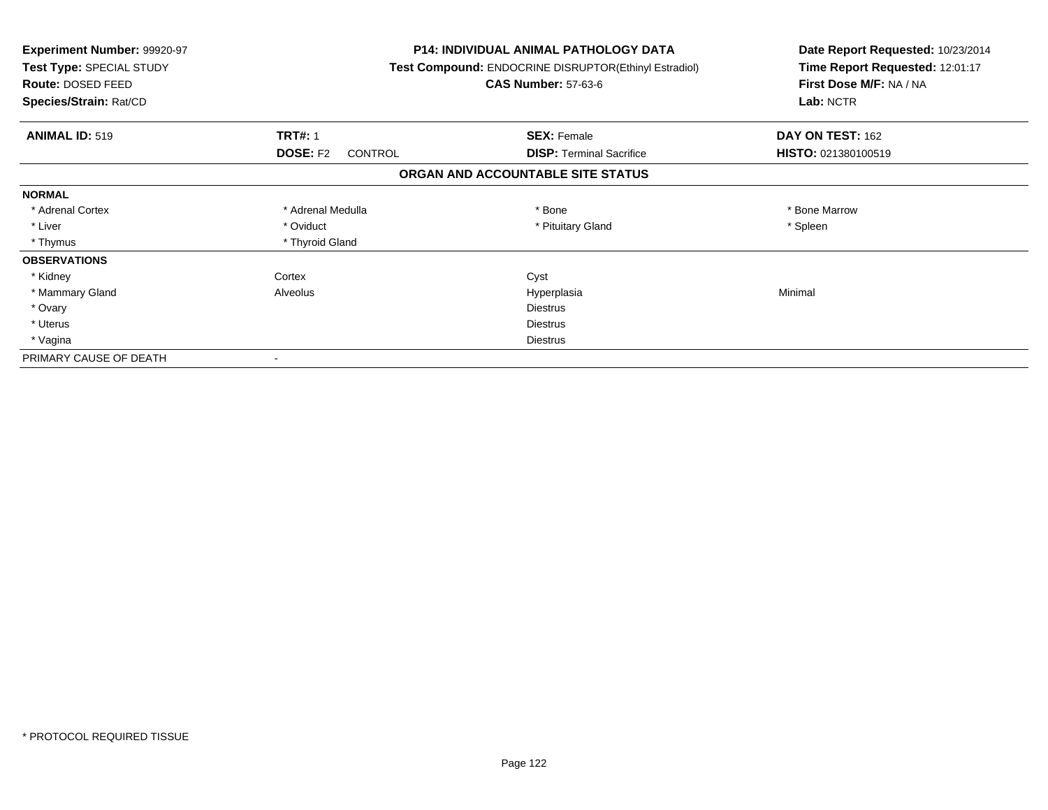**Experiment Number:** 99920-97
**Test Type:** SPECIAL STUDY
**Route:** DOSED FEED
**Species/Strain:** Rat/CD

**P14: INDIVIDUAL ANIMAL PATHOLOGY DATA**
**Test Compound:** ENDOCRINE DISRUPTOR(Ethinyl Estradiol)
**CAS Number:** 57-63-6

**Date Report Requested:** 10/23/2014
**Time Report Requested:** 12:01:17
**First Dose M/F:** NA / NA
**Lab:** NCTR

| **ANIMAL ID:** 519 | **TRT#:** 1 | **SEX:** Female | **DAY ON TEST:** 162 |
|---|---|---|---|
| | **DOSE:** F2 CONTROL | **DISP:** Terminal Sacrifice | **HISTO:** 021380100519 |

**ORGAN AND ACCOUNTABLE SITE STATUS**

| | | | |
|---|---|---|---|
| **NORMAL** | | | |
| * Adrenal Cortex | * Adrenal Medulla | * Bone | * Bone Marrow |
| * Liver | * Oviduct | * Pituitary Gland | * Spleen |
| * Thymus | * Thyroid Gland | | |
| **OBSERVATIONS** | | | |
| * Kidney | Cortex | Cyst | |
| * Mammary Gland | Alveolus | Hyperplasia | Minimal |
| * Ovary | | Diestrus | |
| * Uterus | | Diestrus | |
| * Vagina | | Diestrus | |
| PRIMARY CAUSE OF DEATH | - | | |

* PROTOCOL REQUIRED TISSUE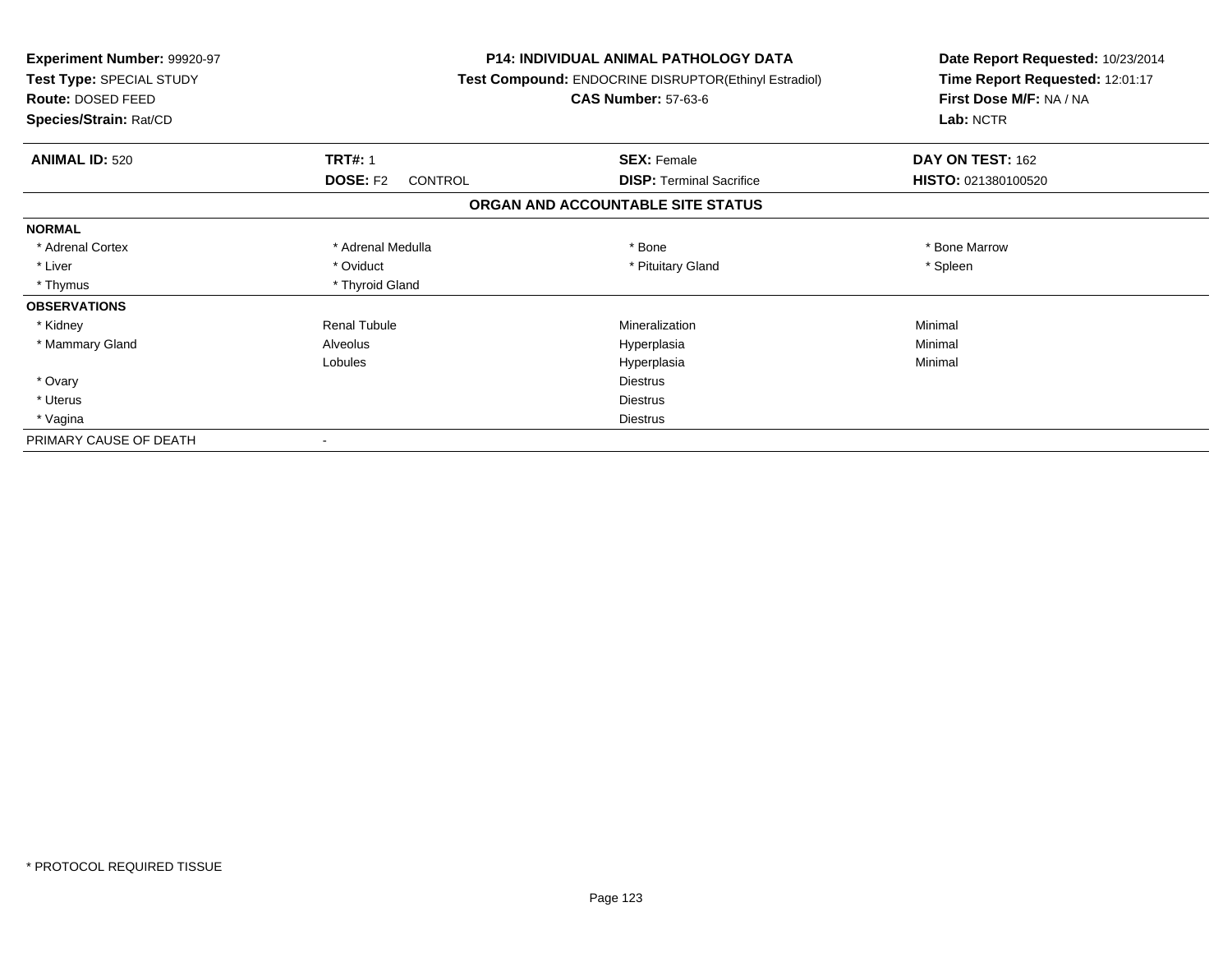**Experiment Number:** 99920-97
**Test Type:** SPECIAL STUDY
**Route:** DOSED FEED
**Species/Strain:** Rat/CD

**P14: INDIVIDUAL ANIMAL PATHOLOGY DATA**
**Test Compound:** ENDOCRINE DISRUPTOR(Ethinyl Estradiol)
**CAS Number:** 57-63-6

**Date Report Requested:** 10/23/2014
**Time Report Requested:** 12:01:17
**First Dose M/F:** NA / NA
**Lab:** NCTR

| **ANIMAL ID:** 520 | **TRT#:** 1 | **SEX:** Female | **DAY ON TEST:** 162 |
|---|---|---|---|
| | **DOSE:** F2 CONTROL | **DISP:** Terminal Sacrifice | **HISTO:** 021380100520 |

## ORGAN AND ACCOUNTABLE SITE STATUS

| | | | |
|---|---|---|---|
| **NORMAL** | | | |
| * Adrenal Cortex | * Adrenal Medulla | * Bone | * Bone Marrow |
| * Liver | * Oviduct | * Pituitary Gland | * Spleen |
| * Thymus | * Thyroid Gland | | |
| **OBSERVATIONS** | | | |
| * Kidney | Renal Tubule | Mineralization | Minimal |
| * Mammary Gland | Alveolus | Hyperplasia | Minimal |
| | Lobules | Hyperplasia | Minimal |
| * Ovary | | Diestrus | |
| * Uterus | | Diestrus | |
| * Vagina | | Diestrus | |
| PRIMARY CAUSE OF DEATH | - | | |

* PROTOCOL REQUIRED TISSUE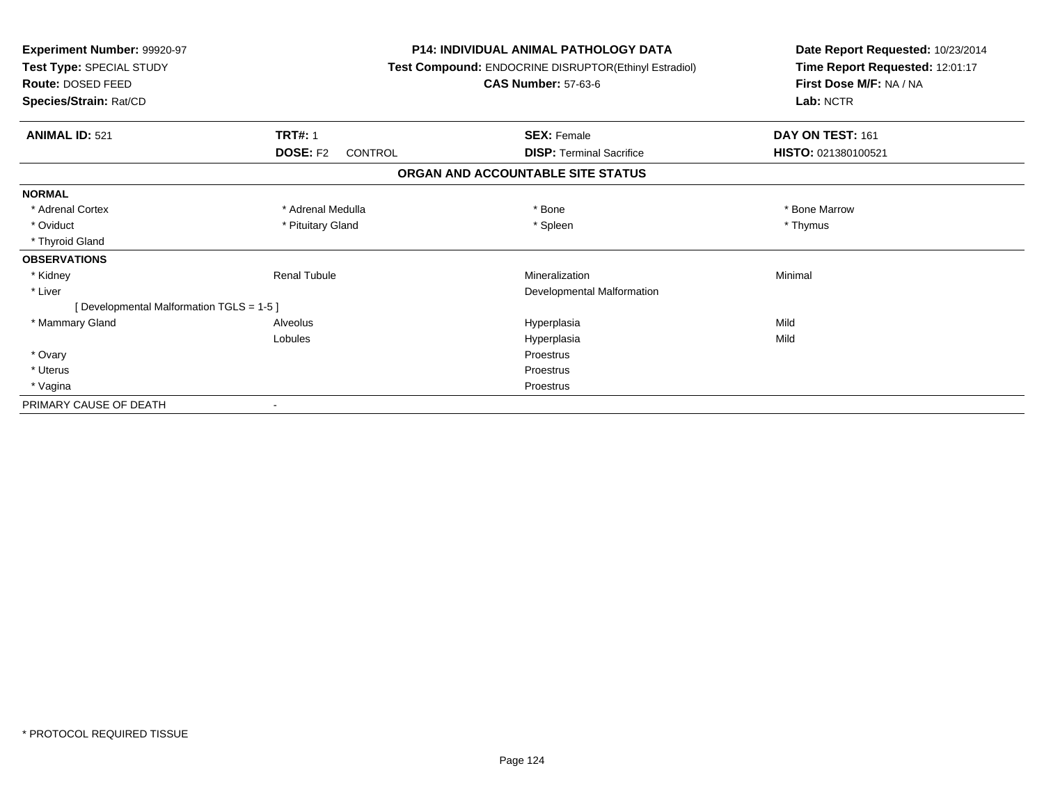**Experiment Number:** 99920-97
**Test Type:** SPECIAL STUDY
**Route:** DOSED FEED
**Species/Strain:** Rat/CD

**P14: INDIVIDUAL ANIMAL PATHOLOGY DATA**
**Test Compound:** ENDOCRINE DISRUPTOR(Ethinyl Estradiol)
**CAS Number:** 57-63-6

**Date Report Requested:** 10/23/2014
**Time Report Requested:** 12:01:17
**First Dose M/F:** NA / NA
**Lab:** NCTR

| **ANIMAL ID:** 521 | **TRT#:** 1 | **SEX:** Female | **DAY ON TEST:** 161 |
|---|---|---|---|
| | **DOSE:** F2 CONTROL | **DISP:** Terminal Sacrifice | **HISTO:** 021380100521 |

## ORGAN AND ACCOUNTABLE SITE STATUS

| | | | |
|---|---|---|---|
| **NORMAL** | | | |
| * Adrenal Cortex | * Adrenal Medulla | * Bone | * Bone Marrow |
| * Oviduct | * Pituitary Gland | * Spleen | * Thymus |
| * Thyroid Gland | | | |
| **OBSERVATIONS** | | | |
| * Kidney | Renal Tubule | Mineralization | Minimal |
| * Liver | | Developmental Malformation | |
| [ Developmental Malformation TGLS = 1-5 ] | | | |
| * Mammary Gland | Alveolus | Hyperplasia | Mild |
| | Lobules | Hyperplasia | Mild |
| * Ovary | | Proestrus | |
| * Uterus | | Proestrus | |
| * Vagina | | Proestrus | |
| PRIMARY CAUSE OF DEATH | - | | |

* PROTOCOL REQUIRED TISSUE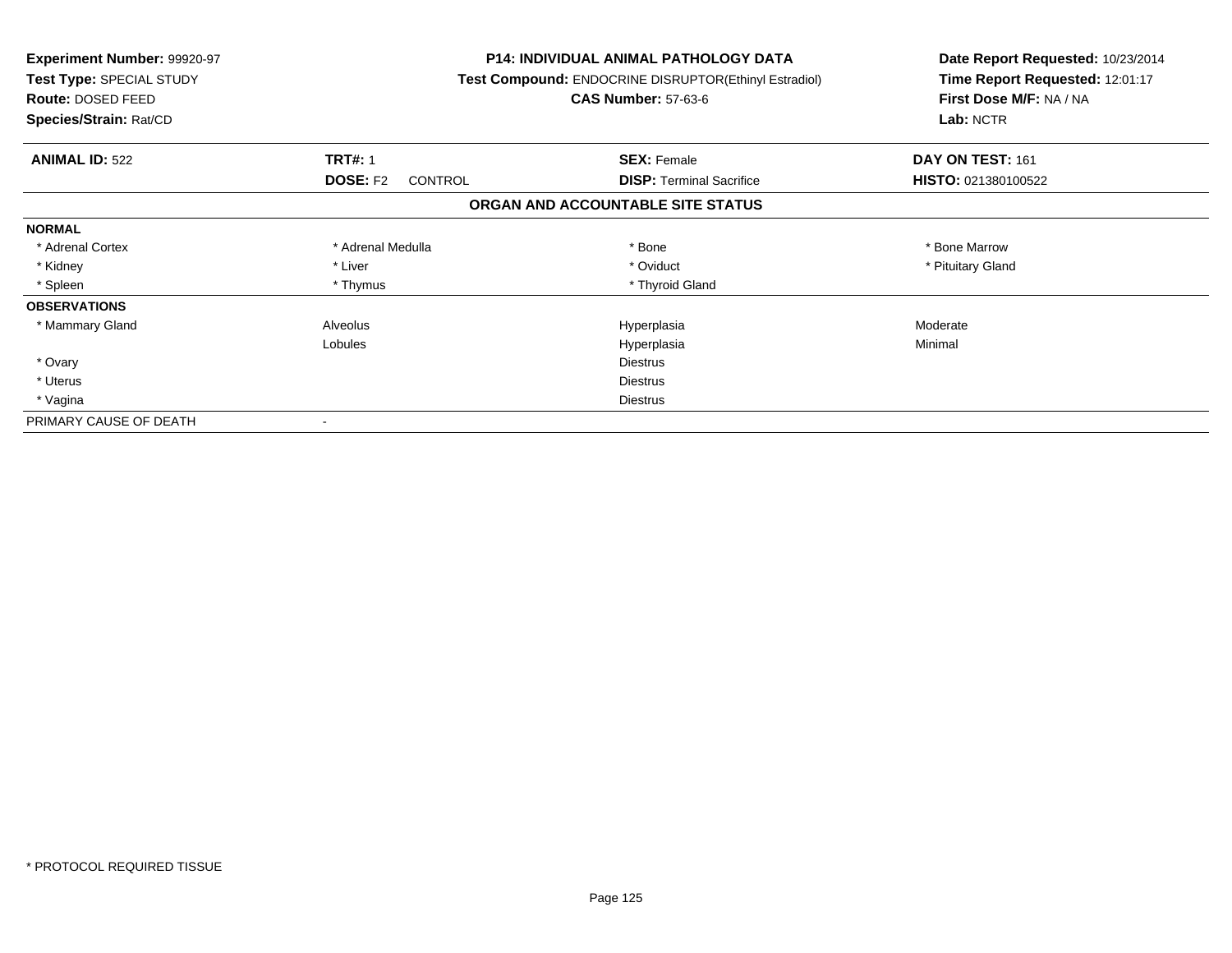| **Experiment Number:** 99920-97 | **P14: INDIVIDUAL ANIMAL PATHOLOGY DATA** | **Date Report Requested:** 10/23/2014 |
|---|---|---|
| **Test Type:** SPECIAL STUDY | **Test Compound:** ENDOCRINE DISRUPTOR(Ethinyl Estradiol) | **Time Report Requested:** 12:01:17 |
| **Route:** DOSED FEED | **CAS Number:** 57-63-6 | **First Dose M/F:** NA / NA |
| **Species/Strain:** Rat/CD | | **Lab:** NCTR |

| **ANIMAL ID:** 522 | **TRT#:** 1 | **SEX:** Female | **DAY ON TEST:** 161 |
|---|---|---|---|
| | **DOSE:** F2 CONTROL | **DISP:** Terminal Sacrifice | **HISTO:** 021380100522 |

**ORGAN AND ACCOUNTABLE SITE STATUS**

| | | | |
|---|---|---|---|
| **NORMAL** | | | |
| * Adrenal Cortex | * Adrenal Medulla | * Bone | * Bone Marrow |
| * Kidney | * Liver | * Oviduct | * Pituitary Gland |
| * Spleen | * Thymus | * Thyroid Gland | |
| **OBSERVATIONS** | | | |
| * Mammary Gland | Alveolus | Hyperplasia | Moderate |
| | Lobules | Hyperplasia | Minimal |
| * Ovary | | Diestrus | |
| * Uterus | | Diestrus | |
| * Vagina | | Diestrus | |
| PRIMARY CAUSE OF DEATH | - | | |

* PROTOCOL REQUIRED TISSUE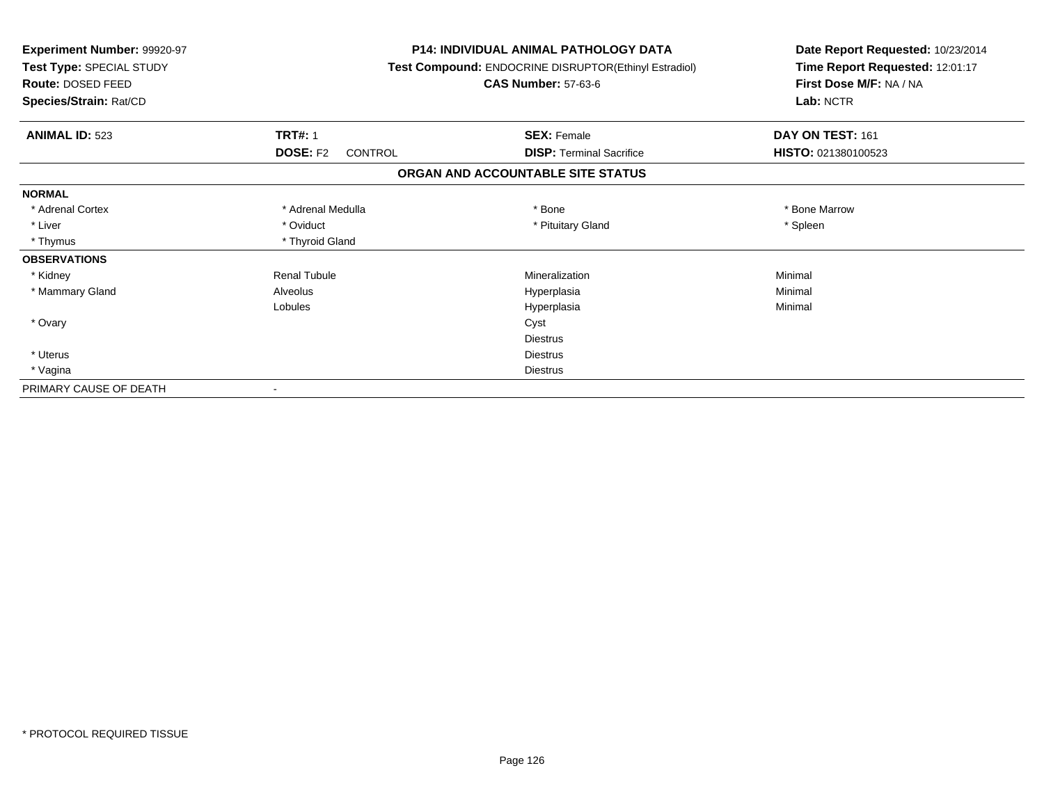**Experiment Number:** 99920-97
**Test Type:** SPECIAL STUDY
**Route:** DOSED FEED
**Species/Strain:** Rat/CD

**P14: INDIVIDUAL ANIMAL PATHOLOGY DATA**
**Test Compound:** ENDOCRINE DISRUPTOR(Ethinyl Estradiol)
**CAS Number:** 57-63-6

**Date Report Requested:** 10/23/2014
**Time Report Requested:** 12:01:17
**First Dose M/F:** NA / NA
**Lab:** NCTR

| **ANIMAL ID:** 523 | **TRT#:** 1 | **SEX:** Female | **DAY ON TEST:** 161 |
|---|---|---|---|
| | **DOSE:** F2 CONTROL | **DISP:** Terminal Sacrifice | **HISTO:** 021380100523 |

**ORGAN AND ACCOUNTABLE SITE STATUS**

| | | | |
|---|---|---|---|
| **NORMAL** | | | |
| * Adrenal Cortex | * Adrenal Medulla | * Bone | * Bone Marrow |
| * Liver | * Oviduct | * Pituitary Gland | * Spleen |
| * Thymus | * Thyroid Gland | | |
| **OBSERVATIONS** | | | |
| * Kidney | Renal Tubule | Mineralization | Minimal |
| * Mammary Gland | Alveolus | Hyperplasia | Minimal |
| | Lobules | Hyperplasia | Minimal |
| * Ovary | | Cyst | |
| | | Diestrus | |
| * Uterus | | Diestrus | |
| * Vagina | | Diestrus | |
| PRIMARY CAUSE OF DEATH | - | | |

* PROTOCOL REQUIRED TISSUE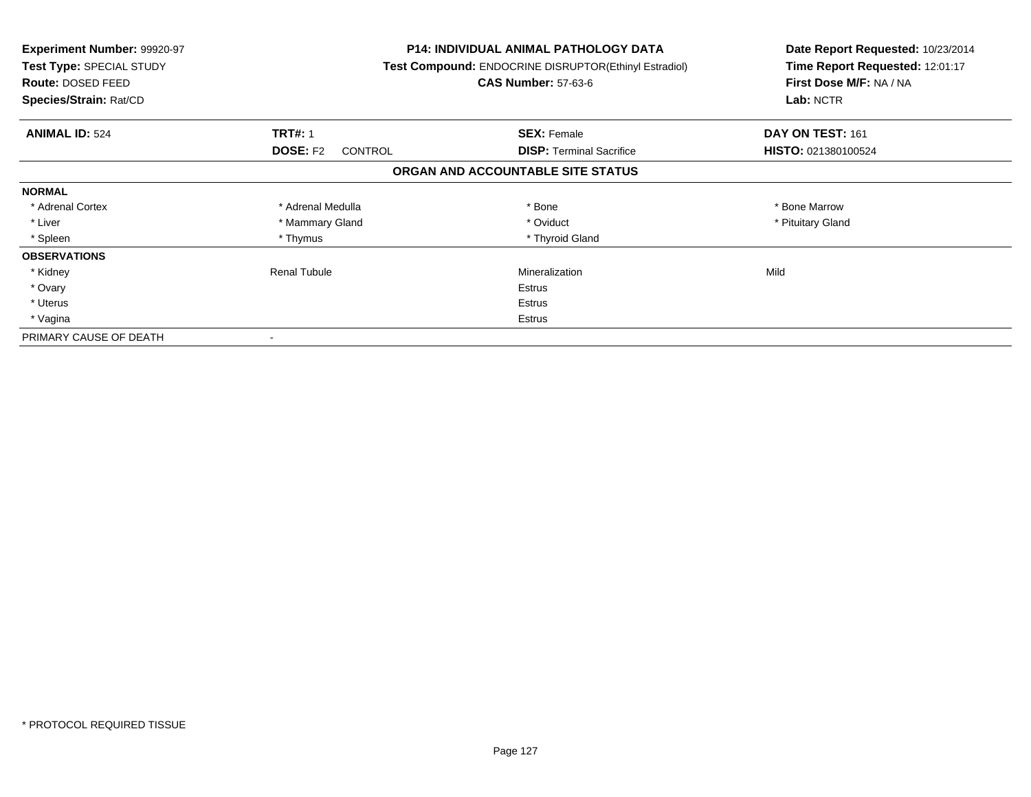**Experiment Number:** 99920-97
**Test Type:** SPECIAL STUDY
**Route:** DOSED FEED
**Species/Strain:** Rat/CD

**P14: INDIVIDUAL ANIMAL PATHOLOGY DATA**
**Test Compound:** ENDOCRINE DISRUPTOR(Ethinyl Estradiol)
**CAS Number:** 57-63-6

**Date Report Requested:** 10/23/2014
**Time Report Requested:** 12:01:17
**First Dose M/F:** NA / NA
**Lab:** NCTR

| **ANIMAL ID:** 524 | **TRT#:** 1 | **SEX:** Female | **DAY ON TEST:** 161 |
|---|---|---|---|
| | **DOSE:** F2 CONTROL | **DISP:** Terminal Sacrifice | **HISTO:** 021380100524 |

## ORGAN AND ACCOUNTABLE SITE STATUS

| | | | |
|---|---|---|---|
| **NORMAL** | | | |
| * Adrenal Cortex | * Adrenal Medulla | * Bone | * Bone Marrow |
| * Liver | * Mammary Gland | * Oviduct | * Pituitary Gland |
| * Spleen | * Thymus | * Thyroid Gland | |
| **OBSERVATIONS** | | | |
| * Kidney | Renal Tubule | Mineralization | Mild |
| * Ovary | | Estrus | |
| * Uterus | | Estrus | |
| * Vagina | | Estrus | |
| PRIMARY CAUSE OF DEATH | - | | |

* PROTOCOL REQUIRED TISSUE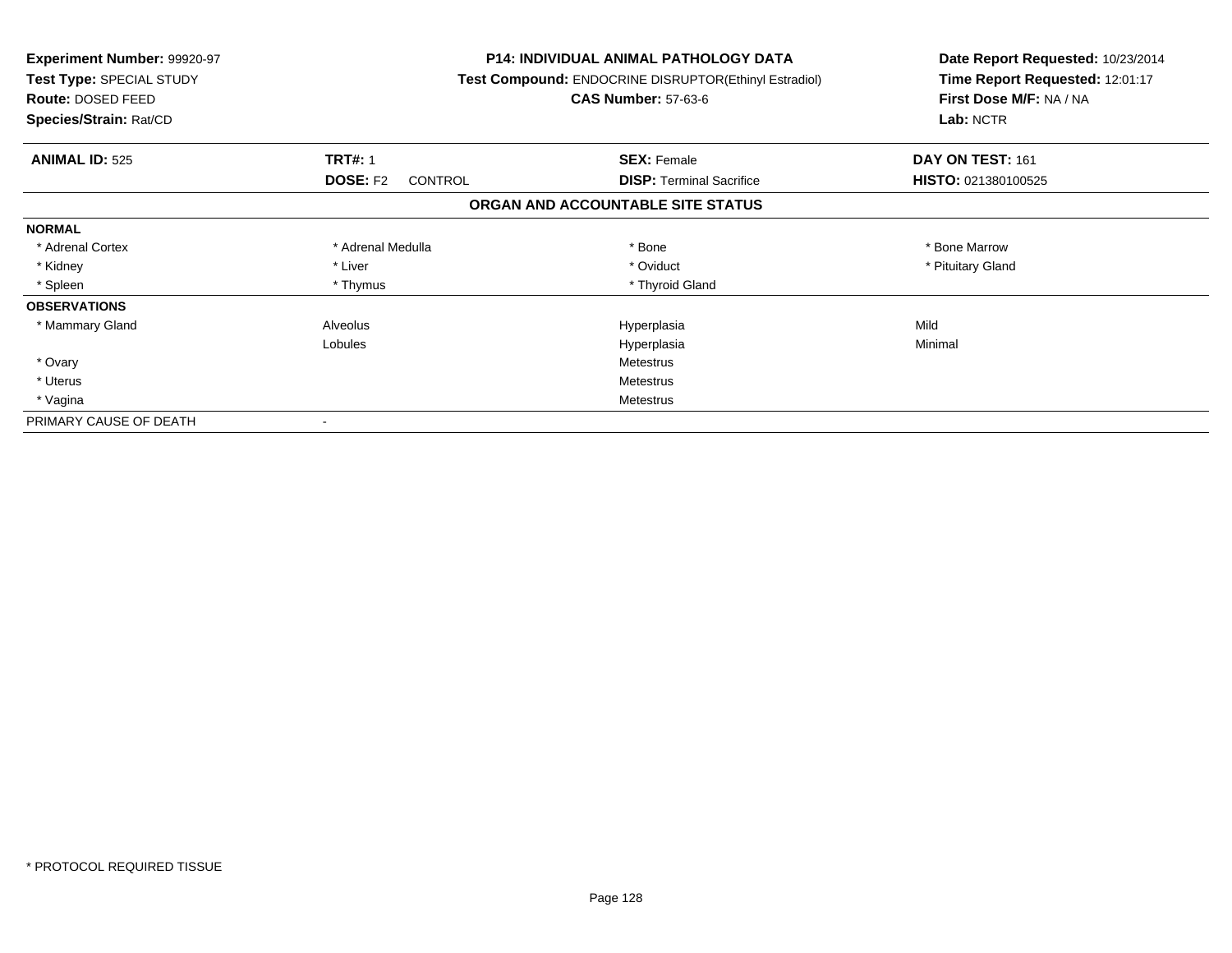**Experiment Number:** 99920-97
**Test Type:** SPECIAL STUDY
**Route:** DOSED FEED
**Species/Strain:** Rat/CD

**P14: INDIVIDUAL ANIMAL PATHOLOGY DATA**
**Test Compound:** ENDOCRINE DISRUPTOR(Ethinyl Estradiol)
**CAS Number:** 57-63-6

**Date Report Requested:** 10/23/2014
**Time Report Requested:** 12:01:17
**First Dose M/F:** NA / NA
**Lab:** NCTR

| **ANIMAL ID:** 525 | **TRT#:** 1 | **SEX:** Female | **DAY ON TEST:** 161 |
|---|---|---|---|
| | **DOSE:** F2 CONTROL | **DISP:** Terminal Sacrifice | **HISTO:** 021380100525 |

**ORGAN AND ACCOUNTABLE SITE STATUS**

| | | | |
|---|---|---|---|
| **NORMAL** | | | |
| * Adrenal Cortex | * Adrenal Medulla | * Bone | * Bone Marrow |
| * Kidney | * Liver | * Oviduct | * Pituitary Gland |
| * Spleen | * Thymus | * Thyroid Gland | |
| **OBSERVATIONS** | | | |
| * Mammary Gland | Alveolus | Hyperplasia | Mild |
| | Lobules | Hyperplasia | Minimal |
| * Ovary | | Metestrus | |
| * Uterus | | Metestrus | |
| * Vagina | | Metestrus | |
| PRIMARY CAUSE OF DEATH | - | | |

* PROTOCOL REQUIRED TISSUE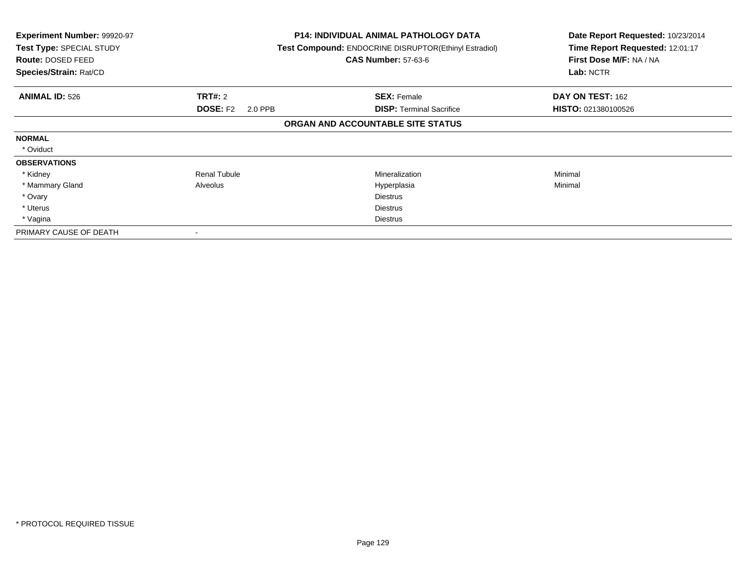**Experiment Number:** 99920-97
**Test Type:** SPECIAL STUDY
**Route:** DOSED FEED
**Species/Strain:** Rat/CD

**P14: INDIVIDUAL ANIMAL PATHOLOGY DATA**
**Test Compound:** ENDOCRINE DISRUPTOR(Ethinyl Estradiol)
**CAS Number:** 57-63-6

**Date Report Requested:** 10/23/2014
**Time Report Requested:** 12:01:17
**First Dose M/F:** NA / NA
**Lab:** NCTR

| **ANIMAL ID:** 526 | **TRT#:** 2 | **SEX:** Female | **DAY ON TEST:** 162 |
|---|---|---|---|
| | **DOSE:** F2 2.0 PPB | **DISP:** Terminal Sacrifice | **HISTO:** 021380100526 |

**ORGAN AND ACCOUNTABLE SITE STATUS**

| | | | |
|---|---|---|---|
| **NORMAL** | | | |
| * Oviduct | | | |
| **OBSERVATIONS** | | | |
| * Kidney | Renal Tubule | Mineralization | Minimal |
| * Mammary Gland | Alveolus | Hyperplasia | Minimal |
| * Ovary | | Diestrus | |
| * Uterus | | Diestrus | |
| * Vagina | | Diestrus | |
| PRIMARY CAUSE OF DEATH | - | | |

* PROTOCOL REQUIRED TISSUE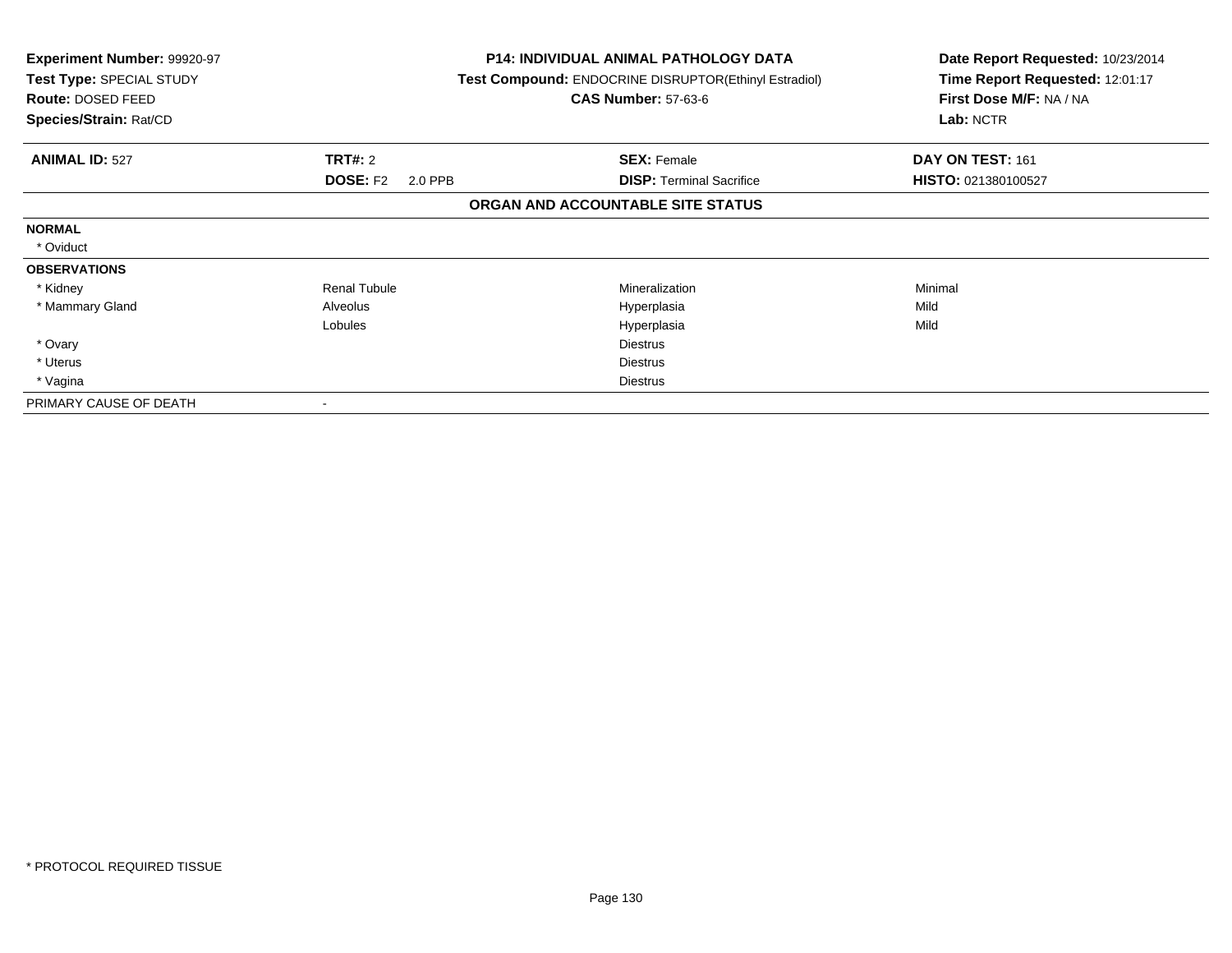**Experiment Number:** 99920-97
**Test Type:** SPECIAL STUDY
**Route:** DOSED FEED
**Species/Strain:** Rat/CD

**P14: INDIVIDUAL ANIMAL PATHOLOGY DATA**
**Test Compound:** ENDOCRINE DISRUPTOR(Ethinyl Estradiol)
**CAS Number:** 57-63-6

**Date Report Requested:** 10/23/2014
**Time Report Requested:** 12:01:17
**First Dose M/F:** NA / NA
**Lab:** NCTR

| **ANIMAL ID:** 527 | **TRT#:** 2 | **SEX:** Female | **DAY ON TEST:** 161 |
|---|---|---|---|
| | **DOSE:** F2 2.0 PPB | **DISP:** Terminal Sacrifice | **HISTO:** 021380100527 |

**ORGAN AND ACCOUNTABLE SITE STATUS**

| | | | |
|---|---|---|---|
| **NORMAL** | | | |
| * Oviduct | | | |
| **OBSERVATIONS** | | | |
| * Kidney | Renal Tubule | Mineralization | Minimal |
| * Mammary Gland | Alveolus | Hyperplasia | Mild |
| | Lobules | Hyperplasia | Mild |
| * Ovary | | Diestrus | |
| * Uterus | | Diestrus | |
| * Vagina | | Diestrus | |
| PRIMARY CAUSE OF DEATH | - | | |

\* PROTOCOL REQUIRED TISSUE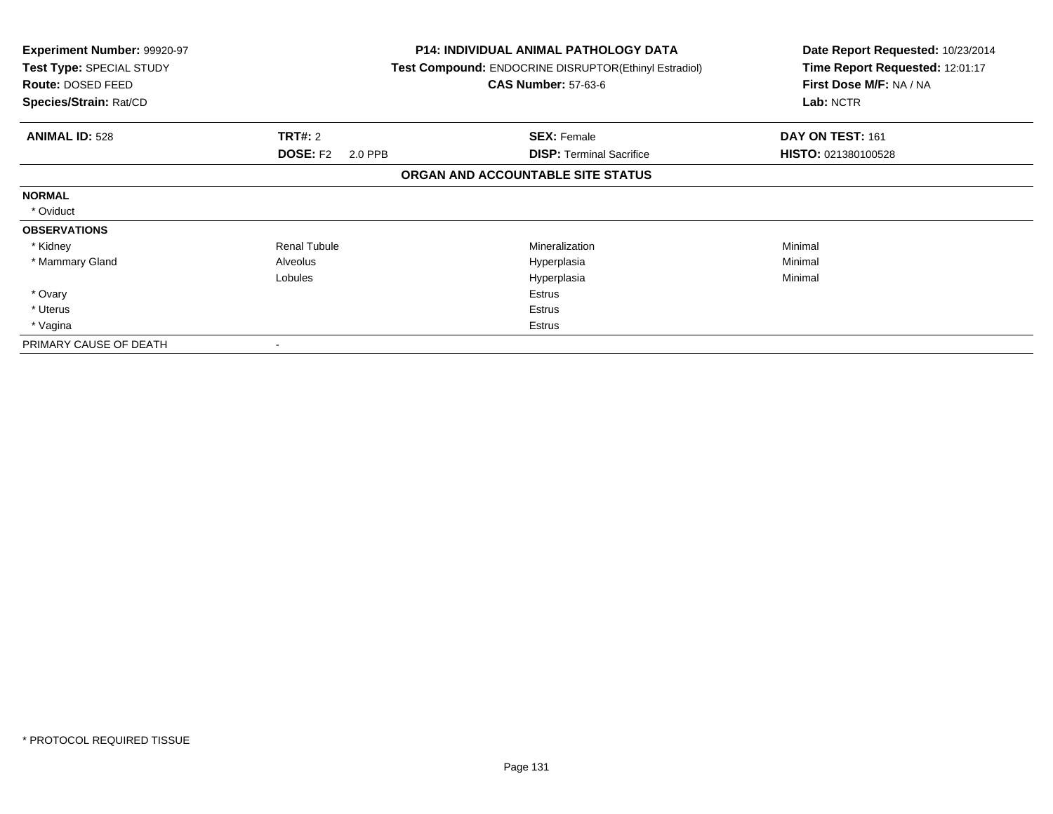**Experiment Number:** 99920-97
**Test Type:** SPECIAL STUDY
**Route:** DOSED FEED
**Species/Strain:** Rat/CD

**P14: INDIVIDUAL ANIMAL PATHOLOGY DATA**
**Test Compound:** ENDOCRINE DISRUPTOR(Ethinyl Estradiol)
**CAS Number:** 57-63-6

**Date Report Requested:** 10/23/2014
**Time Report Requested:** 12:01:17
**First Dose M/F:** NA / NA
**Lab:** NCTR

| **ANIMAL ID:** 528 | **TRT#:** 2 | **SEX:** Female | **DAY ON TEST:** 161 |
|---|---|---|---|
| | **DOSE:** F2 2.0 PPB | **DISP:** Terminal Sacrifice | **HISTO:** 021380100528 |

**ORGAN AND ACCOUNTABLE SITE STATUS**

| | | | |
|---|---|---|---|
| **NORMAL** | | | |
| * Oviduct | | | |
| **OBSERVATIONS** | | | |
| * Kidney | Renal Tubule | Mineralization | Minimal |
| * Mammary Gland | Alveolus | Hyperplasia | Minimal |
| | Lobules | Hyperplasia | Minimal |
| * Ovary | | Estrus | |
| * Uterus | | Estrus | |
| * Vagina | | Estrus | |
| PRIMARY CAUSE OF DEATH | - | | |

* PROTOCOL REQUIRED TISSUE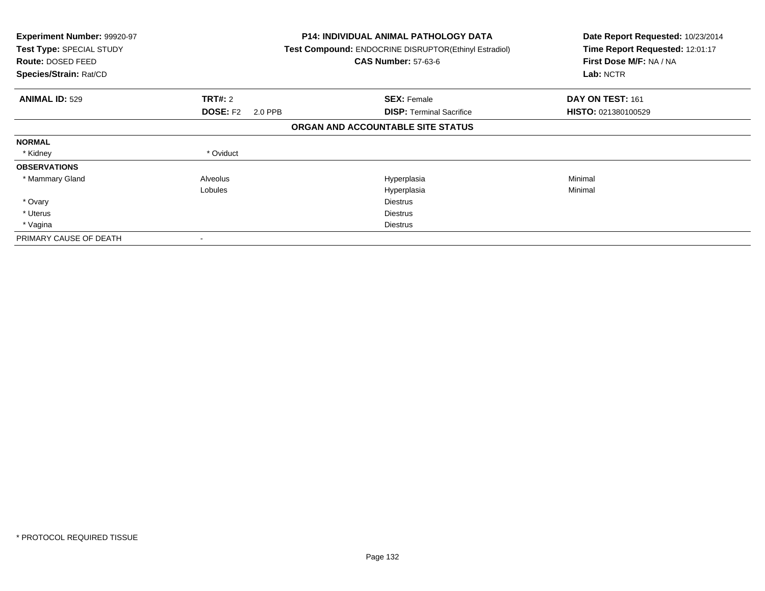**Experiment Number:** 99920-97
**Test Type:** SPECIAL STUDY
**Route:** DOSED FEED
**Species/Strain:** Rat/CD

**P14: INDIVIDUAL ANIMAL PATHOLOGY DATA**
**Test Compound:** ENDOCRINE DISRUPTOR(Ethinyl Estradiol)
**CAS Number:** 57-63-6

**Date Report Requested:** 10/23/2014
**Time Report Requested:** 12:01:17
**First Dose M/F:** NA / NA
**Lab:** NCTR

| **ANIMAL ID:** 529 | **TRT#:** 2 | **SEX:** Female | **DAY ON TEST:** 161 |
|---|---|---|---|
| | **DOSE:** F2 2.0 PPB | **DISP:** Terminal Sacrifice | **HISTO:** 021380100529 |

**ORGAN AND ACCOUNTABLE SITE STATUS**

| | | | |
|---|---|---|---|
| **NORMAL** | | | |
| * Kidney | * Oviduct | | |
| **OBSERVATIONS** | | | |
| * Mammary Gland | Alveolus | Hyperplasia | Minimal |
| | Lobules | Hyperplasia | Minimal |
| * Ovary | | Diestrus | |
| * Uterus | | Diestrus | |
| * Vagina | | Diestrus | |
| PRIMARY CAUSE OF DEATH | - | | |

* PROTOCOL REQUIRED TISSUE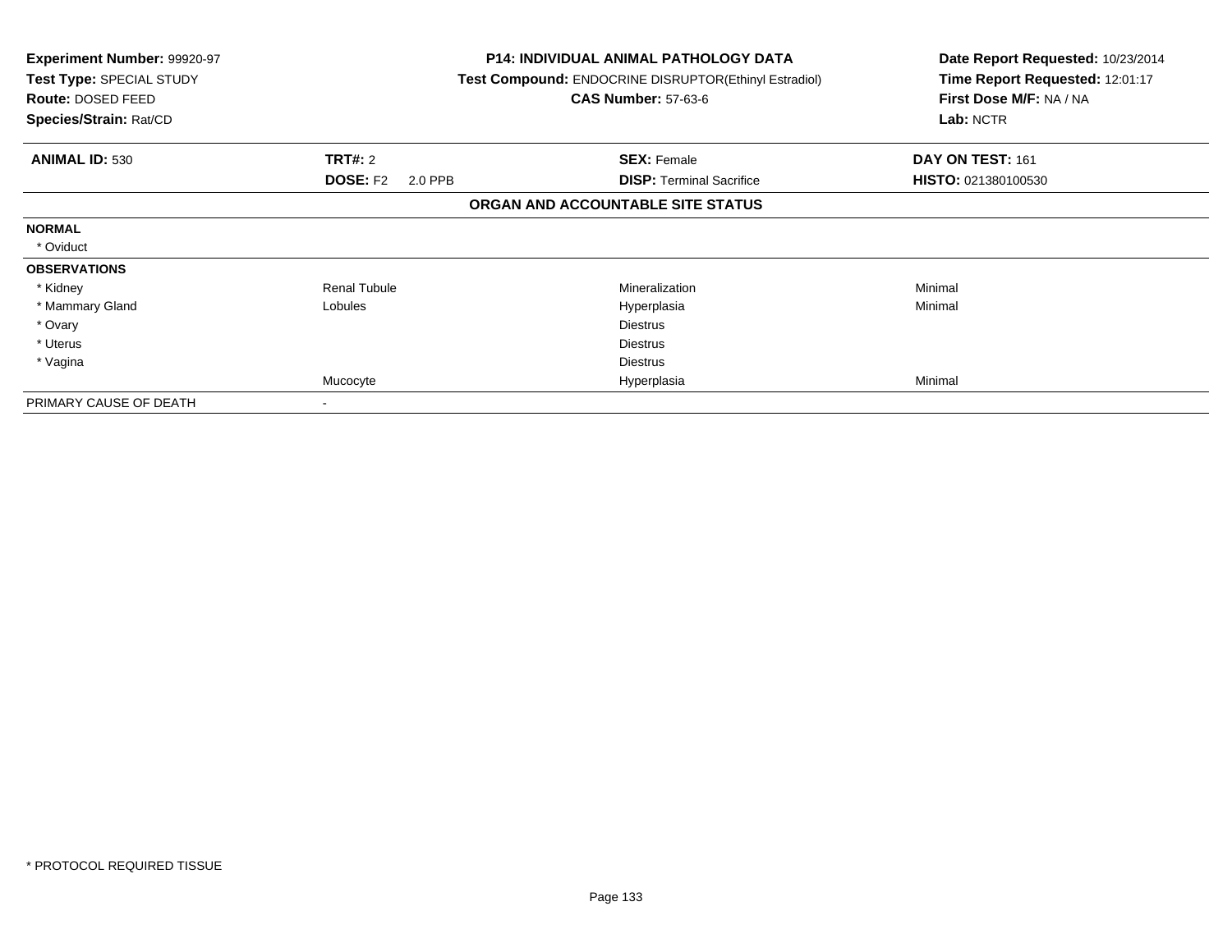**Experiment Number:** 99920-97
**Test Type:** SPECIAL STUDY
**Route:** DOSED FEED
**Species/Strain:** Rat/CD

**P14: INDIVIDUAL ANIMAL PATHOLOGY DATA**
**Test Compound:** ENDOCRINE DISRUPTOR(Ethinyl Estradiol)
**CAS Number:** 57-63-6

**Date Report Requested:** 10/23/2014
**Time Report Requested:** 12:01:17
**First Dose M/F:** NA / NA
**Lab:** NCTR

| **ANIMAL ID:** 530 | **TRT#:** 2 | **SEX:** Female | **DAY ON TEST:** 161 |
|---|---|---|---|
| | **DOSE:** F2 2.0 PPB | **DISP:** Terminal Sacrifice | **HISTO:** 021380100530 |

**ORGAN AND ACCOUNTABLE SITE STATUS**

| | | | |
|---|---|---|---|
| **NORMAL** | | | |
| * Oviduct | | | |
| **OBSERVATIONS** | | | |
| * Kidney | Renal Tubule | Mineralization | Minimal |
| * Mammary Gland | Lobules | Hyperplasia | Minimal |
| * Ovary | | Diestrus | |
| * Uterus | | Diestrus | |
| * Vagina | | Diestrus | |
| | Mucocyte | Hyperplasia | Minimal |
| PRIMARY CAUSE OF DEATH | - | | |

* PROTOCOL REQUIRED TISSUE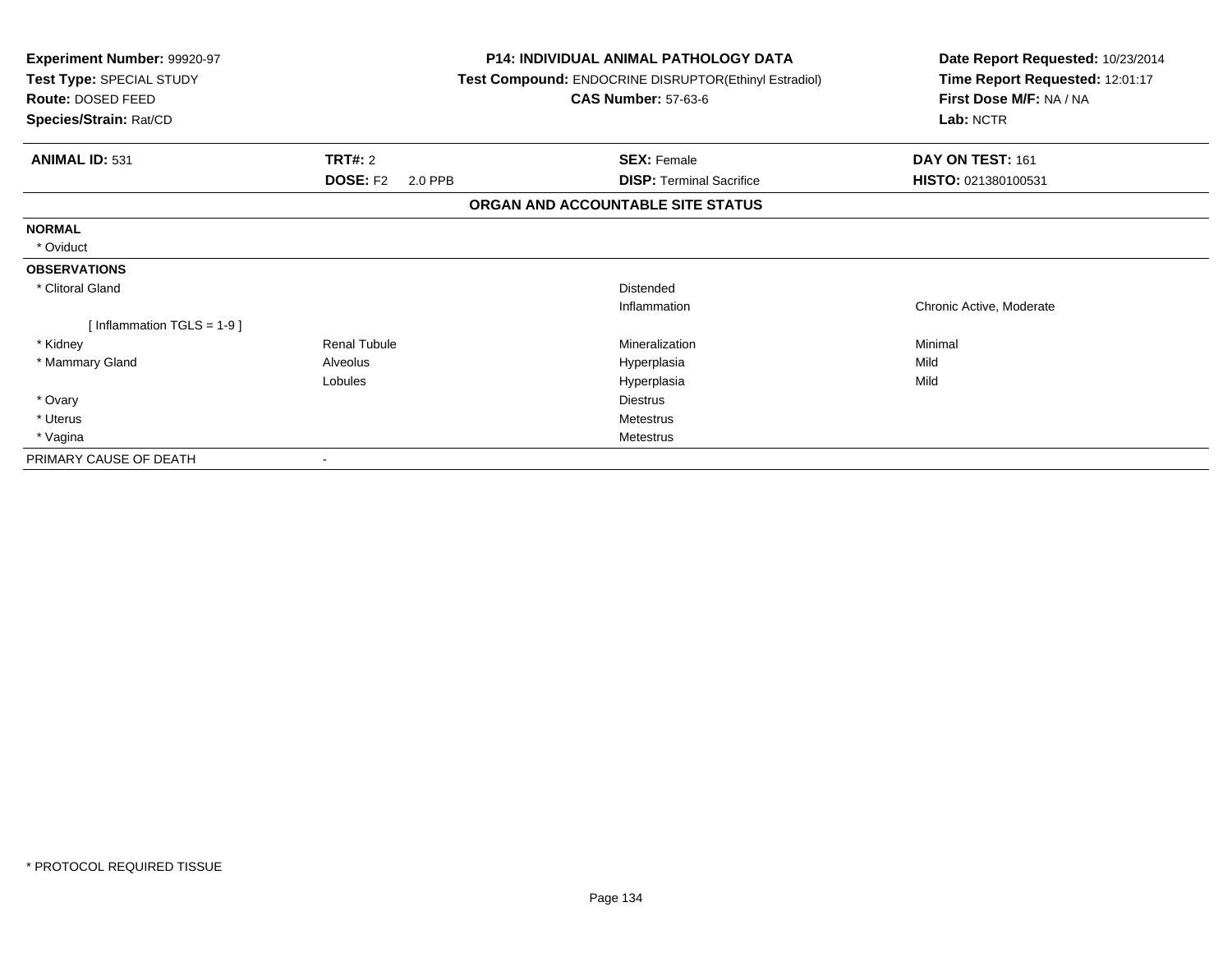**Experiment Number:** 99920-97
**Test Type:** SPECIAL STUDY
**Route:** DOSED FEED
**Species/Strain:** Rat/CD

**P14: INDIVIDUAL ANIMAL PATHOLOGY DATA**
**Test Compound:** ENDOCRINE DISRUPTOR(Ethinyl Estradiol)
**CAS Number:** 57-63-6

**Date Report Requested:** 10/23/2014
**Time Report Requested:** 12:01:17
**First Dose M/F:** NA / NA
**Lab:** NCTR

| **ANIMAL ID:** 531 | **TRT#:** 2 | **SEX:** Female | **DAY ON TEST:** 161 |
|---|---|---|---|
| | **DOSE:** F2 2.0 PPB | **DISP:** Terminal Sacrifice | **HISTO:** 021380100531 |

## ORGAN AND ACCOUNTABLE SITE STATUS

| | | | |
|---|---|---|---|
| **NORMAL** | | | |
| * Oviduct | | | |
| **OBSERVATIONS** | | | |
| * Clitoral Gland | | Distended | |
| | | Inflammation | Chronic Active, Moderate |
| [ Inflammation TGLS = 1-9 ] | | | |
| * Kidney | Renal Tubule | Mineralization | Minimal |
| * Mammary Gland | Alveolus | Hyperplasia | Mild |
| | Lobules | Hyperplasia | Mild |
| * Ovary | | Diestrus | |
| * Uterus | | Metestrus | |
| * Vagina | | Metestrus | |
| PRIMARY CAUSE OF DEATH | - | | |

* PROTOCOL REQUIRED TISSUE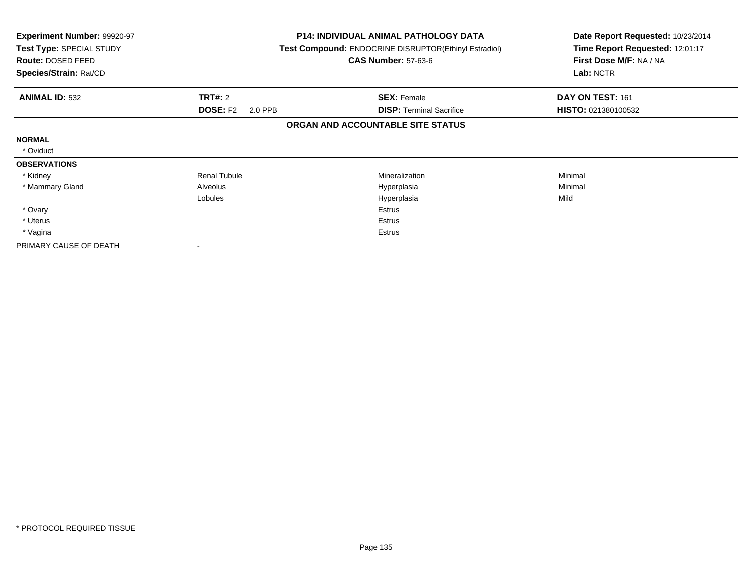**Experiment Number:** 99920-97
**Test Type:** SPECIAL STUDY
**Route:** DOSED FEED
**Species/Strain:** Rat/CD

**P14: INDIVIDUAL ANIMAL PATHOLOGY DATA**
**Test Compound:** ENDOCRINE DISRUPTOR(Ethinyl Estradiol)
**CAS Number:** 57-63-6

**Date Report Requested:** 10/23/2014
**Time Report Requested:** 12:01:17
**First Dose M/F:** NA / NA
**Lab:** NCTR

| **ANIMAL ID:** 532 | **TRT#:** 2 | **SEX:** Female | **DAY ON TEST:** 161 |
|---|---|---|---|
| | **DOSE:** F2 2.0 PPB | **DISP:** Terminal Sacrifice | **HISTO:** 021380100532 |

**ORGAN AND ACCOUNTABLE SITE STATUS**

| | | | |
|---|---|---|---|
| **NORMAL** | | | |
| * Oviduct | | | |
| **OBSERVATIONS** | | | |
| * Kidney | Renal Tubule | Mineralization | Minimal |
| * Mammary Gland | Alveolus | Hyperplasia | Minimal |
| | Lobules | Hyperplasia | Mild |
| * Ovary | | Estrus | |
| * Uterus | | Estrus | |
| * Vagina | | Estrus | |
| PRIMARY CAUSE OF DEATH | - | | |

* PROTOCOL REQUIRED TISSUE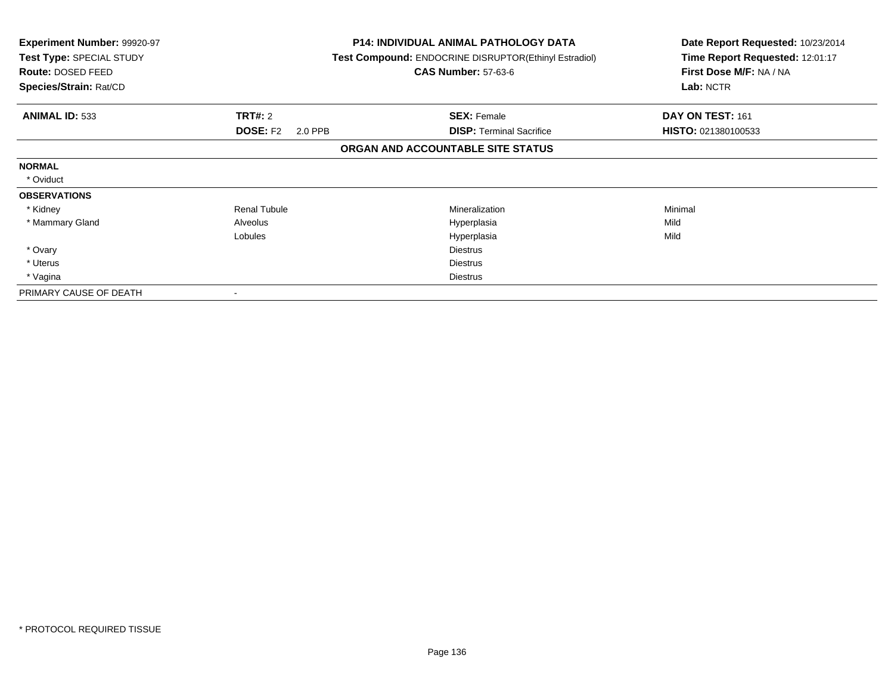**Experiment Number:** 99920-97
**Test Type:** SPECIAL STUDY
**Route:** DOSED FEED
**Species/Strain:** Rat/CD

**P14: INDIVIDUAL ANIMAL PATHOLOGY DATA**
**Test Compound:** ENDOCRINE DISRUPTOR(Ethinyl Estradiol)
**CAS Number:** 57-63-6

**Date Report Requested:** 10/23/2014
**Time Report Requested:** 12:01:17
**First Dose M/F:** NA / NA
**Lab:** NCTR

| **ANIMAL ID:** 533 | **TRT#:** 2 | **SEX:** Female | **DAY ON TEST:** 161 |
|---|---|---|---|
| | **DOSE:** F2 2.0 PPB | **DISP:** Terminal Sacrifice | **HISTO:** 021380100533 |

**ORGAN AND ACCOUNTABLE SITE STATUS**

| | | | |
|---|---|---|---|
| **NORMAL** | | | |
| * Oviduct | | | |
| **OBSERVATIONS** | | | |
| * Kidney | Renal Tubule | Mineralization | Minimal |
| * Mammary Gland | Alveolus | Hyperplasia | Mild |
| | Lobules | Hyperplasia | Mild |
| * Ovary | | Diestrus | |
| * Uterus | | Diestrus | |
| * Vagina | | Diestrus | |
| PRIMARY CAUSE OF DEATH | - | | |

* PROTOCOL REQUIRED TISSUE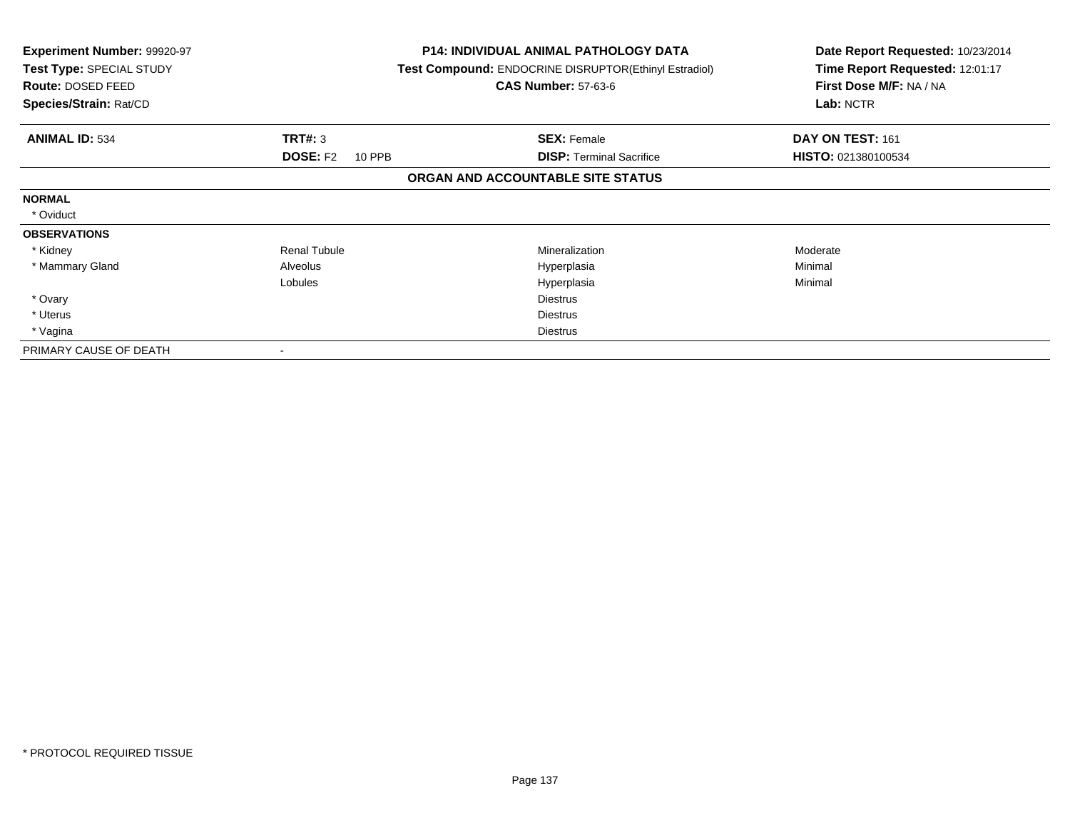**Experiment Number:** 99920-97
**Test Type:** SPECIAL STUDY
**Route:** DOSED FEED
**Species/Strain:** Rat/CD

**P14: INDIVIDUAL ANIMAL PATHOLOGY DATA**
**Test Compound:** ENDOCRINE DISRUPTOR(Ethinyl Estradiol)
**CAS Number:** 57-63-6

**Date Report Requested:** 10/23/2014
**Time Report Requested:** 12:01:17
**First Dose M/F:** NA / NA
**Lab:** NCTR

| **ANIMAL ID:** 534 | **TRT#:** 3 | **SEX:** Female | **DAY ON TEST:** 161 |
|---|---|---|---|
| | **DOSE:** F2 10 PPB | **DISP:** Terminal Sacrifice | **HISTO:** 021380100534 |

**ORGAN AND ACCOUNTABLE SITE STATUS**

| | | | |
|---|---|---|---|
| **NORMAL** | | | |
| * Oviduct | | | |
| **OBSERVATIONS** | | | |
| * Kidney | Renal Tubule | Mineralization | Moderate |
| * Mammary Gland | Alveolus | Hyperplasia | Minimal |
| | Lobules | Hyperplasia | Minimal |
| * Ovary | | Diestrus | |
| * Uterus | | Diestrus | |
| * Vagina | | Diestrus | |
| PRIMARY CAUSE OF DEATH | - | | |

* PROTOCOL REQUIRED TISSUE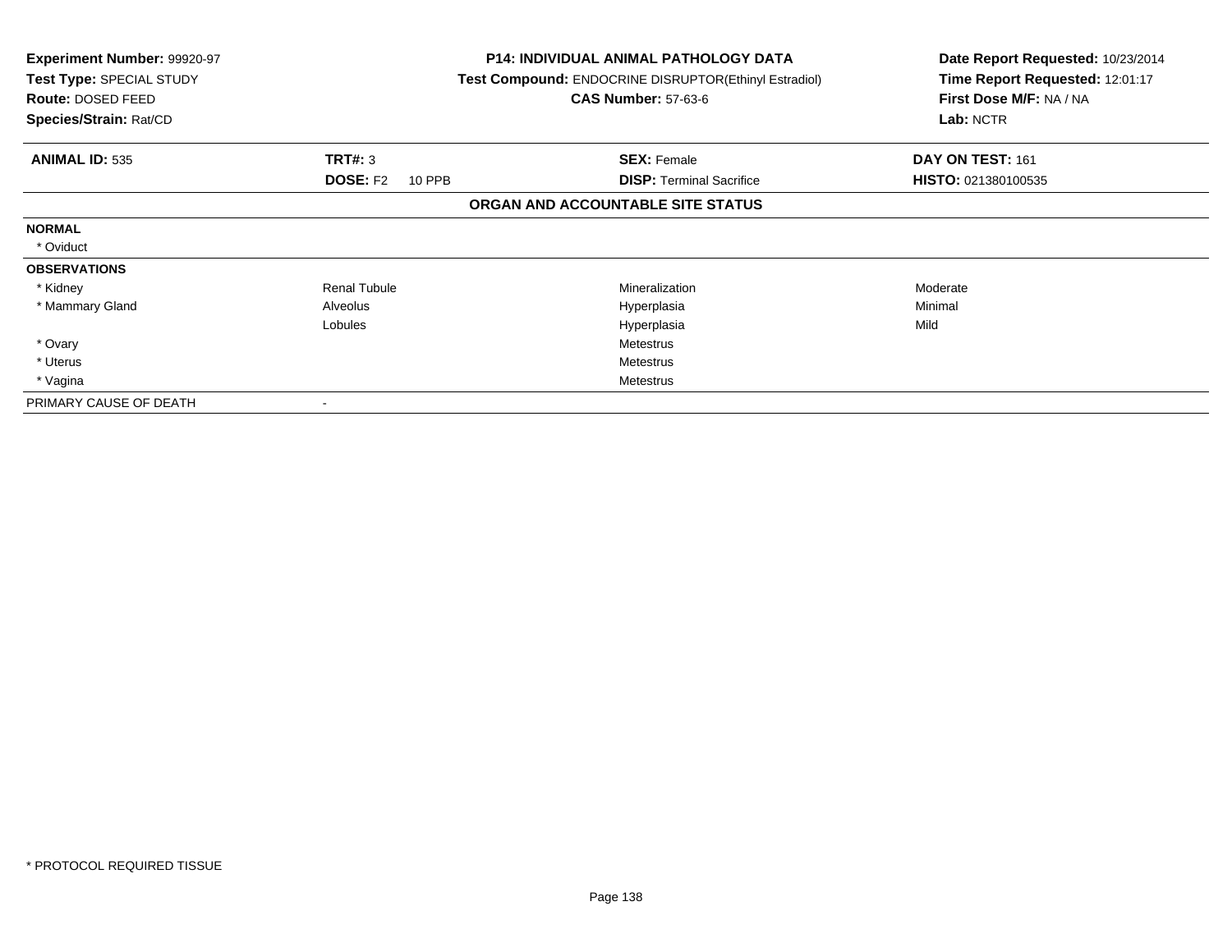**Experiment Number:** 99920-97
**Test Type:** SPECIAL STUDY
**Route:** DOSED FEED
**Species/Strain:** Rat/CD

**P14: INDIVIDUAL ANIMAL PATHOLOGY DATA**
**Test Compound:** ENDOCRINE DISRUPTOR(Ethinyl Estradiol)
**CAS Number:** 57-63-6

**Date Report Requested:** 10/23/2014
**Time Report Requested:** 12:01:17
**First Dose M/F:** NA / NA
**Lab:** NCTR

| **ANIMAL ID:** 535 | **TRT#:** 3 | **SEX:** Female | **DAY ON TEST:** 161 |
|---|---|---|---|
| | **DOSE:** F2 10 PPB | **DISP:** Terminal Sacrifice | **HISTO:** 021380100535 |

## ORGAN AND ACCOUNTABLE SITE STATUS

| | | | |
|---|---|---|---|
| **NORMAL** | | | |
| * Oviduct | | | |
| **OBSERVATIONS** | | | |
| * Kidney | Renal Tubule | Mineralization | Moderate |
| * Mammary Gland | Alveolus | Hyperplasia | Minimal |
| | Lobules | Hyperplasia | Mild |
| * Ovary | | Metestrus | |
| * Uterus | | Metestrus | |
| * Vagina | | Metestrus | |
| PRIMARY CAUSE OF DEATH | - | | |

* PROTOCOL REQUIRED TISSUE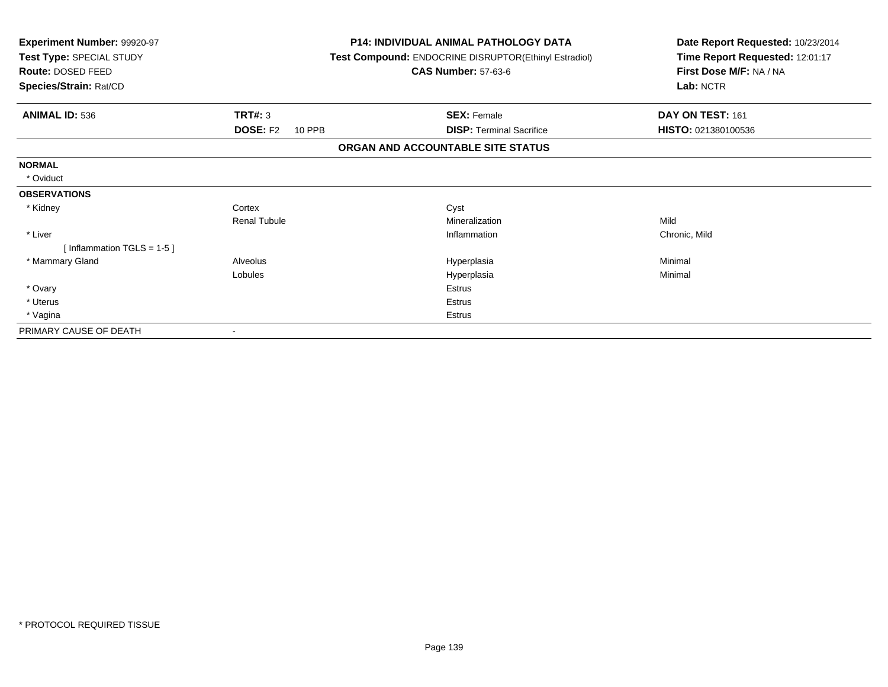**Experiment Number:** 99920-97
**Test Type:** SPECIAL STUDY
**Route:** DOSED FEED
**Species/Strain:** Rat/CD

**P14: INDIVIDUAL ANIMAL PATHOLOGY DATA**
**Test Compound:** ENDOCRINE DISRUPTOR(Ethinyl Estradiol)
**CAS Number:** 57-63-6

**Date Report Requested:** 10/23/2014
**Time Report Requested:** 12:01:17
**First Dose M/F:** NA / NA
**Lab:** NCTR

| **ANIMAL ID:** 536 | **TRT#:** 3 | **SEX:** Female | **DAY ON TEST:** 161 |
|---|---|---|---|
| | **DOSE:** F2 10 PPB | **DISP:** Terminal Sacrifice | **HISTO:** 021380100536 |

## ORGAN AND ACCOUNTABLE SITE STATUS

| | | | |
|---|---|---|---|
| **NORMAL** | | | |
| * Oviduct | | | |
| **OBSERVATIONS** | | | |
| * Kidney | Cortex | Cyst | |
| | Renal Tubule | Mineralization | Mild |
| * Liver | | Inflammation | Chronic, Mild |
| [ Inflammation TGLS = 1-5 ] | | | |
| * Mammary Gland | Alveolus | Hyperplasia | Minimal |
| | Lobules | Hyperplasia | Minimal |
| * Ovary | | Estrus | |
| * Uterus | | Estrus | |
| * Vagina | | Estrus | |
| PRIMARY CAUSE OF DEATH | - | | |

* PROTOCOL REQUIRED TISSUE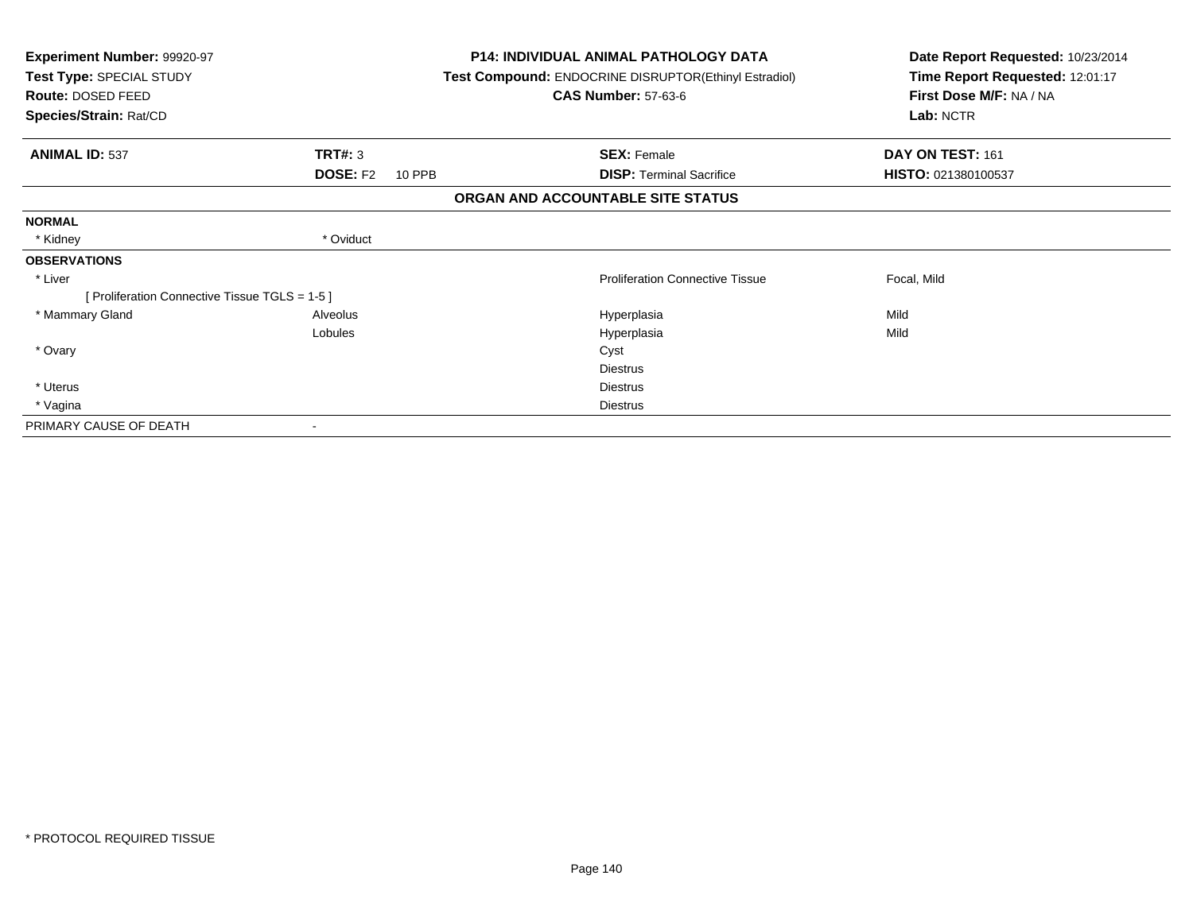**Experiment Number:** 99920-97
**Test Type:** SPECIAL STUDY
**Route:** DOSED FEED
**Species/Strain:** Rat/CD

**P14: INDIVIDUAL ANIMAL PATHOLOGY DATA**
**Test Compound:** ENDOCRINE DISRUPTOR(Ethinyl Estradiol)
**CAS Number:** 57-63-6

**Date Report Requested:** 10/23/2014
**Time Report Requested:** 12:01:17
**First Dose M/F:** NA / NA
**Lab:** NCTR

| **ANIMAL ID:** 537 | **TRT#:** 3 | **SEX:** Female | **DAY ON TEST:** 161 |
|---|---|---|---|
| | **DOSE:** F2 10 PPB | **DISP:** Terminal Sacrifice | **HISTO:** 021380100537 |

## ORGAN AND ACCOUNTABLE SITE STATUS

| | | | |
|---|---|---|---|
| **NORMAL** | | | |
| * Kidney | * Oviduct | | |
| **OBSERVATIONS** | | | |
| * Liver | | Proliferation Connective Tissue | Focal, Mild |
| [ Proliferation Connective Tissue TGLS = 1-5 ] | | | |
| * Mammary Gland | Alveolus | Hyperplasia | Mild |
| | Lobules | Hyperplasia | Mild |
| * Ovary | | Cyst | |
| | | Diestrus | |
| * Uterus | | Diestrus | |
| * Vagina | | Diestrus | |
| PRIMARY CAUSE OF DEATH | - | | |

* PROTOCOL REQUIRED TISSUE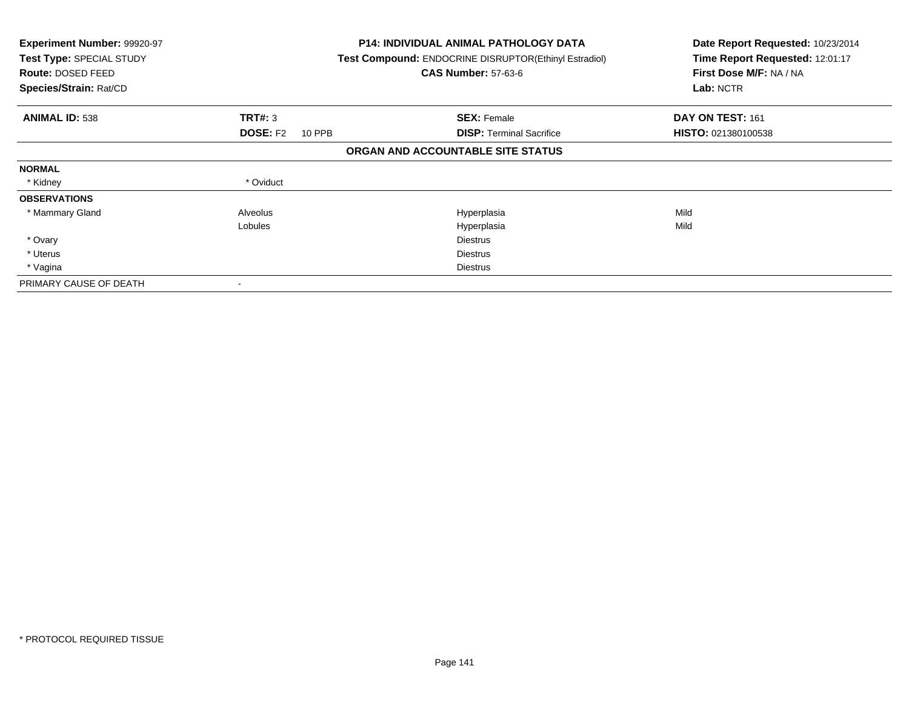| Experiment Number: 99920-97 | P14: INDIVIDUAL ANIMAL PATHOLOGY DATA | Date Report Requested: 10/23/2014 |
|---|---|---|
| Test Type: SPECIAL STUDY | Test Compound: ENDOCRINE DISRUPTOR(Ethinyl Estradiol) | Time Report Requested: 12:01:17 |
| Route: DOSED FEED | CAS Number: 57-63-6 | First Dose M/F: NA / NA |
| Species/Strain: Rat/CD | | Lab: NCTR |

| ANIMAL ID: 538 | TRT#: 3 | SEX: Female | DAY ON TEST: 161 |
|---|---|---|---|
| | DOSE: F2 10 PPB | DISP: Terminal Sacrifice | HISTO: 021380100538 |

**ORGAN AND ACCOUNTABLE SITE STATUS**

| | | | |
|---|---|---|---|
| **NORMAL** | | | |
| * Kidney | * Oviduct | | |
| **OBSERVATIONS** | | | |
| * Mammary Gland | Alveolus | Hyperplasia | Mild |
| | Lobules | Hyperplasia | Mild |
| * Ovary | | Diestrus | |
| * Uterus | | Diestrus | |
| * Vagina | | Diestrus | |
| PRIMARY CAUSE OF DEATH | - | | |

* PROTOCOL REQUIRED TISSUE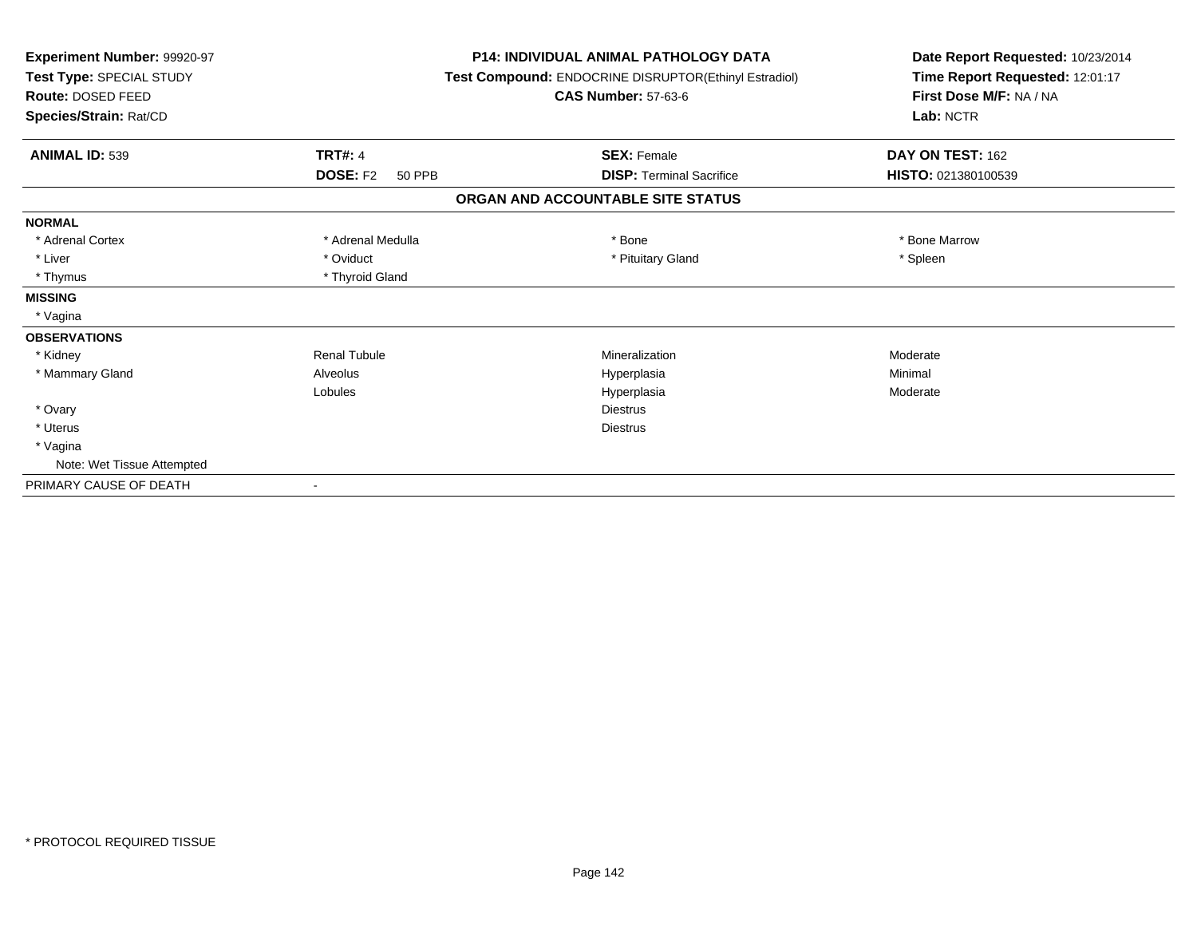**Experiment Number:** 99920-97
**Test Type:** SPECIAL STUDY
**Route:** DOSED FEED
**Species/Strain:** Rat/CD

**P14: INDIVIDUAL ANIMAL PATHOLOGY DATA**
**Test Compound:** ENDOCRINE DISRUPTOR(Ethinyl Estradiol)
**CAS Number:** 57-63-6

**Date Report Requested:** 10/23/2014
**Time Report Requested:** 12:01:17
**First Dose M/F:** NA / NA
**Lab:** NCTR

| **ANIMAL ID:** 539 | **TRT#:** 4 | **SEX:** Female | **DAY ON TEST:** 162 |
|---|---|---|---|
| | **DOSE:** F2 50 PPB | **DISP:** Terminal Sacrifice | **HISTO:** 021380100539 |

## ORGAN AND ACCOUNTABLE SITE STATUS

| | | | |
|---|---|---|---|
| **NORMAL** | | | |
| * Adrenal Cortex | * Adrenal Medulla | * Bone | * Bone Marrow |
| * Liver | * Oviduct | * Pituitary Gland | * Spleen |
| * Thymus | * Thyroid Gland | | |
| **MISSING** | | | |
| * Vagina | | | |
| **OBSERVATIONS** | | | |
| * Kidney | Renal Tubule | Mineralization | Moderate |
| * Mammary Gland | Alveolus | Hyperplasia | Minimal |
| | Lobules | Hyperplasia | Moderate |
| * Ovary | | Diestrus | |
| * Uterus | | Diestrus | |
| * Vagina | | | |
| Note: Wet Tissue Attempted | | | |
| PRIMARY CAUSE OF DEATH | - | | |

* PROTOCOL REQUIRED TISSUE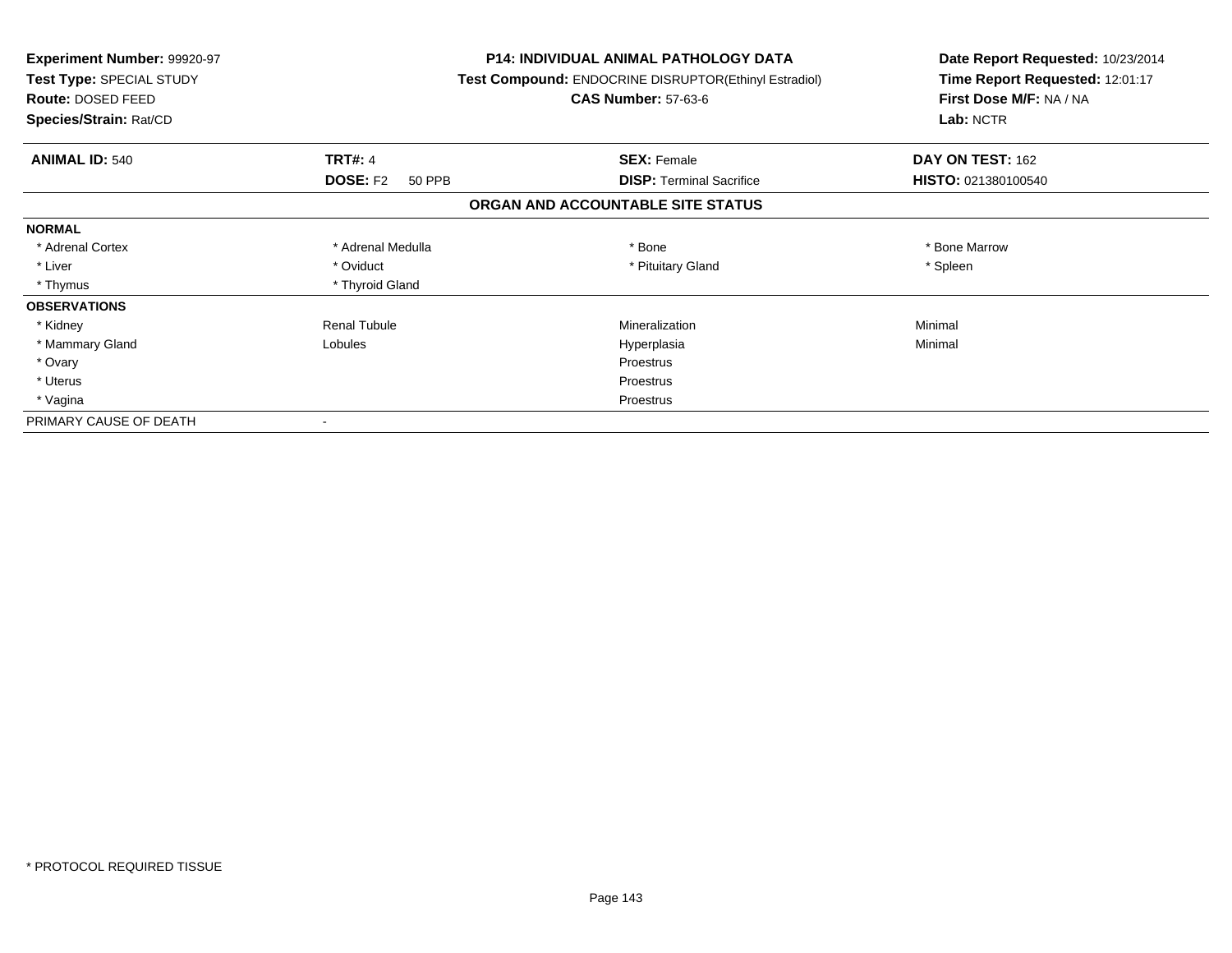**Experiment Number:** 99920-97
**Test Type:** SPECIAL STUDY
**Route:** DOSED FEED
**Species/Strain:** Rat/CD

**P14: INDIVIDUAL ANIMAL PATHOLOGY DATA**
**Test Compound:** ENDOCRINE DISRUPTOR(Ethinyl Estradiol)
**CAS Number:** 57-63-6

**Date Report Requested:** 10/23/2014
**Time Report Requested:** 12:01:17
**First Dose M/F:** NA / NA
**Lab:** NCTR

| **ANIMAL ID:** 540 | **TRT#:** 4 | **SEX:** Female | **DAY ON TEST:** 162 |
|---|---|---|---|
| | **DOSE:** F2 50 PPB | **DISP:** Terminal Sacrifice | **HISTO:** 021380100540 |

## ORGAN AND ACCOUNTABLE SITE STATUS

| | | | |
|---|---|---|---|
| **NORMAL** | | | |
| * Adrenal Cortex | * Adrenal Medulla | * Bone | * Bone Marrow |
| * Liver | * Oviduct | * Pituitary Gland | * Spleen |
| * Thymus | * Thyroid Gland | | |
| **OBSERVATIONS** | | | |
| * Kidney | Renal Tubule | Mineralization | Minimal |
| * Mammary Gland | Lobules | Hyperplasia | Minimal |
| * Ovary | | Proestrus | |
| * Uterus | | Proestrus | |
| * Vagina | | Proestrus | |
| PRIMARY CAUSE OF DEATH | - | | |

* PROTOCOL REQUIRED TISSUE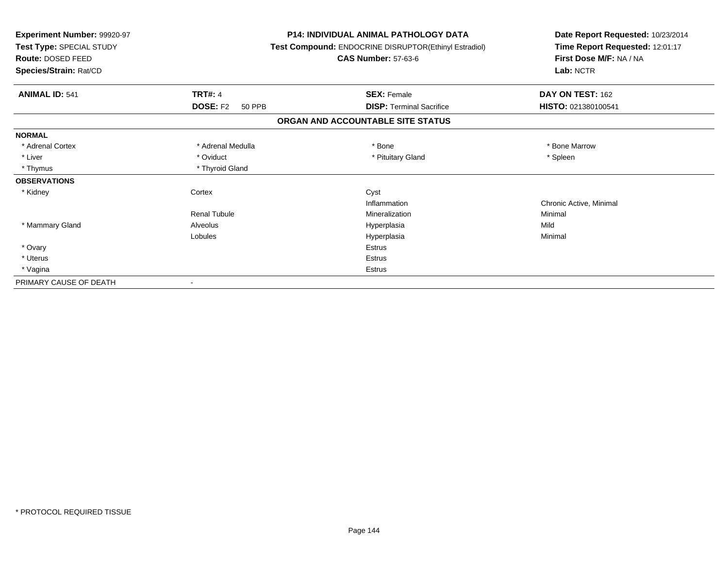**Experiment Number:** 99920-97
**Test Type:** SPECIAL STUDY
**Route:** DOSED FEED
**Species/Strain:** Rat/CD

**P14: INDIVIDUAL ANIMAL PATHOLOGY DATA**
**Test Compound:** ENDOCRINE DISRUPTOR(Ethinyl Estradiol)
**CAS Number:** 57-63-6

**Date Report Requested:** 10/23/2014
**Time Report Requested:** 12:01:17
**First Dose M/F:** NA / NA
**Lab:** NCTR

| **ANIMAL ID:** 541 | **TRT#:** 4 | **SEX:** Female | **DAY ON TEST:** 162 |
|---|---|---|---|
| | **DOSE:** F2 50 PPB | **DISP:** Terminal Sacrifice | **HISTO:** 021380100541 |

## ORGAN AND ACCOUNTABLE SITE STATUS

| | | | |
|---|---|---|---|
| **NORMAL** | | | |
| * Adrenal Cortex | * Adrenal Medulla | * Bone | * Bone Marrow |
| * Liver | * Oviduct | * Pituitary Gland | * Spleen |
| * Thymus | * Thyroid Gland | | |
| **OBSERVATIONS** | | | |
| * Kidney | Cortex | Cyst | |
| | | Inflammation | Chronic Active, Minimal |
| | Renal Tubule | Mineralization | Minimal |
| * Mammary Gland | Alveolus | Hyperplasia | Mild |
| | Lobules | Hyperplasia | Minimal |
| * Ovary | | Estrus | |
| * Uterus | | Estrus | |
| * Vagina | | Estrus | |
| PRIMARY CAUSE OF DEATH | - | | |

* PROTOCOL REQUIRED TISSUE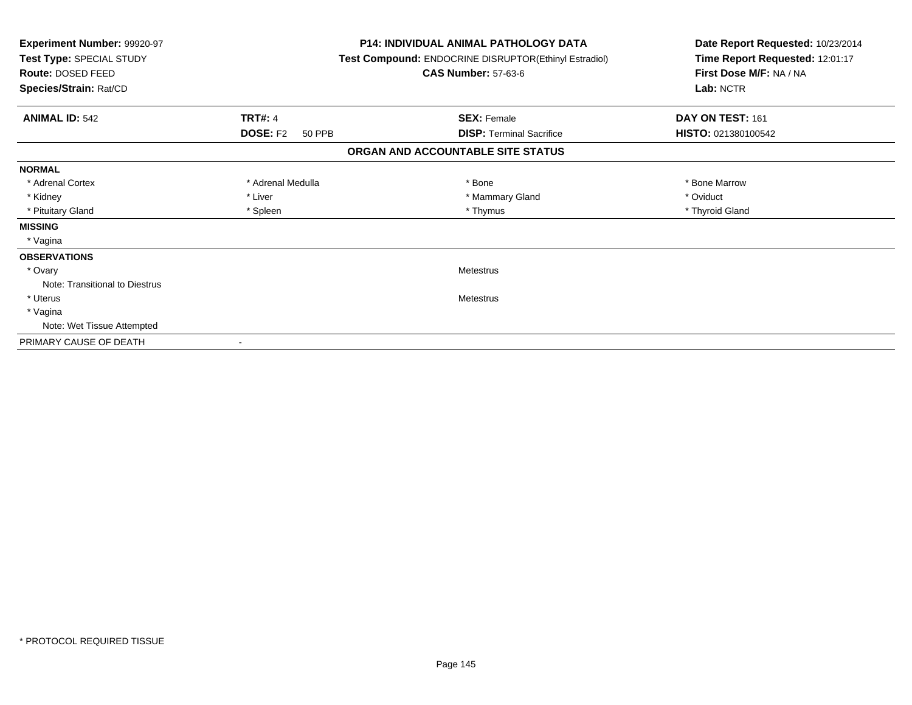**Experiment Number:** 99920-97
**Test Type:** SPECIAL STUDY
**Route:** DOSED FEED
**Species/Strain:** Rat/CD

**P14: INDIVIDUAL ANIMAL PATHOLOGY DATA**
**Test Compound:** ENDOCRINE DISRUPTOR(Ethinyl Estradiol)
**CAS Number:** 57-63-6

**Date Report Requested:** 10/23/2014
**Time Report Requested:** 12:01:17
**First Dose M/F:** NA / NA
**Lab:** NCTR

| **ANIMAL ID:** 542 | **TRT#:** 4 | **SEX:** Female | **DAY ON TEST:** 161 |
|---|---|---|---|
| | **DOSE:** F2 50 PPB | **DISP:** Terminal Sacrifice | **HISTO:** 021380100542 |

## ORGAN AND ACCOUNTABLE SITE STATUS

| | | | |
|---|---|---|---|
| **NORMAL** | | | |
| * Adrenal Cortex | * Adrenal Medulla | * Bone | * Bone Marrow |
| * Kidney | * Liver | * Mammary Gland | * Oviduct |
| * Pituitary Gland | * Spleen | * Thymus | * Thyroid Gland |
| **MISSING** | | | |
| * Vagina | | | |
| **OBSERVATIONS** | | | |
| * Ovary | | Metestrus | |
| Note: Transitional to Diestrus | | | |
| * Uterus | | Metestrus | |
| * Vagina | | | |
| Note: Wet Tissue Attempted | | | |
| PRIMARY CAUSE OF DEATH | - | | |

* PROTOCOL REQUIRED TISSUE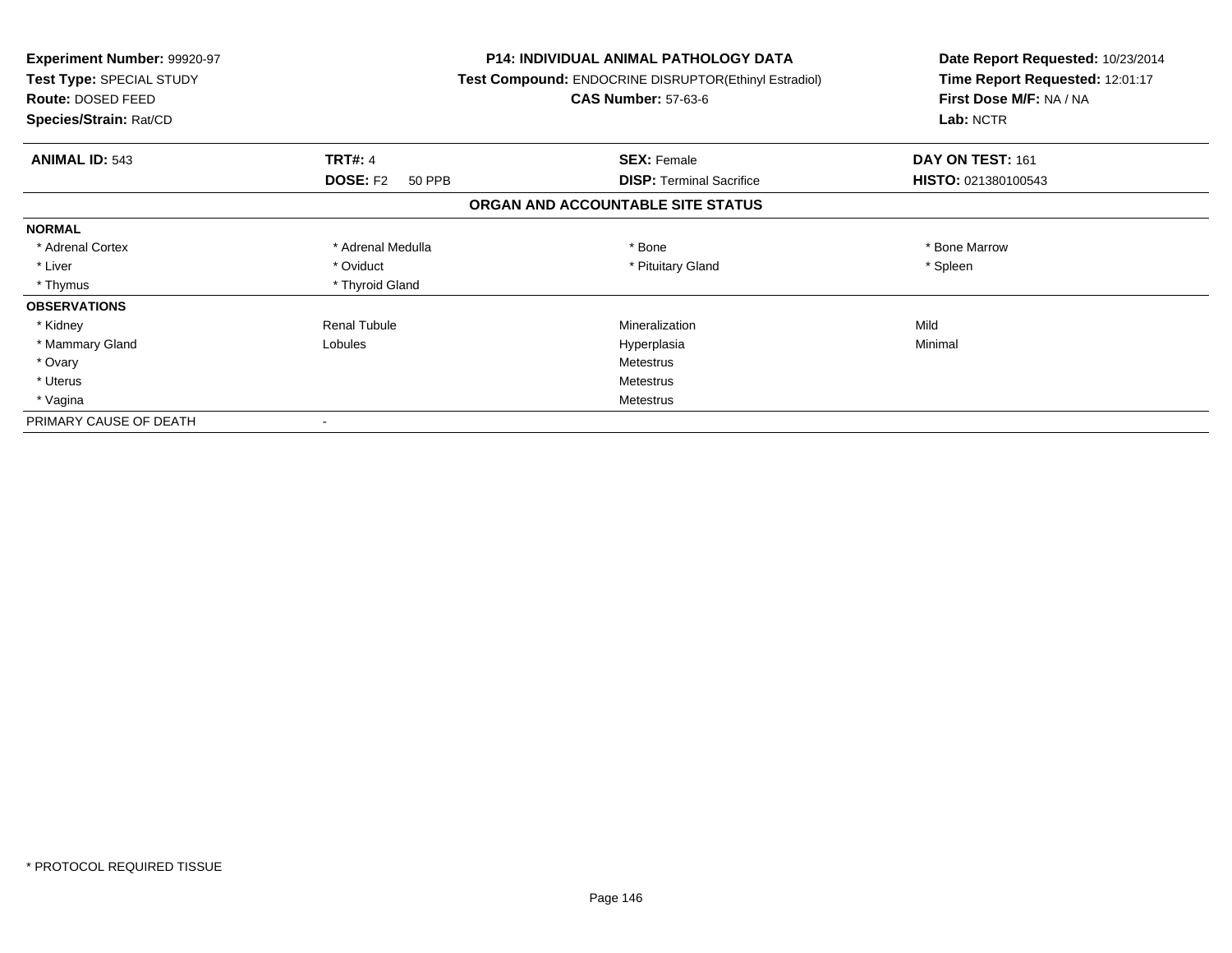**Experiment Number:** 99920-97
**Test Type:** SPECIAL STUDY
**Route:** DOSED FEED
**Species/Strain:** Rat/CD

**P14: INDIVIDUAL ANIMAL PATHOLOGY DATA**
**Test Compound:** ENDOCRINE DISRUPTOR(Ethinyl Estradiol)
**CAS Number:** 57-63-6

**Date Report Requested:** 10/23/2014
**Time Report Requested:** 12:01:17
**First Dose M/F:** NA / NA
**Lab:** NCTR

| **ANIMAL ID:** 543 | **TRT#:** 4 | **SEX:** Female | **DAY ON TEST:** 161 |
|---|---|---|---|
| | **DOSE:** F2 50 PPB | **DISP:** Terminal Sacrifice | **HISTO:** 021380100543 |

## ORGAN AND ACCOUNTABLE SITE STATUS

| | | | |
|---|---|---|---|
| **NORMAL** | | | |
| * Adrenal Cortex | * Adrenal Medulla | * Bone | * Bone Marrow |
| * Liver | * Oviduct | * Pituitary Gland | * Spleen |
| * Thymus | * Thyroid Gland | | |
| **OBSERVATIONS** | | | |
| * Kidney | Renal Tubule | Mineralization | Mild |
| * Mammary Gland | Lobules | Hyperplasia | Minimal |
| * Ovary | | Metestrus | |
| * Uterus | | Metestrus | |
| * Vagina | | Metestrus | |
| PRIMARY CAUSE OF DEATH | - | | |

* PROTOCOL REQUIRED TISSUE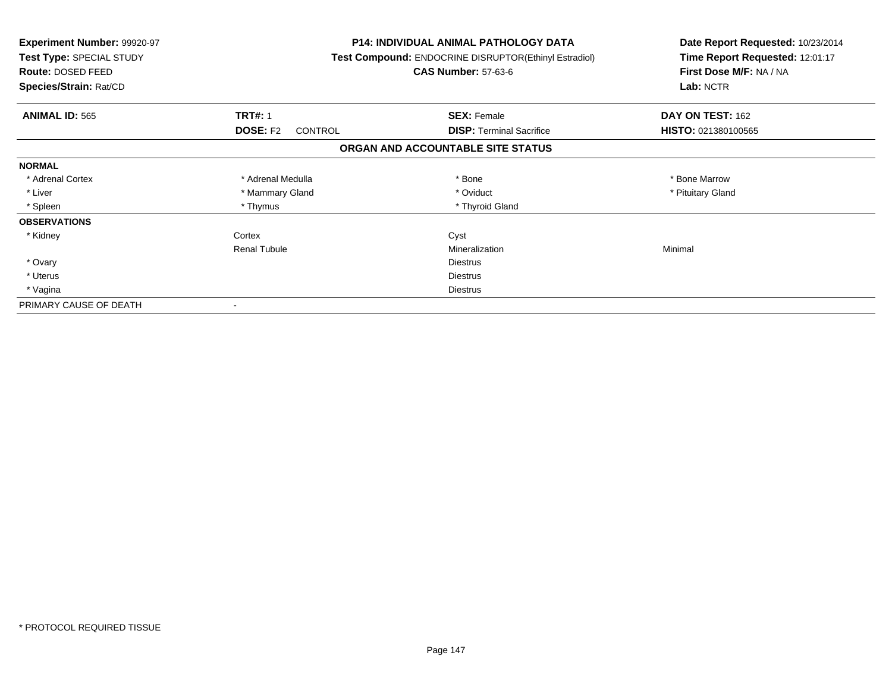**Experiment Number:** 99920-97
**Test Type:** SPECIAL STUDY
**Route:** DOSED FEED
**Species/Strain:** Rat/CD

**P14: INDIVIDUAL ANIMAL PATHOLOGY DATA**
**Test Compound:** ENDOCRINE DISRUPTOR(Ethinyl Estradiol)
**CAS Number:** 57-63-6

**Date Report Requested:** 10/23/2014
**Time Report Requested:** 12:01:17
**First Dose M/F:** NA / NA
**Lab:** NCTR

| **ANIMAL ID:** 565 | **TRT#:** 1 | **SEX:** Female | **DAY ON TEST:** 162 |
|---|---|---|---|
| | **DOSE:** F2 CONTROL | **DISP:** Terminal Sacrifice | **HISTO:** 021380100565 |

## ORGAN AND ACCOUNTABLE SITE STATUS

| | | | |
|---|---|---|---|
| **NORMAL** | | | |
| * Adrenal Cortex | * Adrenal Medulla | * Bone | * Bone Marrow |
| * Liver | * Mammary Gland | * Oviduct | * Pituitary Gland |
| * Spleen | * Thymus | * Thyroid Gland | |
| **OBSERVATIONS** | | | |
| * Kidney | Cortex | Cyst | |
| | Renal Tubule | Mineralization | Minimal |
| * Ovary | | Diestrus | |
| * Uterus | | Diestrus | |
| * Vagina | | Diestrus | |
| PRIMARY CAUSE OF DEATH | - | | |

* PROTOCOL REQUIRED TISSUE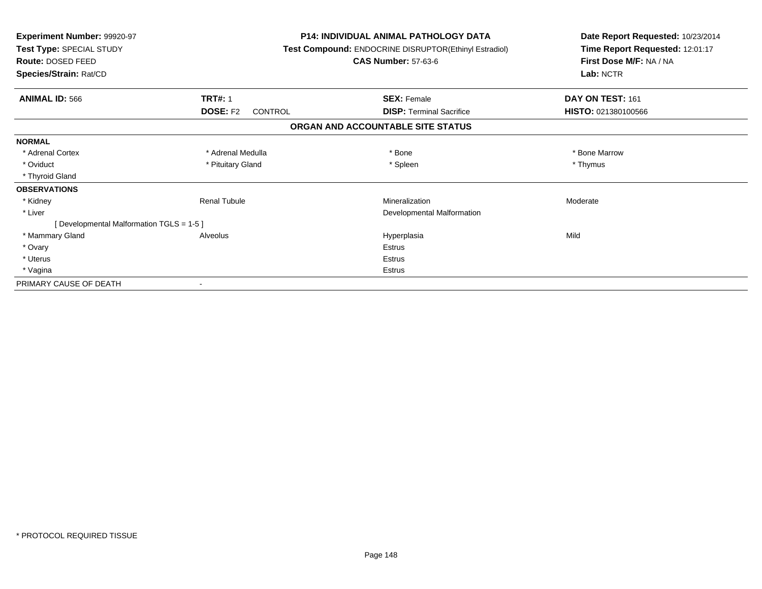**Experiment Number:** 99920-97
**Test Type:** SPECIAL STUDY
**Route:** DOSED FEED
**Species/Strain:** Rat/CD

**P14: INDIVIDUAL ANIMAL PATHOLOGY DATA**
**Test Compound:** ENDOCRINE DISRUPTOR(Ethinyl Estradiol)
**CAS Number:** 57-63-6

**Date Report Requested:** 10/23/2014
**Time Report Requested:** 12:01:17
**First Dose M/F:** NA / NA
**Lab:** NCTR

| **ANIMAL ID:** 566 | **TRT#:** 1 | **SEX:** Female | **DAY ON TEST:** 161 |
|---|---|---|---|
| | **DOSE:** F2 CONTROL | **DISP:** Terminal Sacrifice | **HISTO:** 021380100566 |

## ORGAN AND ACCOUNTABLE SITE STATUS

| | | | |
|---|---|---|---|
| **NORMAL** | | | |
| * Adrenal Cortex | * Adrenal Medulla | * Bone | * Bone Marrow |
| * Oviduct | * Pituitary Gland | * Spleen | * Thymus |
| * Thyroid Gland | | | |
| **OBSERVATIONS** | | | |
| * Kidney | Renal Tubule | Mineralization | Moderate |
| * Liver | | Developmental Malformation | |
| [ Developmental Malformation TGLS = 1-5 ] | | | |
| * Mammary Gland | Alveolus | Hyperplasia | Mild |
| * Ovary | | Estrus | |
| * Uterus | | Estrus | |
| * Vagina | | Estrus | |
| PRIMARY CAUSE OF DEATH | - | | |

* PROTOCOL REQUIRED TISSUE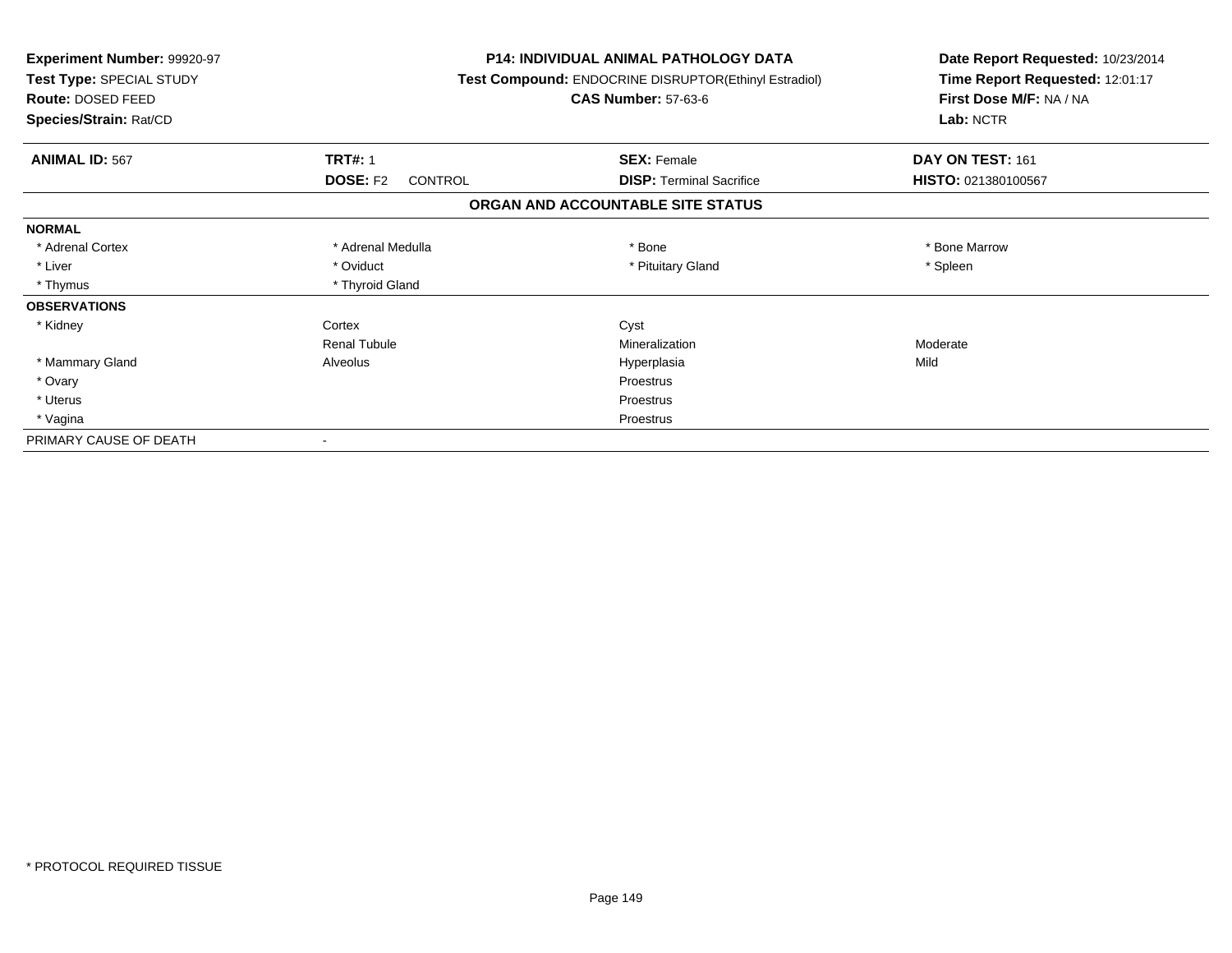**Experiment Number:** 99920-97
**Test Type:** SPECIAL STUDY
**Route:** DOSED FEED
**Species/Strain:** Rat/CD

**P14: INDIVIDUAL ANIMAL PATHOLOGY DATA**
**Test Compound:** ENDOCRINE DISRUPTOR(Ethinyl Estradiol)
**CAS Number:** 57-63-6

**Date Report Requested:** 10/23/2014
**Time Report Requested:** 12:01:17
**First Dose M/F:** NA / NA
**Lab:** NCTR

| **ANIMAL ID:** 567 | **TRT#:** 1 | **SEX:** Female | **DAY ON TEST:** 161 |
|---|---|---|---|
| | **DOSE:** F2 CONTROL | **DISP:** Terminal Sacrifice | **HISTO:** 021380100567 |

## ORGAN AND ACCOUNTABLE SITE STATUS

| | | | |
|---|---|---|---|
| **NORMAL** | | | |
| * Adrenal Cortex | * Adrenal Medulla | * Bone | * Bone Marrow |
| * Liver | * Oviduct | * Pituitary Gland | * Spleen |
| * Thymus | * Thyroid Gland | | |
| **OBSERVATIONS** | | | |
| * Kidney | Cortex | Cyst | |
| | Renal Tubule | Mineralization | Moderate |
| * Mammary Gland | Alveolus | Hyperplasia | Mild |
| * Ovary | | Proestrus | |
| * Uterus | | Proestrus | |
| * Vagina | | Proestrus | |
| PRIMARY CAUSE OF DEATH | - | | |

* PROTOCOL REQUIRED TISSUE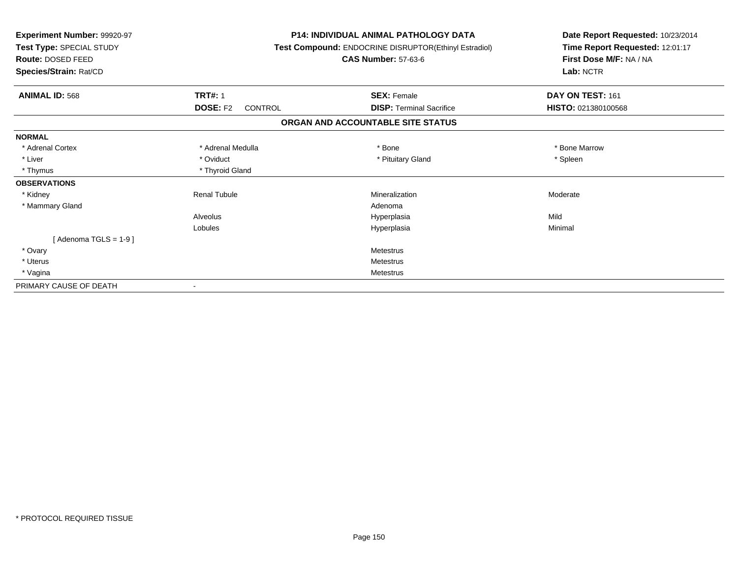**Experiment Number:** 99920-97
**Test Type:** SPECIAL STUDY
**Route:** DOSED FEED
**Species/Strain:** Rat/CD

**P14: INDIVIDUAL ANIMAL PATHOLOGY DATA**
**Test Compound:** ENDOCRINE DISRUPTOR(Ethinyl Estradiol)
**CAS Number:** 57-63-6

**Date Report Requested:** 10/23/2014
**Time Report Requested:** 12:01:17
**First Dose M/F:** NA / NA
**Lab:** NCTR

| **ANIMAL ID:** 568 | **TRT#:** 1 | **SEX:** Female | **DAY ON TEST:** 161 |
|---|---|---|---|
| | **DOSE:** F2 CONTROL | **DISP:** Terminal Sacrifice | **HISTO:** 021380100568 |

**ORGAN AND ACCOUNTABLE SITE STATUS**

| | | | |
|---|---|---|---|
| **NORMAL** | | | |
| * Adrenal Cortex | * Adrenal Medulla | * Bone | * Bone Marrow |
| * Liver | * Oviduct | * Pituitary Gland | * Spleen |
| * Thymus | * Thyroid Gland | | |
| **OBSERVATIONS** | | | |
| * Kidney | Renal Tubule | Mineralization | Moderate |
| * Mammary Gland | | Adenoma | |
| | Alveolus | Hyperplasia | Mild |
| | Lobules | Hyperplasia | Minimal |
| [ Adenoma TGLS = 1-9 ] | | | |
| * Ovary | | Metestrus | |
| * Uterus | | Metestrus | |
| * Vagina | | Metestrus | |
| PRIMARY CAUSE OF DEATH | - | | |

* PROTOCOL REQUIRED TISSUE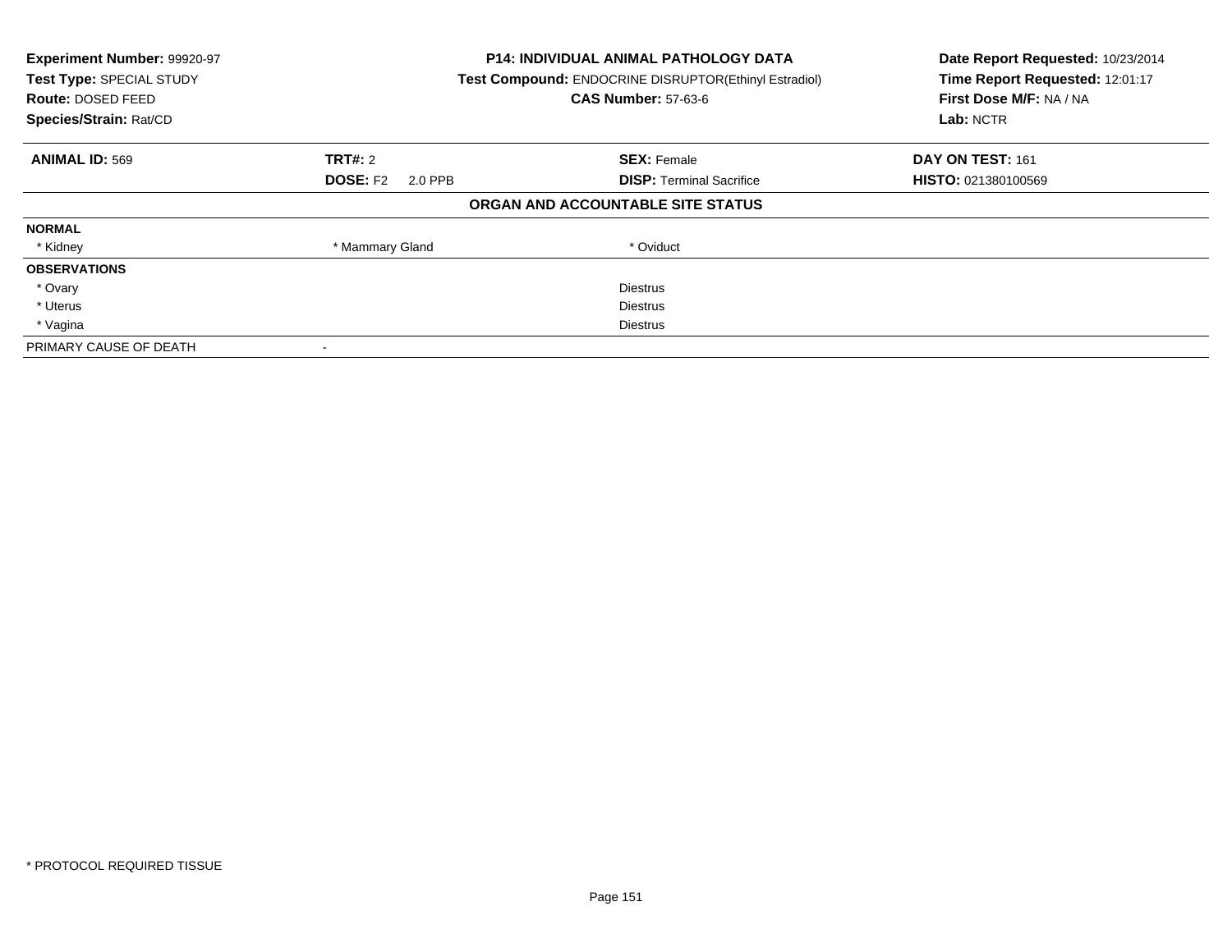**Experiment Number:** 99920-97
**Test Type:** SPECIAL STUDY
**Route:** DOSED FEED
**Species/Strain:** Rat/CD

**P14: INDIVIDUAL ANIMAL PATHOLOGY DATA**
**Test Compound:** ENDOCRINE DISRUPTOR(Ethinyl Estradiol)
**CAS Number:** 57-63-6

**Date Report Requested:** 10/23/2014
**Time Report Requested:** 12:01:17
**First Dose M/F:** NA / NA
**Lab:** NCTR

| **ANIMAL ID:** 569 | **TRT#:** 2 | **SEX:** Female | **DAY ON TEST:** 161 |
|---|---|---|---|
| | **DOSE:** F2 2.0 PPB | **DISP:** Terminal Sacrifice | **HISTO:** 021380100569 |

**ORGAN AND ACCOUNTABLE SITE STATUS**

| | | | |
|---|---|---|---|
| **NORMAL** | | | |
| * Kidney | * Mammary Gland | * Oviduct | |
| **OBSERVATIONS** | | | |
| * Ovary | | Diestrus | |
| * Uterus | | Diestrus | |
| * Vagina | | Diestrus | |
| PRIMARY CAUSE OF DEATH | - | | |

* PROTOCOL REQUIRED TISSUE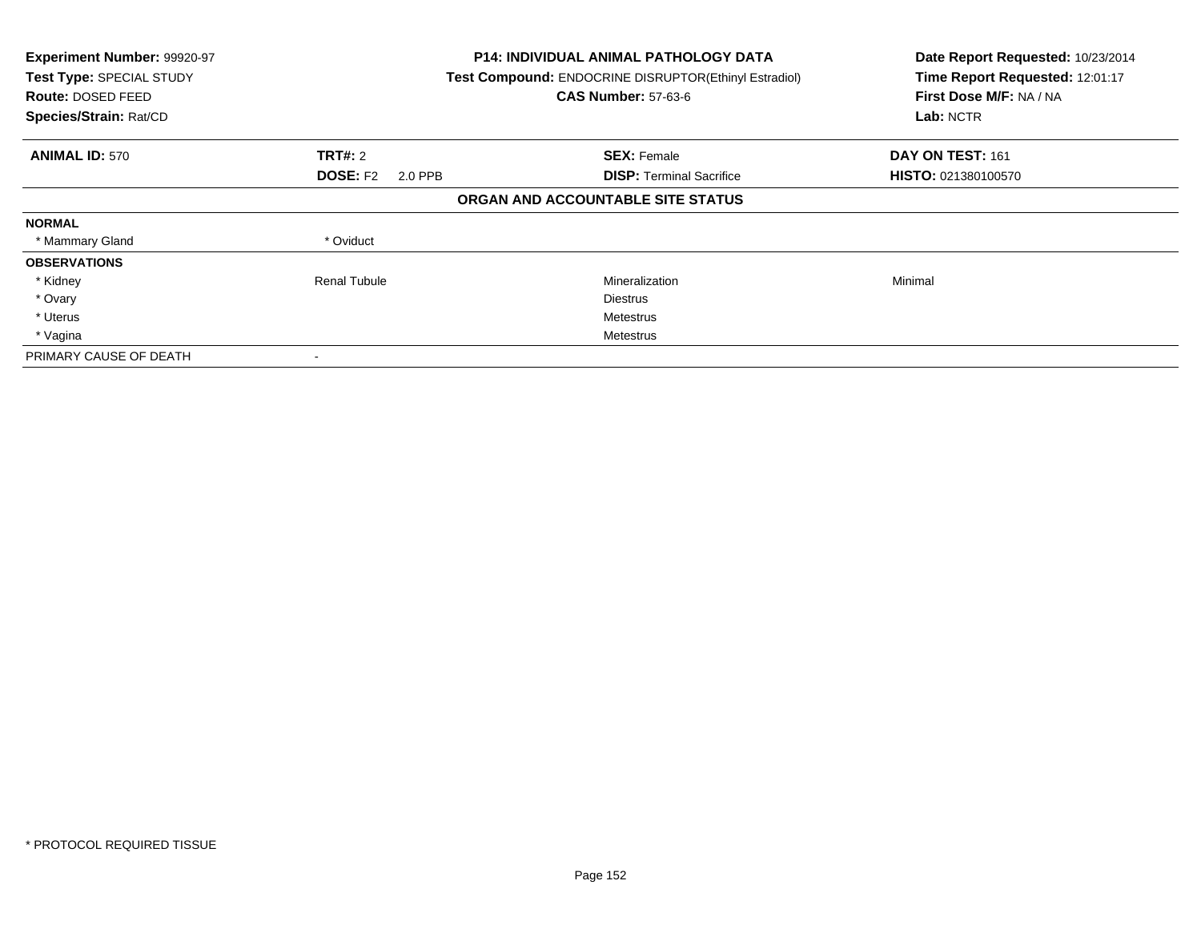**Experiment Number:** 99920-97
**Test Type:** SPECIAL STUDY
**Route:** DOSED FEED
**Species/Strain:** Rat/CD

**P14: INDIVIDUAL ANIMAL PATHOLOGY DATA**
**Test Compound:** ENDOCRINE DISRUPTOR(Ethinyl Estradiol)
**CAS Number:** 57-63-6

**Date Report Requested:** 10/23/2014
**Time Report Requested:** 12:01:17
**First Dose M/F:** NA / NA
**Lab:** NCTR

| **ANIMAL ID:** 570 | **TRT#:** 2 | **SEX:** Female | **DAY ON TEST:** 161 |
|---|---|---|---|
| | **DOSE:** F2 2.0 PPB | **DISP:** Terminal Sacrifice | **HISTO:** 021380100570 |

**ORGAN AND ACCOUNTABLE SITE STATUS**

| | | | |
|---|---|---|---|
| **NORMAL** | | | |
| * Mammary Gland | * Oviduct | | |
| **OBSERVATIONS** | | | |
| * Kidney | Renal Tubule | Mineralization | Minimal |
| * Ovary | | Diestrus | |
| * Uterus | | Metestrus | |
| * Vagina | | Metestrus | |
| PRIMARY CAUSE OF DEATH | - | | |

\* PROTOCOL REQUIRED TISSUE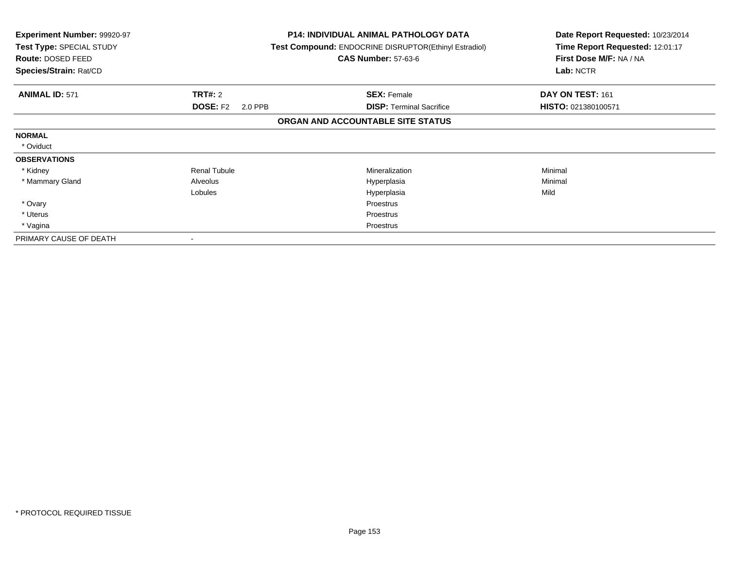**Experiment Number:** 99920-97
**Test Type:** SPECIAL STUDY
**Route:** DOSED FEED
**Species/Strain:** Rat/CD

**P14: INDIVIDUAL ANIMAL PATHOLOGY DATA**
**Test Compound:** ENDOCRINE DISRUPTOR(Ethinyl Estradiol)
**CAS Number:** 57-63-6

**Date Report Requested:** 10/23/2014
**Time Report Requested:** 12:01:17
**First Dose M/F:** NA / NA
**Lab:** NCTR

| **ANIMAL ID:** 571 | **TRT#:** 2 | **SEX:** Female | **DAY ON TEST:** 161 |
|---|---|---|---|
| | **DOSE:** F2 2.0 PPB | **DISP:** Terminal Sacrifice | **HISTO:** 021380100571 |

## ORGAN AND ACCOUNTABLE SITE STATUS

| | | | |
|---|---|---|---|
| **NORMAL** | | | |
| * Oviduct | | | |
| **OBSERVATIONS** | | | |
| * Kidney | Renal Tubule | Mineralization | Minimal |
| * Mammary Gland | Alveolus | Hyperplasia | Minimal |
| | Lobules | Hyperplasia | Mild |
| * Ovary | | Proestrus | |
| * Uterus | | Proestrus | |
| * Vagina | | Proestrus | |
| PRIMARY CAUSE OF DEATH | - | | |

* PROTOCOL REQUIRED TISSUE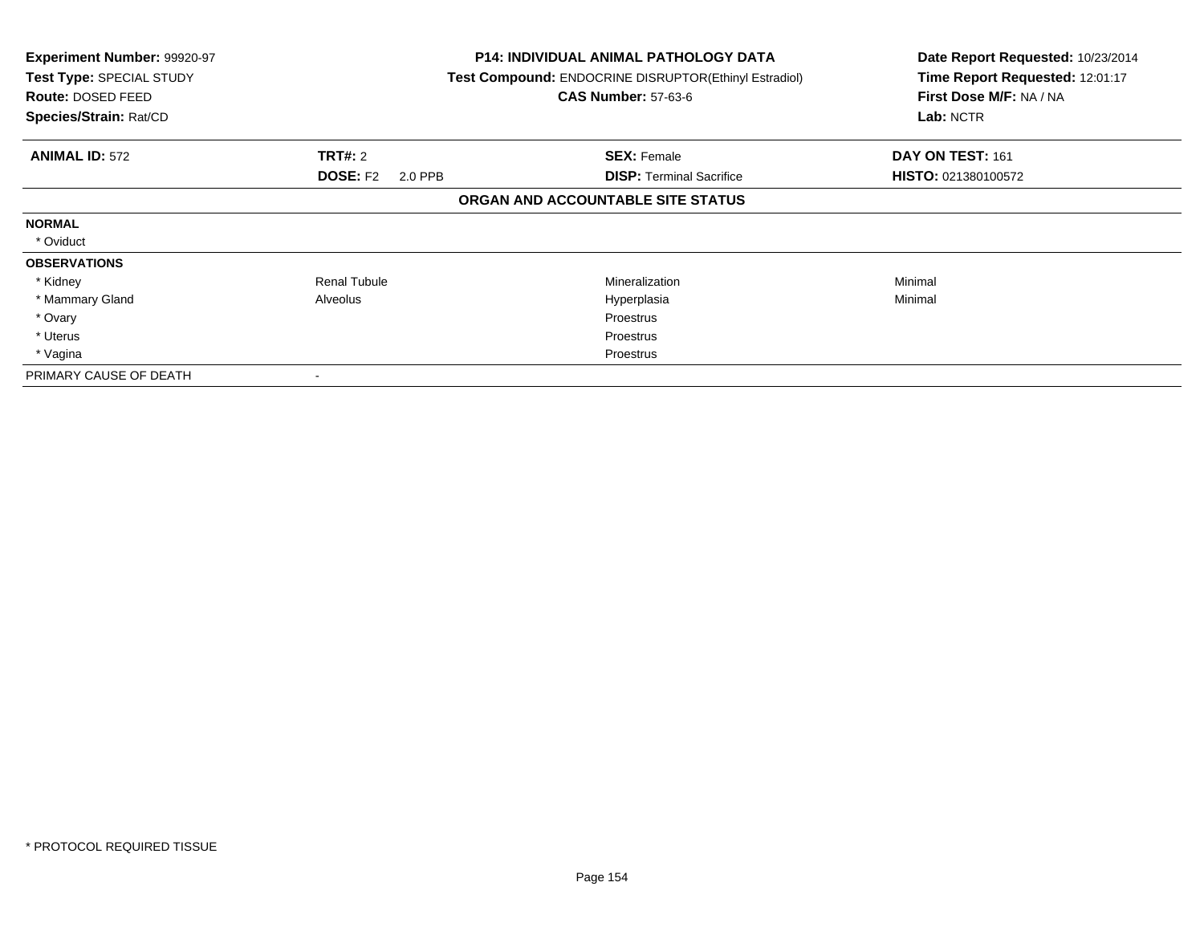**Experiment Number:** 99920-97
**Test Type:** SPECIAL STUDY
**Route:** DOSED FEED
**Species/Strain:** Rat/CD

**P14: INDIVIDUAL ANIMAL PATHOLOGY DATA**
**Test Compound:** ENDOCRINE DISRUPTOR(Ethinyl Estradiol)
**CAS Number:** 57-63-6

**Date Report Requested:** 10/23/2014
**Time Report Requested:** 12:01:17
**First Dose M/F:** NA / NA
**Lab:** NCTR

| **ANIMAL ID:** 572 | **TRT#:** 2 | **SEX:** Female | **DAY ON TEST:** 161 |
|---|---|---|---|
| | **DOSE:** F2 2.0 PPB | **DISP:** Terminal Sacrifice | **HISTO:** 021380100572 |

**ORGAN AND ACCOUNTABLE SITE STATUS**

| | | | |
|---|---|---|---|
| **NORMAL** | | | |
| * Oviduct | | | |
| **OBSERVATIONS** | | | |
| * Kidney | Renal Tubule | Mineralization | Minimal |
| * Mammary Gland | Alveolus | Hyperplasia | Minimal |
| * Ovary | | Proestrus | |
| * Uterus | | Proestrus | |
| * Vagina | | Proestrus | |
| PRIMARY CAUSE OF DEATH | - | | |

\* PROTOCOL REQUIRED TISSUE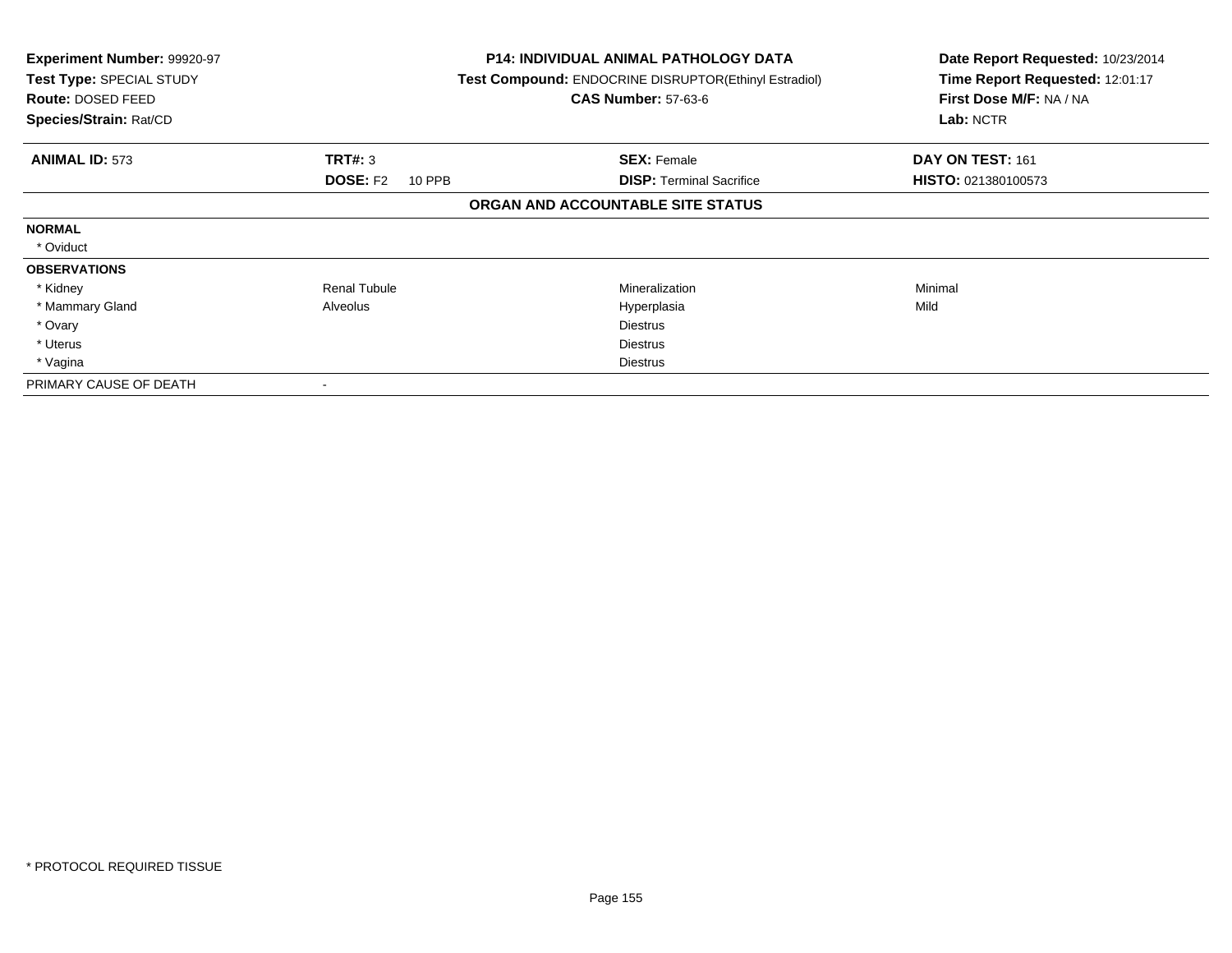**Experiment Number:** 99920-97
**Test Type:** SPECIAL STUDY
**Route:** DOSED FEED
**Species/Strain:** Rat/CD

**P14: INDIVIDUAL ANIMAL PATHOLOGY DATA**
**Test Compound:** ENDOCRINE DISRUPTOR(Ethinyl Estradiol)
**CAS Number:** 57-63-6

**Date Report Requested:** 10/23/2014
**Time Report Requested:** 12:01:17
**First Dose M/F:** NA / NA
**Lab:** NCTR

| **ANIMAL ID:** 573 | **TRT#:** 3 | **SEX:** Female | **DAY ON TEST:** 161 |
|---|---|---|---|
| | **DOSE:** F2 10 PPB | **DISP:** Terminal Sacrifice | **HISTO:** 021380100573 |

**ORGAN AND ACCOUNTABLE SITE STATUS**

| | | | |
|---|---|---|---|
| **NORMAL** | | | |
| * Oviduct | | | |
| **OBSERVATIONS** | | | |
| * Kidney | Renal Tubule | Mineralization | Minimal |
| * Mammary Gland | Alveolus | Hyperplasia | Mild |
| * Ovary | | Diestrus | |
| * Uterus | | Diestrus | |
| * Vagina | | Diestrus | |
| PRIMARY CAUSE OF DEATH | - | | |

* PROTOCOL REQUIRED TISSUE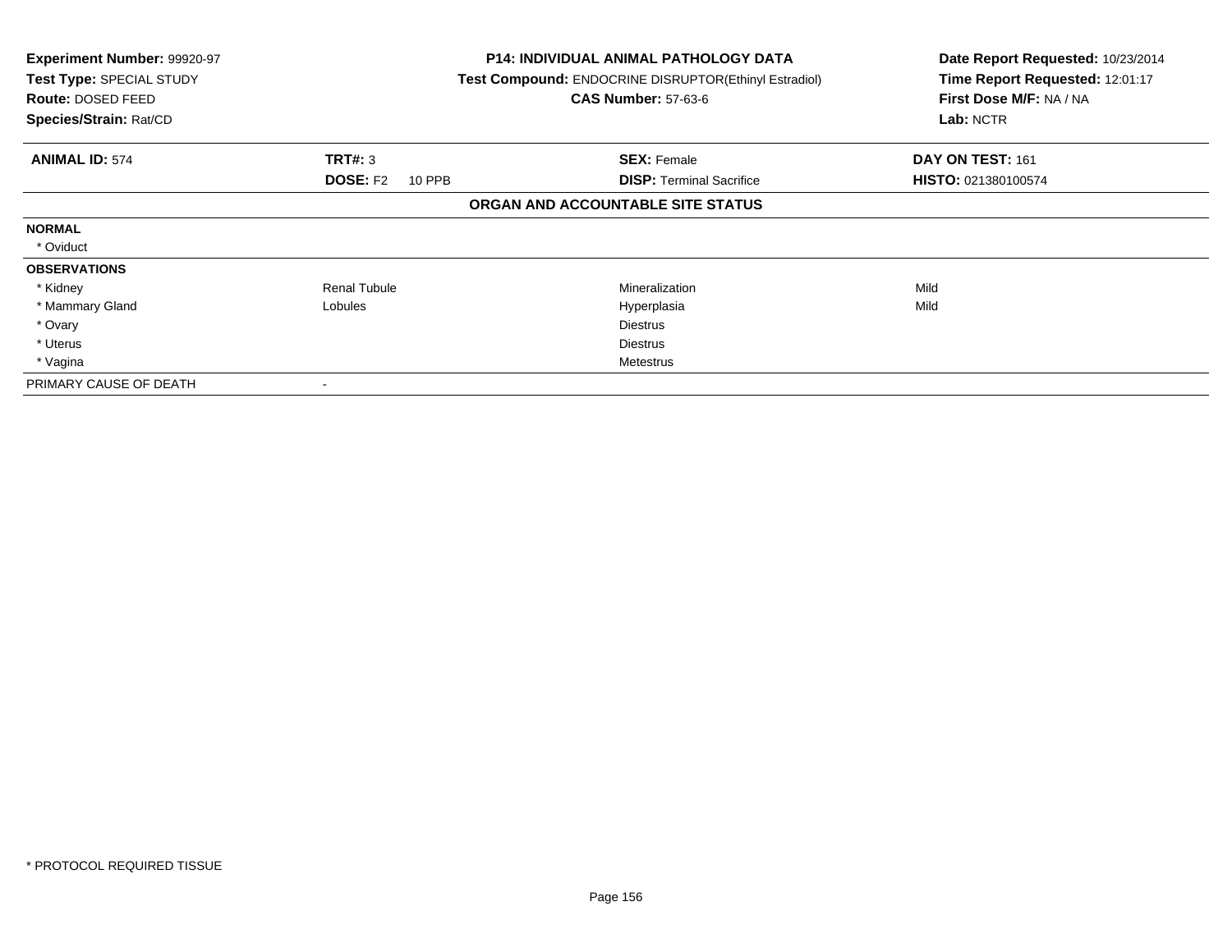**Experiment Number:** 99920-97
**Test Type:** SPECIAL STUDY
**Route:** DOSED FEED
**Species/Strain:** Rat/CD

**P14: INDIVIDUAL ANIMAL PATHOLOGY DATA**
**Test Compound:** ENDOCRINE DISRUPTOR(Ethinyl Estradiol)
**CAS Number:** 57-63-6

**Date Report Requested:** 10/23/2014
**Time Report Requested:** 12:01:17
**First Dose M/F:** NA / NA
**Lab:** NCTR

| **ANIMAL ID:** 574 | **TRT#:** 3 | **SEX:** Female | **DAY ON TEST:** 161 |
|---|---|---|---|
| | **DOSE:** F2 10 PPB | **DISP:** Terminal Sacrifice | **HISTO:** 021380100574 |

**ORGAN AND ACCOUNTABLE SITE STATUS**

| | | | |
|---|---|---|---|
| **NORMAL** | | | |
| * Oviduct | | | |
| **OBSERVATIONS** | | | |
| * Kidney | Renal Tubule | Mineralization | Mild |
| * Mammary Gland | Lobules | Hyperplasia | Mild |
| * Ovary | | Diestrus | |
| * Uterus | | Diestrus | |
| * Vagina | | Metestrus | |
| PRIMARY CAUSE OF DEATH | - | | |

* PROTOCOL REQUIRED TISSUE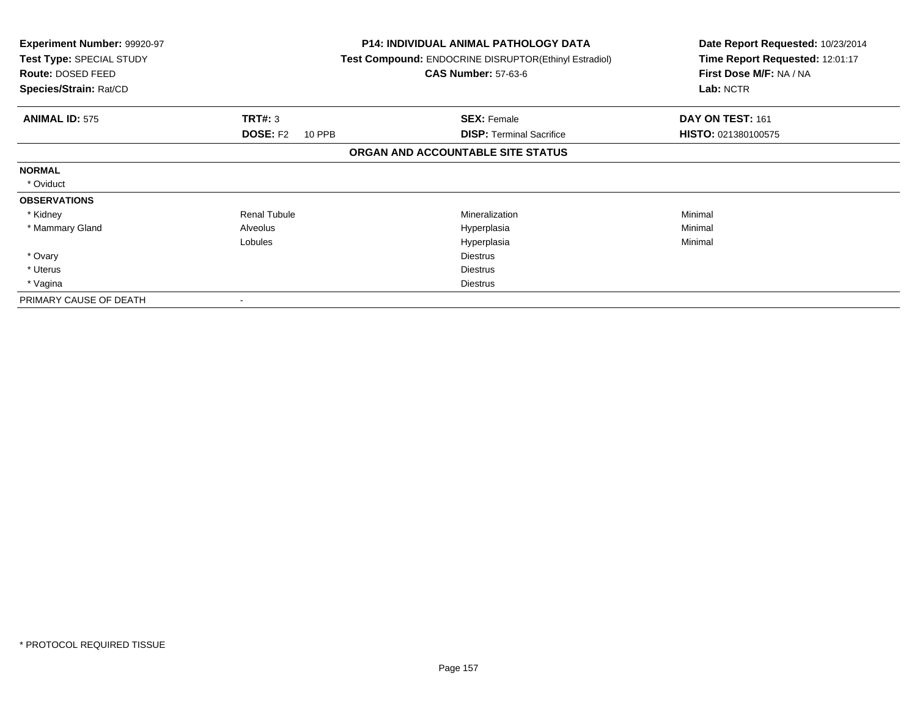**Experiment Number:** 99920-97
**Test Type:** SPECIAL STUDY
**Route:** DOSED FEED
**Species/Strain:** Rat/CD

**P14: INDIVIDUAL ANIMAL PATHOLOGY DATA**
**Test Compound:** ENDOCRINE DISRUPTOR(Ethinyl Estradiol)
**CAS Number:** 57-63-6

**Date Report Requested:** 10/23/2014
**Time Report Requested:** 12:01:17
**First Dose M/F:** NA / NA
**Lab:** NCTR

| **ANIMAL ID:** 575 | **TRT#:** 3 | **SEX:** Female | **DAY ON TEST:** 161 |
|---|---|---|---|
| | **DOSE:** F2 10 PPB | **DISP:** Terminal Sacrifice | **HISTO:** 021380100575 |

**ORGAN AND ACCOUNTABLE SITE STATUS**

| | | | |
|---|---|---|---|
| **NORMAL** | | | |
| * Oviduct | | | |
| **OBSERVATIONS** | | | |
| * Kidney | Renal Tubule | Mineralization | Minimal |
| * Mammary Gland | Alveolus | Hyperplasia | Minimal |
| | Lobules | Hyperplasia | Minimal |
| * Ovary | | Diestrus | |
| * Uterus | | Diestrus | |
| * Vagina | | Diestrus | |
| PRIMARY CAUSE OF DEATH | - | | |

* PROTOCOL REQUIRED TISSUE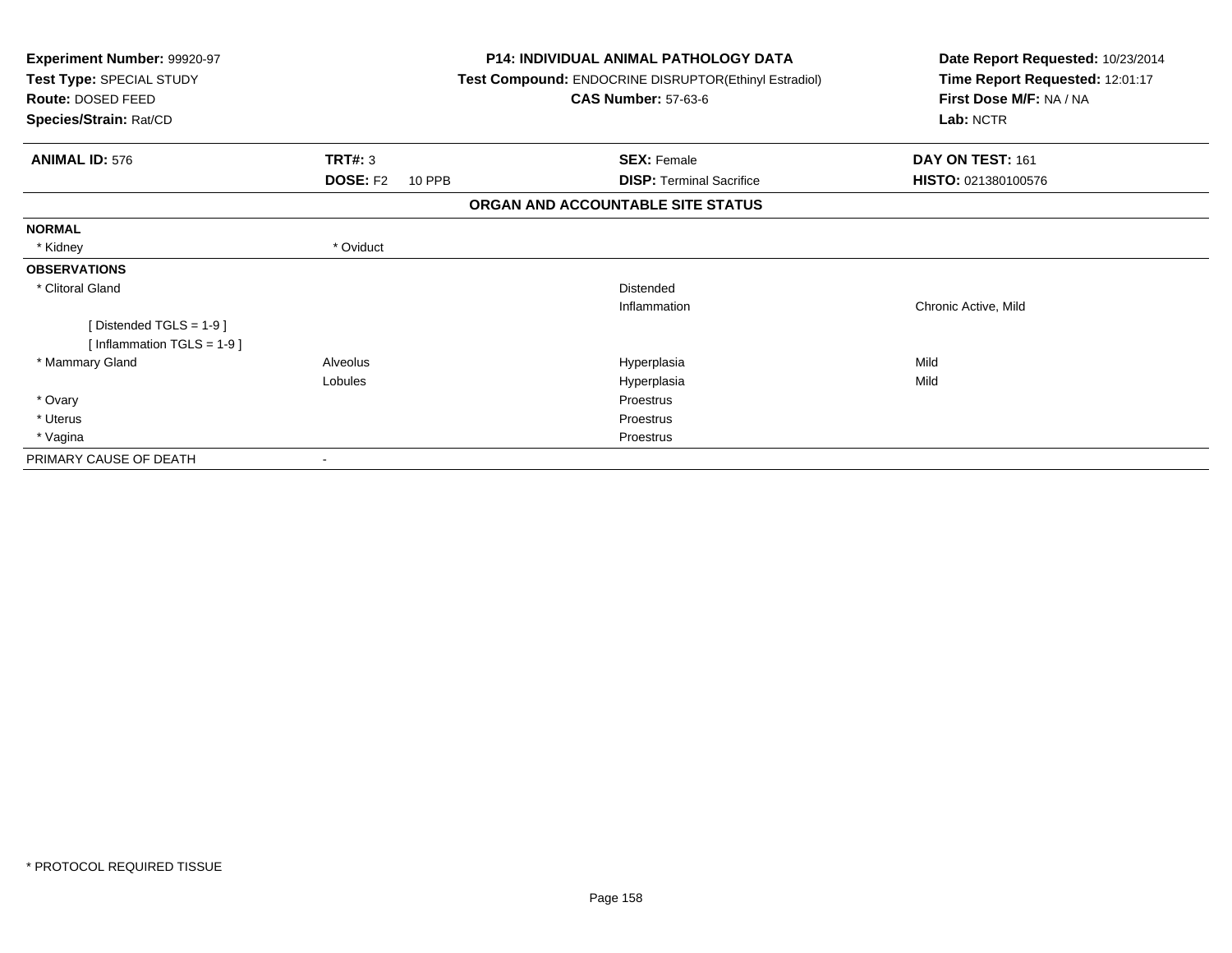**Experiment Number:** 99920-97
**Test Type:** SPECIAL STUDY
**Route:** DOSED FEED
**Species/Strain:** Rat/CD

**P14: INDIVIDUAL ANIMAL PATHOLOGY DATA**
**Test Compound:** ENDOCRINE DISRUPTOR(Ethinyl Estradiol)
**CAS Number:** 57-63-6

**Date Report Requested:** 10/23/2014
**Time Report Requested:** 12:01:17
**First Dose M/F:** NA / NA
**Lab:** NCTR

| **ANIMAL ID:** 576 | **TRT#:** 3 | **SEX:** Female | **DAY ON TEST:** 161 |
|---|---|---|---|
| | **DOSE:** F2 10 PPB | **DISP:** Terminal Sacrifice | **HISTO:** 021380100576 |

**ORGAN AND ACCOUNTABLE SITE STATUS**

| | | | |
|---|---|---|---|
| **NORMAL** | | | |
| * Kidney | * Oviduct | | |
| **OBSERVATIONS** | | | |
| * Clitoral Gland | | Distended | |
| | | Inflammation | Chronic Active, Mild |
| [ Distended TGLS = 1-9 ] | | | |
| [ Inflammation TGLS = 1-9 ] | | | |
| * Mammary Gland | Alveolus | Hyperplasia | Mild |
| | Lobules | Hyperplasia | Mild |
| * Ovary | | Proestrus | |
| * Uterus | | Proestrus | |
| * Vagina | | Proestrus | |
| PRIMARY CAUSE OF DEATH | - | | |

* PROTOCOL REQUIRED TISSUE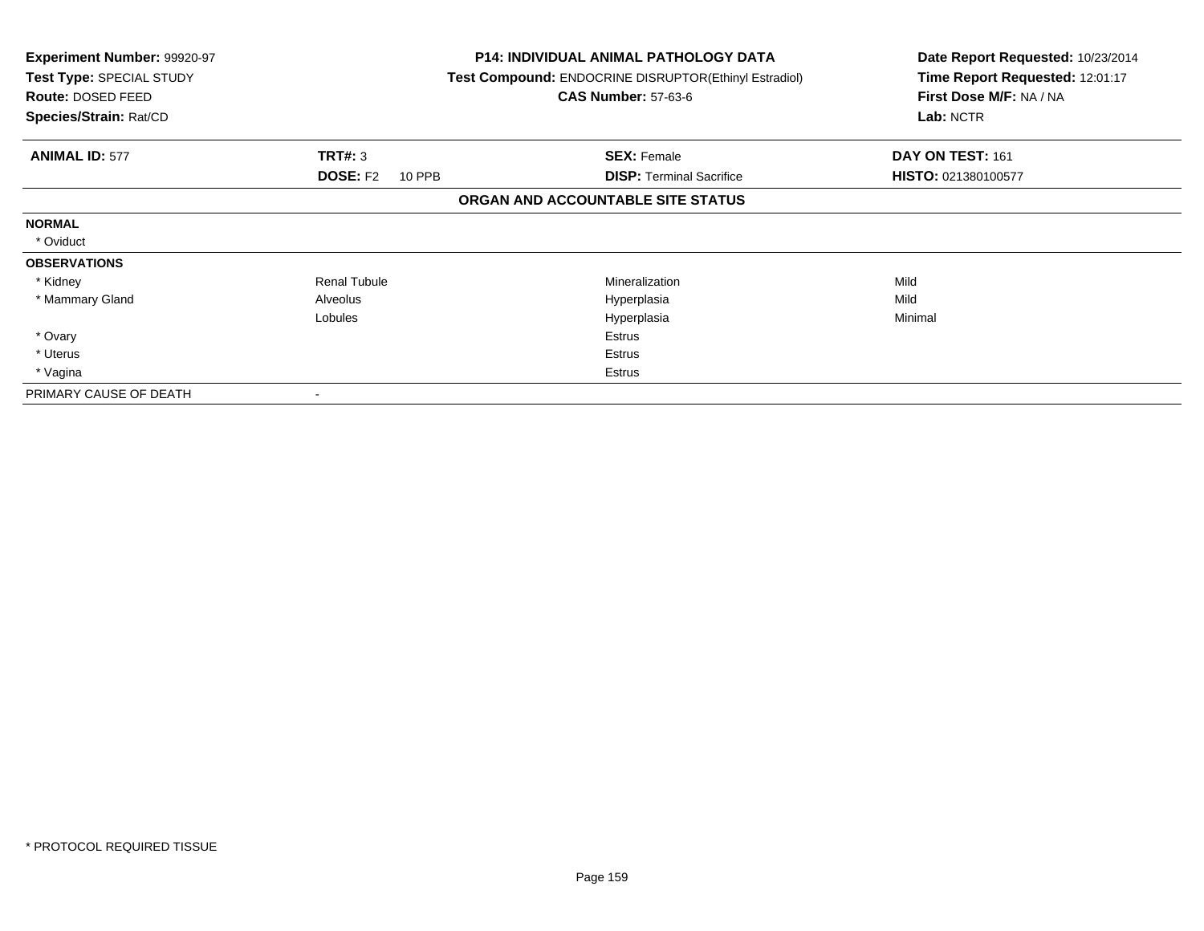**Experiment Number:** 99920-97
**Test Type:** SPECIAL STUDY
**Route:** DOSED FEED
**Species/Strain:** Rat/CD

**P14: INDIVIDUAL ANIMAL PATHOLOGY DATA**
**Test Compound:** ENDOCRINE DISRUPTOR(Ethinyl Estradiol)
**CAS Number:** 57-63-6

**Date Report Requested:** 10/23/2014
**Time Report Requested:** 12:01:17
**First Dose M/F:** NA / NA
**Lab:** NCTR

| **ANIMAL ID:** 577 | **TRT#:** 3 | **SEX:** Female | **DAY ON TEST:** 161 |
|---|---|---|---|
| | **DOSE:** F2 10 PPB | **DISP:** Terminal Sacrifice | **HISTO:** 021380100577 |

**ORGAN AND ACCOUNTABLE SITE STATUS**

| | | | |
|---|---|---|---|
| **NORMAL** | | | |
| * Oviduct | | | |
| **OBSERVATIONS** | | | |
| * Kidney | Renal Tubule | Mineralization | Mild |
| * Mammary Gland | Alveolus | Hyperplasia | Mild |
| | Lobules | Hyperplasia | Minimal |
| * Ovary | | Estrus | |
| * Uterus | | Estrus | |
| * Vagina | | Estrus | |
| PRIMARY CAUSE OF DEATH | - | | |

* PROTOCOL REQUIRED TISSUE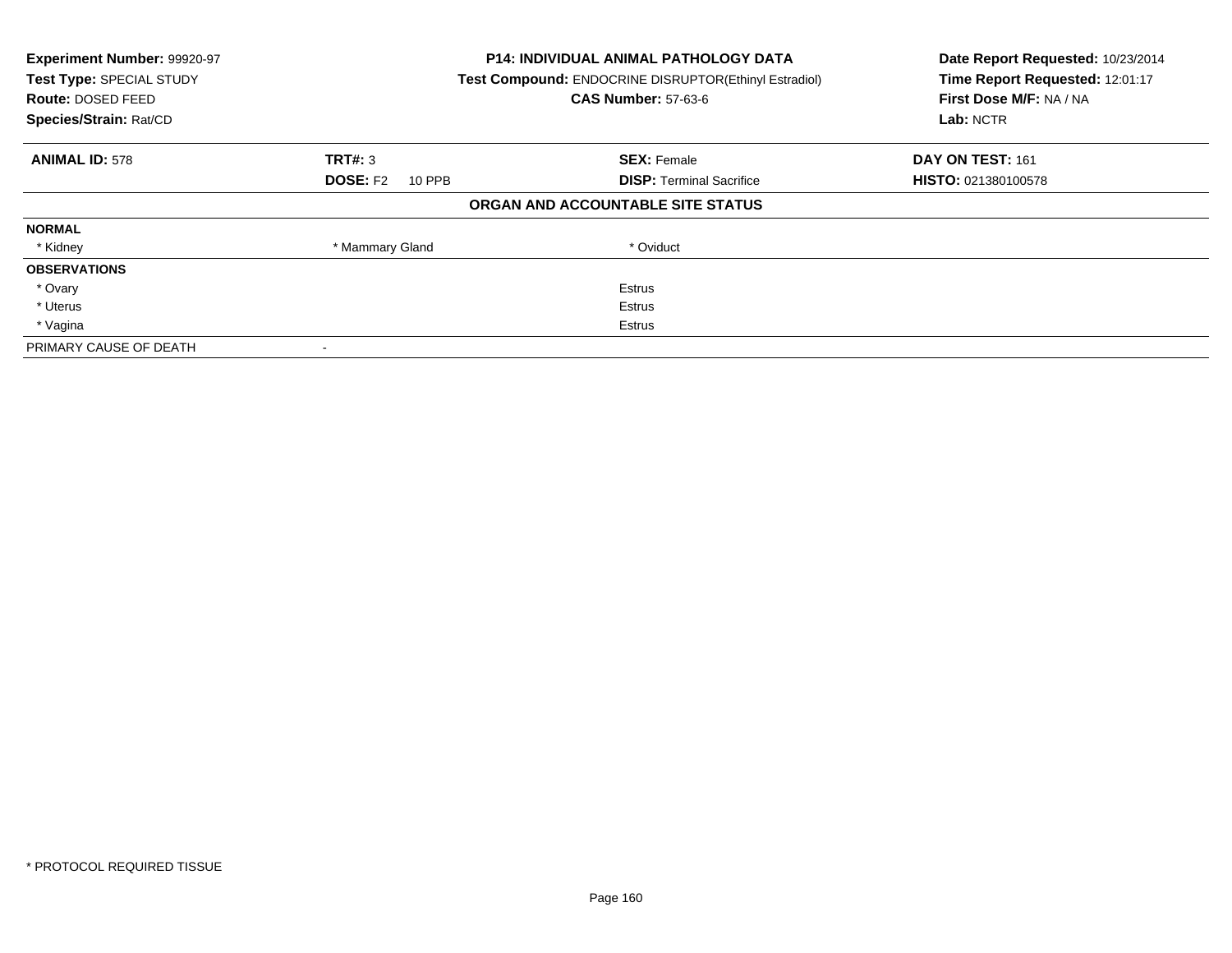| Experiment Number: 99920-97 | P14: INDIVIDUAL ANIMAL PATHOLOGY DATA | Date Report Requested: 10/23/2014 |
|---|---|---|
| Test Type: SPECIAL STUDY | Test Compound: ENDOCRINE DISRUPTOR(Ethinyl Estradiol) | Time Report Requested: 12:01:17 |
| Route: DOSED FEED | CAS Number: 57-63-6 | First Dose M/F: NA / NA |
| Species/Strain: Rat/CD | | Lab: NCTR |

| ANIMAL ID: 578 | TRT#: 3 | SEX: Female | DAY ON TEST: 161 |
|---|---|---|---|
| | DOSE: F2 10 PPB | DISP: Terminal Sacrifice | HISTO: 021380100578 |

**ORGAN AND ACCOUNTABLE SITE STATUS**

| | | | |
|---|---|---|---|
| **NORMAL** | | | |
| * Kidney | * Mammary Gland | * Oviduct | |
| **OBSERVATIONS** | | | |
| * Ovary | | Estrus | |
| * Uterus | | Estrus | |
| * Vagina | | Estrus | |
| PRIMARY CAUSE OF DEATH | - | | |

\* PROTOCOL REQUIRED TISSUE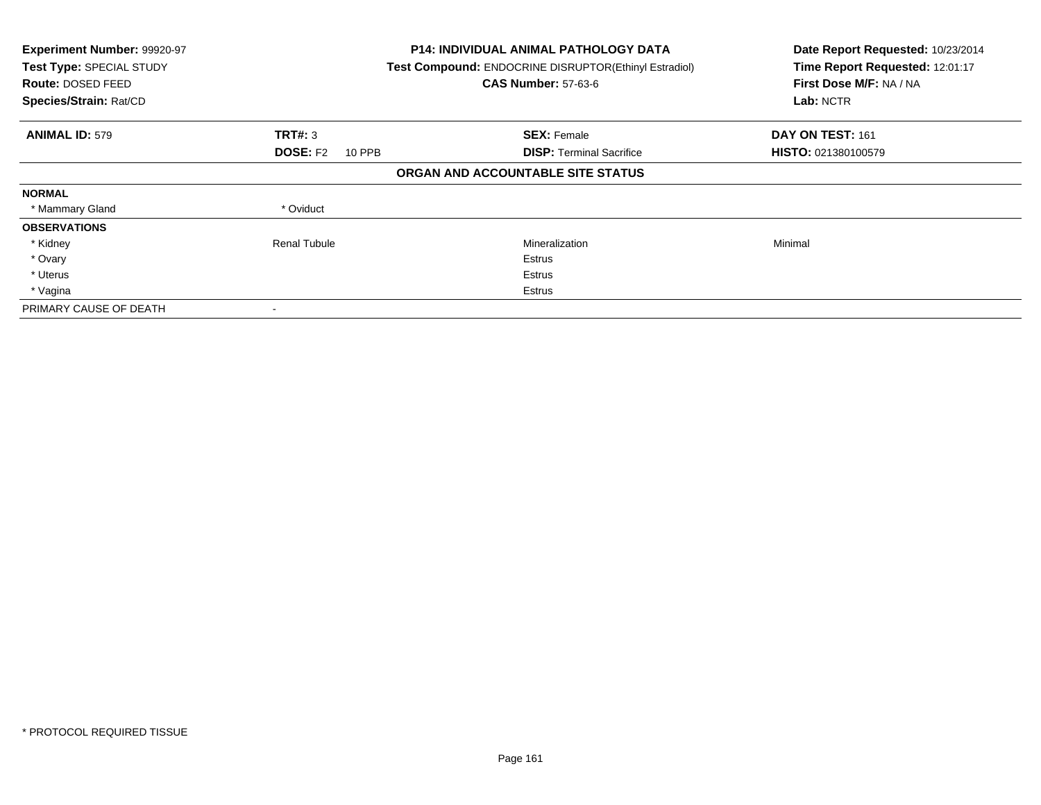**Experiment Number:** 99920-97
**Test Type:** SPECIAL STUDY
**Route:** DOSED FEED
**Species/Strain:** Rat/CD

**P14: INDIVIDUAL ANIMAL PATHOLOGY DATA**
**Test Compound:** ENDOCRINE DISRUPTOR(Ethinyl Estradiol)
**CAS Number:** 57-63-6

**Date Report Requested:** 10/23/2014
**Time Report Requested:** 12:01:17
**First Dose M/F:** NA / NA
**Lab:** NCTR

| **ANIMAL ID:** 579 | **TRT#:** 3 | **SEX:** Female | **DAY ON TEST:** 161 |
|---|---|---|---|
| | **DOSE:** F2 10 PPB | **DISP:** Terminal Sacrifice | **HISTO:** 021380100579 |

**ORGAN AND ACCOUNTABLE SITE STATUS**

| | | | |
|---|---|---|---|
| **NORMAL** | | | |
| * Mammary Gland | * Oviduct | | |
| **OBSERVATIONS** | | | |
| * Kidney | Renal Tubule | Mineralization | Minimal |
| * Ovary | | Estrus | |
| * Uterus | | Estrus | |
| * Vagina | | Estrus | |
| PRIMARY CAUSE OF DEATH | - | | |

\* PROTOCOL REQUIRED TISSUE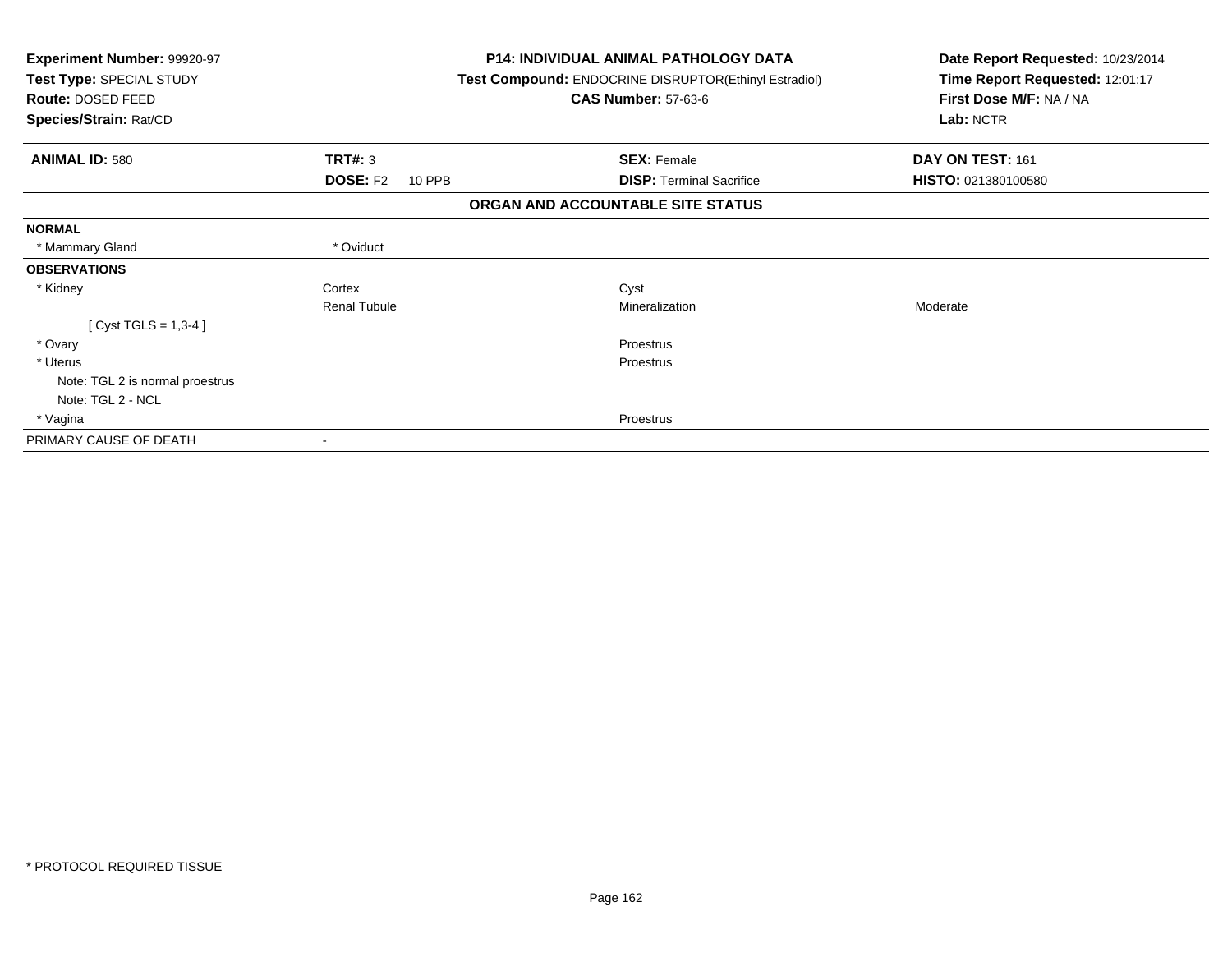**Experiment Number:** 99920-97
**Test Type:** SPECIAL STUDY
**Route:** DOSED FEED
**Species/Strain:** Rat/CD

**P14: INDIVIDUAL ANIMAL PATHOLOGY DATA**
**Test Compound:** ENDOCRINE DISRUPTOR(Ethinyl Estradiol)
**CAS Number:** 57-63-6

**Date Report Requested:** 10/23/2014
**Time Report Requested:** 12:01:17
**First Dose M/F:** NA / NA
**Lab:** NCTR

| **ANIMAL ID:** 580 | **TRT#:** 3 | **SEX:** Female | **DAY ON TEST:** 161 |
|---|---|---|---|
| | **DOSE:** F2 10 PPB | **DISP:** Terminal Sacrifice | **HISTO:** 021380100580 |

## ORGAN AND ACCOUNTABLE SITE STATUS

| | | | |
|---|---|---|---|
| **NORMAL** | | | |
| * Mammary Gland | * Oviduct | | |
| **OBSERVATIONS** | | | |
| * Kidney | Cortex | Cyst | |
| | Renal Tubule | Mineralization | Moderate |
| [ Cyst TGLS = 1,3-4 ] | | | |
| * Ovary | | Proestrus | |
| * Uterus | | Proestrus | |
| Note: TGL 2 is normal proestrus | | | |
| Note: TGL 2 - NCL | | | |
| * Vagina | | Proestrus | |
| PRIMARY CAUSE OF DEATH | - | | |

* PROTOCOL REQUIRED TISSUE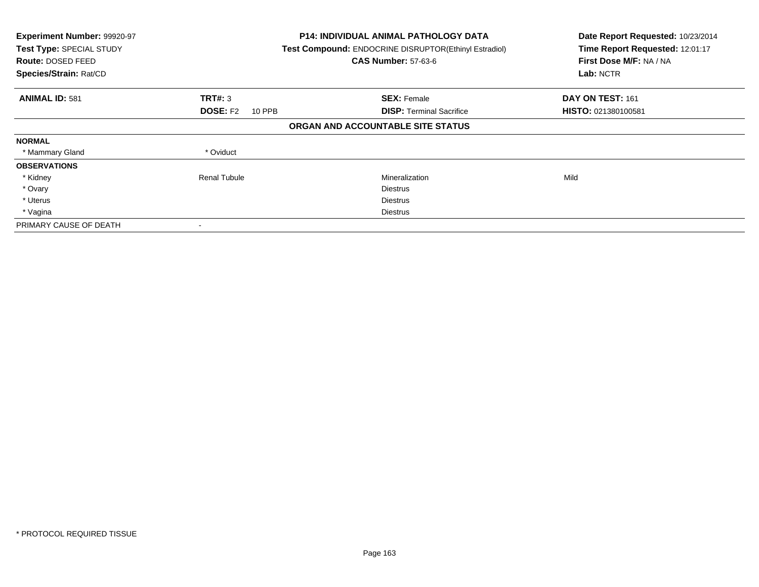**Experiment Number:** 99920-97
**Test Type:** SPECIAL STUDY
**Route:** DOSED FEED
**Species/Strain:** Rat/CD

**P14: INDIVIDUAL ANIMAL PATHOLOGY DATA**
**Test Compound:** ENDOCRINE DISRUPTOR(Ethinyl Estradiol)
**CAS Number:** 57-63-6

**Date Report Requested:** 10/23/2014
**Time Report Requested:** 12:01:17
**First Dose M/F:** NA / NA
**Lab:** NCTR

| **ANIMAL ID:** 581 | **TRT#:** 3 | **SEX:** Female | **DAY ON TEST:** 161 |
|---|---|---|---|
| | **DOSE:** F2 10 PPB | **DISP:** Terminal Sacrifice | **HISTO:** 021380100581 |

**ORGAN AND ACCOUNTABLE SITE STATUS**

| | | | |
|---|---|---|---|
| **NORMAL** | | | |
| * Mammary Gland | * Oviduct | | |
| **OBSERVATIONS** | | | |
| * Kidney | Renal Tubule | Mineralization | Mild |
| * Ovary | | Diestrus | |
| * Uterus | | Diestrus | |
| * Vagina | | Diestrus | |
| PRIMARY CAUSE OF DEATH | - | | |

* PROTOCOL REQUIRED TISSUE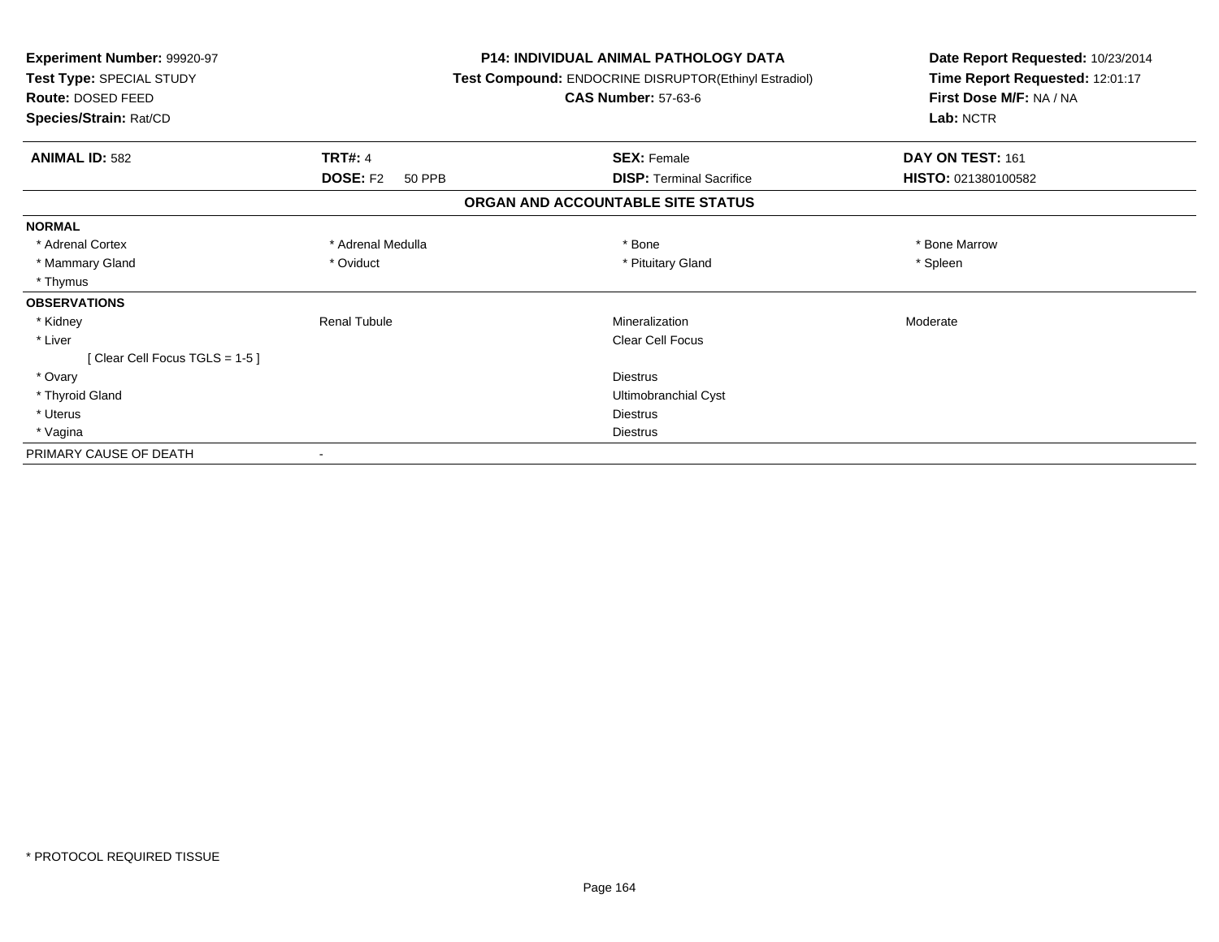**Experiment Number:** 99920-97
**Test Type:** SPECIAL STUDY
**Route:** DOSED FEED
**Species/Strain:** Rat/CD

**P14: INDIVIDUAL ANIMAL PATHOLOGY DATA**
**Test Compound:** ENDOCRINE DISRUPTOR(Ethinyl Estradiol)
**CAS Number:** 57-63-6

**Date Report Requested:** 10/23/2014
**Time Report Requested:** 12:01:17
**First Dose M/F:** NA / NA
**Lab:** NCTR

| **ANIMAL ID:** 582 | **TRT#:** 4 | **SEX:** Female | **DAY ON TEST:** 161 |
|---|---|---|---|
| | **DOSE:** F2 50 PPB | **DISP:** Terminal Sacrifice | **HISTO:** 021380100582 |

## ORGAN AND ACCOUNTABLE SITE STATUS

| | | | |
|---|---|---|---|
| **NORMAL** | | | |
| * Adrenal Cortex | * Adrenal Medulla | * Bone | * Bone Marrow |
| * Mammary Gland | * Oviduct | * Pituitary Gland | * Spleen |
| * Thymus | | | |
| **OBSERVATIONS** | | | |
| * Kidney | Renal Tubule | Mineralization | Moderate |
| * Liver | | Clear Cell Focus | |
| [ Clear Cell Focus TGLS = 1-5 ] | | | |
| * Ovary | | Diestrus | |
| * Thyroid Gland | | Ultimobranchial Cyst | |
| * Uterus | | Diestrus | |
| * Vagina | | Diestrus | |
| PRIMARY CAUSE OF DEATH | - | | |

* PROTOCOL REQUIRED TISSUE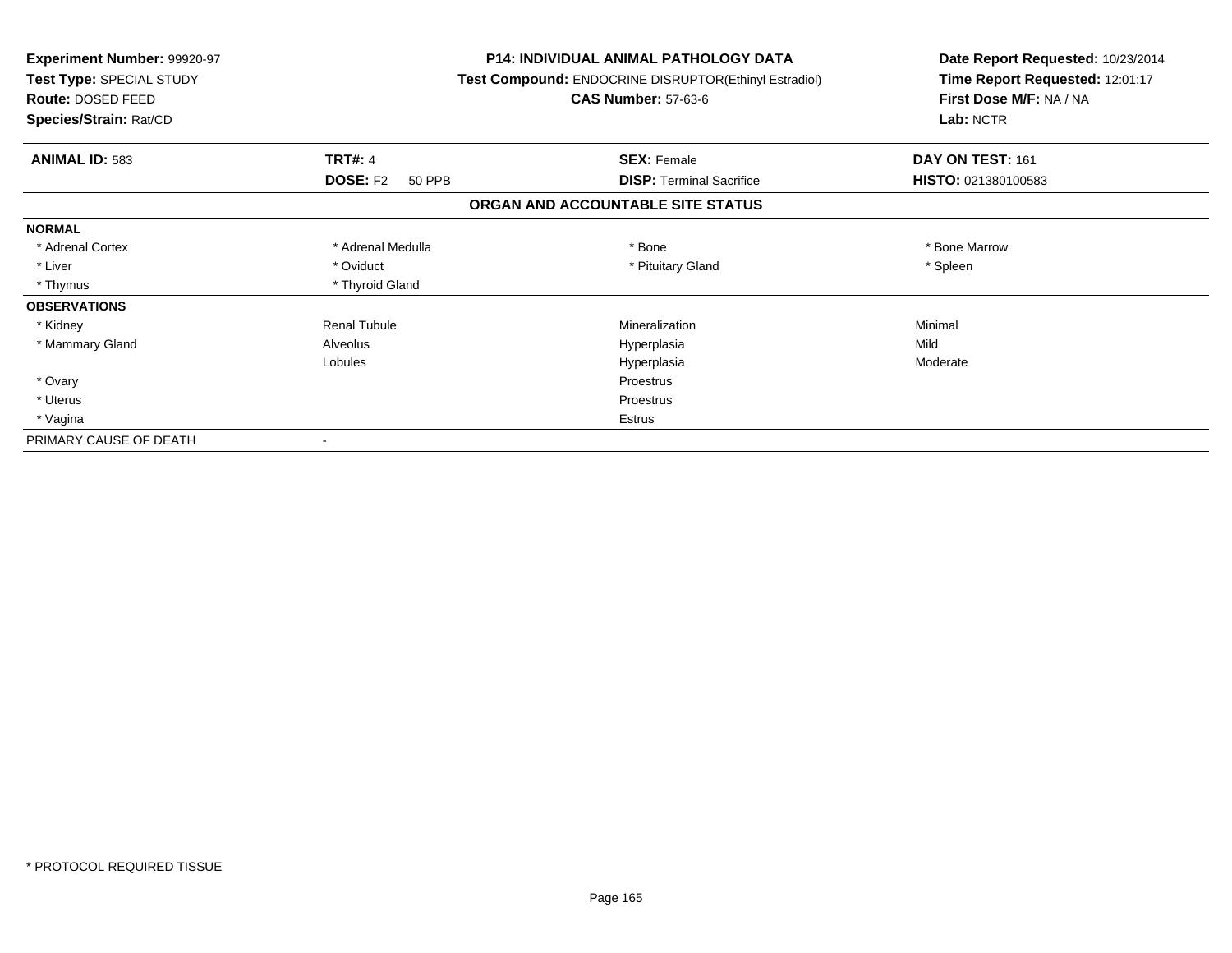**Experiment Number:** 99920-97
**Test Type:** SPECIAL STUDY
**Route:** DOSED FEED
**Species/Strain:** Rat/CD

**P14: INDIVIDUAL ANIMAL PATHOLOGY DATA**
**Test Compound:** ENDOCRINE DISRUPTOR(Ethinyl Estradiol)
**CAS Number:** 57-63-6

**Date Report Requested:** 10/23/2014
**Time Report Requested:** 12:01:17
**First Dose M/F:** NA / NA
**Lab:** NCTR

| **ANIMAL ID:** 583 | **TRT#:** 4 | **SEX:** Female | **DAY ON TEST:** 161 |
|---|---|---|---|
| | **DOSE:** F2 50 PPB | **DISP:** Terminal Sacrifice | **HISTO:** 021380100583 |

## ORGAN AND ACCOUNTABLE SITE STATUS

| | | | |
|---|---|---|---|
| **NORMAL** | | | |
| * Adrenal Cortex | * Adrenal Medulla | * Bone | * Bone Marrow |
| * Liver | * Oviduct | * Pituitary Gland | * Spleen |
| * Thymus | * Thyroid Gland | | |
| **OBSERVATIONS** | | | |
| * Kidney | Renal Tubule | Mineralization | Minimal |
| * Mammary Gland | Alveolus | Hyperplasia | Mild |
| | Lobules | Hyperplasia | Moderate |
| * Ovary | | Proestrus | |
| * Uterus | | Proestrus | |
| * Vagina | | Estrus | |
| PRIMARY CAUSE OF DEATH | - | | |

* PROTOCOL REQUIRED TISSUE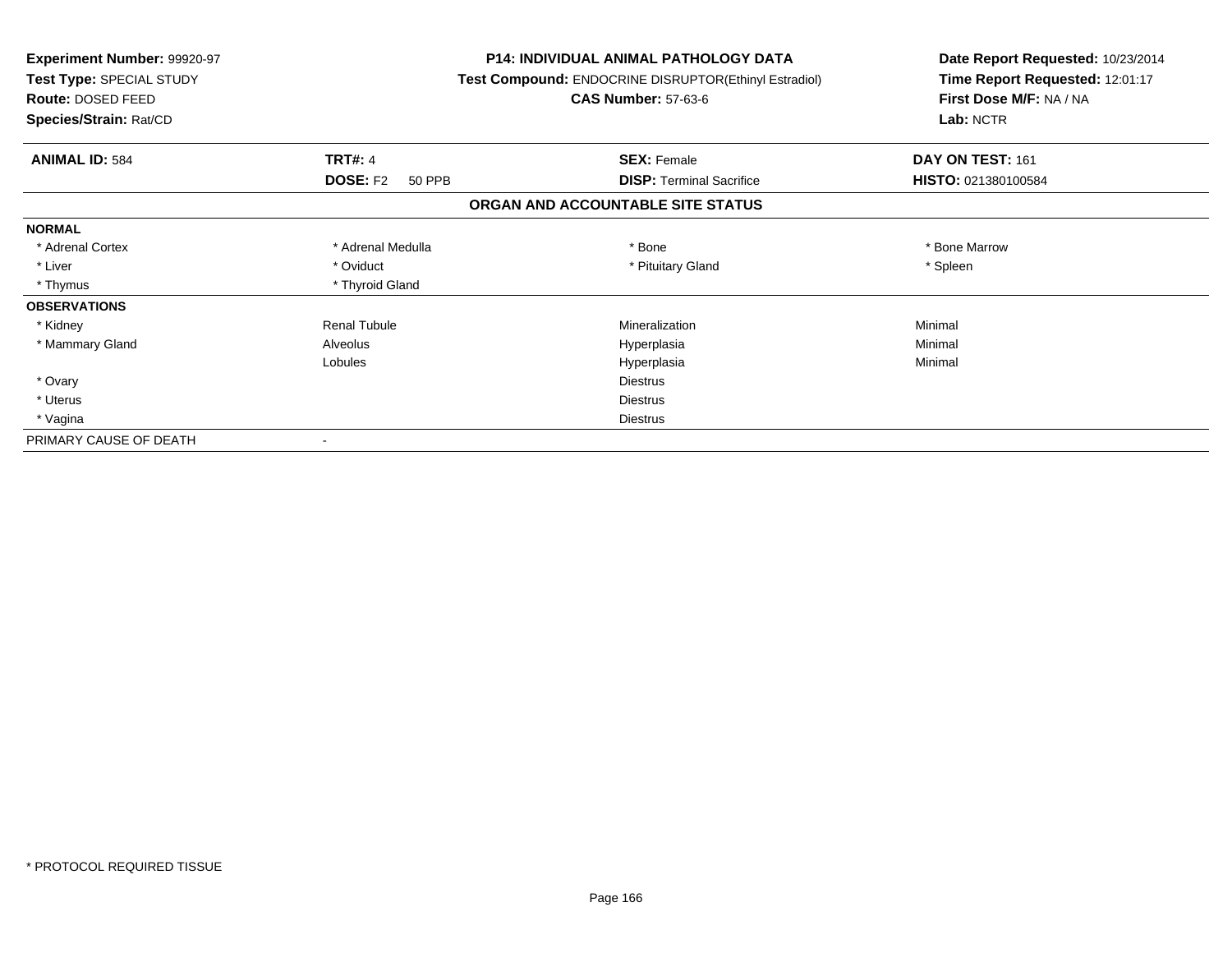**Experiment Number:** 99920-97
**Test Type:** SPECIAL STUDY
**Route:** DOSED FEED
**Species/Strain:** Rat/CD

**P14: INDIVIDUAL ANIMAL PATHOLOGY DATA**
**Test Compound:** ENDOCRINE DISRUPTOR(Ethinyl Estradiol)
**CAS Number:** 57-63-6

**Date Report Requested:** 10/23/2014
**Time Report Requested:** 12:01:17
**First Dose M/F:** NA / NA
**Lab:** NCTR

| **ANIMAL ID:** 584 | **TRT#:** 4 | **SEX:** Female | **DAY ON TEST:** 161 |
|---|---|---|---|
| | **DOSE:** F2 50 PPB | **DISP:** Terminal Sacrifice | **HISTO:** 021380100584 |

## ORGAN AND ACCOUNTABLE SITE STATUS

| | | | |
|---|---|---|---|
| **NORMAL** | | | |
| * Adrenal Cortex | * Adrenal Medulla | * Bone | * Bone Marrow |
| * Liver | * Oviduct | * Pituitary Gland | * Spleen |
| * Thymus | * Thyroid Gland | | |
| **OBSERVATIONS** | | | |
| * Kidney | Renal Tubule | Mineralization | Minimal |
| * Mammary Gland | Alveolus | Hyperplasia | Minimal |
| | Lobules | Hyperplasia | Minimal |
| * Ovary | | Diestrus | |
| * Uterus | | Diestrus | |
| * Vagina | | Diestrus | |
| PRIMARY CAUSE OF DEATH | - | | |

\* PROTOCOL REQUIRED TISSUE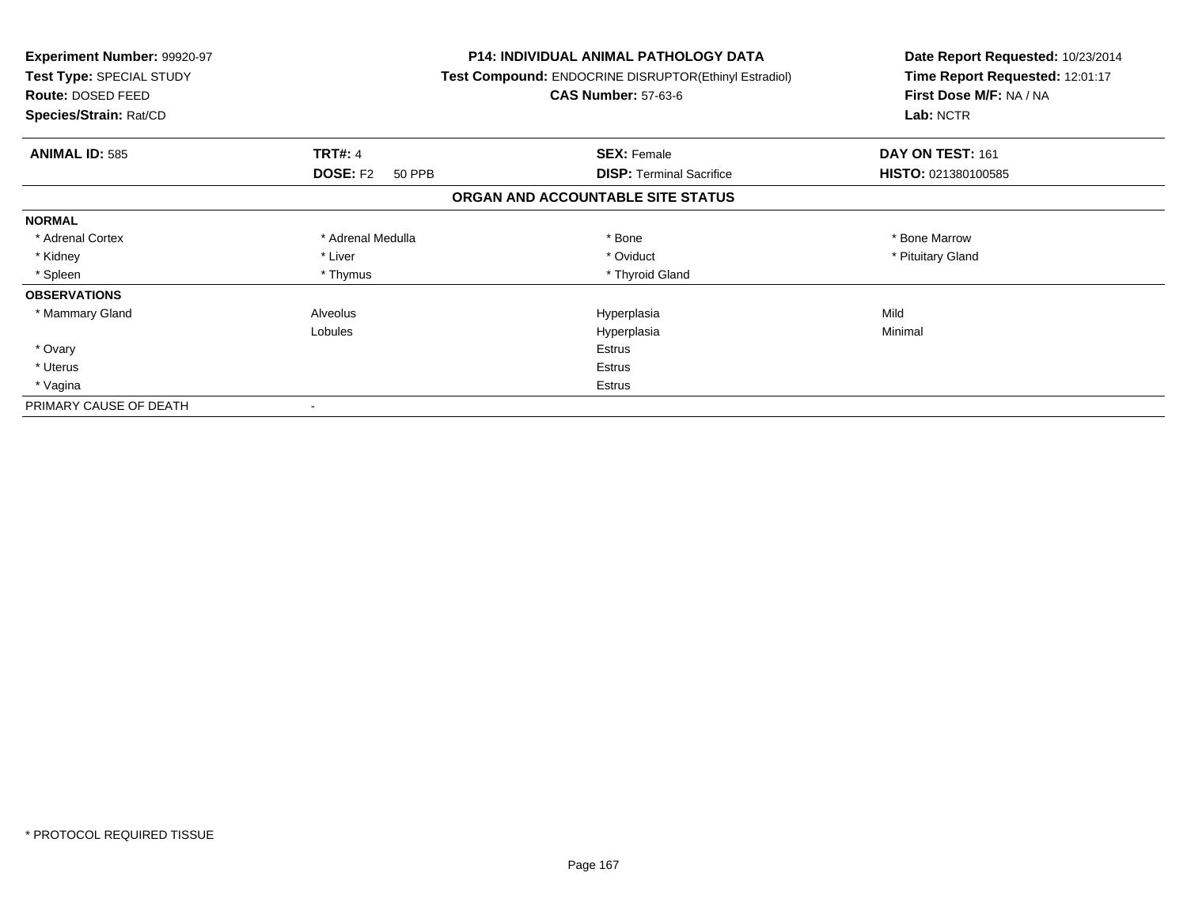**Experiment Number:** 99920-97
**Test Type:** SPECIAL STUDY
**Route:** DOSED FEED
**Species/Strain:** Rat/CD

**P14: INDIVIDUAL ANIMAL PATHOLOGY DATA**
**Test Compound:** ENDOCRINE DISRUPTOR(Ethinyl Estradiol)
**CAS Number:** 57-63-6

**Date Report Requested:** 10/23/2014
**Time Report Requested:** 12:01:17
**First Dose M/F:** NA / NA
**Lab:** NCTR

| **ANIMAL ID:** 585 | **TRT#:** 4 | **SEX:** Female | **DAY ON TEST:** 161 |
|---|---|---|---|
| | **DOSE:** F2 50 PPB | **DISP:** Terminal Sacrifice | **HISTO:** 021380100585 |

## ORGAN AND ACCOUNTABLE SITE STATUS

| | | | |
|---|---|---|---|
| **NORMAL** | | | |
| * Adrenal Cortex | * Adrenal Medulla | * Bone | * Bone Marrow |
| * Kidney | * Liver | * Oviduct | * Pituitary Gland |
| * Spleen | * Thymus | * Thyroid Gland | |
| **OBSERVATIONS** | | | |
| * Mammary Gland | Alveolus | Hyperplasia | Mild |
| | Lobules | Hyperplasia | Minimal |
| * Ovary | | Estrus | |
| * Uterus | | Estrus | |
| * Vagina | | Estrus | |
| PRIMARY CAUSE OF DEATH | - | | |

* PROTOCOL REQUIRED TISSUE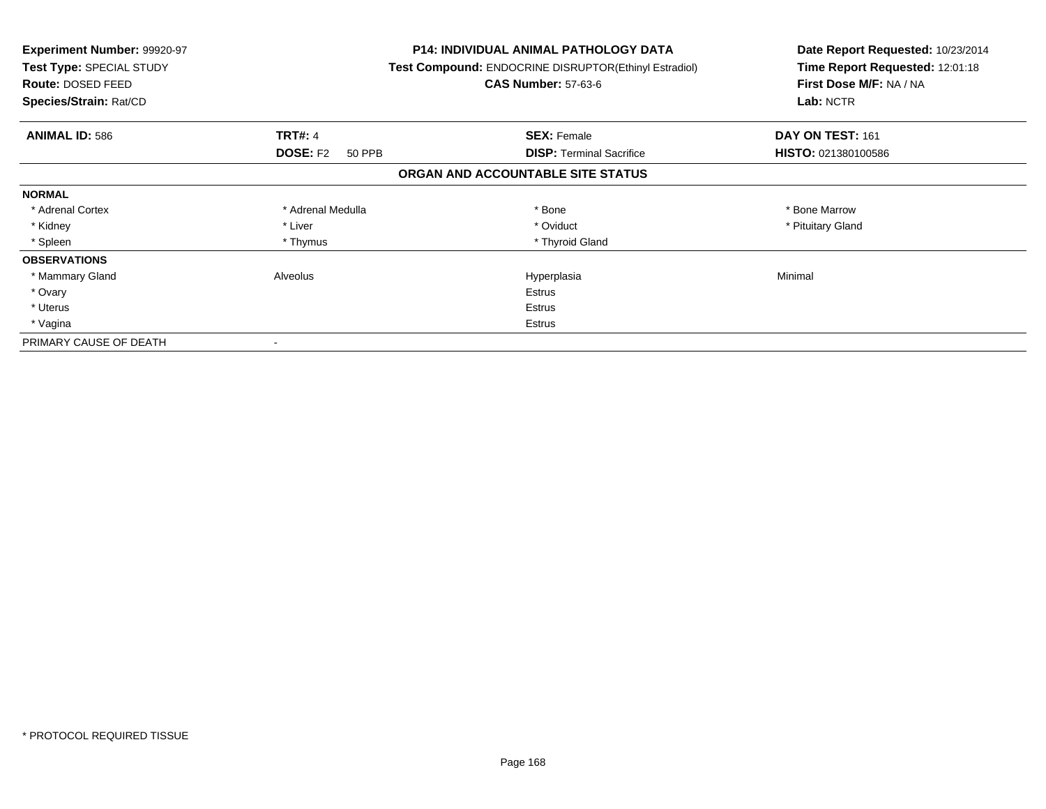| Experiment Number: 99920-97 | P14: INDIVIDUAL ANIMAL PATHOLOGY DATA | Date Report Requested: 10/23/2014 |
|---|---|---|
| Test Type: SPECIAL STUDY | Test Compound: ENDOCRINE DISRUPTOR(Ethinyl Estradiol) | Time Report Requested: 12:01:18 |
| Route: DOSED FEED | CAS Number: 57-63-6 | First Dose M/F: NA / NA |
| Species/Strain: Rat/CD | | Lab: NCTR |

| ANIMAL ID: 586 | TRT#: 4 | SEX: Female | DAY ON TEST: 161 |
|---|---|---|---|
| | DOSE: F2 50 PPB | DISP: Terminal Sacrifice | HISTO: 021380100586 |

## ORGAN AND ACCOUNTABLE SITE STATUS

| | | | |
|---|---|---|---|
| **NORMAL** | | | |
| * Adrenal Cortex | * Adrenal Medulla | * Bone | * Bone Marrow |
| * Kidney | * Liver | * Oviduct | * Pituitary Gland |
| * Spleen | * Thymus | * Thyroid Gland | |
| **OBSERVATIONS** | | | |
| * Mammary Gland | Alveolus | Hyperplasia | Minimal |
| * Ovary | | Estrus | |
| * Uterus | | Estrus | |
| * Vagina | | Estrus | |
| PRIMARY CAUSE OF DEATH | - | | |

* PROTOCOL REQUIRED TISSUE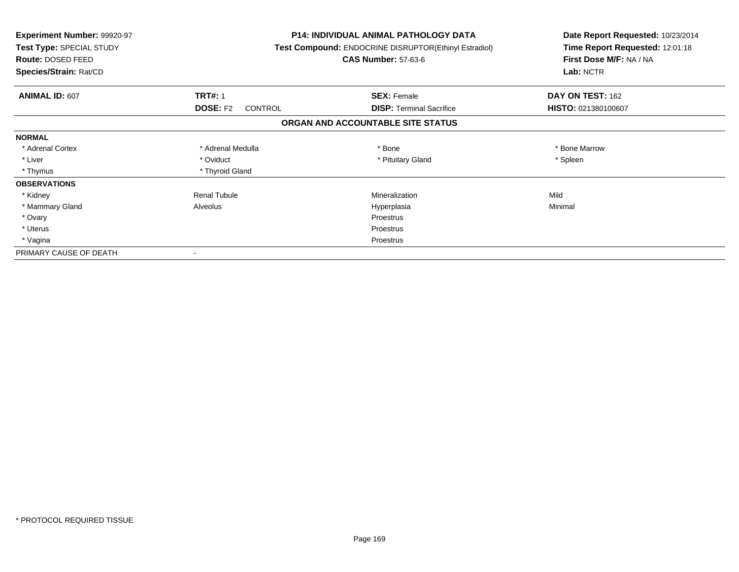**Experiment Number:** 99920-97
**Test Type:** SPECIAL STUDY
**Route:** DOSED FEED
**Species/Strain:** Rat/CD

**P14: INDIVIDUAL ANIMAL PATHOLOGY DATA**
**Test Compound:** ENDOCRINE DISRUPTOR(Ethinyl Estradiol)
**CAS Number:** 57-63-6

**Date Report Requested:** 10/23/2014
**Time Report Requested:** 12:01:18
**First Dose M/F:** NA / NA
**Lab:** NCTR

| **ANIMAL ID:** 607 | **TRT#:** 1 | **SEX:** Female | **DAY ON TEST:** 162 |
|---|---|---|---|
| | **DOSE:** F2 CONTROL | **DISP:** Terminal Sacrifice | **HISTO:** 021380100607 |

## ORGAN AND ACCOUNTABLE SITE STATUS

| | | | |
|---|---|---|---|
| **NORMAL** | | | |
| * Adrenal Cortex | * Adrenal Medulla | * Bone | * Bone Marrow |
| * Liver | * Oviduct | * Pituitary Gland | * Spleen |
| * Thymus | * Thyroid Gland | | |
| **OBSERVATIONS** | | | |
| * Kidney | Renal Tubule | Mineralization | Mild |
| * Mammary Gland | Alveolus | Hyperplasia | Minimal |
| * Ovary | | Proestrus | |
| * Uterus | | Proestrus | |
| * Vagina | | Proestrus | |
| PRIMARY CAUSE OF DEATH | - | | |

* PROTOCOL REQUIRED TISSUE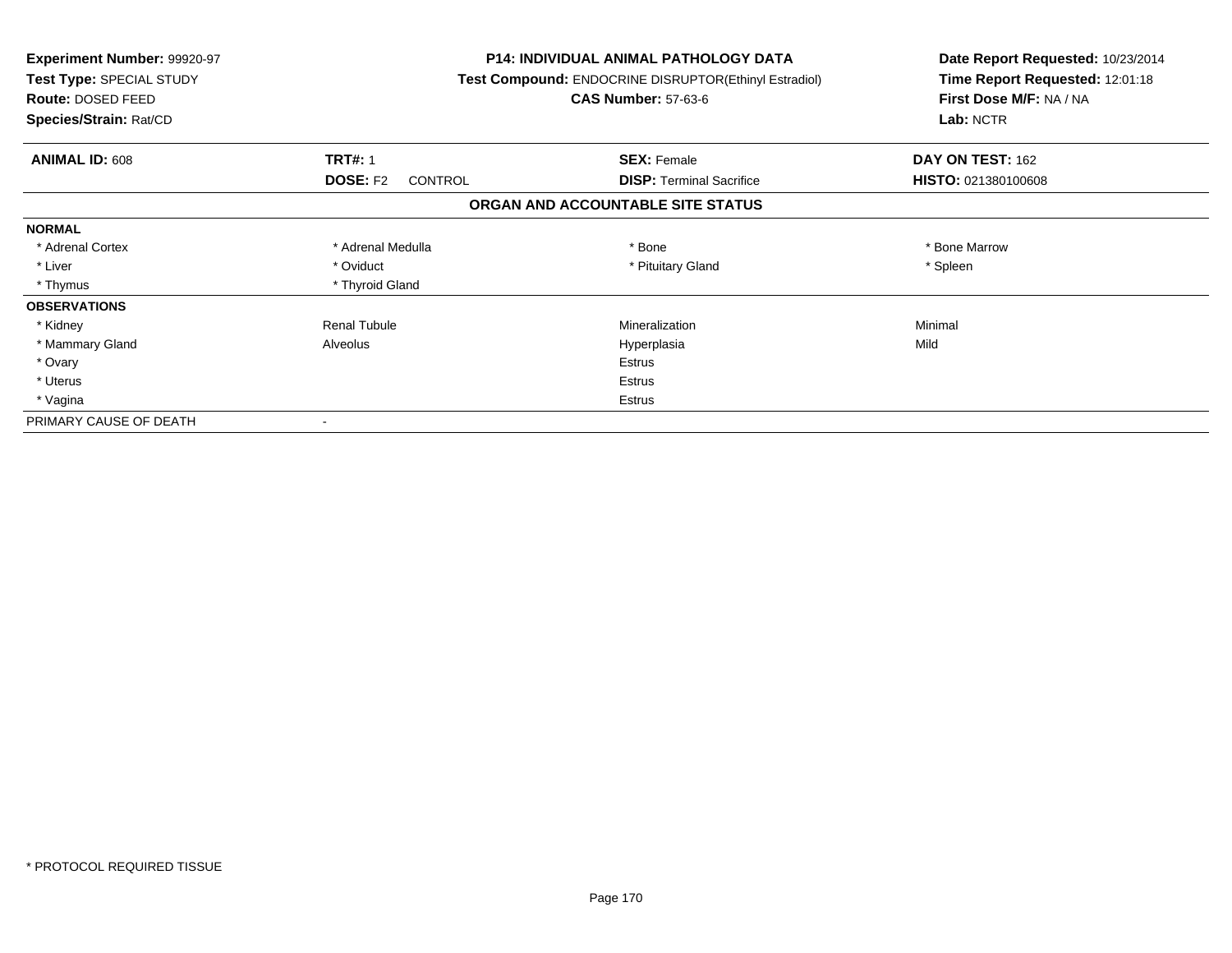**Experiment Number:** 99920-97
**Test Type:** SPECIAL STUDY
**Route:** DOSED FEED
**Species/Strain:** Rat/CD

**P14: INDIVIDUAL ANIMAL PATHOLOGY DATA**
**Test Compound:** ENDOCRINE DISRUPTOR(Ethinyl Estradiol)
**CAS Number:** 57-63-6

**Date Report Requested:** 10/23/2014
**Time Report Requested:** 12:01:18
**First Dose M/F:** NA / NA
**Lab:** NCTR

| **ANIMAL ID:** 608 | **TRT#:** 1 | **SEX:** Female | **DAY ON TEST:** 162 |
|---|---|---|---|
| | **DOSE:** F2 CONTROL | **DISP:** Terminal Sacrifice | **HISTO:** 021380100608 |

## ORGAN AND ACCOUNTABLE SITE STATUS

| | | | |
|---|---|---|---|
| **NORMAL** | | | |
| * Adrenal Cortex | * Adrenal Medulla | * Bone | * Bone Marrow |
| * Liver | * Oviduct | * Pituitary Gland | * Spleen |
| * Thymus | * Thyroid Gland | | |
| **OBSERVATIONS** | | | |
| * Kidney | Renal Tubule | Mineralization | Minimal |
| * Mammary Gland | Alveolus | Hyperplasia | Mild |
| * Ovary | | Estrus | |
| * Uterus | | Estrus | |
| * Vagina | | Estrus | |
| PRIMARY CAUSE OF DEATH | - | | |

* PROTOCOL REQUIRED TISSUE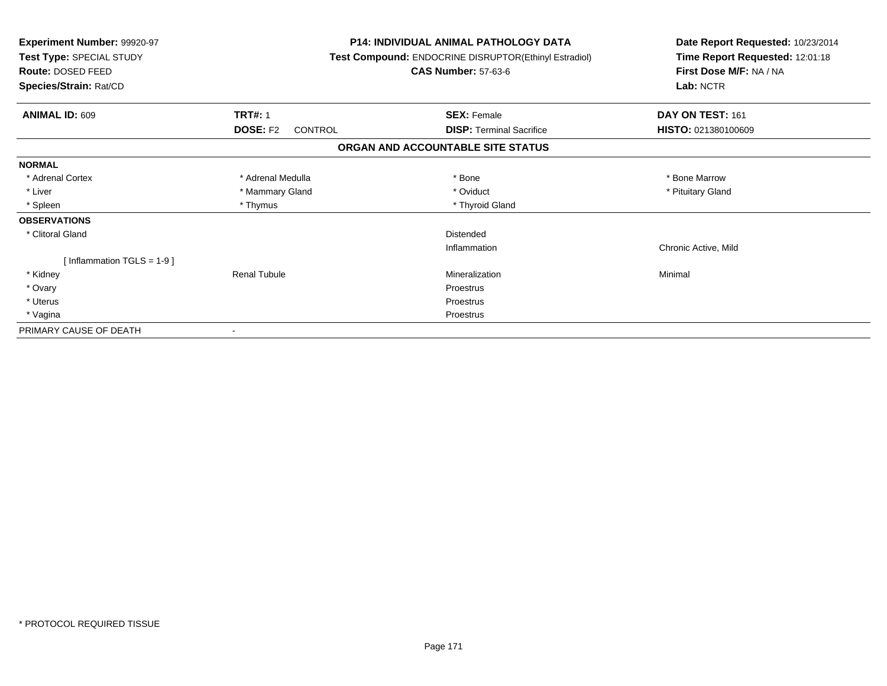**Experiment Number:** 99920-97
**Test Type:** SPECIAL STUDY
**Route:** DOSED FEED
**Species/Strain:** Rat/CD

**P14: INDIVIDUAL ANIMAL PATHOLOGY DATA**
**Test Compound:** ENDOCRINE DISRUPTOR(Ethinyl Estradiol)
**CAS Number:** 57-63-6

**Date Report Requested:** 10/23/2014
**Time Report Requested:** 12:01:18
**First Dose M/F:** NA / NA
**Lab:** NCTR

| **ANIMAL ID:** 609 | **TRT#:** 1 | **SEX:** Female | **DAY ON TEST:** 161 |
|---|---|---|---|
| | **DOSE:** F2 CONTROL | **DISP:** Terminal Sacrifice | **HISTO:** 021380100609 |

### ORGAN AND ACCOUNTABLE SITE STATUS

| | | | |
|---|---|---|---|
| **NORMAL** | | | |
| * Adrenal Cortex | * Adrenal Medulla | * Bone | * Bone Marrow |
| * Liver | * Mammary Gland | * Oviduct | * Pituitary Gland |
| * Spleen | * Thymus | * Thyroid Gland | |
| **OBSERVATIONS** | | | |
| * Clitoral Gland | | Distended | |
| | | Inflammation | Chronic Active, Mild |
| [ Inflammation TGLS = 1-9 ] | | | |
| * Kidney | Renal Tubule | Mineralization | Minimal |
| * Ovary | | Proestrus | |
| * Uterus | | Proestrus | |
| * Vagina | | Proestrus | |
| PRIMARY CAUSE OF DEATH | - | | |

* PROTOCOL REQUIRED TISSUE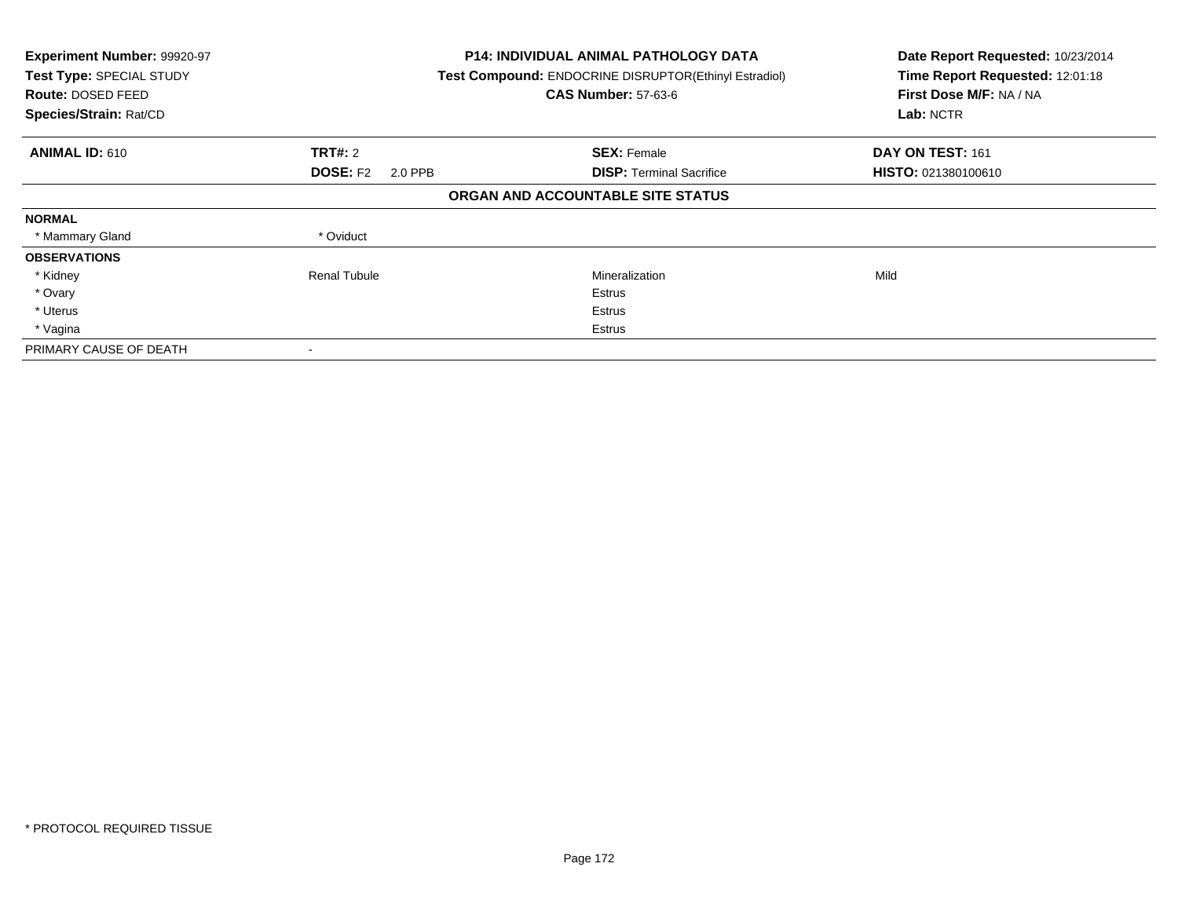| **Experiment Number:** 99920-97 | **P14: INDIVIDUAL ANIMAL PATHOLOGY DATA** | **Date Report Requested:** 10/23/2014 |
|---|---|---|
| **Test Type:** SPECIAL STUDY | **Test Compound:** ENDOCRINE DISRUPTOR(Ethinyl Estradiol) | **Time Report Requested:** 12:01:18 |
| **Route:** DOSED FEED | **CAS Number:** 57-63-6 | **First Dose M/F:** NA / NA |
| **Species/Strain:** Rat/CD | | **Lab:** NCTR |

| **ANIMAL ID:** 610 | **TRT#:** 2 | **SEX:** Female | **DAY ON TEST:** 161 |
|---|---|---|---|
| | **DOSE:** F2 2.0 PPB | **DISP:** Terminal Sacrifice | **HISTO:** 021380100610 |

**ORGAN AND ACCOUNTABLE SITE STATUS**

| | | | |
|---|---|---|---|
| **NORMAL** | | | |
| * Mammary Gland | * Oviduct | | |
| **OBSERVATIONS** | | | |
| * Kidney | Renal Tubule | Mineralization | Mild |
| * Ovary | | Estrus | |
| * Uterus | | Estrus | |
| * Vagina | | Estrus | |
| PRIMARY CAUSE OF DEATH | - | | |

* PROTOCOL REQUIRED TISSUE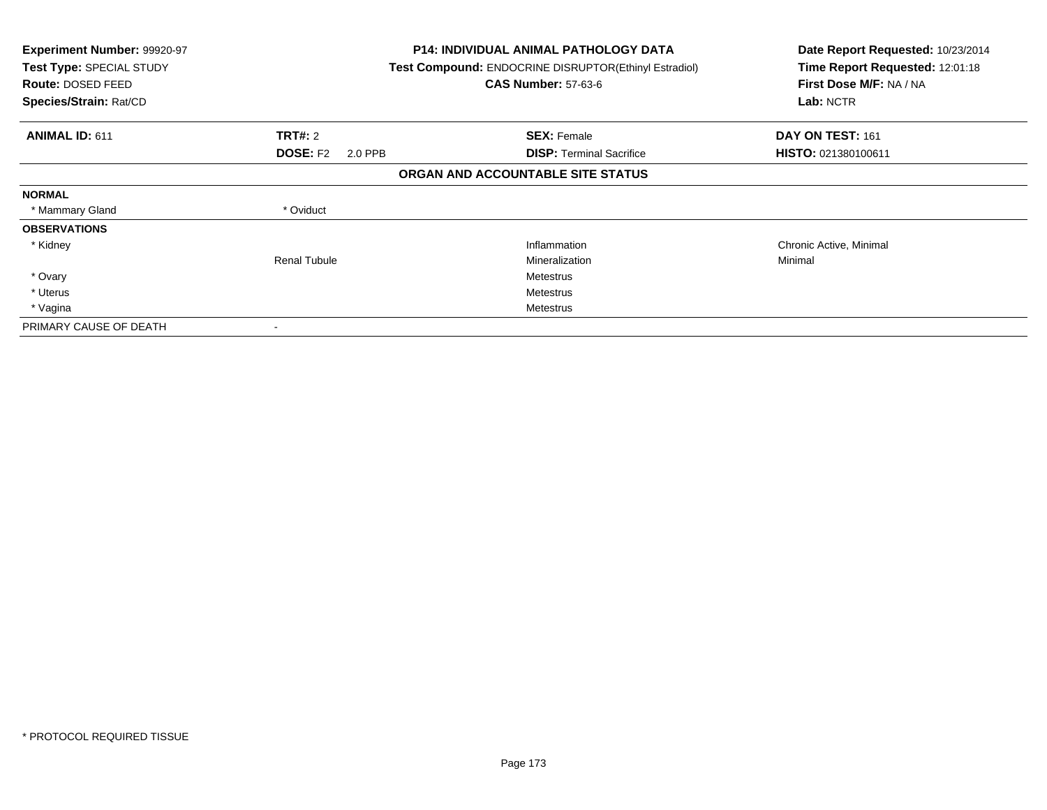**Experiment Number:** 99920-97
**Test Type:** SPECIAL STUDY
**Route:** DOSED FEED
**Species/Strain:** Rat/CD

**P14: INDIVIDUAL ANIMAL PATHOLOGY DATA**
**Test Compound:** ENDOCRINE DISRUPTOR(Ethinyl Estradiol)
**CAS Number:** 57-63-6

**Date Report Requested:** 10/23/2014
**Time Report Requested:** 12:01:18
**First Dose M/F:** NA / NA
**Lab:** NCTR

| **ANIMAL ID:** 611 | **TRT#:** 2 | **SEX:** Female | **DAY ON TEST:** 161 |
|---|---|---|---|
| | **DOSE:** F2 2.0 PPB | **DISP:** Terminal Sacrifice | **HISTO:** 021380100611 |

**ORGAN AND ACCOUNTABLE SITE STATUS**

| | | | |
|---|---|---|---|
| **NORMAL** | | | |
| * Mammary Gland | * Oviduct | | |
| **OBSERVATIONS** | | | |
| * Kidney | | Inflammation | Chronic Active, Minimal |
| | Renal Tubule | Mineralization | Minimal |
| * Ovary | | Metestrus | |
| * Uterus | | Metestrus | |
| * Vagina | | Metestrus | |
| PRIMARY CAUSE OF DEATH | - | | |

* PROTOCOL REQUIRED TISSUE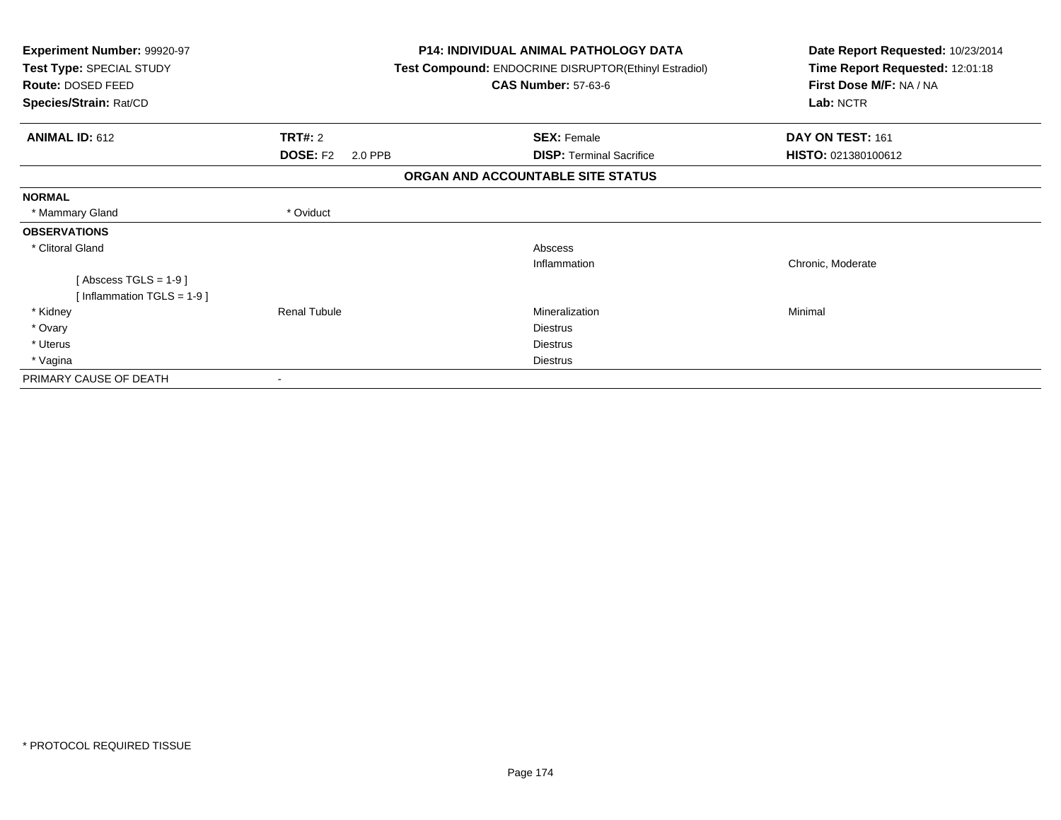**Experiment Number:** 99920-97
**Test Type:** SPECIAL STUDY
**Route:** DOSED FEED
**Species/Strain:** Rat/CD

**P14: INDIVIDUAL ANIMAL PATHOLOGY DATA**
**Test Compound:** ENDOCRINE DISRUPTOR(Ethinyl Estradiol)
**CAS Number:** 57-63-6

**Date Report Requested:** 10/23/2014
**Time Report Requested:** 12:01:18
**First Dose M/F:** NA / NA
**Lab:** NCTR

| **ANIMAL ID:** 612 | **TRT#:** 2 | **SEX:** Female | **DAY ON TEST:** 161 |
|---|---|---|---|
| | **DOSE:** F2 2.0 PPB | **DISP:** Terminal Sacrifice | **HISTO:** 021380100612 |

## ORGAN AND ACCOUNTABLE SITE STATUS

| | | | |
|---|---|---|---|
| **NORMAL** | | | |
| * Mammary Gland | * Oviduct | | |
| **OBSERVATIONS** | | | |
| * Clitoral Gland | | Abscess | |
| | | Inflammation | Chronic, Moderate |
| [ Abscess TGLS = 1-9 ] | | | |
| [ Inflammation TGLS = 1-9 ] | | | |
| * Kidney | Renal Tubule | Mineralization | Minimal |
| * Ovary | | Diestrus | |
| * Uterus | | Diestrus | |
| * Vagina | | Diestrus | |
| PRIMARY CAUSE OF DEATH | - | | |

* PROTOCOL REQUIRED TISSUE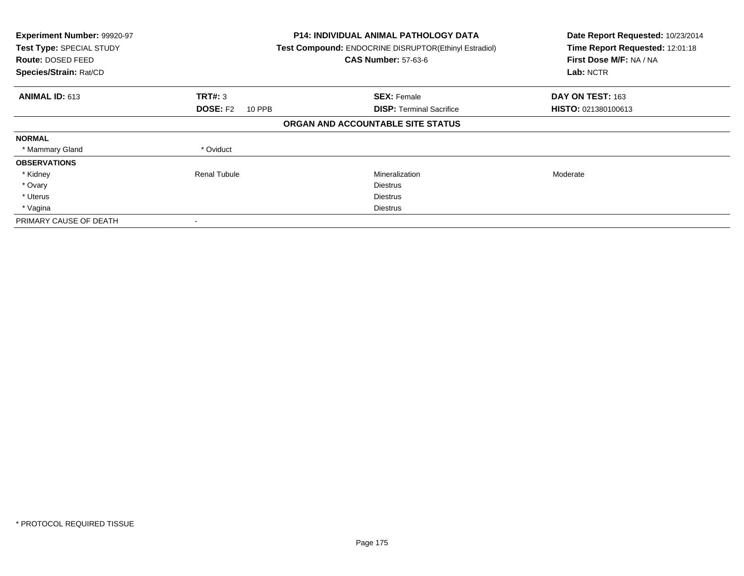**Experiment Number:** 99920-97
**Test Type:** SPECIAL STUDY
**Route:** DOSED FEED
**Species/Strain:** Rat/CD

**P14: INDIVIDUAL ANIMAL PATHOLOGY DATA**
**Test Compound:** ENDOCRINE DISRUPTOR(Ethinyl Estradiol)
**CAS Number:** 57-63-6

**Date Report Requested:** 10/23/2014
**Time Report Requested:** 12:01:18
**First Dose M/F:** NA / NA
**Lab:** NCTR

| **ANIMAL ID:** 613 | **TRT#:** 3 | **SEX:** Female | **DAY ON TEST:** 163 |
|---|---|---|---|
| | **DOSE:** F2 10 PPB | **DISP:** Terminal Sacrifice | **HISTO:** 021380100613 |

**ORGAN AND ACCOUNTABLE SITE STATUS**

| | | | |
|---|---|---|---|
| **NORMAL** | | | |
| * Mammary Gland | * Oviduct | | |
| **OBSERVATIONS** | | | |
| * Kidney | Renal Tubule | Mineralization | Moderate |
| * Ovary | | Diestrus | |
| * Uterus | | Diestrus | |
| * Vagina | | Diestrus | |
| PRIMARY CAUSE OF DEATH | - | | |

* PROTOCOL REQUIRED TISSUE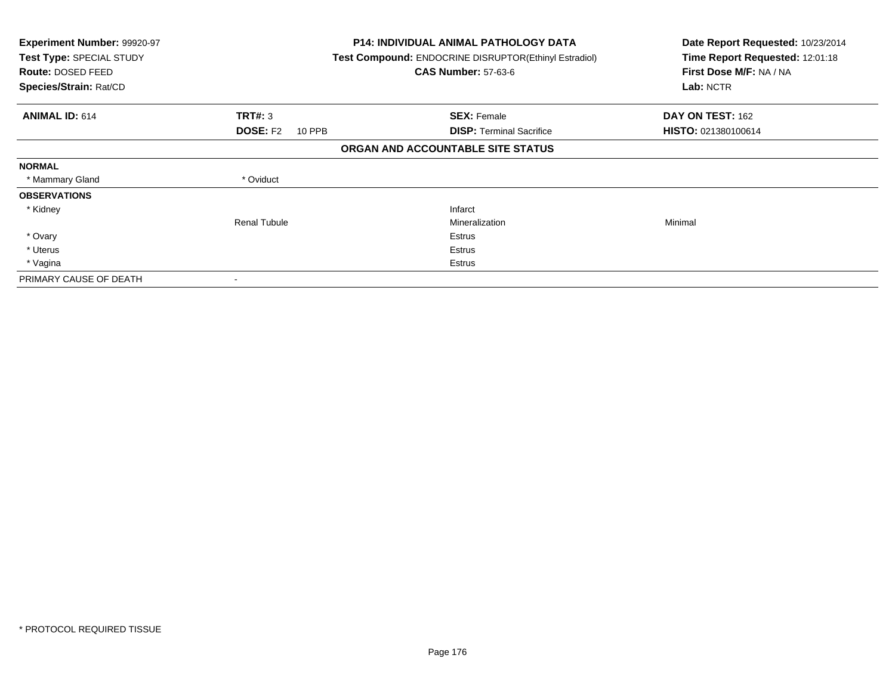**Experiment Number:** 99920-97
**Test Type:** SPECIAL STUDY
**Route:** DOSED FEED
**Species/Strain:** Rat/CD

**P14: INDIVIDUAL ANIMAL PATHOLOGY DATA**
**Test Compound:** ENDOCRINE DISRUPTOR(Ethinyl Estradiol)
**CAS Number:** 57-63-6

**Date Report Requested:** 10/23/2014
**Time Report Requested:** 12:01:18
**First Dose M/F:** NA / NA
**Lab:** NCTR

| **ANIMAL ID:** 614 | **TRT#:** 3 | **SEX:** Female | **DAY ON TEST:** 162 |
|---|---|---|---|
| | **DOSE:** F2 10 PPB | **DISP:** Terminal Sacrifice | **HISTO:** 021380100614 |

**ORGAN AND ACCOUNTABLE SITE STATUS**

| | | | |
|---|---|---|---|
| **NORMAL** | | | |
| * Mammary Gland | * Oviduct | | |
| **OBSERVATIONS** | | | |
| * Kidney | | Infarct | |
| | Renal Tubule | Mineralization | Minimal |
| * Ovary | | Estrus | |
| * Uterus | | Estrus | |
| * Vagina | | Estrus | |
| PRIMARY CAUSE OF DEATH | - | | |

* PROTOCOL REQUIRED TISSUE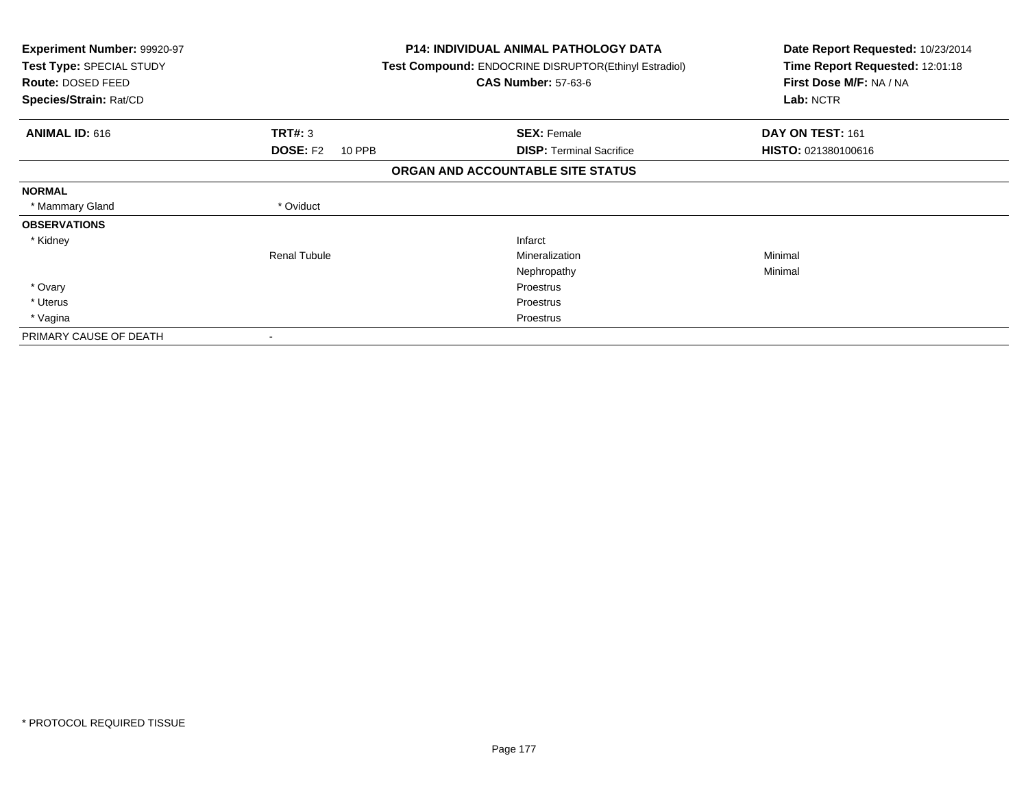**Experiment Number:** 99920-97
**Test Type:** SPECIAL STUDY
**Route:** DOSED FEED
**Species/Strain:** Rat/CD

**P14: INDIVIDUAL ANIMAL PATHOLOGY DATA**
**Test Compound:** ENDOCRINE DISRUPTOR(Ethinyl Estradiol)
**CAS Number:** 57-63-6

**Date Report Requested:** 10/23/2014
**Time Report Requested:** 12:01:18
**First Dose M/F:** NA / NA
**Lab:** NCTR

| **ANIMAL ID:** 616 | **TRT#:** 3 | **SEX:** Female | **DAY ON TEST:** 161 |
|---|---|---|---|
| | **DOSE:** F2 10 PPB | **DISP:** Terminal Sacrifice | **HISTO:** 021380100616 |

**ORGAN AND ACCOUNTABLE SITE STATUS**

| | | | |
|---|---|---|---|
| **NORMAL** | | | |
| * Mammary Gland | * Oviduct | | |
| **OBSERVATIONS** | | | |
| * Kidney | | Infarct | |
| | Renal Tubule | Mineralization | Minimal |
| | | Nephropathy | Minimal |
| * Ovary | | Proestrus | |
| * Uterus | | Proestrus | |
| * Vagina | | Proestrus | |
| PRIMARY CAUSE OF DEATH | - | | |

* PROTOCOL REQUIRED TISSUE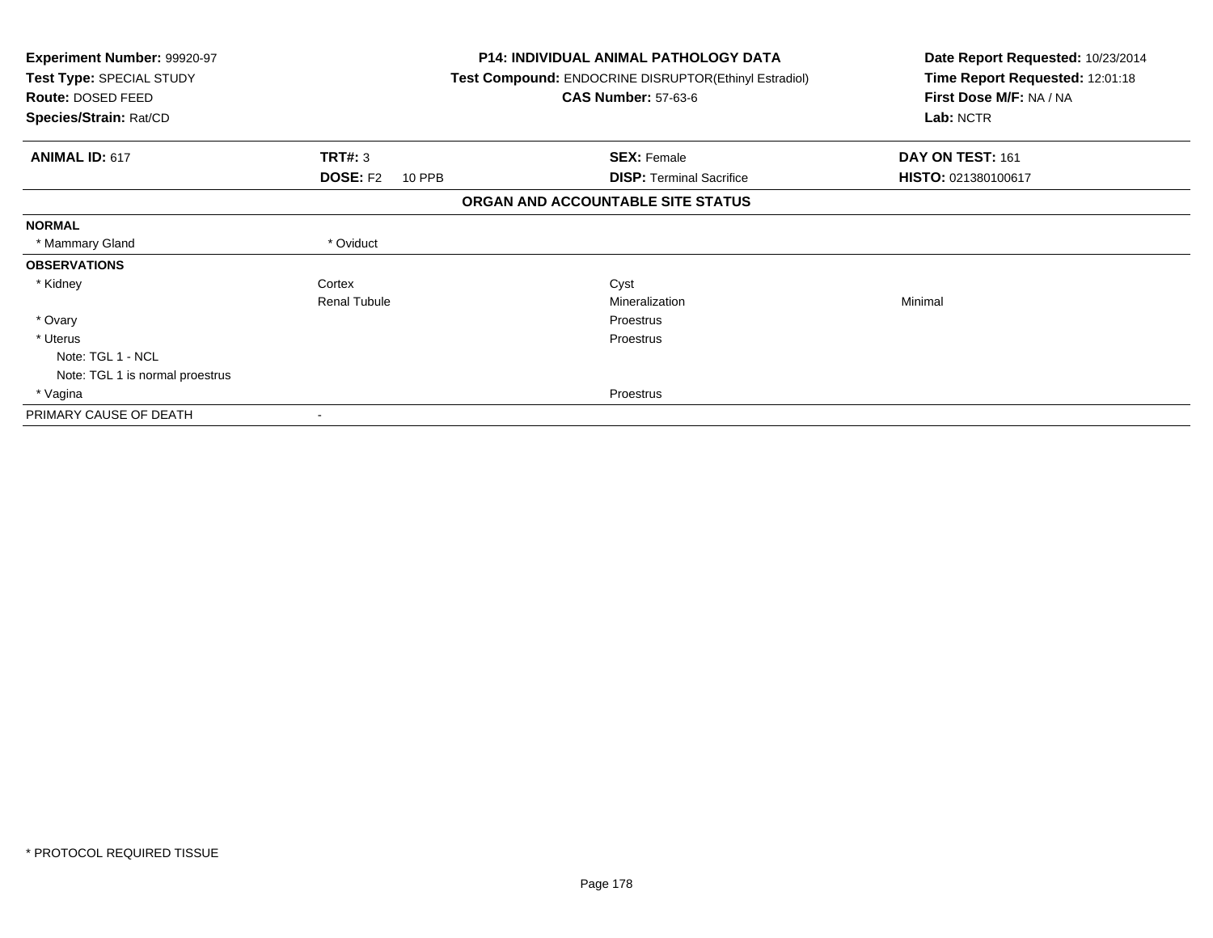**Experiment Number:** 99920-97
**Test Type:** SPECIAL STUDY
**Route:** DOSED FEED
**Species/Strain:** Rat/CD

**P14: INDIVIDUAL ANIMAL PATHOLOGY DATA**
**Test Compound:** ENDOCRINE DISRUPTOR(Ethinyl Estradiol)
**CAS Number:** 57-63-6

**Date Report Requested:** 10/23/2014
**Time Report Requested:** 12:01:18
**First Dose M/F:** NA / NA
**Lab:** NCTR

| **ANIMAL ID:** 617 | **TRT#:** 3 | **SEX:** Female | **DAY ON TEST:** 161 |
|---|---|---|---|
| | **DOSE:** F2 10 PPB | **DISP:** Terminal Sacrifice | **HISTO:** 021380100617 |

## ORGAN AND ACCOUNTABLE SITE STATUS

| | | | |
|---|---|---|---|
| **NORMAL** | | | |
| * Mammary Gland | * Oviduct | | |
| **OBSERVATIONS** | | | |
| * Kidney | Cortex | Cyst | |
| | Renal Tubule | Mineralization | Minimal |
| * Ovary | | Proestrus | |
| * Uterus | | Proestrus | |
| Note: TGL 1 - NCL | | | |
| Note: TGL 1 is normal proestrus | | | |
| * Vagina | | Proestrus | |
| PRIMARY CAUSE OF DEATH | - | | |

\* PROTOCOL REQUIRED TISSUE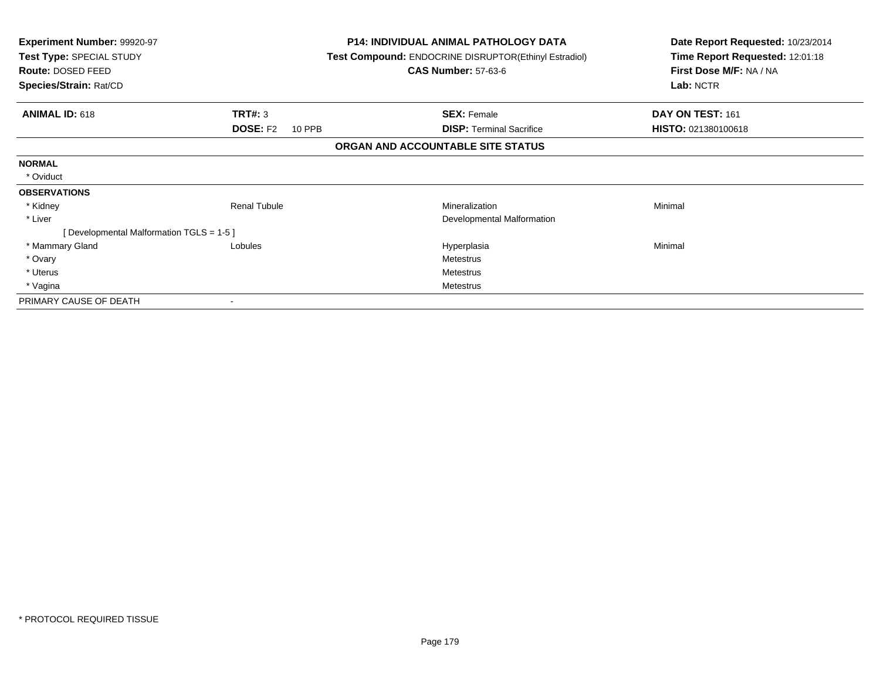**Experiment Number:** 99920-97
**Test Type:** SPECIAL STUDY
**Route:** DOSED FEED
**Species/Strain:** Rat/CD

**P14: INDIVIDUAL ANIMAL PATHOLOGY DATA**
**Test Compound:** ENDOCRINE DISRUPTOR(Ethinyl Estradiol)
**CAS Number:** 57-63-6

**Date Report Requested:** 10/23/2014
**Time Report Requested:** 12:01:18
**First Dose M/F:** NA / NA
**Lab:** NCTR

| **ANIMAL ID:** 618 | **TRT#:** 3 | **SEX:** Female | **DAY ON TEST:** 161 |
|---|---|---|---|
| | **DOSE:** F2 10 PPB | **DISP:** Terminal Sacrifice | **HISTO:** 021380100618 |

**ORGAN AND ACCOUNTABLE SITE STATUS**

| | | | |
|---|---|---|---|
| **NORMAL** | | | |
| * Oviduct | | | |
| **OBSERVATIONS** | | | |
| * Kidney | Renal Tubule | Mineralization | Minimal |
| * Liver | | Developmental Malformation | |
| [ Developmental Malformation TGLS = 1-5 ] | | | |
| * Mammary Gland | Lobules | Hyperplasia | Minimal |
| * Ovary | | Metestrus | |
| * Uterus | | Metestrus | |
| * Vagina | | Metestrus | |
| PRIMARY CAUSE OF DEATH | - | | |

* PROTOCOL REQUIRED TISSUE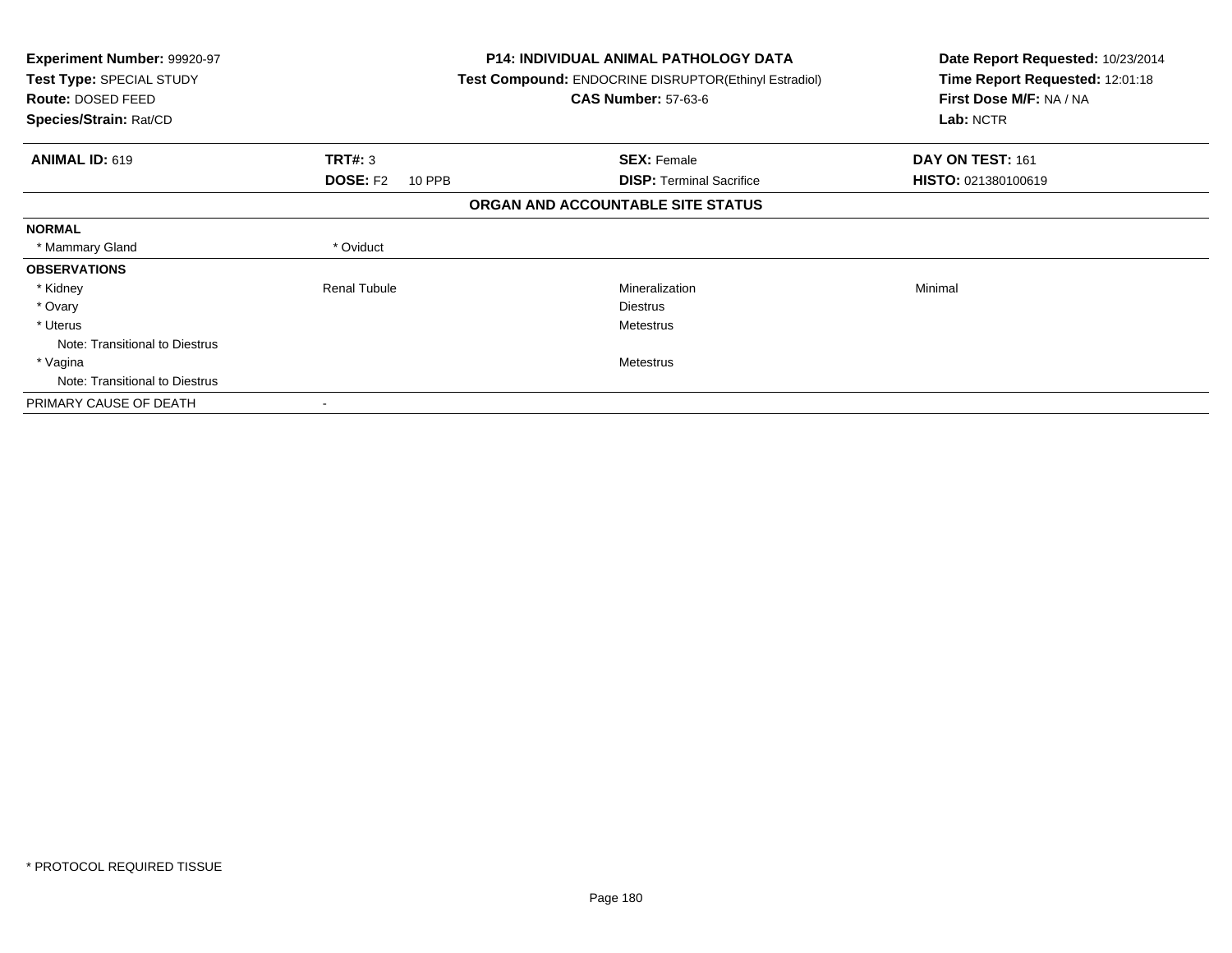| Experiment Number: 99920-97 | P14: INDIVIDUAL ANIMAL PATHOLOGY DATA | Date Report Requested: 10/23/2014 |
|---|---|---|
| Test Type: SPECIAL STUDY | Test Compound: ENDOCRINE DISRUPTOR(Ethinyl Estradiol) | Time Report Requested: 12:01:18 |
| Route: DOSED FEED | CAS Number: 57-63-6 | First Dose M/F: NA / NA |
| Species/Strain: Rat/CD | | Lab: NCTR |

| ANIMAL ID: 619 | TRT#: 3 | SEX: Female | DAY ON TEST: 161 |
|---|---|---|---|
| | DOSE: F2 10 PPB | DISP: Terminal Sacrifice | HISTO: 021380100619 |

**ORGAN AND ACCOUNTABLE SITE STATUS**

| | | | |
|---|---|---|---|
| **NORMAL** | | | |
| * Mammary Gland | * Oviduct | | |
| **OBSERVATIONS** | | | |
| * Kidney | Renal Tubule | Mineralization | Minimal |
| * Ovary | | Diestrus | |
| * Uterus | | Metestrus | |
| Note: Transitional to Diestrus | | | |
| * Vagina | | Metestrus | |
| Note: Transitional to Diestrus | | | |
| PRIMARY CAUSE OF DEATH | - | | |

* PROTOCOL REQUIRED TISSUE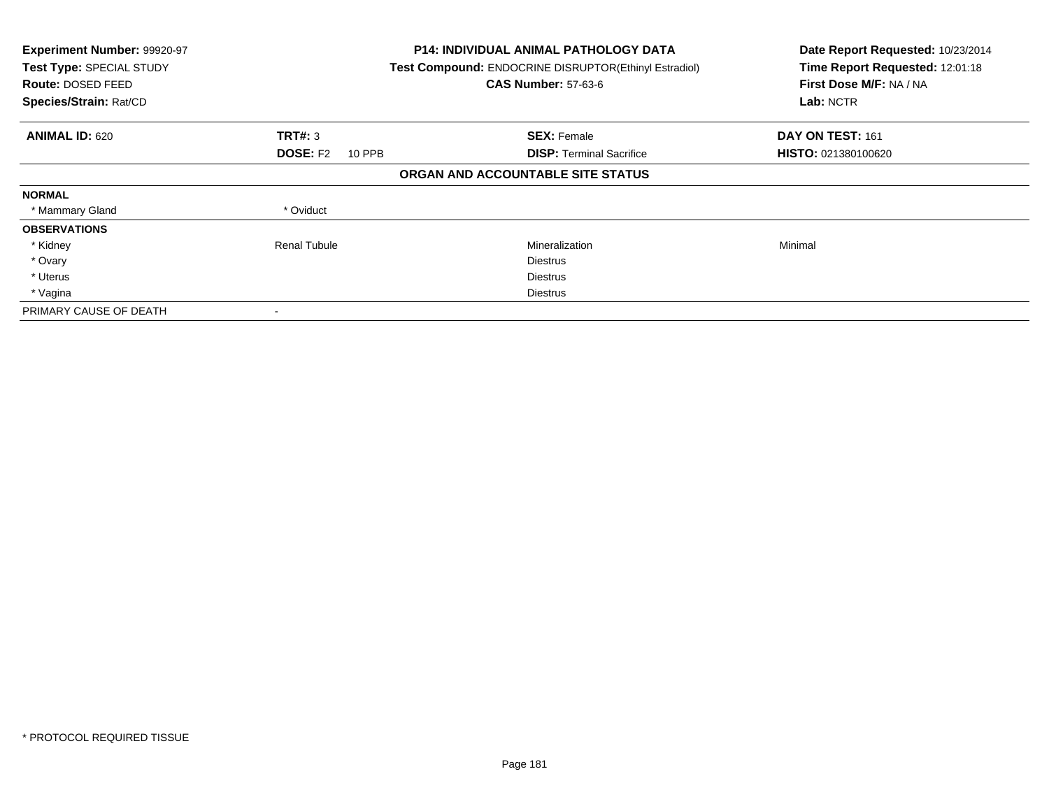**Experiment Number:** 99920-97
**Test Type:** SPECIAL STUDY
**Route:** DOSED FEED
**Species/Strain:** Rat/CD

**P14: INDIVIDUAL ANIMAL PATHOLOGY DATA**
**Test Compound:** ENDOCRINE DISRUPTOR(Ethinyl Estradiol)
**CAS Number:** 57-63-6

**Date Report Requested:** 10/23/2014
**Time Report Requested:** 12:01:18
**First Dose M/F:** NA / NA
**Lab:** NCTR

| **ANIMAL ID:** 620 | **TRT#:** 3 | **SEX:** Female | **DAY ON TEST:** 161 |
|---|---|---|---|
| | **DOSE:** F2 10 PPB | **DISP:** Terminal Sacrifice | **HISTO:** 021380100620 |

## ORGAN AND ACCOUNTABLE SITE STATUS

| | | | |
|---|---|---|---|
| **NORMAL** | | | |
| * Mammary Gland | * Oviduct | | |
| **OBSERVATIONS** | | | |
| * Kidney | Renal Tubule | Mineralization | Minimal |
| * Ovary | | Diestrus | |
| * Uterus | | Diestrus | |
| * Vagina | | Diestrus | |
| PRIMARY CAUSE OF DEATH | - | | |

* PROTOCOL REQUIRED TISSUE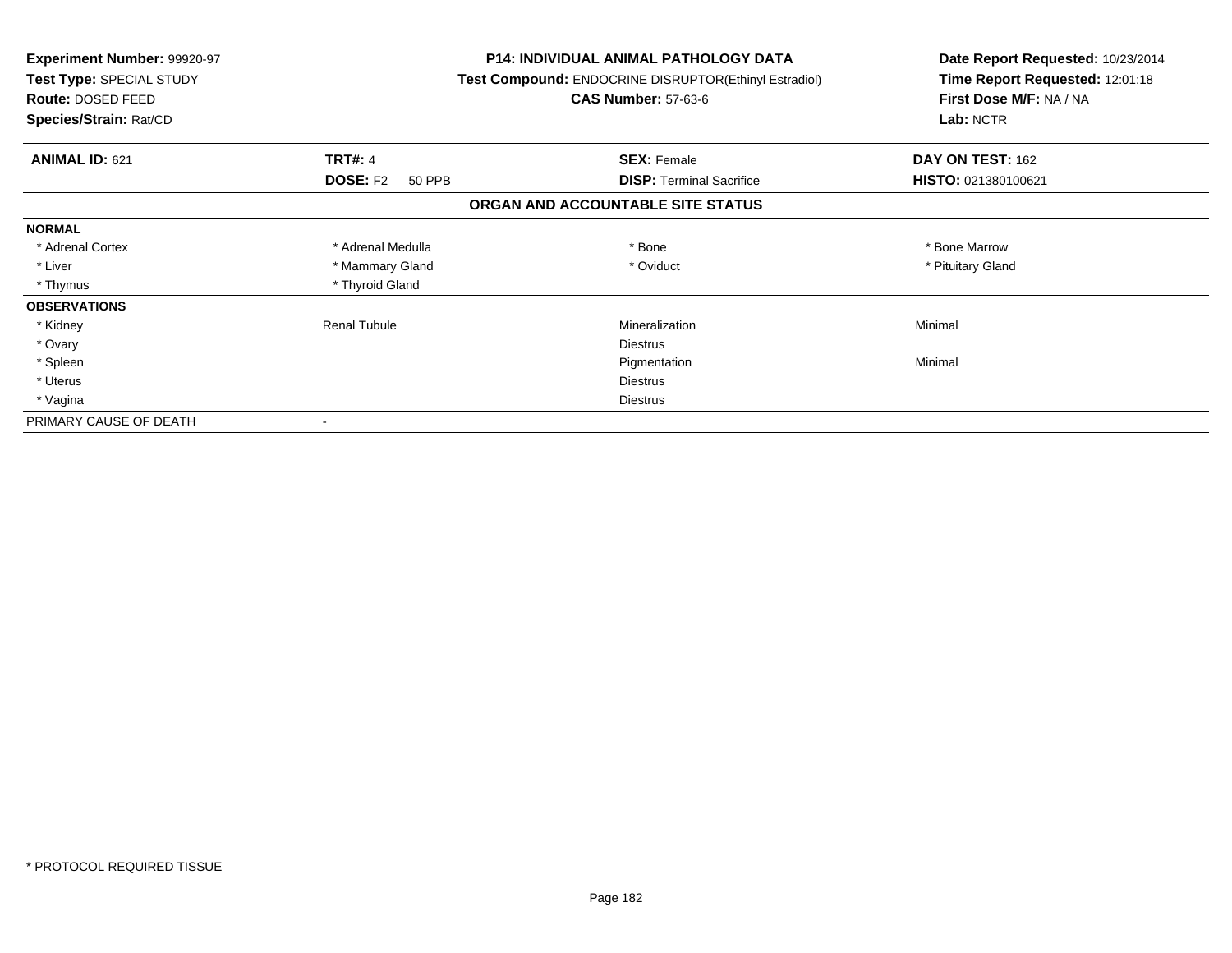**Experiment Number:** 99920-97
**Test Type:** SPECIAL STUDY
**Route:** DOSED FEED
**Species/Strain:** Rat/CD

**P14: INDIVIDUAL ANIMAL PATHOLOGY DATA**
**Test Compound:** ENDOCRINE DISRUPTOR(Ethinyl Estradiol)
**CAS Number:** 57-63-6

**Date Report Requested:** 10/23/2014
**Time Report Requested:** 12:01:18
**First Dose M/F:** NA / NA
**Lab:** NCTR

| **ANIMAL ID:** 621 | **TRT#:** 4 | **SEX:** Female | **DAY ON TEST:** 162 |
|---|---|---|---|
| | **DOSE:** F2 50 PPB | **DISP:** Terminal Sacrifice | **HISTO:** 021380100621 |

## ORGAN AND ACCOUNTABLE SITE STATUS

| | | | |
|---|---|---|---|
| **NORMAL** | | | |
| * Adrenal Cortex | * Adrenal Medulla | * Bone | * Bone Marrow |
| * Liver | * Mammary Gland | * Oviduct | * Pituitary Gland |
| * Thymus | * Thyroid Gland | | |
| **OBSERVATIONS** | | | |
| * Kidney | Renal Tubule | Mineralization | Minimal |
| * Ovary | | Diestrus | |
| * Spleen | | Pigmentation | Minimal |
| * Uterus | | Diestrus | |
| * Vagina | | Diestrus | |
| PRIMARY CAUSE OF DEATH | - | | |

* PROTOCOL REQUIRED TISSUE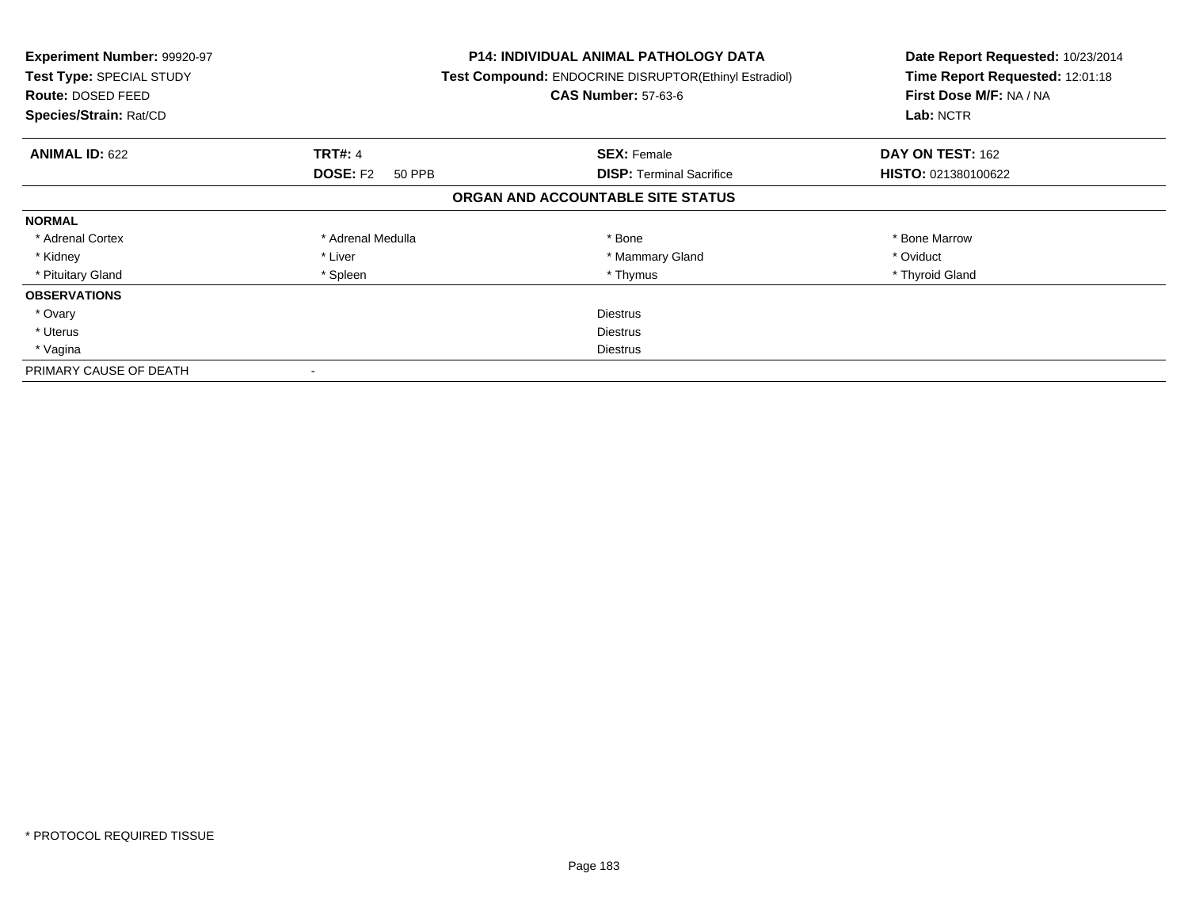**Experiment Number:** 99920-97
**Test Type:** SPECIAL STUDY
**Route:** DOSED FEED
**Species/Strain:** Rat/CD

**P14: INDIVIDUAL ANIMAL PATHOLOGY DATA**
**Test Compound:** ENDOCRINE DISRUPTOR(Ethinyl Estradiol)
**CAS Number:** 57-63-6

**Date Report Requested:** 10/23/2014
**Time Report Requested:** 12:01:18
**First Dose M/F:** NA / NA
**Lab:** NCTR

| **ANIMAL ID:** 622 | **TRT#:** 4 | **SEX:** Female | **DAY ON TEST:** 162 |
|---|---|---|---|
| | **DOSE:** F2 50 PPB | **DISP:** Terminal Sacrifice | **HISTO:** 021380100622 |

## ORGAN AND ACCOUNTABLE SITE STATUS

| **NORMAL** | | | |
|---|---|---|---|
| * Adrenal Cortex | * Adrenal Medulla | * Bone | * Bone Marrow |
| * Kidney | * Liver | * Mammary Gland | * Oviduct |
| * Pituitary Gland | * Spleen | * Thymus | * Thyroid Gland |

| **OBSERVATIONS** | |
|---|---|
| * Ovary | Diestrus |
| * Uterus | Diestrus |
| * Vagina | Diestrus |

PRIMARY CAUSE OF DEATH -

* PROTOCOL REQUIRED TISSUE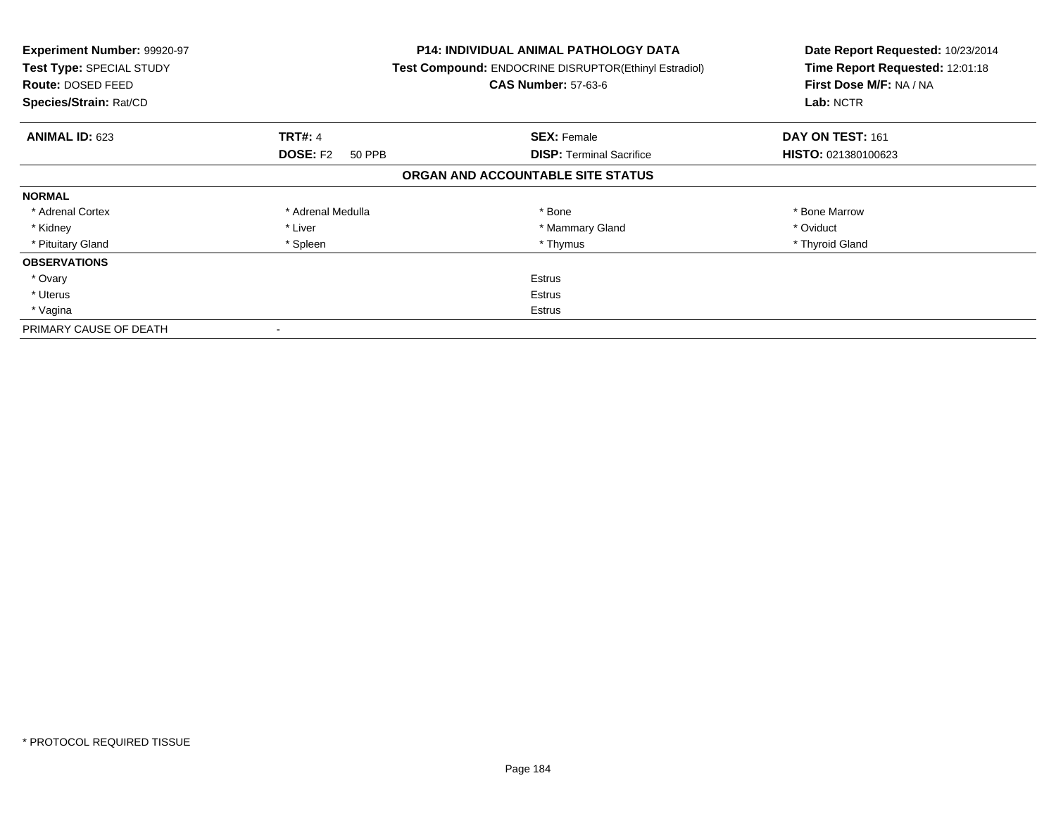| Experiment Number: 99920-97 | P14: INDIVIDUAL ANIMAL PATHOLOGY DATA | Date Report Requested: 10/23/2014 |
|---|---|---|
| Test Type: SPECIAL STUDY | Test Compound: ENDOCRINE DISRUPTOR(Ethinyl Estradiol) | Time Report Requested: 12:01:18 |
| Route: DOSED FEED | CAS Number: 57-63-6 | First Dose M/F: NA / NA |
| Species/Strain: Rat/CD | | Lab: NCTR |

| ANIMAL ID: 623 | TRT#: 4 | SEX: Female | DAY ON TEST: 161 |
|---|---|---|---|
| | DOSE: F2 50 PPB | DISP: Terminal Sacrifice | HISTO: 021380100623 |

**ORGAN AND ACCOUNTABLE SITE STATUS**

| NORMAL | | | |
|---|---|---|---|
| * Adrenal Cortex | * Adrenal Medulla | * Bone | * Bone Marrow |
| * Kidney | * Liver | * Mammary Gland | * Oviduct |
| * Pituitary Gland | * Spleen | * Thymus | * Thyroid Gland |

| OBSERVATIONS | |
|---|---|
| * Ovary | Estrus |
| * Uterus | Estrus |
| * Vagina | Estrus |

PRIMARY CAUSE OF DEATH -

* PROTOCOL REQUIRED TISSUE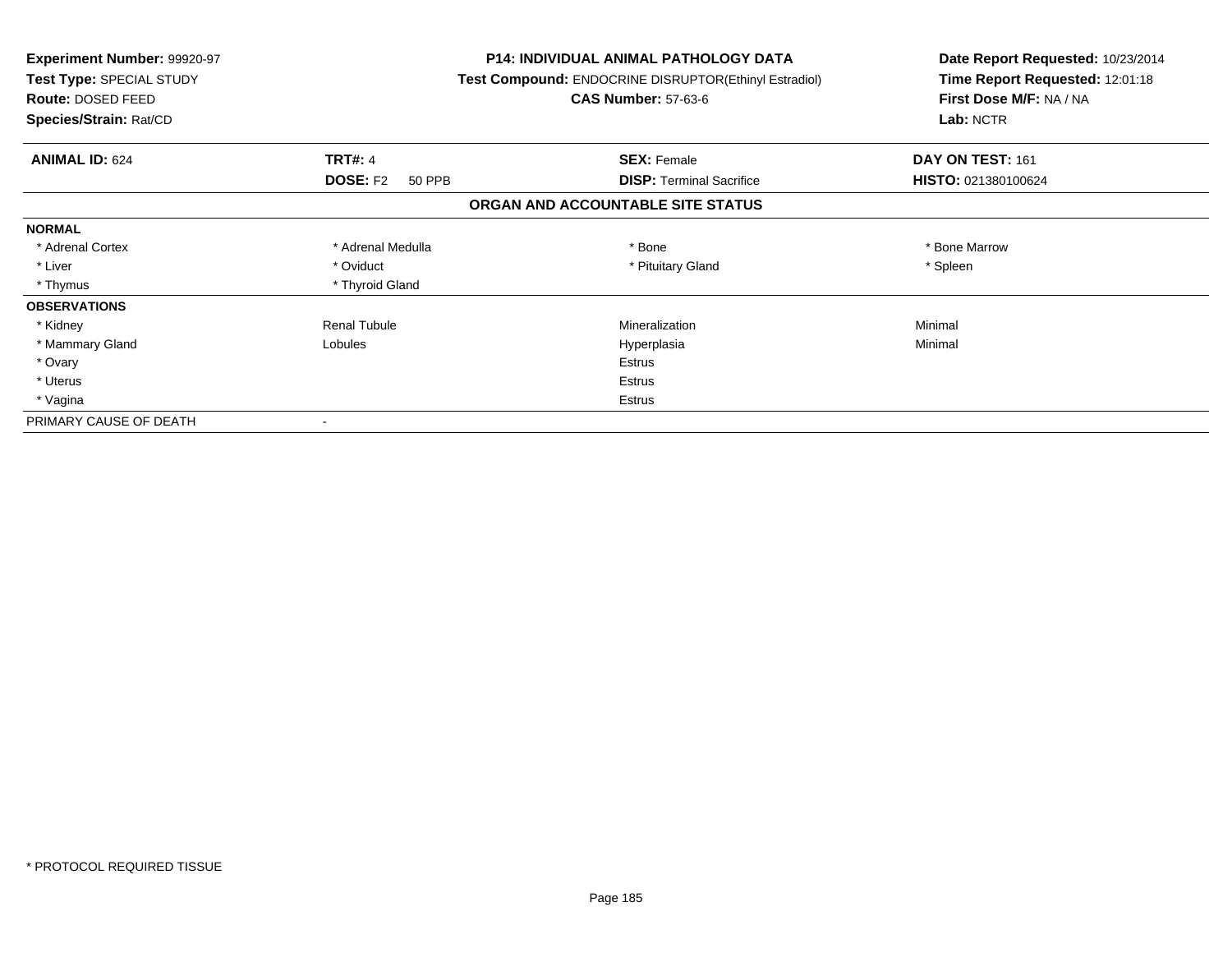**Experiment Number:** 99920-97
**Test Type:** SPECIAL STUDY
**Route:** DOSED FEED
**Species/Strain:** Rat/CD

**P14: INDIVIDUAL ANIMAL PATHOLOGY DATA**
**Test Compound:** ENDOCRINE DISRUPTOR(Ethinyl Estradiol)
**CAS Number:** 57-63-6

**Date Report Requested:** 10/23/2014
**Time Report Requested:** 12:01:18
**First Dose M/F:** NA / NA
**Lab:** NCTR

| **ANIMAL ID:** 624 | **TRT#:** 4 | **SEX:** Female | **DAY ON TEST:** 161 |
|---|---|---|---|
| | **DOSE:** F2 50 PPB | **DISP:** Terminal Sacrifice | **HISTO:** 021380100624 |

## ORGAN AND ACCOUNTABLE SITE STATUS

| | | | |
|---|---|---|---|
| **NORMAL** | | | |
| * Adrenal Cortex | * Adrenal Medulla | * Bone | * Bone Marrow |
| * Liver | * Oviduct | * Pituitary Gland | * Spleen |
| * Thymus | * Thyroid Gland | | |
| **OBSERVATIONS** | | | |
| * Kidney | Renal Tubule | Mineralization | Minimal |
| * Mammary Gland | Lobules | Hyperplasia | Minimal |
| * Ovary | | Estrus | |
| * Uterus | | Estrus | |
| * Vagina | | Estrus | |
| PRIMARY CAUSE OF DEATH | - | | |

* PROTOCOL REQUIRED TISSUE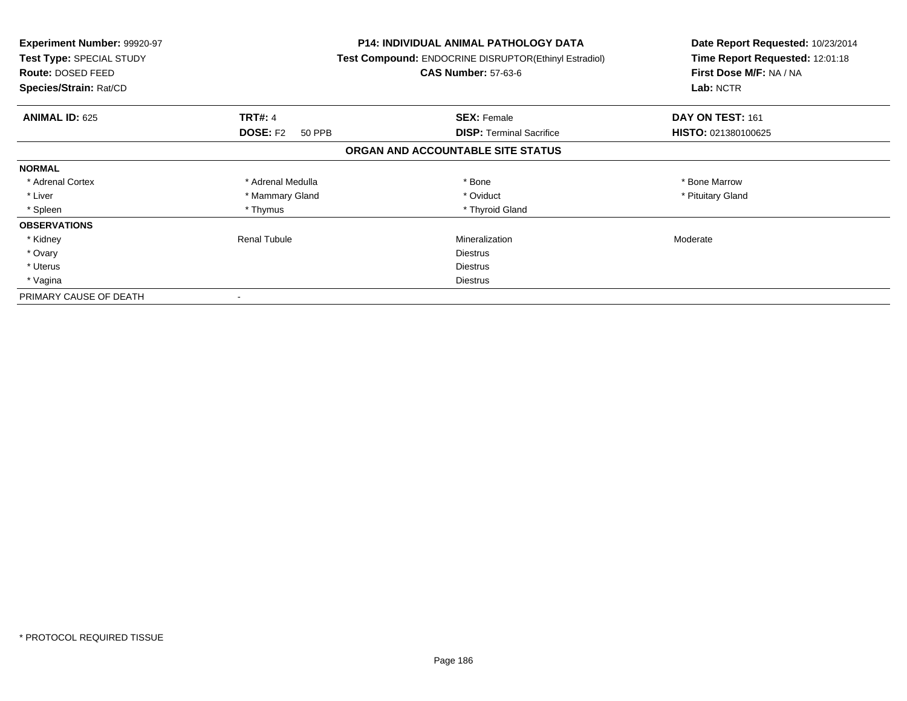**Experiment Number:** 99920-97
**Test Type:** SPECIAL STUDY
**Route:** DOSED FEED
**Species/Strain:** Rat/CD

**P14: INDIVIDUAL ANIMAL PATHOLOGY DATA**
**Test Compound:** ENDOCRINE DISRUPTOR(Ethinyl Estradiol)
**CAS Number:** 57-63-6

**Date Report Requested:** 10/23/2014
**Time Report Requested:** 12:01:18
**First Dose M/F:** NA / NA
**Lab:** NCTR

| **ANIMAL ID:** 625 | **TRT#:** 4 | **SEX:** Female | **DAY ON TEST:** 161 |
|---|---|---|---|
| | **DOSE:** F2 50 PPB | **DISP:** Terminal Sacrifice | **HISTO:** 021380100625 |

## ORGAN AND ACCOUNTABLE SITE STATUS

| | | | |
|---|---|---|---|
| **NORMAL** | | | |
| * Adrenal Cortex | * Adrenal Medulla | * Bone | * Bone Marrow |
| * Liver | * Mammary Gland | * Oviduct | * Pituitary Gland |
| * Spleen | * Thymus | * Thyroid Gland | |
| **OBSERVATIONS** | | | |
| * Kidney | Renal Tubule | Mineralization | Moderate |
| * Ovary | | Diestrus | |
| * Uterus | | Diestrus | |
| * Vagina | | Diestrus | |
| PRIMARY CAUSE OF DEATH | - | | |

* PROTOCOL REQUIRED TISSUE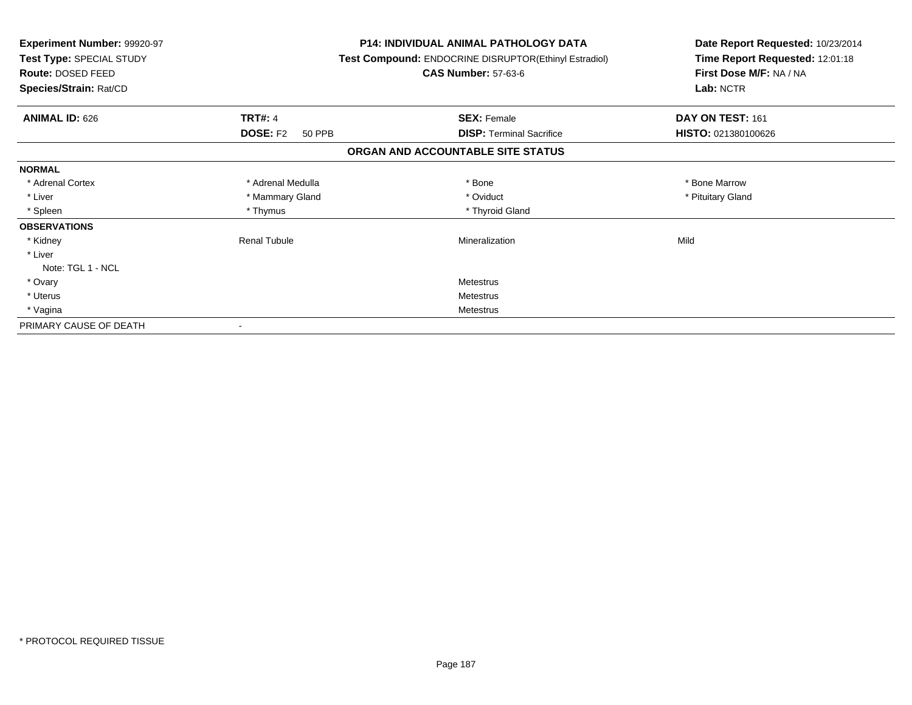**Experiment Number:** 99920-97
**Test Type:** SPECIAL STUDY
**Route:** DOSED FEED
**Species/Strain:** Rat/CD

**P14: INDIVIDUAL ANIMAL PATHOLOGY DATA**
**Test Compound:** ENDOCRINE DISRUPTOR(Ethinyl Estradiol)
**CAS Number:** 57-63-6

**Date Report Requested:** 10/23/2014
**Time Report Requested:** 12:01:18
**First Dose M/F:** NA / NA
**Lab:** NCTR

| **ANIMAL ID:** 626 | **TRT#:** 4 | **SEX:** Female | **DAY ON TEST:** 161 |
|---|---|---|---|
| | **DOSE:** F2 50 PPB | **DISP:** Terminal Sacrifice | **HISTO:** 021380100626 |

## ORGAN AND ACCOUNTABLE SITE STATUS

| | | | |
|---|---|---|---|
| **NORMAL** | | | |
| * Adrenal Cortex | * Adrenal Medulla | * Bone | * Bone Marrow |
| * Liver | * Mammary Gland | * Oviduct | * Pituitary Gland |
| * Spleen | * Thymus | * Thyroid Gland | |
| **OBSERVATIONS** | | | |
| * Kidney | Renal Tubule | Mineralization | Mild |
| * Liver | | | |
| Note: TGL 1 - NCL | | | |
| * Ovary | | Metestrus | |
| * Uterus | | Metestrus | |
| * Vagina | | Metestrus | |
| PRIMARY CAUSE OF DEATH | - | | |

* PROTOCOL REQUIRED TISSUE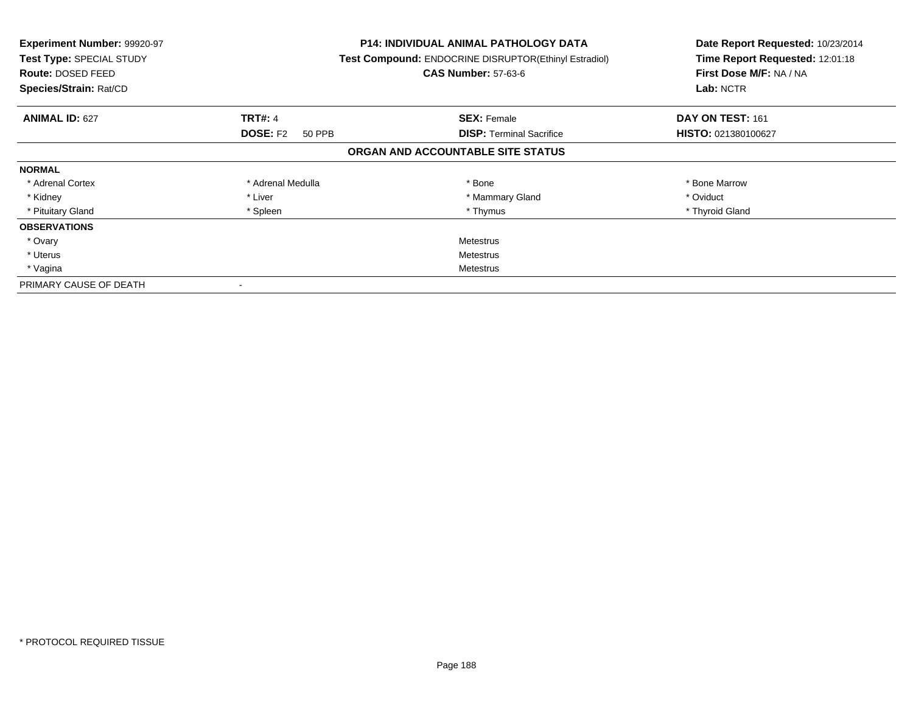**Experiment Number:** 99920-97
**Test Type:** SPECIAL STUDY
**Route:** DOSED FEED
**Species/Strain:** Rat/CD

**P14: INDIVIDUAL ANIMAL PATHOLOGY DATA**
**Test Compound:** ENDOCRINE DISRUPTOR(Ethinyl Estradiol)
**CAS Number:** 57-63-6

**Date Report Requested:** 10/23/2014
**Time Report Requested:** 12:01:18
**First Dose M/F:** NA / NA
**Lab:** NCTR

| **ANIMAL ID:** 627 | **TRT#:** 4 | **SEX:** Female | **DAY ON TEST:** 161 |
|---|---|---|---|
| | **DOSE:** F2 50 PPB | **DISP:** Terminal Sacrifice | **HISTO:** 021380100627 |

**ORGAN AND ACCOUNTABLE SITE STATUS**

| | | | |
|---|---|---|---|
| **NORMAL** | | | |
| * Adrenal Cortex | * Adrenal Medulla | * Bone | * Bone Marrow |
| * Kidney | * Liver | * Mammary Gland | * Oviduct |
| * Pituitary Gland | * Spleen | * Thymus | * Thyroid Gland |
| **OBSERVATIONS** | | | |
| * Ovary | | Metestrus | |
| * Uterus | | Metestrus | |
| * Vagina | | Metestrus | |
| PRIMARY CAUSE OF DEATH | - | | |

* PROTOCOL REQUIRED TISSUE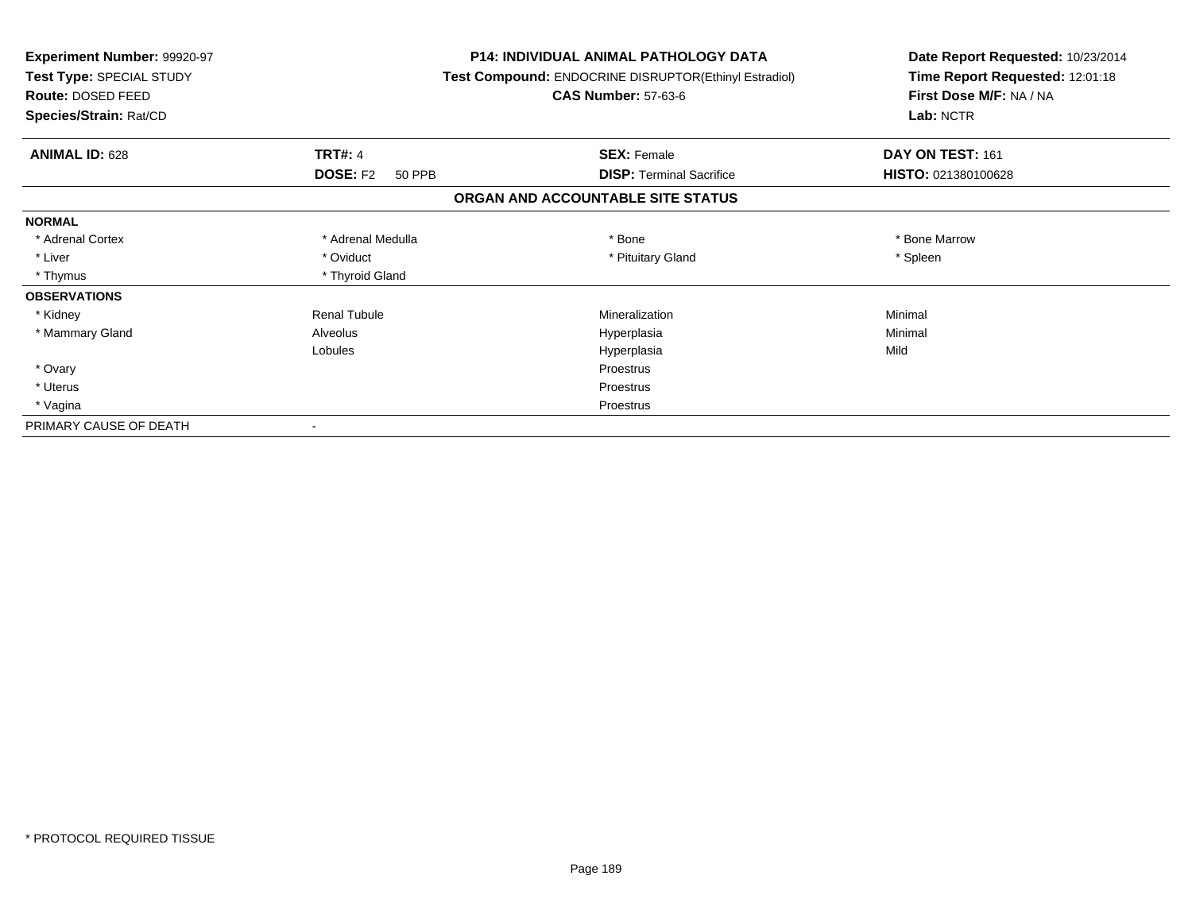**Experiment Number:** 99920-97
**Test Type:** SPECIAL STUDY
**Route:** DOSED FEED
**Species/Strain:** Rat/CD

**P14: INDIVIDUAL ANIMAL PATHOLOGY DATA**
**Test Compound:** ENDOCRINE DISRUPTOR(Ethinyl Estradiol)
**CAS Number:** 57-63-6

**Date Report Requested:** 10/23/2014
**Time Report Requested:** 12:01:18
**First Dose M/F:** NA / NA
**Lab:** NCTR

| **ANIMAL ID:** 628 | **TRT#:** 4 | **SEX:** Female | **DAY ON TEST:** 161 |
|---|---|---|---|
| | **DOSE:** F2 50 PPB | **DISP:** Terminal Sacrifice | **HISTO:** 021380100628 |

## ORGAN AND ACCOUNTABLE SITE STATUS

| | | | |
|---|---|---|---|
| **NORMAL** | | | |
| * Adrenal Cortex | * Adrenal Medulla | * Bone | * Bone Marrow |
| * Liver | * Oviduct | * Pituitary Gland | * Spleen |
| * Thymus | * Thyroid Gland | | |
| **OBSERVATIONS** | | | |
| * Kidney | Renal Tubule | Mineralization | Minimal |
| * Mammary Gland | Alveolus | Hyperplasia | Minimal |
| | Lobules | Hyperplasia | Mild |
| * Ovary | | Proestrus | |
| * Uterus | | Proestrus | |
| * Vagina | | Proestrus | |
| PRIMARY CAUSE OF DEATH | - | | |

* PROTOCOL REQUIRED TISSUE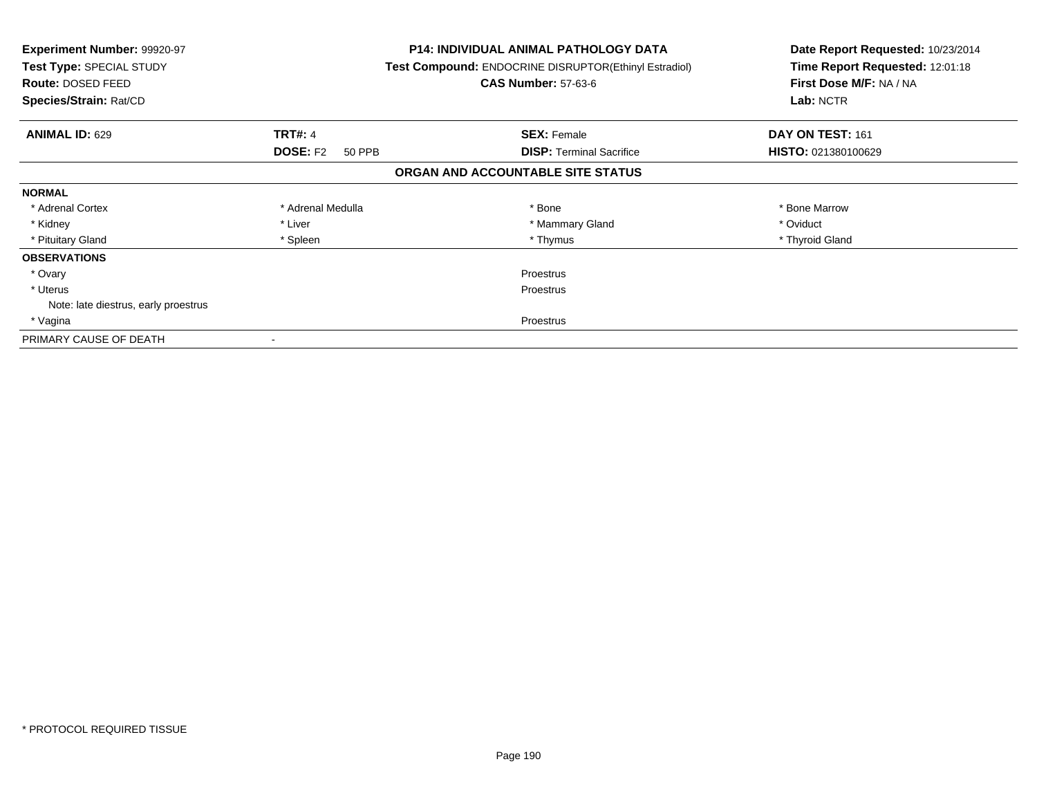**Experiment Number:** 99920-97
**Test Type:** SPECIAL STUDY
**Route:** DOSED FEED
**Species/Strain:** Rat/CD

**P14: INDIVIDUAL ANIMAL PATHOLOGY DATA**
**Test Compound:** ENDOCRINE DISRUPTOR(Ethinyl Estradiol)
**CAS Number:** 57-63-6

**Date Report Requested:** 10/23/2014
**Time Report Requested:** 12:01:18
**First Dose M/F:** NA / NA
**Lab:** NCTR

| **ANIMAL ID:** 629 | **TRT#:** 4 | **SEX:** Female | **DAY ON TEST:** 161 |
|---|---|---|---|
| | **DOSE:** F2 50 PPB | **DISP:** Terminal Sacrifice | **HISTO:** 021380100629 |

## ORGAN AND ACCOUNTABLE SITE STATUS

| | | | |
|---|---|---|---|
| **NORMAL** | | | |
| * Adrenal Cortex | * Adrenal Medulla | * Bone | * Bone Marrow |
| * Kidney | * Liver | * Mammary Gland | * Oviduct |
| * Pituitary Gland | * Spleen | * Thymus | * Thyroid Gland |
| **OBSERVATIONS** | | | |
| * Ovary | | Proestrus | |
| * Uterus | | Proestrus | |
| Note: late diestrus, early proestrus | | | |
| * Vagina | | Proestrus | |
| PRIMARY CAUSE OF DEATH | - | | |

* PROTOCOL REQUIRED TISSUE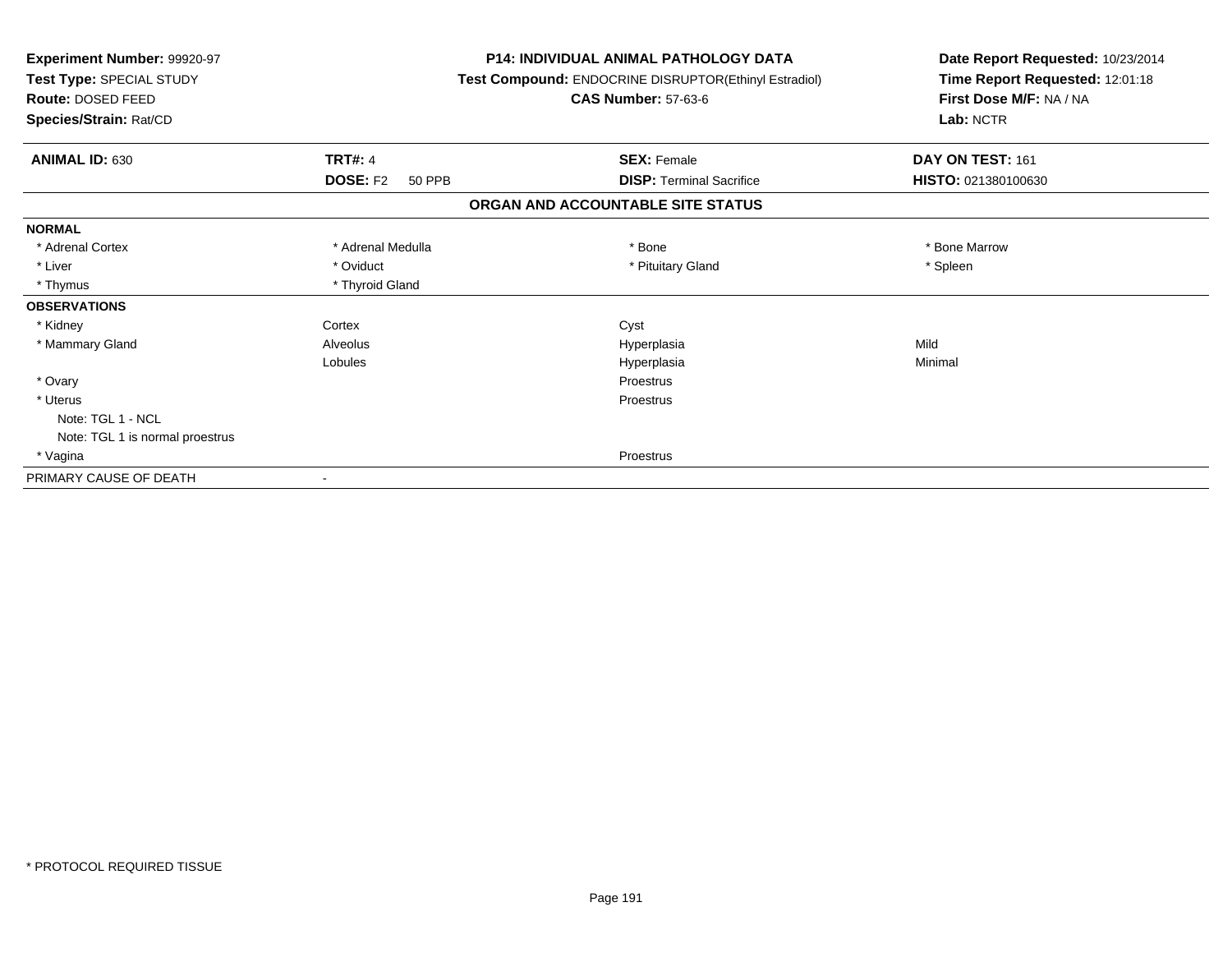**Experiment Number:** 99920-97
**Test Type:** SPECIAL STUDY
**Route:** DOSED FEED
**Species/Strain:** Rat/CD

**P14: INDIVIDUAL ANIMAL PATHOLOGY DATA**
**Test Compound:** ENDOCRINE DISRUPTOR(Ethinyl Estradiol)
**CAS Number:** 57-63-6

**Date Report Requested:** 10/23/2014
**Time Report Requested:** 12:01:18
**First Dose M/F:** NA / NA
**Lab:** NCTR

| **ANIMAL ID:** 630 | **TRT#:** 4 | **SEX:** Female | **DAY ON TEST:** 161 |
|---|---|---|---|
| | **DOSE:** F2 50 PPB | **DISP:** Terminal Sacrifice | **HISTO:** 021380100630 |

## ORGAN AND ACCOUNTABLE SITE STATUS

| | | | |
|---|---|---|---|
| **NORMAL** | | | |
| * Adrenal Cortex | * Adrenal Medulla | * Bone | * Bone Marrow |
| * Liver | * Oviduct | * Pituitary Gland | * Spleen |
| * Thymus | * Thyroid Gland | | |
| **OBSERVATIONS** | | | |
| * Kidney | Cortex | Cyst | |
| * Mammary Gland | Alveolus | Hyperplasia | Mild |
| | Lobules | Hyperplasia | Minimal |
| * Ovary | | Proestrus | |
| * Uterus | | Proestrus | |
| Note: TGL 1 - NCL | | | |
| Note: TGL 1 is normal proestrus | | | |
| * Vagina | | Proestrus | |
| PRIMARY CAUSE OF DEATH | - | | |

* PROTOCOL REQUIRED TISSUE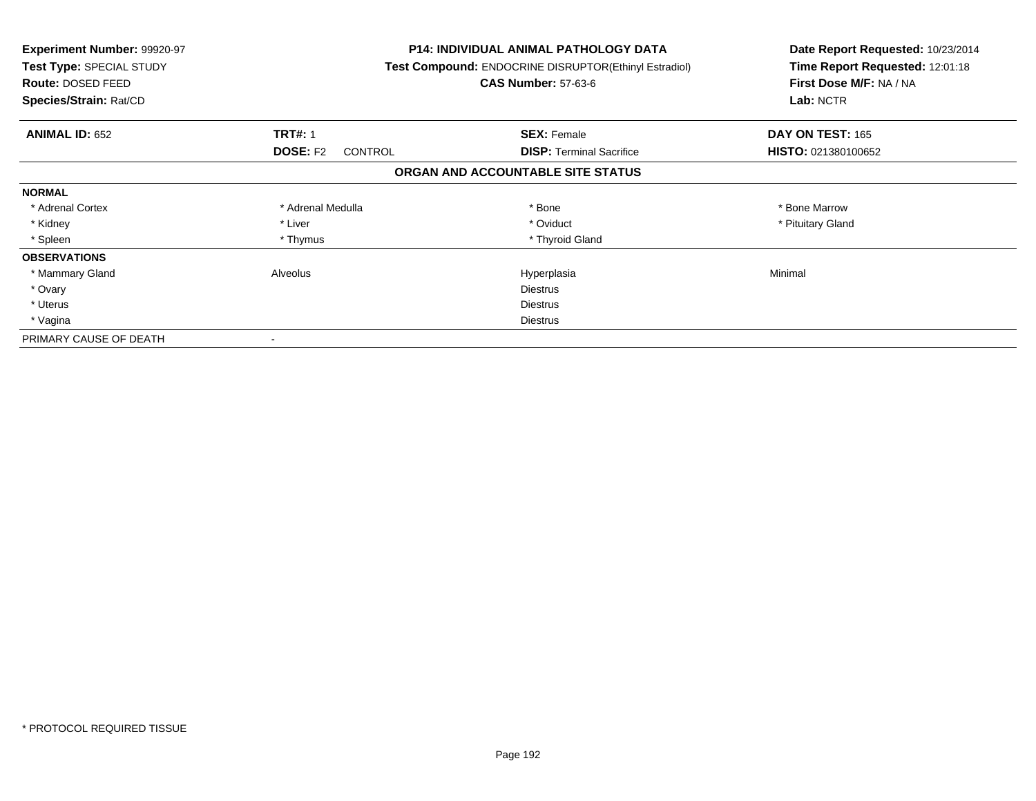| | | | |
|---|---|---|---|
| **Experiment Number:** 99920-97 | **P14: INDIVIDUAL ANIMAL PATHOLOGY DATA** | | **Date Report Requested:** 10/23/2014 |
| **Test Type:** SPECIAL STUDY | **Test Compound:** ENDOCRINE DISRUPTOR(Ethinyl Estradiol) | | **Time Report Requested:** 12:01:18 |
| **Route:** DOSED FEED | **CAS Number:** 57-63-6 | | **First Dose M/F:** NA / NA |
| **Species/Strain:** Rat/CD | | | **Lab:** NCTR |

| **ANIMAL ID:** 652 | **TRT#:** 1 | **SEX:** Female | **DAY ON TEST:** 165 |
|---|---|---|---|
| | **DOSE:** F2 CONTROL | **DISP:** Terminal Sacrifice | **HISTO:** 021380100652 |

## ORGAN AND ACCOUNTABLE SITE STATUS

| | | | |
|---|---|---|---|
| **NORMAL** | | | |
| * Adrenal Cortex | * Adrenal Medulla | * Bone | * Bone Marrow |
| * Kidney | * Liver | * Oviduct | * Pituitary Gland |
| * Spleen | * Thymus | * Thyroid Gland | |
| **OBSERVATIONS** | | | |
| * Mammary Gland | Alveolus | Hyperplasia | Minimal |
| * Ovary | | Diestrus | |
| * Uterus | | Diestrus | |
| * Vagina | | Diestrus | |
| PRIMARY CAUSE OF DEATH | - | | |

* PROTOCOL REQUIRED TISSUE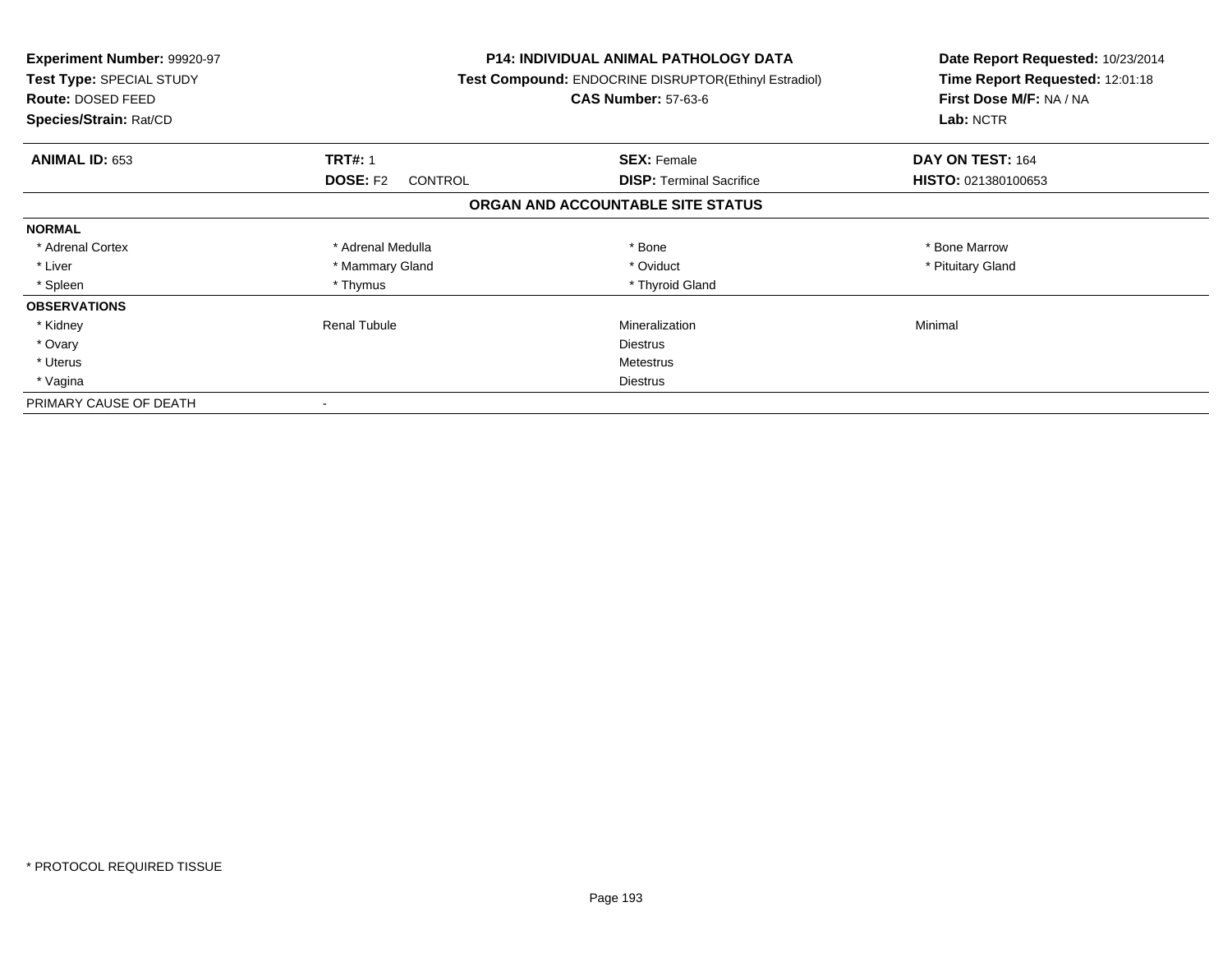**Experiment Number:** 99920-97
**Test Type:** SPECIAL STUDY
**Route:** DOSED FEED
**Species/Strain:** Rat/CD

**P14: INDIVIDUAL ANIMAL PATHOLOGY DATA**
**Test Compound:** ENDOCRINE DISRUPTOR(Ethinyl Estradiol)
**CAS Number:** 57-63-6

**Date Report Requested:** 10/23/2014
**Time Report Requested:** 12:01:18
**First Dose M/F:** NA / NA
**Lab:** NCTR

| **ANIMAL ID:** 653 | **TRT#:** 1 | **SEX:** Female | **DAY ON TEST:** 164 |
|---|---|---|---|
| | **DOSE:** F2 CONTROL | **DISP:** Terminal Sacrifice | **HISTO:** 021380100653 |

## ORGAN AND ACCOUNTABLE SITE STATUS

| | | | |
|---|---|---|---|
| **NORMAL** | | | |
| * Adrenal Cortex | * Adrenal Medulla | * Bone | * Bone Marrow |
| * Liver | * Mammary Gland | * Oviduct | * Pituitary Gland |
| * Spleen | * Thymus | * Thyroid Gland | |
| **OBSERVATIONS** | | | |
| * Kidney | Renal Tubule | Mineralization | Minimal |
| * Ovary | | Diestrus | |
| * Uterus | | Metestrus | |
| * Vagina | | Diestrus | |
| PRIMARY CAUSE OF DEATH | - | | |

* PROTOCOL REQUIRED TISSUE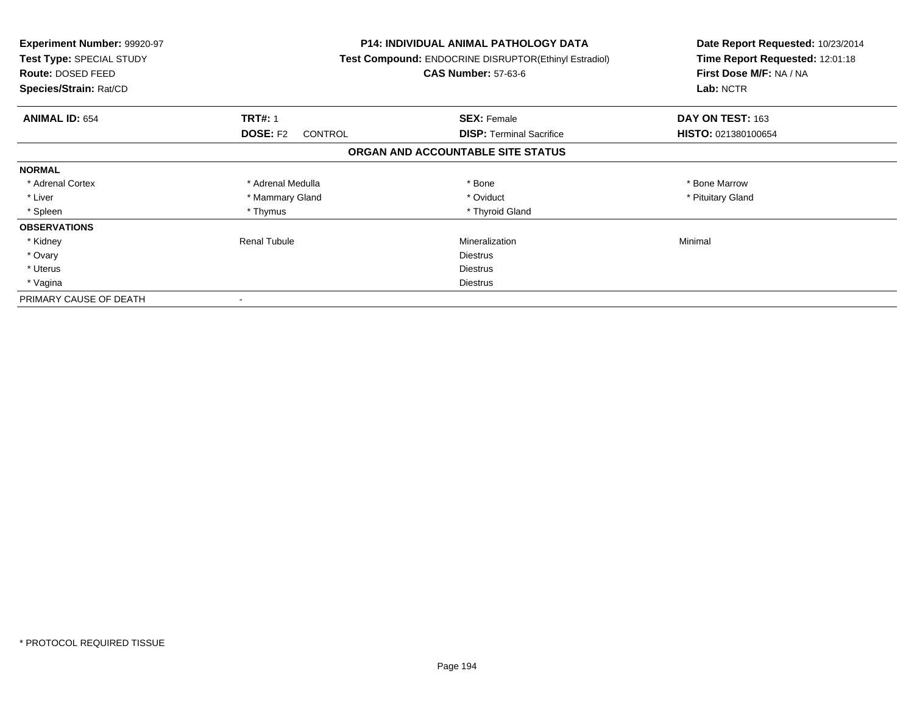**Experiment Number:** 99920-97
**Test Type:** SPECIAL STUDY
**Route:** DOSED FEED
**Species/Strain:** Rat/CD

**P14: INDIVIDUAL ANIMAL PATHOLOGY DATA**
**Test Compound:** ENDOCRINE DISRUPTOR(Ethinyl Estradiol)
**CAS Number:** 57-63-6

**Date Report Requested:** 10/23/2014
**Time Report Requested:** 12:01:18
**First Dose M/F:** NA / NA
**Lab:** NCTR

| **ANIMAL ID:** 654 | **TRT#:** 1 | **SEX:** Female | **DAY ON TEST:** 163 |
|---|---|---|---|
| | **DOSE:** F2 CONTROL | **DISP:** Terminal Sacrifice | **HISTO:** 021380100654 |

**ORGAN AND ACCOUNTABLE SITE STATUS**

| | | | |
|---|---|---|---|
| **NORMAL** | | | |
| * Adrenal Cortex | * Adrenal Medulla | * Bone | * Bone Marrow |
| * Liver | * Mammary Gland | * Oviduct | * Pituitary Gland |
| * Spleen | * Thymus | * Thyroid Gland | |
| **OBSERVATIONS** | | | |
| * Kidney | Renal Tubule | Mineralization | Minimal |
| * Ovary | | Diestrus | |
| * Uterus | | Diestrus | |
| * Vagina | | Diestrus | |
| PRIMARY CAUSE OF DEATH | - | | |

\* PROTOCOL REQUIRED TISSUE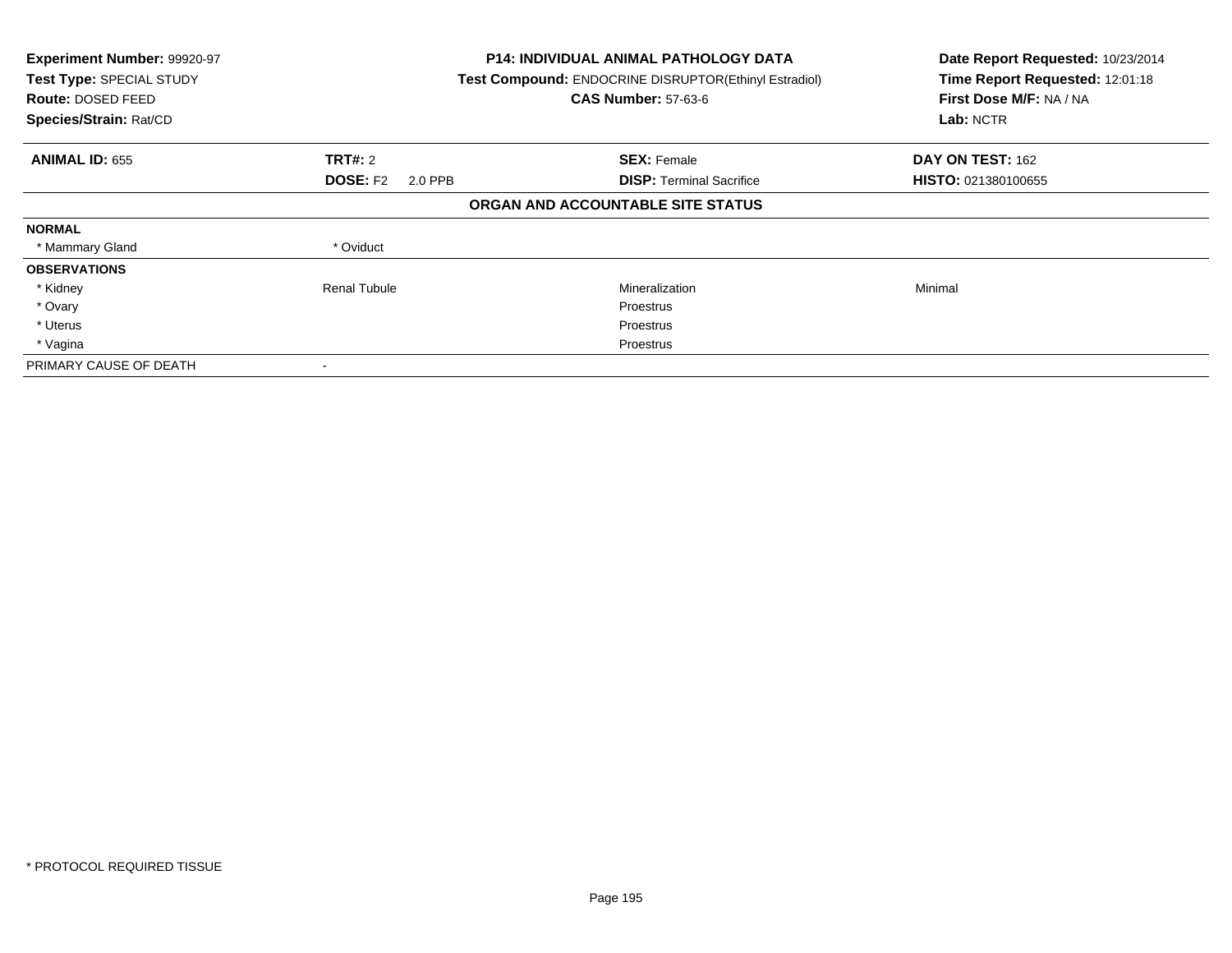**Experiment Number:** 99920-97
**Test Type:** SPECIAL STUDY
**Route:** DOSED FEED
**Species/Strain:** Rat/CD

**P14: INDIVIDUAL ANIMAL PATHOLOGY DATA**
**Test Compound:** ENDOCRINE DISRUPTOR(Ethinyl Estradiol)
**CAS Number:** 57-63-6

**Date Report Requested:** 10/23/2014
**Time Report Requested:** 12:01:18
**First Dose M/F:** NA / NA
**Lab:** NCTR

| **ANIMAL ID:** 655 | **TRT#:** 2 | **SEX:** Female | **DAY ON TEST:** 162 |
|---|---|---|---|
| | **DOSE:** F2 2.0 PPB | **DISP:** Terminal Sacrifice | **HISTO:** 021380100655 |

## ORGAN AND ACCOUNTABLE SITE STATUS

| | | | |
|---|---|---|---|
| **NORMAL** | | | |
| * Mammary Gland | * Oviduct | | |
| **OBSERVATIONS** | | | |
| * Kidney | Renal Tubule | Mineralization | Minimal |
| * Ovary | | Proestrus | |
| * Uterus | | Proestrus | |
| * Vagina | | Proestrus | |
| PRIMARY CAUSE OF DEATH | - | | |

* PROTOCOL REQUIRED TISSUE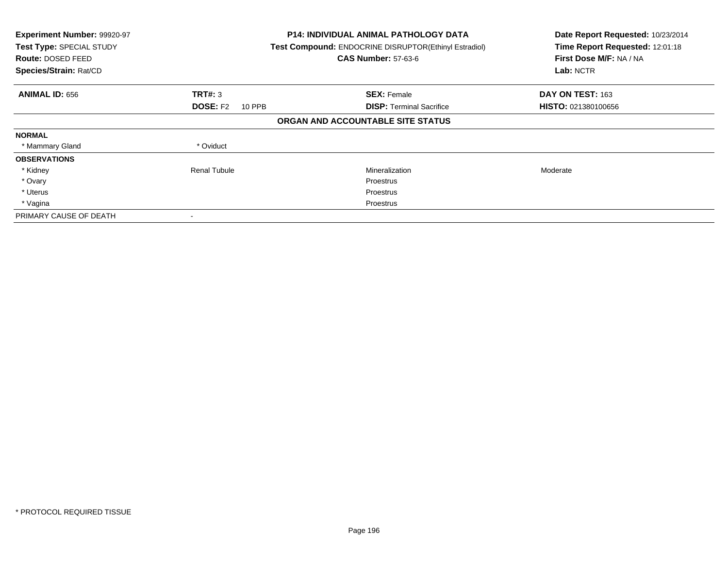**Experiment Number:** 99920-97
**Test Type:** SPECIAL STUDY
**Route:** DOSED FEED
**Species/Strain:** Rat/CD

**P14: INDIVIDUAL ANIMAL PATHOLOGY DATA**
**Test Compound:** ENDOCRINE DISRUPTOR(Ethinyl Estradiol)
**CAS Number:** 57-63-6

**Date Report Requested:** 10/23/2014
**Time Report Requested:** 12:01:18
**First Dose M/F:** NA / NA
**Lab:** NCTR

| **ANIMAL ID:** 656 | **TRT#:** 3 | **SEX:** Female | **DAY ON TEST:** 163 |
|---|---|---|---|
| | **DOSE:** F2 10 PPB | **DISP:** Terminal Sacrifice | **HISTO:** 021380100656 |

**ORGAN AND ACCOUNTABLE SITE STATUS**

| | | | |
|---|---|---|---|
| **NORMAL** | | | |
| * Mammary Gland | * Oviduct | | |
| **OBSERVATIONS** | | | |
| * Kidney | Renal Tubule | Mineralization | Moderate |
| * Ovary | | Proestrus | |
| * Uterus | | Proestrus | |
| * Vagina | | Proestrus | |
| PRIMARY CAUSE OF DEATH | - | | |

* PROTOCOL REQUIRED TISSUE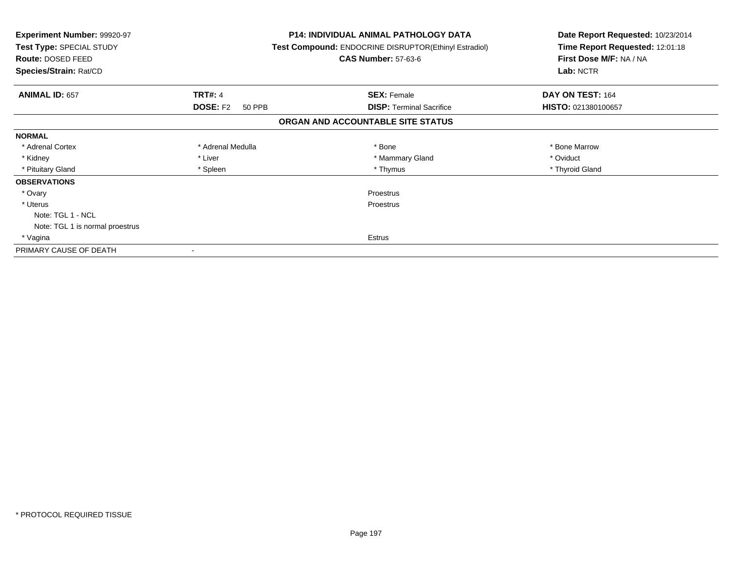**Experiment Number:** 99920-97
**Test Type:** SPECIAL STUDY
**Route:** DOSED FEED
**Species/Strain:** Rat/CD

**P14: INDIVIDUAL ANIMAL PATHOLOGY DATA**
**Test Compound:** ENDOCRINE DISRUPTOR(Ethinyl Estradiol)
**CAS Number:** 57-63-6

**Date Report Requested:** 10/23/2014
**Time Report Requested:** 12:01:18
**First Dose M/F:** NA / NA
**Lab:** NCTR

| **ANIMAL ID:** 657 | **TRT#:** 4 | **SEX:** Female | **DAY ON TEST:** 164 |
|---|---|---|---|
| | **DOSE:** F2 50 PPB | **DISP:** Terminal Sacrifice | **HISTO:** 021380100657 |

## ORGAN AND ACCOUNTABLE SITE STATUS

**NORMAL**

| | | | |
|---|---|---|---|
| * Adrenal Cortex | * Adrenal Medulla | * Bone | * Bone Marrow |
| * Kidney | * Liver | * Mammary Gland | * Oviduct |
| * Pituitary Gland | * Spleen | * Thymus | * Thyroid Gland |

**OBSERVATIONS**

| | |
|---|---|
| * Ovary | Proestrus |
| * Uterus | Proestrus |
| Note: TGL 1 - NCL | |
| Note: TGL 1 is normal proestrus | |
| * Vagina | Estrus |

PRIMARY CAUSE OF DEATH -

\* PROTOCOL REQUIRED TISSUE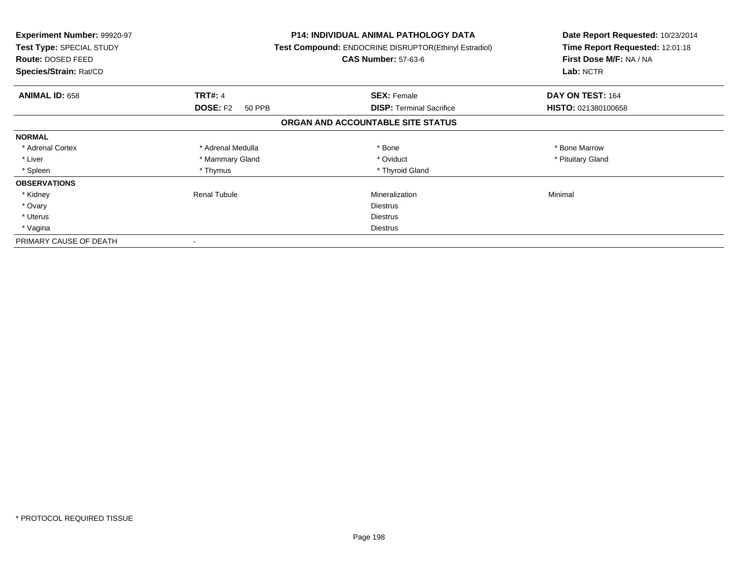**Experiment Number:** 99920-97
**Test Type:** SPECIAL STUDY
**Route:** DOSED FEED
**Species/Strain:** Rat/CD

**P14: INDIVIDUAL ANIMAL PATHOLOGY DATA**
**Test Compound:** ENDOCRINE DISRUPTOR(Ethinyl Estradiol)
**CAS Number:** 57-63-6

**Date Report Requested:** 10/23/2014
**Time Report Requested:** 12:01:18
**First Dose M/F:** NA / NA
**Lab:** NCTR

| **ANIMAL ID:** 658 | **TRT#:** 4 | **SEX:** Female | **DAY ON TEST:** 164 |
|---|---|---|---|
| | **DOSE:** F2 50 PPB | **DISP:** Terminal Sacrifice | **HISTO:** 021380100658 |

## ORGAN AND ACCOUNTABLE SITE STATUS

| | | | |
|---|---|---|---|
| **NORMAL** | | | |
| * Adrenal Cortex | * Adrenal Medulla | * Bone | * Bone Marrow |
| * Liver | * Mammary Gland | * Oviduct | * Pituitary Gland |
| * Spleen | * Thymus | * Thyroid Gland | |
| **OBSERVATIONS** | | | |
| * Kidney | Renal Tubule | Mineralization | Minimal |
| * Ovary | | Diestrus | |
| * Uterus | | Diestrus | |
| * Vagina | | Diestrus | |
| PRIMARY CAUSE OF DEATH | - | | |

* PROTOCOL REQUIRED TISSUE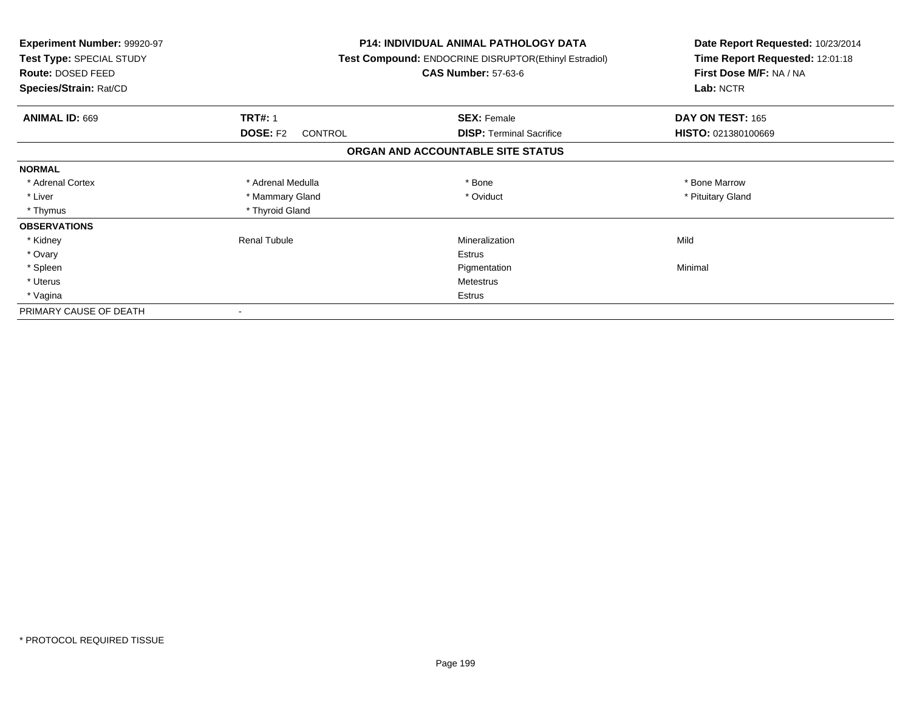**Experiment Number:** 99920-97
**Test Type:** SPECIAL STUDY
**Route:** DOSED FEED
**Species/Strain:** Rat/CD

**P14: INDIVIDUAL ANIMAL PATHOLOGY DATA**
**Test Compound:** ENDOCRINE DISRUPTOR(Ethinyl Estradiol)
**CAS Number:** 57-63-6

**Date Report Requested:** 10/23/2014
**Time Report Requested:** 12:01:18
**First Dose M/F:** NA / NA
**Lab:** NCTR

| **ANIMAL ID:** 669 | **TRT#:** 1 | **SEX:** Female | **DAY ON TEST:** 165 |
|---|---|---|---|
| | **DOSE:** F2 CONTROL | **DISP:** Terminal Sacrifice | **HISTO:** 021380100669 |

## ORGAN AND ACCOUNTABLE SITE STATUS

| | | | |
|---|---|---|---|
| **NORMAL** | | | |
| * Adrenal Cortex | * Adrenal Medulla | * Bone | * Bone Marrow |
| * Liver | * Mammary Gland | * Oviduct | * Pituitary Gland |
| * Thymus | * Thyroid Gland | | |
| **OBSERVATIONS** | | | |
| * Kidney | Renal Tubule | Mineralization | Mild |
| * Ovary | | Estrus | |
| * Spleen | | Pigmentation | Minimal |
| * Uterus | | Metestrus | |
| * Vagina | | Estrus | |
| PRIMARY CAUSE OF DEATH | - | | |

* PROTOCOL REQUIRED TISSUE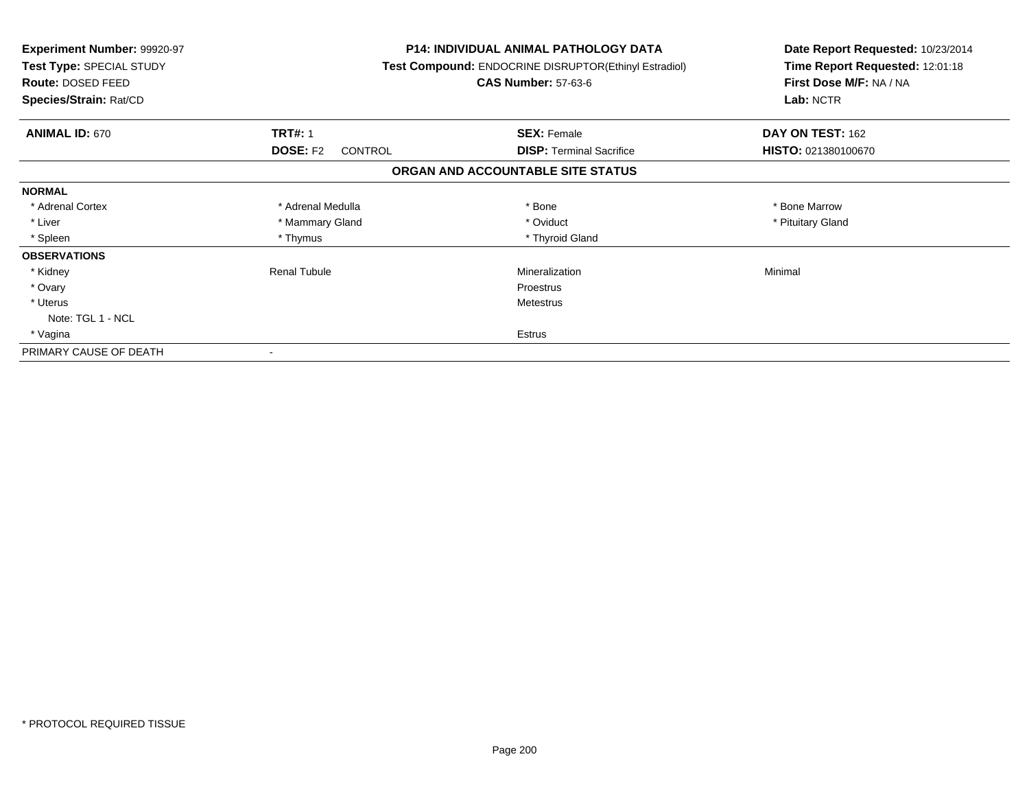**Experiment Number:** 99920-97
**Test Type:** SPECIAL STUDY
**Route:** DOSED FEED
**Species/Strain:** Rat/CD

**P14: INDIVIDUAL ANIMAL PATHOLOGY DATA**
**Test Compound:** ENDOCRINE DISRUPTOR(Ethinyl Estradiol)
**CAS Number:** 57-63-6

**Date Report Requested:** 10/23/2014
**Time Report Requested:** 12:01:18
**First Dose M/F:** NA / NA
**Lab:** NCTR

| **ANIMAL ID:** 670 | **TRT#:** 1 | **SEX:** Female | **DAY ON TEST:** 162 |
|---|---|---|---|
| | **DOSE:** F2 CONTROL | **DISP:** Terminal Sacrifice | **HISTO:** 021380100670 |

**ORGAN AND ACCOUNTABLE SITE STATUS**

| | | | |
|---|---|---|---|
| **NORMAL** | | | |
| * Adrenal Cortex | * Adrenal Medulla | * Bone | * Bone Marrow |
| * Liver | * Mammary Gland | * Oviduct | * Pituitary Gland |
| * Spleen | * Thymus | * Thyroid Gland | |
| **OBSERVATIONS** | | | |
| * Kidney | Renal Tubule | Mineralization | Minimal |
| * Ovary | | Proestrus | |
| * Uterus | | Metestrus | |
| Note: TGL 1 - NCL | | | |
| * Vagina | | Estrus | |
| PRIMARY CAUSE OF DEATH | - | | |

* PROTOCOL REQUIRED TISSUE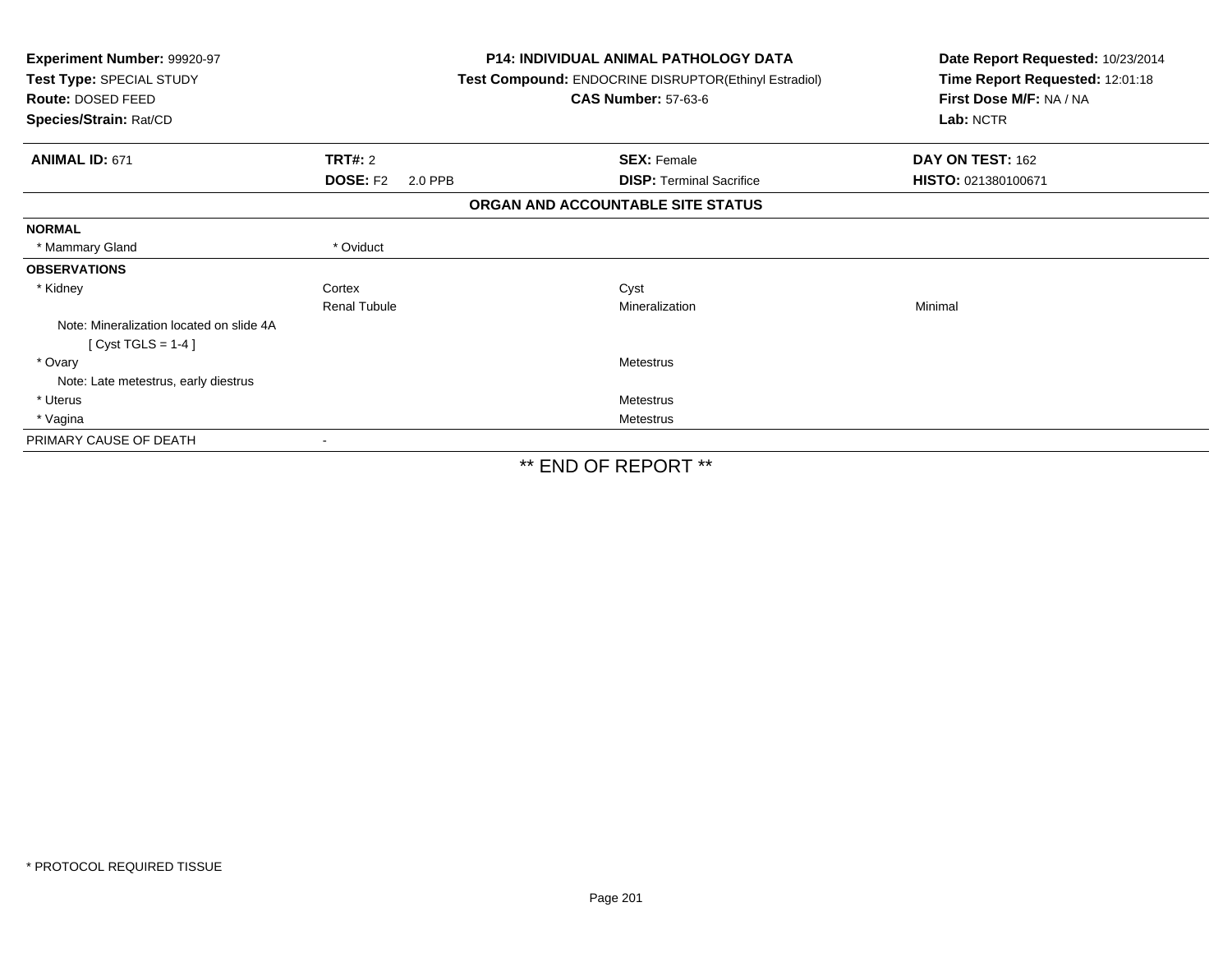**Experiment Number:** 99920-97
**Test Type:** SPECIAL STUDY
**Route:** DOSED FEED
**Species/Strain:** Rat/CD

**P14: INDIVIDUAL ANIMAL PATHOLOGY DATA**
**Test Compound:** ENDOCRINE DISRUPTOR(Ethinyl Estradiol)
**CAS Number:** 57-63-6

**Date Report Requested:** 10/23/2014
**Time Report Requested:** 12:01:18
**First Dose M/F:** NA / NA
**Lab:** NCTR

| **ANIMAL ID:** 671 | **TRT#:** 2 | **SEX:** Female | **DAY ON TEST:** 162 |
|---|---|---|---|
| | **DOSE:** F2 2.0 PPB | **DISP:** Terminal Sacrifice | **HISTO:** 021380100671 |

**ORGAN AND ACCOUNTABLE SITE STATUS**

| | | | |
|---|---|---|---|
| **NORMAL** | | | |
| * Mammary Gland | * Oviduct | | |
| **OBSERVATIONS** | | | |
| * Kidney | Cortex | Cyst | |
| | Renal Tubule | Mineralization | Minimal |
| Note: Mineralization located on slide 4A | | | |
| [ Cyst TGLS = 1-4 ] | | | |
| * Ovary | | Metestrus | |
| Note: Late metestrus, early diestrus | | | |
| * Uterus | | Metestrus | |
| * Vagina | | Metestrus | |
| PRIMARY CAUSE OF DEATH | - | | |

** END OF REPORT **

* PROTOCOL REQUIRED TISSUE